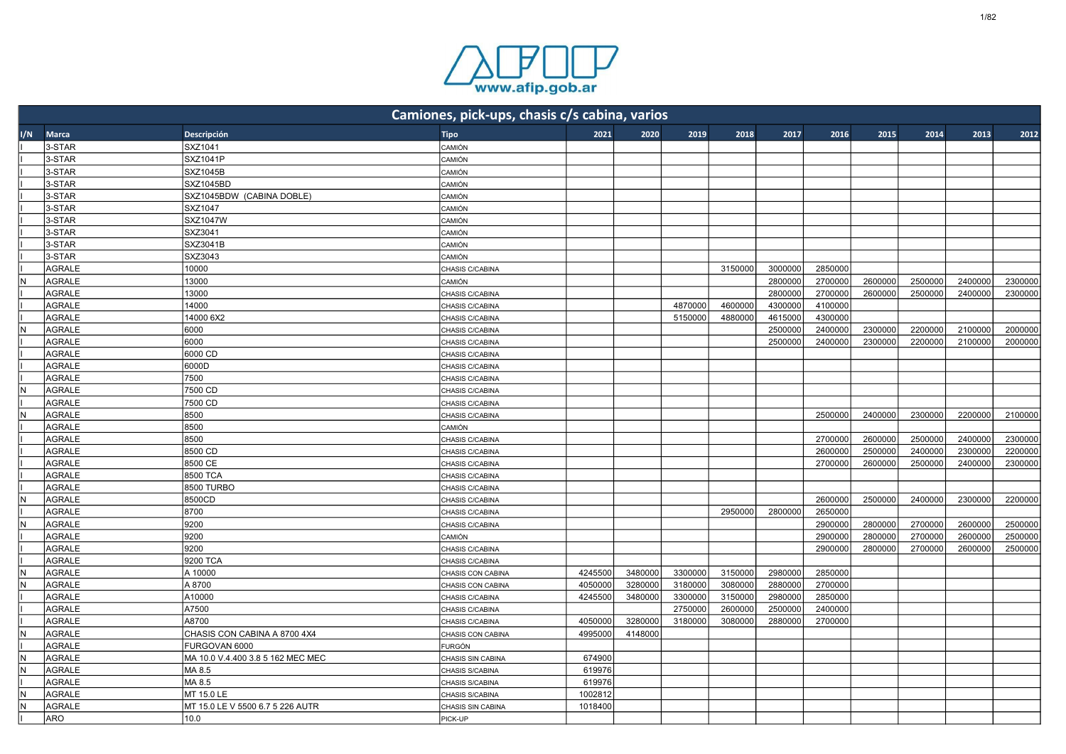# Camiones, pick-ups, chasis c/s cabina, varios

| I/N | Marca | Descripción | Tipo | 2021 | 2020 | 2019 | 2018 | 2017 | 2016 | 2015 | 2014 | 2013 | 2012 |
|---|---|---|---|---|---|---|---|---|---|---|---|---|---|
| I | 3-STAR | SXZ1041 | CAMIÓN | | | | | | | | | | |
| I | 3-STAR | SXZ1041P | CAMIÓN | | | | | | | | | | |
| I | 3-STAR | SXZ1045B | CAMIÓN | | | | | | | | | | |
| I | 3-STAR | SXZ1045BD | CAMIÓN | | | | | | | | | | |
| I | 3-STAR | SXZ1045BDW (CABINA DOBLE) | CAMIÓN | | | | | | | | | | |
| I | 3-STAR | SXZ1047 | CAMIÓN | | | | | | | | | | |
| I | 3-STAR | SXZ1047W | CAMIÓN | | | | | | | | | | |
| I | 3-STAR | SXZ3041 | CAMIÓN | | | | | | | | | | |
| I | 3-STAR | SXZ3041B | CAMIÓN | | | | | | | | | | |
| I | 3-STAR | SXZ3043 | CAMIÓN | | | | | | | | | | |
| I | AGRALE | 10000 | CHASIS C/CABINA | | | | 3150000 | 3000000 | 2850000 | | | | |
| N | AGRALE | 13000 | CAMIÓN | | | | | 2800000 | 2700000 | 2600000 | 2500000 | 2400000 | 2300000 |
| I | AGRALE | 13000 | CHASIS C/CABINA | | | | | 2800000 | 2700000 | 2600000 | 2500000 | 2400000 | 2300000 |
| I | AGRALE | 14000 | CHASIS C/CABINA | | | 4870000 | 4600000 | 4300000 | 4100000 | | | | |
| I | AGRALE | 14000 6X2 | CHASIS C/CABINA | | | 5150000 | 4880000 | 4615000 | 4300000 | | | | |
| N | AGRALE | 6000 | CHASIS C/CABINA | | | | | 2500000 | 2400000 | 2300000 | 2200000 | 2100000 | 2000000 |
| I | AGRALE | 6000 | CHASIS C/CABINA | | | | | 2500000 | 2400000 | 2300000 | 2200000 | 2100000 | 2000000 |
| I | AGRALE | 6000 CD | CHASIS C/CABINA | | | | | | | | | | |
| I | AGRALE | 6000D | CHASIS C/CABINA | | | | | | | | | | |
| I | AGRALE | 7500 | CHASIS C/CABINA | | | | | | | | | | |
| N | AGRALE | 7500 CD | CHASIS C/CABINA | | | | | | | | | | |
| I | AGRALE | 7500 CD | CHASIS C/CABINA | | | | | | | | | | |
| N | AGRALE | 8500 | CHASIS C/CABINA | | | | | | 2500000 | 2400000 | 2300000 | 2200000 | 2100000 |
| I | AGRALE | 8500 | CAMIÓN | | | | | | | | | | |
| I | AGRALE | 8500 | CHASIS C/CABINA | | | | | | 2700000 | 2600000 | 2500000 | 2400000 | 2300000 |
| I | AGRALE | 8500 CD | CHASIS C/CABINA | | | | | | 2600000 | 2500000 | 2400000 | 2300000 | 2200000 |
| I | AGRALE | 8500 CE | CHASIS C/CABINA | | | | | | 2700000 | 2600000 | 2500000 | 2400000 | 2300000 |
| I | AGRALE | 8500 TCA | CHASIS C/CABINA | | | | | | | | | | |
| I | AGRALE | 8500 TURBO | CHASIS C/CABINA | | | | | | | | | | |
| N | AGRALE | 8500CD | CHASIS C/CABINA | | | | | | 2600000 | 2500000 | 2400000 | 2300000 | 2200000 |
| I | AGRALE | 8700 | CHASIS C/CABINA | | | | 2950000 | 2800000 | 2650000 | | | | |
| N | AGRALE | 9200 | CHASIS C/CABINA | | | | | | 2900000 | 2800000 | 2700000 | 2600000 | 2500000 |
| I | AGRALE | 9200 | CAMIÓN | | | | | | 2900000 | 2800000 | 2700000 | 2600000 | 2500000 |
| I | AGRALE | 9200 | CHASIS C/CABINA | | | | | | 2900000 | 2800000 | 2700000 | 2600000 | 2500000 |
| I | AGRALE | 9200 TCA | CHASIS C/CABINA | | | | | | | | | | |
| N | AGRALE | A 10000 | CHASIS CON CABINA | 4245500 | 3480000 | 3300000 | 3150000 | 2980000 | 2850000 | | | | |
| N | AGRALE | A 8700 | CHASIS CON CABINA | 4050000 | 3280000 | 3180000 | 3080000 | 2880000 | 2700000 | | | | |
| I | AGRALE | A10000 | CHASIS C/CABINA | 4245500 | 3480000 | 3300000 | 3150000 | 2980000 | 2850000 | | | | |
| I | AGRALE | A7500 | CHASIS C/CABINA | | | 2750000 | 2600000 | 2500000 | 2400000 | | | | |
| I | AGRALE | A8700 | CHASIS C/CABINA | 4050000 | 3280000 | 3180000 | 3080000 | 2880000 | 2700000 | | | | |
| N | AGRALE | CHASIS CON CABINA A 8700 4X4 | CHASIS CON CABINA | 4995000 | 4148000 | | | | | | | | |
| I | AGRALE | FURGOVAN 6000 | FURGÓN | | | | | | | | | | |
| N | AGRALE | MA 10.0 V.4.400 3.8 5 162 MEC MEC | CHASIS SIN CABINA | 674900 | | | | | | | | | |
| N | AGRALE | MA 8.5 | CHASIS S/CABINA | 619976 | | | | | | | | | |
| I | AGRALE | MA 8.5 | CHASIS S/CABINA | 619976 | | | | | | | | | |
| N | AGRALE | MT 15.0 LE | CHASIS S/CABINA | 1002812 | | | | | | | | | |
| N | AGRALE | MT 15.0 LE V 5500 6.7 5 226 AUTR | CHASIS SIN CABINA | 1018400 | | | | | | | | | |
| I | ARO | 10.0 | PICK-UP | | | | | | | | | | |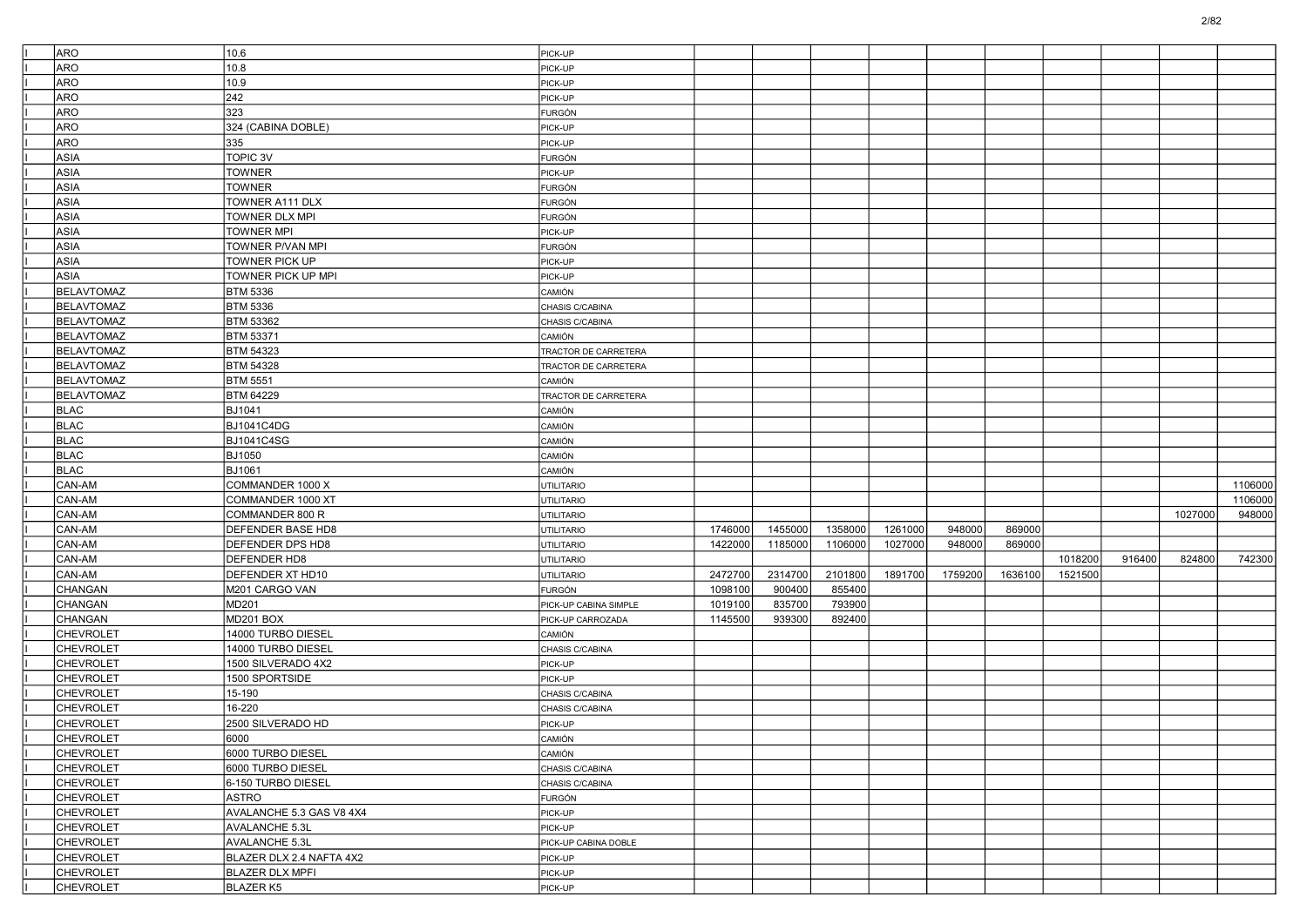| | | | | | | | | | | | | | |
|---|---|---|---|---|---|---|---|---|---|---|---|---|---|
| I | ARO | 10.6 | PICK-UP | | | | | | | | | | |
| I | ARO | 10.8 | PICK-UP | | | | | | | | | | |
| I | ARO | 10.9 | PICK-UP | | | | | | | | | | |
| I | ARO | 242 | PICK-UP | | | | | | | | | | |
| I | ARO | 323 | FURGÓN | | | | | | | | | | |
| I | ARO | 324 (CABINA DOBLE) | PICK-UP | | | | | | | | | | |
| I | ARO | 335 | PICK-UP | | | | | | | | | | |
| I | ASIA | TOPIC 3V | FURGÓN | | | | | | | | | | |
| I | ASIA | TOWNER | PICK-UP | | | | | | | | | | |
| I | ASIA | TOWNER | FURGÓN | | | | | | | | | | |
| I | ASIA | TOWNER A111 DLX | FURGÓN | | | | | | | | | | |
| I | ASIA | TOWNER DLX MPI | FURGÓN | | | | | | | | | | |
| I | ASIA | TOWNER MPI | PICK-UP | | | | | | | | | | |
| I | ASIA | TOWNER P/VAN MPI | FURGÓN | | | | | | | | | | |
| I | ASIA | TOWNER PICK UP | PICK-UP | | | | | | | | | | |
| I | ASIA | TOWNER PICK UP MPI | PICK-UP | | | | | | | | | | |
| I | BELAVTOMAZ | BTM 5336 | CAMIÓN | | | | | | | | | | |
| I | BELAVTOMAZ | BTM 5336 | CHASIS C/CABINA | | | | | | | | | | |
| I | BELAVTOMAZ | BTM 53362 | CHASIS C/CABINA | | | | | | | | | | |
| I | BELAVTOMAZ | BTM 53371 | CAMIÓN | | | | | | | | | | |
| I | BELAVTOMAZ | BTM 54323 | TRACTOR DE CARRETERA | | | | | | | | | | |
| I | BELAVTOMAZ | BTM 54328 | TRACTOR DE CARRETERA | | | | | | | | | | |
| I | BELAVTOMAZ | BTM 5551 | CAMIÓN | | | | | | | | | | |
| I | BELAVTOMAZ | BTM 64229 | TRACTOR DE CARRETERA | | | | | | | | | | |
| I | BLAC | BJ1041 | CAMIÓN | | | | | | | | | | |
| I | BLAC | BJ1041C4DG | CAMIÓN | | | | | | | | | | |
| I | BLAC | BJ1041C4SG | CAMIÓN | | | | | | | | | | |
| I | BLAC | BJ1050 | CAMIÓN | | | | | | | | | | |
| I | BLAC | BJ1061 | CAMIÓN | | | | | | | | | | |
| I | CAN-AM | COMMANDER 1000 X | UTILITARIO | | | | | | | | | | 1106000 |
| I | CAN-AM | COMMANDER 1000 XT | UTILITARIO | | | | | | | | | | 1106000 |
| I | CAN-AM | COMMANDER 800 R | UTILITARIO | | | | | | | | | 1027000 | 948000 |
| I | CAN-AM | DEFENDER BASE HD8 | UTILITARIO | 1746000 | 1455000 | 1358000 | 1261000 | 948000 | 869000 | | | | |
| I | CAN-AM | DEFENDER DPS HD8 | UTILITARIO | 1422000 | 1185000 | 1106000 | 1027000 | 948000 | 869000 | | | | |
| I | CAN-AM | DEFENDER HD8 | UTILITARIO | | | | | | | 1018200 | 916400 | 824800 | 742300 |
| I | CAN-AM | DEFENDER XT HD10 | UTILITARIO | 2472700 | 2314700 | 2101800 | 1891700 | 1759200 | 1636100 | 1521500 | | | |
| I | CHANGAN | M201 CARGO VAN | FURGÓN | 1098100 | 900400 | 855400 | | | | | | | |
| I | CHANGAN | MD201 | PICK-UP CABINA SIMPLE | 1019100 | 835700 | 793900 | | | | | | | |
| I | CHANGAN | MD201 BOX | PICK-UP CARROZADA | 1145500 | 939300 | 892400 | | | | | | | |
| I | CHEVROLET | 14000 TURBO DIESEL | CAMIÓN | | | | | | | | | | |
| I | CHEVROLET | 14000 TURBO DIESEL | CHASIS C/CABINA | | | | | | | | | | |
| I | CHEVROLET | 1500 SILVERADO 4X2 | PICK-UP | | | | | | | | | | |
| I | CHEVROLET | 1500 SPORTSIDE | PICK-UP | | | | | | | | | | |
| I | CHEVROLET | 15-190 | CHASIS C/CABINA | | | | | | | | | | |
| I | CHEVROLET | 16-220 | CHASIS C/CABINA | | | | | | | | | | |
| I | CHEVROLET | 2500 SILVERADO HD | PICK-UP | | | | | | | | | | |
| I | CHEVROLET | 6000 | CAMIÓN | | | | | | | | | | |
| I | CHEVROLET | 6000 TURBO DIESEL | CAMIÓN | | | | | | | | | | |
| I | CHEVROLET | 6000 TURBO DIESEL | CHASIS C/CABINA | | | | | | | | | | |
| I | CHEVROLET | 6-150 TURBO DIESEL | CHASIS C/CABINA | | | | | | | | | | |
| I | CHEVROLET | ASTRO | FURGÓN | | | | | | | | | | |
| I | CHEVROLET | AVALANCHE 5.3 GAS V8 4X4 | PICK-UP | | | | | | | | | | |
| I | CHEVROLET | AVALANCHE 5.3L | PICK-UP | | | | | | | | | | |
| I | CHEVROLET | AVALANCHE 5.3L | PICK-UP CABINA DOBLE | | | | | | | | | | |
| I | CHEVROLET | BLAZER DLX 2.4 NAFTA 4X2 | PICK-UP | | | | | | | | | | |
| I | CHEVROLET | BLAZER DLX MPFI | PICK-UP | | | | | | | | | | |
| I | CHEVROLET | BLAZER K5 | PICK-UP | | | | | | | | | | |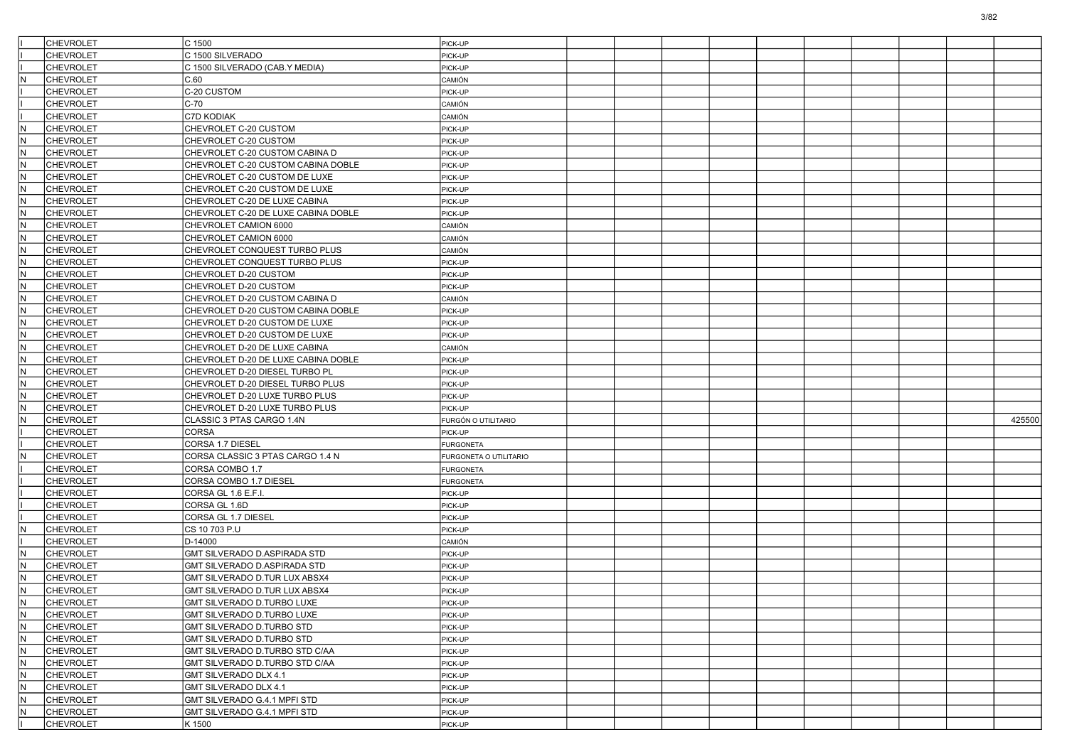| | | | | | | | | | | | | | |
|---|---|---|---|---|---|---|---|---|---|---|---|---|---|
| I | CHEVROLET | C 1500 | PICK-UP | | | | | | | | | | |
| I | CHEVROLET | C 1500 SILVERADO | PICK-UP | | | | | | | | | | |
| I | CHEVROLET | C 1500 SILVERADO (CAB.Y MEDIA) | PICK-UP | | | | | | | | | | |
| N | CHEVROLET | C.60 | CAMIÓN | | | | | | | | | | |
| I | CHEVROLET | C-20 CUSTOM | PICK-UP | | | | | | | | | | |
| I | CHEVROLET | C-70 | CAMIÓN | | | | | | | | | | |
| I | CHEVROLET | C7D KODIAK | CAMIÓN | | | | | | | | | | |
| N | CHEVROLET | CHEVROLET C-20 CUSTOM | PICK-UP | | | | | | | | | | |
| N | CHEVROLET | CHEVROLET C-20 CUSTOM | PICK-UP | | | | | | | | | | |
| N | CHEVROLET | CHEVROLET C-20 CUSTOM CABINA D | PICK-UP | | | | | | | | | | |
| N | CHEVROLET | CHEVROLET C-20 CUSTOM CABINA DOBLE | PICK-UP | | | | | | | | | | |
| N | CHEVROLET | CHEVROLET C-20 CUSTOM DE LUXE | PICK-UP | | | | | | | | | | |
| N | CHEVROLET | CHEVROLET C-20 CUSTOM DE LUXE | PICK-UP | | | | | | | | | | |
| N | CHEVROLET | CHEVROLET C-20 DE LUXE CABINA | PICK-UP | | | | | | | | | | |
| N | CHEVROLET | CHEVROLET C-20 DE LUXE CABINA DOBLE | PICK-UP | | | | | | | | | | |
| N | CHEVROLET | CHEVROLET CAMION 6000 | CAMIÓN | | | | | | | | | | |
| N | CHEVROLET | CHEVROLET CAMION 6000 | CAMIÓN | | | | | | | | | | |
| N | CHEVROLET | CHEVROLET CONQUEST TURBO PLUS | CAMIÓN | | | | | | | | | | |
| N | CHEVROLET | CHEVROLET CONQUEST TURBO PLUS | PICK-UP | | | | | | | | | | |
| N | CHEVROLET | CHEVROLET D-20 CUSTOM | PICK-UP | | | | | | | | | | |
| N | CHEVROLET | CHEVROLET D-20 CUSTOM | PICK-UP | | | | | | | | | | |
| N | CHEVROLET | CHEVROLET D-20 CUSTOM CABINA D | CAMIÓN | | | | | | | | | | |
| N | CHEVROLET | CHEVROLET D-20 CUSTOM CABINA DOBLE | PICK-UP | | | | | | | | | | |
| N | CHEVROLET | CHEVROLET D-20 CUSTOM DE LUXE | PICK-UP | | | | | | | | | | |
| N | CHEVROLET | CHEVROLET D-20 CUSTOM DE LUXE | PICK-UP | | | | | | | | | | |
| N | CHEVROLET | CHEVROLET D-20 DE LUXE CABINA | CAMIÓN | | | | | | | | | | |
| N | CHEVROLET | CHEVROLET D-20 DE LUXE CABINA DOBLE | PICK-UP | | | | | | | | | | |
| N | CHEVROLET | CHEVROLET D-20 DIESEL TURBO PL | PICK-UP | | | | | | | | | | |
| N | CHEVROLET | CHEVROLET D-20 DIESEL TURBO PLUS | PICK-UP | | | | | | | | | | |
| N | CHEVROLET | CHEVROLET D-20 LUXE TURBO PLUS | PICK-UP | | | | | | | | | | |
| N | CHEVROLET | CHEVROLET D-20 LUXE TURBO PLUS | PICK-UP | | | | | | | | | | |
| N | CHEVROLET | CLASSIC 3 PTAS CARGO 1.4N | FURGÓN O UTILITARIO | | | | | | | | | | 425500 |
| I | CHEVROLET | CORSA | PICK-UP | | | | | | | | | | |
| I | CHEVROLET | CORSA 1.7 DIESEL | FURGONETA | | | | | | | | | | |
| N | CHEVROLET | CORSA CLASSIC 3 PTAS CARGO 1.4 N | FURGONETA O UTILITARIO | | | | | | | | | | |
| I | CHEVROLET | CORSA COMBO 1.7 | FURGONETA | | | | | | | | | | |
| I | CHEVROLET | CORSA COMBO 1.7 DIESEL | FURGONETA | | | | | | | | | | |
| I | CHEVROLET | CORSA GL 1.6 E.F.I. | PICK-UP | | | | | | | | | | |
| I | CHEVROLET | CORSA GL 1.6D | PICK-UP | | | | | | | | | | |
| I | CHEVROLET | CORSA GL 1.7 DIESEL | PICK-UP | | | | | | | | | | |
| N | CHEVROLET | CS 10 703 P.U | PICK-UP | | | | | | | | | | |
| I | CHEVROLET | D-14000 | CAMIÓN | | | | | | | | | | |
| N | CHEVROLET | GMT SILVERADO D.ASPIRADA STD | PICK-UP | | | | | | | | | | |
| N | CHEVROLET | GMT SILVERADO D.ASPIRADA STD | PICK-UP | | | | | | | | | | |
| N | CHEVROLET | GMT SILVERADO D.TUR LUX ABSX4 | PICK-UP | | | | | | | | | | |
| N | CHEVROLET | GMT SILVERADO D.TUR LUX ABSX4 | PICK-UP | | | | | | | | | | |
| N | CHEVROLET | GMT SILVERADO D.TURBO LUXE | PICK-UP | | | | | | | | | | |
| N | CHEVROLET | GMT SILVERADO D.TURBO LUXE | PICK-UP | | | | | | | | | | |
| N | CHEVROLET | GMT SILVERADO D.TURBO STD | PICK-UP | | | | | | | | | | |
| N | CHEVROLET | GMT SILVERADO D.TURBO STD | PICK-UP | | | | | | | | | | |
| N | CHEVROLET | GMT SILVERADO D.TURBO STD C/AA | PICK-UP | | | | | | | | | | |
| N | CHEVROLET | GMT SILVERADO D.TURBO STD C/AA | PICK-UP | | | | | | | | | | |
| N | CHEVROLET | GMT SILVERADO DLX 4.1 | PICK-UP | | | | | | | | | | |
| N | CHEVROLET | GMT SILVERADO DLX 4.1 | PICK-UP | | | | | | | | | | |
| N | CHEVROLET | GMT SILVERADO G.4.1 MPFI STD | PICK-UP | | | | | | | | | | |
| N | CHEVROLET | GMT SILVERADO G.4.1 MPFI STD | PICK-UP | | | | | | | | | | |
| I | CHEVROLET | K 1500 | PICK-UP | | | | | | | | | | |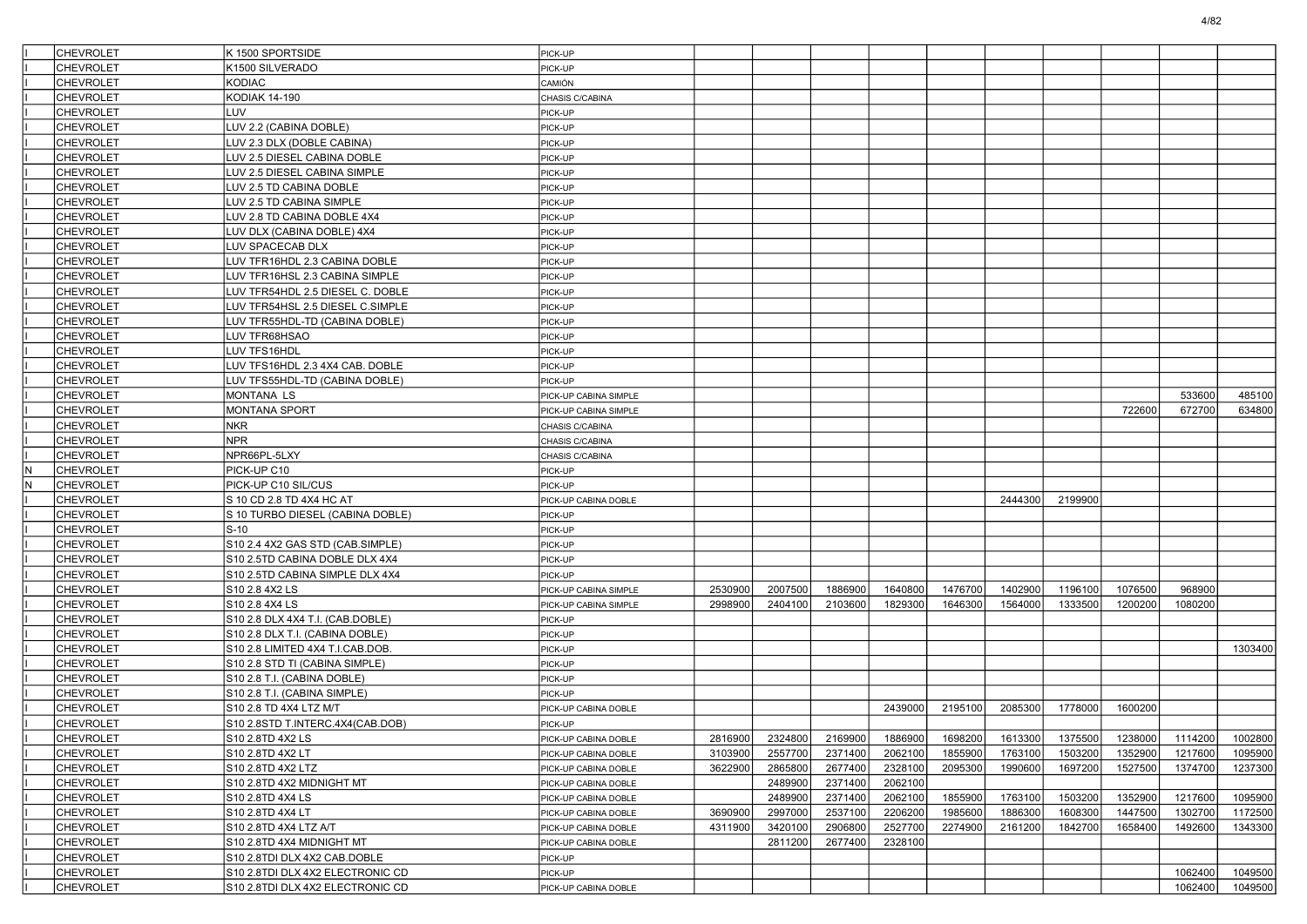| | | | | | | | | | | | | | |
|---|---|---|---|---|---|---|---|---|---|---|---|---|---|
| I | CHEVROLET | K 1500 SPORTSIDE | PICK-UP | | | | | | | | | | |
| I | CHEVROLET | K1500 SILVERADO | PICK-UP | | | | | | | | | | |
| I | CHEVROLET | KODIAC | CAMIÓN | | | | | | | | | | |
| I | CHEVROLET | KODIAK 14-190 | CHASIS C/CABINA | | | | | | | | | | |
| I | CHEVROLET | LUV | PICK-UP | | | | | | | | | | |
| I | CHEVROLET | LUV 2.2 (CABINA DOBLE) | PICK-UP | | | | | | | | | | |
| I | CHEVROLET | LUV 2.3 DLX (DOBLE CABINA) | PICK-UP | | | | | | | | | | |
| I | CHEVROLET | LUV 2.5 DIESEL CABINA DOBLE | PICK-UP | | | | | | | | | | |
| I | CHEVROLET | LUV 2.5 DIESEL CABINA SIMPLE | PICK-UP | | | | | | | | | | |
| I | CHEVROLET | LUV 2.5 TD CABINA DOBLE | PICK-UP | | | | | | | | | | |
| I | CHEVROLET | LUV 2.5 TD CABINA SIMPLE | PICK-UP | | | | | | | | | | |
| I | CHEVROLET | LUV 2.8 TD CABINA DOBLE 4X4 | PICK-UP | | | | | | | | | | |
| I | CHEVROLET | LUV DLX (CABINA DOBLE) 4X4 | PICK-UP | | | | | | | | | | |
| I | CHEVROLET | LUV SPACECAB DLX | PICK-UP | | | | | | | | | | |
| I | CHEVROLET | LUV TFR16HDL 2.3 CABINA DOBLE | PICK-UP | | | | | | | | | | |
| I | CHEVROLET | LUV TFR16HSL 2.3 CABINA SIMPLE | PICK-UP | | | | | | | | | | |
| I | CHEVROLET | LUV TFR54HDL 2.5 DIESEL C. DOBLE | PICK-UP | | | | | | | | | | |
| I | CHEVROLET | LUV TFR54HSL 2.5 DIESEL C.SIMPLE | PICK-UP | | | | | | | | | | |
| I | CHEVROLET | LUV TFR55HDL-TD (CABINA DOBLE) | PICK-UP | | | | | | | | | | |
| I | CHEVROLET | LUV TFR68HSAO | PICK-UP | | | | | | | | | | |
| I | CHEVROLET | LUV TFS16HDL | PICK-UP | | | | | | | | | | |
| I | CHEVROLET | LUV TFS16HDL 2.3 4X4 CAB. DOBLE | PICK-UP | | | | | | | | | | |
| I | CHEVROLET | LUV TFS55HDL-TD (CABINA DOBLE) | PICK-UP | | | | | | | | | | |
| I | CHEVROLET | MONTANA LS | PICK-UP CABINA SIMPLE | | | | | | | | | 533600 | 485100 |
| I | CHEVROLET | MONTANA SPORT | PICK-UP CABINA SIMPLE | | | | | | | | 722600 | 672700 | 634800 |
| I | CHEVROLET | NKR | CHASIS C/CABINA | | | | | | | | | | |
| I | CHEVROLET | NPR | CHASIS C/CABINA | | | | | | | | | | |
| I | CHEVROLET | NPR66PL-5LXY | CHASIS C/CABINA | | | | | | | | | | |
| N | CHEVROLET | PICK-UP C10 | PICK-UP | | | | | | | | | | |
| N | CHEVROLET | PICK-UP C10 SIL/CUS | PICK-UP | | | | | | | | | | |
| I | CHEVROLET | S 10 CD 2.8 TD 4X4 HC AT | PICK-UP CABINA DOBLE | | | | | | 2444300 | 2199900 | | | |
| I | CHEVROLET | S 10 TURBO DIESEL (CABINA DOBLE) | PICK-UP | | | | | | | | | | |
| I | CHEVROLET | S-10 | PICK-UP | | | | | | | | | | |
| I | CHEVROLET | S10 2.4 4X2 GAS STD (CAB.SIMPLE) | PICK-UP | | | | | | | | | | |
| I | CHEVROLET | S10 2.5TD CABINA DOBLE DLX 4X4 | PICK-UP | | | | | | | | | | |
| I | CHEVROLET | S10 2.5TD CABINA SIMPLE DLX 4X4 | PICK-UP | | | | | | | | | | |
| I | CHEVROLET | S10 2.8 4X2 LS | PICK-UP CABINA SIMPLE | 2530900 | 2007500 | 1886900 | 1640800 | 1476700 | 1402900 | 1196100 | 1076500 | 968900 | |
| I | CHEVROLET | S10 2.8 4X4 LS | PICK-UP CABINA SIMPLE | 2998900 | 2404100 | 2103600 | 1829300 | 1646300 | 1564000 | 1333500 | 1200200 | 1080200 | |
| I | CHEVROLET | S10 2.8 DLX 4X4 T.I. (CAB.DOBLE) | PICK-UP | | | | | | | | | | |
| I | CHEVROLET | S10 2.8 DLX T.I. (CABINA DOBLE) | PICK-UP | | | | | | | | | | |
| I | CHEVROLET | S10 2.8 LIMITED 4X4 T.I.CAB.DOB. | PICK-UP | | | | | | | | | | 1303400 |
| I | CHEVROLET | S10 2.8 STD TI (CABINA SIMPLE) | PICK-UP | | | | | | | | | | |
| I | CHEVROLET | S10 2.8 T.I. (CABINA DOBLE) | PICK-UP | | | | | | | | | | |
| I | CHEVROLET | S10 2.8 T.I. (CABINA SIMPLE) | PICK-UP | | | | | | | | | | |
| I | CHEVROLET | S10 2.8 TD 4X4 LTZ M/T | PICK-UP CABINA DOBLE | | | | 2439000 | 2195100 | 2085300 | 1778000 | 1600200 | | |
| I | CHEVROLET | S10 2.8STD T.INTERC.4X4(CAB.DOB) | PICK-UP | | | | | | | | | | |
| I | CHEVROLET | S10 2.8TD 4X2 LS | PICK-UP CABINA DOBLE | 2816900 | 2324800 | 2169900 | 1886900 | 1698200 | 1613300 | 1375500 | 1238000 | 1114200 | 1002800 |
| I | CHEVROLET | S10 2.8TD 4X2 LT | PICK-UP CABINA DOBLE | 3103900 | 2557700 | 2371400 | 2062100 | 1855900 | 1763100 | 1503200 | 1352900 | 1217600 | 1095900 |
| I | CHEVROLET | S10 2.8TD 4X2 LTZ | PICK-UP CABINA DOBLE | 3622900 | 2865800 | 2677400 | 2328100 | 2095300 | 1990600 | 1697200 | 1527500 | 1374700 | 1237300 |
| I | CHEVROLET | S10 2.8TD 4X2 MIDNIGHT MT | PICK-UP CABINA DOBLE | | 2489900 | 2371400 | 2062100 | | | | | | |
| I | CHEVROLET | S10 2.8TD 4X4 LS | PICK-UP CABINA DOBLE | | 2489900 | 2371400 | 2062100 | 1855900 | 1763100 | 1503200 | 1352900 | 1217600 | 1095900 |
| I | CHEVROLET | S10 2.8TD 4X4 LT | PICK-UP CABINA DOBLE | 3690900 | 2997000 | 2537100 | 2206200 | 1985600 | 1886300 | 1608300 | 1447500 | 1302700 | 1172500 |
| I | CHEVROLET | S10 2.8TD 4X4 LTZ A/T | PICK-UP CABINA DOBLE | 4311900 | 3420100 | 2906800 | 2527700 | 2274900 | 2161200 | 1842700 | 1658400 | 1492600 | 1343300 |
| I | CHEVROLET | S10 2.8TD 4X4 MIDNIGHT MT | PICK-UP CABINA DOBLE | | 2811200 | 2677400 | 2328100 | | | | | | |
| I | CHEVROLET | S10 2.8TDI DLX 4X2 CAB.DOBLE | PICK-UP | | | | | | | | | | |
| I | CHEVROLET | S10 2.8TDI DLX 4X2 ELECTRONIC CD | PICK-UP | | | | | | | | | 1062400 | 1049500 |
| I | CHEVROLET | S10 2.8TDI DLX 4X2 ELECTRONIC CD | PICK-UP CABINA DOBLE | | | | | | | | | 1062400 | 1049500 |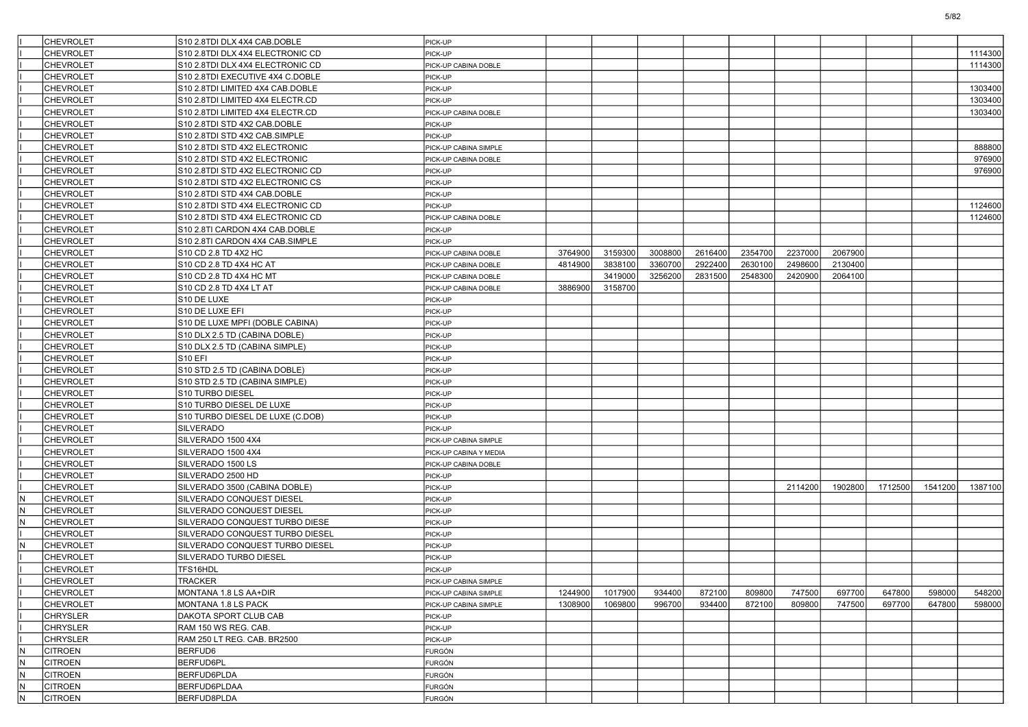| | | | | | | | | | | | | | |
|---|---|---|---|---|---|---|---|---|---|---|---|---|---|
| I | CHEVROLET | S10 2.8TDI DLX 4X4 CAB.DOBLE | PICK-UP | | | | | | | | | | |
| I | CHEVROLET | S10 2.8TDI DLX 4X4 ELECTRONIC CD | PICK-UP | | | | | | | | | | 1114300 |
| I | CHEVROLET | S10 2.8TDI DLX 4X4 ELECTRONIC CD | PICK-UP CABINA DOBLE | | | | | | | | | | 1114300 |
| I | CHEVROLET | S10 2.8TDI EXECUTIVE 4X4 C.DOBLE | PICK-UP | | | | | | | | | | |
| I | CHEVROLET | S10 2.8TDI LIMITED 4X4 CAB.DOBLE | PICK-UP | | | | | | | | | | 1303400 |
| I | CHEVROLET | S10 2.8TDI LIMITED 4X4 ELECTR.CD | PICK-UP | | | | | | | | | | 1303400 |
| I | CHEVROLET | S10 2.8TDI LIMITED 4X4 ELECTR.CD | PICK-UP CABINA DOBLE | | | | | | | | | | 1303400 |
| I | CHEVROLET | S10 2.8TDI STD 4X2 CAB.DOBLE | PICK-UP | | | | | | | | | | |
| I | CHEVROLET | S10 2.8TDI STD 4X2 CAB.SIMPLE | PICK-UP | | | | | | | | | | |
| I | CHEVROLET | S10 2.8TDI STD 4X2 ELECTRONIC | PICK-UP CABINA SIMPLE | | | | | | | | | | 888800 |
| I | CHEVROLET | S10 2.8TDI STD 4X2 ELECTRONIC | PICK-UP CABINA DOBLE | | | | | | | | | | 976900 |
| I | CHEVROLET | S10 2.8TDI STD 4X2 ELECTRONIC CD | PICK-UP | | | | | | | | | | 976900 |
| I | CHEVROLET | S10 2.8TDI STD 4X2 ELECTRONIC CS | PICK-UP | | | | | | | | | | |
| I | CHEVROLET | S10 2.8TDI STD 4X4 CAB.DOBLE | PICK-UP | | | | | | | | | | |
| I | CHEVROLET | S10 2.8TDI STD 4X4 ELECTRONIC CD | PICK-UP | | | | | | | | | | 1124600 |
| I | CHEVROLET | S10 2.8TDI STD 4X4 ELECTRONIC CD | PICK-UP CABINA DOBLE | | | | | | | | | | 1124600 |
| I | CHEVROLET | S10 2.8TI CARDON 4X4 CAB.DOBLE | PICK-UP | | | | | | | | | | |
| I | CHEVROLET | S10 2.8TI CARDON 4X4 CAB.SIMPLE | PICK-UP | | | | | | | | | | |
| I | CHEVROLET | S10 CD 2.8 TD 4X2 HC | PICK-UP CABINA DOBLE | 3764900 | 3159300 | 3008800 | 2616400 | 2354700 | 2237000 | 2067900 | | | |
| I | CHEVROLET | S10 CD 2.8 TD 4X4 HC AT | PICK-UP CABINA DOBLE | 4814900 | 3838100 | 3360700 | 2922400 | 2630100 | 2498600 | 2130400 | | | |
| I | CHEVROLET | S10 CD 2.8 TD 4X4 HC MT | PICK-UP CABINA DOBLE | | 3419000 | 3256200 | 2831500 | 2548300 | 2420900 | 2064100 | | | |
| I | CHEVROLET | S10 CD 2.8 TD 4X4 LT AT | PICK-UP CABINA DOBLE | 3886900 | 3158700 | | | | | | | | |
| I | CHEVROLET | S10 DE LUXE | PICK-UP | | | | | | | | | | |
| I | CHEVROLET | S10 DE LUXE EFI | PICK-UP | | | | | | | | | | |
| I | CHEVROLET | S10 DE LUXE MPFI (DOBLE CABINA) | PICK-UP | | | | | | | | | | |
| I | CHEVROLET | S10 DLX 2.5 TD (CABINA DOBLE) | PICK-UP | | | | | | | | | | |
| I | CHEVROLET | S10 DLX 2.5 TD (CABINA SIMPLE) | PICK-UP | | | | | | | | | | |
| I | CHEVROLET | S10 EFI | PICK-UP | | | | | | | | | | |
| I | CHEVROLET | S10 STD 2.5 TD (CABINA DOBLE) | PICK-UP | | | | | | | | | | |
| I | CHEVROLET | S10 STD 2.5 TD (CABINA SIMPLE) | PICK-UP | | | | | | | | | | |
| I | CHEVROLET | S10 TURBO DIESEL | PICK-UP | | | | | | | | | | |
| I | CHEVROLET | S10 TURBO DIESEL DE LUXE | PICK-UP | | | | | | | | | | |
| I | CHEVROLET | S10 TURBO DIESEL DE LUXE (C.DOB) | PICK-UP | | | | | | | | | | |
| I | CHEVROLET | SILVERADO | PICK-UP | | | | | | | | | | |
| I | CHEVROLET | SILVERADO 1500 4X4 | PICK-UP CABINA SIMPLE | | | | | | | | | | |
| I | CHEVROLET | SILVERADO 1500 4X4 | PICK-UP CABINA Y MEDIA | | | | | | | | | | |
| I | CHEVROLET | SILVERADO 1500 LS | PICK-UP CABINA DOBLE | | | | | | | | | | |
| I | CHEVROLET | SILVERADO 2500 HD | PICK-UP | | | | | | | | | | |
| I | CHEVROLET | SILVERADO 3500 (CABINA DOBLE) | PICK-UP | | | | | | 2114200 | 1902800 | 1712500 | 1541200 | 1387100 |
| N | CHEVROLET | SILVERADO CONQUEST DIESEL | PICK-UP | | | | | | | | | | |
| N | CHEVROLET | SILVERADO CONQUEST DIESEL | PICK-UP | | | | | | | | | | |
| N | CHEVROLET | SILVERADO CONQUEST TURBO DIESE | PICK-UP | | | | | | | | | | |
| I | CHEVROLET | SILVERADO CONQUEST TURBO DIESEL | PICK-UP | | | | | | | | | | |
| N | CHEVROLET | SILVERADO CONQUEST TURBO DIESEL | PICK-UP | | | | | | | | | | |
| I | CHEVROLET | SILVERADO TURBO DIESEL | PICK-UP | | | | | | | | | | |
| I | CHEVROLET | TFS16HDL | PICK-UP | | | | | | | | | | |
| I | CHEVROLET | TRACKER | PICK-UP CABINA SIMPLE | | | | | | | | | | |
| I | CHEVROLET | MONTANA 1.8 LS AA+DIR | PICK-UP CABINA SIMPLE | 1244900 | 1017900 | 934400 | 872100 | 809800 | 747500 | 697700 | 647800 | 598000 | 548200 |
| I | CHEVROLET | MONTANA 1.8 LS PACK | PICK-UP CABINA SIMPLE | 1308900 | 1069800 | 996700 | 934400 | 872100 | 809800 | 747500 | 697700 | 647800 | 598000 |
| I | CHRYSLER | DAKOTA SPORT CLUB CAB | PICK-UP | | | | | | | | | | |
| I | CHRYSLER | RAM 150 WS REG. CAB. | PICK-UP | | | | | | | | | | |
| I | CHRYSLER | RAM 250 LT REG. CAB. BR2500 | PICK-UP | | | | | | | | | | |
| N | CITROEN | BERFUD6 | FURGÓN | | | | | | | | | | |
| N | CITROEN | BERFUD6PL | FURGÓN | | | | | | | | | | |
| N | CITROEN | BERFUD6PLDA | FURGÓN | | | | | | | | | | |
| N | CITROEN | BERFUD6PLDAA | FURGÓN | | | | | | | | | | |
| N | CITROEN | BERFUD8PLDA | FURGÓN | | | | | | | | | | |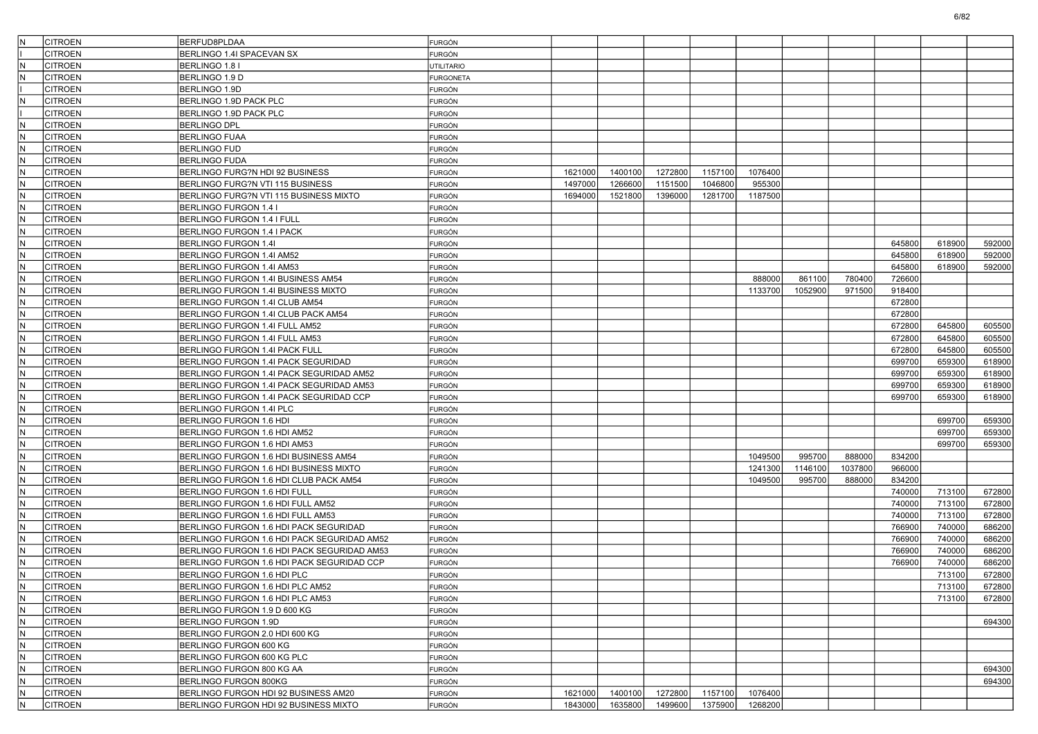| | | | | | | | | | | | | | |
|---|---|---|---|---|---|---|---|---|---|---|---|---|---|
| N | CITROEN | BERFUD8PLDAA | FURGÓN | | | | | | | | | | |
| I | CITROEN | BERLINGO 1.4I SPACEVAN SX | FURGÓN | | | | | | | | | | |
| N | CITROEN | BERLINGO 1.8 I | UTILITARIO | | | | | | | | | | |
| N | CITROEN | BERLINGO 1.9 D | FURGONETA | | | | | | | | | | |
| I | CITROEN | BERLINGO 1.9D | FURGÓN | | | | | | | | | | |
| N | CITROEN | BERLINGO 1.9D PACK PLC | FURGÓN | | | | | | | | | | |
| I | CITROEN | BERLINGO 1.9D PACK PLC | FURGÓN | | | | | | | | | | |
| N | CITROEN | BERLINGO DPL | FURGÓN | | | | | | | | | | |
| N | CITROEN | BERLINGO FUAA | FURGÓN | | | | | | | | | | |
| N | CITROEN | BERLINGO FUD | FURGÓN | | | | | | | | | | |
| N | CITROEN | BERLINGO FUDA | FURGÓN | | | | | | | | | | |
| N | CITROEN | BERLINGO FURG?N HDI 92 BUSINESS | FURGÓN | 1621000 | 1400100 | 1272800 | 1157100 | 1076400 | | | | | |
| N | CITROEN | BERLINGO FURG?N VTI 115 BUSINESS | FURGÓN | 1497000 | 1266600 | 1151500 | 1046800 | 955300 | | | | | |
| N | CITROEN | BERLINGO FURG?N VTI 115 BUSINESS MIXTO | FURGÓN | 1694000 | 1521800 | 1396000 | 1281700 | 1187500 | | | | | |
| N | CITROEN | BERLINGO FURGON 1.4 I | FURGÓN | | | | | | | | | | |
| N | CITROEN | BERLINGO FURGON 1.4 I FULL | FURGÓN | | | | | | | | | | |
| N | CITROEN | BERLINGO FURGON 1.4 I PACK | FURGÓN | | | | | | | | | | |
| N | CITROEN | BERLINGO FURGON 1.4I | FURGÓN | | | | | | | | 645800 | 618900 | 592000 |
| N | CITROEN | BERLINGO FURGON 1.4I AM52 | FURGÓN | | | | | | | | 645800 | 618900 | 592000 |
| N | CITROEN | BERLINGO FURGON 1.4I AM53 | FURGÓN | | | | | | | | 645800 | 618900 | 592000 |
| N | CITROEN | BERLINGO FURGON 1.4I BUSINESS AM54 | FURGÓN | | | | | 888000 | 861100 | 780400 | 726600 | | |
| N | CITROEN | BERLINGO FURGON 1.4I BUSINESS MIXTO | FURGÓN | | | | | 1133700 | 1052900 | 971500 | 918400 | | |
| N | CITROEN | BERLINGO FURGON 1.4I CLUB AM54 | FURGÓN | | | | | | | | 672800 | | |
| N | CITROEN | BERLINGO FURGON 1.4I CLUB PACK AM54 | FURGÓN | | | | | | | | 672800 | | |
| N | CITROEN | BERLINGO FURGON 1.4I FULL AM52 | FURGÓN | | | | | | | | 672800 | 645800 | 605500 |
| N | CITROEN | BERLINGO FURGON 1.4I FULL AM53 | FURGÓN | | | | | | | | 672800 | 645800 | 605500 |
| N | CITROEN | BERLINGO FURGON 1.4I PACK FULL | FURGÓN | | | | | | | | 672800 | 645800 | 605500 |
| N | CITROEN | BERLINGO FURGON 1.4I PACK SEGURIDAD | FURGÓN | | | | | | | | 699700 | 659300 | 618900 |
| N | CITROEN | BERLINGO FURGON 1.4I PACK SEGURIDAD AM52 | FURGÓN | | | | | | | | 699700 | 659300 | 618900 |
| N | CITROEN | BERLINGO FURGON 1.4I PACK SEGURIDAD AM53 | FURGÓN | | | | | | | | 699700 | 659300 | 618900 |
| N | CITROEN | BERLINGO FURGON 1.4I PACK SEGURIDAD CCP | FURGÓN | | | | | | | | 699700 | 659300 | 618900 |
| N | CITROEN | BERLINGO FURGON 1.4I PLC | FURGÓN | | | | | | | | | | |
| N | CITROEN | BERLINGO FURGON 1.6 HDI | FURGÓN | | | | | | | | | 699700 | 659300 |
| N | CITROEN | BERLINGO FURGON 1.6 HDI AM52 | FURGÓN | | | | | | | | | 699700 | 659300 |
| N | CITROEN | BERLINGO FURGON 1.6 HDI AM53 | FURGÓN | | | | | | | | | 699700 | 659300 |
| N | CITROEN | BERLINGO FURGON 1.6 HDI BUSINESS AM54 | FURGÓN | | | | | 1049500 | 995700 | 888000 | 834200 | | |
| N | CITROEN | BERLINGO FURGON 1.6 HDI BUSINESS MIXTO | FURGÓN | | | | | 1241300 | 1146100 | 1037800 | 966000 | | |
| N | CITROEN | BERLINGO FURGON 1.6 HDI CLUB PACK AM54 | FURGÓN | | | | | 1049500 | 995700 | 888000 | 834200 | | |
| N | CITROEN | BERLINGO FURGON 1.6 HDI FULL | FURGÓN | | | | | | | | 740000 | 713100 | 672800 |
| N | CITROEN | BERLINGO FURGON 1.6 HDI FULL AM52 | FURGÓN | | | | | | | | 740000 | 713100 | 672800 |
| N | CITROEN | BERLINGO FURGON 1.6 HDI FULL AM53 | FURGÓN | | | | | | | | 740000 | 713100 | 672800 |
| N | CITROEN | BERLINGO FURGON 1.6 HDI PACK SEGURIDAD | FURGÓN | | | | | | | | 766900 | 740000 | 686200 |
| N | CITROEN | BERLINGO FURGON 1.6 HDI PACK SEGURIDAD AM52 | FURGÓN | | | | | | | | 766900 | 740000 | 686200 |
| N | CITROEN | BERLINGO FURGON 1.6 HDI PACK SEGURIDAD AM53 | FURGÓN | | | | | | | | 766900 | 740000 | 686200 |
| N | CITROEN | BERLINGO FURGON 1.6 HDI PACK SEGURIDAD CCP | FURGÓN | | | | | | | | 766900 | 740000 | 686200 |
| N | CITROEN | BERLINGO FURGON 1.6 HDI PLC | FURGÓN | | | | | | | | | 713100 | 672800 |
| N | CITROEN | BERLINGO FURGON 1.6 HDI PLC AM52 | FURGÓN | | | | | | | | | 713100 | 672800 |
| N | CITROEN | BERLINGO FURGON 1.6 HDI PLC AM53 | FURGÓN | | | | | | | | | 713100 | 672800 |
| N | CITROEN | BERLINGO FURGON 1.9 D 600 KG | FURGÓN | | | | | | | | | | |
| N | CITROEN | BERLINGO FURGON 1.9D | FURGÓN | | | | | | | | | | 694300 |
| N | CITROEN | BERLINGO FURGON 2.0 HDI 600 KG | FURGÓN | | | | | | | | | | |
| N | CITROEN | BERLINGO FURGON 600 KG | FURGÓN | | | | | | | | | | |
| N | CITROEN | BERLINGO FURGON 600 KG PLC | FURGÓN | | | | | | | | | | |
| N | CITROEN | BERLINGO FURGON 800 KG AA | FURGÓN | | | | | | | | | | 694300 |
| N | CITROEN | BERLINGO FURGON 800KG | FURGÓN | | | | | | | | | | 694300 |
| N | CITROEN | BERLINGO FURGON HDI 92 BUSINESS AM20 | FURGÓN | 1621000 | 1400100 | 1272800 | 1157100 | 1076400 | | | | | |
| N | CITROEN | BERLINGO FURGON HDI 92 BUSINESS MIXTO | FURGÓN | 1843000 | 1635800 | 1499600 | 1375900 | 1268200 | | | | | |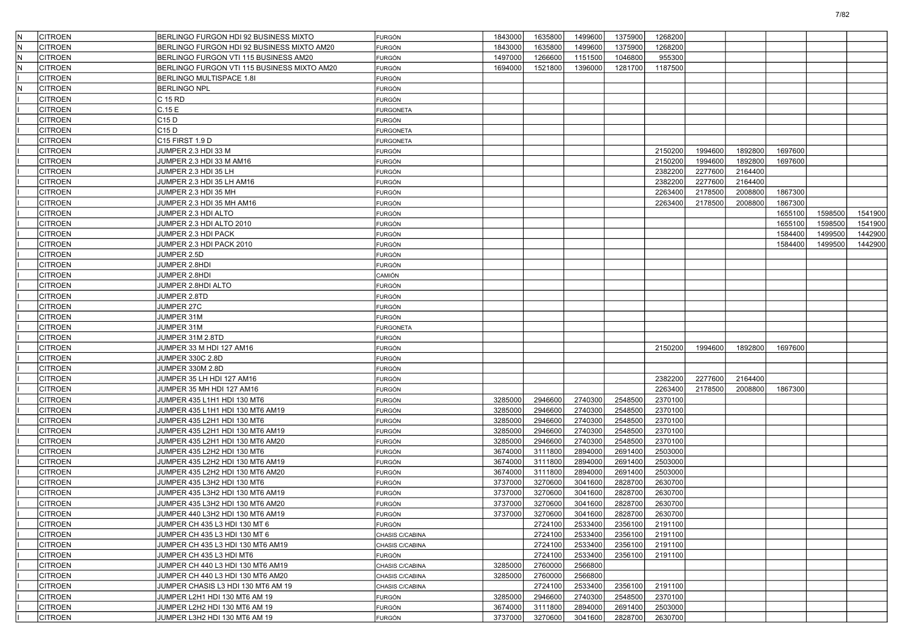| | | | | | | | | | | | | | |
|---|---|---|---|---|---|---|---|---|---|---|---|---|---|
| N | CITROEN | BERLINGO FURGON HDI 92 BUSINESS MIXTO | FURGÓN | 1843000 | 1635800 | 1499600 | 1375900 | 1268200 | | | | | |
| N | CITROEN | BERLINGO FURGON HDI 92 BUSINESS MIXTO AM20 | FURGÓN | 1843000 | 1635800 | 1499600 | 1375900 | 1268200 | | | | | |
| N | CITROEN | BERLINGO FURGON VTI 115 BUSINESS AM20 | FURGÓN | 1497000 | 1266600 | 1151500 | 1046800 | 955300 | | | | | |
| N | CITROEN | BERLINGO FURGON VTI 115 BUSINESS MIXTO AM20 | FURGÓN | 1694000 | 1521800 | 1396000 | 1281700 | 1187500 | | | | | |
| I | CITROEN | BERLINGO MULTISPACE 1.8I | FURGÓN | | | | | | | | | | |
| N | CITROEN | BERLINGO NPL | FURGÓN | | | | | | | | | | |
| I | CITROEN | C 15 RD | FURGÓN | | | | | | | | | | |
| I | CITROEN | C.15 E | FURGONETA | | | | | | | | | | |
| I | CITROEN | C15 D | FURGÓN | | | | | | | | | | |
| I | CITROEN | C15 D | FURGONETA | | | | | | | | | | |
| I | CITROEN | C15 FIRST 1.9 D | FURGONETA | | | | | | | | | | |
| I | CITROEN | JUMPER 2.3 HDI 33 M | FURGÓN | | | | | 2150200 | 1994600 | 1892800 | 1697600 | | |
| I | CITROEN | JUMPER 2.3 HDI 33 M AM16 | FURGÓN | | | | | 2150200 | 1994600 | 1892800 | 1697600 | | |
| I | CITROEN | JUMPER 2.3 HDI 35 LH | FURGÓN | | | | | 2382200 | 2277600 | 2164400 | | | |
| I | CITROEN | JUMPER 2.3 HDI 35 LH AM16 | FURGÓN | | | | | 2382200 | 2277600 | 2164400 | | | |
| I | CITROEN | JUMPER 2.3 HDI 35 MH | FURGÓN | | | | | 2263400 | 2178500 | 2008800 | 1867300 | | |
| I | CITROEN | JUMPER 2.3 HDI 35 MH AM16 | FURGÓN | | | | | 2263400 | 2178500 | 2008800 | 1867300 | | |
| I | CITROEN | JUMPER 2.3 HDI ALTO | FURGÓN | | | | | | | | 1655100 | 1598500 | 1541900 |
| I | CITROEN | JUMPER 2.3 HDI ALTO 2010 | FURGÓN | | | | | | | | 1655100 | 1598500 | 1541900 |
| I | CITROEN | JUMPER 2.3 HDI PACK | FURGÓN | | | | | | | | 1584400 | 1499500 | 1442900 |
| I | CITROEN | JUMPER 2.3 HDI PACK 2010 | FURGÓN | | | | | | | | 1584400 | 1499500 | 1442900 |
| I | CITROEN | JUMPER 2.5D | FURGÓN | | | | | | | | | | |
| I | CITROEN | JUMPER 2.8HDI | FURGÓN | | | | | | | | | | |
| I | CITROEN | JUMPER 2.8HDI | CAMIÓN | | | | | | | | | | |
| I | CITROEN | JUMPER 2.8HDI ALTO | FURGÓN | | | | | | | | | | |
| I | CITROEN | JUMPER 2.8TD | FURGÓN | | | | | | | | | | |
| I | CITROEN | JUMPER 27C | FURGÓN | | | | | | | | | | |
| I | CITROEN | JUMPER 31M | FURGÓN | | | | | | | | | | |
| I | CITROEN | JUMPER 31M | FURGONETA | | | | | | | | | | |
| I | CITROEN | JUMPER 31M 2.8TD | FURGÓN | | | | | | | | | | |
| I | CITROEN | JUMPER 33 M HDI 127 AM16 | FURGÓN | | | | | 2150200 | 1994600 | 1892800 | 1697600 | | |
| I | CITROEN | JUMPER 330C 2.8D | FURGÓN | | | | | | | | | | |
| I | CITROEN | JUMPER 330M 2.8D | FURGÓN | | | | | | | | | | |
| I | CITROEN | JUMPER 35 LH HDI 127 AM16 | FURGÓN | | | | | 2382200 | 2277600 | 2164400 | | | |
| I | CITROEN | JUMPER 35 MH HDI 127 AM16 | FURGÓN | | | | | 2263400 | 2178500 | 2008800 | 1867300 | | |
| I | CITROEN | JUMPER 435 L1H1 HDI 130 MT6 | FURGÓN | 3285000 | 2946600 | 2740300 | 2548500 | 2370100 | | | | | |
| I | CITROEN | JUMPER 435 L1H1 HDI 130 MT6 AM19 | FURGÓN | 3285000 | 2946600 | 2740300 | 2548500 | 2370100 | | | | | |
| I | CITROEN | JUMPER 435 L2H1 HDI 130 MT6 | FURGÓN | 3285000 | 2946600 | 2740300 | 2548500 | 2370100 | | | | | |
| I | CITROEN | JUMPER 435 L2H1 HDI 130 MT6 AM19 | FURGÓN | 3285000 | 2946600 | 2740300 | 2548500 | 2370100 | | | | | |
| I | CITROEN | JUMPER 435 L2H1 HDI 130 MT6 AM20 | FURGÓN | 3285000 | 2946600 | 2740300 | 2548500 | 2370100 | | | | | |
| I | CITROEN | JUMPER 435 L2H2 HDI 130 MT6 | FURGÓN | 3674000 | 3111800 | 2894000 | 2691400 | 2503000 | | | | | |
| I | CITROEN | JUMPER 435 L2H2 HDI 130 MT6 AM19 | FURGÓN | 3674000 | 3111800 | 2894000 | 2691400 | 2503000 | | | | | |
| I | CITROEN | JUMPER 435 L2H2 HDI 130 MT6 AM20 | FURGÓN | 3674000 | 3111800 | 2894000 | 2691400 | 2503000 | | | | | |
| I | CITROEN | JUMPER 435 L3H2 HDI 130 MT6 | FURGÓN | 3737000 | 3270600 | 3041600 | 2828700 | 2630700 | | | | | |
| I | CITROEN | JUMPER 435 L3H2 HDI 130 MT6 AM19 | FURGÓN | 3737000 | 3270600 | 3041600 | 2828700 | 2630700 | | | | | |
| I | CITROEN | JUMPER 435 L3H2 HDI 130 MT6 AM20 | FURGÓN | 3737000 | 3270600 | 3041600 | 2828700 | 2630700 | | | | | |
| I | CITROEN | JUMPER 440 L3H2 HDI 130 MT6 AM19 | FURGÓN | 3737000 | 3270600 | 3041600 | 2828700 | 2630700 | | | | | |
| I | CITROEN | JUMPER CH 435 L3 HDI 130 MT 6 | FURGÓN | | 2724100 | 2533400 | 2356100 | 2191100 | | | | | |
| I | CITROEN | JUMPER CH 435 L3 HDI 130 MT 6 | CHASIS C/CABINA | | 2724100 | 2533400 | 2356100 | 2191100 | | | | | |
| I | CITROEN | JUMPER CH 435 L3 HDI 130 MT6 AM19 | CHASIS C/CABINA | | 2724100 | 2533400 | 2356100 | 2191100 | | | | | |
| I | CITROEN | JUMPER CH 435 L3 HDI MT6 | FURGÓN | | 2724100 | 2533400 | 2356100 | 2191100 | | | | | |
| I | CITROEN | JUMPER CH 440 L3 HDI 130 MT6 AM19 | CHASIS C/CABINA | 3285000 | 2760000 | 2566800 | | | | | | | |
| I | CITROEN | JUMPER CH 440 L3 HDI 130 MT6 AM20 | CHASIS C/CABINA | 3285000 | 2760000 | 2566800 | | | | | | | |
| I | CITROEN | JUMPER CHASIS L3 HDI 130 MT6 AM 19 | CHASIS C/CABINA | | 2724100 | 2533400 | 2356100 | 2191100 | | | | | |
| I | CITROEN | JUMPER L2H1 HDI 130 MT6 AM 19 | FURGÓN | 3285000 | 2946600 | 2740300 | 2548500 | 2370100 | | | | | |
| I | CITROEN | JUMPER L2H2 HDI 130 MT6 AM 19 | FURGÓN | 3674000 | 3111800 | 2894000 | 2691400 | 2503000 | | | | | |
| I | CITROEN | JUMPER L3H2 HDI 130 MT6 AM 19 | FURGÓN | 3737000 | 3270600 | 3041600 | 2828700 | 2630700 | | | | | |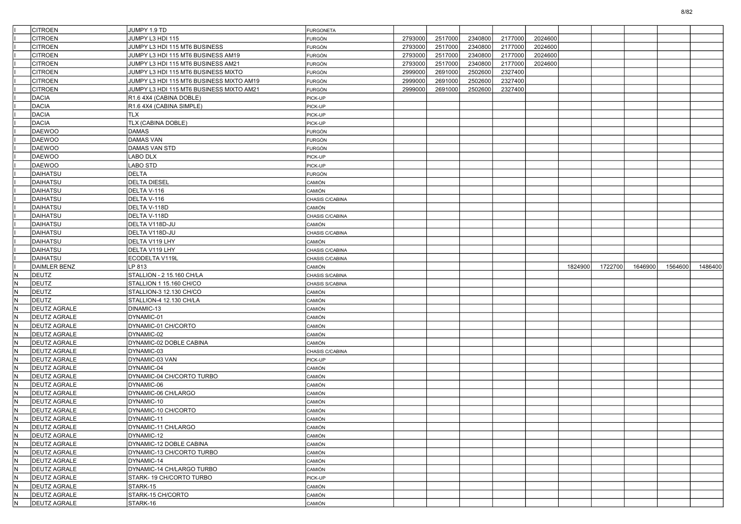| | | | | | | | | | | | | | |
|---|---|---|---|---|---|---|---|---|---|---|---|---|---|
| I | CITROEN | JUMPY 1.9 TD | FURGONETA | | | | | | | | | | |
| I | CITROEN | JUMPY L3 HDI 115 | FURGÓN | 2793000 | 2517000 | 2340800 | 2177000 | 2024600 | | | | | |
| I | CITROEN | JUMPY L3 HDI 115 MT6 BUSINESS | FURGÓN | 2793000 | 2517000 | 2340800 | 2177000 | 2024600 | | | | | |
| I | CITROEN | JUMPY L3 HDI 115 MT6 BUSINESS AM19 | FURGÓN | 2793000 | 2517000 | 2340800 | 2177000 | 2024600 | | | | | |
| I | CITROEN | JUMPY L3 HDI 115 MT6 BUSINESS AM21 | FURGÓN | 2793000 | 2517000 | 2340800 | 2177000 | 2024600 | | | | | |
| I | CITROEN | JUMPY L3 HDI 115 MT6 BUSINESS MIXTO | FURGÓN | 2999000 | 2691000 | 2502600 | 2327400 | | | | | | |
| I | CITROEN | JUMPY L3 HDI 115 MT6 BUSINESS MIXTO AM19 | FURGÓN | 2999000 | 2691000 | 2502600 | 2327400 | | | | | | |
| I | CITROEN | JUMPY L3 HDI 115 MT6 BUSINESS MIXTO AM21 | FURGÓN | 2999000 | 2691000 | 2502600 | 2327400 | | | | | | |
| I | DACIA | R1.6 4X4 (CABINA DOBLE) | PICK-UP | | | | | | | | | | |
| I | DACIA | R1.6 4X4 (CABINA SIMPLE) | PICK-UP | | | | | | | | | | |
| I | DACIA | TLX | PICK-UP | | | | | | | | | | |
| I | DACIA | TLX (CABINA DOBLE) | PICK-UP | | | | | | | | | | |
| I | DAEWOO | DAMAS | FURGÓN | | | | | | | | | | |
| I | DAEWOO | DAMAS VAN | FURGÓN | | | | | | | | | | |
| I | DAEWOO | DAMAS VAN STD | FURGÓN | | | | | | | | | | |
| I | DAEWOO | LABO DLX | PICK-UP | | | | | | | | | | |
| I | DAEWOO | LABO STD | PICK-UP | | | | | | | | | | |
| I | DAIHATSU | DELTA | FURGÓN | | | | | | | | | | |
| I | DAIHATSU | DELTA DIESEL | CAMIÓN | | | | | | | | | | |
| I | DAIHATSU | DELTA V-116 | CAMIÓN | | | | | | | | | | |
| I | DAIHATSU | DELTA V-116 | CHASIS C/CABINA | | | | | | | | | | |
| I | DAIHATSU | DELTA V-118D | CAMIÓN | | | | | | | | | | |
| I | DAIHATSU | DELTA V-118D | CHASIS C/CABINA | | | | | | | | | | |
| I | DAIHATSU | DELTA V118D-JU | CAMIÓN | | | | | | | | | | |
| I | DAIHATSU | DELTA V118D-JU | CHASIS C/CABINA | | | | | | | | | | |
| I | DAIHATSU | DELTA V119 LHY | CAMIÓN | | | | | | | | | | |
| I | DAIHATSU | DELTA V119 LHY | CHASIS C/CABINA | | | | | | | | | | |
| I | DAIHATSU | ECODELTA V119L | CHASIS C/CABINA | | | | | | | | | | |
| I | DAIMLER BENZ | LP 813 | CAMIÓN | | | | | | 1824900 | 1722700 | 1646900 | 1564600 | 1486400 |
| N | DEUTZ | STALLION - 2 15.160 CH/LA | CHASIS S/CABINA | | | | | | | | | | |
| N | DEUTZ | STALLION 1 15.160 CH/CO | CHASIS S/CABINA | | | | | | | | | | |
| N | DEUTZ | STALLION-3 12.130 CH/CO | CAMIÓN | | | | | | | | | | |
| N | DEUTZ | STALLION-4 12.130 CH/LA | CAMIÓN | | | | | | | | | | |
| N | DEUTZ AGRALE | DINAMIC-13 | CAMIÓN | | | | | | | | | | |
| N | DEUTZ AGRALE | DYNAMIC-01 | CAMIÓN | | | | | | | | | | |
| N | DEUTZ AGRALE | DYNAMIC-01 CH/CORTO | CAMIÓN | | | | | | | | | | |
| N | DEUTZ AGRALE | DYNAMIC-02 | CAMIÓN | | | | | | | | | | |
| N | DEUTZ AGRALE | DYNAMIC-02 DOBLE CABINA | CAMIÓN | | | | | | | | | | |
| N | DEUTZ AGRALE | DYNAMIC-03 | CHASIS C/CABINA | | | | | | | | | | |
| N | DEUTZ AGRALE | DYNAMIC-03 VAN | PICK-UP | | | | | | | | | | |
| N | DEUTZ AGRALE | DYNAMIC-04 | CAMIÓN | | | | | | | | | | |
| N | DEUTZ AGRALE | DYNAMIC-04 CH/CORTO TURBO | CAMIÓN | | | | | | | | | | |
| N | DEUTZ AGRALE | DYNAMIC-06 | CAMIÓN | | | | | | | | | | |
| N | DEUTZ AGRALE | DYNAMIC-06 CH/LARGO | CAMIÓN | | | | | | | | | | |
| N | DEUTZ AGRALE | DYNAMIC-10 | CAMIÓN | | | | | | | | | | |
| N | DEUTZ AGRALE | DYNAMIC-10 CH/CORTO | CAMIÓN | | | | | | | | | | |
| N | DEUTZ AGRALE | DYNAMIC-11 | CAMIÓN | | | | | | | | | | |
| N | DEUTZ AGRALE | DYNAMIC-11 CH/LARGO | CAMIÓN | | | | | | | | | | |
| N | DEUTZ AGRALE | DYNAMIC-12 | CAMIÓN | | | | | | | | | | |
| N | DEUTZ AGRALE | DYNAMIC-12 DOBLE CABINA | CAMIÓN | | | | | | | | | | |
| N | DEUTZ AGRALE | DYNAMIC-13 CH/CORTO TURBO | CAMIÓN | | | | | | | | | | |
| N | DEUTZ AGRALE | DYNAMIC-14 | CAMIÓN | | | | | | | | | | |
| N | DEUTZ AGRALE | DYNAMIC-14 CH/LARGO TURBO | CAMIÓN | | | | | | | | | | |
| N | DEUTZ AGRALE | STARK- 19 CH/CORTO TURBO | PICK-UP | | | | | | | | | | |
| N | DEUTZ AGRALE | STARK-15 | CAMIÓN | | | | | | | | | | |
| N | DEUTZ AGRALE | STARK-15 CH/CORTO | CAMIÓN | | | | | | | | | | |
| N | DEUTZ AGRALE | STARK-16 | CAMIÓN | | | | | | | | | | |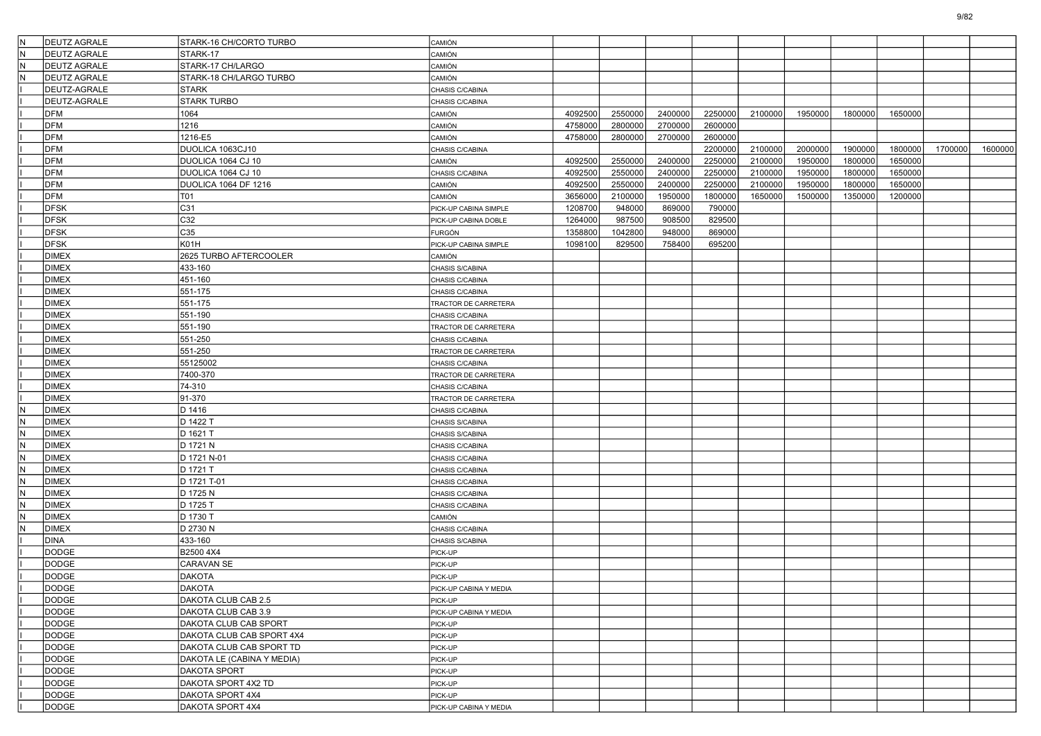| | | | | | | | | | | | | | |
|---|---|---|---|---|---|---|---|---|---|---|---|---|---|
| N | DEUTZ AGRALE | STARK-16 CH/CORTO TURBO | CAMIÓN | | | | | | | | | | |
| N | DEUTZ AGRALE | STARK-17 | CAMIÓN | | | | | | | | | | |
| N | DEUTZ AGRALE | STARK-17 CH/LARGO | CAMIÓN | | | | | | | | | | |
| N | DEUTZ AGRALE | STARK-18 CH/LARGO TURBO | CAMIÓN | | | | | | | | | | |
| I | DEUTZ-AGRALE | STARK | CHASIS C/CABINA | | | | | | | | | | |
| I | DEUTZ-AGRALE | STARK TURBO | CHASIS C/CABINA | | | | | | | | | | |
| I | DFM | 1064 | CAMIÓN | 4092500 | 2550000 | 2400000 | 2250000 | 2100000 | 1950000 | 1800000 | 1650000 | | |
| I | DFM | 1216 | CAMIÓN | 4758000 | 2800000 | 2700000 | 2600000 | | | | | | |
| I | DFM | 1216-E5 | CAMIÓN | 4758000 | 2800000 | 2700000 | 2600000 | | | | | | |
| I | DFM | DUOLICA 1063CJ10 | CHASIS C/CABINA | | | | 2200000 | 2100000 | 2000000 | 1900000 | 1800000 | 1700000 | 1600000 |
| I | DFM | DUOLICA 1064 CJ 10 | CAMIÓN | 4092500 | 2550000 | 2400000 | 2250000 | 2100000 | 1950000 | 1800000 | 1650000 | | |
| I | DFM | DUOLICA 1064 CJ 10 | CHASIS C/CABINA | 4092500 | 2550000 | 2400000 | 2250000 | 2100000 | 1950000 | 1800000 | 1650000 | | |
| I | DFM | DUOLICA 1064 DF 1216 | CAMIÓN | 4092500 | 2550000 | 2400000 | 2250000 | 2100000 | 1950000 | 1800000 | 1650000 | | |
| I | DFM | T01 | CAMIÓN | 3656000 | 2100000 | 1950000 | 1800000 | 1650000 | 1500000 | 1350000 | 1200000 | | |
| I | DFSK | C31 | PICK-UP CABINA SIMPLE | 1208700 | 948000 | 869000 | 790000 | | | | | | |
| I | DFSK | C32 | PICK-UP CABINA DOBLE | 1264000 | 987500 | 908500 | 829500 | | | | | | |
| I | DFSK | C35 | FURGÓN | 1358800 | 1042800 | 948000 | 869000 | | | | | | |
| I | DFSK | K01H | PICK-UP CABINA SIMPLE | 1098100 | 829500 | 758400 | 695200 | | | | | | |
| I | DIMEX | 2625 TURBO AFTERCOOLER | CAMIÓN | | | | | | | | | | |
| I | DIMEX | 433-160 | CHASIS S/CABINA | | | | | | | | | | |
| I | DIMEX | 451-160 | CHASIS C/CABINA | | | | | | | | | | |
| I | DIMEX | 551-175 | CHASIS C/CABINA | | | | | | | | | | |
| I | DIMEX | 551-175 | TRACTOR DE CARRETERA | | | | | | | | | | |
| I | DIMEX | 551-190 | CHASIS C/CABINA | | | | | | | | | | |
| I | DIMEX | 551-190 | TRACTOR DE CARRETERA | | | | | | | | | | |
| I | DIMEX | 551-250 | CHASIS C/CABINA | | | | | | | | | | |
| I | DIMEX | 551-250 | TRACTOR DE CARRETERA | | | | | | | | | | |
| I | DIMEX | 55125002 | CHASIS C/CABINA | | | | | | | | | | |
| I | DIMEX | 7400-370 | TRACTOR DE CARRETERA | | | | | | | | | | |
| I | DIMEX | 74-310 | CHASIS C/CABINA | | | | | | | | | | |
| I | DIMEX | 91-370 | TRACTOR DE CARRETERA | | | | | | | | | | |
| N | DIMEX | D 1416 | CHASIS C/CABINA | | | | | | | | | | |
| N | DIMEX | D 1422 T | CHASIS S/CABINA | | | | | | | | | | |
| N | DIMEX | D 1621 T | CHASIS S/CABINA | | | | | | | | | | |
| N | DIMEX | D 1721 N | CHASIS C/CABINA | | | | | | | | | | |
| N | DIMEX | D 1721 N-01 | CHASIS C/CABINA | | | | | | | | | | |
| N | DIMEX | D 1721 T | CHASIS C/CABINA | | | | | | | | | | |
| N | DIMEX | D 1721 T-01 | CHASIS C/CABINA | | | | | | | | | | |
| N | DIMEX | D 1725 N | CHASIS C/CABINA | | | | | | | | | | |
| N | DIMEX | D 1725 T | CHASIS C/CABINA | | | | | | | | | | |
| N | DIMEX | D 1730 T | CAMIÓN | | | | | | | | | | |
| N | DIMEX | D 2730 N | CHASIS C/CABINA | | | | | | | | | | |
| I | DINA | 433-160 | CHASIS S/CABINA | | | | | | | | | | |
| I | DODGE | B2500 4X4 | PICK-UP | | | | | | | | | | |
| I | DODGE | CARAVAN SE | PICK-UP | | | | | | | | | | |
| I | DODGE | DAKOTA | PICK-UP | | | | | | | | | | |
| I | DODGE | DAKOTA | PICK-UP CABINA Y MEDIA | | | | | | | | | | |
| I | DODGE | DAKOTA CLUB CAB 2.5 | PICK-UP | | | | | | | | | | |
| I | DODGE | DAKOTA CLUB CAB 3.9 | PICK-UP CABINA Y MEDIA | | | | | | | | | | |
| I | DODGE | DAKOTA CLUB CAB SPORT | PICK-UP | | | | | | | | | | |
| I | DODGE | DAKOTA CLUB CAB SPORT 4X4 | PICK-UP | | | | | | | | | | |
| I | DODGE | DAKOTA CLUB CAB SPORT TD | PICK-UP | | | | | | | | | | |
| I | DODGE | DAKOTA LE (CABINA Y MEDIA) | PICK-UP | | | | | | | | | | |
| I | DODGE | DAKOTA SPORT | PICK-UP | | | | | | | | | | |
| I | DODGE | DAKOTA SPORT 4X2 TD | PICK-UP | | | | | | | | | | |
| I | DODGE | DAKOTA SPORT 4X4 | PICK-UP | | | | | | | | | | |
| I | DODGE | DAKOTA SPORT 4X4 | PICK-UP CABINA Y MEDIA | | | | | | | | | | |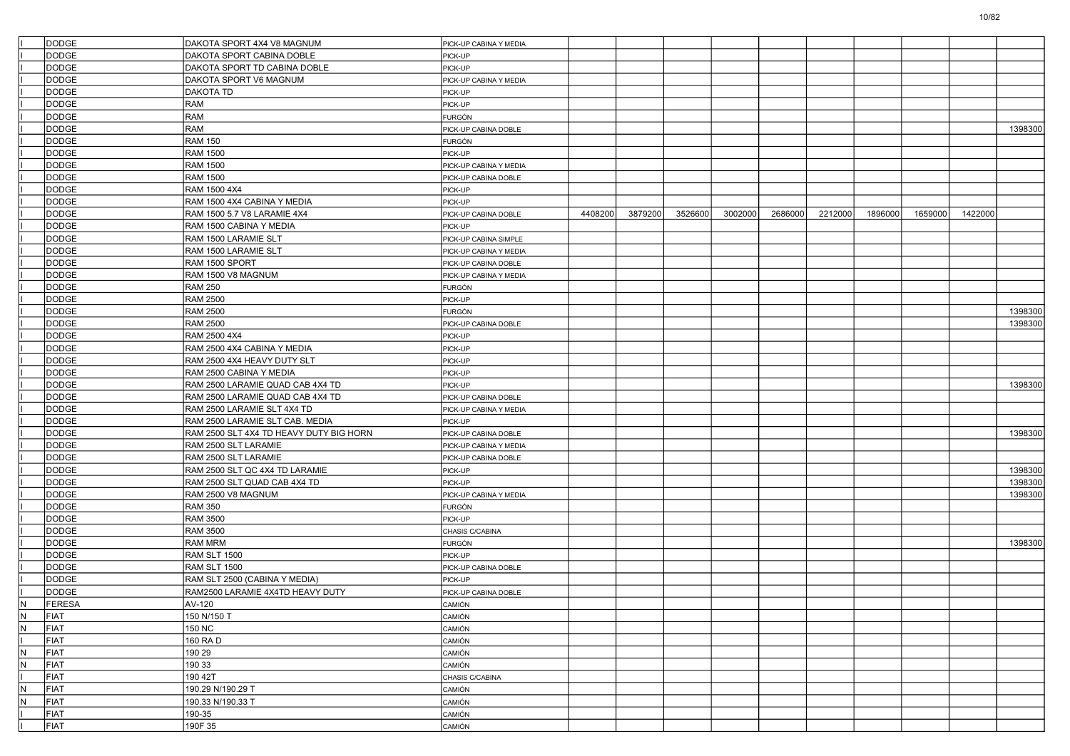| | | | | | | | | | | | | | |
|---|---|---|---|---|---|---|---|---|---|---|---|---|---|
| I | DODGE | DAKOTA SPORT 4X4 V8 MAGNUM | PICK-UP CABINA Y MEDIA | | | | | | | | | | |
| I | DODGE | DAKOTA SPORT CABINA DOBLE | PICK-UP | | | | | | | | | | |
| I | DODGE | DAKOTA SPORT TD CABINA DOBLE | PICK-UP | | | | | | | | | | |
| I | DODGE | DAKOTA SPORT V6 MAGNUM | PICK-UP CABINA Y MEDIA | | | | | | | | | | |
| I | DODGE | DAKOTA TD | PICK-UP | | | | | | | | | | |
| I | DODGE | RAM | PICK-UP | | | | | | | | | | |
| I | DODGE | RAM | FURGÓN | | | | | | | | | | |
| I | DODGE | RAM | PICK-UP CABINA DOBLE | | | | | | | | | | 1398300 |
| I | DODGE | RAM 150 | FURGÓN | | | | | | | | | | |
| I | DODGE | RAM 1500 | PICK-UP | | | | | | | | | | |
| I | DODGE | RAM 1500 | PICK-UP CABINA Y MEDIA | | | | | | | | | | |
| I | DODGE | RAM 1500 | PICK-UP CABINA DOBLE | | | | | | | | | | |
| I | DODGE | RAM 1500 4X4 | PICK-UP | | | | | | | | | | |
| I | DODGE | RAM 1500 4X4 CABINA Y MEDIA | PICK-UP | | | | | | | | | | |
| I | DODGE | RAM 1500 5.7 V8 LARAMIE 4X4 | PICK-UP CABINA DOBLE | 4408200 | 3879200 | 3526600 | 3002000 | 2686000 | 2212000 | 1896000 | 1659000 | 1422000 | |
| I | DODGE | RAM 1500 CABINA Y MEDIA | PICK-UP | | | | | | | | | | |
| I | DODGE | RAM 1500 LARAMIE SLT | PICK-UP CABINA SIMPLE | | | | | | | | | | |
| I | DODGE | RAM 1500 LARAMIE SLT | PICK-UP CABINA Y MEDIA | | | | | | | | | | |
| I | DODGE | RAM 1500 SPORT | PICK-UP CABINA DOBLE | | | | | | | | | | |
| I | DODGE | RAM 1500 V8 MAGNUM | PICK-UP CABINA Y MEDIA | | | | | | | | | | |
| I | DODGE | RAM 250 | FURGÓN | | | | | | | | | | |
| I | DODGE | RAM 2500 | PICK-UP | | | | | | | | | | |
| I | DODGE | RAM 2500 | FURGÓN | | | | | | | | | | 1398300 |
| I | DODGE | RAM 2500 | PICK-UP CABINA DOBLE | | | | | | | | | | 1398300 |
| I | DODGE | RAM 2500 4X4 | PICK-UP | | | | | | | | | | |
| I | DODGE | RAM 2500 4X4 CABINA Y MEDIA | PICK-UP | | | | | | | | | | |
| I | DODGE | RAM 2500 4X4 HEAVY DUTY SLT | PICK-UP | | | | | | | | | | |
| I | DODGE | RAM 2500 CABINA Y MEDIA | PICK-UP | | | | | | | | | | |
| I | DODGE | RAM 2500 LARAMIE QUAD CAB 4X4 TD | PICK-UP | | | | | | | | | | 1398300 |
| I | DODGE | RAM 2500 LARAMIE QUAD CAB 4X4 TD | PICK-UP CABINA DOBLE | | | | | | | | | | |
| I | DODGE | RAM 2500 LARAMIE SLT 4X4 TD | PICK-UP CABINA Y MEDIA | | | | | | | | | | |
| I | DODGE | RAM 2500 LARAMIE SLT CAB. MEDIA | PICK-UP | | | | | | | | | | |
| I | DODGE | RAM 2500 SLT 4X4 TD HEAVY DUTY BIG HORN | PICK-UP CABINA DOBLE | | | | | | | | | | 1398300 |
| I | DODGE | RAM 2500 SLT LARAMIE | PICK-UP CABINA Y MEDIA | | | | | | | | | | |
| I | DODGE | RAM 2500 SLT LARAMIE | PICK-UP CABINA DOBLE | | | | | | | | | | |
| I | DODGE | RAM 2500 SLT QC 4X4 TD LARAMIE | PICK-UP | | | | | | | | | | 1398300 |
| I | DODGE | RAM 2500 SLT QUAD CAB 4X4 TD | PICK-UP | | | | | | | | | | 1398300 |
| I | DODGE | RAM 2500 V8 MAGNUM | PICK-UP CABINA Y MEDIA | | | | | | | | | | 1398300 |
| I | DODGE | RAM 350 | FURGÓN | | | | | | | | | | |
| I | DODGE | RAM 3500 | PICK-UP | | | | | | | | | | |
| I | DODGE | RAM 3500 | CHASIS C/CABINA | | | | | | | | | | |
| I | DODGE | RAM MRM | FURGÓN | | | | | | | | | | 1398300 |
| I | DODGE | RAM SLT 1500 | PICK-UP | | | | | | | | | | |
| I | DODGE | RAM SLT 1500 | PICK-UP CABINA DOBLE | | | | | | | | | | |
| I | DODGE | RAM SLT 2500 (CABINA Y MEDIA) | PICK-UP | | | | | | | | | | |
| I | DODGE | RAM2500 LARAMIE 4X4TD HEAVY DUTY | PICK-UP CABINA DOBLE | | | | | | | | | | |
| N | FERESA | AV-120 | CAMIÓN | | | | | | | | | | |
| N | FIAT | 150 N/150 T | CAMIÓN | | | | | | | | | | |
| N | FIAT | 150 NC | CAMIÓN | | | | | | | | | | |
| I | FIAT | 160 RA D | CAMIÓN | | | | | | | | | | |
| N | FIAT | 190 29 | CAMIÓN | | | | | | | | | | |
| N | FIAT | 190 33 | CAMIÓN | | | | | | | | | | |
| I | FIAT | 190 42T | CHASIS C/CABINA | | | | | | | | | | |
| N | FIAT | 190.29 N/190.29 T | CAMIÓN | | | | | | | | | | |
| N | FIAT | 190.33 N/190.33 T | CAMIÓN | | | | | | | | | | |
| I | FIAT | 190-35 | CAMIÓN | | | | | | | | | | |
| I | FIAT | 190F 35 | CAMIÓN | | | | | | | | | | |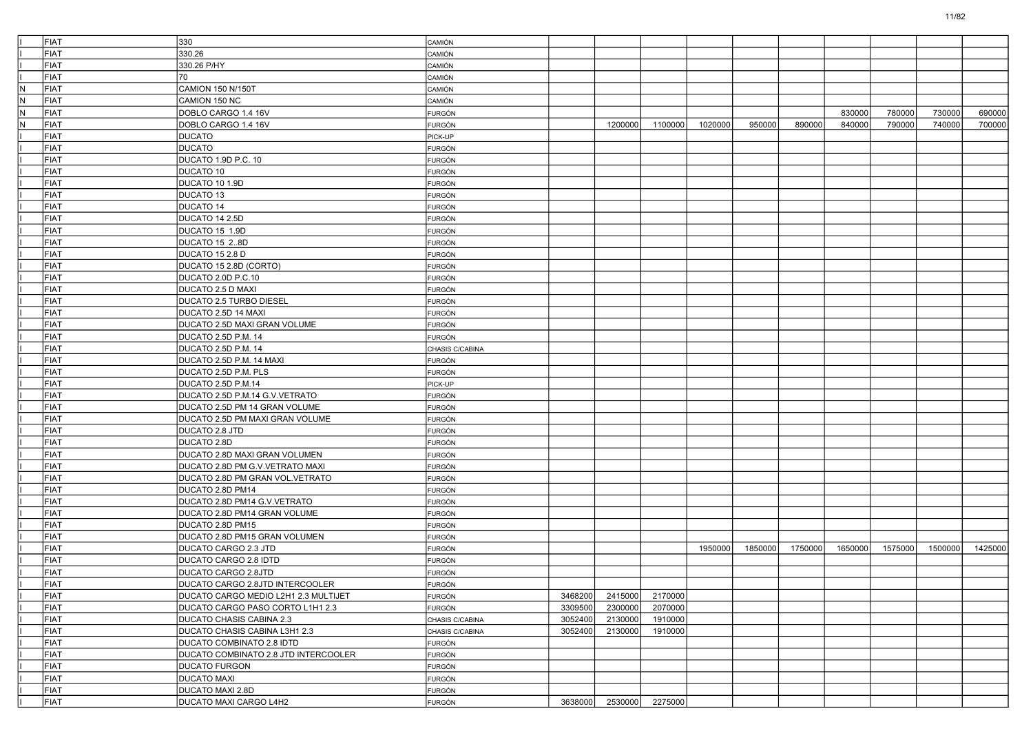| | | | | | | | | | | | | | |
|---|---|---|---|---|---|---|---|---|---|---|---|---|---|
| I | FIAT | 330 | CAMIÓN | | | | | | | | | | |
| I | FIAT | 330.26 | CAMIÓN | | | | | | | | | | |
| I | FIAT | 330.26 P/HY | CAMIÓN | | | | | | | | | | |
| I | FIAT | 70 | CAMIÓN | | | | | | | | | | |
| N | FIAT | CAMION 150 N/150T | CAMIÓN | | | | | | | | | | |
| N | FIAT | CAMION 150 NC | CAMIÓN | | | | | | | | | | |
| N | FIAT | DOBLO CARGO 1.4 16V | FURGÓN | | | | | | | 830000 | 780000 | 730000 | 690000 |
| N | FIAT | DOBLO CARGO 1.4 16V | FURGÓN | | 1200000 | 1100000 | 1020000 | 950000 | 890000 | 840000 | 790000 | 740000 | 700000 |
| I | FIAT | DUCATO | PICK-UP | | | | | | | | | | |
| I | FIAT | DUCATO | FURGÓN | | | | | | | | | | |
| I | FIAT | DUCATO 1.9D P.C. 10 | FURGÓN | | | | | | | | | | |
| I | FIAT | DUCATO 10 | FURGÓN | | | | | | | | | | |
| I | FIAT | DUCATO 10 1.9D | FURGÓN | | | | | | | | | | |
| I | FIAT | DUCATO 13 | FURGÓN | | | | | | | | | | |
| I | FIAT | DUCATO 14 | FURGÓN | | | | | | | | | | |
| I | FIAT | DUCATO 14 2.5D | FURGÓN | | | | | | | | | | |
| I | FIAT | DUCATO 15 1.9D | FURGÓN | | | | | | | | | | |
| I | FIAT | DUCATO 15 2..8D | FURGÓN | | | | | | | | | | |
| I | FIAT | DUCATO 15 2.8 D | FURGÓN | | | | | | | | | | |
| I | FIAT | DUCATO 15 2.8D (CORTO) | FURGÓN | | | | | | | | | | |
| I | FIAT | DUCATO 2.0D P.C.10 | FURGÓN | | | | | | | | | | |
| I | FIAT | DUCATO 2.5 D MAXI | FURGÓN | | | | | | | | | | |
| I | FIAT | DUCATO 2.5 TURBO DIESEL | FURGÓN | | | | | | | | | | |
| I | FIAT | DUCATO 2.5D 14 MAXI | FURGÓN | | | | | | | | | | |
| I | FIAT | DUCATO 2.5D MAXI GRAN VOLUME | FURGÓN | | | | | | | | | | |
| I | FIAT | DUCATO 2.5D P.M. 14 | FURGÓN | | | | | | | | | | |
| I | FIAT | DUCATO 2.5D P.M. 14 | CHASIS C/CABINA | | | | | | | | | | |
| I | FIAT | DUCATO 2.5D P.M. 14 MAXI | FURGÓN | | | | | | | | | | |
| I | FIAT | DUCATO 2.5D P.M. PLS | FURGÓN | | | | | | | | | | |
| I | FIAT | DUCATO 2.5D P.M.14 | PICK-UP | | | | | | | | | | |
| I | FIAT | DUCATO 2.5D P.M.14 G.V.VETRATO | FURGÓN | | | | | | | | | | |
| I | FIAT | DUCATO 2.5D PM 14 GRAN VOLUME | FURGÓN | | | | | | | | | | |
| I | FIAT | DUCATO 2.5D PM MAXI GRAN VOLUME | FURGÓN | | | | | | | | | | |
| I | FIAT | DUCATO 2.8 JTD | FURGÓN | | | | | | | | | | |
| I | FIAT | DUCATO 2.8D | FURGÓN | | | | | | | | | | |
| I | FIAT | DUCATO 2.8D MAXI GRAN VOLUMEN | FURGÓN | | | | | | | | | | |
| I | FIAT | DUCATO 2.8D PM G.V.VETRATO MAXI | FURGÓN | | | | | | | | | | |
| I | FIAT | DUCATO 2.8D PM GRAN VOL.VETRATO | FURGÓN | | | | | | | | | | |
| I | FIAT | DUCATO 2.8D PM14 | FURGÓN | | | | | | | | | | |
| I | FIAT | DUCATO 2.8D PM14 G.V.VETRATO | FURGÓN | | | | | | | | | | |
| I | FIAT | DUCATO 2.8D PM14 GRAN VOLUME | FURGÓN | | | | | | | | | | |
| I | FIAT | DUCATO 2.8D PM15 | FURGÓN | | | | | | | | | | |
| I | FIAT | DUCATO 2.8D PM15 GRAN VOLUMEN | FURGÓN | | | | | | | | | | |
| I | FIAT | DUCATO CARGO 2.3 JTD | FURGÓN | | | | 1950000 | 1850000 | 1750000 | 1650000 | 1575000 | 1500000 | 1425000 |
| I | FIAT | DUCATO CARGO 2.8 IDTD | FURGÓN | | | | | | | | | | |
| I | FIAT | DUCATO CARGO 2.8JTD | FURGÓN | | | | | | | | | | |
| I | FIAT | DUCATO CARGO 2.8JTD INTERCOOLER | FURGÓN | | | | | | | | | | |
| I | FIAT | DUCATO CARGO MEDIO L2H1 2.3 MULTIJET | FURGÓN | 3468200 | 2415000 | 2170000 | | | | | | | |
| I | FIAT | DUCATO CARGO PASO CORTO L1H1 2.3 | FURGÓN | 3309500 | 2300000 | 2070000 | | | | | | | |
| I | FIAT | DUCATO CHASIS CABINA 2.3 | CHASIS C/CABINA | 3052400 | 2130000 | 1910000 | | | | | | | |
| I | FIAT | DUCATO CHASIS CABINA L3H1 2.3 | CHASIS C/CABINA | 3052400 | 2130000 | 1910000 | | | | | | | |
| I | FIAT | DUCATO COMBINATO 2.8 IDTD | FURGÓN | | | | | | | | | | |
| I | FIAT | DUCATO COMBINATO 2.8 JTD INTERCOOLER | FURGÓN | | | | | | | | | | |
| I | FIAT | DUCATO FURGON | FURGÓN | | | | | | | | | | |
| I | FIAT | DUCATO MAXI | FURGÓN | | | | | | | | | | |
| I | FIAT | DUCATO MAXI 2.8D | FURGÓN | | | | | | | | | | |
| I | FIAT | DUCATO MAXI CARGO L4H2 | FURGÓN | 3638000 | 2530000 | 2275000 | | | | | | | |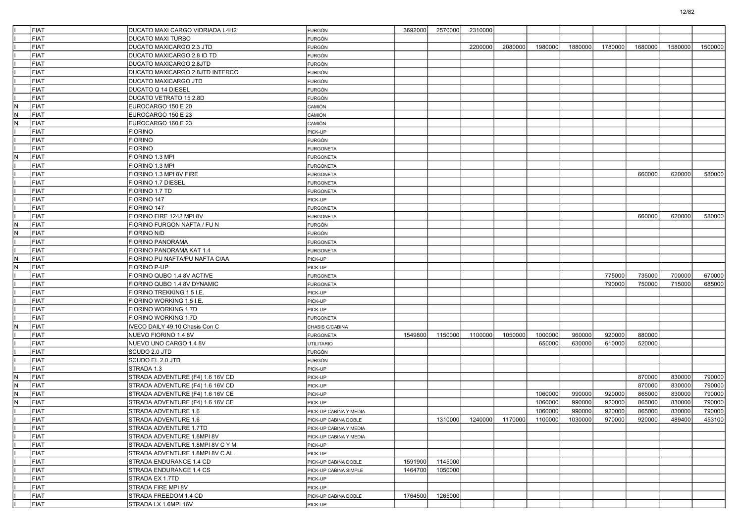| | | | | | | | | | | | | | |
|---|---|---|---|---|---|---|---|---|---|---|---|---|---|
| I | FIAT | DUCATO MAXI CARGO VIDRIADA L4H2 | FURGÓN | 3692000 | 2570000 | 2310000 | | | | | | | |
| I | FIAT | DUCATO MAXI TURBO | FURGÓN | | | | | | | | | | |
| I | FIAT | DUCATO MAXICARGO 2.3 JTD | FURGÓN | | | 2200000 | 2080000 | 1980000 | 1880000 | 1780000 | 1680000 | 1580000 | 1500000 |
| I | FIAT | DUCATO MAXICARGO 2.8 ID TD | FURGÓN | | | | | | | | | | |
| I | FIAT | DUCATO MAXICARGO 2.8JTD | FURGÓN | | | | | | | | | | |
| I | FIAT | DUCATO MAXICARGO 2.8JTD INTERCO | FURGÓN | | | | | | | | | | |
| I | FIAT | DUCATO MAXICARGO JTD | FURGÓN | | | | | | | | | | |
| I | FIAT | DUCATO Q 14 DIESEL | FURGÓN | | | | | | | | | | |
| I | FIAT | DUCATO VETRATO 15 2.8D | FURGÓN | | | | | | | | | | |
| N | FIAT | EUROCARGO 150 E 20 | CAMIÓN | | | | | | | | | | |
| N | FIAT | EUROCARGO 150 E 23 | CAMIÓN | | | | | | | | | | |
| N | FIAT | EUROCARGO 160 E 23 | CAMIÓN | | | | | | | | | | |
| I | FIAT | FIORINO | PICK-UP | | | | | | | | | | |
| I | FIAT | FIORINO | FURGÓN | | | | | | | | | | |
| I | FIAT | FIORINO | FURGONETA | | | | | | | | | | |
| N | FIAT | FIORINO 1.3 MPI | FURGONETA | | | | | | | | | | |
| I | FIAT | FIORINO 1.3 MPI | FURGONETA | | | | | | | | | | |
| I | FIAT | FIORINO 1.3 MPI 8V FIRE | FURGONETA | | | | | | | | 660000 | 620000 | 580000 |
| I | FIAT | FIORINO 1.7 DIESEL | FURGONETA | | | | | | | | | | |
| I | FIAT | FIORINO 1.7 TD | FURGONETA | | | | | | | | | | |
| I | FIAT | FIORINO 147 | PICK-UP | | | | | | | | | | |
| I | FIAT | FIORINO 147 | FURGONETA | | | | | | | | | | |
| I | FIAT | FIORINO FIRE 1242 MPI 8V | FURGONETA | | | | | | | | 660000 | 620000 | 580000 |
| N | FIAT | FIORINO FURGON NAFTA / FU N | FURGÓN | | | | | | | | | | |
| N | FIAT | FIORINO N/D | FURGÓN | | | | | | | | | | |
| I | FIAT | FIORINO PANORAMA | FURGONETA | | | | | | | | | | |
| I | FIAT | FIORINO PANORAMA KAT 1.4 | FURGONETA | | | | | | | | | | |
| N | FIAT | FIORINO PU NAFTA/PU NAFTA C/AA | PICK-UP | | | | | | | | | | |
| N | FIAT | FIORINO P-UP | PICK-UP | | | | | | | | | | |
| I | FIAT | FIORINO QUBO 1.4 8V ACTIVE | FURGONETA | | | | | | | 775000 | 735000 | 700000 | 670000 |
| I | FIAT | FIORINO QUBO 1.4 8V DYNAMIC | FURGONETA | | | | | | | 790000 | 750000 | 715000 | 685000 |
| I | FIAT | FIORINO TREKKING 1.5 I.E. | PICK-UP | | | | | | | | | | |
| I | FIAT | FIORINO WORKING 1.5 I.E. | PICK-UP | | | | | | | | | | |
| I | FIAT | FIORINO WORKING 1.7D | PICK-UP | | | | | | | | | | |
| I | FIAT | FIORINO WORKING 1.7D | FURGONETA | | | | | | | | | | |
| N | FIAT | IVECO DAILY 49.10 Chasis Con C | CHASIS C/CABINA | | | | | | | | | | |
| I | FIAT | NUEVO FIORINO 1.4 8V | FURGONETA | 1549800 | 1150000 | 1100000 | 1050000 | 1000000 | 960000 | 920000 | 880000 | | |
| I | FIAT | NUEVO UNO CARGO 1.4 8V | UTILITARIO | | | | | 650000 | 630000 | 610000 | 520000 | | |
| I | FIAT | SCUDO 2.0 JTD | FURGÓN | | | | | | | | | | |
| I | FIAT | SCUDO EL 2.0 JTD | FURGÓN | | | | | | | | | | |
| I | FIAT | STRADA 1.3 | PICK-UP | | | | | | | | | | |
| N | FIAT | STRADA ADVENTURE (F4) 1.6 16V CD | PICK-UP | | | | | | | | 870000 | 830000 | 790000 |
| N | FIAT | STRADA ADVENTURE (F4) 1.6 16V CD | PICK-UP | | | | | | | | 870000 | 830000 | 790000 |
| N | FIAT | STRADA ADVENTURE (F4) 1.6 16V CE | PICK-UP | | | | | 1060000 | 990000 | 920000 | 865000 | 830000 | 790000 |
| N | FIAT | STRADA ADVENTURE (F4) 1.6 16V CE | PICK-UP | | | | | 1060000 | 990000 | 920000 | 865000 | 830000 | 790000 |
| I | FIAT | STRADA ADVENTURE 1.6 | PICK-UP CABINA Y MEDIA | | | | | 1060000 | 990000 | 920000 | 865000 | 830000 | 790000 |
| I | FIAT | STRADA ADVENTURE 1.6 | PICK-UP CABINA DOBLE | | 1310000 | 1240000 | 1170000 | 1100000 | 1030000 | 970000 | 920000 | 489400 | 453100 |
| I | FIAT | STRADA ADVENTURE 1.7TD | PICK-UP CABINA Y MEDIA | | | | | | | | | | |
| I | FIAT | STRADA ADVENTURE 1.8MPI 8V | PICK-UP CABINA Y MEDIA | | | | | | | | | | |
| I | FIAT | STRADA ADVENTURE 1.8MPI 8V C Y M | PICK-UP | | | | | | | | | | |
| I | FIAT | STRADA ADVENTURE 1.8MPI 8V C.AL. | PICK-UP | | | | | | | | | | |
| I | FIAT | STRADA ENDURANCE 1.4 CD | PICK-UP CABINA DOBLE | 1591900 | 1145000 | | | | | | | | |
| I | FIAT | STRADA ENDURANCE 1.4 CS | PICK-UP CABINA SIMPLE | 1464700 | 1050000 | | | | | | | | |
| I | FIAT | STRADA EX 1.7TD | PICK-UP | | | | | | | | | | |
| I | FIAT | STRADA FIRE MPI 8V | PICK-UP | | | | | | | | | | |
| I | FIAT | STRADA FREEDOM 1.4 CD | PICK-UP CABINA DOBLE | 1764500 | 1265000 | | | | | | | | |
| I | FIAT | STRADA LX 1.6MPI 16V | PICK-UP | | | | | | | | | | |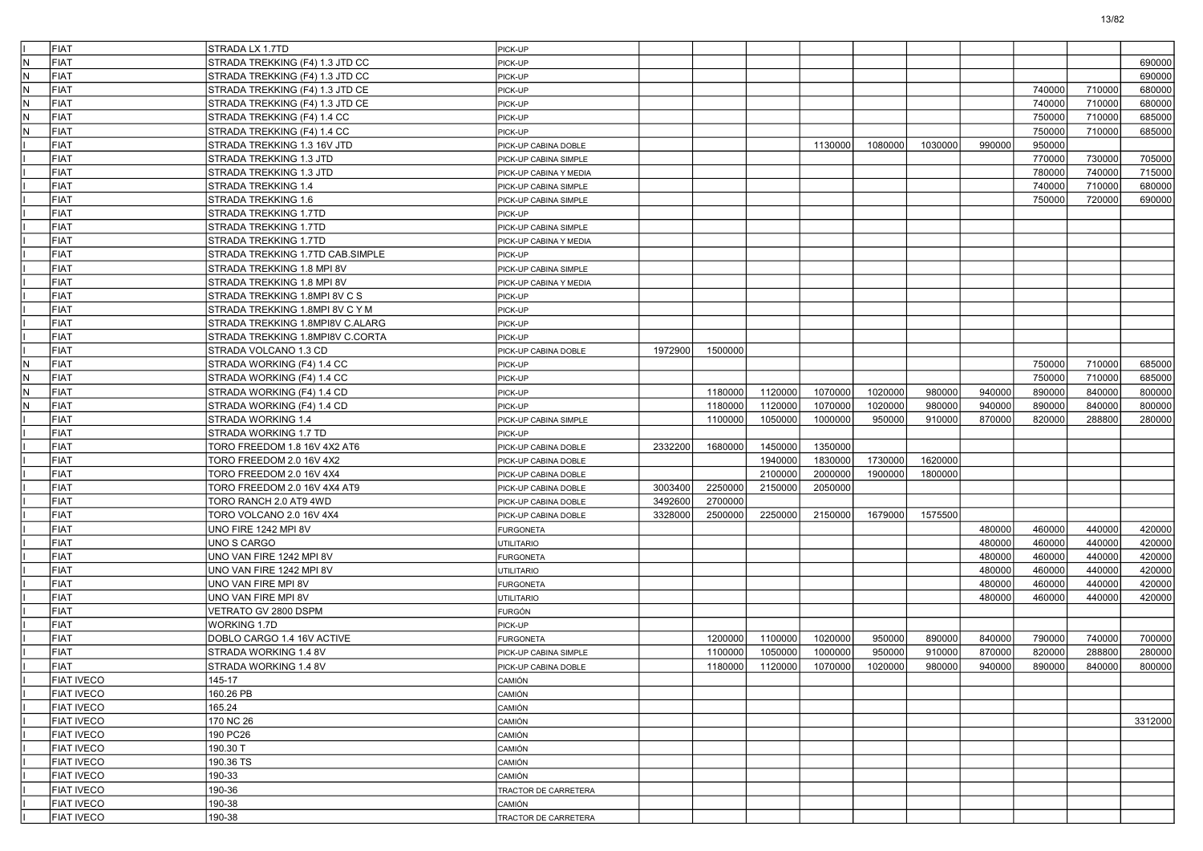| | | | | | | | | | | | | | |
|---|---|---|---|---|---|---|---|---|---|---|---|---|---|
| I | FIAT | STRADA LX 1.7TD | PICK-UP | | | | | | | | | | |
| N | FIAT | STRADA TREKKING (F4) 1.3 JTD CC | PICK-UP | | | | | | | | | | 690000 |
| N | FIAT | STRADA TREKKING (F4) 1.3 JTD CC | PICK-UP | | | | | | | | | | 690000 |
| N | FIAT | STRADA TREKKING (F4) 1.3 JTD CE | PICK-UP | | | | | | | | 740000 | 710000 | 680000 |
| N | FIAT | STRADA TREKKING (F4) 1.3 JTD CE | PICK-UP | | | | | | | | 740000 | 710000 | 680000 |
| N | FIAT | STRADA TREKKING (F4) 1.4 CC | PICK-UP | | | | | | | | 750000 | 710000 | 685000 |
| N | FIAT | STRADA TREKKING (F4) 1.4 CC | PICK-UP | | | | | | | | 750000 | 710000 | 685000 |
| I | FIAT | STRADA TREKKING 1.3 16V JTD | PICK-UP CABINA DOBLE | | | | 1130000 | 1080000 | 1030000 | 990000 | 950000 | | |
| I | FIAT | STRADA TREKKING 1.3 JTD | PICK-UP CABINA SIMPLE | | | | | | | | 770000 | 730000 | 705000 |
| I | FIAT | STRADA TREKKING 1.3 JTD | PICK-UP CABINA Y MEDIA | | | | | | | | 780000 | 740000 | 715000 |
| I | FIAT | STRADA TREKKING 1.4 | PICK-UP CABINA SIMPLE | | | | | | | | 740000 | 710000 | 680000 |
| I | FIAT | STRADA TREKKING 1.6 | PICK-UP CABINA SIMPLE | | | | | | | | 750000 | 720000 | 690000 |
| I | FIAT | STRADA TREKKING 1.7TD | PICK-UP | | | | | | | | | | |
| I | FIAT | STRADA TREKKING 1.7TD | PICK-UP CABINA SIMPLE | | | | | | | | | | |
| I | FIAT | STRADA TREKKING 1.7TD | PICK-UP CABINA Y MEDIA | | | | | | | | | | |
| I | FIAT | STRADA TREKKING 1.7TD CAB.SIMPLE | PICK-UP | | | | | | | | | | |
| I | FIAT | STRADA TREKKING 1.8 MPI 8V | PICK-UP CABINA SIMPLE | | | | | | | | | | |
| I | FIAT | STRADA TREKKING 1.8 MPI 8V | PICK-UP CABINA Y MEDIA | | | | | | | | | | |
| I | FIAT | STRADA TREKKING 1.8MPI 8V C S | PICK-UP | | | | | | | | | | |
| I | FIAT | STRADA TREKKING 1.8MPI 8V C Y M | PICK-UP | | | | | | | | | | |
| I | FIAT | STRADA TREKKING 1.8MPI8V C.ALARG | PICK-UP | | | | | | | | | | |
| I | FIAT | STRADA TREKKING 1.8MPI8V C.CORTA | PICK-UP | | | | | | | | | | |
| I | FIAT | STRADA VOLCANO 1.3 CD | PICK-UP CABINA DOBLE | 1972900 | 1500000 | | | | | | | | |
| N | FIAT | STRADA WORKING (F4) 1.4 CC | PICK-UP | | | | | | | | 750000 | 710000 | 685000 |
| N | FIAT | STRADA WORKING (F4) 1.4 CC | PICK-UP | | | | | | | | 750000 | 710000 | 685000 |
| N | FIAT | STRADA WORKING (F4) 1.4 CD | PICK-UP | | 1180000 | 1120000 | 1070000 | 1020000 | 980000 | 940000 | 890000 | 840000 | 800000 |
| N | FIAT | STRADA WORKING (F4) 1.4 CD | PICK-UP | | 1180000 | 1120000 | 1070000 | 1020000 | 980000 | 940000 | 890000 | 840000 | 800000 |
| I | FIAT | STRADA WORKING 1.4 | PICK-UP CABINA SIMPLE | | 1100000 | 1050000 | 1000000 | 950000 | 910000 | 870000 | 820000 | 288800 | 280000 |
| I | FIAT | STRADA WORKING 1.7 TD | PICK-UP | | | | | | | | | | |
| I | FIAT | TORO FREEDOM 1.8 16V 4X2 AT6 | PICK-UP CABINA DOBLE | 2332200 | 1680000 | 1450000 | 1350000 | | | | | | |
| I | FIAT | TORO FREEDOM 2.0 16V 4X2 | PICK-UP CABINA DOBLE | | | 1940000 | 1830000 | 1730000 | 1620000 | | | | |
| I | FIAT | TORO FREEDOM 2.0 16V 4X4 | PICK-UP CABINA DOBLE | | | 2100000 | 2000000 | 1900000 | 1800000 | | | | |
| I | FIAT | TORO FREEDOM 2.0 16V 4X4 AT9 | PICK-UP CABINA DOBLE | 3003400 | 2250000 | 2150000 | 2050000 | | | | | | |
| I | FIAT | TORO RANCH 2.0 AT9 4WD | PICK-UP CABINA DOBLE | 3492600 | 2700000 | | | | | | | | |
| I | FIAT | TORO VOLCANO 2.0 16V 4X4 | PICK-UP CABINA DOBLE | 3328000 | 2500000 | 2250000 | 2150000 | 1679000 | 1575500 | | | | |
| I | FIAT | UNO FIRE 1242 MPI 8V | FURGONETA | | | | | | | 480000 | 460000 | 440000 | 420000 |
| I | FIAT | UNO S CARGO | UTILITARIO | | | | | | | 480000 | 460000 | 440000 | 420000 |
| I | FIAT | UNO VAN FIRE 1242 MPI 8V | FURGONETA | | | | | | | 480000 | 460000 | 440000 | 420000 |
| I | FIAT | UNO VAN FIRE 1242 MPI 8V | UTILITARIO | | | | | | | 480000 | 460000 | 440000 | 420000 |
| I | FIAT | UNO VAN FIRE MPI 8V | FURGONETA | | | | | | | 480000 | 460000 | 440000 | 420000 |
| I | FIAT | UNO VAN FIRE MPI 8V | UTILITARIO | | | | | | | 480000 | 460000 | 440000 | 420000 |
| I | FIAT | VETRATO GV 2800 DSPM | FURGÓN | | | | | | | | | | |
| I | FIAT | WORKING 1.7D | PICK-UP | | | | | | | | | | |
| I | FIAT | DOBLO CARGO 1.4 16V ACTIVE | FURGONETA | | 1200000 | 1100000 | 1020000 | 950000 | 890000 | 840000 | 790000 | 740000 | 700000 |
| I | FIAT | STRADA WORKING 1.4 8V | PICK-UP CABINA SIMPLE | | 1100000 | 1050000 | 1000000 | 950000 | 910000 | 870000 | 820000 | 288800 | 280000 |
| I | FIAT | STRADA WORKING 1.4 8V | PICK-UP CABINA DOBLE | | 1180000 | 1120000 | 1070000 | 1020000 | 980000 | 940000 | 890000 | 840000 | 800000 |
| I | FIAT IVECO | 145-17 | CAMIÓN | | | | | | | | | | |
| I | FIAT IVECO | 160.26 PB | CAMIÓN | | | | | | | | | | |
| I | FIAT IVECO | 165.24 | CAMIÓN | | | | | | | | | | |
| I | FIAT IVECO | 170 NC 26 | CAMIÓN | | | | | | | | | | 3312000 |
| I | FIAT IVECO | 190 PC26 | CAMIÓN | | | | | | | | | | |
| I | FIAT IVECO | 190.30 T | CAMIÓN | | | | | | | | | | |
| I | FIAT IVECO | 190.36 TS | CAMIÓN | | | | | | | | | | |
| I | FIAT IVECO | 190-33 | CAMIÓN | | | | | | | | | | |
| I | FIAT IVECO | 190-36 | TRACTOR DE CARRETERA | | | | | | | | | | |
| I | FIAT IVECO | 190-38 | CAMIÓN | | | | | | | | | | |
| I | FIAT IVECO | 190-38 | TRACTOR DE CARRETERA | | | | | | | | | | |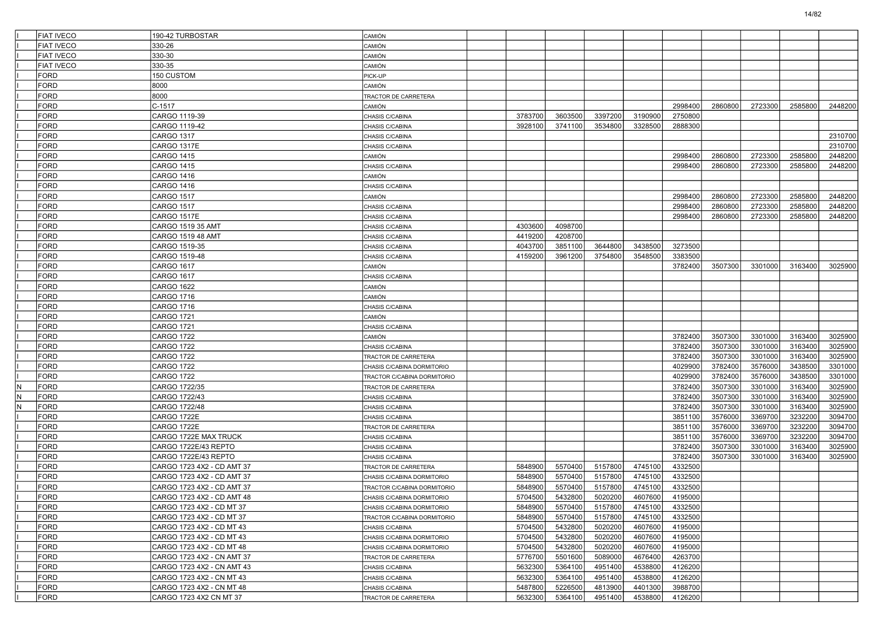| | | | | | | | | | | | | | |
|---|---|---|---|---|---|---|---|---|---|---|---|---|---|
| I | FIAT IVECO | 190-42 TURBOSTAR | CAMIÓN | | | | | | | | | | |
| I | FIAT IVECO | 330-26 | CAMIÓN | | | | | | | | | | |
| I | FIAT IVECO | 330-30 | CAMIÓN | | | | | | | | | | |
| I | FIAT IVECO | 330-35 | CAMIÓN | | | | | | | | | | |
| I | FORD | 150 CUSTOM | PICK-UP | | | | | | | | | | |
| I | FORD | 8000 | CAMIÓN | | | | | | | | | | |
| I | FORD | 8000 | TRACTOR DE CARRETERA | | | | | | | | | | |
| I | FORD | C-1517 | CAMIÓN | | | | | | 2998400 | 2860800 | 2723300 | 2585800 | 2448200 |
| I | FORD | CARGO 1119-39 | CHASIS C/CABINA | | 3783700 | 3603500 | 3397200 | 3190900 | 2750800 | | | | |
| I | FORD | CARGO 1119-42 | CHASIS C/CABINA | | 3928100 | 3741100 | 3534800 | 3328500 | 2888300 | | | | |
| I | FORD | CARGO 1317 | CHASIS C/CABINA | | | | | | | | | | 2310700 |
| I | FORD | CARGO 1317E | CHASIS C/CABINA | | | | | | | | | | 2310700 |
| I | FORD | CARGO 1415 | CAMIÓN | | | | | | 2998400 | 2860800 | 2723300 | 2585800 | 2448200 |
| I | FORD | CARGO 1415 | CHASIS C/CABINA | | | | | | 2998400 | 2860800 | 2723300 | 2585800 | 2448200 |
| I | FORD | CARGO 1416 | CAMIÓN | | | | | | | | | | |
| I | FORD | CARGO 1416 | CHASIS C/CABINA | | | | | | | | | | |
| I | FORD | CARGO 1517 | CAMIÓN | | | | | | 2998400 | 2860800 | 2723300 | 2585800 | 2448200 |
| I | FORD | CARGO 1517 | CHASIS C/CABINA | | | | | | 2998400 | 2860800 | 2723300 | 2585800 | 2448200 |
| I | FORD | CARGO 1517E | CHASIS C/CABINA | | | | | | 2998400 | 2860800 | 2723300 | 2585800 | 2448200 |
| I | FORD | CARGO 1519 35 AMT | CHASIS C/CABINA | | 4303600 | 4098700 | | | | | | | |
| I | FORD | CARGO 1519 48 AMT | CHASIS C/CABINA | | 4419200 | 4208700 | | | | | | | |
| I | FORD | CARGO 1519-35 | CHASIS C/CABINA | | 4043700 | 3851100 | 3644800 | 3438500 | 3273500 | | | | |
| I | FORD | CARGO 1519-48 | CHASIS C/CABINA | | 4159200 | 3961200 | 3754800 | 3548500 | 3383500 | | | | |
| I | FORD | CARGO 1617 | CAMIÓN | | | | | | 3782400 | 3507300 | 3301000 | 3163400 | 3025900 |
| I | FORD | CARGO 1617 | CHASIS C/CABINA | | | | | | | | | | |
| I | FORD | CARGO 1622 | CAMIÓN | | | | | | | | | | |
| I | FORD | CARGO 1716 | CAMIÓN | | | | | | | | | | |
| I | FORD | CARGO 1716 | CHASIS C/CABINA | | | | | | | | | | |
| I | FORD | CARGO 1721 | CAMIÓN | | | | | | | | | | |
| I | FORD | CARGO 1721 | CHASIS C/CABINA | | | | | | | | | | |
| I | FORD | CARGO 1722 | CAMIÓN | | | | | | 3782400 | 3507300 | 3301000 | 3163400 | 3025900 |
| I | FORD | CARGO 1722 | CHASIS C/CABINA | | | | | | 3782400 | 3507300 | 3301000 | 3163400 | 3025900 |
| I | FORD | CARGO 1722 | TRACTOR DE CARRETERA | | | | | | 3782400 | 3507300 | 3301000 | 3163400 | 3025900 |
| I | FORD | CARGO 1722 | CHASIS C/CABINA DORMITORIO | | | | | | 4029900 | 3782400 | 3576000 | 3438500 | 3301000 |
| I | FORD | CARGO 1722 | TRACTOR C/CABINA DORMITORIO | | | | | | 4029900 | 3782400 | 3576000 | 3438500 | 3301000 |
| N | FORD | CARGO 1722/35 | TRACTOR DE CARRETERA | | | | | | 3782400 | 3507300 | 3301000 | 3163400 | 3025900 |
| N | FORD | CARGO 1722/43 | CHASIS C/CABINA | | | | | | 3782400 | 3507300 | 3301000 | 3163400 | 3025900 |
| N | FORD | CARGO 1722/48 | CHASIS C/CABINA | | | | | | 3782400 | 3507300 | 3301000 | 3163400 | 3025900 |
| I | FORD | CARGO 1722E | CHASIS C/CABINA | | | | | | 3851100 | 3576000 | 3369700 | 3232200 | 3094700 |
| I | FORD | CARGO 1722E | TRACTOR DE CARRETERA | | | | | | 3851100 | 3576000 | 3369700 | 3232200 | 3094700 |
| I | FORD | CARGO 1722E MAX TRUCK | CHASIS C/CABINA | | | | | | 3851100 | 3576000 | 3369700 | 3232200 | 3094700 |
| I | FORD | CARGO 1722E/43 REPTO | CHASIS C/CABINA | | | | | | 3782400 | 3507300 | 3301000 | 3163400 | 3025900 |
| I | FORD | CARGO 1722E/43 REPTO | CHASIS C/CABINA | | | | | | 3782400 | 3507300 | 3301000 | 3163400 | 3025900 |
| I | FORD | CARGO 1723 4X2 - CD AMT 37 | TRACTOR DE CARRETERA | | 5848900 | 5570400 | 5157800 | 4745100 | 4332500 | | | | |
| I | FORD | CARGO 1723 4X2 - CD AMT 37 | CHASIS C/CABINA DORMITORIO | | 5848900 | 5570400 | 5157800 | 4745100 | 4332500 | | | | |
| I | FORD | CARGO 1723 4X2 - CD AMT 37 | TRACTOR C/CABINA DORMITORIO | | 5848900 | 5570400 | 5157800 | 4745100 | 4332500 | | | | |
| I | FORD | CARGO 1723 4X2 - CD AMT 48 | CHASIS C/CABINA DORMITORIO | | 5704500 | 5432800 | 5020200 | 4607600 | 4195000 | | | | |
| I | FORD | CARGO 1723 4X2 - CD MT 37 | CHASIS C/CABINA DORMITORIO | | 5848900 | 5570400 | 5157800 | 4745100 | 4332500 | | | | |
| I | FORD | CARGO 1723 4X2 - CD MT 37 | TRACTOR C/CABINA DORMITORIO | | 5848900 | 5570400 | 5157800 | 4745100 | 4332500 | | | | |
| I | FORD | CARGO 1723 4X2 - CD MT 43 | CHASIS C/CABINA | | 5704500 | 5432800 | 5020200 | 4607600 | 4195000 | | | | |
| I | FORD | CARGO 1723 4X2 - CD MT 43 | CHASIS C/CABINA DORMITORIO | | 5704500 | 5432800 | 5020200 | 4607600 | 4195000 | | | | |
| I | FORD | CARGO 1723 4X2 - CD MT 48 | CHASIS C/CABINA DORMITORIO | | 5704500 | 5432800 | 5020200 | 4607600 | 4195000 | | | | |
| I | FORD | CARGO 1723 4X2 - CN AMT 37 | TRACTOR DE CARRETERA | | 5776700 | 5501600 | 5089000 | 4676400 | 4263700 | | | | |
| I | FORD | CARGO 1723 4X2 - CN AMT 43 | CHASIS C/CABINA | | 5632300 | 5364100 | 4951400 | 4538800 | 4126200 | | | | |
| I | FORD | CARGO 1723 4X2 - CN MT 43 | CHASIS C/CABINA | | 5632300 | 5364100 | 4951400 | 4538800 | 4126200 | | | | |
| I | FORD | CARGO 1723 4X2 - CN MT 48 | CHASIS C/CABINA | | 5487800 | 5226500 | 4813900 | 4401300 | 3988700 | | | | |
| I | FORD | CARGO 1723 4X2 CN MT 37 | TRACTOR DE CARRETERA | | 5632300 | 5364100 | 4951400 | 4538800 | 4126200 | | | | |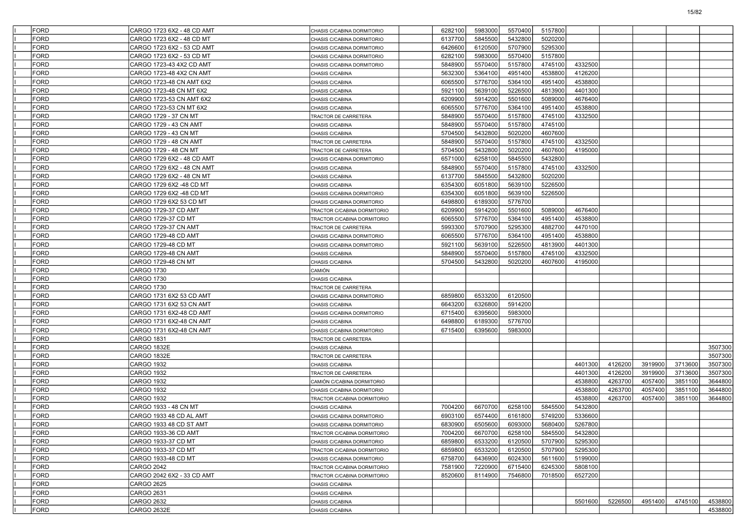| | | | | | | | | | | | | | |
|---|---|---|---|---|---|---|---|---|---|---|---|---|---|
| | FORD | CARGO 1723 6X2 - 48 CD AMT | CHASIS C/CABINA DORMITORIO | | 6282100 | 5983000 | 5570400 | 5157800 | | | | | |
| | FORD | CARGO 1723 6X2 - 48 CD MT | CHASIS C/CABINA DORMITORIO | | 6137700 | 5845500 | 5432800 | 5020200 | | | | | |
| | FORD | CARGO 1723 6X2 - 53 CD AMT | CHASIS C/CABINA DORMITORIO | | 6426600 | 6120500 | 5707900 | 5295300 | | | | | |
| | FORD | CARGO 1723 6X2 - 53 CD MT | CHASIS C/CABINA DORMITORIO | | 6282100 | 5983000 | 5570400 | 5157800 | | | | | |
| | FORD | CARGO 1723-43 4X2 CD AMT | CHASIS C/CABINA DORMITORIO | | 5848900 | 5570400 | 5157800 | 4745100 | 4332500 | | | | |
| | FORD | CARGO 1723-48 4X2 CN AMT | CHASIS C/CABINA | | 5632300 | 5364100 | 4951400 | 4538800 | 4126200 | | | | |
| | FORD | CARGO 1723-48 CN AMT 6X2 | CHASIS C/CABINA | | 6065500 | 5776700 | 5364100 | 4951400 | 4538800 | | | | |
| | FORD | CARGO 1723-48 CN MT 6X2 | CHASIS C/CABINA | | 5921100 | 5639100 | 5226500 | 4813900 | 4401300 | | | | |
| | FORD | CARGO 1723-53 CN AMT 6X2 | CHASIS C/CABINA | | 6209900 | 5914200 | 5501600 | 5089000 | 4676400 | | | | |
| | FORD | CARGO 1723-53 CN MT 6X2 | CHASIS C/CABINA | | 6065500 | 5776700 | 5364100 | 4951400 | 4538800 | | | | |
| | FORD | CARGO 1729 - 37 CN MT | TRACTOR DE CARRETERA | | 5848900 | 5570400 | 5157800 | 4745100 | 4332500 | | | | |
| | FORD | CARGO 1729 - 43 CN AMT | CHASIS C/CABINA | | 5848900 | 5570400 | 5157800 | 4745100 | | | | | |
| | FORD | CARGO 1729 - 43 CN MT | CHASIS C/CABINA | | 5704500 | 5432800 | 5020200 | 4607600 | | | | | |
| | FORD | CARGO 1729 - 48 CN AMT | TRACTOR DE CARRETERA | | 5848900 | 5570400 | 5157800 | 4745100 | 4332500 | | | | |
| | FORD | CARGO 1729 - 48 CN MT | TRACTOR DE CARRETERA | | 5704500 | 5432800 | 5020200 | 4607600 | 4195000 | | | | |
| | FORD | CARGO 1729 6X2 - 48 CD AMT | CHASIS C/CABINA DORMITORIO | | 6571000 | 6258100 | 5845500 | 5432800 | | | | | |
| | FORD | CARGO 1729 6X2 - 48 CN AMT | CHASIS C/CABINA | | 5848900 | 5570400 | 5157800 | 4745100 | 4332500 | | | | |
| | FORD | CARGO 1729 6X2 - 48 CN MT | CHASIS C/CABINA | | 6137700 | 5845500 | 5432800 | 5020200 | | | | | |
| | FORD | CARGO 1729 6X2 -48 CD MT | CHASIS C/CABINA | | 6354300 | 6051800 | 5639100 | 5226500 | | | | | |
| | FORD | CARGO 1729 6X2 -48 CD MT | CHASIS C/CABINA DORMITORIO | | 6354300 | 6051800 | 5639100 | 5226500 | | | | | |
| | FORD | CARGO 1729 6X2 53 CD MT | CHASIS C/CABINA DORMITORIO | | 6498800 | 6189300 | 5776700 | | | | | | |
| | FORD | CARGO 1729-37 CD AMT | TRACTOR C/CABINA DORMITORIO | | 6209900 | 5914200 | 5501600 | 5089000 | 4676400 | | | | |
| | FORD | CARGO 1729-37 CD MT | TRACTOR C/CABINA DORMITORIO | | 6065500 | 5776700 | 5364100 | 4951400 | 4538800 | | | | |
| | FORD | CARGO 1729-37 CN AMT | TRACTOR DE CARRETERA | | 5993300 | 5707900 | 5295300 | 4882700 | 4470100 | | | | |
| | FORD | CARGO 1729-48 CD AMT | CHASIS C/CABINA DORMITORIO | | 6065500 | 5776700 | 5364100 | 4951400 | 4538800 | | | | |
| | FORD | CARGO 1729-48 CD MT | CHASIS C/CABINA DORMITORIO | | 5921100 | 5639100 | 5226500 | 4813900 | 4401300 | | | | |
| | FORD | CARGO 1729-48 CN AMT | CHASIS C/CABINA | | 5848900 | 5570400 | 5157800 | 4745100 | 4332500 | | | | |
| | FORD | CARGO 1729-48 CN MT | CHASIS C/CABINA | | 5704500 | 5432800 | 5020200 | 4607600 | 4195000 | | | | |
| | FORD | CARGO 1730 | CAMIÓN | | | | | | | | | | |
| | FORD | CARGO 1730 | CHASIS C/CABINA | | | | | | | | | | |
| | FORD | CARGO 1730 | TRACTOR DE CARRETERA | | | | | | | | | | |
| | FORD | CARGO 1731 6X2 53 CD AMT | CHASIS C/CABINA DORMITORIO | | 6859800 | 6533200 | 6120500 | | | | | | |
| | FORD | CARGO 1731 6X2 53 CN AMT | CHASIS C/CABINA | | 6643200 | 6326800 | 5914200 | | | | | | |
| | FORD | CARGO 1731 6X2-48 CD AMT | CHASIS C/CABINA DORMITORIO | | 6715400 | 6395600 | 5983000 | | | | | | |
| | FORD | CARGO 1731 6X2-48 CN AMT | CHASIS C/CABINA | | 6498800 | 6189300 | 5776700 | | | | | | |
| | FORD | CARGO 1731 6X2-48 CN AMT | CHASIS C/CABINA DORMITORIO | | 6715400 | 6395600 | 5983000 | | | | | | |
| | FORD | CARGO 1831 | TRACTOR DE CARRETERA | | | | | | | | | | |
| | FORD | CARGO 1832E | CHASIS C/CABINA | | | | | | | | | | 3507300 |
| | FORD | CARGO 1832E | TRACTOR DE CARRETERA | | | | | | | | | | 3507300 |
| | FORD | CARGO 1932 | CHASIS C/CABINA | | | | | | 4401300 | 4126200 | 3919900 | 3713600 | 3507300 |
| | FORD | CARGO 1932 | TRACTOR DE CARRETERA | | | | | | 4401300 | 4126200 | 3919900 | 3713600 | 3507300 |
| | FORD | CARGO 1932 | CAMIÓN C/CABINA DORMITORIO | | | | | | 4538800 | 4263700 | 4057400 | 3851100 | 3644800 |
| | FORD | CARGO 1932 | CHASIS C/CABINA DORMITORIO | | | | | | 4538800 | 4263700 | 4057400 | 3851100 | 3644800 |
| | FORD | CARGO 1932 | TRACTOR C/CABINA DORMITORIO | | | | | | 4538800 | 4263700 | 4057400 | 3851100 | 3644800 |
| | FORD | CARGO 1933 - 48 CN MT | CHASIS C/CABINA | | 7004200 | 6670700 | 6258100 | 5845500 | 5432800 | | | | |
| | FORD | CARGO 1933 48 CD AL AMT | CHASIS C/CABINA DORMITORIO | | 6903100 | 6574400 | 6161800 | 5749200 | 5336600 | | | | |
| | FORD | CARGO 1933 48 CD ST AMT | CHASIS C/CABINA DORMITORIO | | 6830900 | 6505600 | 6093000 | 5680400 | 5267800 | | | | |
| | FORD | CARGO 1933-36 CD AMT | TRACTOR C/CABINA DORMITORIO | | 7004200 | 6670700 | 6258100 | 5845500 | 5432800 | | | | |
| | FORD | CARGO 1933-37 CD MT | CHASIS C/CABINA DORMITORIO | | 6859800 | 6533200 | 6120500 | 5707900 | 5295300 | | | | |
| | FORD | CARGO 1933-37 CD MT | TRACTOR C/CABINA DORMITORIO | | 6859800 | 6533200 | 6120500 | 5707900 | 5295300 | | | | |
| | FORD | CARGO 1933-48 CD MT | CHASIS C/CABINA DORMITORIO | | 6758700 | 6436900 | 6024300 | 5611600 | 5199000 | | | | |
| | FORD | CARGO 2042 | TRACTOR C/CABINA DORMITORIO | | 7581900 | 7220900 | 6715400 | 6245300 | 5808100 | | | | |
| | FORD | CARGO 2042 6X2 - 33 CD AMT | TRACTOR C/CABINA DORMITORIO | | 8520600 | 8114900 | 7546800 | 7018500 | 6527200 | | | | |
| | FORD | CARGO 2625 | CHASIS C/CABINA | | | | | | | | | | |
| | FORD | CARGO 2631 | CHASIS C/CABINA | | | | | | | | | | |
| | FORD | CARGO 2632 | CHASIS C/CABINA | | | | | | 5501600 | 5226500 | 4951400 | 4745100 | 4538800 |
| | FORD | CARGO 2632E | CHASIS C/CABINA | | | | | | | | | | 4538800 |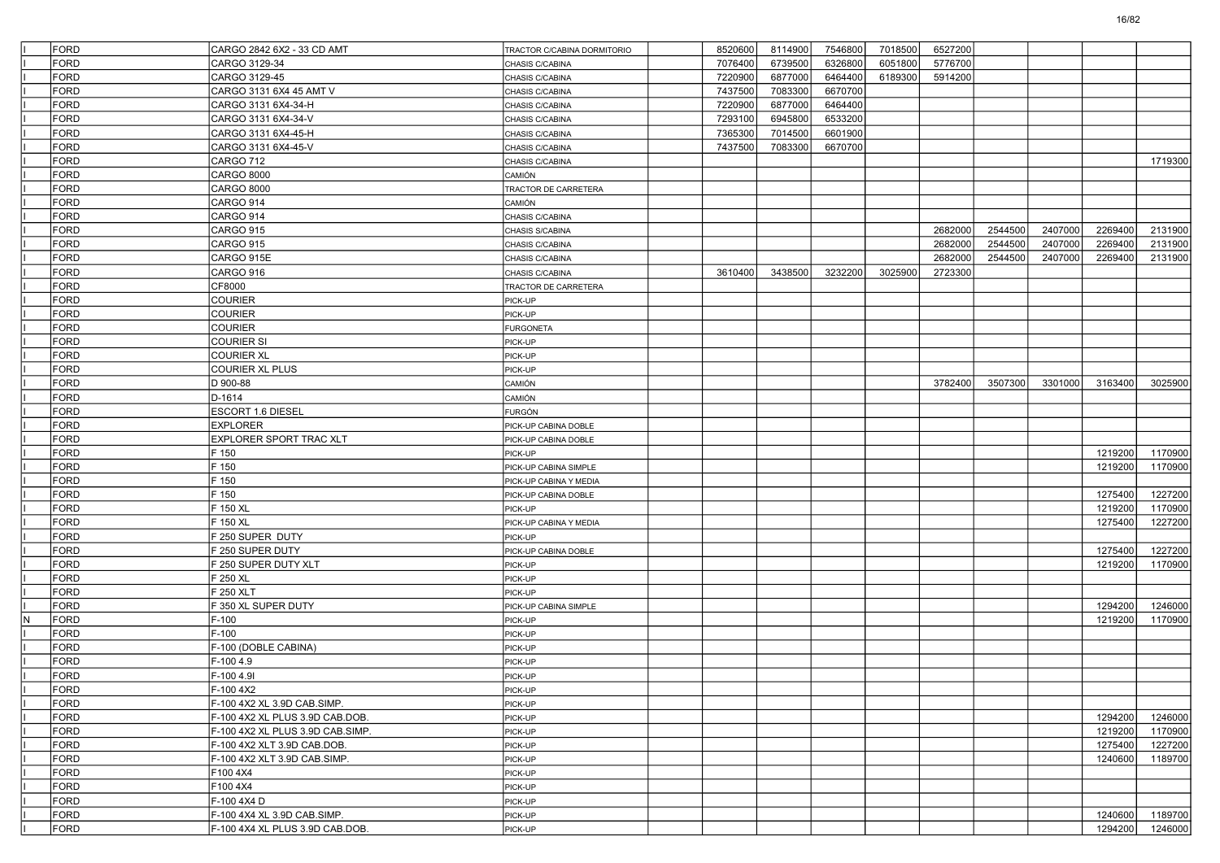| | | | | | | | | | | | | | | |
|---|---|---|---|---|---|---|---|---|---|---|---|---|---|---|
| I | FORD | CARGO 2842 6X2 - 33 CD AMT | TRACTOR C/CABINA DORMITORIO | | 8520600 | 8114900 | 7546800 | 7018500 | 6527200 | | | | | |
| I | FORD | CARGO 3129-34 | CHASIS C/CABINA | | 7076400 | 6739500 | 6326800 | 6051800 | 5776700 | | | | | |
| I | FORD | CARGO 3129-45 | CHASIS C/CABINA | | 7220900 | 6877000 | 6464400 | 6189300 | 5914200 | | | | | |
| I | FORD | CARGO 3131 6X4 45 AMT V | CHASIS C/CABINA | | 7437500 | 7083300 | 6670700 | | | | | | | |
| I | FORD | CARGO 3131 6X4-34-H | CHASIS C/CABINA | | 7220900 | 6877000 | 6464400 | | | | | | | |
| I | FORD | CARGO 3131 6X4-34-V | CHASIS C/CABINA | | 7293100 | 6945800 | 6533200 | | | | | | | |
| I | FORD | CARGO 3131 6X4-45-H | CHASIS C/CABINA | | 7365300 | 7014500 | 6601900 | | | | | | | |
| I | FORD | CARGO 3131 6X4-45-V | CHASIS C/CABINA | | 7437500 | 7083300 | 6670700 | | | | | | | |
| I | FORD | CARGO 712 | CHASIS C/CABINA | | | | | | | | | | | 1719300 |
| I | FORD | CARGO 8000 | CAMIÓN | | | | | | | | | | | |
| I | FORD | CARGO 8000 | TRACTOR DE CARRETERA | | | | | | | | | | | |
| I | FORD | CARGO 914 | CAMIÓN | | | | | | | | | | | |
| I | FORD | CARGO 914 | CHASIS C/CABINA | | | | | | | | | | | |
| I | FORD | CARGO 915 | CHASIS S/CABINA | | | | | | 2682000 | 2544500 | 2407000 | 2269400 | 2131900 | |
| I | FORD | CARGO 915 | CHASIS C/CABINA | | | | | | 2682000 | 2544500 | 2407000 | 2269400 | 2131900 | |
| I | FORD | CARGO 915E | CHASIS C/CABINA | | | | | | 2682000 | 2544500 | 2407000 | 2269400 | 2131900 | |
| I | FORD | CARGO 916 | CHASIS C/CABINA | | 3610400 | 3438500 | 3232200 | 3025900 | 2723300 | | | | | |
| I | FORD | CF8000 | TRACTOR DE CARRETERA | | | | | | | | | | | |
| I | FORD | COURIER | PICK-UP | | | | | | | | | | | |
| I | FORD | COURIER | PICK-UP | | | | | | | | | | | |
| I | FORD | COURIER | FURGONETA | | | | | | | | | | | |
| I | FORD | COURIER SI | PICK-UP | | | | | | | | | | | |
| I | FORD | COURIER XL | PICK-UP | | | | | | | | | | | |
| I | FORD | COURIER XL PLUS | PICK-UP | | | | | | | | | | | |
| I | FORD | D 900-88 | CAMIÓN | | | | | | 3782400 | 3507300 | 3301000 | 3163400 | 3025900 | |
| I | FORD | D-1614 | CAMIÓN | | | | | | | | | | | |
| I | FORD | ESCORT 1.6 DIESEL | FURGÓN | | | | | | | | | | | |
| I | FORD | EXPLORER | PICK-UP CABINA DOBLE | | | | | | | | | | | |
| I | FORD | EXPLORER SPORT TRAC XLT | PICK-UP CABINA DOBLE | | | | | | | | | | | |
| I | FORD | F 150 | PICK-UP | | | | | | | | | 1219200 | 1170900 | |
| I | FORD | F 150 | PICK-UP CABINA SIMPLE | | | | | | | | | 1219200 | 1170900 | |
| I | FORD | F 150 | PICK-UP CABINA Y MEDIA | | | | | | | | | | | |
| I | FORD | F 150 | PICK-UP CABINA DOBLE | | | | | | | | | 1275400 | 1227200 | |
| I | FORD | F 150 XL | PICK-UP | | | | | | | | | 1219200 | 1170900 | |
| I | FORD | F 150 XL | PICK-UP CABINA Y MEDIA | | | | | | | | | 1275400 | 1227200 | |
| I | FORD | F 250 SUPER DUTY | PICK-UP | | | | | | | | | | | |
| I | FORD | F 250 SUPER DUTY | PICK-UP CABINA DOBLE | | | | | | | | | 1275400 | 1227200 | |
| I | FORD | F 250 SUPER DUTY XLT | PICK-UP | | | | | | | | | 1219200 | 1170900 | |
| I | FORD | F 250 XL | PICK-UP | | | | | | | | | | | |
| I | FORD | F 250 XLT | PICK-UP | | | | | | | | | | | |
| I | FORD | F 350 XL SUPER DUTY | PICK-UP CABINA SIMPLE | | | | | | | | | 1294200 | 1246000 | |
| N | FORD | F-100 | PICK-UP | | | | | | | | | 1219200 | 1170900 | |
| I | FORD | F-100 | PICK-UP | | | | | | | | | | | |
| I | FORD | F-100 (DOBLE CABINA) | PICK-UP | | | | | | | | | | | |
| I | FORD | F-100 4.9 | PICK-UP | | | | | | | | | | | |
| I | FORD | F-100 4.9I | PICK-UP | | | | | | | | | | | |
| I | FORD | F-100 4X2 | PICK-UP | | | | | | | | | | | |
| I | FORD | F-100 4X2 XL 3.9D CAB.SIMP. | PICK-UP | | | | | | | | | | | |
| I | FORD | F-100 4X2 XL PLUS 3.9D CAB.DOB. | PICK-UP | | | | | | | | | 1294200 | 1246000 | |
| I | FORD | F-100 4X2 XL PLUS 3.9D CAB.SIMP. | PICK-UP | | | | | | | | | 1219200 | 1170900 | |
| I | FORD | F-100 4X2 XLT 3.9D CAB.DOB. | PICK-UP | | | | | | | | | 1275400 | 1227200 | |
| I | FORD | F-100 4X2 XLT 3.9D CAB.SIMP. | PICK-UP | | | | | | | | | 1240600 | 1189700 | |
| I | FORD | F100 4X4 | PICK-UP | | | | | | | | | | | |
| I | FORD | F100 4X4 | PICK-UP | | | | | | | | | | | |
| I | FORD | F-100 4X4 D | PICK-UP | | | | | | | | | | | |
| I | FORD | F-100 4X4 XL 3.9D CAB.SIMP. | PICK-UP | | | | | | | | | 1240600 | 1189700 | |
| I | FORD | F-100 4X4 XL PLUS 3.9D CAB.DOB. | PICK-UP | | | | | | | | | 1294200 | 1246000 | |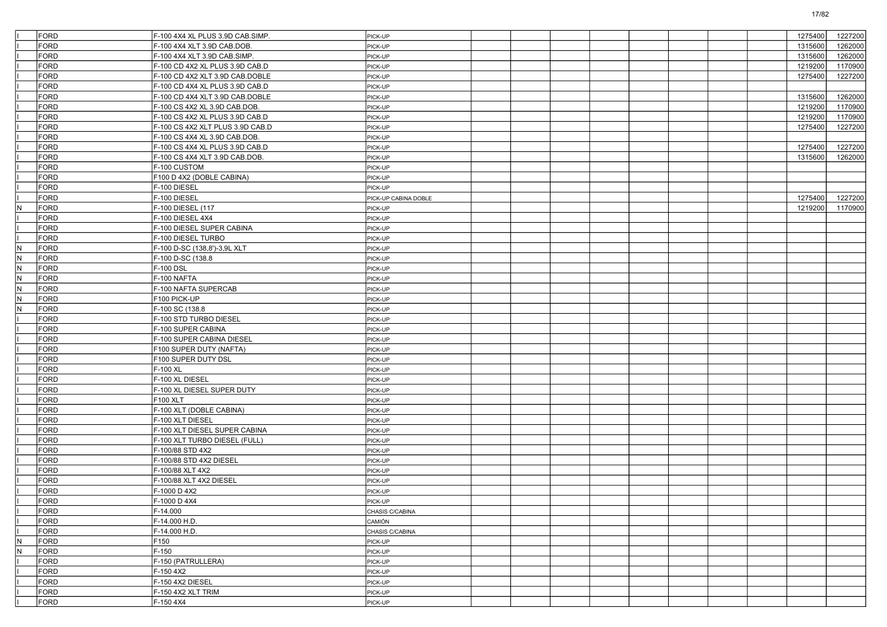| | | | | | | | | | | | | | |
|---|---|---|---|---|---|---|---|---|---|---|---|---|---|
| I | FORD | F-100 4X4 XL PLUS 3.9D CAB.SIMP. | PICK-UP | | | | | | | | | 1275400 | 1227200 |
| I | FORD | F-100 4X4 XLT 3.9D CAB.DOB. | PICK-UP | | | | | | | | | 1315600 | 1262000 |
| I | FORD | F-100 4X4 XLT 3.9D CAB.SIMP. | PICK-UP | | | | | | | | | 1315600 | 1262000 |
| I | FORD | F-100 CD 4X2 XL PLUS 3.9D CAB.D | PICK-UP | | | | | | | | | 1219200 | 1170900 |
| I | FORD | F-100 CD 4X2 XLT 3.9D CAB.DOBLE | PICK-UP | | | | | | | | | 1275400 | 1227200 |
| I | FORD | F-100 CD 4X4 XL PLUS 3.9D CAB.D | PICK-UP | | | | | | | | | | |
| I | FORD | F-100 CD 4X4 XLT 3.9D CAB.DOBLE | PICK-UP | | | | | | | | | 1315600 | 1262000 |
| I | FORD | F-100 CS 4X2 XL 3.9D CAB.DOB. | PICK-UP | | | | | | | | | 1219200 | 1170900 |
| I | FORD | F-100 CS 4X2 XL PLUS 3.9D CAB.D | PICK-UP | | | | | | | | | 1219200 | 1170900 |
| I | FORD | F-100 CS 4X2 XLT PLUS 3.9D CAB.D | PICK-UP | | | | | | | | | 1275400 | 1227200 |
| I | FORD | F-100 CS 4X4 XL 3.9D CAB.DOB. | PICK-UP | | | | | | | | | | |
| I | FORD | F-100 CS 4X4 XL PLUS 3.9D CAB.D | PICK-UP | | | | | | | | | 1275400 | 1227200 |
| I | FORD | F-100 CS 4X4 XLT 3.9D CAB.DOB. | PICK-UP | | | | | | | | | 1315600 | 1262000 |
| I | FORD | F-100 CUSTOM | PICK-UP | | | | | | | | | | |
| I | FORD | F100 D 4X2 (DOBLE CABINA) | PICK-UP | | | | | | | | | | |
| I | FORD | F-100 DIESEL | PICK-UP | | | | | | | | | | |
| I | FORD | F-100 DIESEL | PICK-UP CABINA DOBLE | | | | | | | | | 1275400 | 1227200 |
| N | FORD | F-100 DIESEL (117 | PICK-UP | | | | | | | | | 1219200 | 1170900 |
| I | FORD | F-100 DIESEL 4X4 | PICK-UP | | | | | | | | | | |
| I | FORD | F-100 DIESEL SUPER CABINA | PICK-UP | | | | | | | | | | |
| I | FORD | F-100 DIESEL TURBO | PICK-UP | | | | | | | | | | |
| N | FORD | F-100 D-SC (138,8')-3,9L XLT | PICK-UP | | | | | | | | | | |
| N | FORD | F-100 D-SC (138.8 | PICK-UP | | | | | | | | | | |
| N | FORD | F-100 DSL | PICK-UP | | | | | | | | | | |
| N | FORD | F-100 NAFTA | PICK-UP | | | | | | | | | | |
| N | FORD | F-100 NAFTA SUPERCAB | PICK-UP | | | | | | | | | | |
| N | FORD | F100 PICK-UP | PICK-UP | | | | | | | | | | |
| N | FORD | F-100 SC (138.8 | PICK-UP | | | | | | | | | | |
| I | FORD | F-100 STD TURBO DIESEL | PICK-UP | | | | | | | | | | |
| I | FORD | F-100 SUPER CABINA | PICK-UP | | | | | | | | | | |
| I | FORD | F-100 SUPER CABINA DIESEL | PICK-UP | | | | | | | | | | |
| I | FORD | F100 SUPER DUTY (NAFTA) | PICK-UP | | | | | | | | | | |
| I | FORD | F100 SUPER DUTY DSL | PICK-UP | | | | | | | | | | |
| I | FORD | F-100 XL | PICK-UP | | | | | | | | | | |
| I | FORD | F-100 XL DIESEL | PICK-UP | | | | | | | | | | |
| I | FORD | F-100 XL DIESEL SUPER DUTY | PICK-UP | | | | | | | | | | |
| I | FORD | F100 XLT | PICK-UP | | | | | | | | | | |
| I | FORD | F-100 XLT (DOBLE CABINA) | PICK-UP | | | | | | | | | | |
| I | FORD | F-100 XLT DIESEL | PICK-UP | | | | | | | | | | |
| I | FORD | F-100 XLT DIESEL SUPER CABINA | PICK-UP | | | | | | | | | | |
| I | FORD | F-100 XLT TURBO DIESEL (FULL) | PICK-UP | | | | | | | | | | |
| I | FORD | F-100/88 STD 4X2 | PICK-UP | | | | | | | | | | |
| I | FORD | F-100/88 STD 4X2 DIESEL | PICK-UP | | | | | | | | | | |
| I | FORD | F-100/88 XLT 4X2 | PICK-UP | | | | | | | | | | |
| I | FORD | F-100/88 XLT 4X2 DIESEL | PICK-UP | | | | | | | | | | |
| I | FORD | F-1000 D 4X2 | PICK-UP | | | | | | | | | | |
| I | FORD | F-1000 D 4X4 | PICK-UP | | | | | | | | | | |
| I | FORD | F-14.000 | CHASIS C/CABINA | | | | | | | | | | |
| I | FORD | F-14.000 H.D. | CAMIÓN | | | | | | | | | | |
| I | FORD | F-14.000 H.D. | CHASIS C/CABINA | | | | | | | | | | |
| N | FORD | F150 | PICK-UP | | | | | | | | | | |
| N | FORD | F-150 | PICK-UP | | | | | | | | | | |
| I | FORD | F-150 (PATRULLERA) | PICK-UP | | | | | | | | | | |
| I | FORD | F-150 4X2 | PICK-UP | | | | | | | | | | |
| I | FORD | F-150 4X2 DIESEL | PICK-UP | | | | | | | | | | |
| I | FORD | F-150 4X2 XLT TRIM | PICK-UP | | | | | | | | | | |
| I | FORD | F-150 4X4 | PICK-UP | | | | | | | | | | |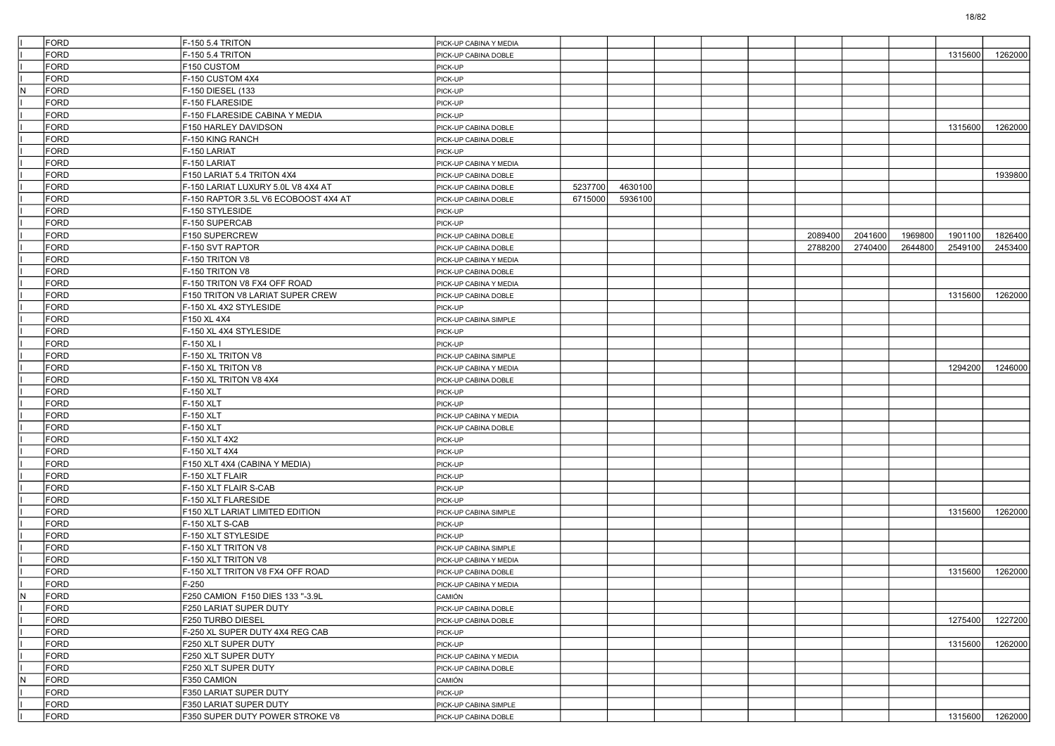| | | | | | | | | | | | | | |
|---|---|---|---|---|---|---|---|---|---|---|---|---|---|
| I | FORD | F-150 5.4 TRITON | PICK-UP CABINA Y MEDIA | | | | | | | | | | |
| I | FORD | F-150 5.4 TRITON | PICK-UP CABINA DOBLE | | | | | | | | | 1315600 | 1262000 |
| I | FORD | F150 CUSTOM | PICK-UP | | | | | | | | | | |
| I | FORD | F-150 CUSTOM 4X4 | PICK-UP | | | | | | | | | | |
| N | FORD | F-150 DIESEL (133 | PICK-UP | | | | | | | | | | |
| I | FORD | F-150 FLARESIDE | PICK-UP | | | | | | | | | | |
| I | FORD | F-150 FLARESIDE CABINA Y MEDIA | PICK-UP | | | | | | | | | | |
| I | FORD | F150 HARLEY DAVIDSON | PICK-UP CABINA DOBLE | | | | | | | | | 1315600 | 1262000 |
| I | FORD | F-150 KING RANCH | PICK-UP CABINA DOBLE | | | | | | | | | | |
| I | FORD | F-150 LARIAT | PICK-UP | | | | | | | | | | |
| I | FORD | F-150 LARIAT | PICK-UP CABINA Y MEDIA | | | | | | | | | | |
| I | FORD | F150 LARIAT 5.4 TRITON 4X4 | PICK-UP CABINA DOBLE | | | | | | | | | | 1939800 |
| I | FORD | F-150 LARIAT LUXURY 5.0L V8 4X4 AT | PICK-UP CABINA DOBLE | 5237700 | 4630100 | | | | | | | | |
| I | FORD | F-150 RAPTOR 3.5L V6 ECOBOOST 4X4 AT | PICK-UP CABINA DOBLE | 6715000 | 5936100 | | | | | | | | |
| I | FORD | F-150 STYLESIDE | PICK-UP | | | | | | | | | | |
| I | FORD | F-150 SUPERCAB | PICK-UP | | | | | | | | | | |
| I | FORD | F150 SUPERCREW | PICK-UP CABINA DOBLE | | | | | | 2089400 | 2041600 | 1969800 | 1901100 | 1826400 |
| I | FORD | F-150 SVT RAPTOR | PICK-UP CABINA DOBLE | | | | | | 2788200 | 2740400 | 2644800 | 2549100 | 2453400 |
| I | FORD | F-150 TRITON V8 | PICK-UP CABINA Y MEDIA | | | | | | | | | | |
| I | FORD | F-150 TRITON V8 | PICK-UP CABINA DOBLE | | | | | | | | | | |
| I | FORD | F-150 TRITON V8 FX4 OFF ROAD | PICK-UP CABINA Y MEDIA | | | | | | | | | | |
| I | FORD | F150 TRITON V8 LARIAT SUPER CREW | PICK-UP CABINA DOBLE | | | | | | | | | 1315600 | 1262000 |
| I | FORD | F-150 XL 4X2 STYLESIDE | PICK-UP | | | | | | | | | | |
| I | FORD | F150 XL 4X4 | PICK-UP CABINA SIMPLE | | | | | | | | | | |
| I | FORD | F-150 XL 4X4 STYLESIDE | PICK-UP | | | | | | | | | | |
| I | FORD | F-150 XL I | PICK-UP | | | | | | | | | | |
| I | FORD | F-150 XL TRITON V8 | PICK-UP CABINA SIMPLE | | | | | | | | | | |
| I | FORD | F-150 XL TRITON V8 | PICK-UP CABINA Y MEDIA | | | | | | | | | 1294200 | 1246000 |
| I | FORD | F-150 XL TRITON V8 4X4 | PICK-UP CABINA DOBLE | | | | | | | | | | |
| I | FORD | F-150 XLT | PICK-UP | | | | | | | | | | |
| I | FORD | F-150 XLT | PICK-UP | | | | | | | | | | |
| I | FORD | F-150 XLT | PICK-UP CABINA Y MEDIA | | | | | | | | | | |
| I | FORD | F-150 XLT | PICK-UP CABINA DOBLE | | | | | | | | | | |
| I | FORD | F-150 XLT 4X2 | PICK-UP | | | | | | | | | | |
| I | FORD | F-150 XLT 4X4 | PICK-UP | | | | | | | | | | |
| I | FORD | F150 XLT 4X4 (CABINA Y MEDIA) | PICK-UP | | | | | | | | | | |
| I | FORD | F-150 XLT FLAIR | PICK-UP | | | | | | | | | | |
| I | FORD | F-150 XLT FLAIR S-CAB | PICK-UP | | | | | | | | | | |
| I | FORD | F-150 XLT FLARESIDE | PICK-UP | | | | | | | | | | |
| I | FORD | F150 XLT LARIAT LIMITED EDITION | PICK-UP CABINA SIMPLE | | | | | | | | | 1315600 | 1262000 |
| I | FORD | F-150 XLT S-CAB | PICK-UP | | | | | | | | | | |
| I | FORD | F-150 XLT STYLESIDE | PICK-UP | | | | | | | | | | |
| I | FORD | F-150 XLT TRITON V8 | PICK-UP CABINA SIMPLE | | | | | | | | | | |
| I | FORD | F-150 XLT TRITON V8 | PICK-UP CABINA Y MEDIA | | | | | | | | | | |
| I | FORD | F-150 XLT TRITON V8 FX4 OFF ROAD | PICK-UP CABINA DOBLE | | | | | | | | | 1315600 | 1262000 |
| I | FORD | F-250 | PICK-UP CABINA Y MEDIA | | | | | | | | | | |
| N | FORD | F250 CAMION F150 DIES 133 "-3.9L | CAMIÓN | | | | | | | | | | |
| I | FORD | F250 LARIAT SUPER DUTY | PICK-UP CABINA DOBLE | | | | | | | | | | |
| I | FORD | F250 TURBO DIESEL | PICK-UP CABINA DOBLE | | | | | | | | | 1275400 | 1227200 |
| I | FORD | F-250 XL SUPER DUTY 4X4 REG CAB | PICK-UP | | | | | | | | | | |
| I | FORD | F250 XLT SUPER DUTY | PICK-UP | | | | | | | | | 1315600 | 1262000 |
| I | FORD | F250 XLT SUPER DUTY | PICK-UP CABINA Y MEDIA | | | | | | | | | | |
| I | FORD | F250 XLT SUPER DUTY | PICK-UP CABINA DOBLE | | | | | | | | | | |
| N | FORD | F350 CAMION | CAMIÓN | | | | | | | | | | |
| I | FORD | F350 LARIAT SUPER DUTY | PICK-UP | | | | | | | | | | |
| I | FORD | F350 LARIAT SUPER DUTY | PICK-UP CABINA SIMPLE | | | | | | | | | | |
| I | FORD | F350 SUPER DUTY POWER STROKE V8 | PICK-UP CABINA DOBLE | | | | | | | | | 1315600 | 1262000 |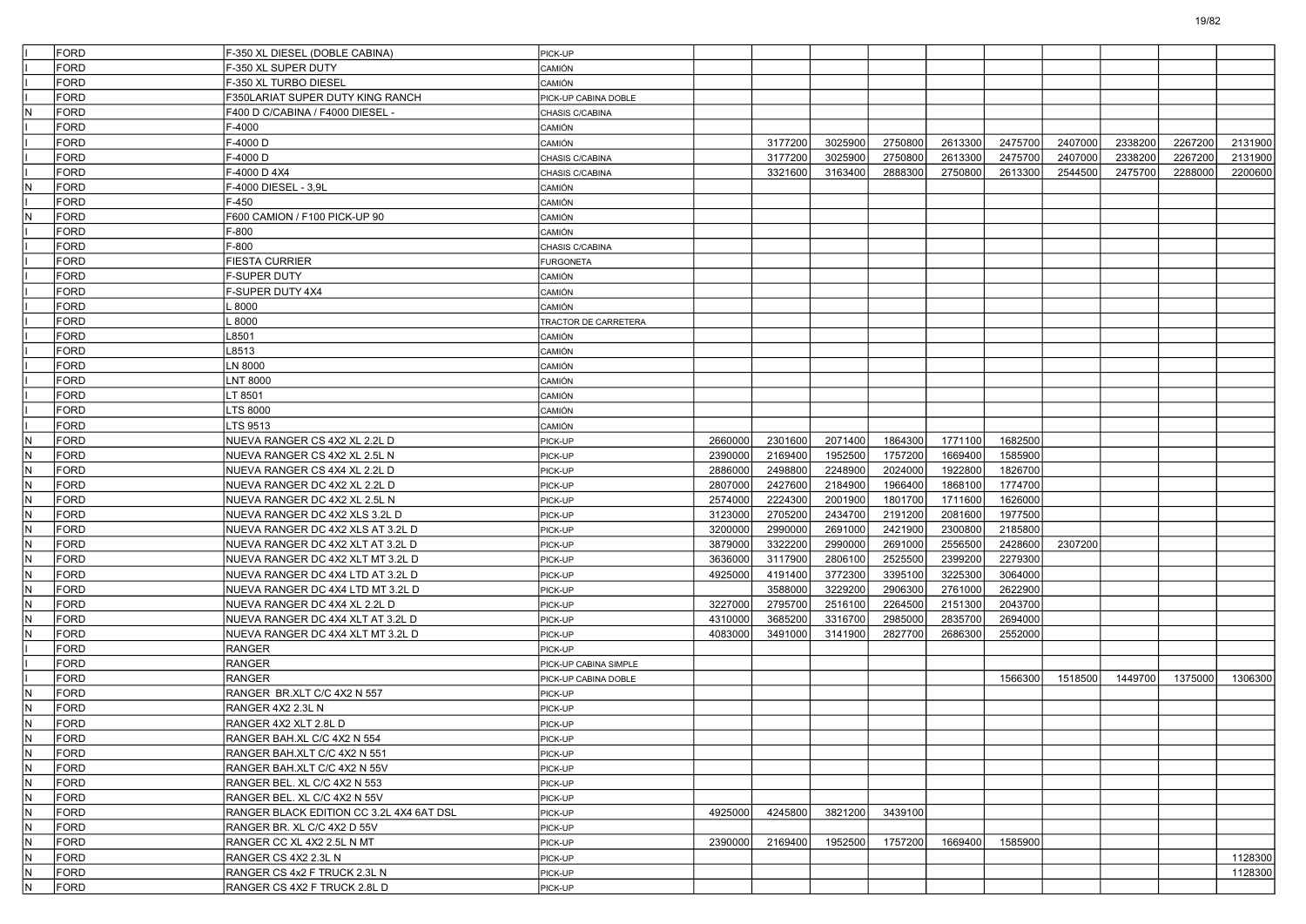| | | | | | | | | | | | | | |
|---|---|---|---|---|---|---|---|---|---|---|---|---|---|
| I | FORD | F-350 XL DIESEL (DOBLE CABINA) | PICK-UP | | | | | | | | | | |
| I | FORD | F-350 XL SUPER DUTY | CAMIÓN | | | | | | | | | | |
| I | FORD | F-350 XL TURBO DIESEL | CAMIÓN | | | | | | | | | | |
| I | FORD | F350LARIAT SUPER DUTY KING RANCH | PICK-UP CABINA DOBLE | | | | | | | | | | |
| N | FORD | F400 D C/CABINA / F4000 DIESEL - | CHASIS C/CABINA | | | | | | | | | | |
| I | FORD | F-4000 | CAMIÓN | | | | | | | | | | |
| I | FORD | F-4000 D | CAMIÓN | | 3177200 | 3025900 | 2750800 | 2613300 | 2475700 | 2407000 | 2338200 | 2267200 | 2131900 |
| I | FORD | F-4000 D | CHASIS C/CABINA | | 3177200 | 3025900 | 2750800 | 2613300 | 2475700 | 2407000 | 2338200 | 2267200 | 2131900 |
| I | FORD | F-4000 D 4X4 | CHASIS C/CABINA | | 3321600 | 3163400 | 2888300 | 2750800 | 2613300 | 2544500 | 2475700 | 2288000 | 2200600 |
| N | FORD | F-4000 DIESEL - 3,9L | CAMIÓN | | | | | | | | | | |
| I | FORD | F-450 | CAMIÓN | | | | | | | | | | |
| N | FORD | F600 CAMION / F100 PICK-UP 90 | CAMIÓN | | | | | | | | | | |
| I | FORD | F-800 | CAMIÓN | | | | | | | | | | |
| I | FORD | F-800 | CHASIS C/CABINA | | | | | | | | | | |
| I | FORD | FIESTA CURRIER | FURGONETA | | | | | | | | | | |
| I | FORD | F-SUPER DUTY | CAMIÓN | | | | | | | | | | |
| I | FORD | F-SUPER DUTY 4X4 | CAMIÓN | | | | | | | | | | |
| I | FORD | L 8000 | CAMIÓN | | | | | | | | | | |
| I | FORD | L 8000 | TRACTOR DE CARRETERA | | | | | | | | | | |
| I | FORD | L8501 | CAMIÓN | | | | | | | | | | |
| I | FORD | L8513 | CAMIÓN | | | | | | | | | | |
| I | FORD | LN 8000 | CAMIÓN | | | | | | | | | | |
| I | FORD | LNT 8000 | CAMIÓN | | | | | | | | | | |
| I | FORD | LT 8501 | CAMIÓN | | | | | | | | | | |
| I | FORD | LTS 8000 | CAMIÓN | | | | | | | | | | |
| I | FORD | LTS 9513 | CAMIÓN | | | | | | | | | | |
| N | FORD | NUEVA RANGER CS 4X2 XL 2.2L D | PICK-UP | 2660000 | 2301600 | 2071400 | 1864300 | 1771100 | 1682500 | | | | |
| N | FORD | NUEVA RANGER CS 4X2 XL 2.5L N | PICK-UP | 2390000 | 2169400 | 1952500 | 1757200 | 1669400 | 1585900 | | | | |
| N | FORD | NUEVA RANGER CS 4X4 XL 2.2L D | PICK-UP | 2886000 | 2498800 | 2248900 | 2024000 | 1922800 | 1826700 | | | | |
| N | FORD | NUEVA RANGER DC 4X2 XL 2.2L D | PICK-UP | 2807000 | 2427600 | 2184900 | 1966400 | 1868100 | 1774700 | | | | |
| N | FORD | NUEVA RANGER DC 4X2 XL 2.5L N | PICK-UP | 2574000 | 2224300 | 2001900 | 1801700 | 1711600 | 1626000 | | | | |
| N | FORD | NUEVA RANGER DC 4X2 XLS 3.2L D | PICK-UP | 3123000 | 2705200 | 2434700 | 2191200 | 2081600 | 1977500 | | | | |
| N | FORD | NUEVA RANGER DC 4X2 XLS AT 3.2L D | PICK-UP | 3200000 | 2990000 | 2691000 | 2421900 | 2300800 | 2185800 | | | | |
| N | FORD | NUEVA RANGER DC 4X2 XLT AT 3.2L D | PICK-UP | 3879000 | 3322200 | 2990000 | 2691000 | 2556500 | 2428600 | 2307200 | | | |
| N | FORD | NUEVA RANGER DC 4X2 XLT MT 3.2L D | PICK-UP | 3636000 | 3117900 | 2806100 | 2525500 | 2399200 | 2279300 | | | | |
| N | FORD | NUEVA RANGER DC 4X4 LTD AT 3.2L D | PICK-UP | 4925000 | 4191400 | 3772300 | 3395100 | 3225300 | 3064000 | | | | |
| N | FORD | NUEVA RANGER DC 4X4 LTD MT 3.2L D | PICK-UP | | 3588000 | 3229200 | 2906300 | 2761000 | 2622900 | | | | |
| N | FORD | NUEVA RANGER DC 4X4 XL 2.2L D | PICK-UP | 3227000 | 2795700 | 2516100 | 2264500 | 2151300 | 2043700 | | | | |
| N | FORD | NUEVA RANGER DC 4X4 XLT AT 3.2L D | PICK-UP | 4310000 | 3685200 | 3316700 | 2985000 | 2835700 | 2694000 | | | | |
| N | FORD | NUEVA RANGER DC 4X4 XLT MT 3.2L D | PICK-UP | 4083000 | 3491000 | 3141900 | 2827700 | 2686300 | 2552000 | | | | |
| I | FORD | RANGER | PICK-UP | | | | | | | | | | |
| I | FORD | RANGER | PICK-UP CABINA SIMPLE | | | | | | | | | | |
| I | FORD | RANGER | PICK-UP CABINA DOBLE | | | | | | 1566300 | 1518500 | 1449700 | 1375000 | 1306300 |
| N | FORD | RANGER BR.XLT C/C 4X2 N 557 | PICK-UP | | | | | | | | | | |
| N | FORD | RANGER 4X2 2.3L N | PICK-UP | | | | | | | | | | |
| N | FORD | RANGER 4X2 XLT 2.8L D | PICK-UP | | | | | | | | | | |
| N | FORD | RANGER BAH.XL C/C 4X2 N 554 | PICK-UP | | | | | | | | | | |
| N | FORD | RANGER BAH.XLT C/C 4X2 N 551 | PICK-UP | | | | | | | | | | |
| N | FORD | RANGER BAH.XLT C/C 4X2 N 55V | PICK-UP | | | | | | | | | | |
| N | FORD | RANGER BEL. XL C/C 4X2 N 553 | PICK-UP | | | | | | | | | | |
| N | FORD | RANGER BEL. XL C/C 4X2 N 55V | PICK-UP | | | | | | | | | | |
| N | FORD | RANGER BLACK EDITION CC 3.2L 4X4 6AT DSL | PICK-UP | 4925000 | 4245800 | 3821200 | 3439100 | | | | | | |
| N | FORD | RANGER BR. XL C/C 4X2 D 55V | PICK-UP | | | | | | | | | | |
| N | FORD | RANGER CC XL 4X2 2.5L N MT | PICK-UP | 2390000 | 2169400 | 1952500 | 1757200 | 1669400 | 1585900 | | | | |
| N | FORD | RANGER CS 4X2 2.3L N | PICK-UP | | | | | | | | | | 1128300 |
| N | FORD | RANGER CS 4x2 F TRUCK 2.3L N | PICK-UP | | | | | | | | | | 1128300 |
| N | FORD | RANGER CS 4X2 F TRUCK 2.8L D | PICK-UP | | | | | | | | | | |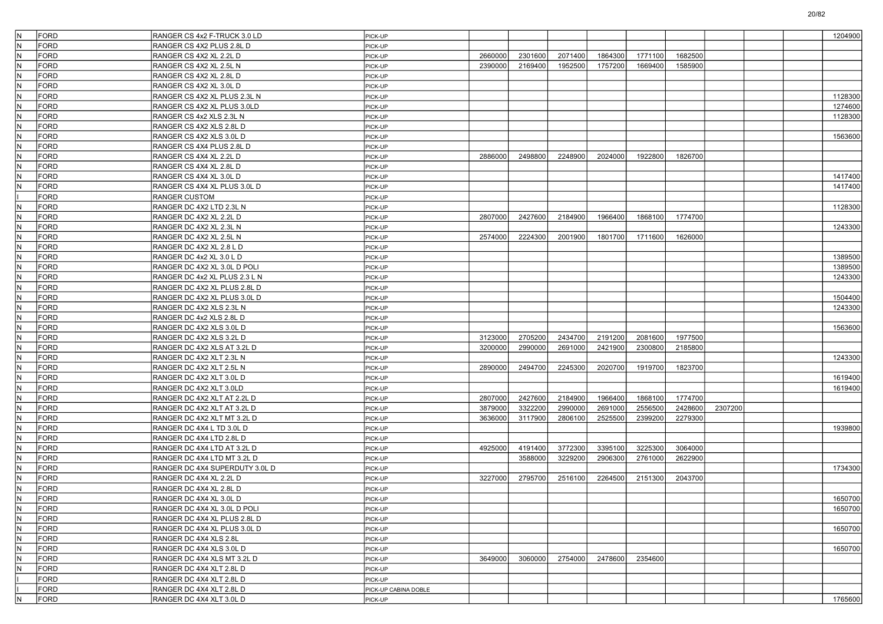| | | | | | | | | | | | | | |
|---|---|---|---|---|---|---|---|---|---|---|---|---|---|
| N | FORD | RANGER CS 4x2 F-TRUCK 3.0 LD | PICK-UP | | | | | | | | | | 1204900 |
| N | FORD | RANGER CS 4X2 PLUS 2.8L D | PICK-UP | | | | | | | | | | |
| N | FORD | RANGER CS 4X2 XL 2.2L D | PICK-UP | 2660000 | 2301600 | 2071400 | 1864300 | 1771100 | 1682500 | | | | |
| N | FORD | RANGER CS 4X2 XL 2.5L N | PICK-UP | 2390000 | 2169400 | 1952500 | 1757200 | 1669400 | 1585900 | | | | |
| N | FORD | RANGER CS 4X2 XL 2.8L D | PICK-UP | | | | | | | | | | |
| N | FORD | RANGER CS 4X2 XL 3.0L D | PICK-UP | | | | | | | | | | |
| N | FORD | RANGER CS 4X2 XL PLUS 2.3L N | PICK-UP | | | | | | | | | | 1128300 |
| N | FORD | RANGER CS 4X2 XL PLUS 3.0LD | PICK-UP | | | | | | | | | | 1274600 |
| N | FORD | RANGER CS 4x2 XLS 2.3L N | PICK-UP | | | | | | | | | | 1128300 |
| N | FORD | RANGER CS 4X2 XLS 2.8L D | PICK-UP | | | | | | | | | | |
| N | FORD | RANGER CS 4X2 XLS 3.0L D | PICK-UP | | | | | | | | | | 1563600 |
| N | FORD | RANGER CS 4X4 PLUS 2.8L D | PICK-UP | | | | | | | | | | |
| N | FORD | RANGER CS 4X4 XL 2.2L D | PICK-UP | 2886000 | 2498800 | 2248900 | 2024000 | 1922800 | 1826700 | | | | |
| N | FORD | RANGER CS 4X4 XL 2.8L D | PICK-UP | | | | | | | | | | |
| N | FORD | RANGER CS 4X4 XL 3.0L D | PICK-UP | | | | | | | | | | 1417400 |
| N | FORD | RANGER CS 4X4 XL PLUS 3.0L D | PICK-UP | | | | | | | | | | 1417400 |
| I | FORD | RANGER CUSTOM | PICK-UP | | | | | | | | | | |
| N | FORD | RANGER DC 4X2 LTD 2.3L N | PICK-UP | | | | | | | | | | 1128300 |
| N | FORD | RANGER DC 4X2 XL 2.2L D | PICK-UP | 2807000 | 2427600 | 2184900 | 1966400 | 1868100 | 1774700 | | | | |
| N | FORD | RANGER DC 4X2 XL 2.3L N | PICK-UP | | | | | | | | | | 1243300 |
| N | FORD | RANGER DC 4X2 XL 2.5L N | PICK-UP | 2574000 | 2224300 | 2001900 | 1801700 | 1711600 | 1626000 | | | | |
| N | FORD | RANGER DC 4X2 XL 2.8 L D | PICK-UP | | | | | | | | | | |
| N | FORD | RANGER DC 4x2 XL 3.0 L D | PICK-UP | | | | | | | | | | 1389500 |
| N | FORD | RANGER DC 4X2 XL 3.0L D POLI | PICK-UP | | | | | | | | | | 1389500 |
| N | FORD | RANGER DC 4x2 XL PLUS 2.3 L N | PICK-UP | | | | | | | | | | 1243300 |
| N | FORD | RANGER DC 4X2 XL PLUS 2.8L D | PICK-UP | | | | | | | | | | |
| N | FORD | RANGER DC 4X2 XL PLUS 3.0L D | PICK-UP | | | | | | | | | | 1504400 |
| N | FORD | RANGER DC 4X2 XLS 2.3L N | PICK-UP | | | | | | | | | | 1243300 |
| N | FORD | RANGER DC 4x2 XLS 2.8L D | PICK-UP | | | | | | | | | | |
| N | FORD | RANGER DC 4X2 XLS 3.0L D | PICK-UP | | | | | | | | | | 1563600 |
| N | FORD | RANGER DC 4X2 XLS 3.2L D | PICK-UP | 3123000 | 2705200 | 2434700 | 2191200 | 2081600 | 1977500 | | | | |
| N | FORD | RANGER DC 4X2 XLS AT 3.2L D | PICK-UP | 3200000 | 2990000 | 2691000 | 2421900 | 2300800 | 2185800 | | | | |
| N | FORD | RANGER DC 4X2 XLT 2.3L N | PICK-UP | | | | | | | | | | 1243300 |
| N | FORD | RANGER DC 4X2 XLT 2.5L N | PICK-UP | 2890000 | 2494700 | 2245300 | 2020700 | 1919700 | 1823700 | | | | |
| N | FORD | RANGER DC 4X2 XLT 3.0L D | PICK-UP | | | | | | | | | | 1619400 |
| N | FORD | RANGER DC 4X2 XLT 3.0LD | PICK-UP | | | | | | | | | | 1619400 |
| N | FORD | RANGER DC 4X2 XLT AT 2.2L D | PICK-UP | 2807000 | 2427600 | 2184900 | 1966400 | 1868100 | 1774700 | | | | |
| N | FORD | RANGER DC 4X2 XLT AT 3.2L D | PICK-UP | 3879000 | 3322200 | 2990000 | 2691000 | 2556500 | 2428600 | 2307200 | | | |
| N | FORD | RANGER DC 4X2 XLT MT 3.2L D | PICK-UP | 3636000 | 3117900 | 2806100 | 2525500 | 2399200 | 2279300 | | | | |
| N | FORD | RANGER DC 4X4 L TD 3.0L D | PICK-UP | | | | | | | | | | 1939800 |
| N | FORD | RANGER DC 4X4 LTD 2.8L D | PICK-UP | | | | | | | | | | |
| N | FORD | RANGER DC 4X4 LTD AT 3.2L D | PICK-UP | 4925000 | 4191400 | 3772300 | 3395100 | 3225300 | 3064000 | | | | |
| N | FORD | RANGER DC 4X4 LTD MT 3.2L D | PICK-UP | | 3588000 | 3229200 | 2906300 | 2761000 | 2622900 | | | | |
| N | FORD | RANGER DC 4X4 SUPERDUTY 3.0L D | PICK-UP | | | | | | | | | | 1734300 |
| N | FORD | RANGER DC 4X4 XL 2.2L D | PICK-UP | 3227000 | 2795700 | 2516100 | 2264500 | 2151300 | 2043700 | | | | |
| N | FORD | RANGER DC 4X4 XL 2.8L D | PICK-UP | | | | | | | | | | |
| N | FORD | RANGER DC 4X4 XL 3.0L D | PICK-UP | | | | | | | | | | 1650700 |
| N | FORD | RANGER DC 4X4 XL 3.0L D POLI | PICK-UP | | | | | | | | | | 1650700 |
| N | FORD | RANGER DC 4X4 XL PLUS 2.8L D | PICK-UP | | | | | | | | | | |
| N | FORD | RANGER DC 4X4 XL PLUS 3.0L D | PICK-UP | | | | | | | | | | 1650700 |
| N | FORD | RANGER DC 4X4 XLS 2.8L | PICK-UP | | | | | | | | | | |
| N | FORD | RANGER DC 4X4 XLS 3.0L D | PICK-UP | | | | | | | | | | 1650700 |
| N | FORD | RANGER DC 4X4 XLS MT 3.2L D | PICK-UP | 3649000 | 3060000 | 2754000 | 2478600 | 2354600 | | | | | |
| N | FORD | RANGER DC 4X4 XLT 2.8L D | PICK-UP | | | | | | | | | | |
| I | FORD | RANGER DC 4X4 XLT 2.8L D | PICK-UP | | | | | | | | | | |
| I | FORD | RANGER DC 4X4 XLT 2.8L D | PICK-UP CABINA DOBLE | | | | | | | | | | |
| N | FORD | RANGER DC 4X4 XLT 3.0L D | PICK-UP | | | | | | | | | | 1765600 |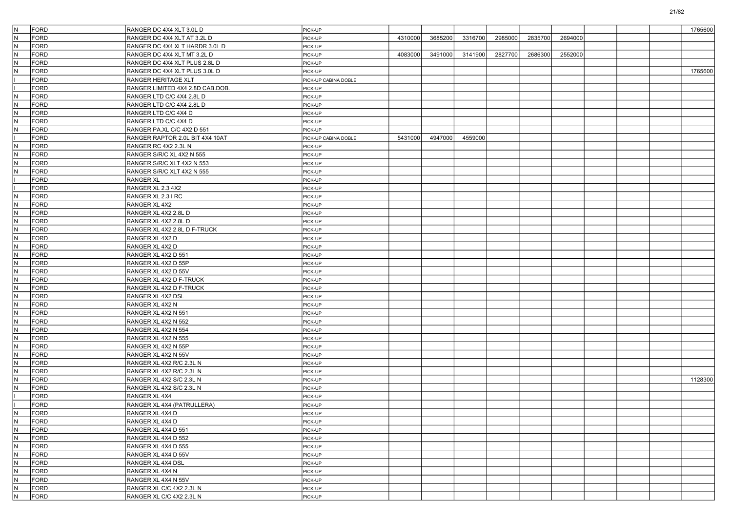| | | | | | | | | | | | | | |
|---|---|---|---|---|---|---|---|---|---|---|---|---|---|
| N | FORD | RANGER DC 4X4 XLT 3.0L D | PICK-UP | | | | | | | | | | 1765600 |
| N | FORD | RANGER DC 4X4 XLT AT 3.2L D | PICK-UP | 4310000 | 3685200 | 3316700 | 2985000 | 2835700 | 2694000 | | | | |
| N | FORD | RANGER DC 4X4 XLT HARDR 3.0L D | PICK-UP | | | | | | | | | | |
| N | FORD | RANGER DC 4X4 XLT MT 3.2L D | PICK-UP | 4083000 | 3491000 | 3141900 | 2827700 | 2686300 | 2552000 | | | | |
| N | FORD | RANGER DC 4X4 XLT PLUS 2.8L D | PICK-UP | | | | | | | | | | |
| N | FORD | RANGER DC 4X4 XLT PLUS 3.0L D | PICK-UP | | | | | | | | | | 1765600 |
| I | FORD | RANGER HERITAGE XLT | PICK-UP CABINA DOBLE | | | | | | | | | | |
| I | FORD | RANGER LIMITED 4X4 2.8D CAB.DOB. | PICK-UP | | | | | | | | | | |
| N | FORD | RANGER LTD C/C 4X4 2.8L D | PICK-UP | | | | | | | | | | |
| N | FORD | RANGER LTD C/C 4X4 2.8L D | PICK-UP | | | | | | | | | | |
| N | FORD | RANGER LTD C/C 4X4 D | PICK-UP | | | | | | | | | | |
| N | FORD | RANGER LTD C/C 4X4 D | PICK-UP | | | | | | | | | | |
| N | FORD | RANGER PA.XL C/C 4X2 D 551 | PICK-UP | | | | | | | | | | |
| I | FORD | RANGER RAPTOR 2.0L BIT 4X4 10AT | PICK-UP CABINA DOBLE | 5431000 | 4947000 | 4559000 | | | | | | | |
| N | FORD | RANGER RC 4X2 2.3L N | PICK-UP | | | | | | | | | | |
| N | FORD | RANGER S/R/C XL 4X2 N 555 | PICK-UP | | | | | | | | | | |
| N | FORD | RANGER S/R/C XLT 4X2 N 553 | PICK-UP | | | | | | | | | | |
| N | FORD | RANGER S/R/C XLT 4X2 N 555 | PICK-UP | | | | | | | | | | |
| I | FORD | RANGER XL | PICK-UP | | | | | | | | | | |
| I | FORD | RANGER XL 2.3 4X2 | PICK-UP | | | | | | | | | | |
| N | FORD | RANGER XL 2.3 I RC | PICK-UP | | | | | | | | | | |
| N | FORD | RANGER XL 4X2 | PICK-UP | | | | | | | | | | |
| N | FORD | RANGER XL 4X2 2.8L D | PICK-UP | | | | | | | | | | |
| N | FORD | RANGER XL 4X2 2.8L D | PICK-UP | | | | | | | | | | |
| N | FORD | RANGER XL 4X2 2.8L D F-TRUCK | PICK-UP | | | | | | | | | | |
| N | FORD | RANGER XL 4X2 D | PICK-UP | | | | | | | | | | |
| N | FORD | RANGER XL 4X2 D | PICK-UP | | | | | | | | | | |
| N | FORD | RANGER XL 4X2 D 551 | PICK-UP | | | | | | | | | | |
| N | FORD | RANGER XL 4X2 D 55P | PICK-UP | | | | | | | | | | |
| N | FORD | RANGER XL 4X2 D 55V | PICK-UP | | | | | | | | | | |
| N | FORD | RANGER XL 4X2 D F-TRUCK | PICK-UP | | | | | | | | | | |
| N | FORD | RANGER XL 4X2 D F-TRUCK | PICK-UP | | | | | | | | | | |
| N | FORD | RANGER XL 4X2 DSL | PICK-UP | | | | | | | | | | |
| N | FORD | RANGER XL 4X2 N | PICK-UP | | | | | | | | | | |
| N | FORD | RANGER XL 4X2 N 551 | PICK-UP | | | | | | | | | | |
| N | FORD | RANGER XL 4X2 N 552 | PICK-UP | | | | | | | | | | |
| N | FORD | RANGER XL 4X2 N 554 | PICK-UP | | | | | | | | | | |
| N | FORD | RANGER XL 4X2 N 555 | PICK-UP | | | | | | | | | | |
| N | FORD | RANGER XL 4X2 N 55P | PICK-UP | | | | | | | | | | |
| N | FORD | RANGER XL 4X2 N 55V | PICK-UP | | | | | | | | | | |
| N | FORD | RANGER XL 4X2 R/C 2.3L N | PICK-UP | | | | | | | | | | |
| N | FORD | RANGER XL 4X2 R/C 2.3L N | PICK-UP | | | | | | | | | | |
| N | FORD | RANGER XL 4X2 S/C 2.3L N | PICK-UP | | | | | | | | | | 1128300 |
| N | FORD | RANGER XL 4X2 S/C 2.3L N | PICK-UP | | | | | | | | | | |
| I | FORD | RANGER XL 4X4 | PICK-UP | | | | | | | | | | |
| I | FORD | RANGER XL 4X4 (PATRULLERA) | PICK-UP | | | | | | | | | | |
| N | FORD | RANGER XL 4X4 D | PICK-UP | | | | | | | | | | |
| N | FORD | RANGER XL 4X4 D | PICK-UP | | | | | | | | | | |
| N | FORD | RANGER XL 4X4 D 551 | PICK-UP | | | | | | | | | | |
| N | FORD | RANGER XL 4X4 D 552 | PICK-UP | | | | | | | | | | |
| N | FORD | RANGER XL 4X4 D 555 | PICK-UP | | | | | | | | | | |
| N | FORD | RANGER XL 4X4 D 55V | PICK-UP | | | | | | | | | | |
| N | FORD | RANGER XL 4X4 DSL | PICK-UP | | | | | | | | | | |
| N | FORD | RANGER XL 4X4 N | PICK-UP | | | | | | | | | | |
| N | FORD | RANGER XL 4X4 N 55V | PICK-UP | | | | | | | | | | |
| N | FORD | RANGER XL C/C 4X2 2.3L N | PICK-UP | | | | | | | | | | |
| N | FORD | RANGER XL C/C 4X2 2.3L N | PICK-UP | | | | | | | | | | |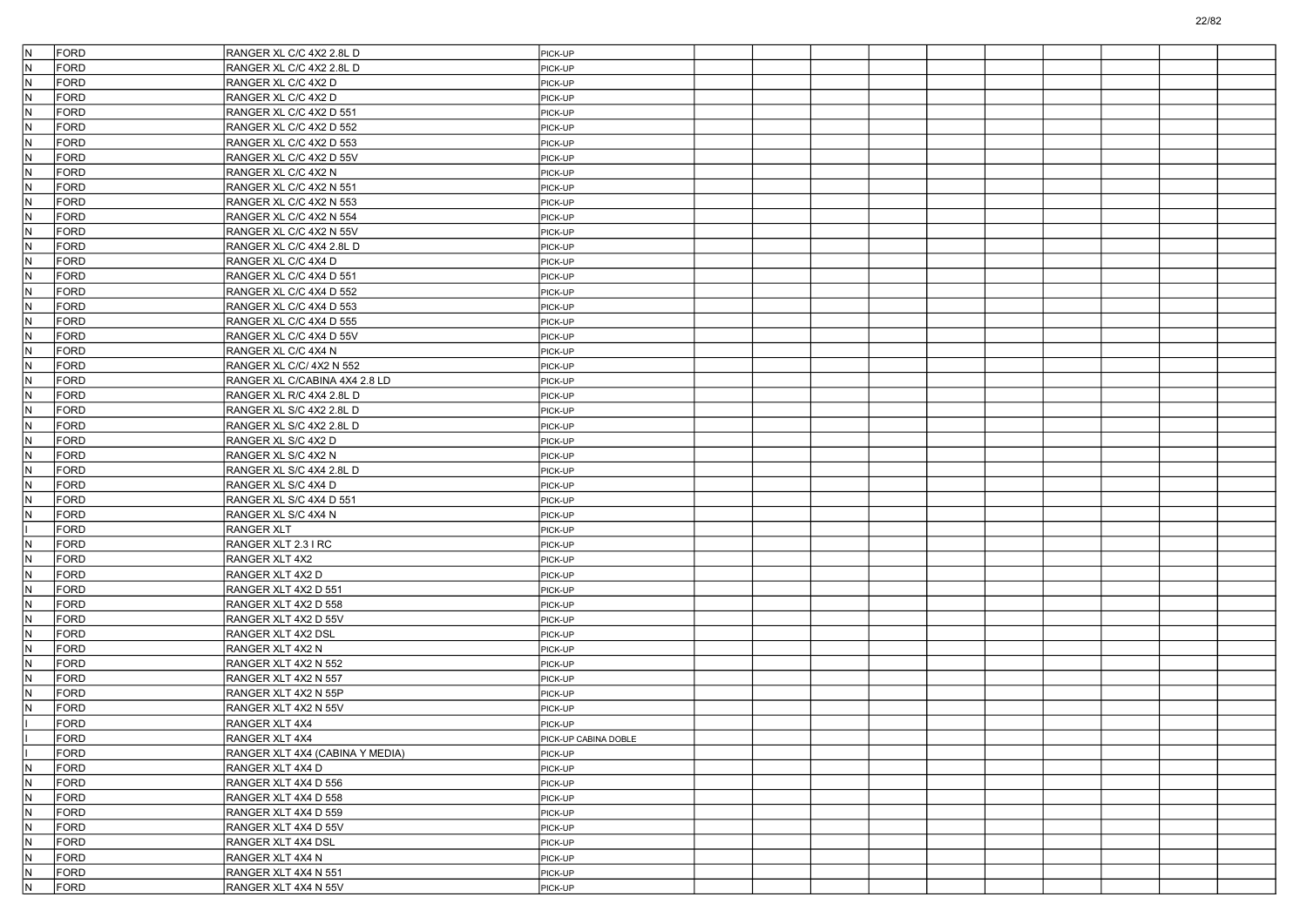| | | | | | | | | | | | | | |
|---|---|---|---|---|---|---|---|---|---|---|---|---|---|
| N | FORD | RANGER XL C/C 4X2 2.8L D | PICK-UP | | | | | | | | | | |
| N | FORD | RANGER XL C/C 4X2 2.8L D | PICK-UP | | | | | | | | | | |
| N | FORD | RANGER XL C/C 4X2 D | PICK-UP | | | | | | | | | | |
| N | FORD | RANGER XL C/C 4X2 D | PICK-UP | | | | | | | | | | |
| N | FORD | RANGER XL C/C 4X2 D 551 | PICK-UP | | | | | | | | | | |
| N | FORD | RANGER XL C/C 4X2 D 552 | PICK-UP | | | | | | | | | | |
| N | FORD | RANGER XL C/C 4X2 D 553 | PICK-UP | | | | | | | | | | |
| N | FORD | RANGER XL C/C 4X2 D 55V | PICK-UP | | | | | | | | | | |
| N | FORD | RANGER XL C/C 4X2 N | PICK-UP | | | | | | | | | | |
| N | FORD | RANGER XL C/C 4X2 N 551 | PICK-UP | | | | | | | | | | |
| N | FORD | RANGER XL C/C 4X2 N 553 | PICK-UP | | | | | | | | | | |
| N | FORD | RANGER XL C/C 4X2 N 554 | PICK-UP | | | | | | | | | | |
| N | FORD | RANGER XL C/C 4X2 N 55V | PICK-UP | | | | | | | | | | |
| N | FORD | RANGER XL C/C 4X4 2.8L D | PICK-UP | | | | | | | | | | |
| N | FORD | RANGER XL C/C 4X4 D | PICK-UP | | | | | | | | | | |
| N | FORD | RANGER XL C/C 4X4 D 551 | PICK-UP | | | | | | | | | | |
| N | FORD | RANGER XL C/C 4X4 D 552 | PICK-UP | | | | | | | | | | |
| N | FORD | RANGER XL C/C 4X4 D 553 | PICK-UP | | | | | | | | | | |
| N | FORD | RANGER XL C/C 4X4 D 555 | PICK-UP | | | | | | | | | | |
| N | FORD | RANGER XL C/C 4X4 D 55V | PICK-UP | | | | | | | | | | |
| N | FORD | RANGER XL C/C 4X4 N | PICK-UP | | | | | | | | | | |
| N | FORD | RANGER XL C/C/ 4X2 N 552 | PICK-UP | | | | | | | | | | |
| N | FORD | RANGER XL C/CABINA 4X4 2.8 LD | PICK-UP | | | | | | | | | | |
| N | FORD | RANGER XL R/C 4X4 2.8L D | PICK-UP | | | | | | | | | | |
| N | FORD | RANGER XL S/C 4X2 2.8L D | PICK-UP | | | | | | | | | | |
| N | FORD | RANGER XL S/C 4X2 2.8L D | PICK-UP | | | | | | | | | | |
| N | FORD | RANGER XL S/C 4X2 D | PICK-UP | | | | | | | | | | |
| N | FORD | RANGER XL S/C 4X2 N | PICK-UP | | | | | | | | | | |
| N | FORD | RANGER XL S/C 4X4 2.8L D | PICK-UP | | | | | | | | | | |
| N | FORD | RANGER XL S/C 4X4 D | PICK-UP | | | | | | | | | | |
| N | FORD | RANGER XL S/C 4X4 D 551 | PICK-UP | | | | | | | | | | |
| N | FORD | RANGER XL S/C 4X4 N | PICK-UP | | | | | | | | | | |
| I | FORD | RANGER XLT | PICK-UP | | | | | | | | | | |
| N | FORD | RANGER XLT 2.3 I RC | PICK-UP | | | | | | | | | | |
| N | FORD | RANGER XLT 4X2 | PICK-UP | | | | | | | | | | |
| N | FORD | RANGER XLT 4X2 D | PICK-UP | | | | | | | | | | |
| N | FORD | RANGER XLT 4X2 D 551 | PICK-UP | | | | | | | | | | |
| N | FORD | RANGER XLT 4X2 D 558 | PICK-UP | | | | | | | | | | |
| N | FORD | RANGER XLT 4X2 D 55V | PICK-UP | | | | | | | | | | |
| N | FORD | RANGER XLT 4X2 DSL | PICK-UP | | | | | | | | | | |
| N | FORD | RANGER XLT 4X2 N | PICK-UP | | | | | | | | | | |
| N | FORD | RANGER XLT 4X2 N 552 | PICK-UP | | | | | | | | | | |
| N | FORD | RANGER XLT 4X2 N 557 | PICK-UP | | | | | | | | | | |
| N | FORD | RANGER XLT 4X2 N 55P | PICK-UP | | | | | | | | | | |
| N | FORD | RANGER XLT 4X2 N 55V | PICK-UP | | | | | | | | | | |
| I | FORD | RANGER XLT 4X4 | PICK-UP | | | | | | | | | | |
| I | FORD | RANGER XLT 4X4 | PICK-UP CABINA DOBLE | | | | | | | | | | |
| I | FORD | RANGER XLT 4X4 (CABINA Y MEDIA) | PICK-UP | | | | | | | | | | |
| N | FORD | RANGER XLT 4X4 D | PICK-UP | | | | | | | | | | |
| N | FORD | RANGER XLT 4X4 D 556 | PICK-UP | | | | | | | | | | |
| N | FORD | RANGER XLT 4X4 D 558 | PICK-UP | | | | | | | | | | |
| N | FORD | RANGER XLT 4X4 D 559 | PICK-UP | | | | | | | | | | |
| N | FORD | RANGER XLT 4X4 D 55V | PICK-UP | | | | | | | | | | |
| N | FORD | RANGER XLT 4X4 DSL | PICK-UP | | | | | | | | | | |
| N | FORD | RANGER XLT 4X4 N | PICK-UP | | | | | | | | | | |
| N | FORD | RANGER XLT 4X4 N 551 | PICK-UP | | | | | | | | | | |
| N | FORD | RANGER XLT 4X4 N 55V | PICK-UP | | | | | | | | | | |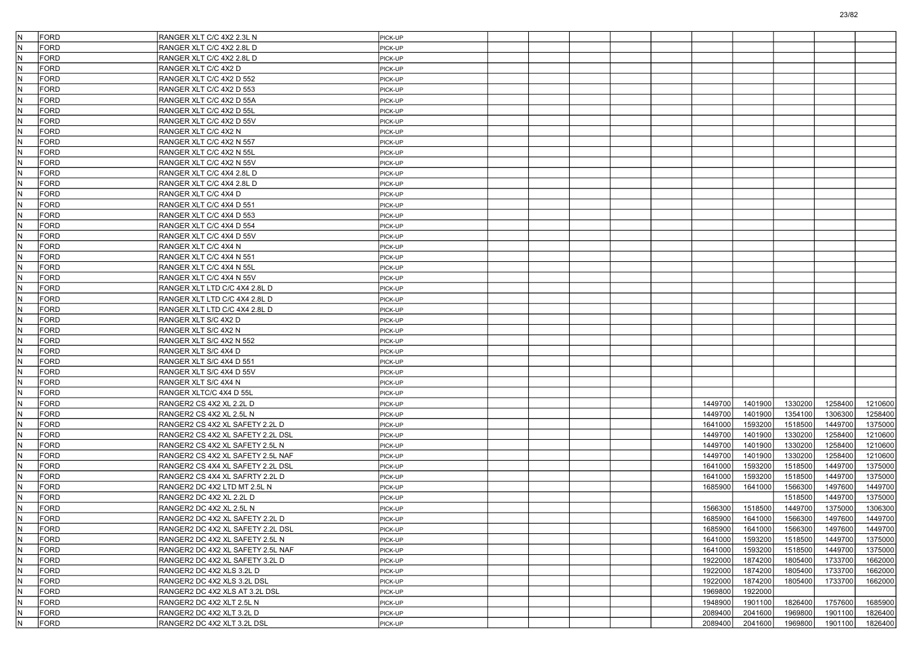| | | | | | | | | | | | | | |
|---|---|---|---|---|---|---|---|---|---|---|---|---|---|
| N | FORD | RANGER XLT C/C 4X2 2.3L N | PICK-UP | | | | | | | | | | |
| N | FORD | RANGER XLT C/C 4X2 2.8L D | PICK-UP | | | | | | | | | | |
| N | FORD | RANGER XLT C/C 4X2 2.8L D | PICK-UP | | | | | | | | | | |
| N | FORD | RANGER XLT C/C 4X2 D | PICK-UP | | | | | | | | | | |
| N | FORD | RANGER XLT C/C 4X2 D 552 | PICK-UP | | | | | | | | | | |
| N | FORD | RANGER XLT C/C 4X2 D 553 | PICK-UP | | | | | | | | | | |
| N | FORD | RANGER XLT C/C 4X2 D 55A | PICK-UP | | | | | | | | | | |
| N | FORD | RANGER XLT C/C 4X2 D 55L | PICK-UP | | | | | | | | | | |
| N | FORD | RANGER XLT C/C 4X2 D 55V | PICK-UP | | | | | | | | | | |
| N | FORD | RANGER XLT C/C 4X2 N | PICK-UP | | | | | | | | | | |
| N | FORD | RANGER XLT C/C 4X2 N 557 | PICK-UP | | | | | | | | | | |
| N | FORD | RANGER XLT C/C 4X2 N 55L | PICK-UP | | | | | | | | | | |
| N | FORD | RANGER XLT C/C 4X2 N 55V | PICK-UP | | | | | | | | | | |
| N | FORD | RANGER XLT C/C 4X4 2.8L D | PICK-UP | | | | | | | | | | |
| N | FORD | RANGER XLT C/C 4X4 2.8L D | PICK-UP | | | | | | | | | | |
| N | FORD | RANGER XLT C/C 4X4 D | PICK-UP | | | | | | | | | | |
| N | FORD | RANGER XLT C/C 4X4 D 551 | PICK-UP | | | | | | | | | | |
| N | FORD | RANGER XLT C/C 4X4 D 553 | PICK-UP | | | | | | | | | | |
| N | FORD | RANGER XLT C/C 4X4 D 554 | PICK-UP | | | | | | | | | | |
| N | FORD | RANGER XLT C/C 4X4 D 55V | PICK-UP | | | | | | | | | | |
| N | FORD | RANGER XLT C/C 4X4 N | PICK-UP | | | | | | | | | | |
| N | FORD | RANGER XLT C/C 4X4 N 551 | PICK-UP | | | | | | | | | | |
| N | FORD | RANGER XLT C/C 4X4 N 55L | PICK-UP | | | | | | | | | | |
| N | FORD | RANGER XLT C/C 4X4 N 55V | PICK-UP | | | | | | | | | | |
| N | FORD | RANGER XLT LTD C/C 4X4 2.8L D | PICK-UP | | | | | | | | | | |
| N | FORD | RANGER XLT LTD C/C 4X4 2.8L D | PICK-UP | | | | | | | | | | |
| N | FORD | RANGER XLT LTD C/C 4X4 2.8L D | PICK-UP | | | | | | | | | | |
| N | FORD | RANGER XLT S/C 4X2 D | PICK-UP | | | | | | | | | | |
| N | FORD | RANGER XLT S/C 4X2 N | PICK-UP | | | | | | | | | | |
| N | FORD | RANGER XLT S/C 4X2 N 552 | PICK-UP | | | | | | | | | | |
| N | FORD | RANGER XLT S/C 4X4 D | PICK-UP | | | | | | | | | | |
| N | FORD | RANGER XLT S/C 4X4 D 551 | PICK-UP | | | | | | | | | | |
| N | FORD | RANGER XLT S/C 4X4 D 55V | PICK-UP | | | | | | | | | | |
| N | FORD | RANGER XLT S/C 4X4 N | PICK-UP | | | | | | | | | | |
| N | FORD | RANGER XLTC/C 4X4 D 55L | PICK-UP | | | | | | | | | | |
| N | FORD | RANGER2 CS 4X2 XL 2.2L D | PICK-UP | | | | | | 1449700 | 1401900 | 1330200 | 1258400 | 1210600 |
| N | FORD | RANGER2 CS 4X2 XL 2.5L N | PICK-UP | | | | | | 1449700 | 1401900 | 1354100 | 1306300 | 1258400 |
| N | FORD | RANGER2 CS 4X2 XL SAFETY 2.2L D | PICK-UP | | | | | | 1641000 | 1593200 | 1518500 | 1449700 | 1375000 |
| N | FORD | RANGER2 CS 4X2 XL SAFETY 2.2L DSL | PICK-UP | | | | | | 1449700 | 1401900 | 1330200 | 1258400 | 1210600 |
| N | FORD | RANGER2 CS 4X2 XL SAFETY 2.5L N | PICK-UP | | | | | | 1449700 | 1401900 | 1330200 | 1258400 | 1210600 |
| N | FORD | RANGER2 CS 4X2 XL SAFETY 2.5L NAF | PICK-UP | | | | | | 1449700 | 1401900 | 1330200 | 1258400 | 1210600 |
| N | FORD | RANGER2 CS 4X4 XL SAFETY 2.2L DSL | PICK-UP | | | | | | 1641000 | 1593200 | 1518500 | 1449700 | 1375000 |
| N | FORD | RANGER2 CS 4X4 XL SAFRTY 2.2L D | PICK-UP | | | | | | 1641000 | 1593200 | 1518500 | 1449700 | 1375000 |
| N | FORD | RANGER2 DC 4X2 LTD MT 2.5L N | PICK-UP | | | | | | 1685900 | 1641000 | 1566300 | 1497600 | 1449700 |
| N | FORD | RANGER2 DC 4X2 XL 2.2L D | PICK-UP | | | | | | | | 1518500 | 1449700 | 1375000 |
| N | FORD | RANGER2 DC 4X2 XL 2.5L N | PICK-UP | | | | | | 1566300 | 1518500 | 1449700 | 1375000 | 1306300 |
| N | FORD | RANGER2 DC 4X2 XL SAFETY 2.2L D | PICK-UP | | | | | | 1685900 | 1641000 | 1566300 | 1497600 | 1449700 |
| N | FORD | RANGER2 DC 4X2 XL SAFETY 2.2L DSL | PICK-UP | | | | | | 1685900 | 1641000 | 1566300 | 1497600 | 1449700 |
| N | FORD | RANGER2 DC 4X2 XL SAFETY 2.5L N | PICK-UP | | | | | | 1641000 | 1593200 | 1518500 | 1449700 | 1375000 |
| N | FORD | RANGER2 DC 4X2 XL SAFETY 2.5L NAF | PICK-UP | | | | | | 1641000 | 1593200 | 1518500 | 1449700 | 1375000 |
| N | FORD | RANGER2 DC 4X2 XL SAFETY 3.2L D | PICK-UP | | | | | | 1922000 | 1874200 | 1805400 | 1733700 | 1662000 |
| N | FORD | RANGER2 DC 4X2 XLS 3.2L D | PICK-UP | | | | | | 1922000 | 1874200 | 1805400 | 1733700 | 1662000 |
| N | FORD | RANGER2 DC 4X2 XLS 3.2L DSL | PICK-UP | | | | | | 1922000 | 1874200 | 1805400 | 1733700 | 1662000 |
| N | FORD | RANGER2 DC 4X2 XLS AT 3.2L DSL | PICK-UP | | | | | | 1969800 | 1922000 | | | |
| N | FORD | RANGER2 DC 4X2 XLT 2.5L N | PICK-UP | | | | | | 1948900 | 1901100 | 1826400 | 1757600 | 1685900 |
| N | FORD | RANGER2 DC 4X2 XLT 3.2L D | PICK-UP | | | | | | 2089400 | 2041600 | 1969800 | 1901100 | 1826400 |
| N | FORD | RANGER2 DC 4X2 XLT 3.2L DSL | PICK-UP | | | | | | 2089400 | 2041600 | 1969800 | 1901100 | 1826400 |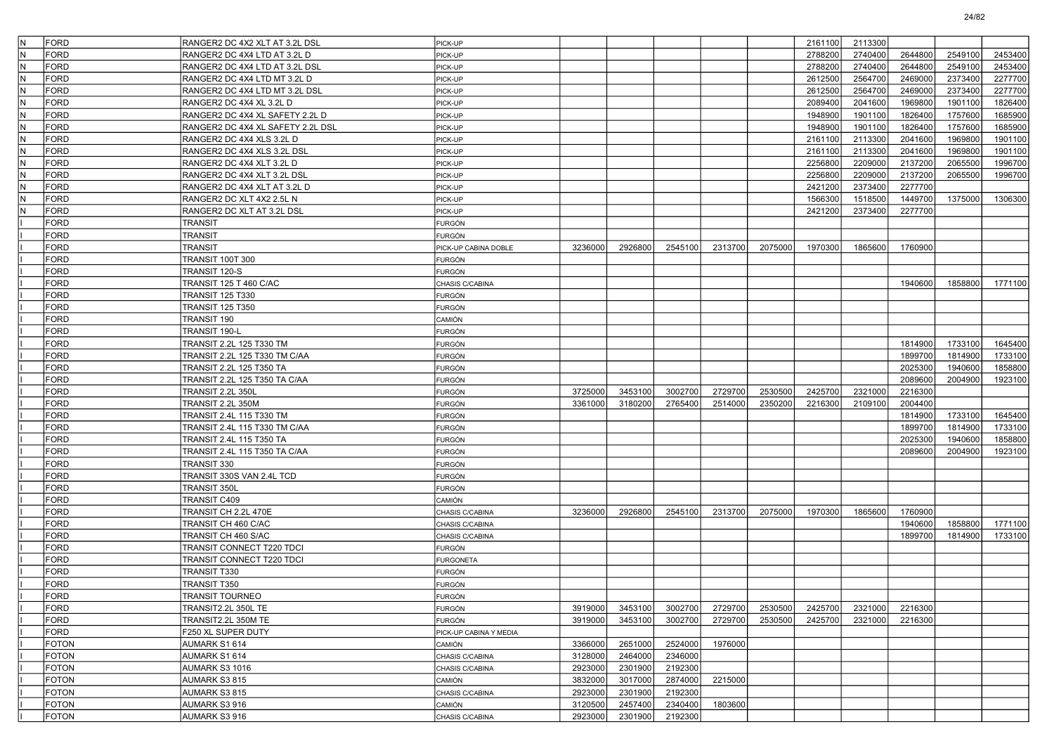| | | | | | | | | | | | | | |
|---|---|---|---|---|---|---|---|---|---|---|---|---|---|
| N | FORD | RANGER2 DC 4X2 XLT AT 3.2L DSL | PICK-UP | | | | | | 2161100 | 2113300 | | | |
| N | FORD | RANGER2 DC 4X4 LTD AT 3.2L D | PICK-UP | | | | | | 2788200 | 2740400 | 2644800 | 2549100 | 2453400 |
| N | FORD | RANGER2 DC 4X4 LTD AT 3.2L DSL | PICK-UP | | | | | | 2788200 | 2740400 | 2644800 | 2549100 | 2453400 |
| N | FORD | RANGER2 DC 4X4 LTD MT 3.2L D | PICK-UP | | | | | | 2612500 | 2564700 | 2469000 | 2373400 | 2277700 |
| N | FORD | RANGER2 DC 4X4 LTD MT 3.2L DSL | PICK-UP | | | | | | 2612500 | 2564700 | 2469000 | 2373400 | 2277700 |
| N | FORD | RANGER2 DC 4X4 XL 3.2L D | PICK-UP | | | | | | 2089400 | 2041600 | 1969800 | 1901100 | 1826400 |
| N | FORD | RANGER2 DC 4X4 XL SAFETY 2.2L D | PICK-UP | | | | | | 1948900 | 1901100 | 1826400 | 1757600 | 1685900 |
| N | FORD | RANGER2 DC 4X4 XL SAFETY 2.2L DSL | PICK-UP | | | | | | 1948900 | 1901100 | 1826400 | 1757600 | 1685900 |
| N | FORD | RANGER2 DC 4X4 XLS 3.2L D | PICK-UP | | | | | | 2161100 | 2113300 | 2041600 | 1969800 | 1901100 |
| N | FORD | RANGER2 DC 4X4 XLS 3.2L DSL | PICK-UP | | | | | | 2161100 | 2113300 | 2041600 | 1969800 | 1901100 |
| N | FORD | RANGER2 DC 4X4 XLT 3.2L D | PICK-UP | | | | | | 2256800 | 2209000 | 2137200 | 2065500 | 1996700 |
| N | FORD | RANGER2 DC 4X4 XLT 3.2L DSL | PICK-UP | | | | | | 2256800 | 2209000 | 2137200 | 2065500 | 1996700 |
| N | FORD | RANGER2 DC 4X4 XLT AT 3.2L D | PICK-UP | | | | | | 2421200 | 2373400 | 2277700 | | |
| N | FORD | RANGER2 DC XLT 4X2 2.5L N | PICK-UP | | | | | | 1566300 | 1518500 | 1449700 | 1375000 | 1306300 |
| N | FORD | RANGER2 DC XLT AT 3.2L DSL | PICK-UP | | | | | | 2421200 | 2373400 | 2277700 | | |
| I | FORD | TRANSIT | FURGÓN | | | | | | | | | | |
| I | FORD | TRANSIT | FURGÓN | | | | | | | | | | |
| I | FORD | TRANSIT | PICK-UP CABINA DOBLE | 3236000 | 2926800 | 2545100 | 2313700 | 2075000 | 1970300 | 1865600 | 1760900 | | |
| I | FORD | TRANSIT 100T 300 | FURGÓN | | | | | | | | | | |
| I | FORD | TRANSIT 120-S | FURGÓN | | | | | | | | | | |
| I | FORD | TRANSIT 125 T 460 C/AC | CHASIS C/CABINA | | | | | | | | 1940600 | 1858800 | 1771100 |
| I | FORD | TRANSIT 125 T330 | FURGÓN | | | | | | | | | | |
| I | FORD | TRANSIT 125 T350 | FURGÓN | | | | | | | | | | |
| I | FORD | TRANSIT 190 | CAMIÓN | | | | | | | | | | |
| I | FORD | TRANSIT 190-L | FURGÓN | | | | | | | | | | |
| I | FORD | TRANSIT 2.2L 125 T330 TM | FURGÓN | | | | | | | | 1814900 | 1733100 | 1645400 |
| I | FORD | TRANSIT 2.2L 125 T330 TM C/AA | FURGÓN | | | | | | | | 1899700 | 1814900 | 1733100 |
| I | FORD | TRANSIT 2.2L 125 T350 TA | FURGÓN | | | | | | | | 2025300 | 1940600 | 1858800 |
| I | FORD | TRANSIT 2.2L 125 T350 TA C/AA | FURGÓN | | | | | | | | 2089600 | 2004900 | 1923100 |
| I | FORD | TRANSIT 2.2L 350L | FURGÓN | 3725000 | 3453100 | 3002700 | 2729700 | 2530500 | 2425700 | 2321000 | 2216300 | | |
| I | FORD | TRANSIT 2.2L 350M | FURGÓN | 3361000 | 3180200 | 2765400 | 2514000 | 2350200 | 2216300 | 2109100 | 2004400 | | |
| I | FORD | TRANSIT 2.4L 115 T330 TM | FURGÓN | | | | | | | | 1814900 | 1733100 | 1645400 |
| I | FORD | TRANSIT 2.4L 115 T330 TM C/AA | FURGÓN | | | | | | | | 1899700 | 1814900 | 1733100 |
| I | FORD | TRANSIT 2.4L 115 T350 TA | FURGÓN | | | | | | | | 2025300 | 1940600 | 1858800 |
| I | FORD | TRANSIT 2.4L 115 T350 TA C/AA | FURGÓN | | | | | | | | 2089600 | 2004900 | 1923100 |
| I | FORD | TRANSIT 330 | FURGÓN | | | | | | | | | | |
| I | FORD | TRANSIT 330S VAN 2.4L TCD | FURGÓN | | | | | | | | | | |
| I | FORD | TRANSIT 350L | FURGÓN | | | | | | | | | | |
| I | FORD | TRANSIT C409 | CAMIÓN | | | | | | | | | | |
| I | FORD | TRANSIT CH 2.2L 470E | CHASIS C/CABINA | 3236000 | 2926800 | 2545100 | 2313700 | 2075000 | 1970300 | 1865600 | 1760900 | | |
| I | FORD | TRANSIT CH 460 C/AC | CHASIS C/CABINA | | | | | | | | 1940600 | 1858800 | 1771100 |
| I | FORD | TRANSIT CH 460 S/AC | CHASIS C/CABINA | | | | | | | | 1899700 | 1814900 | 1733100 |
| I | FORD | TRANSIT CONNECT T220 TDCI | FURGÓN | | | | | | | | | | |
| I | FORD | TRANSIT CONNECT T220 TDCI | FURGONETA | | | | | | | | | | |
| I | FORD | TRANSIT T330 | FURGÓN | | | | | | | | | | |
| I | FORD | TRANSIT T350 | FURGÓN | | | | | | | | | | |
| I | FORD | TRANSIT TOURNEO | FURGÓN | | | | | | | | | | |
| I | FORD | TRANSIT2.2L 350L TE | FURGÓN | 3919000 | 3453100 | 3002700 | 2729700 | 2530500 | 2425700 | 2321000 | 2216300 | | |
| I | FORD | TRANSIT2.2L 350M TE | FURGÓN | 3919000 | 3453100 | 3002700 | 2729700 | 2530500 | 2425700 | 2321000 | 2216300 | | |
| I | FORD | F250 XL SUPER DUTY | PICK-UP CABINA Y MEDIA | | | | | | | | | | |
| I | FOTON | AUMARK S1 614 | CAMIÓN | 3366000 | 2651000 | 2524000 | 1976000 | | | | | | |
| I | FOTON | AUMARK S1 614 | CHASIS C/CABINA | 3128000 | 2464000 | 2346000 | | | | | | | |
| I | FOTON | AUMARK S3 1016 | CHASIS C/CABINA | 2923000 | 2301900 | 2192300 | | | | | | | |
| I | FOTON | AUMARK S3 815 | CAMIÓN | 3832000 | 3017000 | 2874000 | 2215000 | | | | | | |
| I | FOTON | AUMARK S3 815 | CHASIS C/CABINA | 2923000 | 2301900 | 2192300 | | | | | | | |
| I | FOTON | AUMARK S3 916 | CAMIÓN | 3120500 | 2457400 | 2340400 | 1803600 | | | | | | |
| I | FOTON | AUMARK S3 916 | CHASIS C/CABINA | 2923000 | 2301900 | 2192300 | | | | | | | |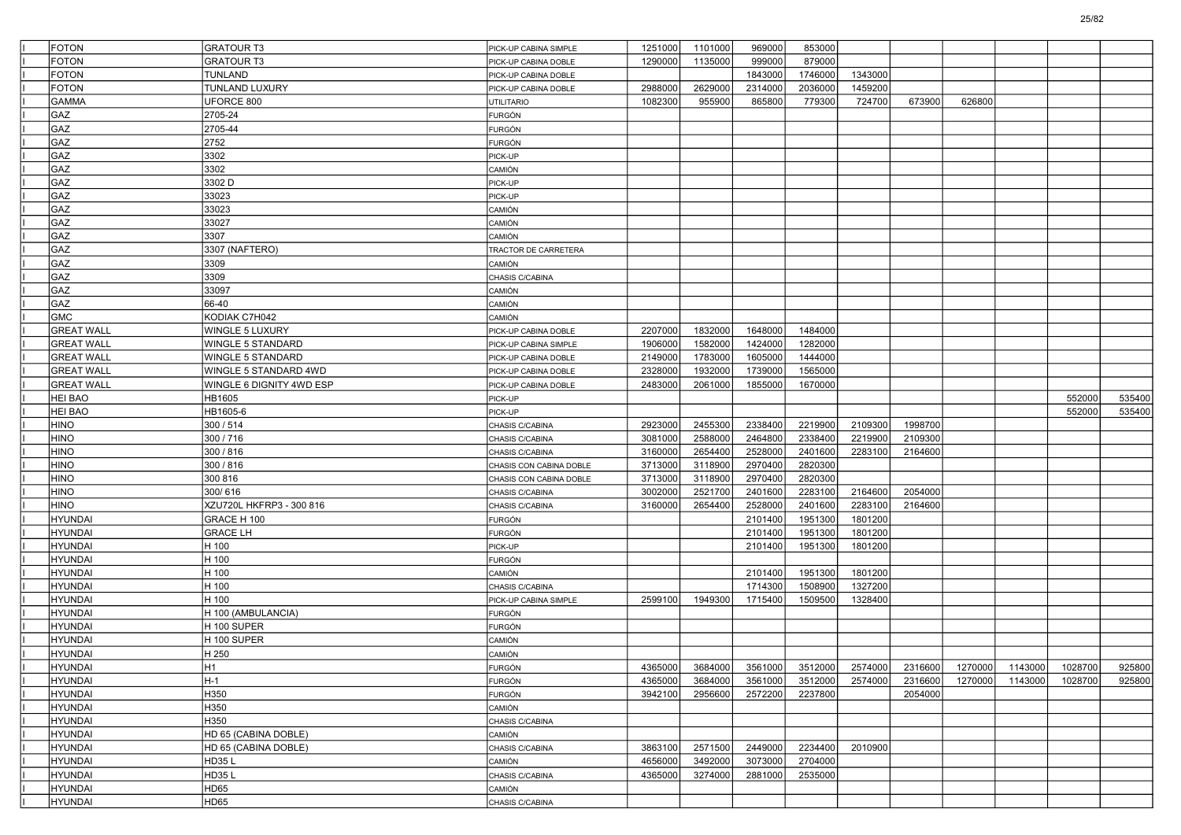| | | | | | | | | | | | | | |
|---|---|---|---|---|---|---|---|---|---|---|---|---|---|
| I | FOTON | GRATOUR T3 | PICK-UP CABINA SIMPLE | 1251000 | 1101000 | 969000 | 853000 | | | | | | |
| I | FOTON | GRATOUR T3 | PICK-UP CABINA DOBLE | 1290000 | 1135000 | 999000 | 879000 | | | | | | |
| I | FOTON | TUNLAND | PICK-UP CABINA DOBLE | | | 1843000 | 1746000 | 1343000 | | | | | |
| I | FOTON | TUNLAND LUXURY | PICK-UP CABINA DOBLE | 2988000 | 2629000 | 2314000 | 2036000 | 1459200 | | | | | |
| I | GAMMA | UFORCE 800 | UTILITARIO | 1082300 | 955900 | 865800 | 779300 | 724700 | 673900 | 626800 | | | |
| I | GAZ | 2705-24 | FURGÓN | | | | | | | | | | |
| I | GAZ | 2705-44 | FURGÓN | | | | | | | | | | |
| I | GAZ | 2752 | FURGÓN | | | | | | | | | | |
| I | GAZ | 3302 | PICK-UP | | | | | | | | | | |
| I | GAZ | 3302 | CAMIÓN | | | | | | | | | | |
| I | GAZ | 3302 D | PICK-UP | | | | | | | | | | |
| I | GAZ | 33023 | PICK-UP | | | | | | | | | | |
| I | GAZ | 33023 | CAMIÓN | | | | | | | | | | |
| I | GAZ | 33027 | CAMIÓN | | | | | | | | | | |
| I | GAZ | 3307 | CAMIÓN | | | | | | | | | | |
| I | GAZ | 3307 (NAFTERO) | TRACTOR DE CARRETERA | | | | | | | | | | |
| I | GAZ | 3309 | CAMIÓN | | | | | | | | | | |
| I | GAZ | 3309 | CHASIS C/CABINA | | | | | | | | | | |
| I | GAZ | 33097 | CAMIÓN | | | | | | | | | | |
| I | GAZ | 66-40 | CAMIÓN | | | | | | | | | | |
| I | GMC | KODIAK C7H042 | CAMIÓN | | | | | | | | | | |
| I | GREAT WALL | WINGLE 5 LUXURY | PICK-UP CABINA DOBLE | 2207000 | 1832000 | 1648000 | 1484000 | | | | | | |
| I | GREAT WALL | WINGLE 5 STANDARD | PICK-UP CABINA SIMPLE | 1906000 | 1582000 | 1424000 | 1282000 | | | | | | |
| I | GREAT WALL | WINGLE 5 STANDARD | PICK-UP CABINA DOBLE | 2149000 | 1783000 | 1605000 | 1444000 | | | | | | |
| I | GREAT WALL | WINGLE 5 STANDARD 4WD | PICK-UP CABINA DOBLE | 2328000 | 1932000 | 1739000 | 1565000 | | | | | | |
| I | GREAT WALL | WINGLE 6 DIGNITY 4WD ESP | PICK-UP CABINA DOBLE | 2483000 | 2061000 | 1855000 | 1670000 | | | | | | |
| I | HEI BAO | HB1605 | PICK-UP | | | | | | | | | 552000 | 535400 |
| I | HEI BAO | HB1605-6 | PICK-UP | | | | | | | | | 552000 | 535400 |
| I | HINO | 300 / 514 | CHASIS C/CABINA | 2923000 | 2455300 | 2338400 | 2219900 | 2109300 | 1998700 | | | | |
| I | HINO | 300 / 716 | CHASIS C/CABINA | 3081000 | 2588000 | 2464800 | 2338400 | 2219900 | 2109300 | | | | |
| I | HINO | 300 / 816 | CHASIS C/CABINA | 3160000 | 2654400 | 2528000 | 2401600 | 2283100 | 2164600 | | | | |
| I | HINO | 300 / 816 | CHASIS CON CABINA DOBLE | 3713000 | 3118900 | 2970400 | 2820300 | | | | | | |
| I | HINO | 300 816 | CHASIS CON CABINA DOBLE | 3713000 | 3118900 | 2970400 | 2820300 | | | | | | |
| I | HINO | 300/ 616 | CHASIS C/CABINA | 3002000 | 2521700 | 2401600 | 2283100 | 2164600 | 2054000 | | | | |
| I | HINO | XZU720L HKFRP3 - 300 816 | CHASIS C/CABINA | 3160000 | 2654400 | 2528000 | 2401600 | 2283100 | 2164600 | | | | |
| I | HYUNDAI | GRACE H 100 | FURGÓN | | | 2101400 | 1951300 | 1801200 | | | | | |
| I | HYUNDAI | GRACE LH | FURGÓN | | | 2101400 | 1951300 | 1801200 | | | | | |
| I | HYUNDAI | H 100 | PICK-UP | | | 2101400 | 1951300 | 1801200 | | | | | |
| I | HYUNDAI | H 100 | FURGÓN | | | | | | | | | | |
| I | HYUNDAI | H 100 | CAMIÓN | | | 2101400 | 1951300 | 1801200 | | | | | |
| I | HYUNDAI | H 100 | CHASIS C/CABINA | | | 1714300 | 1508900 | 1327200 | | | | | |
| I | HYUNDAI | H 100 | PICK-UP CABINA SIMPLE | 2599100 | 1949300 | 1715400 | 1509500 | 1328400 | | | | | |
| I | HYUNDAI | H 100 (AMBULANCIA) | FURGÓN | | | | | | | | | | |
| I | HYUNDAI | H 100 SUPER | FURGÓN | | | | | | | | | | |
| I | HYUNDAI | H 100 SUPER | CAMIÓN | | | | | | | | | | |
| I | HYUNDAI | H 250 | CAMIÓN | | | | | | | | | | |
| I | HYUNDAI | H1 | FURGÓN | 4365000 | 3684000 | 3561000 | 3512000 | 2574000 | 2316600 | 1270000 | 1143000 | 1028700 | 925800 |
| I | HYUNDAI | H-1 | FURGÓN | 4365000 | 3684000 | 3561000 | 3512000 | 2574000 | 2316600 | 1270000 | 1143000 | 1028700 | 925800 |
| I | HYUNDAI | H350 | FURGÓN | 3942100 | 2956600 | 2572200 | 2237800 | | 2054000 | | | | |
| I | HYUNDAI | H350 | CAMIÓN | | | | | | | | | | |
| I | HYUNDAI | H350 | CHASIS C/CABINA | | | | | | | | | | |
| I | HYUNDAI | HD 65 (CABINA DOBLE) | CAMIÓN | | | | | | | | | | |
| I | HYUNDAI | HD 65 (CABINA DOBLE) | CHASIS C/CABINA | 3863100 | 2571500 | 2449000 | 2234400 | 2010900 | | | | | |
| I | HYUNDAI | HD35 L | CAMIÓN | 4656000 | 3492000 | 3073000 | 2704000 | | | | | | |
| I | HYUNDAI | HD35 L | CHASIS C/CABINA | 4365000 | 3274000 | 2881000 | 2535000 | | | | | | |
| I | HYUNDAI | HD65 | CAMIÓN | | | | | | | | | | |
| I | HYUNDAI | HD65 | CHASIS C/CABINA | | | | | | | | | | |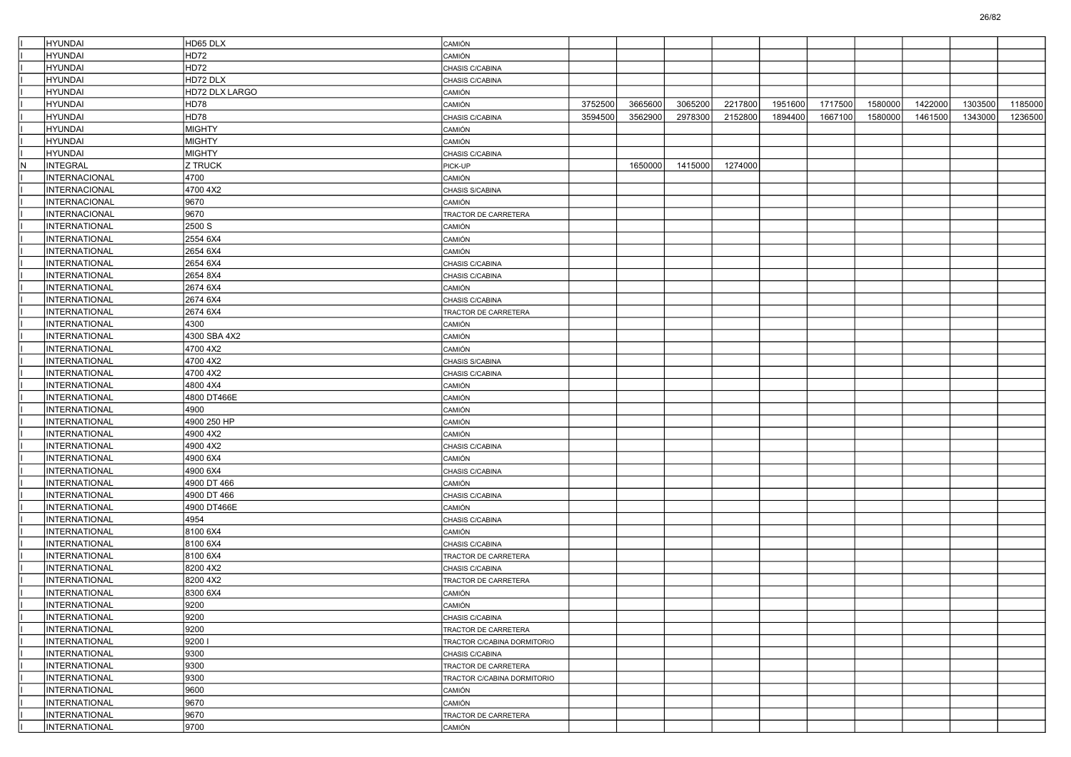| | | | | | | | | | | | | | |
|---|---|---|---|---|---|---|---|---|---|---|---|---|---|
| I | HYUNDAI | HD65 DLX | CAMIÓN | | | | | | | | | | |
| I | HYUNDAI | HD72 | CAMIÓN | | | | | | | | | | |
| I | HYUNDAI | HD72 | CHASIS C/CABINA | | | | | | | | | | |
| I | HYUNDAI | HD72 DLX | CHASIS C/CABINA | | | | | | | | | | |
| I | HYUNDAI | HD72 DLX LARGO | CAMIÓN | | | | | | | | | | |
| I | HYUNDAI | HD78 | CAMIÓN | 3752500 | 3665600 | 3065200 | 2217800 | 1951600 | 1717500 | 1580000 | 1422000 | 1303500 | 1185000 |
| I | HYUNDAI | HD78 | CHASIS C/CABINA | 3594500 | 3562900 | 2978300 | 2152800 | 1894400 | 1667100 | 1580000 | 1461500 | 1343000 | 1236500 |
| I | HYUNDAI | MIGHTY | CAMIÓN | | | | | | | | | | |
| I | HYUNDAI | MIGHTY | CAMIÓN | | | | | | | | | | |
| I | HYUNDAI | MIGHTY | CHASIS C/CABINA | | | | | | | | | | |
| N | INTEGRAL | Z TRUCK | PICK-UP | | 1650000 | 1415000 | 1274000 | | | | | | |
| I | INTERNACIONAL | 4700 | CAMIÓN | | | | | | | | | | |
| I | INTERNACIONAL | 4700 4X2 | CHASIS S/CABINA | | | | | | | | | | |
| I | INTERNACIONAL | 9670 | CAMIÓN | | | | | | | | | | |
| I | INTERNACIONAL | 9670 | TRACTOR DE CARRETERA | | | | | | | | | | |
| I | INTERNATIONAL | 2500 S | CAMIÓN | | | | | | | | | | |
| I | INTERNATIONAL | 2554 6X4 | CAMIÓN | | | | | | | | | | |
| I | INTERNATIONAL | 2654 6X4 | CAMIÓN | | | | | | | | | | |
| I | INTERNATIONAL | 2654 6X4 | CHASIS C/CABINA | | | | | | | | | | |
| I | INTERNATIONAL | 2654 8X4 | CHASIS C/CABINA | | | | | | | | | | |
| I | INTERNATIONAL | 2674 6X4 | CAMIÓN | | | | | | | | | | |
| I | INTERNATIONAL | 2674 6X4 | CHASIS C/CABINA | | | | | | | | | | |
| I | INTERNATIONAL | 2674 6X4 | TRACTOR DE CARRETERA | | | | | | | | | | |
| I | INTERNATIONAL | 4300 | CAMIÓN | | | | | | | | | | |
| I | INTERNATIONAL | 4300 SBA 4X2 | CAMIÓN | | | | | | | | | | |
| I | INTERNATIONAL | 4700 4X2 | CAMIÓN | | | | | | | | | | |
| I | INTERNATIONAL | 4700 4X2 | CHASIS S/CABINA | | | | | | | | | | |
| I | INTERNATIONAL | 4700 4X2 | CHASIS C/CABINA | | | | | | | | | | |
| I | INTERNATIONAL | 4800 4X4 | CAMIÓN | | | | | | | | | | |
| I | INTERNATIONAL | 4800 DT466E | CAMIÓN | | | | | | | | | | |
| I | INTERNATIONAL | 4900 | CAMIÓN | | | | | | | | | | |
| I | INTERNATIONAL | 4900 250 HP | CAMIÓN | | | | | | | | | | |
| I | INTERNATIONAL | 4900 4X2 | CAMIÓN | | | | | | | | | | |
| I | INTERNATIONAL | 4900 4X2 | CHASIS C/CABINA | | | | | | | | | | |
| I | INTERNATIONAL | 4900 6X4 | CAMIÓN | | | | | | | | | | |
| I | INTERNATIONAL | 4900 6X4 | CHASIS C/CABINA | | | | | | | | | | |
| I | INTERNATIONAL | 4900 DT 466 | CAMIÓN | | | | | | | | | | |
| I | INTERNATIONAL | 4900 DT 466 | CHASIS C/CABINA | | | | | | | | | | |
| I | INTERNATIONAL | 4900 DT466E | CAMIÓN | | | | | | | | | | |
| I | INTERNATIONAL | 4954 | CHASIS C/CABINA | | | | | | | | | | |
| I | INTERNATIONAL | 8100 6X4 | CAMIÓN | | | | | | | | | | |
| I | INTERNATIONAL | 8100 6X4 | CHASIS C/CABINA | | | | | | | | | | |
| I | INTERNATIONAL | 8100 6X4 | TRACTOR DE CARRETERA | | | | | | | | | | |
| I | INTERNATIONAL | 8200 4X2 | CHASIS C/CABINA | | | | | | | | | | |
| I | INTERNATIONAL | 8200 4X2 | TRACTOR DE CARRETERA | | | | | | | | | | |
| I | INTERNATIONAL | 8300 6X4 | CAMIÓN | | | | | | | | | | |
| I | INTERNATIONAL | 9200 | CAMIÓN | | | | | | | | | | |
| I | INTERNATIONAL | 9200 | CHASIS C/CABINA | | | | | | | | | | |
| I | INTERNATIONAL | 9200 | TRACTOR DE CARRETERA | | | | | | | | | | |
| I | INTERNATIONAL | 9200 I | TRACTOR C/CABINA DORMITORIO | | | | | | | | | | |
| I | INTERNATIONAL | 9300 | CHASIS C/CABINA | | | | | | | | | | |
| I | INTERNATIONAL | 9300 | TRACTOR DE CARRETERA | | | | | | | | | | |
| I | INTERNATIONAL | 9300 | TRACTOR C/CABINA DORMITORIO | | | | | | | | | | |
| I | INTERNATIONAL | 9600 | CAMIÓN | | | | | | | | | | |
| I | INTERNATIONAL | 9670 | CAMIÓN | | | | | | | | | | |
| I | INTERNATIONAL | 9670 | TRACTOR DE CARRETERA | | | | | | | | | | |
| I | INTERNATIONAL | 9700 | CAMIÓN | | | | | | | | | | |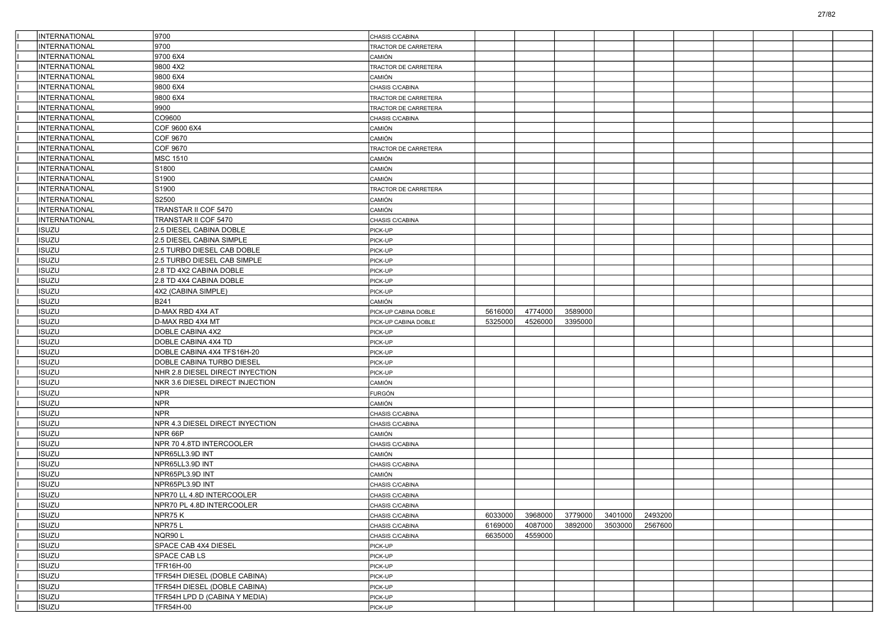| | | | | | | | | | | | | | |
|---|---|---|---|---|---|---|---|---|---|---|---|---|---|
| I | INTERNATIONAL | 9700 | CHASIS C/CABINA | | | | | | | | | | |
| I | INTERNATIONAL | 9700 | TRACTOR DE CARRETERA | | | | | | | | | | |
| I | INTERNATIONAL | 9700 6X4 | CAMIÓN | | | | | | | | | | |
| I | INTERNATIONAL | 9800 4X2 | TRACTOR DE CARRETERA | | | | | | | | | | |
| I | INTERNATIONAL | 9800 6X4 | CAMIÓN | | | | | | | | | | |
| I | INTERNATIONAL | 9800 6X4 | CHASIS C/CABINA | | | | | | | | | | |
| I | INTERNATIONAL | 9800 6X4 | TRACTOR DE CARRETERA | | | | | | | | | | |
| I | INTERNATIONAL | 9900 | TRACTOR DE CARRETERA | | | | | | | | | | |
| I | INTERNATIONAL | CO9600 | CHASIS C/CABINA | | | | | | | | | | |
| I | INTERNATIONAL | COF 9600 6X4 | CAMIÓN | | | | | | | | | | |
| I | INTERNATIONAL | COF 9670 | CAMIÓN | | | | | | | | | | |
| I | INTERNATIONAL | COF 9670 | TRACTOR DE CARRETERA | | | | | | | | | | |
| I | INTERNATIONAL | MSC 1510 | CAMIÓN | | | | | | | | | | |
| I | INTERNATIONAL | S1800 | CAMIÓN | | | | | | | | | | |
| I | INTERNATIONAL | S1900 | CAMIÓN | | | | | | | | | | |
| I | INTERNATIONAL | S1900 | TRACTOR DE CARRETERA | | | | | | | | | | |
| I | INTERNATIONAL | S2500 | CAMIÓN | | | | | | | | | | |
| I | INTERNATIONAL | TRANSTAR II COF 5470 | CAMIÓN | | | | | | | | | | |
| I | INTERNATIONAL | TRANSTAR II COF 5470 | CHASIS C/CABINA | | | | | | | | | | |
| I | ISUZU | 2.5 DIESEL CABINA DOBLE | PICK-UP | | | | | | | | | | |
| I | ISUZU | 2.5 DIESEL CABINA SIMPLE | PICK-UP | | | | | | | | | | |
| I | ISUZU | 2.5 TURBO DIESEL CAB DOBLE | PICK-UP | | | | | | | | | | |
| I | ISUZU | 2.5 TURBO DIESEL CAB SIMPLE | PICK-UP | | | | | | | | | | |
| I | ISUZU | 2.8 TD 4X2 CABINA DOBLE | PICK-UP | | | | | | | | | | |
| I | ISUZU | 2.8 TD 4X4 CABINA DOBLE | PICK-UP | | | | | | | | | | |
| I | ISUZU | 4X2 (CABINA SIMPLE) | PICK-UP | | | | | | | | | | |
| I | ISUZU | B241 | CAMIÓN | | | | | | | | | | |
| I | ISUZU | D-MAX RBD 4X4 AT | PICK-UP CABINA DOBLE | 5616000 | 4774000 | 3589000 | | | | | | | |
| I | ISUZU | D-MAX RBD 4X4 MT | PICK-UP CABINA DOBLE | 5325000 | 4526000 | 3395000 | | | | | | | |
| I | ISUZU | DOBLE CABINA 4X2 | PICK-UP | | | | | | | | | | |
| I | ISUZU | DOBLE CABINA 4X4 TD | PICK-UP | | | | | | | | | | |
| I | ISUZU | DOBLE CABINA 4X4 TFS16H-20 | PICK-UP | | | | | | | | | | |
| I | ISUZU | DOBLE CABINA TURBO DIESEL | PICK-UP | | | | | | | | | | |
| I | ISUZU | NHR 2.8 DIESEL DIRECT INYECTION | PICK-UP | | | | | | | | | | |
| I | ISUZU | NKR 3.6 DIESEL DIRECT INJECTION | CAMIÓN | | | | | | | | | | |
| I | ISUZU | NPR | FURGÓN | | | | | | | | | | |
| I | ISUZU | NPR | CAMIÓN | | | | | | | | | | |
| I | ISUZU | NPR | CHASIS C/CABINA | | | | | | | | | | |
| I | ISUZU | NPR 4.3 DIESEL DIRECT INYECTION | CHASIS C/CABINA | | | | | | | | | | |
| I | ISUZU | NPR 66P | CAMIÓN | | | | | | | | | | |
| I | ISUZU | NPR 70 4.8TD INTERCOOLER | CHASIS C/CABINA | | | | | | | | | | |
| I | ISUZU | NPR65LL3.9D INT | CAMIÓN | | | | | | | | | | |
| I | ISUZU | NPR65LL3.9D INT | CHASIS C/CABINA | | | | | | | | | | |
| I | ISUZU | NPR65PL3.9D INT | CAMIÓN | | | | | | | | | | |
| I | ISUZU | NPR65PL3.9D INT | CHASIS C/CABINA | | | | | | | | | | |
| I | ISUZU | NPR70 LL 4.8D INTERCOOLER | CHASIS C/CABINA | | | | | | | | | | |
| I | ISUZU | NPR70 PL 4.8D INTERCOOLER | CHASIS C/CABINA | | | | | | | | | | |
| I | ISUZU | NPR75 K | CHASIS C/CABINA | 6033000 | 3968000 | 3779000 | 3401000 | 2493200 | | | | | |
| I | ISUZU | NPR75 L | CHASIS C/CABINA | 6169000 | 4087000 | 3892000 | 3503000 | 2567600 | | | | | |
| I | ISUZU | NQR90 L | CHASIS C/CABINA | 6635000 | 4559000 | | | | | | | | |
| I | ISUZU | SPACE CAB 4X4 DIESEL | PICK-UP | | | | | | | | | | |
| I | ISUZU | SPACE CAB LS | PICK-UP | | | | | | | | | | |
| I | ISUZU | TFR16H-00 | PICK-UP | | | | | | | | | | |
| I | ISUZU | TFR54H DIESEL (DOBLE CABINA) | PICK-UP | | | | | | | | | | |
| I | ISUZU | TFR54H DIESEL (DOBLE CABINA) | PICK-UP | | | | | | | | | | |
| I | ISUZU | TFR54H LPD D (CABINA Y MEDIA) | PICK-UP | | | | | | | | | | |
| I | ISUZU | TFR54H-00 | PICK-UP | | | | | | | | | | |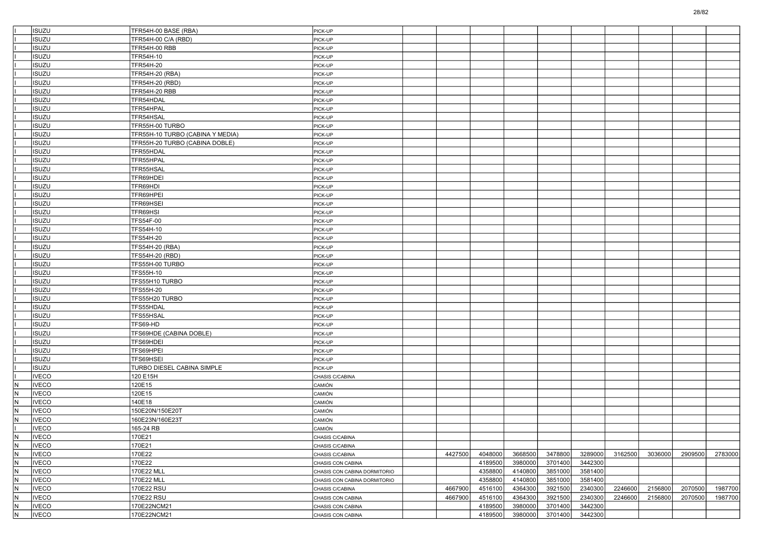| | | | | | | | | | | | | | |
|---|---|---|---|---|---|---|---|---|---|---|---|---|---|
| I | ISUZU | TFR54H-00 BASE (RBA) | PICK-UP | | | | | | | | | | |
| I | ISUZU | TFR54H-00 C/A (RBD) | PICK-UP | | | | | | | | | | |
| I | ISUZU | TFR54H-00 RBB | PICK-UP | | | | | | | | | | |
| I | ISUZU | TFR54H-10 | PICK-UP | | | | | | | | | | |
| I | ISUZU | TFR54H-20 | PICK-UP | | | | | | | | | | |
| I | ISUZU | TFR54H-20 (RBA) | PICK-UP | | | | | | | | | | |
| I | ISUZU | TFR54H-20 (RBD) | PICK-UP | | | | | | | | | | |
| I | ISUZU | TFR54H-20 RBB | PICK-UP | | | | | | | | | | |
| I | ISUZU | TFR54HDAL | PICK-UP | | | | | | | | | | |
| I | ISUZU | TFR54HPAL | PICK-UP | | | | | | | | | | |
| I | ISUZU | TFR54HSAL | PICK-UP | | | | | | | | | | |
| I | ISUZU | TFR55H-00 TURBO | PICK-UP | | | | | | | | | | |
| I | ISUZU | TFR55H-10 TURBO (CABINA Y MEDIA) | PICK-UP | | | | | | | | | | |
| I | ISUZU | TFR55H-20 TURBO (CABINA DOBLE) | PICK-UP | | | | | | | | | | |
| I | ISUZU | TFR55HDAL | PICK-UP | | | | | | | | | | |
| I | ISUZU | TFR55HPAL | PICK-UP | | | | | | | | | | |
| I | ISUZU | TFR55HSAL | PICK-UP | | | | | | | | | | |
| I | ISUZU | TFR69HDEI | PICK-UP | | | | | | | | | | |
| I | ISUZU | TFR69HDI | PICK-UP | | | | | | | | | | |
| I | ISUZU | TFR69HPEI | PICK-UP | | | | | | | | | | |
| I | ISUZU | TFR69HSEI | PICK-UP | | | | | | | | | | |
| I | ISUZU | TFR69HSI | PICK-UP | | | | | | | | | | |
| I | ISUZU | TFS54F-00 | PICK-UP | | | | | | | | | | |
| I | ISUZU | TFS54H-10 | PICK-UP | | | | | | | | | | |
| I | ISUZU | TFS54H-20 | PICK-UP | | | | | | | | | | |
| I | ISUZU | TFS54H-20 (RBA) | PICK-UP | | | | | | | | | | |
| I | ISUZU | TFS54H-20 (RBD) | PICK-UP | | | | | | | | | | |
| I | ISUZU | TFS55H-00 TURBO | PICK-UP | | | | | | | | | | |
| I | ISUZU | TFS55H-10 | PICK-UP | | | | | | | | | | |
| I | ISUZU | TFS55H10 TURBO | PICK-UP | | | | | | | | | | |
| I | ISUZU | TFS55H-20 | PICK-UP | | | | | | | | | | |
| I | ISUZU | TFS55H20 TURBO | PICK-UP | | | | | | | | | | |
| I | ISUZU | TFS55HDAL | PICK-UP | | | | | | | | | | |
| I | ISUZU | TFS55HSAL | PICK-UP | | | | | | | | | | |
| I | ISUZU | TFS69-HD | PICK-UP | | | | | | | | | | |
| I | ISUZU | TFS69HDE (CABINA DOBLE) | PICK-UP | | | | | | | | | | |
| I | ISUZU | TFS69HDEI | PICK-UP | | | | | | | | | | |
| I | ISUZU | TFS69HPEI | PICK-UP | | | | | | | | | | |
| I | ISUZU | TFS69HSEI | PICK-UP | | | | | | | | | | |
| I | ISUZU | TURBO DIESEL CABINA SIMPLE | PICK-UP | | | | | | | | | | |
| I | IVECO | 120 E15H | CHASIS C/CABINA | | | | | | | | | | |
| N | IVECO | 120E15 | CAMIÓN | | | | | | | | | | |
| N | IVECO | 120E15 | CAMIÓN | | | | | | | | | | |
| N | IVECO | 140E18 | CAMIÓN | | | | | | | | | | |
| N | IVECO | 150E20N/150E20T | CAMIÓN | | | | | | | | | | |
| N | IVECO | 160E23N/160E23T | CAMIÓN | | | | | | | | | | |
| I | IVECO | 165-24 RB | CAMIÓN | | | | | | | | | | |
| N | IVECO | 170E21 | CHASIS C/CABINA | | | | | | | | | | |
| N | IVECO | 170E21 | CHASIS C/CABINA | | | | | | | | | | |
| N | IVECO | 170E22 | CHASIS C/CABINA | | 4427500 | 4048000 | 3668500 | 3478800 | 3289000 | 3162500 | 3036000 | 2909500 | 2783000 |
| N | IVECO | 170E22 | CHASIS CON CABINA | | | 4189500 | 3980000 | 3701400 | 3442300 | | | | |
| N | IVECO | 170E22 MLL | CHASIS CON CABINA DORMITORIO | | | 4358800 | 4140800 | 3851000 | 3581400 | | | | |
| N | IVECO | 170E22 MLL | CHASIS CON CABINA DORMITORIO | | | 4358800 | 4140800 | 3851000 | 3581400 | | | | |
| N | IVECO | 170E22 RSU | CHASIS C/CABINA | | 4667900 | 4516100 | 4364300 | 3921500 | 2340300 | 2246600 | 2156800 | 2070500 | 1987700 |
| N | IVECO | 170E22 RSU | CHASIS CON CABINA | | 4667900 | 4516100 | 4364300 | 3921500 | 2340300 | 2246600 | 2156800 | 2070500 | 1987700 |
| N | IVECO | 170E22NCM21 | CHASIS CON CABINA | | | 4189500 | 3980000 | 3701400 | 3442300 | | | | |
| N | IVECO | 170E22NCM21 | CHASIS CON CABINA | | | 4189500 | 3980000 | 3701400 | 3442300 | | | | |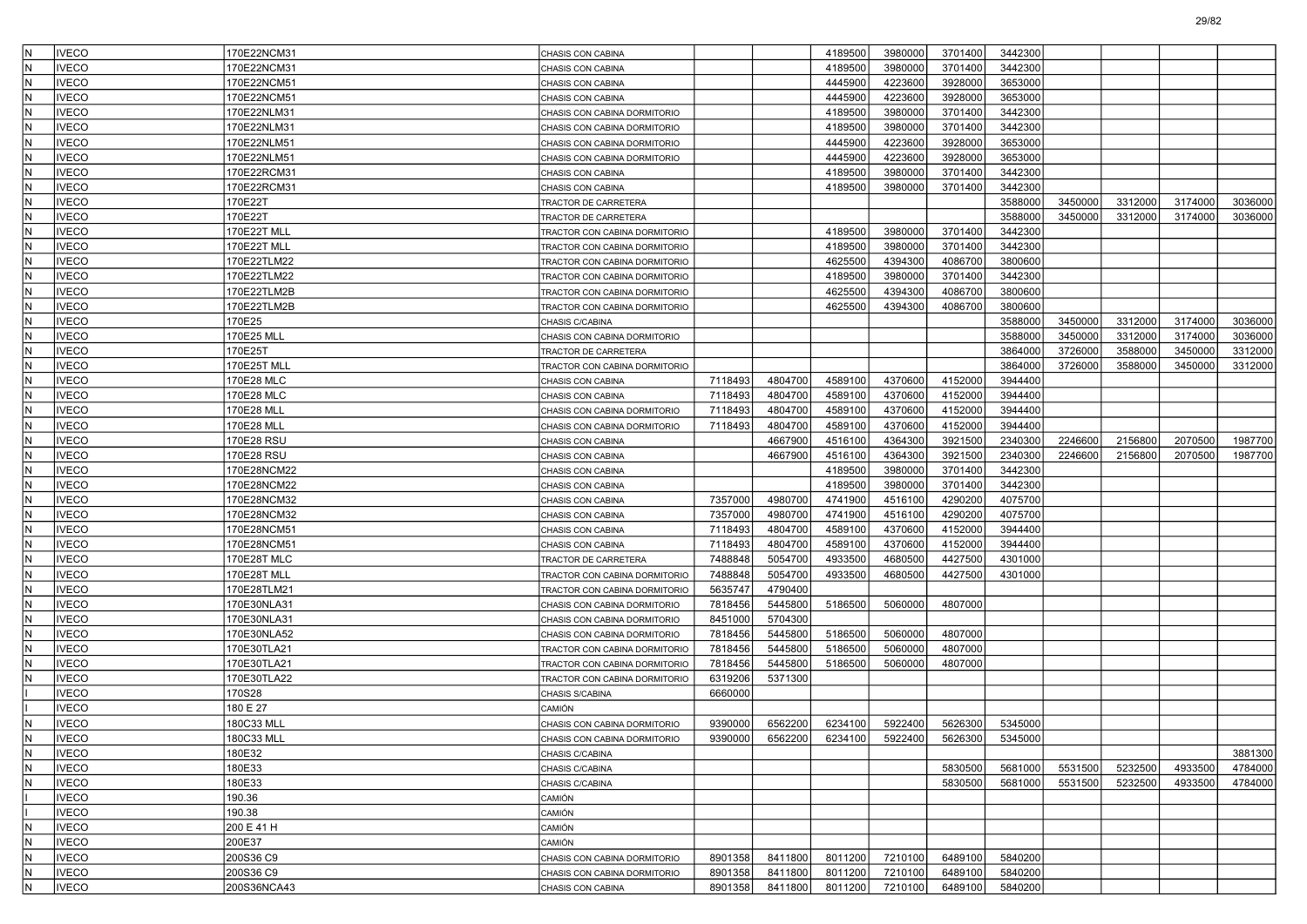| | | | | | | | | | | | | | |
|---|---|---|---|---|---|---|---|---|---|---|---|---|---|
| N | IVECO | 170E22NCM31 | CHASIS CON CABINA | | | 4189500 | 3980000 | 3701400 | 3442300 | | | | |
| N | IVECO | 170E22NCM31 | CHASIS CON CABINA | | | 4189500 | 3980000 | 3701400 | 3442300 | | | | |
| N | IVECO | 170E22NCM51 | CHASIS CON CABINA | | | 4445900 | 4223600 | 3928000 | 3653000 | | | | |
| N | IVECO | 170E22NCM51 | CHASIS CON CABINA | | | 4445900 | 4223600 | 3928000 | 3653000 | | | | |
| N | IVECO | 170E22NLM31 | CHASIS CON CABINA DORMITORIO | | | 4189500 | 3980000 | 3701400 | 3442300 | | | | |
| N | IVECO | 170E22NLM31 | CHASIS CON CABINA DORMITORIO | | | 4189500 | 3980000 | 3701400 | 3442300 | | | | |
| N | IVECO | 170E22NLM51 | CHASIS CON CABINA DORMITORIO | | | 4445900 | 4223600 | 3928000 | 3653000 | | | | |
| N | IVECO | 170E22NLM51 | CHASIS CON CABINA DORMITORIO | | | 4445900 | 4223600 | 3928000 | 3653000 | | | | |
| N | IVECO | 170E22RCM31 | CHASIS CON CABINA | | | 4189500 | 3980000 | 3701400 | 3442300 | | | | |
| N | IVECO | 170E22RCM31 | CHASIS CON CABINA | | | 4189500 | 3980000 | 3701400 | 3442300 | | | | |
| N | IVECO | 170E22T | TRACTOR DE CARRETERA | | | | | | 3588000 | 3450000 | 3312000 | 3174000 | 3036000 |
| N | IVECO | 170E22T | TRACTOR DE CARRETERA | | | | | | 3588000 | 3450000 | 3312000 | 3174000 | 3036000 |
| N | IVECO | 170E22T MLL | TRACTOR CON CABINA DORMITORIO | | | 4189500 | 3980000 | 3701400 | 3442300 | | | | |
| N | IVECO | 170E22T MLL | TRACTOR CON CABINA DORMITORIO | | | 4189500 | 3980000 | 3701400 | 3442300 | | | | |
| N | IVECO | 170E22TLM22 | TRACTOR CON CABINA DORMITORIO | | | 4625500 | 4394300 | 4086700 | 3800600 | | | | |
| N | IVECO | 170E22TLM22 | TRACTOR CON CABINA DORMITORIO | | | 4189500 | 3980000 | 3701400 | 3442300 | | | | |
| N | IVECO | 170E22TLM2B | TRACTOR CON CABINA DORMITORIO | | | 4625500 | 4394300 | 4086700 | 3800600 | | | | |
| N | IVECO | 170E22TLM2B | TRACTOR CON CABINA DORMITORIO | | | 4625500 | 4394300 | 4086700 | 3800600 | | | | |
| N | IVECO | 170E25 | CHASIS C/CABINA | | | | | | 3588000 | 3450000 | 3312000 | 3174000 | 3036000 |
| N | IVECO | 170E25 MLL | CHASIS CON CABINA DORMITORIO | | | | | | 3588000 | 3450000 | 3312000 | 3174000 | 3036000 |
| N | IVECO | 170E25T | TRACTOR DE CARRETERA | | | | | | 3864000 | 3726000 | 3588000 | 3450000 | 3312000 |
| N | IVECO | 170E25T MLL | TRACTOR CON CABINA DORMITORIO | | | | | | 3864000 | 3726000 | 3588000 | 3450000 | 3312000 |
| N | IVECO | 170E28 MLC | CHASIS CON CABINA | 7118493 | 4804700 | 4589100 | 4370600 | 4152000 | 3944400 | | | | |
| N | IVECO | 170E28 MLC | CHASIS CON CABINA | 7118493 | 4804700 | 4589100 | 4370600 | 4152000 | 3944400 | | | | |
| N | IVECO | 170E28 MLL | CHASIS CON CABINA DORMITORIO | 7118493 | 4804700 | 4589100 | 4370600 | 4152000 | 3944400 | | | | |
| N | IVECO | 170E28 MLL | CHASIS CON CABINA DORMITORIO | 7118493 | 4804700 | 4589100 | 4370600 | 4152000 | 3944400 | | | | |
| N | IVECO | 170E28 RSU | CHASIS CON CABINA | | 4667900 | 4516100 | 4364300 | 3921500 | 2340300 | 2246600 | 2156800 | 2070500 | 1987700 |
| N | IVECO | 170E28 RSU | CHASIS CON CABINA | | 4667900 | 4516100 | 4364300 | 3921500 | 2340300 | 2246600 | 2156800 | 2070500 | 1987700 |
| N | IVECO | 170E28NCM22 | CHASIS CON CABINA | | | 4189500 | 3980000 | 3701400 | 3442300 | | | | |
| N | IVECO | 170E28NCM22 | CHASIS CON CABINA | | | 4189500 | 3980000 | 3701400 | 3442300 | | | | |
| N | IVECO | 170E28NCM32 | CHASIS CON CABINA | 7357000 | 4980700 | 4741900 | 4516100 | 4290200 | 4075700 | | | | |
| N | IVECO | 170E28NCM32 | CHASIS CON CABINA | 7357000 | 4980700 | 4741900 | 4516100 | 4290200 | 4075700 | | | | |
| N | IVECO | 170E28NCM51 | CHASIS CON CABINA | 7118493 | 4804700 | 4589100 | 4370600 | 4152000 | 3944400 | | | | |
| N | IVECO | 170E28NCM51 | CHASIS CON CABINA | 7118493 | 4804700 | 4589100 | 4370600 | 4152000 | 3944400 | | | | |
| N | IVECO | 170E28T MLC | TRACTOR DE CARRETERA | 7488848 | 5054700 | 4933500 | 4680500 | 4427500 | 4301000 | | | | |
| N | IVECO | 170E28T MLL | TRACTOR CON CABINA DORMITORIO | 7488848 | 5054700 | 4933500 | 4680500 | 4427500 | 4301000 | | | | |
| N | IVECO | 170E28TLM21 | TRACTOR CON CABINA DORMITORIO | 5635747 | 4790400 | | | | | | | | |
| N | IVECO | 170E30NLA31 | CHASIS CON CABINA DORMITORIO | 7818456 | 5445800 | 5186500 | 5060000 | 4807000 | | | | | |
| N | IVECO | 170E30NLA31 | CHASIS CON CABINA DORMITORIO | 8451000 | 5704300 | | | | | | | | |
| N | IVECO | 170E30NLA52 | CHASIS CON CABINA DORMITORIO | 7818456 | 5445800 | 5186500 | 5060000 | 4807000 | | | | | |
| N | IVECO | 170E30TLA21 | TRACTOR CON CABINA DORMITORIO | 7818456 | 5445800 | 5186500 | 5060000 | 4807000 | | | | | |
| N | IVECO | 170E30TLA21 | TRACTOR CON CABINA DORMITORIO | 7818456 | 5445800 | 5186500 | 5060000 | 4807000 | | | | | |
| N | IVECO | 170E30TLA22 | TRACTOR CON CABINA DORMITORIO | 6319206 | 5371300 | | | | | | | | |
| I | IVECO | 170S28 | CHASIS S/CABINA | 6660000 | | | | | | | | | |
| I | IVECO | 180 E 27 | CAMIÓN | | | | | | | | | | |
| N | IVECO | 180C33 MLL | CHASIS CON CABINA DORMITORIO | 9390000 | 6562200 | 6234100 | 5922400 | 5626300 | 5345000 | | | | |
| N | IVECO | 180C33 MLL | CHASIS CON CABINA DORMITORIO | 9390000 | 6562200 | 6234100 | 5922400 | 5626300 | 5345000 | | | | |
| N | IVECO | 180E32 | CHASIS C/CABINA | | | | | | | | | | 3881300 |
| N | IVECO | 180E33 | CHASIS C/CABINA | | | | | 5830500 | 5681000 | 5531500 | 5232500 | 4933500 | 4784000 |
| N | IVECO | 180E33 | CHASIS C/CABINA | | | | | 5830500 | 5681000 | 5531500 | 5232500 | 4933500 | 4784000 |
| I | IVECO | 190.36 | CAMIÓN | | | | | | | | | | |
| I | IVECO | 190.38 | CAMIÓN | | | | | | | | | | |
| N | IVECO | 200 E 41 H | CAMIÓN | | | | | | | | | | |
| N | IVECO | 200E37 | CAMIÓN | | | | | | | | | | |
| N | IVECO | 200S36 C9 | CHASIS CON CABINA DORMITORIO | 8901358 | 8411800 | 8011200 | 7210100 | 6489100 | 5840200 | | | | |
| N | IVECO | 200S36 C9 | CHASIS CON CABINA DORMITORIO | 8901358 | 8411800 | 8011200 | 7210100 | 6489100 | 5840200 | | | | |
| N | IVECO | 200S36NCA43 | CHASIS CON CABINA | 8901358 | 8411800 | 8011200 | 7210100 | 6489100 | 5840200 | | | | |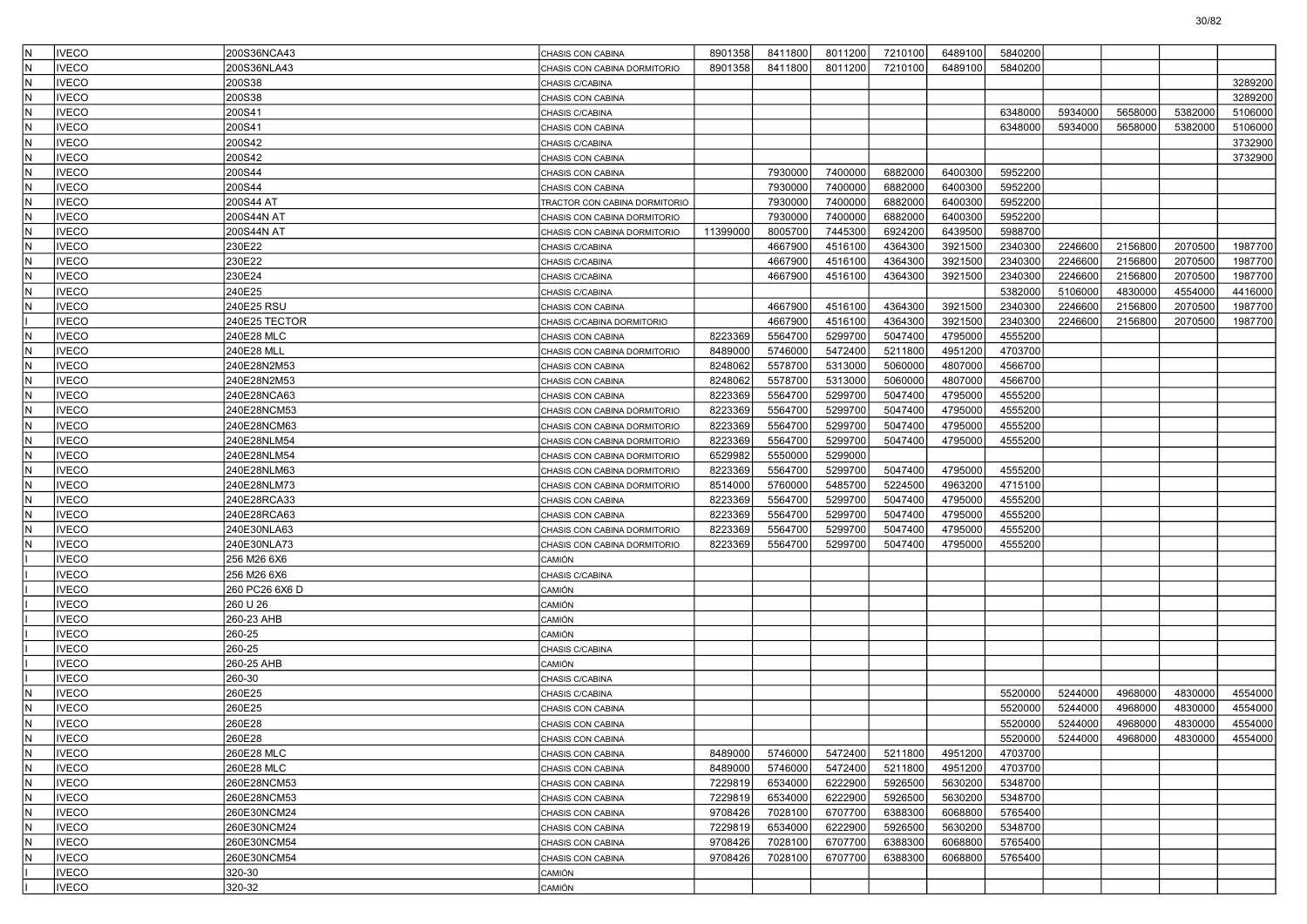| | | | | | | | | | | | | | |
|---|---|---|---|---|---|---|---|---|---|---|---|---|---|
| N | IVECO | 200S36NCA43 | CHASIS CON CABINA | 8901358 | 8411800 | 8011200 | 7210100 | 6489100 | 5840200 | | | | |
| N | IVECO | 200S36NLA43 | CHASIS CON CABINA DORMITORIO | 8901358 | 8411800 | 8011200 | 7210100 | 6489100 | 5840200 | | | | |
| N | IVECO | 200S38 | CHASIS C/CABINA | | | | | | | | | | 3289200 |
| N | IVECO | 200S38 | CHASIS CON CABINA | | | | | | | | | | 3289200 |
| N | IVECO | 200S41 | CHASIS C/CABINA | | | | | | 6348000 | 5934000 | 5658000 | 5382000 | 5106000 |
| N | IVECO | 200S41 | CHASIS CON CABINA | | | | | | 6348000 | 5934000 | 5658000 | 5382000 | 5106000 |
| N | IVECO | 200S42 | CHASIS C/CABINA | | | | | | | | | | 3732900 |
| N | IVECO | 200S42 | CHASIS CON CABINA | | | | | | | | | | 3732900 |
| N | IVECO | 200S44 | CHASIS CON CABINA | | 7930000 | 7400000 | 6882000 | 6400300 | 5952200 | | | | |
| N | IVECO | 200S44 | CHASIS CON CABINA | | 7930000 | 7400000 | 6882000 | 6400300 | 5952200 | | | | |
| N | IVECO | 200S44 AT | TRACTOR CON CABINA DORMITORIO | | 7930000 | 7400000 | 6882000 | 6400300 | 5952200 | | | | |
| N | IVECO | 200S44N AT | CHASIS CON CABINA DORMITORIO | | 7930000 | 7400000 | 6882000 | 6400300 | 5952200 | | | | |
| N | IVECO | 200S44N AT | CHASIS CON CABINA DORMITORIO | 11399000 | 8005700 | 7445300 | 6924200 | 6439500 | 5988700 | | | | |
| N | IVECO | 230E22 | CHASIS C/CABINA | | 4667900 | 4516100 | 4364300 | 3921500 | 2340300 | 2246600 | 2156800 | 2070500 | 1987700 |
| N | IVECO | 230E22 | CHASIS C/CABINA | | 4667900 | 4516100 | 4364300 | 3921500 | 2340300 | 2246600 | 2156800 | 2070500 | 1987700 |
| N | IVECO | 230E24 | CHASIS C/CABINA | | 4667900 | 4516100 | 4364300 | 3921500 | 2340300 | 2246600 | 2156800 | 2070500 | 1987700 |
| N | IVECO | 240E25 | CHASIS C/CABINA | | | | | | 5382000 | 5106000 | 4830000 | 4554000 | 4416000 |
| N | IVECO | 240E25 RSU | CHASIS CON CABINA | | 4667900 | 4516100 | 4364300 | 3921500 | 2340300 | 2246600 | 2156800 | 2070500 | 1987700 |
| I | IVECO | 240E25 TECTOR | CHASIS C/CABINA DORMITORIO | | 4667900 | 4516100 | 4364300 | 3921500 | 2340300 | 2246600 | 2156800 | 2070500 | 1987700 |
| N | IVECO | 240E28 MLC | CHASIS CON CABINA | 8223369 | 5564700 | 5299700 | 5047400 | 4795000 | 4555200 | | | | |
| N | IVECO | 240E28 MLL | CHASIS CON CABINA DORMITORIO | 8489000 | 5746000 | 5472400 | 5211800 | 4951200 | 4703700 | | | | |
| N | IVECO | 240E28N2M53 | CHASIS CON CABINA | 8248062 | 5578700 | 5313000 | 5060000 | 4807000 | 4566700 | | | | |
| N | IVECO | 240E28N2M53 | CHASIS CON CABINA | 8248062 | 5578700 | 5313000 | 5060000 | 4807000 | 4566700 | | | | |
| N | IVECO | 240E28NCA63 | CHASIS CON CABINA | 8223369 | 5564700 | 5299700 | 5047400 | 4795000 | 4555200 | | | | |
| N | IVECO | 240E28NCM53 | CHASIS CON CABINA DORMITORIO | 8223369 | 5564700 | 5299700 | 5047400 | 4795000 | 4555200 | | | | |
| N | IVECO | 240E28NCM63 | CHASIS CON CABINA DORMITORIO | 8223369 | 5564700 | 5299700 | 5047400 | 4795000 | 4555200 | | | | |
| N | IVECO | 240E28NLM54 | CHASIS CON CABINA DORMITORIO | 8223369 | 5564700 | 5299700 | 5047400 | 4795000 | 4555200 | | | | |
| N | IVECO | 240E28NLM54 | CHASIS CON CABINA DORMITORIO | 6529982 | 5550000 | 5299000 | | | | | | | |
| N | IVECO | 240E28NLM63 | CHASIS CON CABINA DORMITORIO | 8223369 | 5564700 | 5299700 | 5047400 | 4795000 | 4555200 | | | | |
| N | IVECO | 240E28NLM73 | CHASIS CON CABINA DORMITORIO | 8514000 | 5760000 | 5485700 | 5224500 | 4963200 | 4715100 | | | | |
| N | IVECO | 240E28RCA33 | CHASIS CON CABINA | 8223369 | 5564700 | 5299700 | 5047400 | 4795000 | 4555200 | | | | |
| N | IVECO | 240E28RCA63 | CHASIS CON CABINA | 8223369 | 5564700 | 5299700 | 5047400 | 4795000 | 4555200 | | | | |
| N | IVECO | 240E30NLA63 | CHASIS CON CABINA DORMITORIO | 8223369 | 5564700 | 5299700 | 5047400 | 4795000 | 4555200 | | | | |
| N | IVECO | 240E30NLA73 | CHASIS CON CABINA DORMITORIO | 8223369 | 5564700 | 5299700 | 5047400 | 4795000 | 4555200 | | | | |
| I | IVECO | 256 M26 6X6 | CAMIÓN | | | | | | | | | | |
| I | IVECO | 256 M26 6X6 | CHASIS C/CABINA | | | | | | | | | | |
| I | IVECO | 260 PC26 6X6 D | CAMIÓN | | | | | | | | | | |
| I | IVECO | 260 U 26 | CAMIÓN | | | | | | | | | | |
| I | IVECO | 260-23 AHB | CAMIÓN | | | | | | | | | | |
| I | IVECO | 260-25 | CAMIÓN | | | | | | | | | | |
| I | IVECO | 260-25 | CHASIS C/CABINA | | | | | | | | | | |
| I | IVECO | 260-25 AHB | CAMIÓN | | | | | | | | | | |
| I | IVECO | 260-30 | CHASIS C/CABINA | | | | | | | | | | |
| N | IVECO | 260E25 | CHASIS C/CABINA | | | | | | 5520000 | 5244000 | 4968000 | 4830000 | 4554000 |
| N | IVECO | 260E25 | CHASIS CON CABINA | | | | | | 5520000 | 5244000 | 4968000 | 4830000 | 4554000 |
| N | IVECO | 260E28 | CHASIS CON CABINA | | | | | | 5520000 | 5244000 | 4968000 | 4830000 | 4554000 |
| N | IVECO | 260E28 | CHASIS CON CABINA | | | | | | 5520000 | 5244000 | 4968000 | 4830000 | 4554000 |
| N | IVECO | 260E28 MLC | CHASIS CON CABINA | 8489000 | 5746000 | 5472400 | 5211800 | 4951200 | 4703700 | | | | |
| N | IVECO | 260E28 MLC | CHASIS CON CABINA | 8489000 | 5746000 | 5472400 | 5211800 | 4951200 | 4703700 | | | | |
| N | IVECO | 260E28NCM53 | CHASIS CON CABINA | 7229819 | 6534000 | 6222900 | 5926500 | 5630200 | 5348700 | | | | |
| N | IVECO | 260E28NCM53 | CHASIS CON CABINA | 7229819 | 6534000 | 6222900 | 5926500 | 5630200 | 5348700 | | | | |
| N | IVECO | 260E30NCM24 | CHASIS CON CABINA | 9708426 | 7028100 | 6707700 | 6388300 | 6068800 | 5765400 | | | | |
| N | IVECO | 260E30NCM24 | CHASIS CON CABINA | 7229819 | 6534000 | 6222900 | 5926500 | 5630200 | 5348700 | | | | |
| N | IVECO | 260E30NCM54 | CHASIS CON CABINA | 9708426 | 7028100 | 6707700 | 6388300 | 6068800 | 5765400 | | | | |
| N | IVECO | 260E30NCM54 | CHASIS CON CABINA | 9708426 | 7028100 | 6707700 | 6388300 | 6068800 | 5765400 | | | | |
| I | IVECO | 320-30 | CAMIÓN | | | | | | | | | | |
| I | IVECO | 320-32 | CAMIÓN | | | | | | | | | | |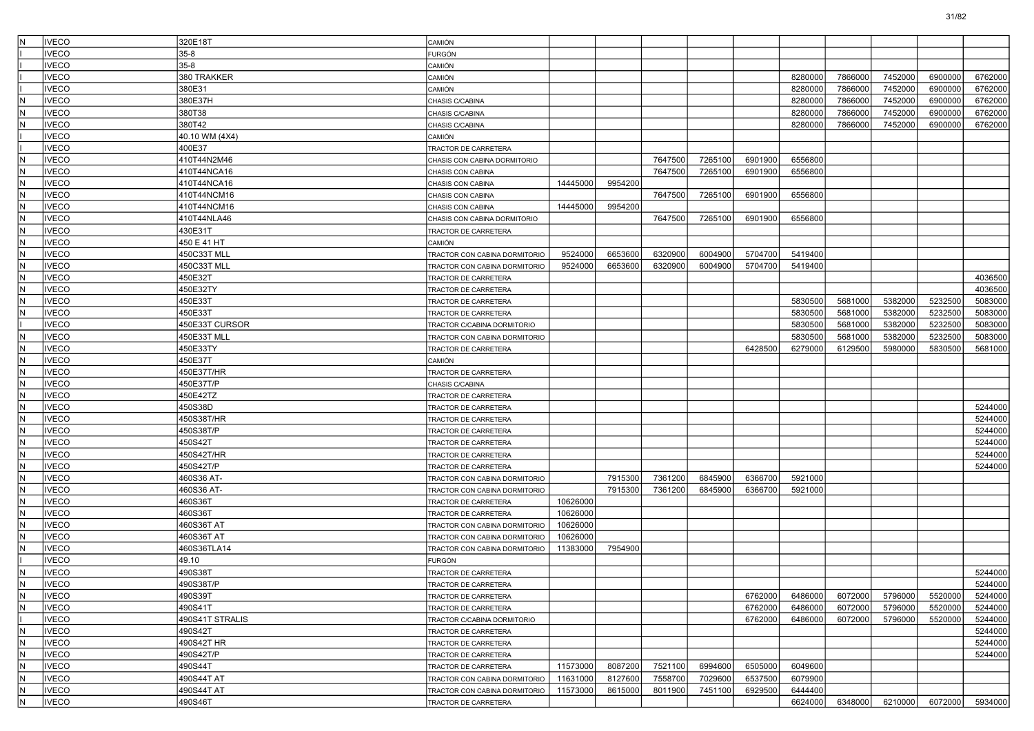| | | | | | | | | | | | | | |
|---|---|---|---|---|---|---|---|---|---|---|---|---|---|
| N | IVECO | 320E18T | CAMIÓN | | | | | | | | | | |
| I | IVECO | 35-8 | FURGÓN | | | | | | | | | | |
| I | IVECO | 35-8 | CAMIÓN | | | | | | | | | | |
| I | IVECO | 380 TRAKKER | CAMIÓN | | | | | | 8280000 | 7866000 | 7452000 | 6900000 | 6762000 |
| I | IVECO | 380E31 | CAMIÓN | | | | | | 8280000 | 7866000 | 7452000 | 6900000 | 6762000 |
| N | IVECO | 380E37H | CHASIS C/CABINA | | | | | | 8280000 | 7866000 | 7452000 | 6900000 | 6762000 |
| N | IVECO | 380T38 | CHASIS C/CABINA | | | | | | 8280000 | 7866000 | 7452000 | 6900000 | 6762000 |
| N | IVECO | 380T42 | CHASIS C/CABINA | | | | | | 8280000 | 7866000 | 7452000 | 6900000 | 6762000 |
| I | IVECO | 40.10 WM (4X4) | CAMIÓN | | | | | | | | | | |
| I | IVECO | 400E37 | TRACTOR DE CARRETERA | | | | | | | | | | |
| N | IVECO | 410T44N2M46 | CHASIS CON CABINA DORMITORIO | | | 7647500 | 7265100 | 6901900 | 6556800 | | | | |
| N | IVECO | 410T44NCA16 | CHASIS CON CABINA | | | 7647500 | 7265100 | 6901900 | 6556800 | | | | |
| N | IVECO | 410T44NCA16 | CHASIS CON CABINA | 14445000 | 9954200 | | | | | | | | |
| N | IVECO | 410T44NCM16 | CHASIS CON CABINA | | | 7647500 | 7265100 | 6901900 | 6556800 | | | | |
| N | IVECO | 410T44NCM16 | CHASIS CON CABINA | 14445000 | 9954200 | | | | | | | | |
| N | IVECO | 410T44NLA46 | CHASIS CON CABINA DORMITORIO | | | 7647500 | 7265100 | 6901900 | 6556800 | | | | |
| N | IVECO | 430E31T | TRACTOR DE CARRETERA | | | | | | | | | | |
| N | IVECO | 450 E 41 HT | CAMIÓN | | | | | | | | | | |
| N | IVECO | 450C33T MLL | TRACTOR CON CABINA DORMITORIO | 9524000 | 6653600 | 6320900 | 6004900 | 5704700 | 5419400 | | | | |
| N | IVECO | 450C33T MLL | TRACTOR CON CABINA DORMITORIO | 9524000 | 6653600 | 6320900 | 6004900 | 5704700 | 5419400 | | | | |
| N | IVECO | 450E32T | TRACTOR DE CARRETERA | | | | | | | | | | 4036500 |
| N | IVECO | 450E32TY | TRACTOR DE CARRETERA | | | | | | | | | | 4036500 |
| N | IVECO | 450E33T | TRACTOR DE CARRETERA | | | | | | 5830500 | 5681000 | 5382000 | 5232500 | 5083000 |
| N | IVECO | 450E33T | TRACTOR DE CARRETERA | | | | | | 5830500 | 5681000 | 5382000 | 5232500 | 5083000 |
| I | IVECO | 450E33T CURSOR | TRACTOR C/CABINA DORMITORIO | | | | | | 5830500 | 5681000 | 5382000 | 5232500 | 5083000 |
| N | IVECO | 450E33T MLL | TRACTOR CON CABINA DORMITORIO | | | | | | 5830500 | 5681000 | 5382000 | 5232500 | 5083000 |
| N | IVECO | 450E33TY | TRACTOR DE CARRETERA | | | | | 6428500 | 6279000 | 6129500 | 5980000 | 5830500 | 5681000 |
| N | IVECO | 450E37T | CAMIÓN | | | | | | | | | | |
| N | IVECO | 450E37T/HR | TRACTOR DE CARRETERA | | | | | | | | | | |
| N | IVECO | 450E37T/P | CHASIS C/CABINA | | | | | | | | | | |
| N | IVECO | 450E42TZ | TRACTOR DE CARRETERA | | | | | | | | | | |
| N | IVECO | 450S38D | TRACTOR DE CARRETERA | | | | | | | | | | 5244000 |
| N | IVECO | 450S38T/HR | TRACTOR DE CARRETERA | | | | | | | | | | 5244000 |
| N | IVECO | 450S38T/P | TRACTOR DE CARRETERA | | | | | | | | | | 5244000 |
| N | IVECO | 450S42T | TRACTOR DE CARRETERA | | | | | | | | | | 5244000 |
| N | IVECO | 450S42T/HR | TRACTOR DE CARRETERA | | | | | | | | | | 5244000 |
| N | IVECO | 450S42T/P | TRACTOR DE CARRETERA | | | | | | | | | | 5244000 |
| N | IVECO | 460S36 AT- | TRACTOR CON CABINA DORMITORIO | | 7915300 | 7361200 | 6845900 | 6366700 | 5921000 | | | | |
| N | IVECO | 460S36 AT- | TRACTOR CON CABINA DORMITORIO | | 7915300 | 7361200 | 6845900 | 6366700 | 5921000 | | | | |
| N | IVECO | 460S36T | TRACTOR DE CARRETERA | 10626000 | | | | | | | | | |
| N | IVECO | 460S36T | TRACTOR DE CARRETERA | 10626000 | | | | | | | | | |
| N | IVECO | 460S36T AT | TRACTOR CON CABINA DORMITORIO | 10626000 | | | | | | | | | |
| N | IVECO | 460S36T AT | TRACTOR CON CABINA DORMITORIO | 10626000 | | | | | | | | | |
| N | IVECO | 460S36TLA14 | TRACTOR CON CABINA DORMITORIO | 11383000 | 7954900 | | | | | | | | |
| I | IVECO | 49.10 | FURGÓN | | | | | | | | | | |
| N | IVECO | 490S38T | TRACTOR DE CARRETERA | | | | | | | | | | 5244000 |
| N | IVECO | 490S38T/P | TRACTOR DE CARRETERA | | | | | | | | | | 5244000 |
| N | IVECO | 490S39T | TRACTOR DE CARRETERA | | | | | 6762000 | 6486000 | 6072000 | 5796000 | 5520000 | 5244000 |
| N | IVECO | 490S41T | TRACTOR DE CARRETERA | | | | | 6762000 | 6486000 | 6072000 | 5796000 | 5520000 | 5244000 |
| I | IVECO | 490S41T STRALIS | TRACTOR C/CABINA DORMITORIO | | | | | 6762000 | 6486000 | 6072000 | 5796000 | 5520000 | 5244000 |
| N | IVECO | 490S42T | TRACTOR DE CARRETERA | | | | | | | | | | 5244000 |
| N | IVECO | 490S42T HR | TRACTOR DE CARRETERA | | | | | | | | | | 5244000 |
| N | IVECO | 490S42T/P | TRACTOR DE CARRETERA | | | | | | | | | | 5244000 |
| N | IVECO | 490S44T | TRACTOR DE CARRETERA | 11573000 | 8087200 | 7521100 | 6994600 | 6505000 | 6049600 | | | | |
| N | IVECO | 490S44T AT | TRACTOR CON CABINA DORMITORIO | 11631000 | 8127600 | 7558700 | 7029600 | 6537500 | 6079900 | | | | |
| N | IVECO | 490S44T AT | TRACTOR CON CABINA DORMITORIO | 11573000 | 8615000 | 8011900 | 7451100 | 6929500 | 6444400 | | | | |
| N | IVECO | 490S46T | TRACTOR DE CARRETERA | | | | | | 6624000 | 6348000 | 6210000 | 6072000 | 5934000 |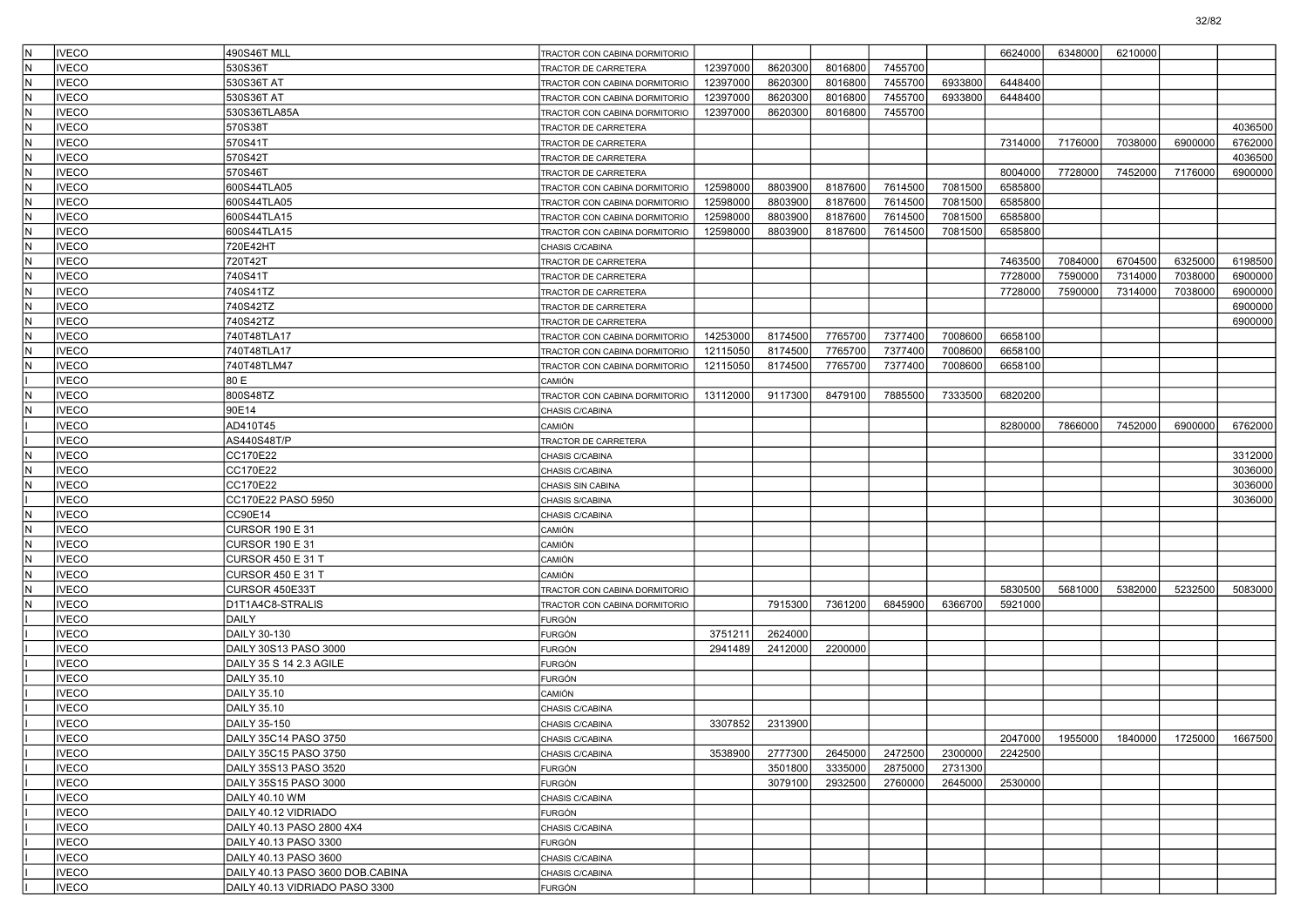| | | | | | | | | | | | | | |
|---|---|---|---|---|---|---|---|---|---|---|---|---|---|
| N | IVECO | 490S46T MLL | TRACTOR CON CABINA DORMITORIO | | | | | | 6624000 | 6348000 | 6210000 | | |
| N | IVECO | 530S36T | TRACTOR DE CARRETERA | 12397000 | 8620300 | 8016800 | 7455700 | | | | | | |
| N | IVECO | 530S36T AT | TRACTOR CON CABINA DORMITORIO | 12397000 | 8620300 | 8016800 | 7455700 | 6933800 | 6448400 | | | | |
| N | IVECO | 530S36T AT | TRACTOR CON CABINA DORMITORIO | 12397000 | 8620300 | 8016800 | 7455700 | 6933800 | 6448400 | | | | |
| N | IVECO | 530S36TLA85A | TRACTOR CON CABINA DORMITORIO | 12397000 | 8620300 | 8016800 | 7455700 | | | | | | |
| N | IVECO | 570S38T | TRACTOR DE CARRETERA | | | | | | | | | | 4036500 |
| N | IVECO | 570S41T | TRACTOR DE CARRETERA | | | | | | 7314000 | 7176000 | 7038000 | 6900000 | 6762000 |
| N | IVECO | 570S42T | TRACTOR DE CARRETERA | | | | | | | | | | 4036500 |
| N | IVECO | 570S46T | TRACTOR DE CARRETERA | | | | | | 8004000 | 7728000 | 7452000 | 7176000 | 6900000 |
| N | IVECO | 600S44TLA05 | TRACTOR CON CABINA DORMITORIO | 12598000 | 8803900 | 8187600 | 7614500 | 7081500 | 6585800 | | | | |
| N | IVECO | 600S44TLA05 | TRACTOR CON CABINA DORMITORIO | 12598000 | 8803900 | 8187600 | 7614500 | 7081500 | 6585800 | | | | |
| N | IVECO | 600S44TLA15 | TRACTOR CON CABINA DORMITORIO | 12598000 | 8803900 | 8187600 | 7614500 | 7081500 | 6585800 | | | | |
| N | IVECO | 600S44TLA15 | TRACTOR CON CABINA DORMITORIO | 12598000 | 8803900 | 8187600 | 7614500 | 7081500 | 6585800 | | | | |
| N | IVECO | 720E42HT | CHASIS C/CABINA | | | | | | | | | | |
| N | IVECO | 720T42T | TRACTOR DE CARRETERA | | | | | | 7463500 | 7084000 | 6704500 | 6325000 | 6198500 |
| N | IVECO | 740S41T | TRACTOR DE CARRETERA | | | | | | 7728000 | 7590000 | 7314000 | 7038000 | 6900000 |
| N | IVECO | 740S41TZ | TRACTOR DE CARRETERA | | | | | | 7728000 | 7590000 | 7314000 | 7038000 | 6900000 |
| N | IVECO | 740S42TZ | TRACTOR DE CARRETERA | | | | | | | | | | 6900000 |
| N | IVECO | 740S42TZ | TRACTOR DE CARRETERA | | | | | | | | | | 6900000 |
| N | IVECO | 740T48TLA17 | TRACTOR CON CABINA DORMITORIO | 14253000 | 8174500 | 7765700 | 7377400 | 7008600 | 6658100 | | | | |
| N | IVECO | 740T48TLA17 | TRACTOR CON CABINA DORMITORIO | 12115050 | 8174500 | 7765700 | 7377400 | 7008600 | 6658100 | | | | |
| N | IVECO | 740T48TLM47 | TRACTOR CON CABINA DORMITORIO | 12115050 | 8174500 | 7765700 | 7377400 | 7008600 | 6658100 | | | | |
| I | IVECO | 80 E | CAMIÓN | | | | | | | | | | |
| N | IVECO | 800S48TZ | TRACTOR CON CABINA DORMITORIO | 13112000 | 9117300 | 8479100 | 7885500 | 7333500 | 6820200 | | | | |
| N | IVECO | 90E14 | CHASIS C/CABINA | | | | | | | | | | |
| I | IVECO | AD410T45 | CAMIÓN | | | | | | 8280000 | 7866000 | 7452000 | 6900000 | 6762000 |
| I | IVECO | AS440S48T/P | TRACTOR DE CARRETERA | | | | | | | | | | |
| N | IVECO | CC170E22 | CHASIS C/CABINA | | | | | | | | | | 3312000 |
| N | IVECO | CC170E22 | CHASIS C/CABINA | | | | | | | | | | 3036000 |
| N | IVECO | CC170E22 | CHASIS SIN CABINA | | | | | | | | | | 3036000 |
| I | IVECO | CC170E22 PASO 5950 | CHASIS S/CABINA | | | | | | | | | | 3036000 |
| N | IVECO | CC90E14 | CHASIS C/CABINA | | | | | | | | | | |
| N | IVECO | CURSOR 190 E 31 | CAMIÓN | | | | | | | | | | |
| N | IVECO | CURSOR 190 E 31 | CAMIÓN | | | | | | | | | | |
| N | IVECO | CURSOR 450 E 31 T | CAMIÓN | | | | | | | | | | |
| N | IVECO | CURSOR 450 E 31 T | CAMIÓN | | | | | | | | | | |
| N | IVECO | CURSOR 450E33T | TRACTOR CON CABINA DORMITORIO | | | | | | 5830500 | 5681000 | 5382000 | 5232500 | 5083000 |
| N | IVECO | D1T1A4C8-STRALIS | TRACTOR CON CABINA DORMITORIO | | 7915300 | 7361200 | 6845900 | 6366700 | 5921000 | | | | |
| I | IVECO | DAILY | FURGÓN | | | | | | | | | | |
| I | IVECO | DAILY 30-130 | FURGÓN | 3751211 | 2624000 | | | | | | | | |
| I | IVECO | DAILY 30S13 PASO 3000 | FURGÓN | 2941489 | 2412000 | 2200000 | | | | | | | |
| I | IVECO | DAILY 35 S 14 2.3 AGILE | FURGÓN | | | | | | | | | | |
| I | IVECO | DAILY 35.10 | FURGÓN | | | | | | | | | | |
| I | IVECO | DAILY 35.10 | CAMIÓN | | | | | | | | | | |
| I | IVECO | DAILY 35.10 | CHASIS C/CABINA | | | | | | | | | | |
| I | IVECO | DAILY 35-150 | CHASIS C/CABINA | 3307852 | 2313900 | | | | | | | | |
| I | IVECO | DAILY 35C14 PASO 3750 | CHASIS C/CABINA | | | | | | 2047000 | 1955000 | 1840000 | 1725000 | 1667500 |
| I | IVECO | DAILY 35C15 PASO 3750 | CHASIS C/CABINA | 3538900 | 2777300 | 2645000 | 2472500 | 2300000 | 2242500 | | | | |
| I | IVECO | DAILY 35S13 PASO 3520 | FURGÓN | | 3501800 | 3335000 | 2875000 | 2731300 | | | | | |
| I | IVECO | DAILY 35S15 PASO 3000 | FURGÓN | | 3079100 | 2932500 | 2760000 | 2645000 | 2530000 | | | | |
| I | IVECO | DAILY 40.10 WM | CHASIS C/CABINA | | | | | | | | | | |
| I | IVECO | DAILY 40.12 VIDRIADO | FURGÓN | | | | | | | | | | |
| I | IVECO | DAILY 40.13 PASO 2800 4X4 | CHASIS C/CABINA | | | | | | | | | | |
| I | IVECO | DAILY 40.13 PASO 3300 | FURGÓN | | | | | | | | | | |
| I | IVECO | DAILY 40.13 PASO 3600 | CHASIS C/CABINA | | | | | | | | | | |
| I | IVECO | DAILY 40.13 PASO 3600 DOB.CABINA | CHASIS C/CABINA | | | | | | | | | | |
| I | IVECO | DAILY 40.13 VIDRIADO PASO 3300 | FURGÓN | | | | | | | | | | |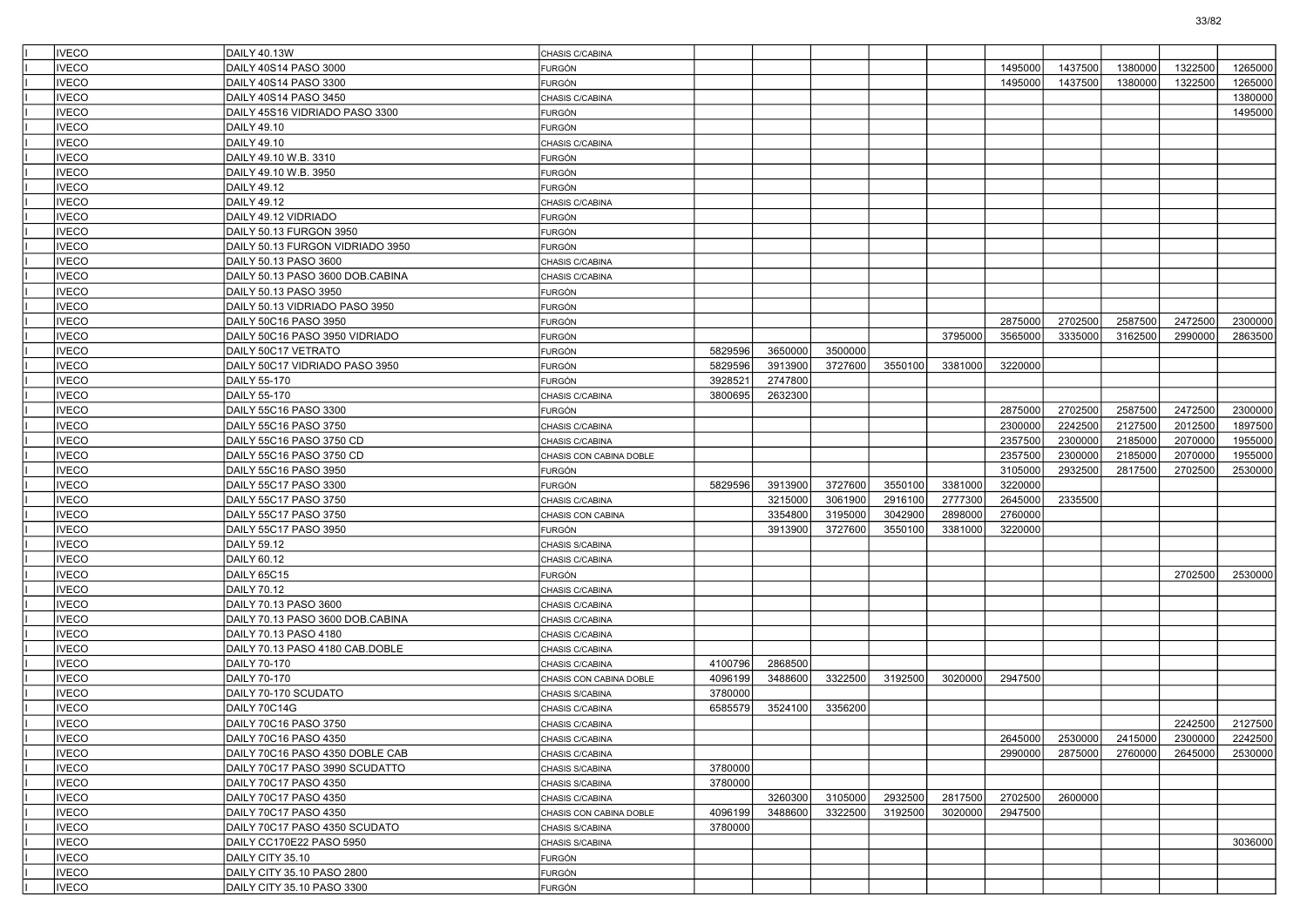| | | | | | | | | | | | | |
|---|---|---|---|---|---|---|---|---|---|---|---|---|
| IVECO | DAILY 40.13W | CHASIS C/CABINA | | | | | | | | | | |
| IVECO | DAILY 40S14 PASO 3000 | FURGÓN | | | | | | 1495000 | 1437500 | 1380000 | 1322500 | 1265000 |
| IVECO | DAILY 40S14 PASO 3300 | FURGÓN | | | | | | 1495000 | 1437500 | 1380000 | 1322500 | 1265000 |
| IVECO | DAILY 40S14 PASO 3450 | CHASIS C/CABINA | | | | | | | | | | 1380000 |
| IVECO | DAILY 45S16 VIDRIADO PASO 3300 | FURGÓN | | | | | | | | | | 1495000 |
| IVECO | DAILY 49.10 | FURGÓN | | | | | | | | | | |
| IVECO | DAILY 49.10 | CHASIS C/CABINA | | | | | | | | | | |
| IVECO | DAILY 49.10 W.B. 3310 | FURGÓN | | | | | | | | | | |
| IVECO | DAILY 49.10 W.B. 3950 | FURGÓN | | | | | | | | | | |
| IVECO | DAILY 49.12 | FURGÓN | | | | | | | | | | |
| IVECO | DAILY 49.12 | CHASIS C/CABINA | | | | | | | | | | |
| IVECO | DAILY 49.12 VIDRIADO | FURGÓN | | | | | | | | | | |
| IVECO | DAILY 50.13 FURGON 3950 | FURGÓN | | | | | | | | | | |
| IVECO | DAILY 50.13 FURGON VIDRIADO 3950 | FURGÓN | | | | | | | | | | |
| IVECO | DAILY 50.13 PASO 3600 | CHASIS C/CABINA | | | | | | | | | | |
| IVECO | DAILY 50.13 PASO 3600 DOB.CABINA | CHASIS C/CABINA | | | | | | | | | | |
| IVECO | DAILY 50.13 PASO 3950 | FURGÓN | | | | | | | | | | |
| IVECO | DAILY 50.13 VIDRIADO PASO 3950 | FURGÓN | | | | | | | | | | |
| IVECO | DAILY 50C16 PASO 3950 | FURGÓN | | | | | | 2875000 | 2702500 | 2587500 | 2472500 | 2300000 |
| IVECO | DAILY 50C16 PASO 3950 VIDRIADO | FURGÓN | | | | | 3795000 | 3565000 | 3335000 | 3162500 | 2990000 | 2863500 |
| IVECO | DAILY 50C17 VETRATO | FURGÓN | 5829596 | 3650000 | 3500000 | | | | | | | |
| IVECO | DAILY 50C17 VIDRIADO PASO 3950 | FURGÓN | 5829596 | 3913900 | 3727600 | 3550100 | 3381000 | 3220000 | | | | |
| IVECO | DAILY 55-170 | FURGÓN | 3928521 | 2747800 | | | | | | | | |
| IVECO | DAILY 55-170 | CHASIS C/CABINA | 3800695 | 2632300 | | | | | | | | |
| IVECO | DAILY 55C16 PASO 3300 | FURGÓN | | | | | | 2875000 | 2702500 | 2587500 | 2472500 | 2300000 |
| IVECO | DAILY 55C16 PASO 3750 | CHASIS C/CABINA | | | | | | 2300000 | 2242500 | 2127500 | 2012500 | 1897500 |
| IVECO | DAILY 55C16 PASO 3750 CD | CHASIS C/CABINA | | | | | | 2357500 | 2300000 | 2185000 | 2070000 | 1955000 |
| IVECO | DAILY 55C16 PASO 3750 CD | CHASIS CON CABINA DOBLE | | | | | | 2357500 | 2300000 | 2185000 | 2070000 | 1955000 |
| IVECO | DAILY 55C16 PASO 3950 | FURGÓN | | | | | | 3105000 | 2932500 | 2817500 | 2702500 | 2530000 |
| IVECO | DAILY 55C17 PASO 3300 | FURGÓN | 5829596 | 3913900 | 3727600 | 3550100 | 3381000 | 3220000 | | | | |
| IVECO | DAILY 55C17 PASO 3750 | CHASIS C/CABINA | | 3215000 | 3061900 | 2916100 | 2777300 | 2645000 | 2335500 | | | |
| IVECO | DAILY 55C17 PASO 3750 | CHASIS CON CABINA | | 3354800 | 3195000 | 3042900 | 2898000 | 2760000 | | | | |
| IVECO | DAILY 55C17 PASO 3950 | FURGÓN | | 3913900 | 3727600 | 3550100 | 3381000 | 3220000 | | | | |
| IVECO | DAILY 59.12 | CHASIS S/CABINA | | | | | | | | | | |
| IVECO | DAILY 60.12 | CHASIS C/CABINA | | | | | | | | | | |
| IVECO | DAILY 65C15 | FURGÓN | | | | | | | | | 2702500 | 2530000 |
| IVECO | DAILY 70.12 | CHASIS C/CABINA | | | | | | | | | | |
| IVECO | DAILY 70.13 PASO 3600 | CHASIS C/CABINA | | | | | | | | | | |
| IVECO | DAILY 70.13 PASO 3600 DOB.CABINA | CHASIS C/CABINA | | | | | | | | | | |
| IVECO | DAILY 70.13 PASO 4180 | CHASIS C/CABINA | | | | | | | | | | |
| IVECO | DAILY 70.13 PASO 4180 CAB.DOBLE | CHASIS C/CABINA | | | | | | | | | | |
| IVECO | DAILY 70-170 | CHASIS C/CABINA | 4100796 | 2868500 | | | | | | | | |
| IVECO | DAILY 70-170 | CHASIS CON CABINA DOBLE | 4096199 | 3488600 | 3322500 | 3192500 | 3020000 | 2947500 | | | | |
| IVECO | DAILY 70-170 SCUDATO | CHASIS S/CABINA | 3780000 | | | | | | | | | |
| IVECO | DAILY 70C14G | CHASIS C/CABINA | 6585579 | 3524100 | 3356200 | | | | | | | |
| IVECO | DAILY 70C16 PASO 3750 | CHASIS C/CABINA | | | | | | | | | 2242500 | 2127500 |
| IVECO | DAILY 70C16 PASO 4350 | CHASIS C/CABINA | | | | | | 2645000 | 2530000 | 2415000 | 2300000 | 2242500 |
| IVECO | DAILY 70C16 PASO 4350 DOBLE CAB | CHASIS C/CABINA | | | | | | 2990000 | 2875000 | 2760000 | 2645000 | 2530000 |
| IVECO | DAILY 70C17 PASO 3990 SCUDATTO | CHASIS S/CABINA | 3780000 | | | | | | | | | |
| IVECO | DAILY 70C17 PASO 4350 | CHASIS S/CABINA | 3780000 | | | | | | | | | |
| IVECO | DAILY 70C17 PASO 4350 | CHASIS C/CABINA | | 3260300 | 3105000 | 2932500 | 2817500 | 2702500 | 2600000 | | | |
| IVECO | DAILY 70C17 PASO 4350 | CHASIS CON CABINA DOBLE | 4096199 | 3488600 | 3322500 | 3192500 | 3020000 | 2947500 | | | | |
| IVECO | DAILY 70C17 PASO 4350 SCUDATO | CHASIS S/CABINA | 3780000 | | | | | | | | | |
| IVECO | DAILY CC170E22 PASO 5950 | CHASIS S/CABINA | | | | | | | | | | 3036000 |
| IVECO | DAILY CITY 35.10 | FURGÓN | | | | | | | | | | |
| IVECO | DAILY CITY 35.10 PASO 2800 | FURGÓN | | | | | | | | | | |
| IVECO | DAILY CITY 35.10 PASO 3300 | FURGÓN | | | | | | | | | | |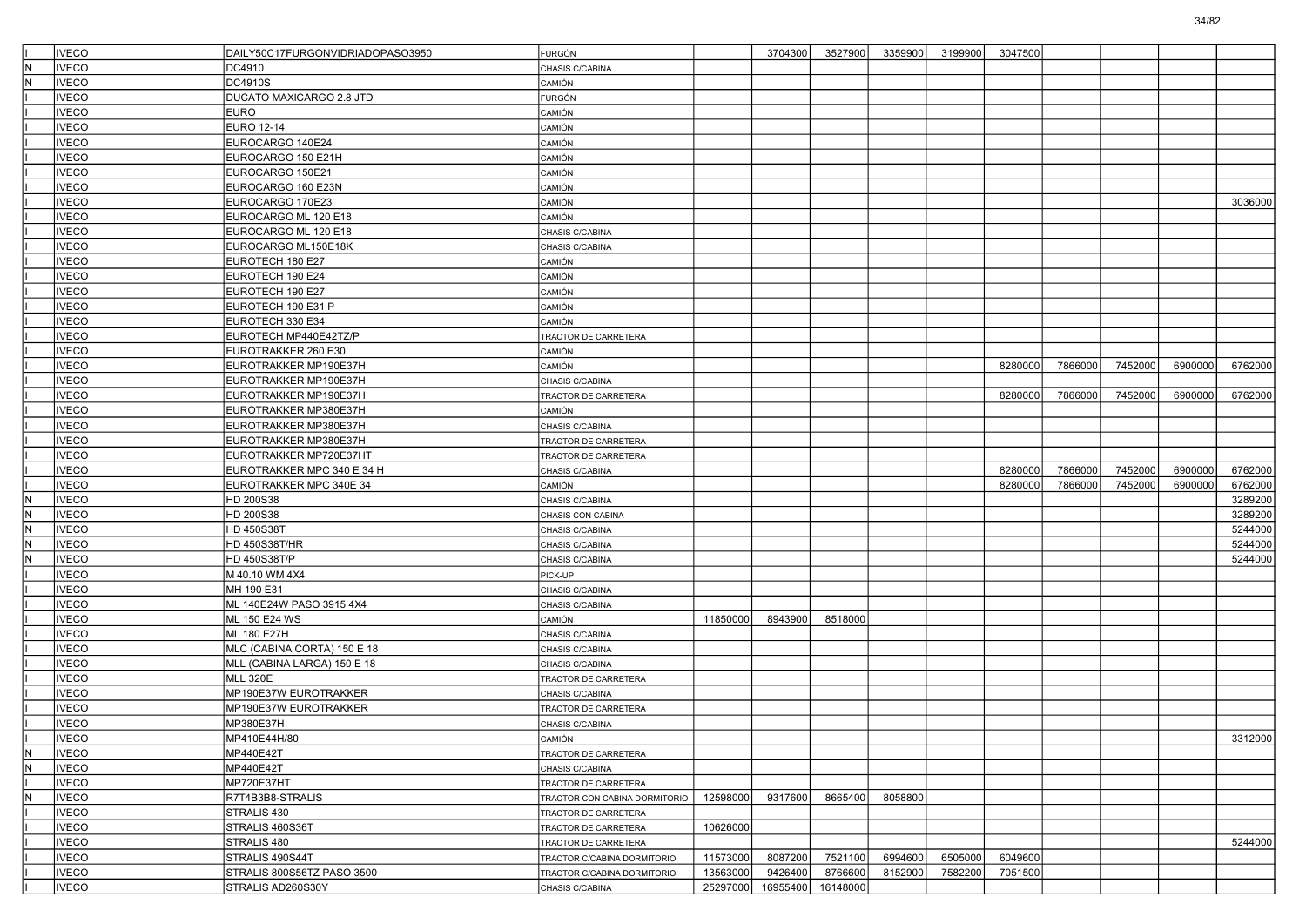| | | | | | | | | | | | | | |
|---|---|---|---|---|---|---|---|---|---|---|---|---|---|
| I | IVECO | DAILY50C17FURGONVIDRIADOPASO3950 | FURGÓN | | 3704300 | 3527900 | 3359900 | 3199900 | 3047500 | | | | |
| N | IVECO | DC4910 | CHASIS C/CABINA | | | | | | | | | | |
| N | IVECO | DC4910S | CAMIÓN | | | | | | | | | | |
| I | IVECO | DUCATO MAXICARGO 2.8 JTD | FURGÓN | | | | | | | | | | |
| I | IVECO | EURO | CAMIÓN | | | | | | | | | | |
| I | IVECO | EURO 12-14 | CAMIÓN | | | | | | | | | | |
| I | IVECO | EUROCARGO 140E24 | CAMIÓN | | | | | | | | | | |
| I | IVECO | EUROCARGO 150 E21H | CAMIÓN | | | | | | | | | | |
| I | IVECO | EUROCARGO 150E21 | CAMIÓN | | | | | | | | | | |
| I | IVECO | EUROCARGO 160 E23N | CAMIÓN | | | | | | | | | | |
| I | IVECO | EUROCARGO 170E23 | CAMIÓN | | | | | | | | | | 3036000 |
| I | IVECO | EUROCARGO ML 120 E18 | CAMIÓN | | | | | | | | | | |
| I | IVECO | EUROCARGO ML 120 E18 | CHASIS C/CABINA | | | | | | | | | | |
| I | IVECO | EUROCARGO ML150E18K | CHASIS C/CABINA | | | | | | | | | | |
| I | IVECO | EUROTECH 180 E27 | CAMIÓN | | | | | | | | | | |
| I | IVECO | EUROTECH 190 E24 | CAMIÓN | | | | | | | | | | |
| I | IVECO | EUROTECH 190 E27 | CAMIÓN | | | | | | | | | | |
| I | IVECO | EUROTECH 190 E31 P | CAMIÓN | | | | | | | | | | |
| I | IVECO | EUROTECH 330 E34 | CAMIÓN | | | | | | | | | | |
| I | IVECO | EUROTECH MP440E42TZ/P | TRACTOR DE CARRETERA | | | | | | | | | | |
| I | IVECO | EUROTRAKKER 260 E30 | CAMIÓN | | | | | | | | | | |
| I | IVECO | EUROTRAKKER MP190E37H | CAMIÓN | | | | | | 8280000 | 7866000 | 7452000 | 6900000 | 6762000 |
| I | IVECO | EUROTRAKKER MP190E37H | CHASIS C/CABINA | | | | | | | | | | |
| I | IVECO | EUROTRAKKER MP190E37H | TRACTOR DE CARRETERA | | | | | | 8280000 | 7866000 | 7452000 | 6900000 | 6762000 |
| I | IVECO | EUROTRAKKER MP380E37H | CAMIÓN | | | | | | | | | | |
| I | IVECO | EUROTRAKKER MP380E37H | CHASIS C/CABINA | | | | | | | | | | |
| I | IVECO | EUROTRAKKER MP380E37H | TRACTOR DE CARRETERA | | | | | | | | | | |
| I | IVECO | EUROTRAKKER MP720E37HT | TRACTOR DE CARRETERA | | | | | | | | | | |
| I | IVECO | EUROTRAKKER MPC 340 E 34 H | CHASIS C/CABINA | | | | | | 8280000 | 7866000 | 7452000 | 6900000 | 6762000 |
| I | IVECO | EUROTRAKKER MPC 340E 34 | CAMIÓN | | | | | | 8280000 | 7866000 | 7452000 | 6900000 | 6762000 |
| N | IVECO | HD 200S38 | CHASIS C/CABINA | | | | | | | | | | 3289200 |
| N | IVECO | HD 200S38 | CHASIS CON CABINA | | | | | | | | | | 3289200 |
| N | IVECO | HD 450S38T | CHASIS C/CABINA | | | | | | | | | | 5244000 |
| N | IVECO | HD 450S38T/HR | CHASIS C/CABINA | | | | | | | | | | 5244000 |
| N | IVECO | HD 450S38T/P | CHASIS C/CABINA | | | | | | | | | | 5244000 |
| I | IVECO | M 40.10 WM 4X4 | PICK-UP | | | | | | | | | | |
| I | IVECO | MH 190 E31 | CHASIS C/CABINA | | | | | | | | | | |
| I | IVECO | ML 140E24W PASO 3915 4X4 | CHASIS C/CABINA | | | | | | | | | | |
| I | IVECO | ML 150 E24 WS | CAMIÓN | 11850000 | 8943900 | 8518000 | | | | | | | |
| I | IVECO | ML 180 E27H | CHASIS C/CABINA | | | | | | | | | | |
| I | IVECO | MLC (CABINA CORTA) 150 E 18 | CHASIS C/CABINA | | | | | | | | | | |
| I | IVECO | MLL (CABINA LARGA) 150 E 18 | CHASIS C/CABINA | | | | | | | | | | |
| I | IVECO | MLL 320E | TRACTOR DE CARRETERA | | | | | | | | | | |
| I | IVECO | MP190E37W EUROTRAKKER | CHASIS C/CABINA | | | | | | | | | | |
| I | IVECO | MP190E37W EUROTRAKKER | TRACTOR DE CARRETERA | | | | | | | | | | |
| I | IVECO | MP380E37H | CHASIS C/CABINA | | | | | | | | | | |
| I | IVECO | MP410E44H/80 | CAMIÓN | | | | | | | | | | 3312000 |
| N | IVECO | MP440E42T | TRACTOR DE CARRETERA | | | | | | | | | | |
| N | IVECO | MP440E42T | CHASIS C/CABINA | | | | | | | | | | |
| I | IVECO | MP720E37HT | TRACTOR DE CARRETERA | | | | | | | | | | |
| N | IVECO | R7T4B3B8-STRALIS | TRACTOR CON CABINA DORMITORIO | 12598000 | 9317600 | 8665400 | 8058800 | | | | | | |
| I | IVECO | STRALIS 430 | TRACTOR DE CARRETERA | | | | | | | | | | |
| I | IVECO | STRALIS 460S36T | TRACTOR DE CARRETERA | 10626000 | | | | | | | | | |
| I | IVECO | STRALIS 480 | TRACTOR DE CARRETERA | | | | | | | | | | 5244000 |
| I | IVECO | STRALIS 490S44T | TRACTOR C/CABINA DORMITORIO | 11573000 | 8087200 | 7521100 | 6994600 | 6505000 | 6049600 | | | | |
| I | IVECO | STRALIS 800S56TZ PASO 3500 | TRACTOR C/CABINA DORMITORIO | 13563000 | 9426400 | 8766600 | 8152900 | 7582200 | 7051500 | | | | |
| I | IVECO | STRALIS AD260S30Y | CHASIS C/CABINA | 25297000 | 16955400 | 16148000 | | | | | | | |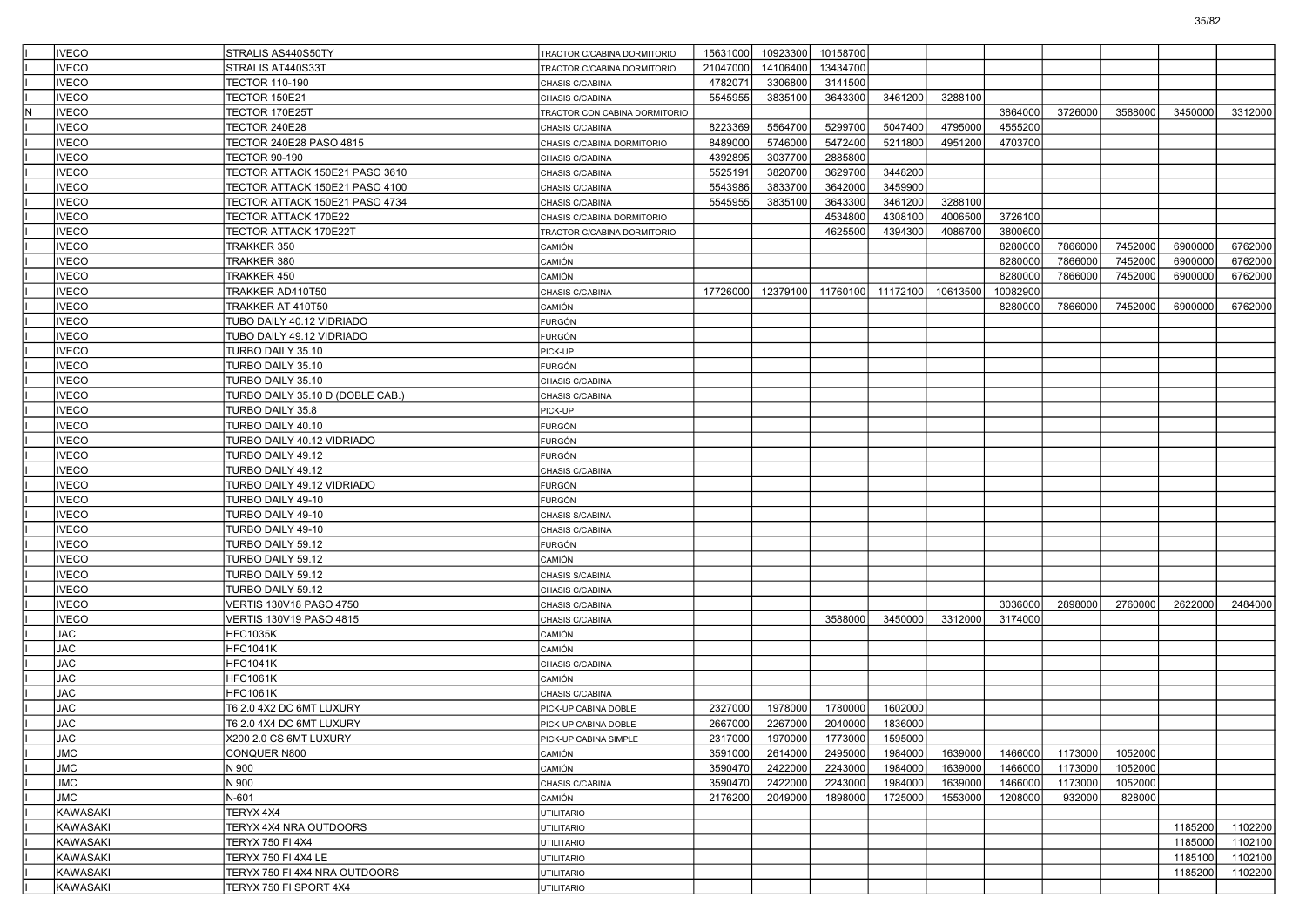| | | | | | | | | | | | | | |
|---|---|---|---|---|---|---|---|---|---|---|---|---|---|
| I | IVECO | STRALIS AS440S50TY | TRACTOR C/CABINA DORMITORIO | 15631000 | 10923300 | 10158700 | | | | | | | |
| I | IVECO | STRALIS AT440S33T | TRACTOR C/CABINA DORMITORIO | 21047000 | 14106400 | 13434700 | | | | | | | |
| I | IVECO | TECTOR 110-190 | CHASIS C/CABINA | 4782071 | 3306800 | 3141500 | | | | | | | |
| I | IVECO | TECTOR 150E21 | CHASIS C/CABINA | 5545955 | 3835100 | 3643300 | 3461200 | 3288100 | | | | | |
| N | IVECO | TECTOR 170E25T | TRACTOR CON CABINA DORMITORIO | | | | | | 3864000 | 3726000 | 3588000 | 3450000 | 3312000 |
| I | IVECO | TECTOR 240E28 | CHASIS C/CABINA | 8223369 | 5564700 | 5299700 | 5047400 | 4795000 | 4555200 | | | | |
| I | IVECO | TECTOR 240E28 PASO 4815 | CHASIS C/CABINA DORMITORIO | 8489000 | 5746000 | 5472400 | 5211800 | 4951200 | 4703700 | | | | |
| I | IVECO | TECTOR 90-190 | CHASIS C/CABINA | 4392895 | 3037700 | 2885800 | | | | | | | |
| I | IVECO | TECTOR ATTACK 150E21 PASO 3610 | CHASIS C/CABINA | 5525191 | 3820700 | 3629700 | 3448200 | | | | | | |
| I | IVECO | TECTOR ATTACK 150E21 PASO 4100 | CHASIS C/CABINA | 5543986 | 3833700 | 3642000 | 3459900 | | | | | | |
| I | IVECO | TECTOR ATTACK 150E21 PASO 4734 | CHASIS C/CABINA | 5545955 | 3835100 | 3643300 | 3461200 | 3288100 | | | | | |
| I | IVECO | TECTOR ATTACK 170E22 | CHASIS C/CABINA DORMITORIO | | | 4534800 | 4308100 | 4006500 | 3726100 | | | | |
| I | IVECO | TECTOR ATTACK 170E22T | TRACTOR C/CABINA DORMITORIO | | | 4625500 | 4394300 | 4086700 | 3800600 | | | | |
| I | IVECO | TRAKKER 350 | CAMIÓN | | | | | | 8280000 | 7866000 | 7452000 | 6900000 | 6762000 |
| I | IVECO | TRAKKER 380 | CAMIÓN | | | | | | 8280000 | 7866000 | 7452000 | 6900000 | 6762000 |
| I | IVECO | TRAKKER 450 | CAMIÓN | | | | | | 8280000 | 7866000 | 7452000 | 6900000 | 6762000 |
| I | IVECO | TRAKKER AD410T50 | CHASIS C/CABINA | 17726000 | 12379100 | 11760100 | 11172100 | 10613500 | 10082900 | | | | |
| I | IVECO | TRAKKER AT 410T50 | CAMIÓN | | | | | | 8280000 | 7866000 | 7452000 | 6900000 | 6762000 |
| I | IVECO | TUBO DAILY 40.12 VIDRIADO | FURGÓN | | | | | | | | | | |
| I | IVECO | TUBO DAILY 49.12 VIDRIADO | FURGÓN | | | | | | | | | | |
| I | IVECO | TURBO DAILY 35.10 | PICK-UP | | | | | | | | | | |
| I | IVECO | TURBO DAILY 35.10 | FURGÓN | | | | | | | | | | |
| I | IVECO | TURBO DAILY 35.10 | CHASIS C/CABINA | | | | | | | | | | |
| I | IVECO | TURBO DAILY 35.10 D (DOBLE CAB.) | CHASIS C/CABINA | | | | | | | | | | |
| I | IVECO | TURBO DAILY 35.8 | PICK-UP | | | | | | | | | | |
| I | IVECO | TURBO DAILY 40.10 | FURGÓN | | | | | | | | | | |
| I | IVECO | TURBO DAILY 40.12 VIDRIADO | FURGÓN | | | | | | | | | | |
| I | IVECO | TURBO DAILY 49.12 | FURGÓN | | | | | | | | | | |
| I | IVECO | TURBO DAILY 49.12 | CHASIS C/CABINA | | | | | | | | | | |
| I | IVECO | TURBO DAILY 49.12 VIDRIADO | FURGÓN | | | | | | | | | | |
| I | IVECO | TURBO DAILY 49-10 | FURGÓN | | | | | | | | | | |
| I | IVECO | TURBO DAILY 49-10 | CHASIS S/CABINA | | | | | | | | | | |
| I | IVECO | TURBO DAILY 49-10 | CHASIS C/CABINA | | | | | | | | | | |
| I | IVECO | TURBO DAILY 59.12 | FURGÓN | | | | | | | | | | |
| I | IVECO | TURBO DAILY 59.12 | CAMIÓN | | | | | | | | | | |
| I | IVECO | TURBO DAILY 59.12 | CHASIS S/CABINA | | | | | | | | | | |
| I | IVECO | TURBO DAILY 59.12 | CHASIS C/CABINA | | | | | | | | | | |
| I | IVECO | VERTIS 130V18 PASO 4750 | CHASIS C/CABINA | | | | | | 3036000 | 2898000 | 2760000 | 2622000 | 2484000 |
| I | IVECO | VERTIS 130V19 PASO 4815 | CHASIS C/CABINA | | | 3588000 | 3450000 | 3312000 | 3174000 | | | | |
| I | JAC | HFC1035K | CAMIÓN | | | | | | | | | | |
| I | JAC | HFC1041K | CAMIÓN | | | | | | | | | | |
| I | JAC | HFC1041K | CHASIS C/CABINA | | | | | | | | | | |
| I | JAC | HFC1061K | CAMIÓN | | | | | | | | | | |
| I | JAC | HFC1061K | CHASIS C/CABINA | | | | | | | | | | |
| I | JAC | T6 2.0 4X2 DC 6MT LUXURY | PICK-UP CABINA DOBLE | 2327000 | 1978000 | 1780000 | 1602000 | | | | | | |
| I | JAC | T6 2.0 4X4 DC 6MT LUXURY | PICK-UP CABINA DOBLE | 2667000 | 2267000 | 2040000 | 1836000 | | | | | | |
| I | JAC | X200 2.0 CS 6MT LUXURY | PICK-UP CABINA SIMPLE | 2317000 | 1970000 | 1773000 | 1595000 | | | | | | |
| I | JMC | CONQUER N800 | CAMIÓN | 3591000 | 2614000 | 2495000 | 1984000 | 1639000 | 1466000 | 1173000 | 1052000 | | |
| I | JMC | N 900 | CAMIÓN | 3590470 | 2422000 | 2243000 | 1984000 | 1639000 | 1466000 | 1173000 | 1052000 | | |
| I | JMC | N 900 | CHASIS C/CABINA | 3590470 | 2422000 | 2243000 | 1984000 | 1639000 | 1466000 | 1173000 | 1052000 | | |
| I | JMC | N-601 | CAMIÓN | 2176200 | 2049000 | 1898000 | 1725000 | 1553000 | 1208000 | 932000 | 828000 | | |
| I | KAWASAKI | TERYX 4X4 | UTILITARIO | | | | | | | | | | |
| I | KAWASAKI | TERYX 4X4 NRA OUTDOORS | UTILITARIO | | | | | | | | | 1185200 | 1102200 |
| I | KAWASAKI | TERYX 750 FI 4X4 | UTILITARIO | | | | | | | | | 1185000 | 1102100 |
| I | KAWASAKI | TERYX 750 FI 4X4 LE | UTILITARIO | | | | | | | | | 1185100 | 1102100 |
| I | KAWASAKI | TERYX 750 FI 4X4 NRA OUTDOORS | UTILITARIO | | | | | | | | | 1185200 | 1102200 |
| I | KAWASAKI | TERYX 750 FI SPORT 4X4 | UTILITARIO | | | | | | | | | | |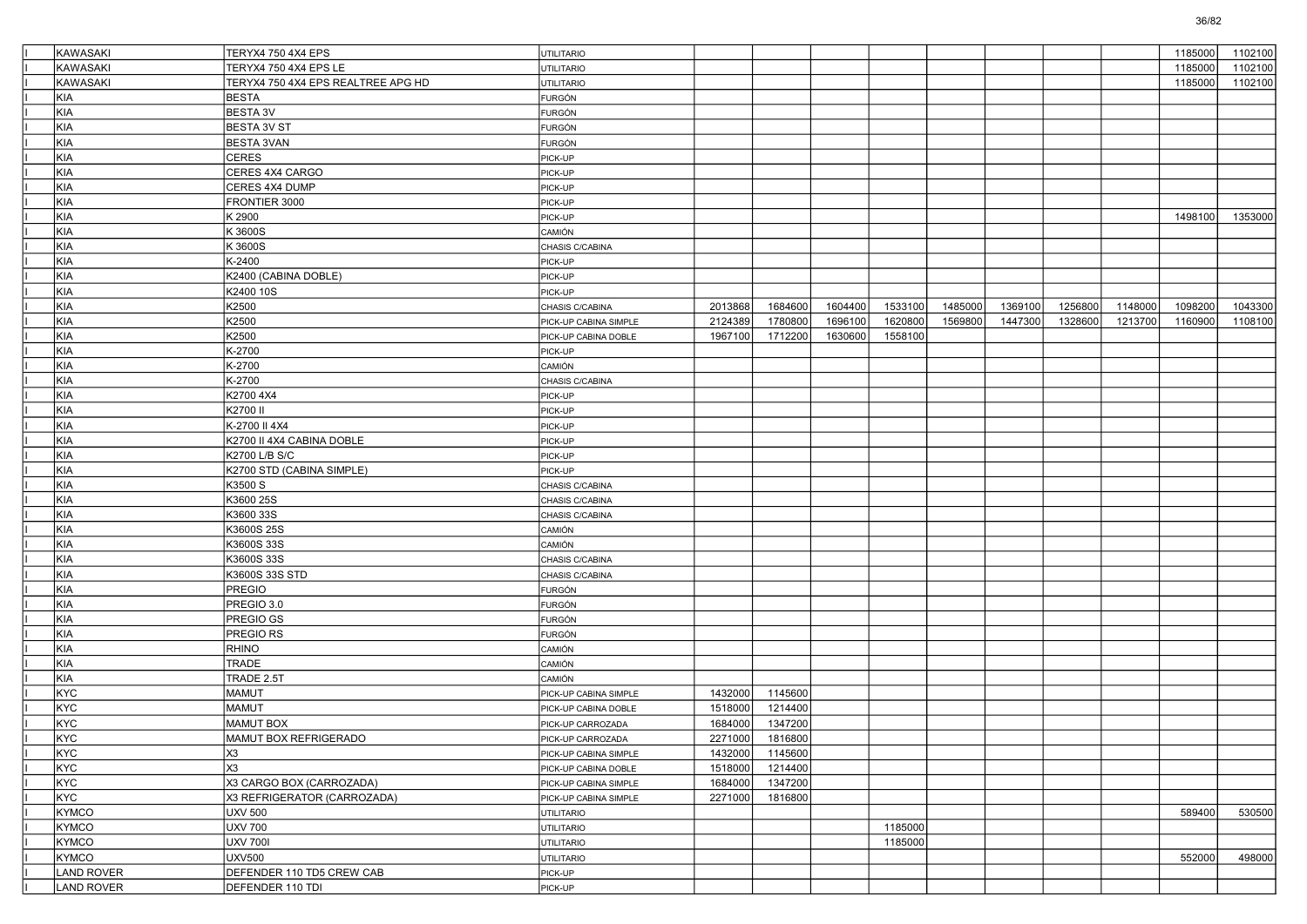| | | | | | | | | | | | | | |
|---|---|---|---|---|---|---|---|---|---|---|---|---|---|
| I | KAWASAKI | TERYX4 750 4X4 EPS | UTILITARIO | | | | | | | | | 1185000 | 1102100 |
| I | KAWASAKI | TERYX4 750 4X4 EPS LE | UTILITARIO | | | | | | | | | 1185000 | 1102100 |
| I | KAWASAKI | TERYX4 750 4X4 EPS REALTREE APG HD | UTILITARIO | | | | | | | | | 1185000 | 1102100 |
| I | KIA | BESTA | FURGÓN | | | | | | | | | | |
| I | KIA | BESTA 3V | FURGÓN | | | | | | | | | | |
| I | KIA | BESTA 3V ST | FURGÓN | | | | | | | | | | |
| I | KIA | BESTA 3VAN | FURGÓN | | | | | | | | | | |
| I | KIA | CERES | PICK-UP | | | | | | | | | | |
| I | KIA | CERES 4X4 CARGO | PICK-UP | | | | | | | | | | |
| I | KIA | CERES 4X4 DUMP | PICK-UP | | | | | | | | | | |
| I | KIA | FRONTIER 3000 | PICK-UP | | | | | | | | | | |
| I | KIA | K 2900 | PICK-UP | | | | | | | | | 1498100 | 1353000 |
| I | KIA | K 3600S | CAMIÓN | | | | | | | | | | |
| I | KIA | K 3600S | CHASIS C/CABINA | | | | | | | | | | |
| I | KIA | K-2400 | PICK-UP | | | | | | | | | | |
| I | KIA | K2400 (CABINA DOBLE) | PICK-UP | | | | | | | | | | |
| I | KIA | K2400 10S | PICK-UP | | | | | | | | | | |
| I | KIA | K2500 | CHASIS C/CABINA | 2013868 | 1684600 | 1604400 | 1533100 | 1485000 | 1369100 | 1256800 | 1148000 | 1098200 | 1043300 |
| I | KIA | K2500 | PICK-UP CABINA SIMPLE | 2124389 | 1780800 | 1696100 | 1620800 | 1569800 | 1447300 | 1328600 | 1213700 | 1160900 | 1108100 |
| I | KIA | K2500 | PICK-UP CABINA DOBLE | 1967100 | 1712200 | 1630600 | 1558100 | | | | | | |
| I | KIA | K-2700 | PICK-UP | | | | | | | | | | |
| I | KIA | K-2700 | CAMIÓN | | | | | | | | | | |
| I | KIA | K-2700 | CHASIS C/CABINA | | | | | | | | | | |
| I | KIA | K2700 4X4 | PICK-UP | | | | | | | | | | |
| I | KIA | K2700 II | PICK-UP | | | | | | | | | | |
| I | KIA | K-2700 II 4X4 | PICK-UP | | | | | | | | | | |
| I | KIA | K2700 II 4X4 CABINA DOBLE | PICK-UP | | | | | | | | | | |
| I | KIA | K2700 L/B S/C | PICK-UP | | | | | | | | | | |
| I | KIA | K2700 STD (CABINA SIMPLE) | PICK-UP | | | | | | | | | | |
| I | KIA | K3500 S | CHASIS C/CABINA | | | | | | | | | | |
| I | KIA | K3600 25S | CHASIS C/CABINA | | | | | | | | | | |
| I | KIA | K3600 33S | CHASIS C/CABINA | | | | | | | | | | |
| I | KIA | K3600S 25S | CAMIÓN | | | | | | | | | | |
| I | KIA | K3600S 33S | CAMIÓN | | | | | | | | | | |
| I | KIA | K3600S 33S | CHASIS C/CABINA | | | | | | | | | | |
| I | KIA | K3600S 33S STD | CHASIS C/CABINA | | | | | | | | | | |
| I | KIA | PREGIO | FURGÓN | | | | | | | | | | |
| I | KIA | PREGIO 3.0 | FURGÓN | | | | | | | | | | |
| I | KIA | PREGIO GS | FURGÓN | | | | | | | | | | |
| I | KIA | PREGIO RS | FURGÓN | | | | | | | | | | |
| I | KIA | RHINO | CAMIÓN | | | | | | | | | | |
| I | KIA | TRADE | CAMIÓN | | | | | | | | | | |
| I | KIA | TRADE 2.5T | CAMIÓN | | | | | | | | | | |
| I | KYC | MAMUT | PICK-UP CABINA SIMPLE | 1432000 | 1145600 | | | | | | | | |
| I | KYC | MAMUT | PICK-UP CABINA DOBLE | 1518000 | 1214400 | | | | | | | | |
| I | KYC | MAMUT BOX | PICK-UP CARROZADA | 1684000 | 1347200 | | | | | | | | |
| I | KYC | MAMUT BOX REFRIGERADO | PICK-UP CARROZADA | 2271000 | 1816800 | | | | | | | | |
| I | KYC | X3 | PICK-UP CABINA SIMPLE | 1432000 | 1145600 | | | | | | | | |
| I | KYC | X3 | PICK-UP CABINA DOBLE | 1518000 | 1214400 | | | | | | | | |
| I | KYC | X3 CARGO BOX (CARROZADA) | PICK-UP CABINA SIMPLE | 1684000 | 1347200 | | | | | | | | |
| I | KYC | X3 REFRIGERATOR (CARROZADA) | PICK-UP CABINA SIMPLE | 2271000 | 1816800 | | | | | | | | |
| I | KYMCO | UXV 500 | UTILITARIO | | | | | | | | | 589400 | 530500 |
| I | KYMCO | UXV 700 | UTILITARIO | | | | 1185000 | | | | | | |
| I | KYMCO | UXV 700I | UTILITARIO | | | | 1185000 | | | | | | |
| I | KYMCO | UXV500 | UTILITARIO | | | | | | | | | 552000 | 498000 |
| I | LAND ROVER | DEFENDER 110 TD5 CREW CAB | PICK-UP | | | | | | | | | | |
| I | LAND ROVER | DEFENDER 110 TDI | PICK-UP | | | | | | | | | | |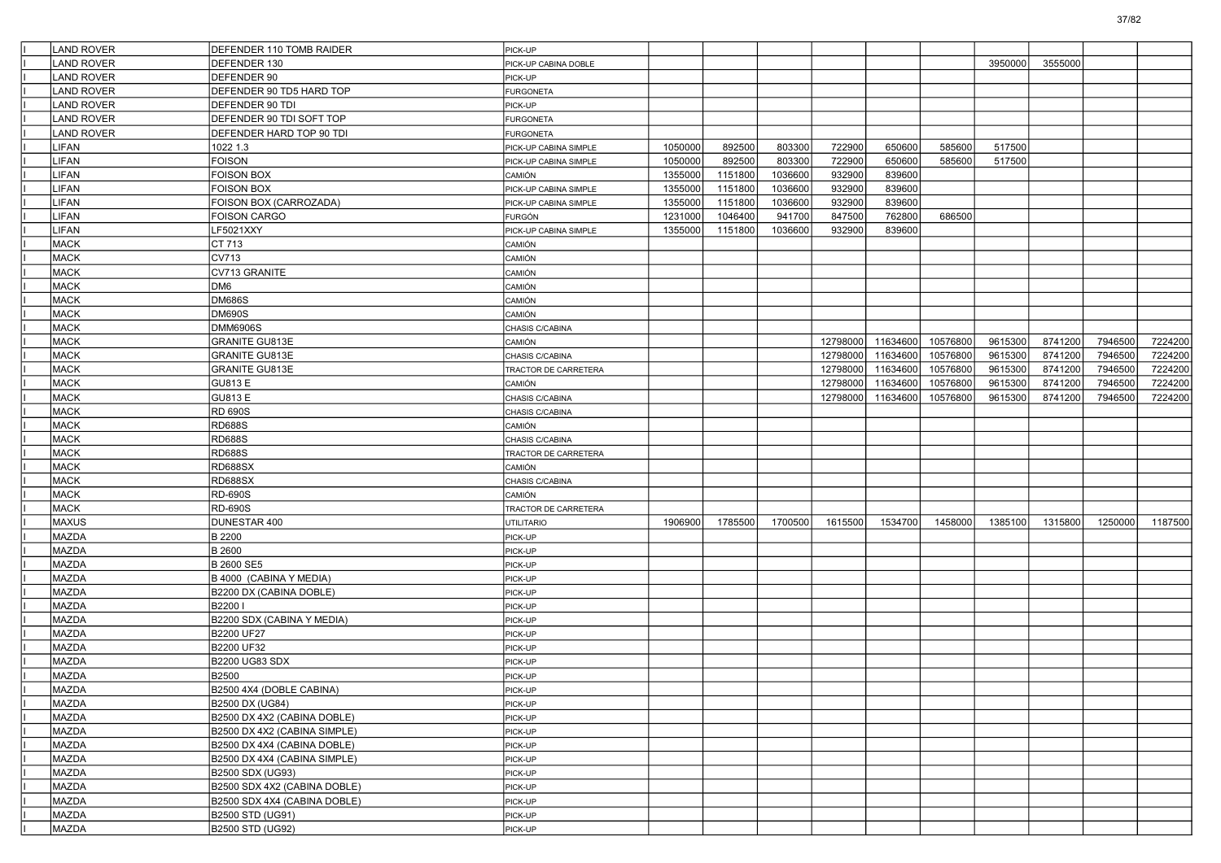| | | | | | | | | | | | | | |
|---|---|---|---|---|---|---|---|---|---|---|---|---|---|
| I | LAND ROVER | DEFENDER 110 TOMB RAIDER | PICK-UP | | | | | | | | | | |
| I | LAND ROVER | DEFENDER 130 | PICK-UP CABINA DOBLE | | | | | | | 3950000 | 3555000 | | |
| I | LAND ROVER | DEFENDER 90 | PICK-UP | | | | | | | | | | |
| I | LAND ROVER | DEFENDER 90 TD5 HARD TOP | FURGONETA | | | | | | | | | | |
| I | LAND ROVER | DEFENDER 90 TDI | PICK-UP | | | | | | | | | | |
| I | LAND ROVER | DEFENDER 90 TDI SOFT TOP | FURGONETA | | | | | | | | | | |
| I | LAND ROVER | DEFENDER HARD TOP 90 TDI | FURGONETA | | | | | | | | | | |
| I | LIFAN | 1022 1.3 | PICK-UP CABINA SIMPLE | 1050000 | 892500 | 803300 | 722900 | 650600 | 585600 | 517500 | | | |
| I | LIFAN | FOISON | PICK-UP CABINA SIMPLE | 1050000 | 892500 | 803300 | 722900 | 650600 | 585600 | 517500 | | | |
| I | LIFAN | FOISON BOX | CAMIÓN | 1355000 | 1151800 | 1036600 | 932900 | 839600 | | | | | |
| I | LIFAN | FOISON BOX | PICK-UP CABINA SIMPLE | 1355000 | 1151800 | 1036600 | 932900 | 839600 | | | | | |
| I | LIFAN | FOISON BOX (CARROZADA) | PICK-UP CABINA SIMPLE | 1355000 | 1151800 | 1036600 | 932900 | 839600 | | | | | |
| I | LIFAN | FOISON CARGO | FURGÓN | 1231000 | 1046400 | 941700 | 847500 | 762800 | 686500 | | | | |
| I | LIFAN | LF5021XXY | PICK-UP CABINA SIMPLE | 1355000 | 1151800 | 1036600 | 932900 | 839600 | | | | | |
| I | MACK | CT 713 | CAMIÓN | | | | | | | | | | |
| I | MACK | CV713 | CAMIÓN | | | | | | | | | | |
| I | MACK | CV713 GRANITE | CAMIÓN | | | | | | | | | | |
| I | MACK | DM6 | CAMIÓN | | | | | | | | | | |
| I | MACK | DM686S | CAMIÓN | | | | | | | | | | |
| I | MACK | DM690S | CAMIÓN | | | | | | | | | | |
| I | MACK | DMM6906S | CHASIS C/CABINA | | | | | | | | | | |
| I | MACK | GRANITE GU813E | CAMIÓN | | | | 12798000 | 11634600 | 10576800 | 9615300 | 8741200 | 7946500 | 7224200 |
| I | MACK | GRANITE GU813E | CHASIS C/CABINA | | | | 12798000 | 11634600 | 10576800 | 9615300 | 8741200 | 7946500 | 7224200 |
| I | MACK | GRANITE GU813E | TRACTOR DE CARRETERA | | | | 12798000 | 11634600 | 10576800 | 9615300 | 8741200 | 7946500 | 7224200 |
| I | MACK | GU813 E | CAMIÓN | | | | 12798000 | 11634600 | 10576800 | 9615300 | 8741200 | 7946500 | 7224200 |
| I | MACK | GU813 E | CHASIS C/CABINA | | | | 12798000 | 11634600 | 10576800 | 9615300 | 8741200 | 7946500 | 7224200 |
| I | MACK | RD 690S | CHASIS C/CABINA | | | | | | | | | | |
| I | MACK | RD688S | CAMIÓN | | | | | | | | | | |
| I | MACK | RD688S | CHASIS C/CABINA | | | | | | | | | | |
| I | MACK | RD688S | TRACTOR DE CARRETERA | | | | | | | | | | |
| I | MACK | RD688SX | CAMIÓN | | | | | | | | | | |
| I | MACK | RD688SX | CHASIS C/CABINA | | | | | | | | | | |
| I | MACK | RD-690S | CAMIÓN | | | | | | | | | | |
| I | MACK | RD-690S | TRACTOR DE CARRETERA | | | | | | | | | | |
| I | MAXUS | DUNESTAR 400 | UTILITARIO | 1906900 | 1785500 | 1700500 | 1615500 | 1534700 | 1458000 | 1385100 | 1315800 | 1250000 | 1187500 |
| I | MAZDA | B 2200 | PICK-UP | | | | | | | | | | |
| I | MAZDA | B 2600 | PICK-UP | | | | | | | | | | |
| I | MAZDA | B 2600 SE5 | PICK-UP | | | | | | | | | | |
| I | MAZDA | B 4000 (CABINA Y MEDIA) | PICK-UP | | | | | | | | | | |
| I | MAZDA | B2200 DX (CABINA DOBLE) | PICK-UP | | | | | | | | | | |
| I | MAZDA | B2200 I | PICK-UP | | | | | | | | | | |
| I | MAZDA | B2200 SDX (CABINA Y MEDIA) | PICK-UP | | | | | | | | | | |
| I | MAZDA | B2200 UF27 | PICK-UP | | | | | | | | | | |
| I | MAZDA | B2200 UF32 | PICK-UP | | | | | | | | | | |
| I | MAZDA | B2200 UG83 SDX | PICK-UP | | | | | | | | | | |
| I | MAZDA | B2500 | PICK-UP | | | | | | | | | | |
| I | MAZDA | B2500 4X4 (DOBLE CABINA) | PICK-UP | | | | | | | | | | |
| I | MAZDA | B2500 DX (UG84) | PICK-UP | | | | | | | | | | |
| I | MAZDA | B2500 DX 4X2 (CABINA DOBLE) | PICK-UP | | | | | | | | | | |
| I | MAZDA | B2500 DX 4X2 (CABINA SIMPLE) | PICK-UP | | | | | | | | | | |
| I | MAZDA | B2500 DX 4X4 (CABINA DOBLE) | PICK-UP | | | | | | | | | | |
| I | MAZDA | B2500 DX 4X4 (CABINA SIMPLE) | PICK-UP | | | | | | | | | | |
| I | MAZDA | B2500 SDX (UG93) | PICK-UP | | | | | | | | | | |
| I | MAZDA | B2500 SDX 4X2 (CABINA DOBLE) | PICK-UP | | | | | | | | | | |
| I | MAZDA | B2500 SDX 4X4 (CABINA DOBLE) | PICK-UP | | | | | | | | | | |
| I | MAZDA | B2500 STD (UG91) | PICK-UP | | | | | | | | | | |
| I | MAZDA | B2500 STD (UG92) | PICK-UP | | | | | | | | | | |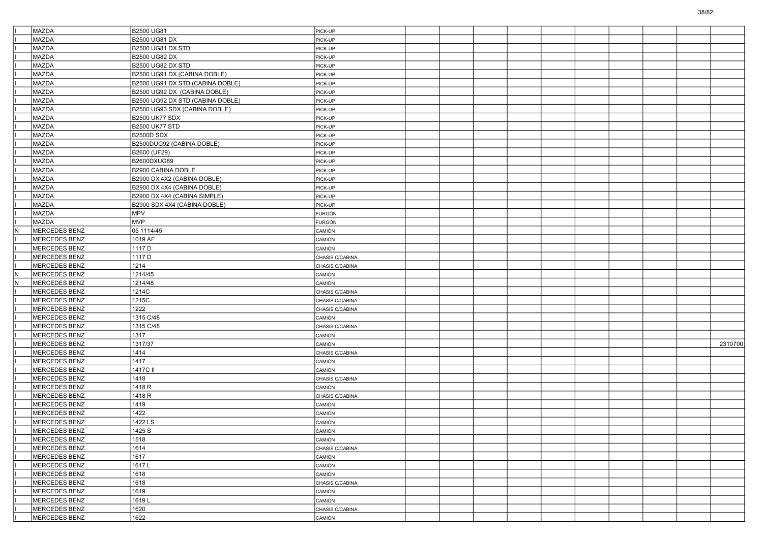| | | | | | | | | | | | | | |
|---|---|---|---|---|---|---|---|---|---|---|---|---|---|
| I | MAZDA | B2500 UG81 | PICK-UP | | | | | | | | | | |
| I | MAZDA | B2500 UG81 DX | PICK-UP | | | | | | | | | | |
| I | MAZDA | B2500 UG81 DX STD | PICK-UP | | | | | | | | | | |
| I | MAZDA | B2500 UG82 DX | PICK-UP | | | | | | | | | | |
| I | MAZDA | B2500 UG82 DX STD | PICK-UP | | | | | | | | | | |
| I | MAZDA | B2500 UG91 DX (CABINA DOBLE) | PICK-UP | | | | | | | | | | |
| I | MAZDA | B2500 UG91 DX STD (CABINA DOBLE) | PICK-UP | | | | | | | | | | |
| I | MAZDA | B2500 UG92 DX (CABINA DOBLE) | PICK-UP | | | | | | | | | | |
| I | MAZDA | B2500 UG92 DX STD (CABINA DOBLE) | PICK-UP | | | | | | | | | | |
| I | MAZDA | B2500 UG93 SDX (CABINA DOBLE) | PICK-UP | | | | | | | | | | |
| I | MAZDA | B2500 UK77 SDX | PICK-UP | | | | | | | | | | |
| I | MAZDA | B2500 UK77 STD | PICK-UP | | | | | | | | | | |
| I | MAZDA | B2500D SDX | PICK-UP | | | | | | | | | | |
| I | MAZDA | B2500DUG92 (CABINA DOBLE) | PICK-UP | | | | | | | | | | |
| I | MAZDA | B2600 (UF29) | PICK-UP | | | | | | | | | | |
| I | MAZDA | B2600DXUG89 | PICK-UP | | | | | | | | | | |
| I | MAZDA | B2900 CABINA DOBLE | PICK-UP | | | | | | | | | | |
| I | MAZDA | B2900 DX 4X2 (CABINA DOBLE) | PICK-UP | | | | | | | | | | |
| I | MAZDA | B2900 DX 4X4 (CABINA DOBLE) | PICK-UP | | | | | | | | | | |
| I | MAZDA | B2900 DX 4X4 (CABINA SIMPLE) | PICK-UP | | | | | | | | | | |
| I | MAZDA | B2900 SDX 4X4 (CABINA DOBLE) | PICK-UP | | | | | | | | | | |
| I | MAZDA | MPV | FURGÓN | | | | | | | | | | |
| I | MAZDA | MVP | FURGÓN | | | | | | | | | | |
| N | MERCEDES BENZ | 05 1114/45 | CAMIÓN | | | | | | | | | | |
| I | MERCEDES BENZ | 1019 AF | CAMIÓN | | | | | | | | | | |
| I | MERCEDES BENZ | 1117 D | CAMIÓN | | | | | | | | | | |
| I | MERCEDES BENZ | 1117 D | CHASIS C/CABINA | | | | | | | | | | |
| I | MERCEDES BENZ | 1214 | CHASIS C/CABINA | | | | | | | | | | |
| N | MERCEDES BENZ | 1214/45 | CAMIÓN | | | | | | | | | | |
| N | MERCEDES BENZ | 1214/48 | CAMIÓN | | | | | | | | | | |
| I | MERCEDES BENZ | 1214C | CHASIS C/CABINA | | | | | | | | | | |
| I | MERCEDES BENZ | 1215C | CHASIS C/CABINA | | | | | | | | | | |
| I | MERCEDES BENZ | 1222 | CHASIS C/CABINA | | | | | | | | | | |
| I | MERCEDES BENZ | 1315 C/48 | CAMIÓN | | | | | | | | | | |
| I | MERCEDES BENZ | 1315 C/48 | CHASIS C/CABINA | | | | | | | | | | |
| I | MERCEDES BENZ | 1317 | CAMIÓN | | | | | | | | | | |
| I | MERCEDES BENZ | 1317/37 | CAMIÓN | | | | | | | | | | 2310700 |
| I | MERCEDES BENZ | 1414 | CHASIS C/CABINA | | | | | | | | | | |
| I | MERCEDES BENZ | 1417 | CAMIÓN | | | | | | | | | | |
| I | MERCEDES BENZ | 1417C II | CAMIÓN | | | | | | | | | | |
| I | MERCEDES BENZ | 1418 | CHASIS C/CABINA | | | | | | | | | | |
| I | MERCEDES BENZ | 1418 R | CAMIÓN | | | | | | | | | | |
| I | MERCEDES BENZ | 1418 R | CHASIS C/CABINA | | | | | | | | | | |
| I | MERCEDES BENZ | 1419 | CAMIÓN | | | | | | | | | | |
| I | MERCEDES BENZ | 1422 | CAMIÓN | | | | | | | | | | |
| I | MERCEDES BENZ | 1422 LS | CAMIÓN | | | | | | | | | | |
| I | MERCEDES BENZ | 1425 S | CAMIÓN | | | | | | | | | | |
| I | MERCEDES BENZ | 1518 | CAMIÓN | | | | | | | | | | |
| I | MERCEDES BENZ | 1614 | CHASIS C/CABINA | | | | | | | | | | |
| I | MERCEDES BENZ | 1617 | CAMIÓN | | | | | | | | | | |
| I | MERCEDES BENZ | 1617 L | CAMIÓN | | | | | | | | | | |
| I | MERCEDES BENZ | 1618 | CAMIÓN | | | | | | | | | | |
| I | MERCEDES BENZ | 1618 | CHASIS C/CABINA | | | | | | | | | | |
| I | MERCEDES BENZ | 1619 | CAMIÓN | | | | | | | | | | |
| I | MERCEDES BENZ | 1619 L | CAMIÓN | | | | | | | | | | |
| I | MERCEDES BENZ | 1620 | CHASIS C/CABINA | | | | | | | | | | |
| I | MERCEDES BENZ | 1622 | CAMIÓN | | | | | | | | | | |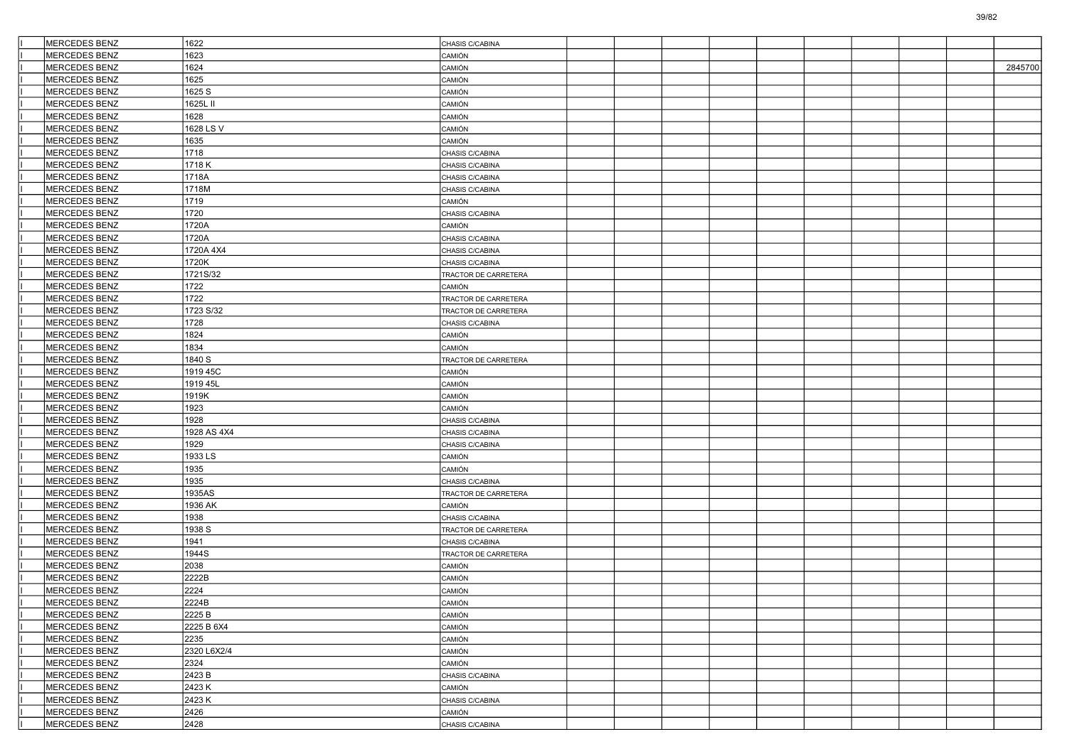| I | MERCEDES BENZ | 1622 | CHASIS C/CABINA | | | | | | | | | | |
|---|---|---|---|---|---|---|---|---|---|---|---|---|---|
| I | MERCEDES BENZ | 1623 | CAMIÓN | | | | | | | | | | |
| I | MERCEDES BENZ | 1624 | CAMIÓN | | | | | | | | | | 2845700 |
| I | MERCEDES BENZ | 1625 | CAMIÓN | | | | | | | | | | |
| I | MERCEDES BENZ | 1625 S | CAMIÓN | | | | | | | | | | |
| I | MERCEDES BENZ | 1625L II | CAMIÓN | | | | | | | | | | |
| I | MERCEDES BENZ | 1628 | CAMIÓN | | | | | | | | | | |
| I | MERCEDES BENZ | 1628 LS V | CAMIÓN | | | | | | | | | | |
| I | MERCEDES BENZ | 1635 | CAMIÓN | | | | | | | | | | |
| I | MERCEDES BENZ | 1718 | CHASIS C/CABINA | | | | | | | | | | |
| I | MERCEDES BENZ | 1718 K | CHASIS C/CABINA | | | | | | | | | | |
| I | MERCEDES BENZ | 1718A | CHASIS C/CABINA | | | | | | | | | | |
| I | MERCEDES BENZ | 1718M | CHASIS C/CABINA | | | | | | | | | | |
| I | MERCEDES BENZ | 1719 | CAMIÓN | | | | | | | | | | |
| I | MERCEDES BENZ | 1720 | CHASIS C/CABINA | | | | | | | | | | |
| I | MERCEDES BENZ | 1720A | CAMIÓN | | | | | | | | | | |
| I | MERCEDES BENZ | 1720A | CHASIS C/CABINA | | | | | | | | | | |
| I | MERCEDES BENZ | 1720A 4X4 | CHASIS C/CABINA | | | | | | | | | | |
| I | MERCEDES BENZ | 1720K | CHASIS C/CABINA | | | | | | | | | | |
| I | MERCEDES BENZ | 1721S/32 | TRACTOR DE CARRETERA | | | | | | | | | | |
| I | MERCEDES BENZ | 1722 | CAMIÓN | | | | | | | | | | |
| I | MERCEDES BENZ | 1722 | TRACTOR DE CARRETERA | | | | | | | | | | |
| I | MERCEDES BENZ | 1723 S/32 | TRACTOR DE CARRETERA | | | | | | | | | | |
| I | MERCEDES BENZ | 1728 | CHASIS C/CABINA | | | | | | | | | | |
| I | MERCEDES BENZ | 1824 | CAMIÓN | | | | | | | | | | |
| I | MERCEDES BENZ | 1834 | CAMIÓN | | | | | | | | | | |
| I | MERCEDES BENZ | 1840 S | TRACTOR DE CARRETERA | | | | | | | | | | |
| I | MERCEDES BENZ | 1919 45C | CAMIÓN | | | | | | | | | | |
| I | MERCEDES BENZ | 1919 45L | CAMIÓN | | | | | | | | | | |
| I | MERCEDES BENZ | 1919K | CAMIÓN | | | | | | | | | | |
| I | MERCEDES BENZ | 1923 | CAMIÓN | | | | | | | | | | |
| I | MERCEDES BENZ | 1928 | CHASIS C/CABINA | | | | | | | | | | |
| I | MERCEDES BENZ | 1928 AS 4X4 | CHASIS C/CABINA | | | | | | | | | | |
| I | MERCEDES BENZ | 1929 | CHASIS C/CABINA | | | | | | | | | | |
| I | MERCEDES BENZ | 1933 LS | CAMIÓN | | | | | | | | | | |
| I | MERCEDES BENZ | 1935 | CAMIÓN | | | | | | | | | | |
| I | MERCEDES BENZ | 1935 | CHASIS C/CABINA | | | | | | | | | | |
| I | MERCEDES BENZ | 1935AS | TRACTOR DE CARRETERA | | | | | | | | | | |
| I | MERCEDES BENZ | 1936 AK | CAMIÓN | | | | | | | | | | |
| I | MERCEDES BENZ | 1938 | CHASIS C/CABINA | | | | | | | | | | |
| I | MERCEDES BENZ | 1938 S | TRACTOR DE CARRETERA | | | | | | | | | | |
| I | MERCEDES BENZ | 1941 | CHASIS C/CABINA | | | | | | | | | | |
| I | MERCEDES BENZ | 1944S | TRACTOR DE CARRETERA | | | | | | | | | | |
| I | MERCEDES BENZ | 2038 | CAMIÓN | | | | | | | | | | |
| I | MERCEDES BENZ | 2222B | CAMIÓN | | | | | | | | | | |
| I | MERCEDES BENZ | 2224 | CAMIÓN | | | | | | | | | | |
| I | MERCEDES BENZ | 2224B | CAMIÓN | | | | | | | | | | |
| I | MERCEDES BENZ | 2225 B | CAMIÓN | | | | | | | | | | |
| I | MERCEDES BENZ | 2225 B 6X4 | CAMIÓN | | | | | | | | | | |
| I | MERCEDES BENZ | 2235 | CAMIÓN | | | | | | | | | | |
| I | MERCEDES BENZ | 2320 L6X2/4 | CAMIÓN | | | | | | | | | | |
| I | MERCEDES BENZ | 2324 | CAMIÓN | | | | | | | | | | |
| I | MERCEDES BENZ | 2423 B | CHASIS C/CABINA | | | | | | | | | | |
| I | MERCEDES BENZ | 2423 K | CAMIÓN | | | | | | | | | | |
| I | MERCEDES BENZ | 2423 K | CHASIS C/CABINA | | | | | | | | | | |
| I | MERCEDES BENZ | 2426 | CAMIÓN | | | | | | | | | | |
| I | MERCEDES BENZ | 2428 | CHASIS C/CABINA | | | | | | | | | | |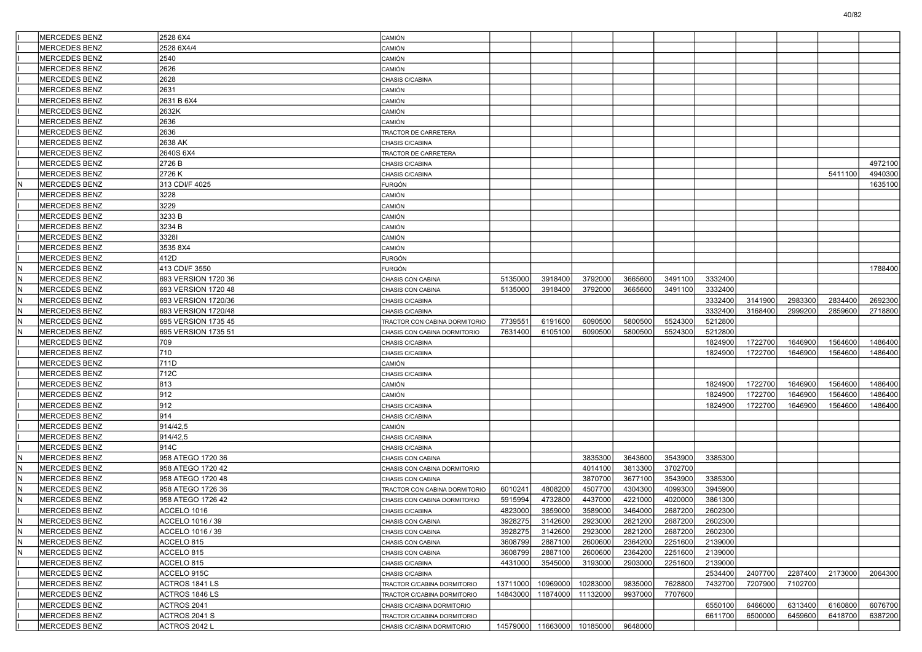| | | | | | | | | | | | | | |
|---|---|---|---|---|---|---|---|---|---|---|---|---|---|
| I | MERCEDES BENZ | 2528 6X4 | CAMIÓN | | | | | | | | | | |
| I | MERCEDES BENZ | 2528 6X4/4 | CAMIÓN | | | | | | | | | | |
| I | MERCEDES BENZ | 2540 | CAMIÓN | | | | | | | | | | |
| I | MERCEDES BENZ | 2626 | CAMIÓN | | | | | | | | | | |
| I | MERCEDES BENZ | 2628 | CHASIS C/CABINA | | | | | | | | | | |
| I | MERCEDES BENZ | 2631 | CAMIÓN | | | | | | | | | | |
| I | MERCEDES BENZ | 2631 B 6X4 | CAMIÓN | | | | | | | | | | |
| I | MERCEDES BENZ | 2632K | CAMIÓN | | | | | | | | | | |
| I | MERCEDES BENZ | 2636 | CAMIÓN | | | | | | | | | | |
| I | MERCEDES BENZ | 2636 | TRACTOR DE CARRETERA | | | | | | | | | | |
| I | MERCEDES BENZ | 2638 AK | CHASIS C/CABINA | | | | | | | | | | |
| I | MERCEDES BENZ | 2640S 6X4 | TRACTOR DE CARRETERA | | | | | | | | | | |
| I | MERCEDES BENZ | 2726 B | CHASIS C/CABINA | | | | | | | | | | 4972100 |
| I | MERCEDES BENZ | 2726 K | CHASIS C/CABINA | | | | | | | | | 5411100 | 4940300 |
| N | MERCEDES BENZ | 313 CDI/F 4025 | FURGÓN | | | | | | | | | | 1635100 |
| I | MERCEDES BENZ | 3228 | CAMIÓN | | | | | | | | | | |
| I | MERCEDES BENZ | 3229 | CAMIÓN | | | | | | | | | | |
| I | MERCEDES BENZ | 3233 B | CAMIÓN | | | | | | | | | | |
| I | MERCEDES BENZ | 3234 B | CAMIÓN | | | | | | | | | | |
| I | MERCEDES BENZ | 3328I | CAMIÓN | | | | | | | | | | |
| I | MERCEDES BENZ | 3535 8X4 | CAMIÓN | | | | | | | | | | |
| I | MERCEDES BENZ | 412D | FURGÓN | | | | | | | | | | |
| N | MERCEDES BENZ | 413 CDI/F 3550 | FURGÓN | | | | | | | | | | 1788400 |
| N | MERCEDES BENZ | 693 VERSION 1720 36 | CHASIS CON CABINA | 5135000 | 3918400 | 3792000 | 3665600 | 3491100 | 3332400 | | | | |
| N | MERCEDES BENZ | 693 VERSION 1720 48 | CHASIS CON CABINA | 5135000 | 3918400 | 3792000 | 3665600 | 3491100 | 3332400 | | | | |
| N | MERCEDES BENZ | 693 VERSION 1720/36 | CHASIS C/CABINA | | | | | | 3332400 | 3141900 | 2983300 | 2834400 | 2692300 |
| N | MERCEDES BENZ | 693 VERSION 1720/48 | CHASIS C/CABINA | | | | | | 3332400 | 3168400 | 2999200 | 2859600 | 2718800 |
| N | MERCEDES BENZ | 695 VERSION 1735 45 | TRACTOR CON CABINA DORMITORIO | 7739551 | 6191600 | 6090500 | 5800500 | 5524300 | 5212800 | | | | |
| N | MERCEDES BENZ | 695 VERSION 1735 51 | CHASIS CON CABINA DORMITORIO | 7631400 | 6105100 | 6090500 | 5800500 | 5524300 | 5212800 | | | | |
| I | MERCEDES BENZ | 709 | CHASIS C/CABINA | | | | | | 1824900 | 1722700 | 1646900 | 1564600 | 1486400 |
| I | MERCEDES BENZ | 710 | CHASIS C/CABINA | | | | | | 1824900 | 1722700 | 1646900 | 1564600 | 1486400 |
| I | MERCEDES BENZ | 711D | CAMIÓN | | | | | | | | | | |
| I | MERCEDES BENZ | 712C | CHASIS C/CABINA | | | | | | | | | | |
| I | MERCEDES BENZ | 813 | CAMIÓN | | | | | | 1824900 | 1722700 | 1646900 | 1564600 | 1486400 |
| I | MERCEDES BENZ | 912 | CAMIÓN | | | | | | 1824900 | 1722700 | 1646900 | 1564600 | 1486400 |
| I | MERCEDES BENZ | 912 | CHASIS C/CABINA | | | | | | 1824900 | 1722700 | 1646900 | 1564600 | 1486400 |
| I | MERCEDES BENZ | 914 | CHASIS C/CABINA | | | | | | | | | | |
| I | MERCEDES BENZ | 914/42,5 | CAMIÓN | | | | | | | | | | |
| I | MERCEDES BENZ | 914/42,5 | CHASIS C/CABINA | | | | | | | | | | |
| I | MERCEDES BENZ | 914C | CHASIS C/CABINA | | | | | | | | | | |
| N | MERCEDES BENZ | 958 ATEGO 1720 36 | CHASIS CON CABINA | | | 3835300 | 3643600 | 3543900 | 3385300 | | | | |
| N | MERCEDES BENZ | 958 ATEGO 1720 42 | CHASIS CON CABINA DORMITORIO | | | 4014100 | 3813300 | 3702700 | | | | | |
| N | MERCEDES BENZ | 958 ATEGO 1720 48 | CHASIS CON CABINA | | | 3870700 | 3677100 | 3543900 | 3385300 | | | | |
| N | MERCEDES BENZ | 958 ATEGO 1726 36 | TRACTOR CON CABINA DORMITORIO | 6010241 | 4808200 | 4507700 | 4304300 | 4099300 | 3945900 | | | | |
| N | MERCEDES BENZ | 958 ATEGO 1726 42 | CHASIS CON CABINA DORMITORIO | 5915994 | 4732800 | 4437000 | 4221000 | 4020000 | 3861300 | | | | |
| I | MERCEDES BENZ | ACCELO 1016 | CHASIS C/CABINA | 4823000 | 3859000 | 3589000 | 3464000 | 2687200 | 2602300 | | | | |
| N | MERCEDES BENZ | ACCELO 1016 / 39 | CHASIS CON CABINA | 3928275 | 3142600 | 2923000 | 2821200 | 2687200 | 2602300 | | | | |
| N | MERCEDES BENZ | ACCELO 1016 / 39 | CHASIS CON CABINA | 3928275 | 3142600 | 2923000 | 2821200 | 2687200 | 2602300 | | | | |
| N | MERCEDES BENZ | ACCELO 815 | CHASIS CON CABINA | 3608799 | 2887100 | 2600600 | 2364200 | 2251600 | 2139000 | | | | |
| N | MERCEDES BENZ | ACCELO 815 | CHASIS CON CABINA | 3608799 | 2887100 | 2600600 | 2364200 | 2251600 | 2139000 | | | | |
| I | MERCEDES BENZ | ACCELO 815 | CHASIS C/CABINA | 4431000 | 3545000 | 3193000 | 2903000 | 2251600 | 2139000 | | | | |
| I | MERCEDES BENZ | ACCELO 915C | CHASIS C/CABINA | | | | | | 2534400 | 2407700 | 2287400 | 2173000 | 2064300 |
| I | MERCEDES BENZ | ACTROS 1841 LS | TRACTOR C/CABINA DORMITORIO | 13711000 | 10969000 | 10283000 | 9835000 | 7628800 | 7432700 | 7207900 | 7102700 | | |
| I | MERCEDES BENZ | ACTROS 1846 LS | TRACTOR C/CABINA DORMITORIO | 14843000 | 11874000 | 11132000 | 9937000 | 7707600 | | | | | |
| I | MERCEDES BENZ | ACTROS 2041 | CHASIS C/CABINA DORMITORIO | | | | | | 6550100 | 6466000 | 6313400 | 6160800 | 6076700 |
| I | MERCEDES BENZ | ACTROS 2041 S | TRACTOR C/CABINA DORMITORIO | | | | | | 6611700 | 6500000 | 6459600 | 6418700 | 6387200 |
| I | MERCEDES BENZ | ACTROS 2042 L | CHASIS C/CABINA DORMITORIO | 14579000 | 11663000 | 10185000 | 9648000 | | | | | | |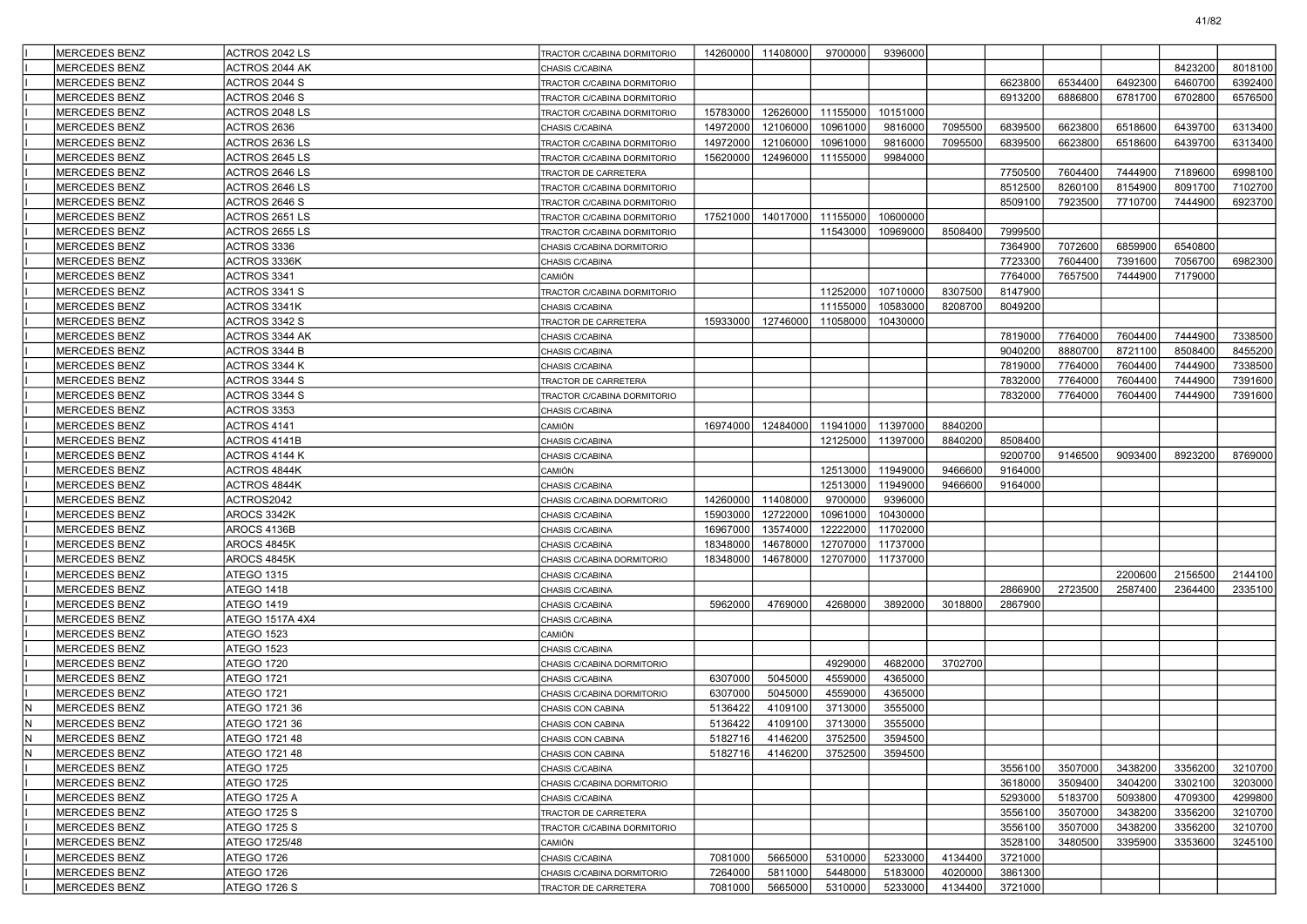| | | | | | | | | | | | | | |
|---|---|---|---|---|---|---|---|---|---|---|---|---|---|
| I | MERCEDES BENZ | ACTROS 2042 LS | TRACTOR C/CABINA DORMITORIO | 14260000 | 11408000 | 9700000 | 9396000 | | | | | | |
| I | MERCEDES BENZ | ACTROS 2044 AK | CHASIS C/CABINA | | | | | | | | | 8423200 | 8018100 |
| I | MERCEDES BENZ | ACTROS 2044 S | TRACTOR C/CABINA DORMITORIO | | | | | | 6623800 | 6534400 | 6492300 | 6460700 | 6392400 |
| I | MERCEDES BENZ | ACTROS 2046 S | TRACTOR C/CABINA DORMITORIO | | | | | | 6913200 | 6886800 | 6781700 | 6702800 | 6576500 |
| I | MERCEDES BENZ | ACTROS 2048 LS | TRACTOR C/CABINA DORMITORIO | 15783000 | 12626000 | 11155000 | 10151000 | | | | | | |
| I | MERCEDES BENZ | ACTROS 2636 | CHASIS C/CABINA | 14972000 | 12106000 | 10961000 | 9816000 | 7095500 | 6839500 | 6623800 | 6518600 | 6439700 | 6313400 |
| I | MERCEDES BENZ | ACTROS 2636 LS | TRACTOR C/CABINA DORMITORIO | 14972000 | 12106000 | 10961000 | 9816000 | 7095500 | 6839500 | 6623800 | 6518600 | 6439700 | 6313400 |
| I | MERCEDES BENZ | ACTROS 2645 LS | TRACTOR C/CABINA DORMITORIO | 15620000 | 12496000 | 11155000 | 9984000 | | | | | | |
| I | MERCEDES BENZ | ACTROS 2646 LS | TRACTOR DE CARRETERA | | | | | | 7750500 | 7604400 | 7444900 | 7189600 | 6998100 |
| I | MERCEDES BENZ | ACTROS 2646 LS | TRACTOR C/CABINA DORMITORIO | | | | | | 8512500 | 8260100 | 8154900 | 8091700 | 7102700 |
| I | MERCEDES BENZ | ACTROS 2646 S | TRACTOR C/CABINA DORMITORIO | | | | | | 8509100 | 7923500 | 7710700 | 7444900 | 6923700 |
| I | MERCEDES BENZ | ACTROS 2651 LS | TRACTOR C/CABINA DORMITORIO | 17521000 | 14017000 | 11155000 | 10600000 | | | | | | |
| I | MERCEDES BENZ | ACTROS 2655 LS | TRACTOR C/CABINA DORMITORIO | | | 11543000 | 10969000 | 8508400 | 7999500 | | | | |
| I | MERCEDES BENZ | ACTROS 3336 | CHASIS C/CABINA DORMITORIO | | | | | | 7364900 | 7072600 | 6859900 | 6540800 | |
| I | MERCEDES BENZ | ACTROS 3336K | CHASIS C/CABINA | | | | | | 7723300 | 7604400 | 7391600 | 7056700 | 6982300 |
| I | MERCEDES BENZ | ACTROS 3341 | CAMIÓN | | | | | | 7764000 | 7657500 | 7444900 | 7179000 | |
| I | MERCEDES BENZ | ACTROS 3341 S | TRACTOR C/CABINA DORMITORIO | | | 11252000 | 10710000 | 8307500 | 8147900 | | | | |
| I | MERCEDES BENZ | ACTROS 3341K | CHASIS C/CABINA | | | 11155000 | 10583000 | 8208700 | 8049200 | | | | |
| I | MERCEDES BENZ | ACTROS 3342 S | TRACTOR DE CARRETERA | 15933000 | 12746000 | 11058000 | 10430000 | | | | | | |
| I | MERCEDES BENZ | ACTROS 3344 AK | CHASIS C/CABINA | | | | | | 7819000 | 7764000 | 7604400 | 7444900 | 7338500 |
| I | MERCEDES BENZ | ACTROS 3344 B | CHASIS C/CABINA | | | | | | 9040200 | 8880700 | 8721100 | 8508400 | 8455200 |
| I | MERCEDES BENZ | ACTROS 3344 K | CHASIS C/CABINA | | | | | | 7819000 | 7764000 | 7604400 | 7444900 | 7338500 |
| I | MERCEDES BENZ | ACTROS 3344 S | TRACTOR DE CARRETERA | | | | | | 7832000 | 7764000 | 7604400 | 7444900 | 7391600 |
| I | MERCEDES BENZ | ACTROS 3344 S | TRACTOR C/CABINA DORMITORIO | | | | | | 7832000 | 7764000 | 7604400 | 7444900 | 7391600 |
| I | MERCEDES BENZ | ACTROS 3353 | CHASIS C/CABINA | | | | | | | | | | |
| I | MERCEDES BENZ | ACTROS 4141 | CAMIÓN | 16974000 | 12484000 | 11941000 | 11397000 | 8840200 | | | | | |
| I | MERCEDES BENZ | ACTROS 4141B | CHASIS C/CABINA | | | 12125000 | 11397000 | 8840200 | 8508400 | | | | |
| I | MERCEDES BENZ | ACTROS 4144 K | CHASIS C/CABINA | | | | | | 9200700 | 9146500 | 9093400 | 8923200 | 8769000 |
| I | MERCEDES BENZ | ACTROS 4844K | CAMIÓN | | | 12513000 | 11949000 | 9466600 | 9164000 | | | | |
| I | MERCEDES BENZ | ACTROS 4844K | CHASIS C/CABINA | | | 12513000 | 11949000 | 9466600 | 9164000 | | | | |
| I | MERCEDES BENZ | ACTROS2042 | CHASIS C/CABINA DORMITORIO | 14260000 | 11408000 | 9700000 | 9396000 | | | | | | |
| I | MERCEDES BENZ | AROCS 3342K | CHASIS C/CABINA | 15903000 | 12722000 | 10961000 | 10430000 | | | | | | |
| I | MERCEDES BENZ | AROCS 4136B | CHASIS C/CABINA | 16967000 | 13574000 | 12222000 | 11702000 | | | | | | |
| I | MERCEDES BENZ | AROCS 4845K | CHASIS C/CABINA | 18348000 | 14678000 | 12707000 | 11737000 | | | | | | |
| I | MERCEDES BENZ | AROCS 4845K | CHASIS C/CABINA DORMITORIO | 18348000 | 14678000 | 12707000 | 11737000 | | | | | | |
| I | MERCEDES BENZ | ATEGO 1315 | CHASIS C/CABINA | | | | | | | | 2200600 | 2156500 | 2144100 |
| I | MERCEDES BENZ | ATEGO 1418 | CHASIS C/CABINA | | | | | | 2866900 | 2723500 | 2587400 | 2364400 | 2335100 |
| I | MERCEDES BENZ | ATEGO 1419 | CHASIS C/CABINA | 5962000 | 4769000 | 4268000 | 3892000 | 3018800 | 2867900 | | | | |
| I | MERCEDES BENZ | ATEGO 1517A 4X4 | CHASIS C/CABINA | | | | | | | | | | |
| I | MERCEDES BENZ | ATEGO 1523 | CAMIÓN | | | | | | | | | | |
| I | MERCEDES BENZ | ATEGO 1523 | CHASIS C/CABINA | | | | | | | | | | |
| I | MERCEDES BENZ | ATEGO 1720 | CHASIS C/CABINA DORMITORIO | | | 4929000 | 4682000 | 3702700 | | | | | |
| I | MERCEDES BENZ | ATEGO 1721 | CHASIS C/CABINA | 6307000 | 5045000 | 4559000 | 4365000 | | | | | | |
| I | MERCEDES BENZ | ATEGO 1721 | CHASIS C/CABINA DORMITORIO | 6307000 | 5045000 | 4559000 | 4365000 | | | | | | |
| N | MERCEDES BENZ | ATEGO 1721 36 | CHASIS CON CABINA | 5136422 | 4109100 | 3713000 | 3555000 | | | | | | |
| N | MERCEDES BENZ | ATEGO 1721 36 | CHASIS CON CABINA | 5136422 | 4109100 | 3713000 | 3555000 | | | | | | |
| N | MERCEDES BENZ | ATEGO 1721 48 | CHASIS CON CABINA | 5182716 | 4146200 | 3752500 | 3594500 | | | | | | |
| N | MERCEDES BENZ | ATEGO 1721 48 | CHASIS CON CABINA | 5182716 | 4146200 | 3752500 | 3594500 | | | | | | |
| I | MERCEDES BENZ | ATEGO 1725 | CHASIS C/CABINA | | | | | | 3556100 | 3507000 | 3438200 | 3356200 | 3210700 |
| I | MERCEDES BENZ | ATEGO 1725 | CHASIS C/CABINA DORMITORIO | | | | | | 3618000 | 3509400 | 3404200 | 3302100 | 3203000 |
| I | MERCEDES BENZ | ATEGO 1725 A | CHASIS C/CABINA | | | | | | 5293000 | 5183700 | 5093800 | 4709300 | 4299800 |
| I | MERCEDES BENZ | ATEGO 1725 S | TRACTOR DE CARRETERA | | | | | | 3556100 | 3507000 | 3438200 | 3356200 | 3210700 |
| I | MERCEDES BENZ | ATEGO 1725 S | TRACTOR C/CABINA DORMITORIO | | | | | | 3556100 | 3507000 | 3438200 | 3356200 | 3210700 |
| I | MERCEDES BENZ | ATEGO 1725/48 | CAMIÓN | | | | | | 3528100 | 3480500 | 3395900 | 3353600 | 3245100 |
| I | MERCEDES BENZ | ATEGO 1726 | CHASIS C/CABINA | 7081000 | 5665000 | 5310000 | 5233000 | 4134400 | 3721000 | | | | |
| I | MERCEDES BENZ | ATEGO 1726 | CHASIS C/CABINA DORMITORIO | 7264000 | 5811000 | 5448000 | 5183000 | 4020000 | 3861300 | | | | |
| I | MERCEDES BENZ | ATEGO 1726 S | TRACTOR DE CARRETERA | 7081000 | 5665000 | 5310000 | 5233000 | 4134400 | 3721000 | | | | |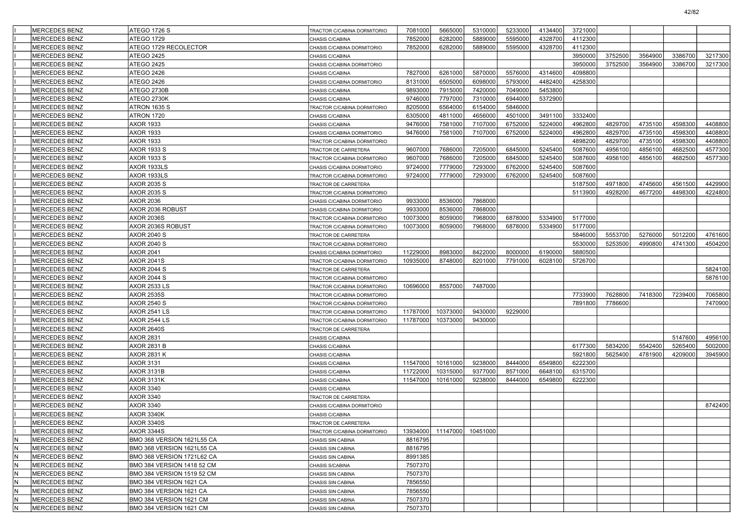| | | | | | | | | | | | | | |
|---|---|---|---|---|---|---|---|---|---|---|---|---|---|
| I | MERCEDES BENZ | ATEGO 1726 S | TRACTOR C/CABINA DORMITORIO | 7081000 | 5665000 | 5310000 | 5233000 | 4134400 | 3721000 | | | | |
| I | MERCEDES BENZ | ATEGO 1729 | CHASIS C/CABINA | 7852000 | 6282000 | 5889000 | 5595000 | 4328700 | 4112300 | | | | |
| I | MERCEDES BENZ | ATEGO 1729 RECOLECTOR | CHASIS C/CABINA DORMITORIO | 7852000 | 6282000 | 5889000 | 5595000 | 4328700 | 4112300 | | | | |
| I | MERCEDES BENZ | ATEGO 2425 | CHASIS C/CABINA | | | | | | 3950000 | 3752500 | 3564900 | 3386700 | 3217300 |
| I | MERCEDES BENZ | ATEGO 2425 | CHASIS C/CABINA DORMITORIO | | | | | | 3950000 | 3752500 | 3564900 | 3386700 | 3217300 |
| I | MERCEDES BENZ | ATEGO 2426 | CHASIS C/CABINA | 7827000 | 6261000 | 5870000 | 5576000 | 4314600 | 4098800 | | | | |
| I | MERCEDES BENZ | ATEGO 2426 | CHASIS C/CABINA DORMITORIO | 8131000 | 6505000 | 6098000 | 5793000 | 4482400 | 4258300 | | | | |
| I | MERCEDES BENZ | ATEGO 2730B | CHASIS C/CABINA | 9893000 | 7915000 | 7420000 | 7049000 | 5453800 | | | | | |
| I | MERCEDES BENZ | ATEGO 2730K | CHASIS C/CABINA | 9746000 | 7797000 | 7310000 | 6944000 | 5372900 | | | | | |
| I | MERCEDES BENZ | ATRON 1635 S | TRACTOR C/CABINA DORMITORIO | 8205000 | 6564000 | 6154000 | 5846000 | | | | | | |
| I | MERCEDES BENZ | ATRON 1720 | CHASIS C/CABINA | 6305000 | 4811000 | 4656000 | 4501000 | 3491100 | 3332400 | | | | |
| I | MERCEDES BENZ | AXOR 1933 | CHASIS C/CABINA | 9476000 | 7581000 | 7107000 | 6752000 | 5224000 | 4962800 | 4829700 | 4735100 | 4598300 | 4408800 |
| I | MERCEDES BENZ | AXOR 1933 | CHASIS C/CABINA DORMITORIO | 9476000 | 7581000 | 7107000 | 6752000 | 5224000 | 4962800 | 4829700 | 4735100 | 4598300 | 4408800 |
| I | MERCEDES BENZ | AXOR 1933 | TRACTOR C/CABINA DORMITORIO | | | | | | 4898200 | 4829700 | 4735100 | 4598300 | 4408800 |
| I | MERCEDES BENZ | AXOR 1933 S | TRACTOR DE CARRETERA | 9607000 | 7686000 | 7205000 | 6845000 | 5245400 | 5087600 | 4956100 | 4856100 | 4682500 | 4577300 |
| I | MERCEDES BENZ | AXOR 1933 S | TRACTOR C/CABINA DORMITORIO | 9607000 | 7686000 | 7205000 | 6845000 | 5245400 | 5087600 | 4956100 | 4856100 | 4682500 | 4577300 |
| I | MERCEDES BENZ | AXOR 1933LS | CHASIS C/CABINA DORMITORIO | 9724000 | 7779000 | 7293000 | 6762000 | 5245400 | 5087600 | | | | |
| I | MERCEDES BENZ | AXOR 1933LS | TRACTOR C/CABINA DORMITORIO | 9724000 | 7779000 | 7293000 | 6762000 | 5245400 | 5087600 | | | | |
| I | MERCEDES BENZ | AXOR 2035 S | TRACTOR DE CARRETERA | | | | | | 5187500 | 4971800 | 4745600 | 4561500 | 4429900 |
| I | MERCEDES BENZ | AXOR 2035 S | TRACTOR C/CABINA DORMITORIO | | | | | | 5113900 | 4928200 | 4677200 | 4498300 | 4224800 |
| I | MERCEDES BENZ | AXOR 2036 | CHASIS C/CABINA DORMITORIO | 9933000 | 8536000 | 7868000 | | | | | | | |
| I | MERCEDES BENZ | AXOR 2036 ROBUST | CHASIS C/CABINA DORMITORIO | 9933000 | 8536000 | 7868000 | | | | | | | |
| I | MERCEDES BENZ | AXOR 2036S | TRACTOR C/CABINA DORMITORIO | 10073000 | 8059000 | 7968000 | 6878000 | 5334900 | 5177000 | | | | |
| I | MERCEDES BENZ | AXOR 2036S ROBUST | TRACTOR C/CABINA DORMITORIO | 10073000 | 8059000 | 7968000 | 6878000 | 5334900 | 5177000 | | | | |
| I | MERCEDES BENZ | AXOR 2040 S | TRACTOR DE CARRETERA | | | | | | 5846000 | 5553700 | 5276000 | 5012200 | 4761600 |
| I | MERCEDES BENZ | AXOR 2040 S | TRACTOR C/CABINA DORMITORIO | | | | | | 5530000 | 5253500 | 4990800 | 4741300 | 4504200 |
| I | MERCEDES BENZ | AXOR 2041 | CHASIS C/CABINA DORMITORIO | 11229000 | 8983000 | 8422000 | 8000000 | 6190000 | 5880500 | | | | |
| I | MERCEDES BENZ | AXOR 2041S | TRACTOR C/CABINA DORMITORIO | 10935000 | 8748000 | 8201000 | 7791000 | 6028100 | 5726700 | | | | |
| I | MERCEDES BENZ | AXOR 2044 S | TRACTOR DE CARRETERA | | | | | | | | | | 5824100 |
| I | MERCEDES BENZ | AXOR 2044 S | TRACTOR C/CABINA DORMITORIO | | | | | | | | | | 5876100 |
| I | MERCEDES BENZ | AXOR 2533 LS | TRACTOR C/CABINA DORMITORIO | 10696000 | 8557000 | 7487000 | | | | | | | |
| I | MERCEDES BENZ | AXOR 2535S | TRACTOR C/CABINA DORMITORIO | | | | | | 7733900 | 7628800 | 7418300 | 7239400 | 7065800 |
| I | MERCEDES BENZ | AXOR 2540 S | TRACTOR C/CABINA DORMITORIO | | | | | | 7891800 | 7786600 | | | 7470900 |
| I | MERCEDES BENZ | AXOR 2541 LS | TRACTOR C/CABINA DORMITORIO | 11787000 | 10373000 | 9430000 | 9229000 | | | | | | |
| I | MERCEDES BENZ | AXOR 2544 LS | TRACTOR C/CABINA DORMITORIO | 11787000 | 10373000 | 9430000 | | | | | | | |
| I | MERCEDES BENZ | AXOR 2640S | TRACTOR DE CARRETERA | | | | | | | | | | |
| I | MERCEDES BENZ | AXOR 2831 | CHASIS C/CABINA | | | | | | | | | 5147600 | 4956100 |
| I | MERCEDES BENZ | AXOR 2831 B | CHASIS C/CABINA | | | | | | 6177300 | 5834200 | 5542400 | 5265400 | 5002000 |
| I | MERCEDES BENZ | AXOR 2831 K | CHASIS C/CABINA | | | | | | 5921800 | 5625400 | 4781900 | 4209000 | 3945900 |
| I | MERCEDES BENZ | AXOR 3131 | CHASIS C/CABINA | 11547000 | 10161000 | 9238000 | 8444000 | 6549800 | 6222300 | | | | |
| I | MERCEDES BENZ | AXOR 3131B | CHASIS C/CABINA | 11722000 | 10315000 | 9377000 | 8571000 | 6648100 | 6315700 | | | | |
| I | MERCEDES BENZ | AXOR 3131K | CHASIS C/CABINA | 11547000 | 10161000 | 9238000 | 8444000 | 6549800 | 6222300 | | | | |
| I | MERCEDES BENZ | AXOR 3340 | CHASIS C/CABINA | | | | | | | | | | |
| I | MERCEDES BENZ | AXOR 3340 | TRACTOR DE CARRETERA | | | | | | | | | | |
| I | MERCEDES BENZ | AXOR 3340 | CHASIS C/CABINA DORMITORIO | | | | | | | | | | 8742400 |
| I | MERCEDES BENZ | AXOR 3340K | CHASIS C/CABINA | | | | | | | | | | |
| I | MERCEDES BENZ | AXOR 3340S | TRACTOR DE CARRETERA | | | | | | | | | | |
| I | MERCEDES BENZ | AXOR 3344S | TRACTOR C/CABINA DORMITORIO | 13934000 | 11147000 | 10451000 | | | | | | | |
| N | MERCEDES BENZ | BMO 368 VERSION 1621L55 CA | CHASIS SIN CABINA | 8816795 | | | | | | | | | |
| N | MERCEDES BENZ | BMO 368 VERSION 1621L55 CA | CHASIS SIN CABINA | 8816795 | | | | | | | | | |
| N | MERCEDES BENZ | BMO 368 VERSION 1721L62 CA | CHASIS SIN CABINA | 8991385 | | | | | | | | | |
| N | MERCEDES BENZ | BMO 384 VERSION 1418 52 CM | CHASIS S/CABINA | 7507370 | | | | | | | | | |
| N | MERCEDES BENZ | BMO 384 VERSION 1519 52 CM | CHASIS SIN CABINA | 7507370 | | | | | | | | | |
| N | MERCEDES BENZ | BMO 384 VERSION 1621 CA | CHASIS SIN CABINA | 7856550 | | | | | | | | | |
| N | MERCEDES BENZ | BMO 384 VERSION 1621 CA | CHASIS SIN CABINA | 7856550 | | | | | | | | | |
| N | MERCEDES BENZ | BMO 384 VERSION 1621 CM | CHASIS SIN CABINA | 7507370 | | | | | | | | | |
| N | MERCEDES BENZ | BMO 384 VERSION 1621 CM | CHASIS SIN CABINA | 7507370 | | | | | | | | | |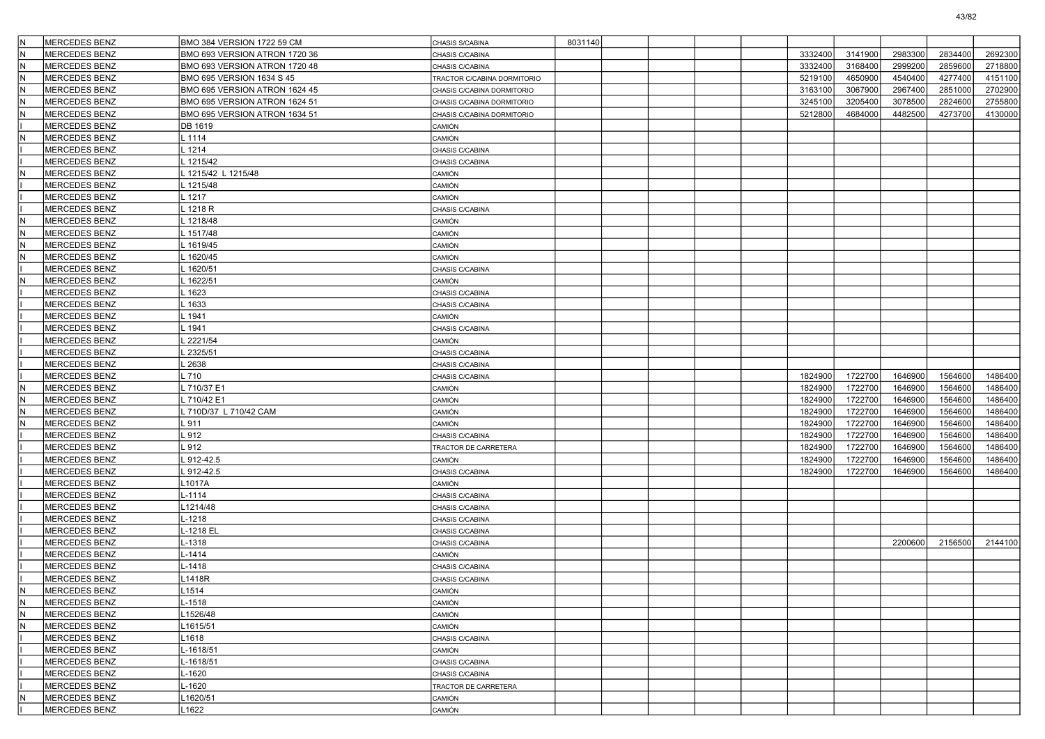| | | | | | | | | | | | | |
|---|---|---|---|---|---|---|---|---|---|---|---|---|
| N | MERCEDES BENZ | BMO 384 VERSION 1722 59 CM | CHASIS S/CABINA | 8031140 | | | | | | | | |
| N | MERCEDES BENZ | BMO 693 VERSION ATRON 1720 36 | CHASIS C/CABINA | | | | | | 3332400 | 3141900 | 2983300 | 2834400 | 2692300 |
| N | MERCEDES BENZ | BMO 693 VERSION ATRON 1720 48 | CHASIS C/CABINA | | | | | | 3332400 | 3168400 | 2999200 | 2859600 | 2718800 |
| N | MERCEDES BENZ | BMO 695 VERSION 1634 S 45 | TRACTOR C/CABINA DORMITORIO | | | | | | 5219100 | 4650900 | 4540400 | 4277400 | 4151100 |
| N | MERCEDES BENZ | BMO 695 VERSION ATRON 1624 45 | CHASIS C/CABINA DORMITORIO | | | | | | 3163100 | 3067900 | 2967400 | 2851000 | 2702900 |
| N | MERCEDES BENZ | BMO 695 VERSION ATRON 1624 51 | CHASIS C/CABINA DORMITORIO | | | | | | 3245100 | 3205400 | 3078500 | 2824600 | 2755800 |
| N | MERCEDES BENZ | BMO 695 VERSION ATRON 1634 51 | CHASIS C/CABINA DORMITORIO | | | | | | 5212800 | 4684000 | 4482500 | 4273700 | 4130000 |
| I | MERCEDES BENZ | DB 1619 | CAMIÓN | | | | | | | | | | |
| N | MERCEDES BENZ | L 1114 | CAMIÓN | | | | | | | | | | |
| I | MERCEDES BENZ | L 1214 | CHASIS C/CABINA | | | | | | | | | | |
| I | MERCEDES BENZ | L 1215/42 | CHASIS C/CABINA | | | | | | | | | | |
| N | MERCEDES BENZ | L 1215/42 L 1215/48 | CAMIÓN | | | | | | | | | | |
| I | MERCEDES BENZ | L 1215/48 | CAMIÓN | | | | | | | | | | |
| I | MERCEDES BENZ | L 1217 | CAMIÓN | | | | | | | | | | |
| I | MERCEDES BENZ | L 1218 R | CHASIS C/CABINA | | | | | | | | | | |
| N | MERCEDES BENZ | L 1218/48 | CAMIÓN | | | | | | | | | | |
| N | MERCEDES BENZ | L 1517/48 | CAMIÓN | | | | | | | | | | |
| N | MERCEDES BENZ | L 1619/45 | CAMIÓN | | | | | | | | | | |
| N | MERCEDES BENZ | L 1620/45 | CAMIÓN | | | | | | | | | | |
| I | MERCEDES BENZ | L 1620/51 | CHASIS C/CABINA | | | | | | | | | | |
| N | MERCEDES BENZ | L 1622/51 | CAMIÓN | | | | | | | | | | |
| I | MERCEDES BENZ | L 1623 | CHASIS C/CABINA | | | | | | | | | | |
| I | MERCEDES BENZ | L 1633 | CHASIS C/CABINA | | | | | | | | | | |
| I | MERCEDES BENZ | L 1941 | CAMIÓN | | | | | | | | | | |
| I | MERCEDES BENZ | L 1941 | CHASIS C/CABINA | | | | | | | | | | |
| I | MERCEDES BENZ | L 2221/54 | CAMIÓN | | | | | | | | | | |
| I | MERCEDES BENZ | L 2325/51 | CHASIS C/CABINA | | | | | | | | | | |
| I | MERCEDES BENZ | L 2638 | CHASIS C/CABINA | | | | | | | | | | |
| I | MERCEDES BENZ | L 710 | CHASIS C/CABINA | | | | | | 1824900 | 1722700 | 1646900 | 1564600 | 1486400 |
| N | MERCEDES BENZ | L 710/37 E1 | CAMIÓN | | | | | | 1824900 | 1722700 | 1646900 | 1564600 | 1486400 |
| N | MERCEDES BENZ | L 710/42 E1 | CAMIÓN | | | | | | 1824900 | 1722700 | 1646900 | 1564600 | 1486400 |
| N | MERCEDES BENZ | L 710D/37 L 710/42 CAM | CAMIÓN | | | | | | 1824900 | 1722700 | 1646900 | 1564600 | 1486400 |
| N | MERCEDES BENZ | L 911 | CAMIÓN | | | | | | 1824900 | 1722700 | 1646900 | 1564600 | 1486400 |
| I | MERCEDES BENZ | L 912 | CHASIS C/CABINA | | | | | | 1824900 | 1722700 | 1646900 | 1564600 | 1486400 |
| I | MERCEDES BENZ | L 912 | TRACTOR DE CARRETERA | | | | | | 1824900 | 1722700 | 1646900 | 1564600 | 1486400 |
| I | MERCEDES BENZ | L 912-42.5 | CAMIÓN | | | | | | 1824900 | 1722700 | 1646900 | 1564600 | 1486400 |
| I | MERCEDES BENZ | L 912-42.5 | CHASIS C/CABINA | | | | | | 1824900 | 1722700 | 1646900 | 1564600 | 1486400 |
| I | MERCEDES BENZ | L1017A | CAMIÓN | | | | | | | | | | |
| I | MERCEDES BENZ | L-1114 | CHASIS C/CABINA | | | | | | | | | | |
| I | MERCEDES BENZ | L1214/48 | CHASIS C/CABINA | | | | | | | | | | |
| I | MERCEDES BENZ | L-1218 | CHASIS C/CABINA | | | | | | | | | | |
| I | MERCEDES BENZ | L-1218 EL | CHASIS C/CABINA | | | | | | | | | | |
| I | MERCEDES BENZ | L-1318 | CHASIS C/CABINA | | | | | | | | 2200600 | 2156500 | 2144100 |
| I | MERCEDES BENZ | L-1414 | CAMIÓN | | | | | | | | | | |
| I | MERCEDES BENZ | L-1418 | CHASIS C/CABINA | | | | | | | | | | |
| I | MERCEDES BENZ | L1418R | CHASIS C/CABINA | | | | | | | | | | |
| N | MERCEDES BENZ | L1514 | CAMIÓN | | | | | | | | | | |
| N | MERCEDES BENZ | L-1518 | CAMIÓN | | | | | | | | | | |
| N | MERCEDES BENZ | L1526/48 | CAMIÓN | | | | | | | | | | |
| N | MERCEDES BENZ | L1615/51 | CAMIÓN | | | | | | | | | | |
| I | MERCEDES BENZ | L1618 | CHASIS C/CABINA | | | | | | | | | | |
| I | MERCEDES BENZ | L-1618/51 | CAMIÓN | | | | | | | | | | |
| I | MERCEDES BENZ | L-1618/51 | CHASIS C/CABINA | | | | | | | | | | |
| I | MERCEDES BENZ | L-1620 | CHASIS C/CABINA | | | | | | | | | | |
| I | MERCEDES BENZ | L-1620 | TRACTOR DE CARRETERA | | | | | | | | | | |
| N | MERCEDES BENZ | L1620/51 | CAMIÓN | | | | | | | | | | |
| I | MERCEDES BENZ | L1622 | CAMIÓN | | | | | | | | | | |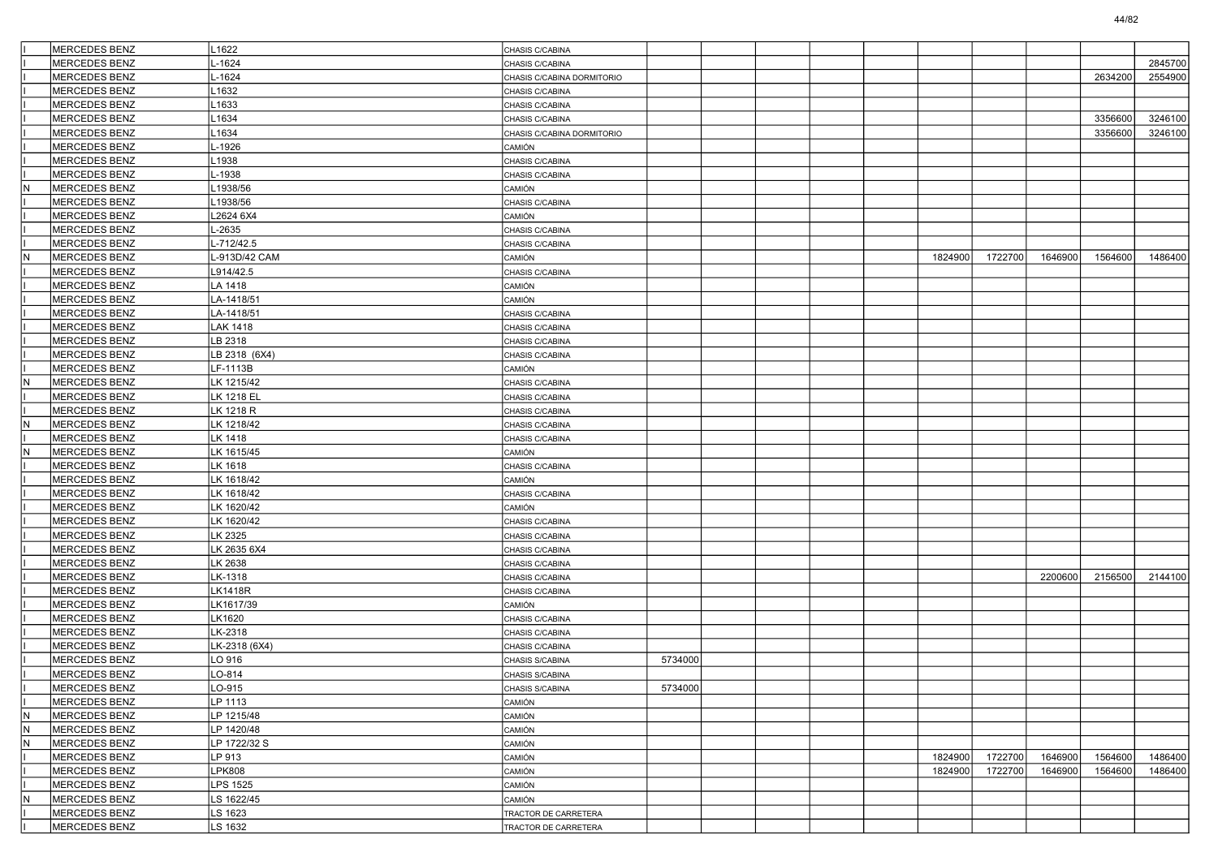| | | | | | | | | | | | | | |
|---|---|---|---|---|---|---|---|---|---|---|---|---|---|
| I | MERCEDES BENZ | L1622 | CHASIS C/CABINA | | | | | | | | | | |
| I | MERCEDES BENZ | L-1624 | CHASIS C/CABINA | | | | | | | | | | 2845700 |
| I | MERCEDES BENZ | L-1624 | CHASIS C/CABINA DORMITORIO | | | | | | | | | 2634200 | 2554900 |
| I | MERCEDES BENZ | L1632 | CHASIS C/CABINA | | | | | | | | | | |
| I | MERCEDES BENZ | L1633 | CHASIS C/CABINA | | | | | | | | | | |
| I | MERCEDES BENZ | L1634 | CHASIS C/CABINA | | | | | | | | | 3356600 | 3246100 |
| I | MERCEDES BENZ | L1634 | CHASIS C/CABINA DORMITORIO | | | | | | | | | 3356600 | 3246100 |
| I | MERCEDES BENZ | L-1926 | CAMIÓN | | | | | | | | | | |
| I | MERCEDES BENZ | L1938 | CHASIS C/CABINA | | | | | | | | | | |
| I | MERCEDES BENZ | L-1938 | CHASIS C/CABINA | | | | | | | | | | |
| N | MERCEDES BENZ | L1938/56 | CAMIÓN | | | | | | | | | | |
| I | MERCEDES BENZ | L1938/56 | CHASIS C/CABINA | | | | | | | | | | |
| I | MERCEDES BENZ | L2624 6X4 | CAMIÓN | | | | | | | | | | |
| I | MERCEDES BENZ | L-2635 | CHASIS C/CABINA | | | | | | | | | | |
| I | MERCEDES BENZ | L-712/42.5 | CHASIS C/CABINA | | | | | | | | | | |
| N | MERCEDES BENZ | L-913D/42 CAM | CAMIÓN | | | | | | 1824900 | 1722700 | 1646900 | 1564600 | 1486400 |
| I | MERCEDES BENZ | L914/42.5 | CHASIS C/CABINA | | | | | | | | | | |
| I | MERCEDES BENZ | LA 1418 | CAMIÓN | | | | | | | | | | |
| I | MERCEDES BENZ | LA-1418/51 | CAMIÓN | | | | | | | | | | |
| I | MERCEDES BENZ | LA-1418/51 | CHASIS C/CABINA | | | | | | | | | | |
| I | MERCEDES BENZ | LAK 1418 | CHASIS C/CABINA | | | | | | | | | | |
| I | MERCEDES BENZ | LB 2318 | CHASIS C/CABINA | | | | | | | | | | |
| I | MERCEDES BENZ | LB 2318 (6X4) | CHASIS C/CABINA | | | | | | | | | | |
| I | MERCEDES BENZ | LF-1113B | CAMIÓN | | | | | | | | | | |
| N | MERCEDES BENZ | LK 1215/42 | CHASIS C/CABINA | | | | | | | | | | |
| I | MERCEDES BENZ | LK 1218 EL | CHASIS C/CABINA | | | | | | | | | | |
| I | MERCEDES BENZ | LK 1218 R | CHASIS C/CABINA | | | | | | | | | | |
| N | MERCEDES BENZ | LK 1218/42 | CHASIS C/CABINA | | | | | | | | | | |
| I | MERCEDES BENZ | LK 1418 | CHASIS C/CABINA | | | | | | | | | | |
| N | MERCEDES BENZ | LK 1615/45 | CAMIÓN | | | | | | | | | | |
| I | MERCEDES BENZ | LK 1618 | CHASIS C/CABINA | | | | | | | | | | |
| I | MERCEDES BENZ | LK 1618/42 | CAMIÓN | | | | | | | | | | |
| I | MERCEDES BENZ | LK 1618/42 | CHASIS C/CABINA | | | | | | | | | | |
| I | MERCEDES BENZ | LK 1620/42 | CAMIÓN | | | | | | | | | | |
| I | MERCEDES BENZ | LK 1620/42 | CHASIS C/CABINA | | | | | | | | | | |
| I | MERCEDES BENZ | LK 2325 | CHASIS C/CABINA | | | | | | | | | | |
| I | MERCEDES BENZ | LK 2635 6X4 | CHASIS C/CABINA | | | | | | | | | | |
| I | MERCEDES BENZ | LK 2638 | CHASIS C/CABINA | | | | | | | | | | |
| I | MERCEDES BENZ | LK-1318 | CHASIS C/CABINA | | | | | | | | 2200600 | 2156500 | 2144100 |
| I | MERCEDES BENZ | LK1418R | CHASIS C/CABINA | | | | | | | | | | |
| I | MERCEDES BENZ | LK1617/39 | CAMIÓN | | | | | | | | | | |
| I | MERCEDES BENZ | LK1620 | CHASIS C/CABINA | | | | | | | | | | |
| I | MERCEDES BENZ | LK-2318 | CHASIS C/CABINA | | | | | | | | | | |
| I | MERCEDES BENZ | LK-2318 (6X4) | CHASIS C/CABINA | | | | | | | | | | |
| I | MERCEDES BENZ | LO 916 | CHASIS S/CABINA | 5734000 | | | | | | | | | |
| I | MERCEDES BENZ | LO-814 | CHASIS S/CABINA | | | | | | | | | | |
| I | MERCEDES BENZ | LO-915 | CHASIS S/CABINA | 5734000 | | | | | | | | | |
| I | MERCEDES BENZ | LP 1113 | CAMIÓN | | | | | | | | | | |
| N | MERCEDES BENZ | LP 1215/48 | CAMIÓN | | | | | | | | | | |
| N | MERCEDES BENZ | LP 1420/48 | CAMIÓN | | | | | | | | | | |
| N | MERCEDES BENZ | LP 1722/32 S | CAMIÓN | | | | | | | | | | |
| I | MERCEDES BENZ | LP 913 | CAMIÓN | | | | | | 1824900 | 1722700 | 1646900 | 1564600 | 1486400 |
| I | MERCEDES BENZ | LPK808 | CAMIÓN | | | | | | 1824900 | 1722700 | 1646900 | 1564600 | 1486400 |
| I | MERCEDES BENZ | LPS 1525 | CAMIÓN | | | | | | | | | | |
| N | MERCEDES BENZ | LS 1622/45 | CAMIÓN | | | | | | | | | | |
| I | MERCEDES BENZ | LS 1623 | TRACTOR DE CARRETERA | | | | | | | | | | |
| I | MERCEDES BENZ | LS 1632 | TRACTOR DE CARRETERA | | | | | | | | | | |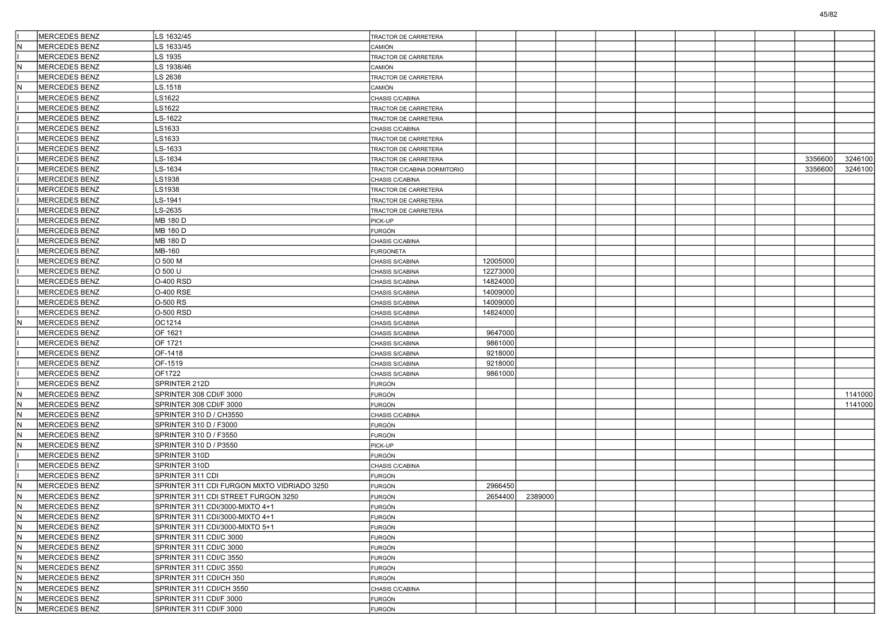| | | | | | | | | | | | | | |
|---|---|---|---|---|---|---|---|---|---|---|---|---|---|
| I | MERCEDES BENZ | LS 1632/45 | TRACTOR DE CARRETERA | | | | | | | | | | |
| N | MERCEDES BENZ | LS 1633/45 | CAMIÓN | | | | | | | | | | |
| I | MERCEDES BENZ | LS 1935 | TRACTOR DE CARRETERA | | | | | | | | | | |
| N | MERCEDES BENZ | LS 1938/46 | CAMIÓN | | | | | | | | | | |
| I | MERCEDES BENZ | LS 2638 | TRACTOR DE CARRETERA | | | | | | | | | | |
| N | MERCEDES BENZ | LS.1518 | CAMIÓN | | | | | | | | | | |
| I | MERCEDES BENZ | LS1622 | CHASIS C/CABINA | | | | | | | | | | |
| I | MERCEDES BENZ | LS1622 | TRACTOR DE CARRETERA | | | | | | | | | | |
| I | MERCEDES BENZ | LS-1622 | TRACTOR DE CARRETERA | | | | | | | | | | |
| I | MERCEDES BENZ | LS1633 | CHASIS C/CABINA | | | | | | | | | | |
| I | MERCEDES BENZ | LS1633 | TRACTOR DE CARRETERA | | | | | | | | | | |
| I | MERCEDES BENZ | LS-1633 | TRACTOR DE CARRETERA | | | | | | | | | | |
| I | MERCEDES BENZ | LS-1634 | TRACTOR DE CARRETERA | | | | | | | | | 3356600 | 3246100 |
| I | MERCEDES BENZ | LS-1634 | TRACTOR C/CABINA DORMITORIO | | | | | | | | | 3356600 | 3246100 |
| I | MERCEDES BENZ | LS1938 | CHASIS C/CABINA | | | | | | | | | | |
| I | MERCEDES BENZ | LS1938 | TRACTOR DE CARRETERA | | | | | | | | | | |
| I | MERCEDES BENZ | LS-1941 | TRACTOR DE CARRETERA | | | | | | | | | | |
| I | MERCEDES BENZ | LS-2635 | TRACTOR DE CARRETERA | | | | | | | | | | |
| I | MERCEDES BENZ | MB 180 D | PICK-UP | | | | | | | | | | |
| I | MERCEDES BENZ | MB 180 D | FURGÓN | | | | | | | | | | |
| I | MERCEDES BENZ | MB 180 D | CHASIS C/CABINA | | | | | | | | | | |
| I | MERCEDES BENZ | MB-160 | FURGONETA | | | | | | | | | | |
| I | MERCEDES BENZ | O 500 M | CHASIS S/CABINA | 12005000 | | | | | | | | | |
| I | MERCEDES BENZ | O 500 U | CHASIS S/CABINA | 12273000 | | | | | | | | | |
| I | MERCEDES BENZ | O-400 RSD | CHASIS S/CABINA | 14824000 | | | | | | | | | |
| I | MERCEDES BENZ | O-400 RSE | CHASIS S/CABINA | 14009000 | | | | | | | | | |
| I | MERCEDES BENZ | O-500 RS | CHASIS S/CABINA | 14009000 | | | | | | | | | |
| I | MERCEDES BENZ | O-500 RSD | CHASIS S/CABINA | 14824000 | | | | | | | | | |
| N | MERCEDES BENZ | OC1214 | CHASIS S/CABINA | | | | | | | | | | |
| I | MERCEDES BENZ | OF 1621 | CHASIS S/CABINA | 9647000 | | | | | | | | | |
| I | MERCEDES BENZ | OF 1721 | CHASIS S/CABINA | 9861000 | | | | | | | | | |
| I | MERCEDES BENZ | OF-1418 | CHASIS S/CABINA | 9218000 | | | | | | | | | |
| I | MERCEDES BENZ | OF-1519 | CHASIS S/CABINA | 9218000 | | | | | | | | | |
| I | MERCEDES BENZ | OF1722 | CHASIS S/CABINA | 9861000 | | | | | | | | | |
| I | MERCEDES BENZ | SPRINTER 212D | FURGÓN | | | | | | | | | | |
| N | MERCEDES BENZ | SPRINTER 308 CDI/F 3000 | FURGÓN | | | | | | | | | | 1141000 |
| N | MERCEDES BENZ | SPRINTER 308 CDI/F 3000 | FURGÓN | | | | | | | | | | 1141000 |
| N | MERCEDES BENZ | SPRINTER 310 D / CH3550 | CHASIS C/CABINA | | | | | | | | | | |
| N | MERCEDES BENZ | SPRINTER 310 D / F3000 | FURGÓN | | | | | | | | | | |
| N | MERCEDES BENZ | SPRINTER 310 D / F3550 | FURGÓN | | | | | | | | | | |
| N | MERCEDES BENZ | SPRINTER 310 D / P3550 | PICK-UP | | | | | | | | | | |
| I | MERCEDES BENZ | SPRINTER 310D | FURGÓN | | | | | | | | | | |
| I | MERCEDES BENZ | SPRINTER 310D | CHASIS C/CABINA | | | | | | | | | | |
| I | MERCEDES BENZ | SPRINTER 311 CDI | FURGÓN | | | | | | | | | | |
| N | MERCEDES BENZ | SPRINTER 311 CDI FURGON MIXTO VIDRIADO 3250 | FURGÓN | 2966450 | | | | | | | | | |
| N | MERCEDES BENZ | SPRINTER 311 CDI STREET FURGON 3250 | FURGÓN | 2654400 | 2389000 | | | | | | | | |
| N | MERCEDES BENZ | SPRINTER 311 CDI/3000-MIXTO 4+1 | FURGÓN | | | | | | | | | | |
| N | MERCEDES BENZ | SPRINTER 311 CDI/3000-MIXTO 4+1 | FURGÓN | | | | | | | | | | |
| N | MERCEDES BENZ | SPRINTER 311 CDI/3000-MIXTO 5+1 | FURGÓN | | | | | | | | | | |
| N | MERCEDES BENZ | SPRINTER 311 CDI/C 3000 | FURGÓN | | | | | | | | | | |
| N | MERCEDES BENZ | SPRINTER 311 CDI/C 3000 | FURGÓN | | | | | | | | | | |
| N | MERCEDES BENZ | SPRINTER 311 CDI/C 3550 | FURGÓN | | | | | | | | | | |
| N | MERCEDES BENZ | SPRINTER 311 CDI/C 3550 | FURGÓN | | | | | | | | | | |
| N | MERCEDES BENZ | SPRINTER 311 CDI/CH 350 | FURGÓN | | | | | | | | | | |
| N | MERCEDES BENZ | SPRINTER 311 CDI/CH 3550 | CHASIS C/CABINA | | | | | | | | | | |
| N | MERCEDES BENZ | SPRINTER 311 CDI/F 3000 | FURGÓN | | | | | | | | | | |
| N | MERCEDES BENZ | SPRINTER 311 CDI/F 3000 | FURGÓN | | | | | | | | | | |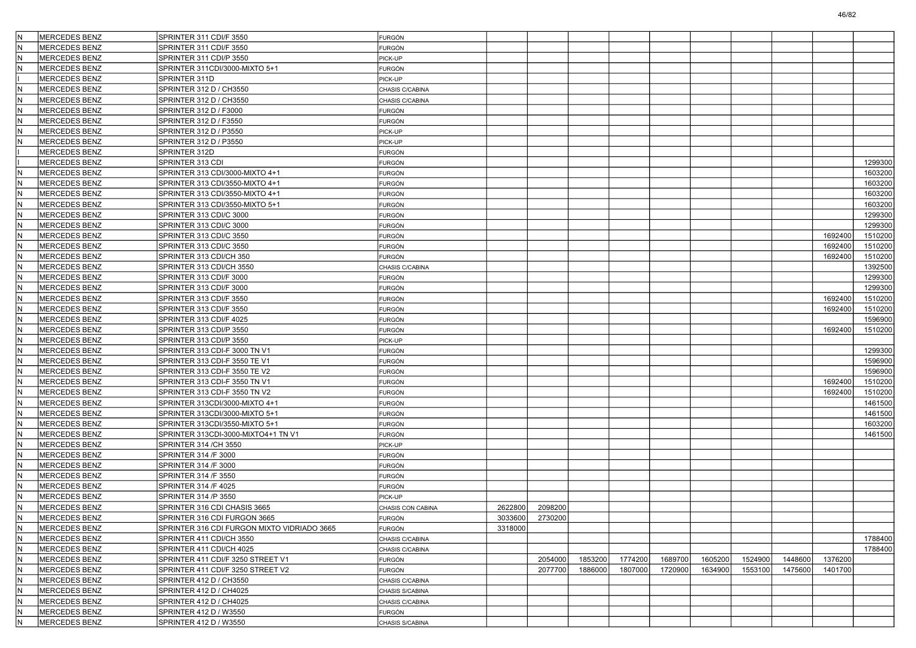| | | | | | | | | | | | | | |
|---|---|---|---|---|---|---|---|---|---|---|---|---|---|
| N | MERCEDES BENZ | SPRINTER 311 CDI/F 3550 | FURGÓN | | | | | | | | | | |
| N | MERCEDES BENZ | SPRINTER 311 CDI/F 3550 | FURGÓN | | | | | | | | | | |
| N | MERCEDES BENZ | SPRINTER 311 CDI/P 3550 | PICK-UP | | | | | | | | | | |
| N | MERCEDES BENZ | SPRINTER 311CDI/3000-MIXTO 5+1 | FURGÓN | | | | | | | | | | |
| I | MERCEDES BENZ | SPRINTER 311D | PICK-UP | | | | | | | | | | |
| N | MERCEDES BENZ | SPRINTER 312 D / CH3550 | CHASIS C/CABINA | | | | | | | | | | |
| N | MERCEDES BENZ | SPRINTER 312 D / CH3550 | CHASIS C/CABINA | | | | | | | | | | |
| N | MERCEDES BENZ | SPRINTER 312 D / F3000 | FURGÓN | | | | | | | | | | |
| N | MERCEDES BENZ | SPRINTER 312 D / F3550 | FURGÓN | | | | | | | | | | |
| N | MERCEDES BENZ | SPRINTER 312 D / P3550 | PICK-UP | | | | | | | | | | |
| N | MERCEDES BENZ | SPRINTER 312 D / P3550 | PICK-UP | | | | | | | | | | |
| I | MERCEDES BENZ | SPRINTER 312D | FURGÓN | | | | | | | | | | |
| I | MERCEDES BENZ | SPRINTER 313 CDI | FURGÓN | | | | | | | | | | 1299300 |
| N | MERCEDES BENZ | SPRINTER 313 CDI/3000-MIXTO 4+1 | FURGÓN | | | | | | | | | | 1603200 |
| N | MERCEDES BENZ | SPRINTER 313 CDI/3550-MIXTO 4+1 | FURGÓN | | | | | | | | | | 1603200 |
| N | MERCEDES BENZ | SPRINTER 313 CDI/3550-MIXTO 4+1 | FURGÓN | | | | | | | | | | 1603200 |
| N | MERCEDES BENZ | SPRINTER 313 CDI/3550-MIXTO 5+1 | FURGÓN | | | | | | | | | | 1603200 |
| N | MERCEDES BENZ | SPRINTER 313 CDI/C 3000 | FURGÓN | | | | | | | | | | 1299300 |
| N | MERCEDES BENZ | SPRINTER 313 CDI/C 3000 | FURGÓN | | | | | | | | | | 1299300 |
| N | MERCEDES BENZ | SPRINTER 313 CDI/C 3550 | FURGÓN | | | | | | | | | 1692400 | 1510200 |
| N | MERCEDES BENZ | SPRINTER 313 CDI/C 3550 | FURGÓN | | | | | | | | | 1692400 | 1510200 |
| N | MERCEDES BENZ | SPRINTER 313 CDI/CH 350 | FURGÓN | | | | | | | | | 1692400 | 1510200 |
| N | MERCEDES BENZ | SPRINTER 313 CDI/CH 3550 | CHASIS C/CABINA | | | | | | | | | | 1392500 |
| N | MERCEDES BENZ | SPRINTER 313 CDI/F 3000 | FURGÓN | | | | | | | | | | 1299300 |
| N | MERCEDES BENZ | SPRINTER 313 CDI/F 3000 | FURGÓN | | | | | | | | | | 1299300 |
| N | MERCEDES BENZ | SPRINTER 313 CDI/F 3550 | FURGÓN | | | | | | | | | 1692400 | 1510200 |
| N | MERCEDES BENZ | SPRINTER 313 CDI/F 3550 | FURGÓN | | | | | | | | | 1692400 | 1510200 |
| N | MERCEDES BENZ | SPRINTER 313 CDI/F 4025 | FURGÓN | | | | | | | | | | 1596900 |
| N | MERCEDES BENZ | SPRINTER 313 CDI/P 3550 | FURGÓN | | | | | | | | | 1692400 | 1510200 |
| N | MERCEDES BENZ | SPRINTER 313 CDI/P 3550 | PICK-UP | | | | | | | | | | |
| N | MERCEDES BENZ | SPRINTER 313 CDI-F 3000 TN V1 | FURGÓN | | | | | | | | | | 1299300 |
| N | MERCEDES BENZ | SPRINTER 313 CDI-F 3550 TE V1 | FURGÓN | | | | | | | | | | 1596900 |
| N | MERCEDES BENZ | SPRINTER 313 CDI-F 3550 TE V2 | FURGÓN | | | | | | | | | | 1596900 |
| N | MERCEDES BENZ | SPRINTER 313 CDI-F 3550 TN V1 | FURGÓN | | | | | | | | | 1692400 | 1510200 |
| N | MERCEDES BENZ | SPRINTER 313 CDI-F 3550 TN V2 | FURGÓN | | | | | | | | | 1692400 | 1510200 |
| N | MERCEDES BENZ | SPRINTER 313CDI/3000-MIXTO 4+1 | FURGÓN | | | | | | | | | | 1461500 |
| N | MERCEDES BENZ | SPRINTER 313CDI/3000-MIXTO 5+1 | FURGÓN | | | | | | | | | | 1461500 |
| N | MERCEDES BENZ | SPRINTER 313CDI/3550-MIXTO 5+1 | FURGÓN | | | | | | | | | | 1603200 |
| N | MERCEDES BENZ | SPRINTER 313CDI-3000-MIXTO4+1 TN V1 | FURGÓN | | | | | | | | | | 1461500 |
| N | MERCEDES BENZ | SPRINTER 314 /CH 3550 | PICK-UP | | | | | | | | | | |
| N | MERCEDES BENZ | SPRINTER 314 /F 3000 | FURGÓN | | | | | | | | | | |
| N | MERCEDES BENZ | SPRINTER 314 /F 3000 | FURGÓN | | | | | | | | | | |
| N | MERCEDES BENZ | SPRINTER 314 /F 3550 | FURGÓN | | | | | | | | | | |
| N | MERCEDES BENZ | SPRINTER 314 /F 4025 | FURGÓN | | | | | | | | | | |
| N | MERCEDES BENZ | SPRINTER 314 /P 3550 | PICK-UP | | | | | | | | | | |
| N | MERCEDES BENZ | SPRINTER 316 CDI CHASIS 3665 | CHASIS CON CABINA | 2622800 | 2098200 | | | | | | | | |
| N | MERCEDES BENZ | SPRINTER 316 CDI FURGON 3665 | FURGÓN | 3033600 | 2730200 | | | | | | | | |
| N | MERCEDES BENZ | SPRINTER 316 CDI FURGON MIXTO VIDRIADO 3665 | FURGÓN | 3318000 | | | | | | | | | |
| N | MERCEDES BENZ | SPRINTER 411 CDI/CH 3550 | CHASIS C/CABINA | | | | | | | | | | 1788400 |
| N | MERCEDES BENZ | SPRINTER 411 CDI/CH 4025 | CHASIS C/CABINA | | | | | | | | | | 1788400 |
| N | MERCEDES BENZ | SPRINTER 411 CDI/F 3250 STREET V1 | FURGÓN | | 2054000 | 1853200 | 1774200 | 1689700 | 1605200 | 1524900 | 1448600 | 1376200 | |
| N | MERCEDES BENZ | SPRINTER 411 CDI/F 3250 STREET V2 | FURGÓN | | 2077700 | 1886000 | 1807000 | 1720900 | 1634900 | 1553100 | 1475600 | 1401700 | |
| N | MERCEDES BENZ | SPRINTER 412 D / CH3550 | CHASIS C/CABINA | | | | | | | | | | |
| N | MERCEDES BENZ | SPRINTER 412 D / CH4025 | CHASIS S/CABINA | | | | | | | | | | |
| N | MERCEDES BENZ | SPRINTER 412 D / CH4025 | CHASIS C/CABINA | | | | | | | | | | |
| N | MERCEDES BENZ | SPRINTER 412 D / W3550 | FURGÓN | | | | | | | | | | |
| N | MERCEDES BENZ | SPRINTER 412 D / W3550 | CHASIS S/CABINA | | | | | | | | | | |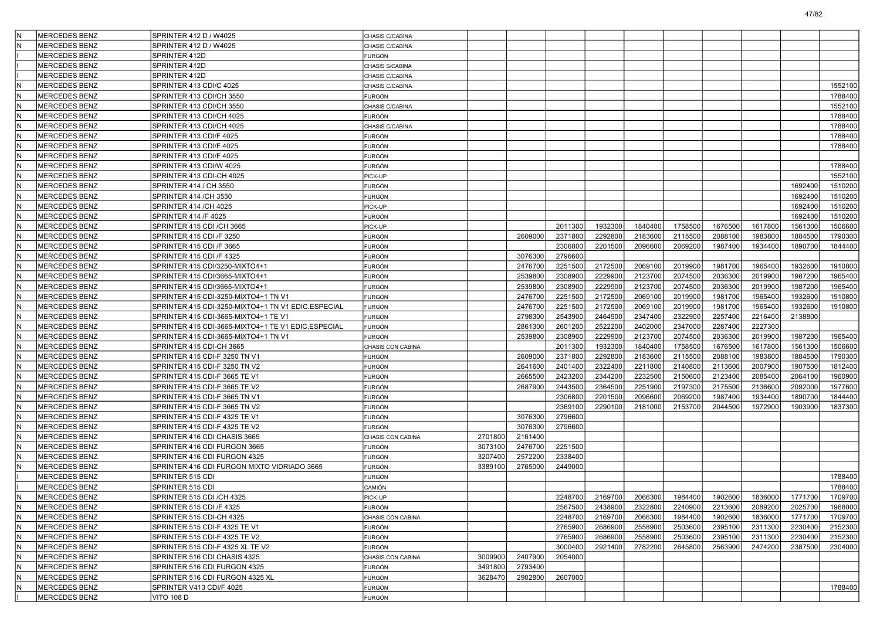| | | | | | | | | | | | | | |
|---|---|---|---|---|---|---|---|---|---|---|---|---|---|
| N | MERCEDES BENZ | SPRINTER 412 D / W4025 | CHASIS C/CABINA | | | | | | | | | | |
| N | MERCEDES BENZ | SPRINTER 412 D / W4025 | CHASIS C/CABINA | | | | | | | | | | |
| I | MERCEDES BENZ | SPRINTER 412D | FURGÓN | | | | | | | | | | |
| I | MERCEDES BENZ | SPRINTER 412D | CHASIS S/CABINA | | | | | | | | | | |
| I | MERCEDES BENZ | SPRINTER 412D | CHASIS C/CABINA | | | | | | | | | | |
| N | MERCEDES BENZ | SPRINTER 413 CDI/C 4025 | CHASIS C/CABINA | | | | | | | | | | 1552100 |
| N | MERCEDES BENZ | SPRINTER 413 CDI/CH 3550 | FURGÓN | | | | | | | | | | 1788400 |
| N | MERCEDES BENZ | SPRINTER 413 CDI/CH 3550 | CHASIS C/CABINA | | | | | | | | | | 1552100 |
| N | MERCEDES BENZ | SPRINTER 413 CDI/CH 4025 | FURGÓN | | | | | | | | | | 1788400 |
| N | MERCEDES BENZ | SPRINTER 413 CDI/CH 4025 | CHASIS C/CABINA | | | | | | | | | | 1788400 |
| N | MERCEDES BENZ | SPRINTER 413 CDI/F 4025 | FURGÓN | | | | | | | | | | 1788400 |
| N | MERCEDES BENZ | SPRINTER 413 CDI/F 4025 | FURGÓN | | | | | | | | | | 1788400 |
| N | MERCEDES BENZ | SPRINTER 413 CDI/F 4025 | FURGÓN | | | | | | | | | | |
| N | MERCEDES BENZ | SPRINTER 413 CDI/W 4025 | FURGÓN | | | | | | | | | | 1788400 |
| N | MERCEDES BENZ | SPRINTER 413 CDI-CH 4025 | PICK-UP | | | | | | | | | | 1552100 |
| N | MERCEDES BENZ | SPRINTER 414 / CH 3550 | FURGÓN | | | | | | | | | 1692400 | 1510200 |
| N | MERCEDES BENZ | SPRINTER 414 /CH 3550 | FURGÓN | | | | | | | | | 1692400 | 1510200 |
| N | MERCEDES BENZ | SPRINTER 414 /CH 4025 | PICK-UP | | | | | | | | | 1692400 | 1510200 |
| N | MERCEDES BENZ | SPRINTER 414 /F 4025 | FURGÓN | | | | | | | | | 1692400 | 1510200 |
| N | MERCEDES BENZ | SPRINTER 415 CDI /CH 3665 | PICK-UP | | | 2011300 | 1932300 | 1840400 | 1758500 | 1676500 | 1617800 | 1561300 | 1506600 |
| N | MERCEDES BENZ | SPRINTER 415 CDI /F 3250 | FURGÓN | | 2609000 | 2371800 | 2292800 | 2183600 | 2115500 | 2088100 | 1983800 | 1884500 | 1790300 |
| N | MERCEDES BENZ | SPRINTER 415 CDI /F 3665 | FURGÓN | | | 2306800 | 2201500 | 2096600 | 2069200 | 1987400 | 1934400 | 1890700 | 1844400 |
| N | MERCEDES BENZ | SPRINTER 415 CDI /F 4325 | FURGÓN | | 3076300 | 2796600 | | | | | | | |
| N | MERCEDES BENZ | SPRINTER 415 CDI/3250-MIXTO4+1 | FURGÓN | | 2476700 | 2251500 | 2172500 | 2069100 | 2019900 | 1981700 | 1965400 | 1932600 | 1910800 |
| N | MERCEDES BENZ | SPRINTER 415 CDI/3665-MIXTO4+1 | FURGÓN | | 2539800 | 2308900 | 2229900 | 2123700 | 2074500 | 2036300 | 2019900 | 1987200 | 1965400 |
| N | MERCEDES BENZ | SPRINTER 415 CDI/3665-MIXTO4+1 | FURGÓN | | 2539800 | 2308900 | 2229900 | 2123700 | 2074500 | 2036300 | 2019900 | 1987200 | 1965400 |
| N | MERCEDES BENZ | SPRINTER 415 CDI-3250-MIXTO4+1 TN V1 | FURGÓN | | 2476700 | 2251500 | 2172500 | 2069100 | 2019900 | 1981700 | 1965400 | 1932600 | 1910800 |
| N | MERCEDES BENZ | SPRINTER 415 CDI-3250-MIXTO4+1 TN V1 EDIC.ESPECIAL | FURGÓN | | 2476700 | 2251500 | 2172500 | 2069100 | 2019900 | 1981700 | 1965400 | 1932600 | 1910800 |
| N | MERCEDES BENZ | SPRINTER 415 CDI-3665-MIXTO4+1 TE V1 | FURGÓN | | 2798300 | 2543900 | 2464900 | 2347400 | 2322900 | 2257400 | 2216400 | 2138800 | |
| N | MERCEDES BENZ | SPRINTER 415 CDI-3665-MIXTO4+1 TE V1 EDIC.ESPECIAL | FURGÓN | | 2861300 | 2601200 | 2522200 | 2402000 | 2347000 | 2287400 | 2227300 | | |
| N | MERCEDES BENZ | SPRINTER 415 CDI-3665-MIXTO4+1 TN V1 | FURGÓN | | 2539800 | 2308900 | 2229900 | 2123700 | 2074500 | 2036300 | 2019900 | 1987200 | 1965400 |
| N | MERCEDES BENZ | SPRINTER 415 CDI-CH 3665 | CHASIS CON CABINA | | | 2011300 | 1932300 | 1840400 | 1758500 | 1676500 | 1617800 | 1561300 | 1506600 |
| N | MERCEDES BENZ | SPRINTER 415 CDI-F 3250 TN V1 | FURGÓN | | 2609000 | 2371800 | 2292800 | 2183600 | 2115500 | 2088100 | 1983800 | 1884500 | 1790300 |
| N | MERCEDES BENZ | SPRINTER 415 CDI-F 3250 TN V2 | FURGÓN | | 2641600 | 2401400 | 2322400 | 2211800 | 2140800 | 2113600 | 2007900 | 1907500 | 1812400 |
| N | MERCEDES BENZ | SPRINTER 415 CDI-F 3665 TE V1 | FURGÓN | | 2665500 | 2423200 | 2344200 | 2232500 | 2150600 | 2123400 | 2085400 | 2064100 | 1960900 |
| N | MERCEDES BENZ | SPRINTER 415 CDI-F 3665 TE V2 | FURGÓN | | 2687900 | 2443500 | 2364500 | 2251900 | 2197300 | 2175500 | 2136600 | 2092000 | 1977600 |
| N | MERCEDES BENZ | SPRINTER 415 CDI-F 3665 TN V1 | FURGÓN | | | 2306800 | 2201500 | 2096600 | 2069200 | 1987400 | 1934400 | 1890700 | 1844400 |
| N | MERCEDES BENZ | SPRINTER 415 CDI-F 3665 TN V2 | FURGÓN | | | 2369100 | 2290100 | 2181000 | 2153700 | 2044500 | 1972900 | 1903900 | 1837300 |
| N | MERCEDES BENZ | SPRINTER 415 CDI-F 4325 TE V1 | FURGÓN | | 3076300 | 2796600 | | | | | | | |
| N | MERCEDES BENZ | SPRINTER 415 CDI-F 4325 TE V2 | FURGÓN | | 3076300 | 2796600 | | | | | | | |
| N | MERCEDES BENZ | SPRINTER 416 CDI CHASIS 3665 | CHASIS CON CABINA | 2701800 | 2161400 | | | | | | | | |
| N | MERCEDES BENZ | SPRINTER 416 CDI FURGON 3665 | FURGÓN | 3073100 | 2476700 | 2251500 | | | | | | | |
| N | MERCEDES BENZ | SPRINTER 416 CDI FURGON 4325 | FURGÓN | 3207400 | 2572200 | 2338400 | | | | | | | |
| N | MERCEDES BENZ | SPRINTER 416 CDI FURGON MIXTO VIDRIADO 3665 | FURGÓN | 3389100 | 2765000 | 2449000 | | | | | | | |
| I | MERCEDES BENZ | SPRINTER 515 CDI | FURGÓN | | | | | | | | | | 1788400 |
| I | MERCEDES BENZ | SPRINTER 515 CDI | CAMIÓN | | | | | | | | | | 1788400 |
| N | MERCEDES BENZ | SPRINTER 515 CDI /CH 4325 | PICK-UP | | | 2248700 | 2169700 | 2066300 | 1984400 | 1902600 | 1836000 | 1771700 | 1709700 |
| N | MERCEDES BENZ | SPRINTER 515 CDI /F 4325 | FURGÓN | | | 2567500 | 2438900 | 2322800 | 2240900 | 2213600 | 2089200 | 2025700 | 1968000 |
| N | MERCEDES BENZ | SPRINTER 515 CDI-CH 4325 | CHASIS CON CABINA | | | 2248700 | 2169700 | 2066300 | 1984400 | 1902600 | 1836000 | 1771700 | 1709700 |
| N | MERCEDES BENZ | SPRINTER 515 CDI-F 4325 TE V1 | FURGÓN | | | 2765900 | 2686900 | 2558900 | 2503600 | 2395100 | 2311300 | 2230400 | 2152300 |
| N | MERCEDES BENZ | SPRINTER 515 CDI-F 4325 TE V2 | FURGÓN | | | 2765900 | 2686900 | 2558900 | 2503600 | 2395100 | 2311300 | 2230400 | 2152300 |
| N | MERCEDES BENZ | SPRINTER 515 CDI-F 4325 XL TE V2 | FURGÓN | | | 3000400 | 2921400 | 2782200 | 2645800 | 2563900 | 2474200 | 2387500 | 2304000 |
| N | MERCEDES BENZ | SPRINTER 516 CDI CHASIS 4325 | CHASIS CON CABINA | 3009900 | 2407900 | 2054000 | | | | | | | |
| N | MERCEDES BENZ | SPRINTER 516 CDI FURGON 4325 | FURGÓN | 3491800 | 2793400 | | | | | | | | |
| N | MERCEDES BENZ | SPRINTER 516 CDI FURGON 4325 XL | FURGÓN | 3628470 | 2902800 | 2607000 | | | | | | | |
| N | MERCEDES BENZ | SPRINTER V413 CDI/F 4025 | FURGÓN | | | | | | | | | | 1788400 |
| I | MERCEDES BENZ | VITO 108 D | FURGÓN | | | | | | | | | | |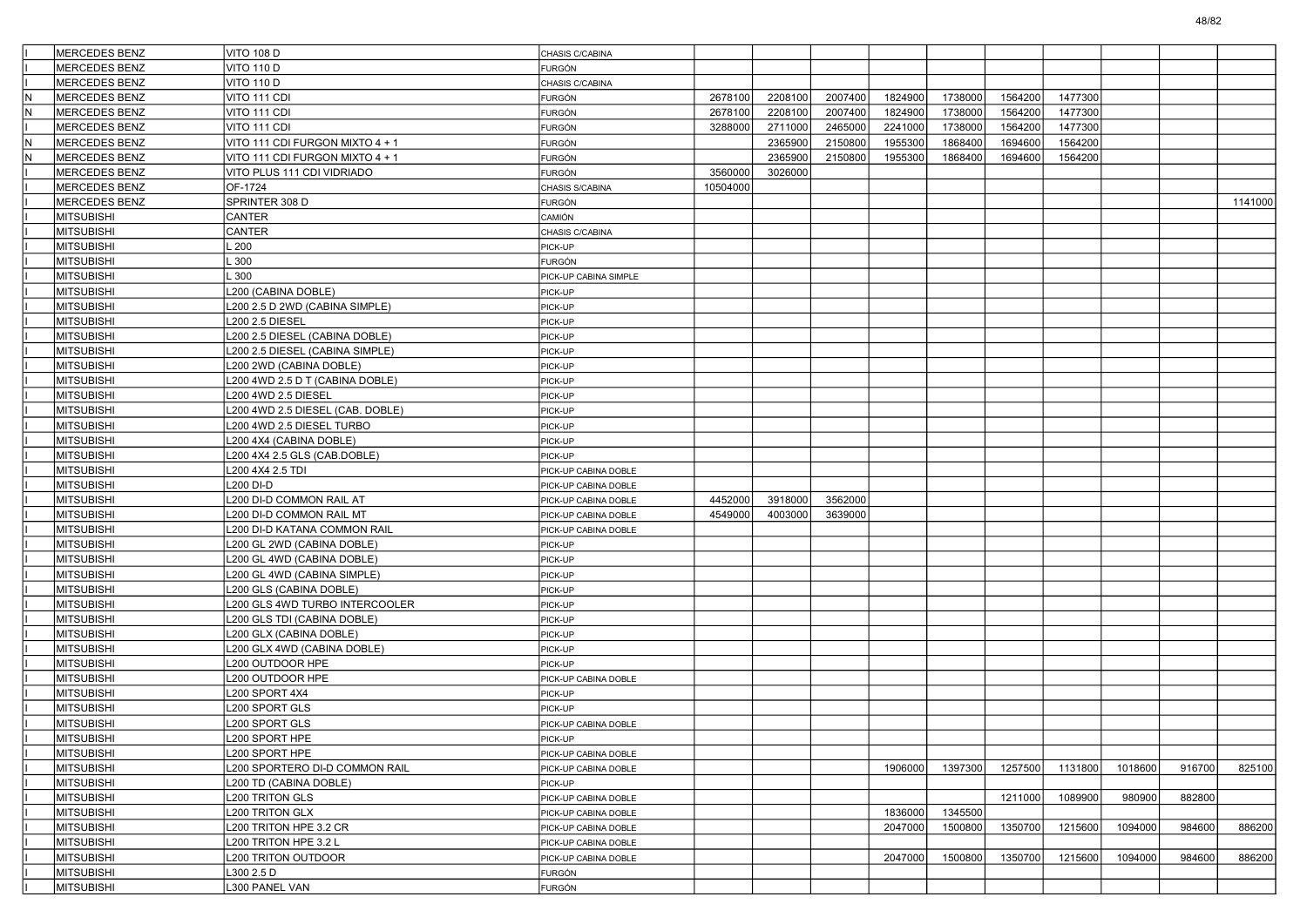| | | | | | | | | | | | | | |
|---|---|---|---|---|---|---|---|---|---|---|---|---|---|
| I | MERCEDES BENZ | VITO 108 D | CHASIS C/CABINA | | | | | | | | | | |
| I | MERCEDES BENZ | VITO 110 D | FURGÓN | | | | | | | | | | |
| I | MERCEDES BENZ | VITO 110 D | CHASIS C/CABINA | | | | | | | | | | |
| N | MERCEDES BENZ | VITO 111 CDI | FURGÓN | 2678100 | 2208100 | 2007400 | 1824900 | 1738000 | 1564200 | 1477300 | | | |
| N | MERCEDES BENZ | VITO 111 CDI | FURGÓN | 2678100 | 2208100 | 2007400 | 1824900 | 1738000 | 1564200 | 1477300 | | | |
| I | MERCEDES BENZ | VITO 111 CDI | FURGÓN | 3288000 | 2711000 | 2465000 | 2241000 | 1738000 | 1564200 | 1477300 | | | |
| N | MERCEDES BENZ | VITO 111 CDI FURGON MIXTO 4 + 1 | FURGÓN | | 2365900 | 2150800 | 1955300 | 1868400 | 1694600 | 1564200 | | | |
| N | MERCEDES BENZ | VITO 111 CDI FURGON MIXTO 4 + 1 | FURGÓN | | 2365900 | 2150800 | 1955300 | 1868400 | 1694600 | 1564200 | | | |
| I | MERCEDES BENZ | VITO PLUS 111 CDI VIDRIADO | FURGÓN | 3560000 | 3026000 | | | | | | | | |
| I | MERCEDES BENZ | OF-1724 | CHASIS S/CABINA | 10504000 | | | | | | | | | |
| I | MERCEDES BENZ | SPRINTER 308 D | FURGÓN | | | | | | | | | | 1141000 |
| I | MITSUBISHI | CANTER | CAMIÓN | | | | | | | | | | |
| I | MITSUBISHI | CANTER | CHASIS C/CABINA | | | | | | | | | | |
| I | MITSUBISHI | L 200 | PICK-UP | | | | | | | | | | |
| I | MITSUBISHI | L 300 | FURGÓN | | | | | | | | | | |
| I | MITSUBISHI | L 300 | PICK-UP CABINA SIMPLE | | | | | | | | | | |
| I | MITSUBISHI | L200 (CABINA DOBLE) | PICK-UP | | | | | | | | | | |
| I | MITSUBISHI | L200 2.5 D 2WD (CABINA SIMPLE) | PICK-UP | | | | | | | | | | |
| I | MITSUBISHI | L200 2.5 DIESEL | PICK-UP | | | | | | | | | | |
| I | MITSUBISHI | L200 2.5 DIESEL (CABINA DOBLE) | PICK-UP | | | | | | | | | | |
| I | MITSUBISHI | L200 2.5 DIESEL (CABINA SIMPLE) | PICK-UP | | | | | | | | | | |
| I | MITSUBISHI | L200 2WD (CABINA DOBLE) | PICK-UP | | | | | | | | | | |
| I | MITSUBISHI | L200 4WD 2.5 D T (CABINA DOBLE) | PICK-UP | | | | | | | | | | |
| I | MITSUBISHI | L200 4WD 2.5 DIESEL | PICK-UP | | | | | | | | | | |
| I | MITSUBISHI | L200 4WD 2.5 DIESEL (CAB. DOBLE) | PICK-UP | | | | | | | | | | |
| I | MITSUBISHI | L200 4WD 2.5 DIESEL TURBO | PICK-UP | | | | | | | | | | |
| I | MITSUBISHI | L200 4X4 (CABINA DOBLE) | PICK-UP | | | | | | | | | | |
| I | MITSUBISHI | L200 4X4 2.5 GLS (CAB.DOBLE) | PICK-UP | | | | | | | | | | |
| I | MITSUBISHI | L200 4X4 2.5 TDI | PICK-UP CABINA DOBLE | | | | | | | | | | |
| I | MITSUBISHI | L200 DI-D | PICK-UP CABINA DOBLE | | | | | | | | | | |
| I | MITSUBISHI | L200 DI-D COMMON RAIL AT | PICK-UP CABINA DOBLE | 4452000 | 3918000 | 3562000 | | | | | | | |
| I | MITSUBISHI | L200 DI-D COMMON RAIL MT | PICK-UP CABINA DOBLE | 4549000 | 4003000 | 3639000 | | | | | | | |
| I | MITSUBISHI | L200 DI-D KATANA COMMON RAIL | PICK-UP CABINA DOBLE | | | | | | | | | | |
| I | MITSUBISHI | L200 GL 2WD (CABINA DOBLE) | PICK-UP | | | | | | | | | | |
| I | MITSUBISHI | L200 GL 4WD (CABINA DOBLE) | PICK-UP | | | | | | | | | | |
| I | MITSUBISHI | L200 GL 4WD (CABINA SIMPLE) | PICK-UP | | | | | | | | | | |
| I | MITSUBISHI | L200 GLS (CABINA DOBLE) | PICK-UP | | | | | | | | | | |
| I | MITSUBISHI | L200 GLS 4WD TURBO INTERCOOLER | PICK-UP | | | | | | | | | | |
| I | MITSUBISHI | L200 GLS TDI (CABINA DOBLE) | PICK-UP | | | | | | | | | | |
| I | MITSUBISHI | L200 GLX (CABINA DOBLE) | PICK-UP | | | | | | | | | | |
| I | MITSUBISHI | L200 GLX 4WD (CABINA DOBLE) | PICK-UP | | | | | | | | | | |
| I | MITSUBISHI | L200 OUTDOOR HPE | PICK-UP | | | | | | | | | | |
| I | MITSUBISHI | L200 OUTDOOR HPE | PICK-UP CABINA DOBLE | | | | | | | | | | |
| I | MITSUBISHI | L200 SPORT 4X4 | PICK-UP | | | | | | | | | | |
| I | MITSUBISHI | L200 SPORT GLS | PICK-UP | | | | | | | | | | |
| I | MITSUBISHI | L200 SPORT GLS | PICK-UP CABINA DOBLE | | | | | | | | | | |
| I | MITSUBISHI | L200 SPORT HPE | PICK-UP | | | | | | | | | | |
| I | MITSUBISHI | L200 SPORT HPE | PICK-UP CABINA DOBLE | | | | | | | | | | |
| I | MITSUBISHI | L200 SPORTERO DI-D COMMON RAIL | PICK-UP CABINA DOBLE | | | | 1906000 | 1397300 | 1257500 | 1131800 | 1018600 | 916700 | 825100 |
| I | MITSUBISHI | L200 TD (CABINA DOBLE) | PICK-UP | | | | | | | | | | |
| I | MITSUBISHI | L200 TRITON GLS | PICK-UP CABINA DOBLE | | | | | | 1211000 | 1089900 | 980900 | 882800 | |
| I | MITSUBISHI | L200 TRITON GLX | PICK-UP CABINA DOBLE | | | | 1836000 | 1345500 | | | | | |
| I | MITSUBISHI | L200 TRITON HPE 3.2 CR | PICK-UP CABINA DOBLE | | | | 2047000 | 1500800 | 1350700 | 1215600 | 1094000 | 984600 | 886200 |
| I | MITSUBISHI | L200 TRITON HPE 3.2 L | PICK-UP CABINA DOBLE | | | | | | | | | | |
| I | MITSUBISHI | L200 TRITON OUTDOOR | PICK-UP CABINA DOBLE | | | | 2047000 | 1500800 | 1350700 | 1215600 | 1094000 | 984600 | 886200 |
| I | MITSUBISHI | L300 2.5 D | FURGÓN | | | | | | | | | | |
| I | MITSUBISHI | L300 PANEL VAN | FURGÓN | | | | | | | | | | |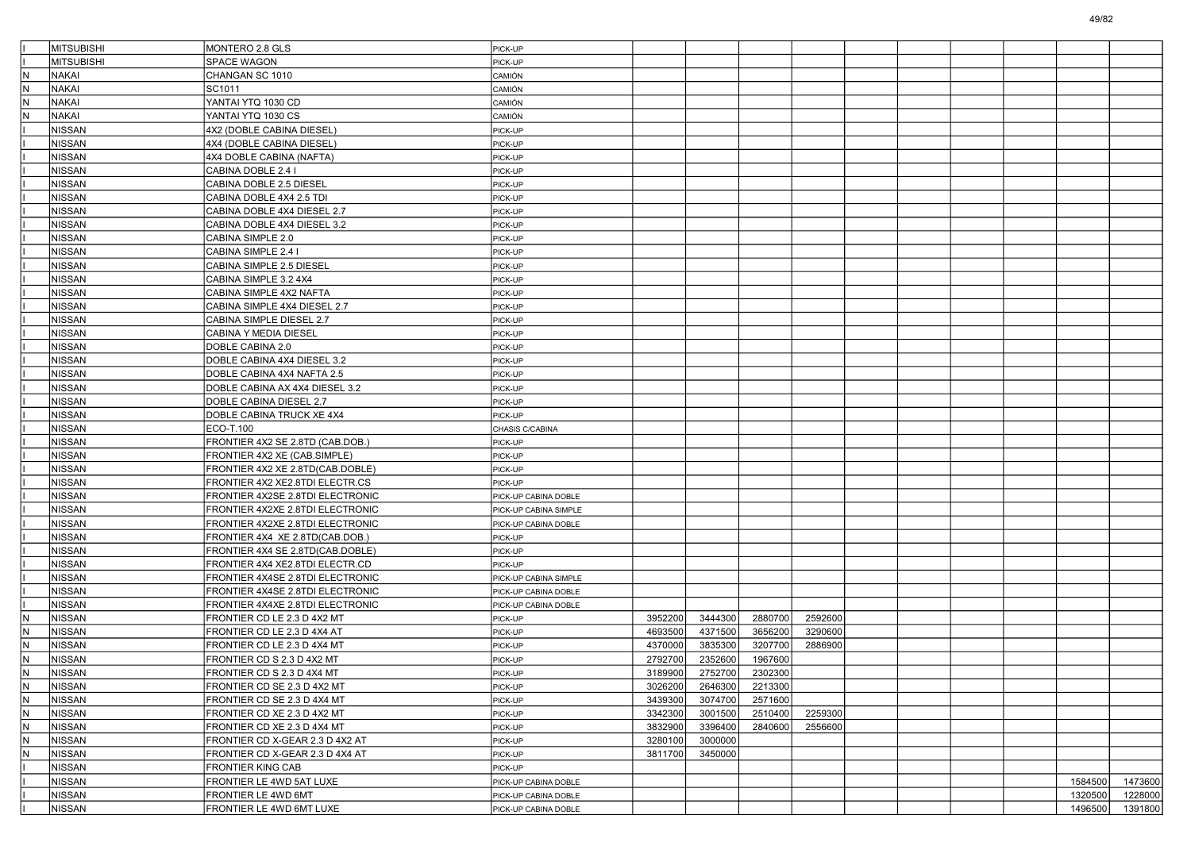| | | | | | | | | | | | | |
|---|---|---|---|---|---|---|---|---|---|---|---|---|
| I | MITSUBISHI | MONTERO 2.8 GLS | PICK-UP | | | | | | | | | | |
| I | MITSUBISHI | SPACE WAGON | PICK-UP | | | | | | | | | | |
| N | NAKAI | CHANGAN SC 1010 | CAMIÓN | | | | | | | | | | |
| N | NAKAI | SC1011 | CAMIÓN | | | | | | | | | | |
| N | NAKAI | YANTAI YTQ 1030 CD | CAMIÓN | | | | | | | | | | |
| N | NAKAI | YANTAI YTQ 1030 CS | CAMIÓN | | | | | | | | | | |
| I | NISSAN | 4X2 (DOBLE CABINA DIESEL) | PICK-UP | | | | | | | | | | |
| I | NISSAN | 4X4 (DOBLE CABINA DIESEL) | PICK-UP | | | | | | | | | | |
| I | NISSAN | 4X4 DOBLE CABINA (NAFTA) | PICK-UP | | | | | | | | | | |
| I | NISSAN | CABINA DOBLE 2.4 I | PICK-UP | | | | | | | | | | |
| I | NISSAN | CABINA DOBLE 2.5 DIESEL | PICK-UP | | | | | | | | | | |
| I | NISSAN | CABINA DOBLE 4X4 2.5 TDI | PICK-UP | | | | | | | | | | |
| I | NISSAN | CABINA DOBLE 4X4 DIESEL 2.7 | PICK-UP | | | | | | | | | | |
| I | NISSAN | CABINA DOBLE 4X4 DIESEL 3.2 | PICK-UP | | | | | | | | | | |
| I | NISSAN | CABINA SIMPLE 2.0 | PICK-UP | | | | | | | | | | |
| I | NISSAN | CABINA SIMPLE 2.4 I | PICK-UP | | | | | | | | | | |
| I | NISSAN | CABINA SIMPLE 2.5 DIESEL | PICK-UP | | | | | | | | | | |
| I | NISSAN | CABINA SIMPLE 3.2 4X4 | PICK-UP | | | | | | | | | | |
| I | NISSAN | CABINA SIMPLE 4X2 NAFTA | PICK-UP | | | | | | | | | | |
| I | NISSAN | CABINA SIMPLE 4X4 DIESEL 2.7 | PICK-UP | | | | | | | | | | |
| I | NISSAN | CABINA SIMPLE DIESEL 2.7 | PICK-UP | | | | | | | | | | |
| I | NISSAN | CABINA Y MEDIA DIESEL | PICK-UP | | | | | | | | | | |
| I | NISSAN | DOBLE CABINA 2.0 | PICK-UP | | | | | | | | | | |
| I | NISSAN | DOBLE CABINA 4X4 DIESEL 3.2 | PICK-UP | | | | | | | | | | |
| I | NISSAN | DOBLE CABINA 4X4 NAFTA 2.5 | PICK-UP | | | | | | | | | | |
| I | NISSAN | DOBLE CABINA AX 4X4 DIESEL 3.2 | PICK-UP | | | | | | | | | | |
| I | NISSAN | DOBLE CABINA DIESEL 2.7 | PICK-UP | | | | | | | | | | |
| I | NISSAN | DOBLE CABINA TRUCK XE 4X4 | PICK-UP | | | | | | | | | | |
| I | NISSAN | ECO-T.100 | CHASIS C/CABINA | | | | | | | | | | |
| I | NISSAN | FRONTIER 4X2 SE 2.8TD (CAB.DOB.) | PICK-UP | | | | | | | | | | |
| I | NISSAN | FRONTIER 4X2 XE (CAB.SIMPLE) | PICK-UP | | | | | | | | | | |
| I | NISSAN | FRONTIER 4X2 XE 2.8TD(CAB.DOBLE) | PICK-UP | | | | | | | | | | |
| I | NISSAN | FRONTIER 4X2 XE2.8TDI ELECTR.CS | PICK-UP | | | | | | | | | | |
| I | NISSAN | FRONTIER 4X2SE 2.8TDI ELECTRONIC | PICK-UP CABINA DOBLE | | | | | | | | | | |
| I | NISSAN | FRONTIER 4X2XE 2.8TDI ELECTRONIC | PICK-UP CABINA SIMPLE | | | | | | | | | | |
| I | NISSAN | FRONTIER 4X2XE 2.8TDI ELECTRONIC | PICK-UP CABINA DOBLE | | | | | | | | | | |
| I | NISSAN | FRONTIER 4X4 XE 2.8TD(CAB.DOB.) | PICK-UP | | | | | | | | | | |
| I | NISSAN | FRONTIER 4X4 SE 2.8TD(CAB.DOBLE) | PICK-UP | | | | | | | | | | |
| I | NISSAN | FRONTIER 4X4 XE2.8TDI ELECTR.CD | PICK-UP | | | | | | | | | | |
| I | NISSAN | FRONTIER 4X4SE 2.8TDI ELECTRONIC | PICK-UP CABINA SIMPLE | | | | | | | | | | |
| I | NISSAN | FRONTIER 4X4SE 2.8TDI ELECTRONIC | PICK-UP CABINA DOBLE | | | | | | | | | | |
| I | NISSAN | FRONTIER 4X4XE 2.8TDI ELECTRONIC | PICK-UP CABINA DOBLE | | | | | | | | | | |
| N | NISSAN | FRONTIER CD LE 2.3 D 4X2 MT | PICK-UP | 3952200 | 3444300 | 2880700 | 2592600 | | | | | | |
| N | NISSAN | FRONTIER CD LE 2.3 D 4X4 AT | PICK-UP | 4693500 | 4371500 | 3656200 | 3290600 | | | | | | |
| N | NISSAN | FRONTIER CD LE 2.3 D 4X4 MT | PICK-UP | 4370000 | 3835300 | 3207700 | 2886900 | | | | | | |
| N | NISSAN | FRONTIER CD S 2.3 D 4X2 MT | PICK-UP | 2792700 | 2352600 | 1967600 | | | | | | | |
| N | NISSAN | FRONTIER CD S 2.3 D 4X4 MT | PICK-UP | 3189900 | 2752700 | 2302300 | | | | | | | |
| N | NISSAN | FRONTIER CD SE 2.3 D 4X2 MT | PICK-UP | 3026200 | 2646300 | 2213300 | | | | | | | |
| N | NISSAN | FRONTIER CD SE 2.3 D 4X4 MT | PICK-UP | 3439300 | 3074700 | 2571600 | | | | | | | |
| N | NISSAN | FRONTIER CD XE 2.3 D 4X2 MT | PICK-UP | 3342300 | 3001500 | 2510400 | 2259300 | | | | | | |
| N | NISSAN | FRONTIER CD XE 2.3 D 4X4 MT | PICK-UP | 3832900 | 3396400 | 2840600 | 2556600 | | | | | | |
| N | NISSAN | FRONTIER CD X-GEAR 2.3 D 4X2 AT | PICK-UP | 3280100 | 3000000 | | | | | | | | |
| N | NISSAN | FRONTIER CD X-GEAR 2.3 D 4X4 AT | PICK-UP | 3811700 | 3450000 | | | | | | | | |
| I | NISSAN | FRONTIER KING CAB | PICK-UP | | | | | | | | | | |
| I | NISSAN | FRONTIER LE 4WD 5AT LUXE | PICK-UP CABINA DOBLE | | | | | | | | | 1584500 | 1473600 |
| I | NISSAN | FRONTIER LE 4WD 6MT | PICK-UP CABINA DOBLE | | | | | | | | | 1320500 | 1228000 |
| I | NISSAN | FRONTIER LE 4WD 6MT LUXE | PICK-UP CABINA DOBLE | | | | | | | | | 1496500 | 1391800 |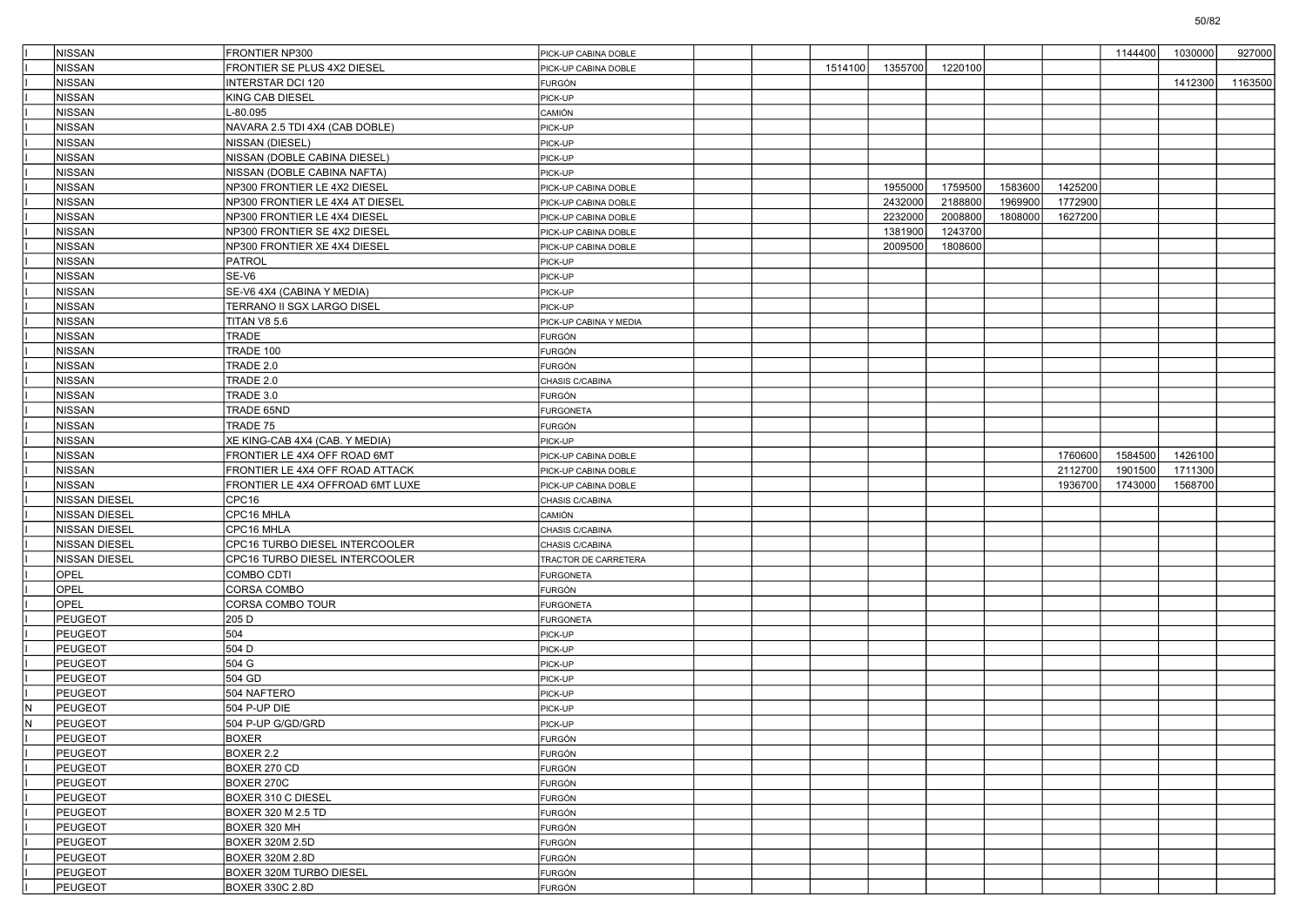| | | | | | | | | | | | | | |
|---|---|---|---|---|---|---|---|---|---|---|---|---|---|
| I | NISSAN | FRONTIER NP300 | PICK-UP CABINA DOBLE | | | | | | | | 1144400 | 1030000 | 927000 |
| I | NISSAN | FRONTIER SE PLUS 4X2 DIESEL | PICK-UP CABINA DOBLE | | | 1514100 | 1355700 | 1220100 | | | | | |
| I | NISSAN | INTERSTAR DCI 120 | FURGÓN | | | | | | | | | 1412300 | 1163500 |
| I | NISSAN | KING CAB DIESEL | PICK-UP | | | | | | | | | | |
| I | NISSAN | L-80.095 | CAMIÓN | | | | | | | | | | |
| I | NISSAN | NAVARA 2.5 TDI 4X4 (CAB DOBLE) | PICK-UP | | | | | | | | | | |
| I | NISSAN | NISSAN (DIESEL) | PICK-UP | | | | | | | | | | |
| I | NISSAN | NISSAN (DOBLE CABINA DIESEL) | PICK-UP | | | | | | | | | | |
| I | NISSAN | NISSAN (DOBLE CABINA NAFTA) | PICK-UP | | | | | | | | | | |
| I | NISSAN | NP300 FRONTIER LE 4X2 DIESEL | PICK-UP CABINA DOBLE | | | | 1955000 | 1759500 | 1583600 | 1425200 | | | |
| I | NISSAN | NP300 FRONTIER LE 4X4 AT DIESEL | PICK-UP CABINA DOBLE | | | | 2432000 | 2188800 | 1969900 | 1772900 | | | |
| I | NISSAN | NP300 FRONTIER LE 4X4 DIESEL | PICK-UP CABINA DOBLE | | | | 2232000 | 2008800 | 1808000 | 1627200 | | | |
| I | NISSAN | NP300 FRONTIER SE 4X2 DIESEL | PICK-UP CABINA DOBLE | | | | 1381900 | 1243700 | | | | | |
| I | NISSAN | NP300 FRONTIER XE 4X4 DIESEL | PICK-UP CABINA DOBLE | | | | 2009500 | 1808600 | | | | | |
| I | NISSAN | PATROL | PICK-UP | | | | | | | | | | |
| I | NISSAN | SE-V6 | PICK-UP | | | | | | | | | | |
| I | NISSAN | SE-V6 4X4 (CABINA Y MEDIA) | PICK-UP | | | | | | | | | | |
| I | NISSAN | TERRANO II SGX LARGO DISEL | PICK-UP | | | | | | | | | | |
| I | NISSAN | TITAN V8 5.6 | PICK-UP CABINA Y MEDIA | | | | | | | | | | |
| I | NISSAN | TRADE | FURGÓN | | | | | | | | | | |
| I | NISSAN | TRADE 100 | FURGÓN | | | | | | | | | | |
| I | NISSAN | TRADE 2.0 | FURGÓN | | | | | | | | | | |
| I | NISSAN | TRADE 2.0 | CHASIS C/CABINA | | | | | | | | | | |
| I | NISSAN | TRADE 3.0 | FURGÓN | | | | | | | | | | |
| I | NISSAN | TRADE 65ND | FURGONETA | | | | | | | | | | |
| I | NISSAN | TRADE 75 | FURGÓN | | | | | | | | | | |
| I | NISSAN | XE KING-CAB 4X4 (CAB. Y MEDIA) | PICK-UP | | | | | | | | | | |
| I | NISSAN | FRONTIER LE 4X4 OFF ROAD 6MT | PICK-UP CABINA DOBLE | | | | | | | 1760600 | 1584500 | 1426100 | |
| I | NISSAN | FRONTIER LE 4X4 OFF ROAD ATTACK | PICK-UP CABINA DOBLE | | | | | | | 2112700 | 1901500 | 1711300 | |
| I | NISSAN | FRONTIER LE 4X4 OFFROAD 6MT LUXE | PICK-UP CABINA DOBLE | | | | | | | 1936700 | 1743000 | 1568700 | |
| I | NISSAN DIESEL | CPC16 | CHASIS C/CABINA | | | | | | | | | | |
| I | NISSAN DIESEL | CPC16 MHLA | CAMIÓN | | | | | | | | | | |
| I | NISSAN DIESEL | CPC16 MHLA | CHASIS C/CABINA | | | | | | | | | | |
| I | NISSAN DIESEL | CPC16 TURBO DIESEL INTERCOOLER | CHASIS C/CABINA | | | | | | | | | | |
| I | NISSAN DIESEL | CPC16 TURBO DIESEL INTERCOOLER | TRACTOR DE CARRETERA | | | | | | | | | | |
| I | OPEL | COMBO CDTI | FURGONETA | | | | | | | | | | |
| I | OPEL | CORSA COMBO | FURGÓN | | | | | | | | | | |
| I | OPEL | CORSA COMBO TOUR | FURGONETA | | | | | | | | | | |
| I | PEUGEOT | 205 D | FURGONETA | | | | | | | | | | |
| I | PEUGEOT | 504 | PICK-UP | | | | | | | | | | |
| I | PEUGEOT | 504 D | PICK-UP | | | | | | | | | | |
| I | PEUGEOT | 504 G | PICK-UP | | | | | | | | | | |
| I | PEUGEOT | 504 GD | PICK-UP | | | | | | | | | | |
| I | PEUGEOT | 504 NAFTERO | PICK-UP | | | | | | | | | | |
| N | PEUGEOT | 504 P-UP DIE | PICK-UP | | | | | | | | | | |
| N | PEUGEOT | 504 P-UP G/GD/GRD | PICK-UP | | | | | | | | | | |
| I | PEUGEOT | BOXER | FURGÓN | | | | | | | | | | |
| I | PEUGEOT | BOXER 2.2 | FURGÓN | | | | | | | | | | |
| I | PEUGEOT | BOXER 270 CD | FURGÓN | | | | | | | | | | |
| I | PEUGEOT | BOXER 270C | FURGÓN | | | | | | | | | | |
| I | PEUGEOT | BOXER 310 C DIESEL | FURGÓN | | | | | | | | | | |
| I | PEUGEOT | BOXER 320 M 2.5 TD | FURGÓN | | | | | | | | | | |
| I | PEUGEOT | BOXER 320 MH | FURGÓN | | | | | | | | | | |
| I | PEUGEOT | BOXER 320M 2.5D | FURGÓN | | | | | | | | | | |
| I | PEUGEOT | BOXER 320M 2.8D | FURGÓN | | | | | | | | | | |
| I | PEUGEOT | BOXER 320M TURBO DIESEL | FURGÓN | | | | | | | | | | |
| I | PEUGEOT | BOXER 330C 2.8D | FURGÓN | | | | | | | | | | |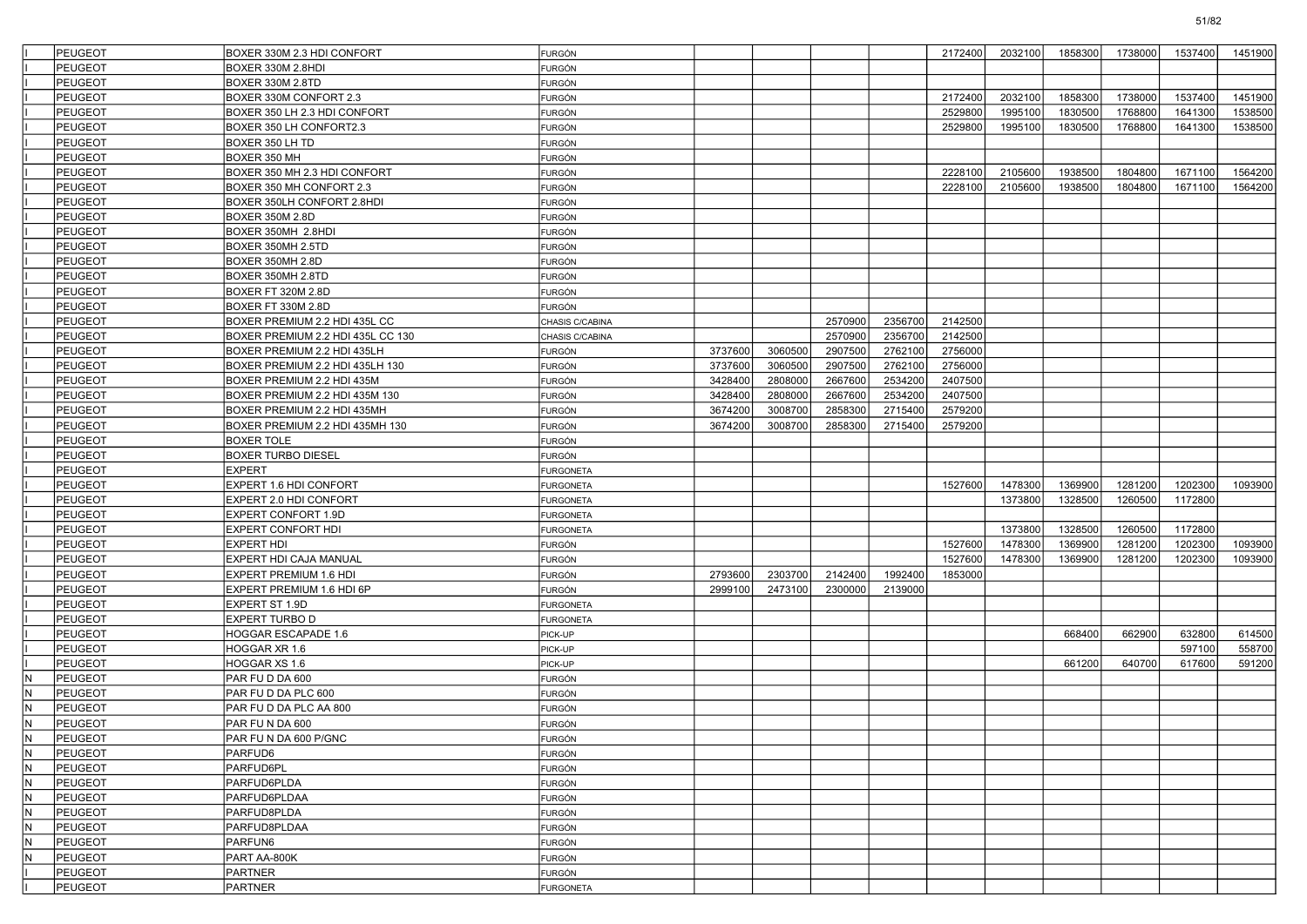| | | | | | | | | | | | | | |
|---|---|---|---|---|---|---|---|---|---|---|---|---|---|
| I | PEUGEOT | BOXER 330M 2.3 HDI CONFORT | FURGÓN | | | | | 2172400 | 2032100 | 1858300 | 1738000 | 1537400 | 1451900 |
| I | PEUGEOT | BOXER 330M 2.8HDI | FURGÓN | | | | | | | | | | |
| I | PEUGEOT | BOXER 330M 2.8TD | FURGÓN | | | | | | | | | | |
| I | PEUGEOT | BOXER 330M CONFORT 2.3 | FURGÓN | | | | | 2172400 | 2032100 | 1858300 | 1738000 | 1537400 | 1451900 |
| I | PEUGEOT | BOXER 350 LH 2.3 HDI CONFORT | FURGÓN | | | | | 2529800 | 1995100 | 1830500 | 1768800 | 1641300 | 1538500 |
| I | PEUGEOT | BOXER 350 LH CONFORT2.3 | FURGÓN | | | | | 2529800 | 1995100 | 1830500 | 1768800 | 1641300 | 1538500 |
| I | PEUGEOT | BOXER 350 LH TD | FURGÓN | | | | | | | | | | |
| I | PEUGEOT | BOXER 350 MH | FURGÓN | | | | | | | | | | |
| I | PEUGEOT | BOXER 350 MH 2.3 HDI CONFORT | FURGÓN | | | | | 2228100 | 2105600 | 1938500 | 1804800 | 1671100 | 1564200 |
| I | PEUGEOT | BOXER 350 MH CONFORT 2.3 | FURGÓN | | | | | 2228100 | 2105600 | 1938500 | 1804800 | 1671100 | 1564200 |
| I | PEUGEOT | BOXER 350LH CONFORT 2.8HDI | FURGÓN | | | | | | | | | | |
| I | PEUGEOT | BOXER 350M 2.8D | FURGÓN | | | | | | | | | | |
| I | PEUGEOT | BOXER 350MH 2.8HDI | FURGÓN | | | | | | | | | | |
| I | PEUGEOT | BOXER 350MH 2.5TD | FURGÓN | | | | | | | | | | |
| I | PEUGEOT | BOXER 350MH 2.8D | FURGÓN | | | | | | | | | | |
| I | PEUGEOT | BOXER 350MH 2.8TD | FURGÓN | | | | | | | | | | |
| I | PEUGEOT | BOXER FT 320M 2.8D | FURGÓN | | | | | | | | | | |
| I | PEUGEOT | BOXER FT 330M 2.8D | FURGÓN | | | | | | | | | | |
| I | PEUGEOT | BOXER PREMIUM 2.2 HDI 435L CC | CHASIS C/CABINA | | | 2570900 | 2356700 | 2142500 | | | | | |
| I | PEUGEOT | BOXER PREMIUM 2.2 HDI 435L CC 130 | CHASIS C/CABINA | | | 2570900 | 2356700 | 2142500 | | | | | |
| I | PEUGEOT | BOXER PREMIUM 2.2 HDI 435LH | FURGÓN | 3737600 | 3060500 | 2907500 | 2762100 | 2756000 | | | | | |
| I | PEUGEOT | BOXER PREMIUM 2.2 HDI 435LH 130 | FURGÓN | 3737600 | 3060500 | 2907500 | 2762100 | 2756000 | | | | | |
| I | PEUGEOT | BOXER PREMIUM 2.2 HDI 435M | FURGÓN | 3428400 | 2808000 | 2667600 | 2534200 | 2407500 | | | | | |
| I | PEUGEOT | BOXER PREMIUM 2.2 HDI 435M 130 | FURGÓN | 3428400 | 2808000 | 2667600 | 2534200 | 2407500 | | | | | |
| I | PEUGEOT | BOXER PREMIUM 2.2 HDI 435MH | FURGÓN | 3674200 | 3008700 | 2858300 | 2715400 | 2579200 | | | | | |
| I | PEUGEOT | BOXER PREMIUM 2.2 HDI 435MH 130 | FURGÓN | 3674200 | 3008700 | 2858300 | 2715400 | 2579200 | | | | | |
| I | PEUGEOT | BOXER TOLE | FURGÓN | | | | | | | | | | |
| I | PEUGEOT | BOXER TURBO DIESEL | FURGÓN | | | | | | | | | | |
| I | PEUGEOT | EXPERT | FURGONETA | | | | | | | | | | |
| I | PEUGEOT | EXPERT 1.6 HDI CONFORT | FURGONETA | | | | | 1527600 | 1478300 | 1369900 | 1281200 | 1202300 | 1093900 |
| I | PEUGEOT | EXPERT 2.0 HDI CONFORT | FURGONETA | | | | | | 1373800 | 1328500 | 1260500 | 1172800 | |
| I | PEUGEOT | EXPERT CONFORT 1.9D | FURGONETA | | | | | | | | | | |
| I | PEUGEOT | EXPERT CONFORT HDI | FURGONETA | | | | | | 1373800 | 1328500 | 1260500 | 1172800 | |
| I | PEUGEOT | EXPERT HDI | FURGÓN | | | | | 1527600 | 1478300 | 1369900 | 1281200 | 1202300 | 1093900 |
| I | PEUGEOT | EXPERT HDI CAJA MANUAL | FURGÓN | | | | | 1527600 | 1478300 | 1369900 | 1281200 | 1202300 | 1093900 |
| I | PEUGEOT | EXPERT PREMIUM 1.6 HDI | FURGÓN | 2793600 | 2303700 | 2142400 | 1992400 | 1853000 | | | | | |
| I | PEUGEOT | EXPERT PREMIUM 1.6 HDI 6P | FURGÓN | 2999100 | 2473100 | 2300000 | 2139000 | | | | | | |
| I | PEUGEOT | EXPERT ST 1.9D | FURGONETA | | | | | | | | | | |
| I | PEUGEOT | EXPERT TURBO D | FURGONETA | | | | | | | | | | |
| I | PEUGEOT | HOGGAR ESCAPADE 1.6 | PICK-UP | | | | | | | 668400 | 662900 | 632800 | 614500 |
| I | PEUGEOT | HOGGAR XR 1.6 | PICK-UP | | | | | | | | | 597100 | 558700 |
| I | PEUGEOT | HOGGAR XS 1.6 | PICK-UP | | | | | | | 661200 | 640700 | 617600 | 591200 |
| N | PEUGEOT | PAR FU D DA 600 | FURGÓN | | | | | | | | | | |
| N | PEUGEOT | PAR FU D DA PLC 600 | FURGÓN | | | | | | | | | | |
| N | PEUGEOT | PAR FU D DA PLC AA 800 | FURGÓN | | | | | | | | | | |
| N | PEUGEOT | PAR FU N DA 600 | FURGÓN | | | | | | | | | | |
| N | PEUGEOT | PAR FU N DA 600 P/GNC | FURGÓN | | | | | | | | | | |
| N | PEUGEOT | PARFUD6 | FURGÓN | | | | | | | | | | |
| N | PEUGEOT | PARFUD6PL | FURGÓN | | | | | | | | | | |
| N | PEUGEOT | PARFUD6PLDA | FURGÓN | | | | | | | | | | |
| N | PEUGEOT | PARFUD6PLDAA | FURGÓN | | | | | | | | | | |
| N | PEUGEOT | PARFUD8PLDA | FURGÓN | | | | | | | | | | |
| N | PEUGEOT | PARFUD8PLDAA | FURGÓN | | | | | | | | | | |
| N | PEUGEOT | PARFUN6 | FURGÓN | | | | | | | | | | |
| N | PEUGEOT | PART AA-800K | FURGÓN | | | | | | | | | | |
| I | PEUGEOT | PARTNER | FURGÓN | | | | | | | | | | |
| I | PEUGEOT | PARTNER | FURGONETA | | | | | | | | | | |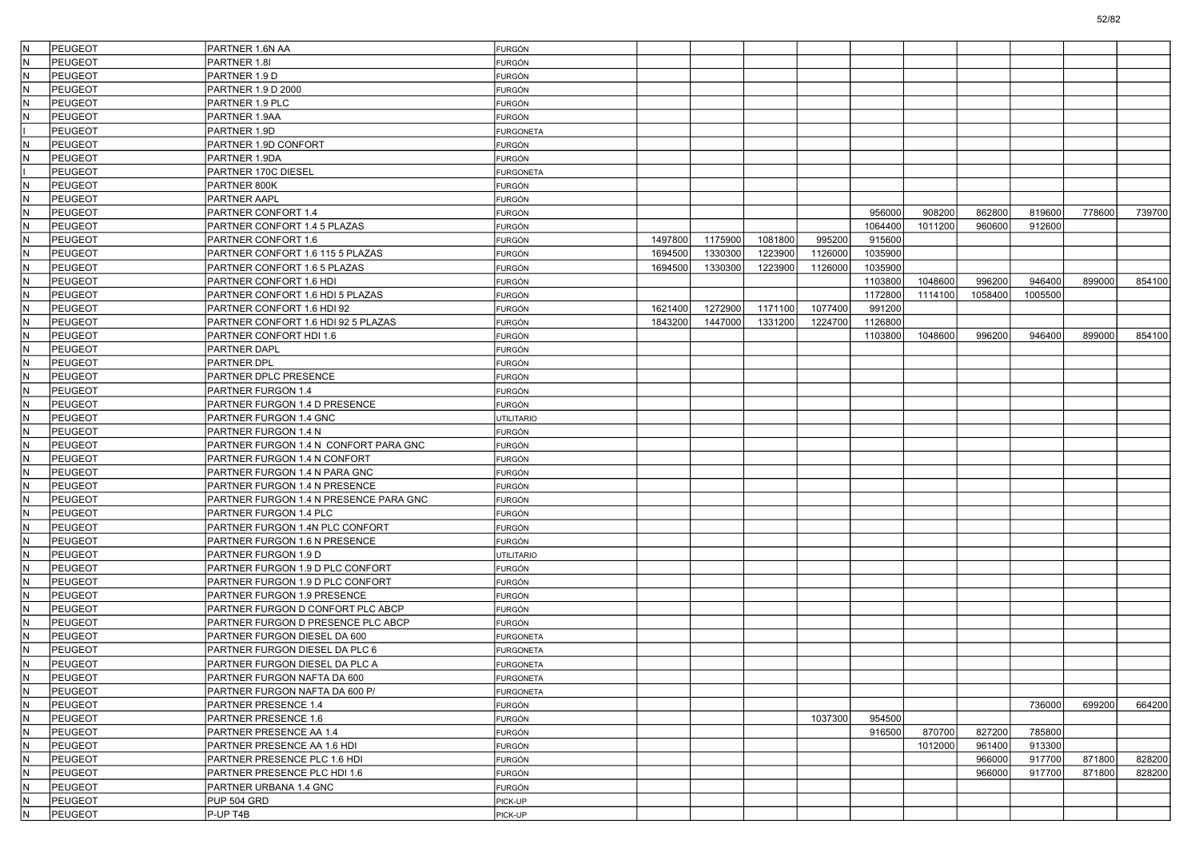| | | | | | | | | | | | | | |
|---|---|---|---|---|---|---|---|---|---|---|---|---|---|
| N | PEUGEOT | PARTNER 1.6N AA | FURGÓN | | | | | | | | | | |
| N | PEUGEOT | PARTNER 1.8I | FURGÓN | | | | | | | | | | |
| N | PEUGEOT | PARTNER 1.9 D | FURGÓN | | | | | | | | | | |
| N | PEUGEOT | PARTNER 1.9 D 2000 | FURGÓN | | | | | | | | | | |
| N | PEUGEOT | PARTNER 1.9 PLC | FURGÓN | | | | | | | | | | |
| N | PEUGEOT | PARTNER 1.9AA | FURGÓN | | | | | | | | | | |
| I | PEUGEOT | PARTNER 1.9D | FURGONETA | | | | | | | | | | |
| N | PEUGEOT | PARTNER 1.9D CONFORT | FURGÓN | | | | | | | | | | |
| N | PEUGEOT | PARTNER 1.9DA | FURGÓN | | | | | | | | | | |
| I | PEUGEOT | PARTNER 170C DIESEL | FURGONETA | | | | | | | | | | |
| N | PEUGEOT | PARTNER 800K | FURGÓN | | | | | | | | | | |
| N | PEUGEOT | PARTNER AAPL | FURGÓN | | | | | | | | | | |
| N | PEUGEOT | PARTNER CONFORT 1.4 | FURGÓN | | | | | 956000 | 908200 | 862800 | 819600 | 778600 | 739700 |
| N | PEUGEOT | PARTNER CONFORT 1.4 5 PLAZAS | FURGÓN | | | | | 1064400 | 1011200 | 960600 | 912600 | | |
| N | PEUGEOT | PARTNER CONFORT 1.6 | FURGÓN | 1497800 | 1175900 | 1081800 | 995200 | 915600 | | | | | |
| N | PEUGEOT | PARTNER CONFORT 1.6 115 5 PLAZAS | FURGÓN | 1694500 | 1330300 | 1223900 | 1126000 | 1035900 | | | | | |
| N | PEUGEOT | PARTNER CONFORT 1.6 5 PLAZAS | FURGÓN | 1694500 | 1330300 | 1223900 | 1126000 | 1035900 | | | | | |
| N | PEUGEOT | PARTNER CONFORT 1.6 HDI | FURGÓN | | | | | 1103800 | 1048600 | 996200 | 946400 | 899000 | 854100 |
| N | PEUGEOT | PARTNER CONFORT 1.6 HDI 5 PLAZAS | FURGÓN | | | | | 1172800 | 1114100 | 1058400 | 1005500 | | |
| N | PEUGEOT | PARTNER CONFORT 1.6 HDI 92 | FURGÓN | 1621400 | 1272900 | 1171100 | 1077400 | 991200 | | | | | |
| N | PEUGEOT | PARTNER CONFORT 1.6 HDI 92 5 PLAZAS | FURGÓN | 1843200 | 1447000 | 1331200 | 1224700 | 1126800 | | | | | |
| N | PEUGEOT | PARTNER CONFORT HDI 1.6 | FURGÓN | | | | | 1103800 | 1048600 | 996200 | 946400 | 899000 | 854100 |
| N | PEUGEOT | PARTNER DAPL | FURGÓN | | | | | | | | | | |
| N | PEUGEOT | PARTNER DPL | FURGÓN | | | | | | | | | | |
| N | PEUGEOT | PARTNER DPLC PRESENCE | FURGÓN | | | | | | | | | | |
| N | PEUGEOT | PARTNER FURGON 1.4 | FURGÓN | | | | | | | | | | |
| N | PEUGEOT | PARTNER FURGON 1.4 D PRESENCE | FURGÓN | | | | | | | | | | |
| N | PEUGEOT | PARTNER FURGON 1.4 GNC | UTILITARIO | | | | | | | | | | |
| N | PEUGEOT | PARTNER FURGON 1.4 N | FURGÓN | | | | | | | | | | |
| N | PEUGEOT | PARTNER FURGON 1.4 N CONFORT PARA GNC | FURGÓN | | | | | | | | | | |
| N | PEUGEOT | PARTNER FURGON 1.4 N CONFORT | FURGÓN | | | | | | | | | | |
| N | PEUGEOT | PARTNER FURGON 1.4 N PARA GNC | FURGÓN | | | | | | | | | | |
| N | PEUGEOT | PARTNER FURGON 1.4 N PRESENCE | FURGÓN | | | | | | | | | | |
| N | PEUGEOT | PARTNER FURGON 1.4 N PRESENCE PARA GNC | FURGÓN | | | | | | | | | | |
| N | PEUGEOT | PARTNER FURGON 1.4 PLC | FURGÓN | | | | | | | | | | |
| N | PEUGEOT | PARTNER FURGON 1.4N PLC CONFORT | FURGÓN | | | | | | | | | | |
| N | PEUGEOT | PARTNER FURGON 1.6 N PRESENCE | FURGÓN | | | | | | | | | | |
| N | PEUGEOT | PARTNER FURGON 1.9 D | UTILITARIO | | | | | | | | | | |
| N | PEUGEOT | PARTNER FURGON 1.9 D PLC CONFORT | FURGÓN | | | | | | | | | | |
| N | PEUGEOT | PARTNER FURGON 1.9 D PLC CONFORT | FURGÓN | | | | | | | | | | |
| N | PEUGEOT | PARTNER FURGON 1.9 PRESENCE | FURGÓN | | | | | | | | | | |
| N | PEUGEOT | PARTNER FURGON D CONFORT PLC ABCP | FURGÓN | | | | | | | | | | |
| N | PEUGEOT | PARTNER FURGON D PRESENCE PLC ABCP | FURGÓN | | | | | | | | | | |
| N | PEUGEOT | PARTNER FURGON DIESEL DA 600 | FURGONETA | | | | | | | | | | |
| N | PEUGEOT | PARTNER FURGON DIESEL DA PLC 6 | FURGONETA | | | | | | | | | | |
| N | PEUGEOT | PARTNER FURGON DIESEL DA PLC A | FURGONETA | | | | | | | | | | |
| N | PEUGEOT | PARTNER FURGON NAFTA DA 600 | FURGONETA | | | | | | | | | | |
| N | PEUGEOT | PARTNER FURGON NAFTA DA 600 P/ | FURGONETA | | | | | | | | | | |
| N | PEUGEOT | PARTNER PRESENCE 1.4 | FURGÓN | | | | | | | | 736000 | 699200 | 664200 |
| N | PEUGEOT | PARTNER PRESENCE 1.6 | FURGÓN | | | | 1037300 | 954500 | | | | | |
| N | PEUGEOT | PARTNER PRESENCE AA 1.4 | FURGÓN | | | | | 916500 | 870700 | 827200 | 785800 | | |
| N | PEUGEOT | PARTNER PRESENCE AA 1.6 HDI | FURGÓN | | | | | | 1012000 | 961400 | 913300 | | |
| N | PEUGEOT | PARTNER PRESENCE PLC 1.6 HDI | FURGÓN | | | | | | | 966000 | 917700 | 871800 | 828200 |
| N | PEUGEOT | PARTNER PRESENCE PLC HDI 1.6 | FURGÓN | | | | | | | 966000 | 917700 | 871800 | 828200 |
| N | PEUGEOT | PARTNER URBANA 1.4 GNC | FURGÓN | | | | | | | | | | |
| N | PEUGEOT | PUP 504 GRD | PICK-UP | | | | | | | | | | |
| N | PEUGEOT | P-UP T4B | PICK-UP | | | | | | | | | | |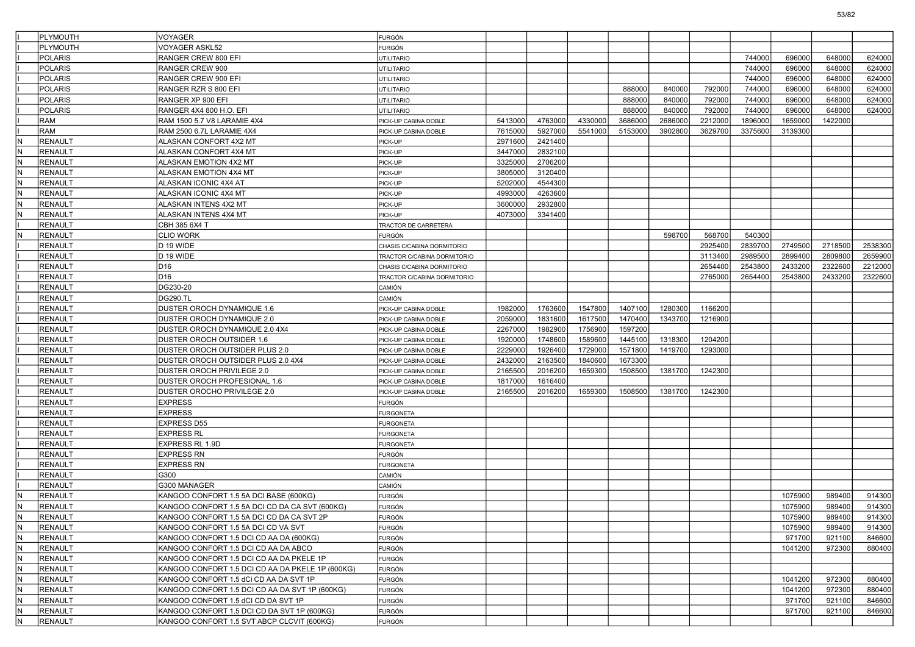| | | | | | | | | | | | | | |
|---|---|---|---|---|---|---|---|---|---|---|---|---|---|
| I | PLYMOUTH | VOYAGER | FURGÓN | | | | | | | | | | |
| I | PLYMOUTH | VOYAGER ASKL52 | FURGÓN | | | | | | | | | | |
| I | POLARIS | RANGER CREW 800 EFI | UTILITARIO | | | | | | | 744000 | 696000 | 648000 | 624000 |
| I | POLARIS | RANGER CREW 900 | UTILITARIO | | | | | | | 744000 | 696000 | 648000 | 624000 |
| I | POLARIS | RANGER CREW 900 EFI | UTILITARIO | | | | | | | 744000 | 696000 | 648000 | 624000 |
| I | POLARIS | RANGER RZR S 800 EFI | UTILITARIO | | | | 888000 | 840000 | 792000 | 744000 | 696000 | 648000 | 624000 |
| I | POLARIS | RANGER XP 900 EFI | UTILITARIO | | | | 888000 | 840000 | 792000 | 744000 | 696000 | 648000 | 624000 |
| I | POLARIS | RANGER 4X4 800 H.O. EFI | UTILITARIO | | | | 888000 | 840000 | 792000 | 744000 | 696000 | 648000 | 624000 |
| I | RAM | RAM 1500 5.7 V8 LARAMIE 4X4 | PICK-UP CABINA DOBLE | 5413000 | 4763000 | 4330000 | 3686000 | 2686000 | 2212000 | 1896000 | 1659000 | 1422000 | |
| I | RAM | RAM 2500 6.7L LARAMIE 4X4 | PICK-UP CABINA DOBLE | 7615000 | 5927000 | 5541000 | 5153000 | 3902800 | 3629700 | 3375600 | 3139300 | | |
| N | RENAULT | ALASKAN CONFORT 4X2 MT | PICK-UP | 2971600 | 2421400 | | | | | | | | |
| N | RENAULT | ALASKAN CONFORT 4X4 MT | PICK-UP | 3447000 | 2832100 | | | | | | | | |
| N | RENAULT | ALASKAN EMOTION 4X2 MT | PICK-UP | 3325000 | 2706200 | | | | | | | | |
| N | RENAULT | ALASKAN EMOTION 4X4 MT | PICK-UP | 3805000 | 3120400 | | | | | | | | |
| N | RENAULT | ALASKAN ICONIC 4X4 AT | PICK-UP | 5202000 | 4544300 | | | | | | | | |
| N | RENAULT | ALASKAN ICONIC 4X4 MT | PICK-UP | 4993000 | 4263600 | | | | | | | | |
| N | RENAULT | ALASKAN INTENS 4X2 MT | PICK-UP | 3600000 | 2932800 | | | | | | | | |
| N | RENAULT | ALASKAN INTENS 4X4 MT | PICK-UP | 4073000 | 3341400 | | | | | | | | |
| I | RENAULT | CBH 385 6X4 T | TRACTOR DE CARRETERA | | | | | | | | | | |
| N | RENAULT | CLIO WORK | FURGÓN | | | | | 598700 | 568700 | 540300 | | | |
| I | RENAULT | D 19 WIDE | CHASIS C/CABINA DORMITORIO | | | | | | 2925400 | 2839700 | 2749500 | 2718500 | 2538300 |
| I | RENAULT | D 19 WIDE | TRACTOR C/CABINA DORMITORIO | | | | | | 3113400 | 2989500 | 2899400 | 2809800 | 2659900 |
| I | RENAULT | D16 | CHASIS C/CABINA DORMITORIO | | | | | | 2654400 | 2543800 | 2433200 | 2322600 | 2212000 |
| I | RENAULT | D16 | TRACTOR C/CABINA DORMITORIO | | | | | | 2765000 | 2654400 | 2543800 | 2433200 | 2322600 |
| I | RENAULT | DG230-20 | CAMIÓN | | | | | | | | | | |
| I | RENAULT | DG290.TL | CAMIÓN | | | | | | | | | | |
| I | RENAULT | DUSTER OROCH DYNAMIQUE 1.6 | PICK-UP CABINA DOBLE | 1982000 | 1763600 | 1547800 | 1407100 | 1280300 | 1166200 | | | | |
| I | RENAULT | DUSTER OROCH DYNAMIQUE 2.0 | PICK-UP CABINA DOBLE | 2059000 | 1831600 | 1617500 | 1470400 | 1343700 | 1216900 | | | | |
| I | RENAULT | DUSTER OROCH DYNAMIQUE 2.0 4X4 | PICK-UP CABINA DOBLE | 2267000 | 1982900 | 1756900 | 1597200 | | | | | | |
| I | RENAULT | DUSTER OROCH OUTSIDER 1.6 | PICK-UP CABINA DOBLE | 1920000 | 1748600 | 1589600 | 1445100 | 1318300 | 1204200 | | | | |
| I | RENAULT | DUSTER OROCH OUTSIDER PLUS 2.0 | PICK-UP CABINA DOBLE | 2229000 | 1926400 | 1729000 | 1571800 | 1419700 | 1293000 | | | | |
| I | RENAULT | DUSTER OROCH OUTSIDER PLUS 2.0 4X4 | PICK-UP CABINA DOBLE | 2432000 | 2163500 | 1840600 | 1673300 | | | | | | |
| I | RENAULT | DUSTER OROCH PRIVILEGE 2.0 | PICK-UP CABINA DOBLE | 2165500 | 2016200 | 1659300 | 1508500 | 1381700 | 1242300 | | | | |
| I | RENAULT | DUSTER OROCH PROFESIONAL 1.6 | PICK-UP CABINA DOBLE | 1817000 | 1616400 | | | | | | | | |
| I | RENAULT | DUSTER OROCHO PRIVILEGE 2.0 | PICK-UP CABINA DOBLE | 2165500 | 2016200 | 1659300 | 1508500 | 1381700 | 1242300 | | | | |
| I | RENAULT | EXPRESS | FURGÓN | | | | | | | | | | |
| I | RENAULT | EXPRESS | FURGONETA | | | | | | | | | | |
| I | RENAULT | EXPRESS D55 | FURGONETA | | | | | | | | | | |
| I | RENAULT | EXPRESS RL | FURGONETA | | | | | | | | | | |
| I | RENAULT | EXPRESS RL 1.9D | FURGONETA | | | | | | | | | | |
| I | RENAULT | EXPRESS RN | FURGÓN | | | | | | | | | | |
| I | RENAULT | EXPRESS RN | FURGONETA | | | | | | | | | | |
| I | RENAULT | G300 | CAMIÓN | | | | | | | | | | |
| I | RENAULT | G300 MANAGER | CAMIÓN | | | | | | | | | | |
| N | RENAULT | KANGOO CONFORT 1.5 5A DCI BASE (600KG) | FURGÓN | | | | | | | | 1075900 | 989400 | 914300 |
| N | RENAULT | KANGOO CONFORT 1.5 5A DCI CD DA CA SVT (600KG) | FURGÓN | | | | | | | | 1075900 | 989400 | 914300 |
| N | RENAULT | KANGOO CONFORT 1.5 5A DCI CD DA CA SVT 2P | FURGÓN | | | | | | | | 1075900 | 989400 | 914300 |
| N | RENAULT | KANGOO CONFORT 1.5 5A DCI CD VA SVT | FURGÓN | | | | | | | | 1075900 | 989400 | 914300 |
| N | RENAULT | KANGOO CONFORT 1.5 DCI CD AA DA (600KG) | FURGÓN | | | | | | | | 971700 | 921100 | 846600 |
| N | RENAULT | KANGOO CONFORT 1.5 DCI CD AA DA ABCO | FURGÓN | | | | | | | | 1041200 | 972300 | 880400 |
| N | RENAULT | KANGOO CONFORT 1.5 DCI CD AA DA PKELE 1P | FURGÓN | | | | | | | | | | |
| N | RENAULT | KANGOO CONFORT 1.5 DCI CD AA DA PKELE 1P (600KG) | FURGÓN | | | | | | | | | | |
| N | RENAULT | KANGOO CONFORT 1.5 dCi CD AA DA SVT 1P | FURGÓN | | | | | | | | 1041200 | 972300 | 880400 |
| N | RENAULT | KANGOO CONFORT 1.5 DCI CD AA DA SVT 1P (600KG) | FURGÓN | | | | | | | | 1041200 | 972300 | 880400 |
| N | RENAULT | KANGOO CONFORT 1.5 dCI CD DA SVT 1P | FURGÓN | | | | | | | | 971700 | 921100 | 846600 |
| N | RENAULT | KANGOO CONFORT 1.5 DCI CD DA SVT 1P (600KG) | FURGÓN | | | | | | | | 971700 | 921100 | 846600 |
| N | RENAULT | KANGOO CONFORT 1.5 SVT ABCP CLCVIT (600KG) | FURGÓN | | | | | | | | | | |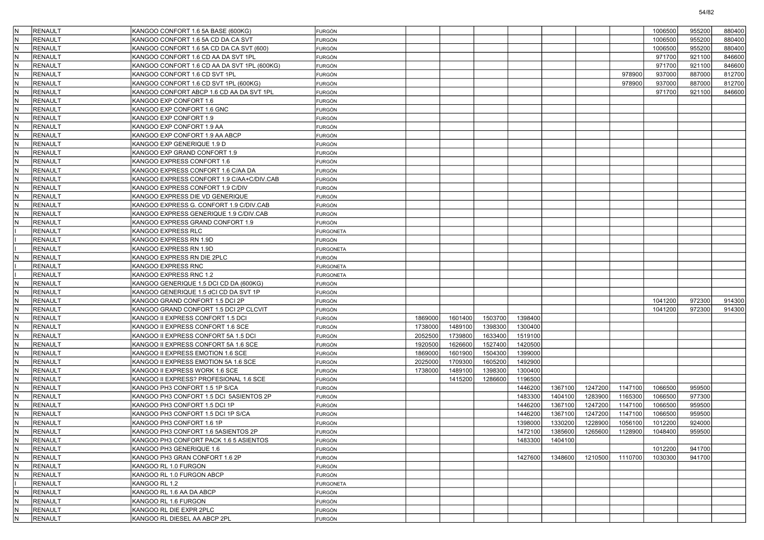| | | | | | | | | | | | | | |
|---|---|---|---|---|---|---|---|---|---|---|---|---|---|
| N | RENAULT | KANGOO CONFORT 1.6 5A BASE (600KG) | FURGÓN | | | | | | | | 1006500 | 955200 | 880400 |
| N | RENAULT | KANGOO CONFORT 1.6 5A CD DA CA SVT | FURGÓN | | | | | | | | 1006500 | 955200 | 880400 |
| N | RENAULT | KANGOO CONFORT 1.6 5A CD DA CA SVT (600) | FURGÓN | | | | | | | | 1006500 | 955200 | 880400 |
| N | RENAULT | KANGOO CONFORT 1.6 CD AA DA SVT 1PL | FURGÓN | | | | | | | | 971700 | 921100 | 846600 |
| N | RENAULT | KANGOO CONFORT 1.6 CD AA DA SVT 1PL (600KG) | FURGÓN | | | | | | | | 971700 | 921100 | 846600 |
| N | RENAULT | KANGOO CONFORT 1.6 CD SVT 1PL | FURGÓN | | | | | | | 978900 | 937000 | 887000 | 812700 |
| N | RENAULT | KANGOO CONFORT 1.6 CD SVT 1PL (600KG) | FURGÓN | | | | | | | 978900 | 937000 | 887000 | 812700 |
| N | RENAULT | KANGOO CONFORT ABCP 1.6 CD AA DA SVT 1PL | FURGÓN | | | | | | | | 971700 | 921100 | 846600 |
| N | RENAULT | KANGOO EXP CONFORT 1.6 | FURGÓN | | | | | | | | | | |
| N | RENAULT | KANGOO EXP CONFORT 1.6 GNC | FURGÓN | | | | | | | | | | |
| N | RENAULT | KANGOO EXP CONFORT 1.9 | FURGÓN | | | | | | | | | | |
| N | RENAULT | KANGOO EXP CONFORT 1.9 AA | FURGÓN | | | | | | | | | | |
| N | RENAULT | KANGOO EXP CONFORT 1.9 AA ABCP | FURGÓN | | | | | | | | | | |
| N | RENAULT | KANGOO EXP GENERIQUE 1.9 D | FURGÓN | | | | | | | | | | |
| N | RENAULT | KANGOO EXP GRAND CONFORT 1.9 | FURGÓN | | | | | | | | | | |
| N | RENAULT | KANGOO EXPRESS CONFORT 1.6 | FURGÓN | | | | | | | | | | |
| N | RENAULT | KANGOO EXPRESS CONFORT 1.6 C/AA DA | FURGÓN | | | | | | | | | | |
| N | RENAULT | KANGOO EXPRESS CONFORT 1.9 C/AA+C/DIV.CAB | FURGÓN | | | | | | | | | | |
| N | RENAULT | KANGOO EXPRESS CONFORT 1.9 C/DIV | FURGÓN | | | | | | | | | | |
| N | RENAULT | KANGOO EXPRESS DIE VD GENERIQUE | FURGÓN | | | | | | | | | | |
| N | RENAULT | KANGOO EXPRESS G. CONFORT 1.9 C/DIV.CAB | FURGÓN | | | | | | | | | | |
| N | RENAULT | KANGOO EXPRESS GENERIQUE 1.9 C/DIV.CAB | FURGÓN | | | | | | | | | | |
| N | RENAULT | KANGOO EXPRESS GRAND CONFORT 1.9 | FURGÓN | | | | | | | | | | |
| I | RENAULT | KANGOO EXPRESS RLC | FURGONETA | | | | | | | | | | |
| I | RENAULT | KANGOO EXPRESS RN 1.9D | FURGÓN | | | | | | | | | | |
| I | RENAULT | KANGOO EXPRESS RN 1.9D | FURGONETA | | | | | | | | | | |
| N | RENAULT | KANGOO EXPRESS RN DIE 2PLC | FURGÓN | | | | | | | | | | |
| I | RENAULT | KANGOO EXPRESS RNC | FURGONETA | | | | | | | | | | |
| I | RENAULT | KANGOO EXPRESS RNC 1.2 | FURGONETA | | | | | | | | | | |
| N | RENAULT | KANGOO GENERIQUE 1.5 DCI CD DA (600KG) | FURGÓN | | | | | | | | | | |
| N | RENAULT | KANGOO GENERIQUE 1.5 dCI CD DA SVT 1P | FURGÓN | | | | | | | | | | |
| N | RENAULT | KANGOO GRAND CONFORT 1.5 DCI 2P | FURGÓN | | | | | | | | 1041200 | 972300 | 914300 |
| N | RENAULT | KANGOO GRAND CONFORT 1.5 DCI 2P CLCVIT | FURGÓN | | | | | | | | 1041200 | 972300 | 914300 |
| N | RENAULT | KANGOO II EXPRESS CONFORT 1.5 DCI | FURGÓN | 1869000 | 1601400 | 1503700 | 1398400 | | | | | | |
| N | RENAULT | KANGOO II EXPRESS CONFORT 1.6 SCE | FURGÓN | 1738000 | 1489100 | 1398300 | 1300400 | | | | | | |
| N | RENAULT | KANGOO II EXPRESS CONFORT 5A 1.5 DCI | FURGÓN | 2052500 | 1739800 | 1633400 | 1519100 | | | | | | |
| N | RENAULT | KANGOO II EXPRESS CONFORT 5A 1.6 SCE | FURGÓN | 1920500 | 1626600 | 1527400 | 1420500 | | | | | | |
| N | RENAULT | KANGOO II EXPRESS EMOTION 1.6 SCE | FURGÓN | 1869000 | 1601900 | 1504300 | 1399000 | | | | | | |
| N | RENAULT | KANGOO II EXPRESS EMOTION 5A 1.6 SCE | FURGÓN | 2025000 | 1709300 | 1605200 | 1492900 | | | | | | |
| N | RENAULT | KANGOO II EXPRESS WORK 1.6 SCE | FURGÓN | 1738000 | 1489100 | 1398300 | 1300400 | | | | | | |
| N | RENAULT | KANGOO II EXPRESS? PROFESIONAL 1.6 SCE | FURGÓN | | 1415200 | 1286600 | 1196500 | | | | | | |
| N | RENAULT | KANGOO PH3 CONFORT 1.5 1P S/CA | FURGÓN | | | | 1446200 | 1367100 | 1247200 | 1147100 | 1066500 | 959500 | |
| N | RENAULT | KANGOO PH3 CONFORT 1.5 DCI 5ASIENTOS 2P | FURGÓN | | | | 1483300 | 1404100 | 1283900 | 1165300 | 1066500 | 977300 | |
| N | RENAULT | KANGOO PH3 CONFORT 1.5 DCI 1P | FURGÓN | | | | 1446200 | 1367100 | 1247200 | 1147100 | 1066500 | 959500 | |
| N | RENAULT | KANGOO PH3 CONFORT 1.5 DCI 1P S/CA | FURGÓN | | | | 1446200 | 1367100 | 1247200 | 1147100 | 1066500 | 959500 | |
| N | RENAULT | KANGOO PH3 CONFORT 1.6 1P | FURGÓN | | | | 1398000 | 1330200 | 1228900 | 1056100 | 1012200 | 924000 | |
| N | RENAULT | KANGOO PH3 CONFORT 1.6 5ASIENTOS 2P | FURGÓN | | | | 1472100 | 1385600 | 1265600 | 1128900 | 1048400 | 959500 | |
| N | RENAULT | KANGOO PH3 CONFORT PACK 1.6 5 ASIENTOS | FURGÓN | | | | 1483300 | 1404100 | | | | | |
| N | RENAULT | KANGOO PH3 GENERIQUE 1.6 | FURGÓN | | | | | | | | 1012200 | 941700 | |
| N | RENAULT | KANGOO PH3 GRAN CONFORT 1.6 2P | FURGÓN | | | | 1427600 | 1348600 | 1210500 | 1110700 | 1030300 | 941700 | |
| N | RENAULT | KANGOO RL 1.0 FURGON | FURGÓN | | | | | | | | | | |
| N | RENAULT | KANGOO RL 1.0 FURGON ABCP | FURGÓN | | | | | | | | | | |
| I | RENAULT | KANGOO RL 1.2 | FURGONETA | | | | | | | | | | |
| N | RENAULT | KANGOO RL 1.6 AA DA ABCP | FURGÓN | | | | | | | | | | |
| N | RENAULT | KANGOO RL 1.6 FURGON | FURGÓN | | | | | | | | | | |
| N | RENAULT | KANGOO RL DIE EXPR 2PLC | FURGÓN | | | | | | | | | | |
| N | RENAULT | KANGOO RL DIESEL AA ABCP 2PL | FURGÓN | | | | | | | | | | |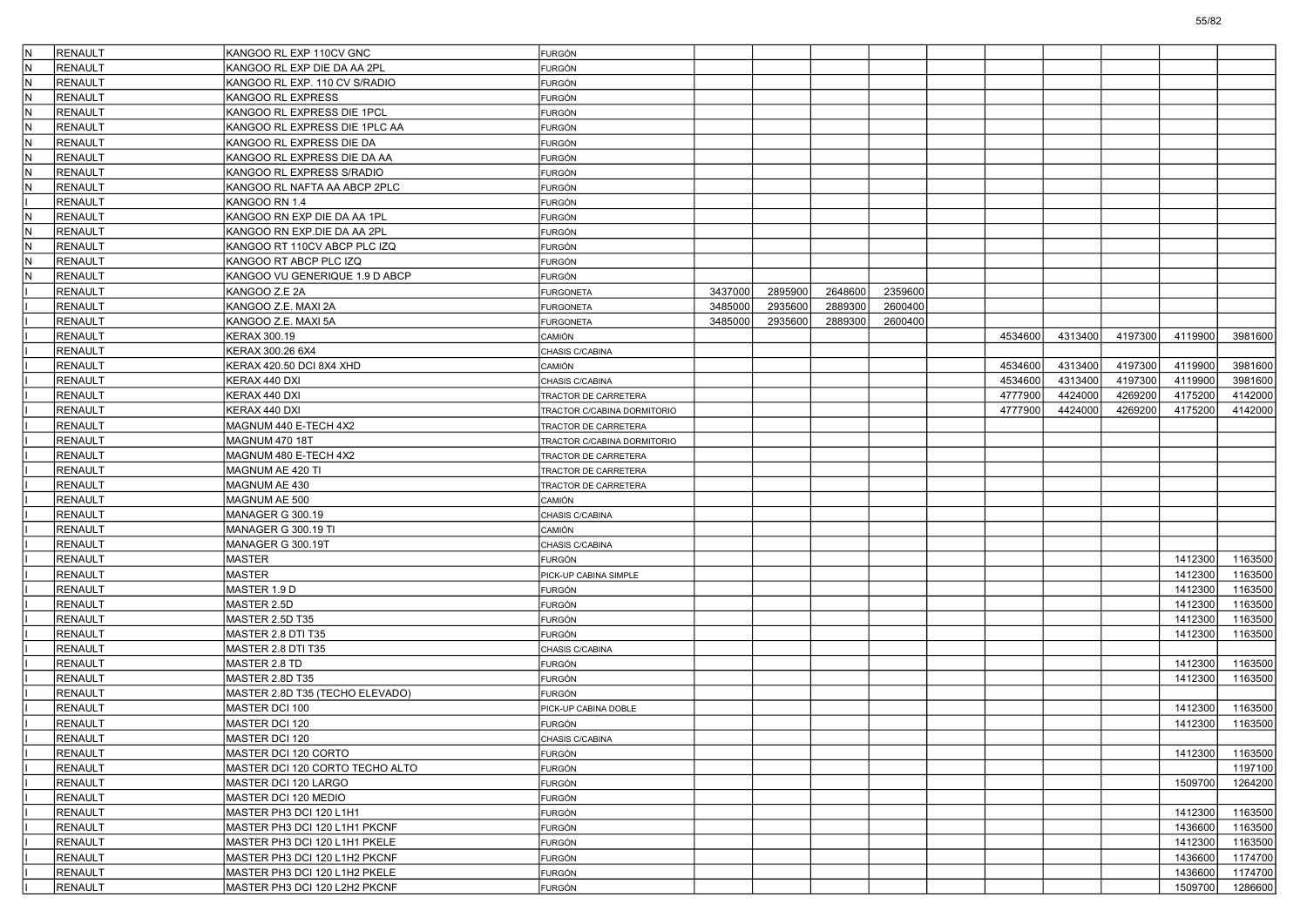| | | | | | | | | | | | | | |
|---|---|---|---|---|---|---|---|---|---|---|---|---|---|
| N | RENAULT | KANGOO RL EXP 110CV GNC | FURGÓN | | | | | | | | | | |
| N | RENAULT | KANGOO RL EXP DIE DA AA 2PL | FURGÓN | | | | | | | | | | |
| N | RENAULT | KANGOO RL EXP. 110 CV S/RADIO | FURGÓN | | | | | | | | | | |
| N | RENAULT | KANGOO RL EXPRESS | FURGÓN | | | | | | | | | | |
| N | RENAULT | KANGOO RL EXPRESS DIE 1PCL | FURGÓN | | | | | | | | | | |
| N | RENAULT | KANGOO RL EXPRESS DIE 1PLC AA | FURGÓN | | | | | | | | | | |
| N | RENAULT | KANGOO RL EXPRESS DIE DA | FURGÓN | | | | | | | | | | |
| N | RENAULT | KANGOO RL EXPRESS DIE DA AA | FURGÓN | | | | | | | | | | |
| N | RENAULT | KANGOO RL EXPRESS S/RADIO | FURGÓN | | | | | | | | | | |
| N | RENAULT | KANGOO RL NAFTA AA ABCP 2PLC | FURGÓN | | | | | | | | | | |
| I | RENAULT | KANGOO RN 1.4 | FURGÓN | | | | | | | | | | |
| N | RENAULT | KANGOO RN EXP DIE DA AA 1PL | FURGÓN | | | | | | | | | | |
| N | RENAULT | KANGOO RN EXP.DIE DA AA 2PL | FURGÓN | | | | | | | | | | |
| N | RENAULT | KANGOO RT 110CV ABCP PLC IZQ | FURGÓN | | | | | | | | | | |
| N | RENAULT | KANGOO RT ABCP PLC IZQ | FURGÓN | | | | | | | | | | |
| N | RENAULT | KANGOO VU GENERIQUE 1.9 D ABCP | FURGÓN | | | | | | | | | | |
| I | RENAULT | KANGOO Z.E 2A | FURGONETA | 3437000 | 2895900 | 2648600 | 2359600 | | | | | | |
| I | RENAULT | KANGOO Z.E. MAXI 2A | FURGONETA | 3485000 | 2935600 | 2889300 | 2600400 | | | | | | |
| I | RENAULT | KANGOO Z.E. MAXI 5A | FURGONETA | 3485000 | 2935600 | 2889300 | 2600400 | | | | | | |
| I | RENAULT | KERAX 300.19 | CAMIÓN | | | | | | 4534600 | 4313400 | 4197300 | 4119900 | 3981600 |
| I | RENAULT | KERAX 300.26 6X4 | CHASIS C/CABINA | | | | | | | | | | |
| I | RENAULT | KERAX 420.50 DCI 8X4 XHD | CAMIÓN | | | | | | 4534600 | 4313400 | 4197300 | 4119900 | 3981600 |
| I | RENAULT | KERAX 440 DXI | CHASIS C/CABINA | | | | | | 4534600 | 4313400 | 4197300 | 4119900 | 3981600 |
| I | RENAULT | KERAX 440 DXI | TRACTOR DE CARRETERA | | | | | | 4777900 | 4424000 | 4269200 | 4175200 | 4142000 |
| I | RENAULT | KERAX 440 DXI | TRACTOR C/CABINA DORMITORIO | | | | | | 4777900 | 4424000 | 4269200 | 4175200 | 4142000 |
| I | RENAULT | MAGNUM 440 E-TECH 4X2 | TRACTOR DE CARRETERA | | | | | | | | | | |
| I | RENAULT | MAGNUM 470 18T | TRACTOR C/CABINA DORMITORIO | | | | | | | | | | |
| I | RENAULT | MAGNUM 480 E-TECH 4X2 | TRACTOR DE CARRETERA | | | | | | | | | | |
| I | RENAULT | MAGNUM AE 420 TI | TRACTOR DE CARRETERA | | | | | | | | | | |
| I | RENAULT | MAGNUM AE 430 | TRACTOR DE CARRETERA | | | | | | | | | | |
| I | RENAULT | MAGNUM AE 500 | CAMIÓN | | | | | | | | | | |
| I | RENAULT | MANAGER G 300.19 | CHASIS C/CABINA | | | | | | | | | | |
| I | RENAULT | MANAGER G 300.19 TI | CAMIÓN | | | | | | | | | | |
| I | RENAULT | MANAGER G 300.19T | CHASIS C/CABINA | | | | | | | | | | |
| I | RENAULT | MASTER | FURGÓN | | | | | | | | | 1412300 | 1163500 |
| I | RENAULT | MASTER | PICK-UP CABINA SIMPLE | | | | | | | | | 1412300 | 1163500 |
| I | RENAULT | MASTER 1.9 D | FURGÓN | | | | | | | | | 1412300 | 1163500 |
| I | RENAULT | MASTER 2.5D | FURGÓN | | | | | | | | | 1412300 | 1163500 |
| I | RENAULT | MASTER 2.5D T35 | FURGÓN | | | | | | | | | 1412300 | 1163500 |
| I | RENAULT | MASTER 2.8 DTI T35 | FURGÓN | | | | | | | | | 1412300 | 1163500 |
| I | RENAULT | MASTER 2.8 DTI T35 | CHASIS C/CABINA | | | | | | | | | | |
| I | RENAULT | MASTER 2.8 TD | FURGÓN | | | | | | | | | 1412300 | 1163500 |
| I | RENAULT | MASTER 2.8D T35 | FURGÓN | | | | | | | | | 1412300 | 1163500 |
| I | RENAULT | MASTER 2.8D T35 (TECHO ELEVADO) | FURGÓN | | | | | | | | | | |
| I | RENAULT | MASTER DCI 100 | PICK-UP CABINA DOBLE | | | | | | | | | 1412300 | 1163500 |
| I | RENAULT | MASTER DCI 120 | FURGÓN | | | | | | | | | 1412300 | 1163500 |
| I | RENAULT | MASTER DCI 120 | CHASIS C/CABINA | | | | | | | | | | |
| I | RENAULT | MASTER DCI 120 CORTO | FURGÓN | | | | | | | | | 1412300 | 1163500 |
| I | RENAULT | MASTER DCI 120 CORTO TECHO ALTO | FURGÓN | | | | | | | | | | 1197100 |
| I | RENAULT | MASTER DCI 120 LARGO | FURGÓN | | | | | | | | | 1509700 | 1264200 |
| I | RENAULT | MASTER DCI 120 MEDIO | FURGÓN | | | | | | | | | | |
| I | RENAULT | MASTER PH3 DCI 120 L1H1 | FURGÓN | | | | | | | | | 1412300 | 1163500 |
| I | RENAULT | MASTER PH3 DCI 120 L1H1 PKCNF | FURGÓN | | | | | | | | | 1436600 | 1163500 |
| I | RENAULT | MASTER PH3 DCI 120 L1H1 PKELE | FURGÓN | | | | | | | | | 1412300 | 1163500 |
| I | RENAULT | MASTER PH3 DCI 120 L1H2 PKCNF | FURGÓN | | | | | | | | | 1436600 | 1174700 |
| I | RENAULT | MASTER PH3 DCI 120 L1H2 PKELE | FURGÓN | | | | | | | | | 1436600 | 1174700 |
| I | RENAULT | MASTER PH3 DCI 120 L2H2 PKCNF | FURGÓN | | | | | | | | | 1509700 | 1286600 |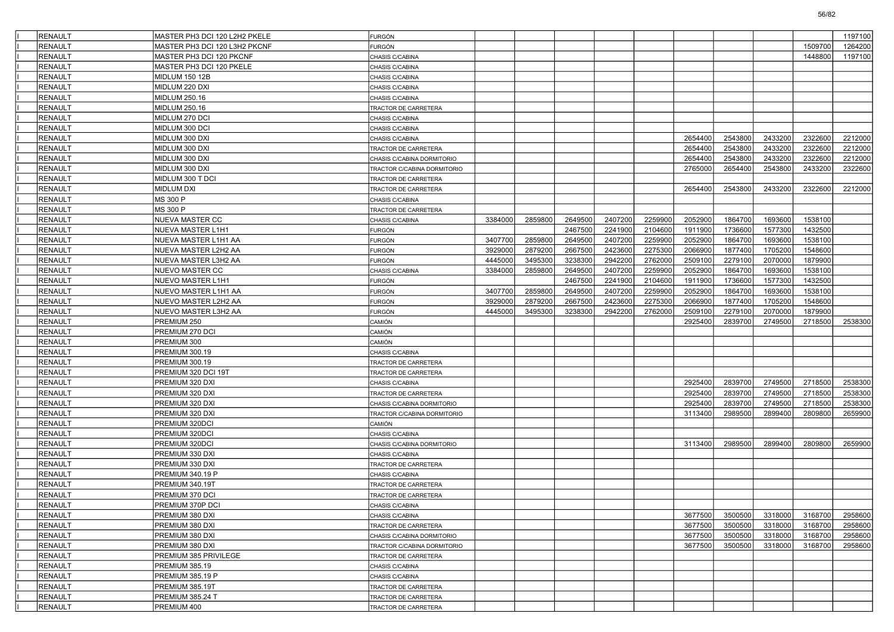|  |  |  |  |  |  |  |  |  |  |  |  |  |
|---|---|---|---|---|---|---|---|---|---|---|---|---|
| RENAULT | MASTER PH3 DCI 120 L2H2 PKELE | FURGÓN |  |  |  |  |  |  |  |  |  | 1197100 |
| RENAULT | MASTER PH3 DCI 120 L3H2 PKCNF | FURGÓN |  |  |  |  |  |  |  |  | 1509700 | 1264200 |
| RENAULT | MASTER PH3 DCI 120 PKCNF | CHASIS C/CABINA |  |  |  |  |  |  |  |  | 1448800 | 1197100 |
| RENAULT | MASTER PH3 DCI 120 PKELE | CHASIS C/CABINA |  |  |  |  |  |  |  |  |  |  |
| RENAULT | MIDLUM 150 12B | CHASIS C/CABINA |  |  |  |  |  |  |  |  |  |  |
| RENAULT | MIDLUM 220 DXI | CHASIS C/CABINA |  |  |  |  |  |  |  |  |  |  |
| RENAULT | MIDLUM 250.16 | CHASIS C/CABINA |  |  |  |  |  |  |  |  |  |  |
| RENAULT | MIDLUM 250.16 | TRACTOR DE CARRETERA |  |  |  |  |  |  |  |  |  |  |
| RENAULT | MIDLUM 270 DCI | CHASIS C/CABINA |  |  |  |  |  |  |  |  |  |  |
| RENAULT | MIDLUM 300 DCI | CHASIS C/CABINA |  |  |  |  |  |  |  |  |  |  |
| RENAULT | MIDLUM 300 DXI | CHASIS C/CABINA |  |  |  |  |  | 2654400 | 2543800 | 2433200 | 2322600 | 2212000 |
| RENAULT | MIDLUM 300 DXI | TRACTOR DE CARRETERA |  |  |  |  |  | 2654400 | 2543800 | 2433200 | 2322600 | 2212000 |
| RENAULT | MIDLUM 300 DXI | CHASIS C/CABINA DORMITORIO |  |  |  |  |  | 2654400 | 2543800 | 2433200 | 2322600 | 2212000 |
| RENAULT | MIDLUM 300 DXI | TRACTOR C/CABINA DORMITORIO |  |  |  |  |  | 2765000 | 2654400 | 2543800 | 2433200 | 2322600 |
| RENAULT | MIDLUM 300 T DCI | TRACTOR DE CARRETERA |  |  |  |  |  |  |  |  |  |  |
| RENAULT | MIDLUM DXI | TRACTOR DE CARRETERA |  |  |  |  |  | 2654400 | 2543800 | 2433200 | 2322600 | 2212000 |
| RENAULT | MS 300 P | CHASIS C/CABINA |  |  |  |  |  |  |  |  |  |  |
| RENAULT | MS 300 P | TRACTOR DE CARRETERA |  |  |  |  |  |  |  |  |  |  |
| RENAULT | NUEVA MASTER CC | CHASIS C/CABINA | 3384000 | 2859800 | 2649500 | 2407200 | 2259900 | 2052900 | 1864700 | 1693600 | 1538100 |  |
| RENAULT | NUEVA MASTER L1H1 | FURGÓN |  |  | 2467500 | 2241900 | 2104600 | 1911900 | 1736600 | 1577300 | 1432500 |  |
| RENAULT | NUEVA MASTER L1H1 AA | FURGÓN | 3407700 | 2859800 | 2649500 | 2407200 | 2259900 | 2052900 | 1864700 | 1693600 | 1538100 |  |
| RENAULT | NUEVA MASTER L2H2 AA | FURGÓN | 3929000 | 2879200 | 2667500 | 2423600 | 2275300 | 2066900 | 1877400 | 1705200 | 1548600 |  |
| RENAULT | NUEVA MASTER L3H2 AA | FURGÓN | 4445000 | 3495300 | 3238300 | 2942200 | 2762000 | 2509100 | 2279100 | 2070000 | 1879900 |  |
| RENAULT | NUEVO MASTER CC | CHASIS C/CABINA | 3384000 | 2859800 | 2649500 | 2407200 | 2259900 | 2052900 | 1864700 | 1693600 | 1538100 |  |
| RENAULT | NUEVO MASTER L1H1 | FURGÓN |  |  | 2467500 | 2241900 | 2104600 | 1911900 | 1736600 | 1577300 | 1432500 |  |
| RENAULT | NUEVO MASTER L1H1 AA | FURGÓN | 3407700 | 2859800 | 2649500 | 2407200 | 2259900 | 2052900 | 1864700 | 1693600 | 1538100 |  |
| RENAULT | NUEVO MASTER L2H2 AA | FURGÓN | 3929000 | 2879200 | 2667500 | 2423600 | 2275300 | 2066900 | 1877400 | 1705200 | 1548600 |  |
| RENAULT | NUEVO MASTER L3H2 AA | FURGÓN | 4445000 | 3495300 | 3238300 | 2942200 | 2762000 | 2509100 | 2279100 | 2070000 | 1879900 |  |
| RENAULT | PREMIUM 250 | CAMIÓN |  |  |  |  |  | 2925400 | 2839700 | 2749500 | 2718500 | 2538300 |
| RENAULT | PREMIUM 270 DCI | CAMIÓN |  |  |  |  |  |  |  |  |  |  |
| RENAULT | PREMIUM 300 | CAMIÓN |  |  |  |  |  |  |  |  |  |  |
| RENAULT | PREMIUM 300.19 | CHASIS C/CABINA |  |  |  |  |  |  |  |  |  |  |
| RENAULT | PREMIUM 300.19 | TRACTOR DE CARRETERA |  |  |  |  |  |  |  |  |  |  |
| RENAULT | PREMIUM 320 DCI 19T | TRACTOR DE CARRETERA |  |  |  |  |  |  |  |  |  |  |
| RENAULT | PREMIUM 320 DXI | CHASIS C/CABINA |  |  |  |  |  | 2925400 | 2839700 | 2749500 | 2718500 | 2538300 |
| RENAULT | PREMIUM 320 DXI | TRACTOR DE CARRETERA |  |  |  |  |  | 2925400 | 2839700 | 2749500 | 2718500 | 2538300 |
| RENAULT | PREMIUM 320 DXI | CHASIS C/CABINA DORMITORIO |  |  |  |  |  | 2925400 | 2839700 | 2749500 | 2718500 | 2538300 |
| RENAULT | PREMIUM 320 DXI | TRACTOR C/CABINA DORMITORIO |  |  |  |  |  | 3113400 | 2989500 | 2899400 | 2809800 | 2659900 |
| RENAULT | PREMIUM 320DCI | CAMIÓN |  |  |  |  |  |  |  |  |  |  |
| RENAULT | PREMIUM 320DCI | CHASIS C/CABINA |  |  |  |  |  |  |  |  |  |  |
| RENAULT | PREMIUM 320DCI | CHASIS C/CABINA DORMITORIO |  |  |  |  |  | 3113400 | 2989500 | 2899400 | 2809800 | 2659900 |
| RENAULT | PREMIUM 330 DXI | CHASIS C/CABINA |  |  |  |  |  |  |  |  |  |  |
| RENAULT | PREMIUM 330 DXI | TRACTOR DE CARRETERA |  |  |  |  |  |  |  |  |  |  |
| RENAULT | PREMIUM 340.19 P | CHASIS C/CABINA |  |  |  |  |  |  |  |  |  |  |
| RENAULT | PREMIUM 340.19T | TRACTOR DE CARRETERA |  |  |  |  |  |  |  |  |  |  |
| RENAULT | PREMIUM 370 DCI | TRACTOR DE CARRETERA |  |  |  |  |  |  |  |  |  |  |
| RENAULT | PREMIUM 370P DCI | CHASIS C/CABINA |  |  |  |  |  |  |  |  |  |  |
| RENAULT | PREMIUM 380 DXI | CHASIS C/CABINA |  |  |  |  |  | 3677500 | 3500500 | 3318000 | 3168700 | 2958600 |
| RENAULT | PREMIUM 380 DXI | TRACTOR DE CARRETERA |  |  |  |  |  | 3677500 | 3500500 | 3318000 | 3168700 | 2958600 |
| RENAULT | PREMIUM 380 DXI | CHASIS C/CABINA DORMITORIO |  |  |  |  |  | 3677500 | 3500500 | 3318000 | 3168700 | 2958600 |
| RENAULT | PREMIUM 380 DXI | TRACTOR C/CABINA DORMITORIO |  |  |  |  |  | 3677500 | 3500500 | 3318000 | 3168700 | 2958600 |
| RENAULT | PREMIUM 385 PRIVILEGE | TRACTOR DE CARRETERA |  |  |  |  |  |  |  |  |  |  |
| RENAULT | PREMIUM 385.19 | CHASIS C/CABINA |  |  |  |  |  |  |  |  |  |  |
| RENAULT | PREMIUM 385.19 P | CHASIS C/CABINA |  |  |  |  |  |  |  |  |  |  |
| RENAULT | PREMIUM 385.19T | TRACTOR DE CARRETERA |  |  |  |  |  |  |  |  |  |  |
| RENAULT | PREMIUM 385.24 T | TRACTOR DE CARRETERA |  |  |  |  |  |  |  |  |  |  |
| RENAULT | PREMIUM 400 | TRACTOR DE CARRETERA |  |  |  |  |  |  |  |  |  |  |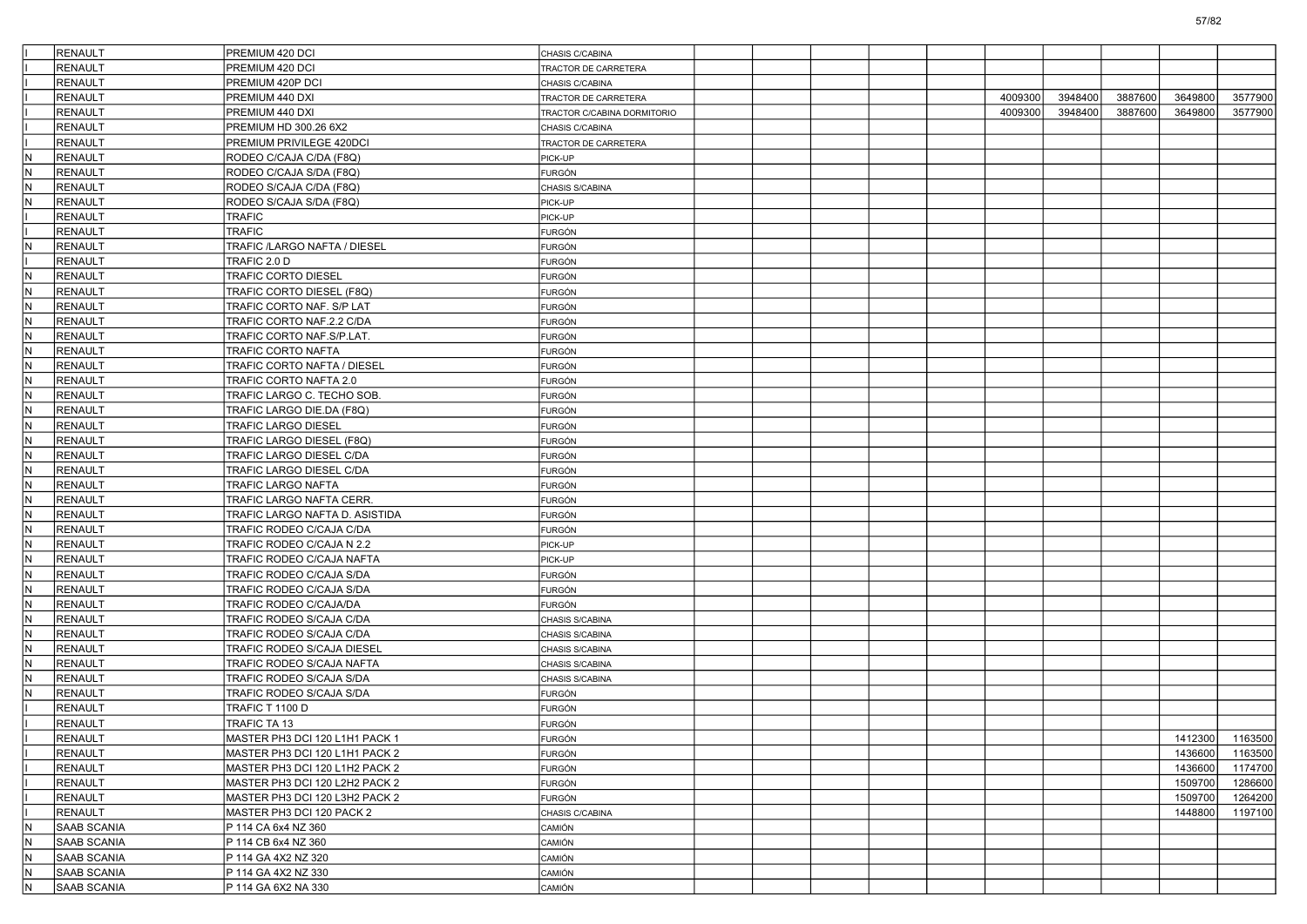| | | | | | | | | | | | | | |
|---|---|---|---|---|---|---|---|---|---|---|---|---|---|
| I | RENAULT | PREMIUM 420 DCI | CHASIS C/CABINA | | | | | | | | | | |
| I | RENAULT | PREMIUM 420 DCI | TRACTOR DE CARRETERA | | | | | | | | | | |
| I | RENAULT | PREMIUM 420P DCI | CHASIS C/CABINA | | | | | | | | | | |
| I | RENAULT | PREMIUM 440 DXI | TRACTOR DE CARRETERA | | | | | | 4009300 | 3948400 | 3887600 | 3649800 | 3577900 |
| I | RENAULT | PREMIUM 440 DXI | TRACTOR C/CABINA DORMITORIO | | | | | | 4009300 | 3948400 | 3887600 | 3649800 | 3577900 |
| I | RENAULT | PREMIUM HD 300.26 6X2 | CHASIS C/CABINA | | | | | | | | | | |
| I | RENAULT | PREMIUM PRIVILEGE 420DCI | TRACTOR DE CARRETERA | | | | | | | | | | |
| N | RENAULT | RODEO C/CAJA C/DA (F8Q) | PICK-UP | | | | | | | | | | |
| N | RENAULT | RODEO C/CAJA S/DA (F8Q) | FURGÓN | | | | | | | | | | |
| N | RENAULT | RODEO S/CAJA C/DA (F8Q) | CHASIS S/CABINA | | | | | | | | | | |
| N | RENAULT | RODEO S/CAJA S/DA (F8Q) | PICK-UP | | | | | | | | | | |
| I | RENAULT | TRAFIC | PICK-UP | | | | | | | | | | |
| I | RENAULT | TRAFIC | FURGÓN | | | | | | | | | | |
| N | RENAULT | TRAFIC /LARGO NAFTA / DIESEL | FURGÓN | | | | | | | | | | |
| I | RENAULT | TRAFIC 2.0 D | FURGÓN | | | | | | | | | | |
| N | RENAULT | TRAFIC CORTO DIESEL | FURGÓN | | | | | | | | | | |
| N | RENAULT | TRAFIC CORTO DIESEL (F8Q) | FURGÓN | | | | | | | | | | |
| N | RENAULT | TRAFIC CORTO NAF. S/P LAT | FURGÓN | | | | | | | | | | |
| N | RENAULT | TRAFIC CORTO NAF.2.2 C/DA | FURGÓN | | | | | | | | | | |
| N | RENAULT | TRAFIC CORTO NAF.S/P.LAT. | FURGÓN | | | | | | | | | | |
| N | RENAULT | TRAFIC CORTO NAFTA | FURGÓN | | | | | | | | | | |
| N | RENAULT | TRAFIC CORTO NAFTA / DIESEL | FURGÓN | | | | | | | | | | |
| N | RENAULT | TRAFIC CORTO NAFTA 2.0 | FURGÓN | | | | | | | | | | |
| N | RENAULT | TRAFIC LARGO C. TECHO SOB. | FURGÓN | | | | | | | | | | |
| N | RENAULT | TRAFIC LARGO DIE.DA (F8Q) | FURGÓN | | | | | | | | | | |
| N | RENAULT | TRAFIC LARGO DIESEL | FURGÓN | | | | | | | | | | |
| N | RENAULT | TRAFIC LARGO DIESEL (F8Q) | FURGÓN | | | | | | | | | | |
| N | RENAULT | TRAFIC LARGO DIESEL C/DA | FURGÓN | | | | | | | | | | |
| N | RENAULT | TRAFIC LARGO DIESEL C/DA | FURGÓN | | | | | | | | | | |
| N | RENAULT | TRAFIC LARGO NAFTA | FURGÓN | | | | | | | | | | |
| N | RENAULT | TRAFIC LARGO NAFTA CERR. | FURGÓN | | | | | | | | | | |
| N | RENAULT | TRAFIC LARGO NAFTA D. ASISTIDA | FURGÓN | | | | | | | | | | |
| N | RENAULT | TRAFIC RODEO C/CAJA C/DA | FURGÓN | | | | | | | | | | |
| N | RENAULT | TRAFIC RODEO C/CAJA N 2.2 | PICK-UP | | | | | | | | | | |
| N | RENAULT | TRAFIC RODEO C/CAJA NAFTA | PICK-UP | | | | | | | | | | |
| N | RENAULT | TRAFIC RODEO C/CAJA S/DA | FURGÓN | | | | | | | | | | |
| N | RENAULT | TRAFIC RODEO C/CAJA S/DA | FURGÓN | | | | | | | | | | |
| N | RENAULT | TRAFIC RODEO C/CAJA/DA | FURGÓN | | | | | | | | | | |
| N | RENAULT | TRAFIC RODEO S/CAJA C/DA | CHASIS S/CABINA | | | | | | | | | | |
| N | RENAULT | TRAFIC RODEO S/CAJA C/DA | CHASIS S/CABINA | | | | | | | | | | |
| N | RENAULT | TRAFIC RODEO S/CAJA DIESEL | CHASIS S/CABINA | | | | | | | | | | |
| N | RENAULT | TRAFIC RODEO S/CAJA NAFTA | CHASIS S/CABINA | | | | | | | | | | |
| N | RENAULT | TRAFIC RODEO S/CAJA S/DA | CHASIS S/CABINA | | | | | | | | | | |
| N | RENAULT | TRAFIC RODEO S/CAJA S/DA | FURGÓN | | | | | | | | | | |
| I | RENAULT | TRAFIC T 1100 D | FURGÓN | | | | | | | | | | |
| I | RENAULT | TRAFIC TA 13 | FURGÓN | | | | | | | | | | |
| I | RENAULT | MASTER PH3 DCI 120 L1H1 PACK 1 | FURGÓN | | | | | | | | | 1412300 | 1163500 |
| I | RENAULT | MASTER PH3 DCI 120 L1H1 PACK 2 | FURGÓN | | | | | | | | | 1436600 | 1163500 |
| I | RENAULT | MASTER PH3 DCI 120 L1H2 PACK 2 | FURGÓN | | | | | | | | | 1436600 | 1174700 |
| I | RENAULT | MASTER PH3 DCI 120 L2H2 PACK 2 | FURGÓN | | | | | | | | | 1509700 | 1286600 |
| I | RENAULT | MASTER PH3 DCI 120 L3H2 PACK 2 | FURGÓN | | | | | | | | | 1509700 | 1264200 |
| I | RENAULT | MASTER PH3 DCI 120 PACK 2 | CHASIS C/CABINA | | | | | | | | | 1448800 | 1197100 |
| N | SAAB SCANIA | P 114 CA 6x4 NZ 360 | CAMIÓN | | | | | | | | | | |
| N | SAAB SCANIA | P 114 CB 6x4 NZ 360 | CAMIÓN | | | | | | | | | | |
| N | SAAB SCANIA | P 114 GA 4X2 NZ 320 | CAMIÓN | | | | | | | | | | |
| N | SAAB SCANIA | P 114 GA 4X2 NZ 330 | CAMIÓN | | | | | | | | | | |
| N | SAAB SCANIA | P 114 GA 6X2 NA 330 | CAMIÓN | | | | | | | | | | |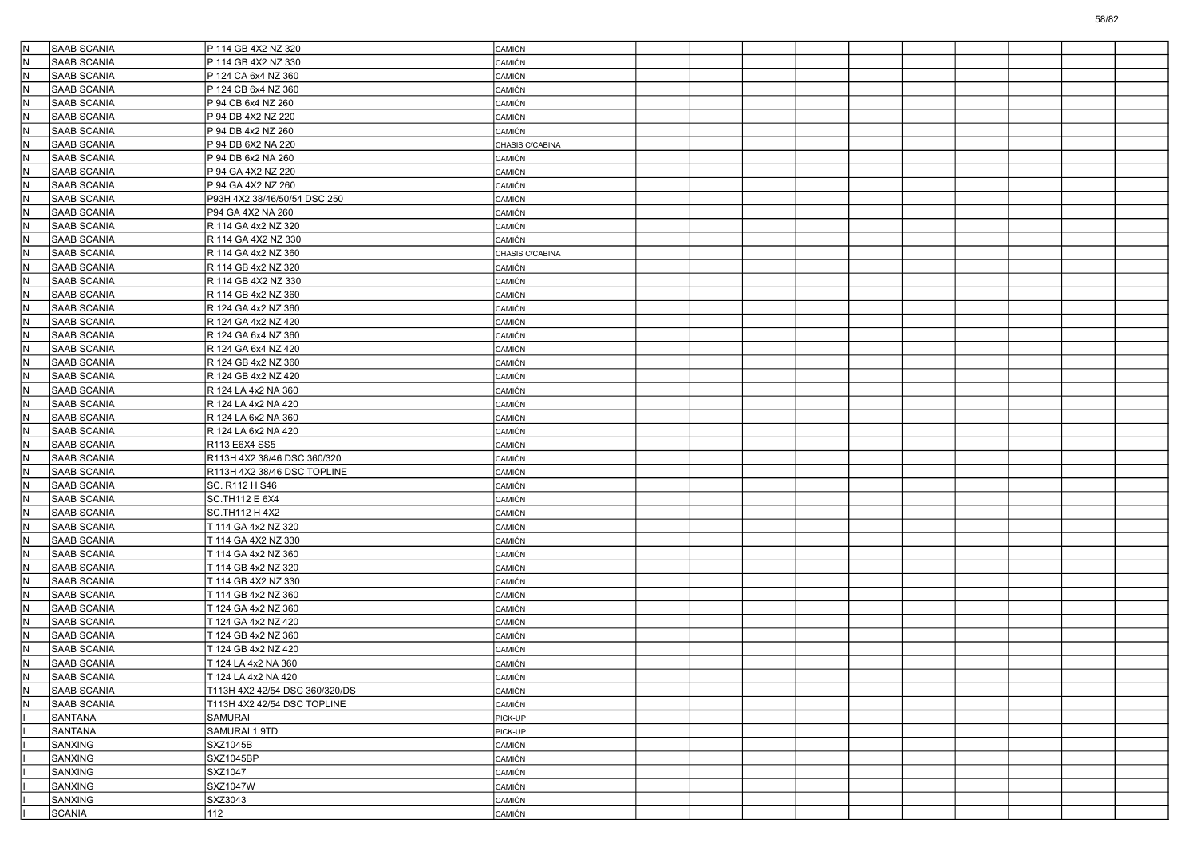| | | | | | | | | | | | | | | |
|---|---|---|---|---|---|---|---|---|---|---|---|---|---|---|
| N | SAAB SCANIA | P 114 GB 4X2 NZ 320 | CAMIÓN | | | | | | | | | | | |
| N | SAAB SCANIA | P 114 GB 4X2 NZ 330 | CAMIÓN | | | | | | | | | | | |
| N | SAAB SCANIA | P 124 CA 6x4 NZ 360 | CAMIÓN | | | | | | | | | | | |
| N | SAAB SCANIA | P 124 CB 6x4 NZ 360 | CAMIÓN | | | | | | | | | | | |
| N | SAAB SCANIA | P 94 CB 6x4 NZ 260 | CAMIÓN | | | | | | | | | | | |
| N | SAAB SCANIA | P 94 DB 4X2 NZ 220 | CAMIÓN | | | | | | | | | | | |
| N | SAAB SCANIA | P 94 DB 4x2 NZ 260 | CAMIÓN | | | | | | | | | | | |
| N | SAAB SCANIA | P 94 DB 6X2 NA 220 | CHASIS C/CABINA | | | | | | | | | | | |
| N | SAAB SCANIA | P 94 DB 6x2 NA 260 | CAMIÓN | | | | | | | | | | | |
| N | SAAB SCANIA | P 94 GA 4X2 NZ 220 | CAMIÓN | | | | | | | | | | | |
| N | SAAB SCANIA | P 94 GA 4X2 NZ 260 | CAMIÓN | | | | | | | | | | | |
| N | SAAB SCANIA | P93H 4X2 38/46/50/54 DSC 250 | CAMIÓN | | | | | | | | | | | |
| N | SAAB SCANIA | P94 GA 4X2 NA 260 | CAMIÓN | | | | | | | | | | | |
| N | SAAB SCANIA | R 114 GA 4x2 NZ 320 | CAMIÓN | | | | | | | | | | | |
| N | SAAB SCANIA | R 114 GA 4X2 NZ 330 | CAMIÓN | | | | | | | | | | | |
| N | SAAB SCANIA | R 114 GA 4x2 NZ 360 | CHASIS C/CABINA | | | | | | | | | | | |
| N | SAAB SCANIA | R 114 GB 4x2 NZ 320 | CAMIÓN | | | | | | | | | | | |
| N | SAAB SCANIA | R 114 GB 4X2 NZ 330 | CAMIÓN | | | | | | | | | | | |
| N | SAAB SCANIA | R 114 GB 4x2 NZ 360 | CAMIÓN | | | | | | | | | | | |
| N | SAAB SCANIA | R 124 GA 4x2 NZ 360 | CAMIÓN | | | | | | | | | | | |
| N | SAAB SCANIA | R 124 GA 4x2 NZ 420 | CAMIÓN | | | | | | | | | | | |
| N | SAAB SCANIA | R 124 GA 6x4 NZ 360 | CAMIÓN | | | | | | | | | | | |
| N | SAAB SCANIA | R 124 GA 6x4 NZ 420 | CAMIÓN | | | | | | | | | | | |
| N | SAAB SCANIA | R 124 GB 4x2 NZ 360 | CAMIÓN | | | | | | | | | | | |
| N | SAAB SCANIA | R 124 GB 4x2 NZ 420 | CAMIÓN | | | | | | | | | | | |
| N | SAAB SCANIA | R 124 LA 4x2 NA 360 | CAMIÓN | | | | | | | | | | | |
| N | SAAB SCANIA | R 124 LA 4x2 NA 420 | CAMIÓN | | | | | | | | | | | |
| N | SAAB SCANIA | R 124 LA 6x2 NA 360 | CAMIÓN | | | | | | | | | | | |
| N | SAAB SCANIA | R 124 LA 6x2 NA 420 | CAMIÓN | | | | | | | | | | | |
| N | SAAB SCANIA | R113 E6X4 SS5 | CAMIÓN | | | | | | | | | | | |
| N | SAAB SCANIA | R113H 4X2 38/46 DSC 360/320 | CAMIÓN | | | | | | | | | | | |
| N | SAAB SCANIA | R113H 4X2 38/46 DSC TOPLINE | CAMIÓN | | | | | | | | | | | |
| N | SAAB SCANIA | SC. R112 H S46 | CAMIÓN | | | | | | | | | | | |
| N | SAAB SCANIA | SC.TH112 E 6X4 | CAMIÓN | | | | | | | | | | | |
| N | SAAB SCANIA | SC.TH112 H 4X2 | CAMIÓN | | | | | | | | | | | |
| N | SAAB SCANIA | T 114 GA 4x2 NZ 320 | CAMIÓN | | | | | | | | | | | |
| N | SAAB SCANIA | T 114 GA 4X2 NZ 330 | CAMIÓN | | | | | | | | | | | |
| N | SAAB SCANIA | T 114 GA 4x2 NZ 360 | CAMIÓN | | | | | | | | | | | |
| N | SAAB SCANIA | T 114 GB 4x2 NZ 320 | CAMIÓN | | | | | | | | | | | |
| N | SAAB SCANIA | T 114 GB 4X2 NZ 330 | CAMIÓN | | | | | | | | | | | |
| N | SAAB SCANIA | T 114 GB 4x2 NZ 360 | CAMIÓN | | | | | | | | | | | |
| N | SAAB SCANIA | T 124 GA 4x2 NZ 360 | CAMIÓN | | | | | | | | | | | |
| N | SAAB SCANIA | T 124 GA 4x2 NZ 420 | CAMIÓN | | | | | | | | | | | |
| N | SAAB SCANIA | T 124 GB 4x2 NZ 360 | CAMIÓN | | | | | | | | | | | |
| N | SAAB SCANIA | T 124 GB 4x2 NZ 420 | CAMIÓN | | | | | | | | | | | |
| N | SAAB SCANIA | T 124 LA 4x2 NA 360 | CAMIÓN | | | | | | | | | | | |
| N | SAAB SCANIA | T 124 LA 4x2 NA 420 | CAMIÓN | | | | | | | | | | | |
| N | SAAB SCANIA | T113H 4X2 42/54 DSC 360/320/DS | CAMIÓN | | | | | | | | | | | |
| N | SAAB SCANIA | T113H 4X2 42/54 DSC TOPLINE | CAMIÓN | | | | | | | | | | | |
| I | SANTANA | SAMURAI | PICK-UP | | | | | | | | | | | |
| I | SANTANA | SAMURAI 1.9TD | PICK-UP | | | | | | | | | | | |
| I | SANXING | SXZ1045B | CAMIÓN | | | | | | | | | | | |
| I | SANXING | SXZ1045BP | CAMIÓN | | | | | | | | | | | |
| I | SANXING | SXZ1047 | CAMIÓN | | | | | | | | | | | |
| I | SANXING | SXZ1047W | CAMIÓN | | | | | | | | | | | |
| I | SANXING | SXZ3043 | CAMIÓN | | | | | | | | | | | |
| I | SCANIA | 112 | CAMIÓN | | | | | | | | | | | |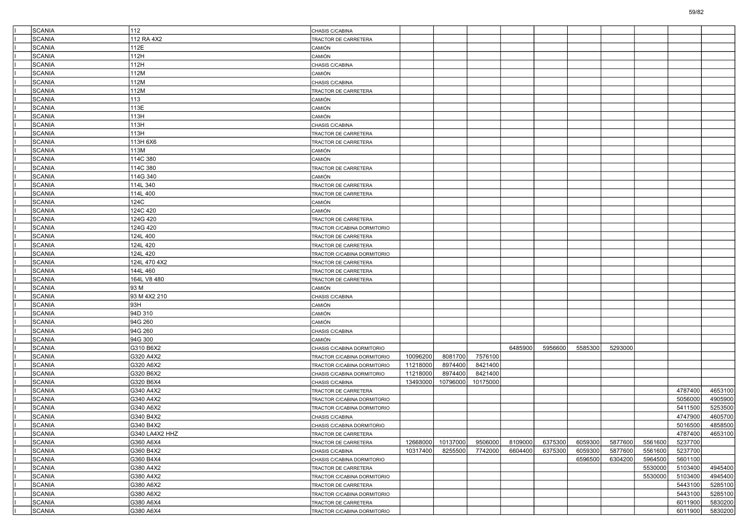| | | | | | | | | | | | | | |
|---|---|---|---|---|---|---|---|---|---|---|---|---|---|
| I | SCANIA | 112 | CHASIS C/CABINA | | | | | | | | | | |
| I | SCANIA | 112 RA 4X2 | TRACTOR DE CARRETERA | | | | | | | | | | |
| I | SCANIA | 112E | CAMIÓN | | | | | | | | | | |
| I | SCANIA | 112H | CAMIÓN | | | | | | | | | | |
| I | SCANIA | 112H | CHASIS C/CABINA | | | | | | | | | | |
| I | SCANIA | 112M | CAMIÓN | | | | | | | | | | |
| I | SCANIA | 112M | CHASIS C/CABINA | | | | | | | | | | |
| I | SCANIA | 112M | TRACTOR DE CARRETERA | | | | | | | | | | |
| I | SCANIA | 113 | CAMIÓN | | | | | | | | | | |
| I | SCANIA | 113E | CAMIÓN | | | | | | | | | | |
| I | SCANIA | 113H | CAMIÓN | | | | | | | | | | |
| I | SCANIA | 113H | CHASIS C/CABINA | | | | | | | | | | |
| I | SCANIA | 113H | TRACTOR DE CARRETERA | | | | | | | | | | |
| I | SCANIA | 113H 6X6 | TRACTOR DE CARRETERA | | | | | | | | | | |
| I | SCANIA | 113M | CAMIÓN | | | | | | | | | | |
| I | SCANIA | 114C 380 | CAMIÓN | | | | | | | | | | |
| I | SCANIA | 114C 380 | TRACTOR DE CARRETERA | | | | | | | | | | |
| I | SCANIA | 114G 340 | CAMIÓN | | | | | | | | | | |
| I | SCANIA | 114L 340 | TRACTOR DE CARRETERA | | | | | | | | | | |
| I | SCANIA | 114L 400 | TRACTOR DE CARRETERA | | | | | | | | | | |
| I | SCANIA | 124C | CAMIÓN | | | | | | | | | | |
| I | SCANIA | 124C 420 | CAMIÓN | | | | | | | | | | |
| I | SCANIA | 124G 420 | TRACTOR DE CARRETERA | | | | | | | | | | |
| I | SCANIA | 124G 420 | TRACTOR C/CABINA DORMITORIO | | | | | | | | | | |
| I | SCANIA | 124L 400 | TRACTOR DE CARRETERA | | | | | | | | | | |
| I | SCANIA | 124L 420 | TRACTOR DE CARRETERA | | | | | | | | | | |
| I | SCANIA | 124L 420 | TRACTOR C/CABINA DORMITORIO | | | | | | | | | | |
| I | SCANIA | 124L 470 4X2 | TRACTOR DE CARRETERA | | | | | | | | | | |
| I | SCANIA | 144L 460 | TRACTOR DE CARRETERA | | | | | | | | | | |
| I | SCANIA | 164L V8 480 | TRACTOR DE CARRETERA | | | | | | | | | | |
| I | SCANIA | 93 M | CAMIÓN | | | | | | | | | | |
| I | SCANIA | 93 M 4X2 210 | CHASIS C/CABINA | | | | | | | | | | |
| I | SCANIA | 93H | CAMIÓN | | | | | | | | | | |
| I | SCANIA | 94D 310 | CAMIÓN | | | | | | | | | | |
| I | SCANIA | 94G 260 | CAMIÓN | | | | | | | | | | |
| I | SCANIA | 94G 260 | CHASIS C/CABINA | | | | | | | | | | |
| I | SCANIA | 94G 300 | CAMIÓN | | | | | | | | | | |
| I | SCANIA | G310 B6X2 | CHASIS C/CABINA DORMITORIO | | | | 6485900 | 5956600 | 5585300 | 5293000 | | | |
| I | SCANIA | G320 A4X2 | TRACTOR C/CABINA DORMITORIO | 10096200 | 8081700 | 7576100 | | | | | | | |
| I | SCANIA | G320 A6X2 | TRACTOR C/CABINA DORMITORIO | 11218000 | 8974400 | 8421400 | | | | | | | |
| I | SCANIA | G320 B6X2 | CHASIS C/CABINA DORMITORIO | 11218000 | 8974400 | 8421400 | | | | | | | |
| I | SCANIA | G320 B6X4 | CHASIS C/CABINA | 13493000 | 10796000 | 10175000 | | | | | | | |
| I | SCANIA | G340 A4X2 | TRACTOR DE CARRETERA | | | | | | | | | 4787400 | 4653100 |
| I | SCANIA | G340 A4X2 | TRACTOR C/CABINA DORMITORIO | | | | | | | | | 5056000 | 4905900 |
| I | SCANIA | G340 A6X2 | TRACTOR C/CABINA DORMITORIO | | | | | | | | | 5411500 | 5253500 |
| I | SCANIA | G340 B4X2 | CHASIS C/CABINA | | | | | | | | | 4747900 | 4605700 |
| I | SCANIA | G340 B4X2 | CHASIS C/CABINA DORMITORIO | | | | | | | | | 5016500 | 4858500 |
| I | SCANIA | G340 LA4X2 HHZ | TRACTOR DE CARRETERA | | | | | | | | | 4787400 | 4653100 |
| I | SCANIA | G360 A6X4 | TRACTOR DE CARRETERA | 12668000 | 10137000 | 9506000 | 8109000 | 6375300 | 6059300 | 5877600 | 5561600 | 5237700 | |
| I | SCANIA | G360 B4X2 | CHASIS C/CABINA | 10317400 | 8255500 | 7742000 | 6604400 | 6375300 | 6059300 | 5877600 | 5561600 | 5237700 | |
| I | SCANIA | G360 B4X4 | CHASIS C/CABINA DORMITORIO | | | | | | 6596500 | 6304200 | 5964500 | 5601100 | |
| I | SCANIA | G380 A4X2 | TRACTOR DE CARRETERA | | | | | | | | 5530000 | 5103400 | 4945400 |
| I | SCANIA | G380 A4X2 | TRACTOR C/CABINA DORMITORIO | | | | | | | | 5530000 | 5103400 | 4945400 |
| I | SCANIA | G380 A6X2 | TRACTOR DE CARRETERA | | | | | | | | | 5443100 | 5285100 |
| I | SCANIA | G380 A6X2 | TRACTOR C/CABINA DORMITORIO | | | | | | | | | 5443100 | 5285100 |
| I | SCANIA | G380 A6X4 | TRACTOR DE CARRETERA | | | | | | | | | 6011900 | 5830200 |
| I | SCANIA | G380 A6X4 | TRACTOR C/CABINA DORMITORIO | | | | | | | | | 6011900 | 5830200 |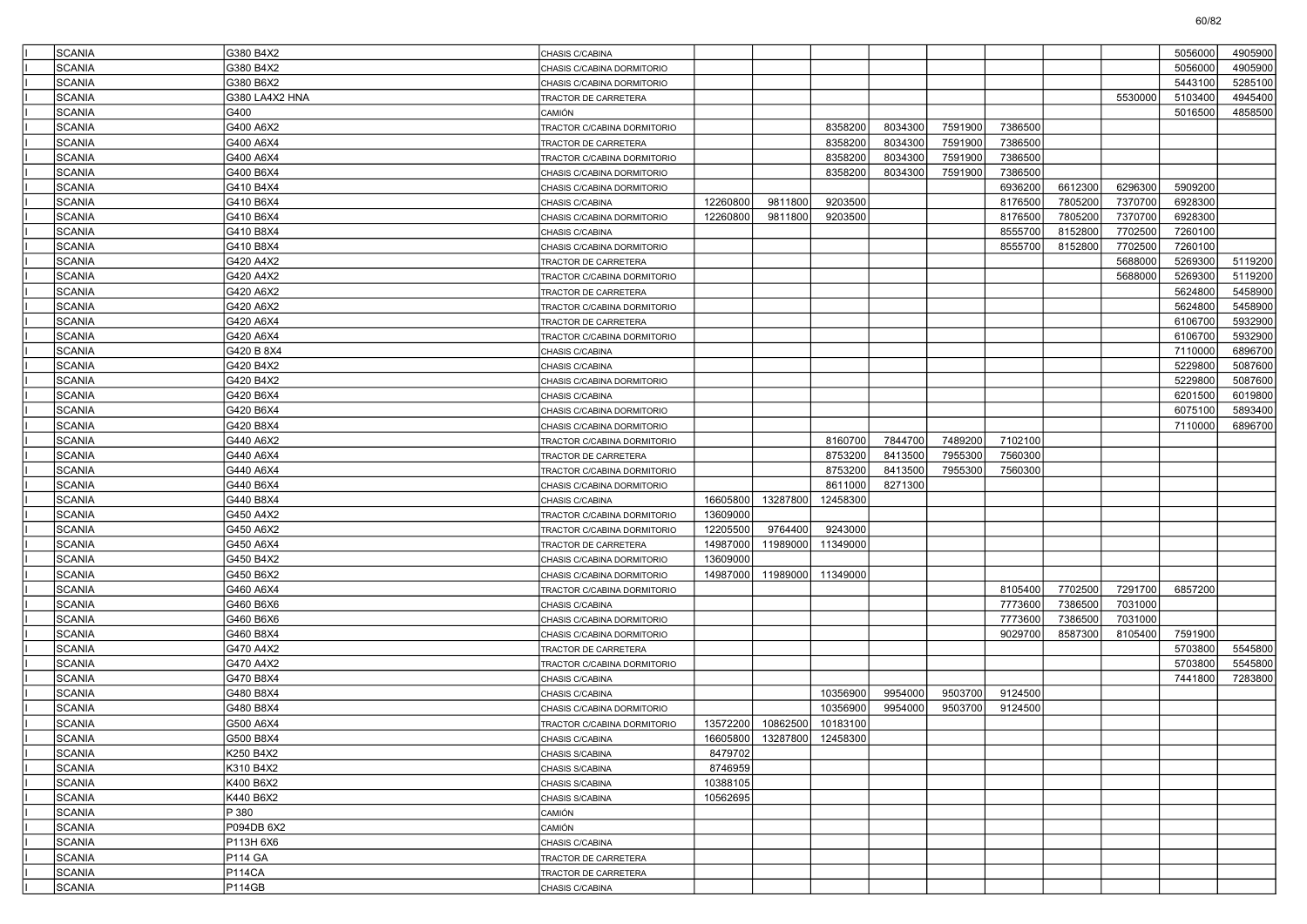| | | | | | | | | | | | | | |
|---|---|---|---|---|---|---|---|---|---|---|---|---|---|
| | SCANIA | G380 B4X2 | CHASIS C/CABINA | | | | | | | | | 5056000 | 4905900 |
| | SCANIA | G380 B4X2 | CHASIS C/CABINA DORMITORIO | | | | | | | | | 5056000 | 4905900 |
| | SCANIA | G380 B6X2 | CHASIS C/CABINA DORMITORIO | | | | | | | | | 5443100 | 5285100 |
| | SCANIA | G380 LA4X2 HNA | TRACTOR DE CARRETERA | | | | | | | | 5530000 | 5103400 | 4945400 |
| | SCANIA | G400 | CAMIÓN | | | | | | | | | 5016500 | 4858500 |
| | SCANIA | G400 A6X2 | TRACTOR C/CABINA DORMITORIO | | | 8358200 | 8034300 | 7591900 | 7386500 | | | | |
| | SCANIA | G400 A6X4 | TRACTOR DE CARRETERA | | | 8358200 | 8034300 | 7591900 | 7386500 | | | | |
| | SCANIA | G400 A6X4 | TRACTOR C/CABINA DORMITORIO | | | 8358200 | 8034300 | 7591900 | 7386500 | | | | |
| | SCANIA | G400 B6X4 | CHASIS C/CABINA DORMITORIO | | | 8358200 | 8034300 | 7591900 | 7386500 | | | | |
| | SCANIA | G410 B4X4 | CHASIS C/CABINA DORMITORIO | | | | | | 6936200 | 6612300 | 6296300 | 5909200 | |
| | SCANIA | G410 B6X4 | CHASIS C/CABINA | 12260800 | 9811800 | 9203500 | | | 8176500 | 7805200 | 7370700 | 6928300 | |
| | SCANIA | G410 B6X4 | CHASIS C/CABINA DORMITORIO | 12260800 | 9811800 | 9203500 | | | 8176500 | 7805200 | 7370700 | 6928300 | |
| | SCANIA | G410 B8X4 | CHASIS C/CABINA | | | | | | 8555700 | 8152800 | 7702500 | 7260100 | |
| | SCANIA | G410 B8X4 | CHASIS C/CABINA DORMITORIO | | | | | | 8555700 | 8152800 | 7702500 | 7260100 | |
| | SCANIA | G420 A4X2 | TRACTOR DE CARRETERA | | | | | | | | 5688000 | 5269300 | 5119200 |
| | SCANIA | G420 A4X2 | TRACTOR C/CABINA DORMITORIO | | | | | | | | 5688000 | 5269300 | 5119200 |
| | SCANIA | G420 A6X2 | TRACTOR DE CARRETERA | | | | | | | | | 5624800 | 5458900 |
| | SCANIA | G420 A6X2 | TRACTOR C/CABINA DORMITORIO | | | | | | | | | 5624800 | 5458900 |
| | SCANIA | G420 A6X4 | TRACTOR DE CARRETERA | | | | | | | | | 6106700 | 5932900 |
| | SCANIA | G420 A6X4 | TRACTOR C/CABINA DORMITORIO | | | | | | | | | 6106700 | 5932900 |
| | SCANIA | G420 B 8X4 | CHASIS C/CABINA | | | | | | | | | 7110000 | 6896700 |
| | SCANIA | G420 B4X2 | CHASIS C/CABINA | | | | | | | | | 5229800 | 5087600 |
| | SCANIA | G420 B4X2 | CHASIS C/CABINA DORMITORIO | | | | | | | | | 5229800 | 5087600 |
| | SCANIA | G420 B6X4 | CHASIS C/CABINA | | | | | | | | | 6201500 | 6019800 |
| | SCANIA | G420 B6X4 | CHASIS C/CABINA DORMITORIO | | | | | | | | | 6075100 | 5893400 |
| | SCANIA | G420 B8X4 | CHASIS C/CABINA DORMITORIO | | | | | | | | | 7110000 | 6896700 |
| | SCANIA | G440 A6X2 | TRACTOR C/CABINA DORMITORIO | | | 8160700 | 7844700 | 7489200 | 7102100 | | | | |
| | SCANIA | G440 A6X4 | TRACTOR DE CARRETERA | | | 8753200 | 8413500 | 7955300 | 7560300 | | | | |
| | SCANIA | G440 A6X4 | TRACTOR C/CABINA DORMITORIO | | | 8753200 | 8413500 | 7955300 | 7560300 | | | | |
| | SCANIA | G440 B6X4 | CHASIS C/CABINA DORMITORIO | | | 8611000 | 8271300 | | | | | | |
| | SCANIA | G440 B8X4 | CHASIS C/CABINA | 16605800 | 13287800 | 12458300 | | | | | | | |
| | SCANIA | G450 A4X2 | TRACTOR C/CABINA DORMITORIO | 13609000 | | | | | | | | | |
| | SCANIA | G450 A6X2 | TRACTOR C/CABINA DORMITORIO | 12205500 | 9764400 | 9243000 | | | | | | | |
| | SCANIA | G450 A6X4 | TRACTOR DE CARRETERA | 14987000 | 11989000 | 11349000 | | | | | | | |
| | SCANIA | G450 B4X2 | CHASIS C/CABINA DORMITORIO | 13609000 | | | | | | | | | |
| | SCANIA | G450 B6X2 | CHASIS C/CABINA DORMITORIO | 14987000 | 11989000 | 11349000 | | | | | | | |
| | SCANIA | G460 A6X4 | TRACTOR C/CABINA DORMITORIO | | | | | | 8105400 | 7702500 | 7291700 | 6857200 | |
| | SCANIA | G460 B6X6 | CHASIS C/CABINA | | | | | | 7773600 | 7386500 | 7031000 | | |
| | SCANIA | G460 B6X6 | CHASIS C/CABINA DORMITORIO | | | | | | 7773600 | 7386500 | 7031000 | | |
| | SCANIA | G460 B8X4 | CHASIS C/CABINA DORMITORIO | | | | | | 9029700 | 8587300 | 8105400 | 7591900 | |
| | SCANIA | G470 A4X2 | TRACTOR DE CARRETERA | | | | | | | | | 5703800 | 5545800 |
| | SCANIA | G470 A4X2 | TRACTOR C/CABINA DORMITORIO | | | | | | | | | 5703800 | 5545800 |
| | SCANIA | G470 B8X4 | CHASIS C/CABINA | | | | | | | | | 7441800 | 7283800 |
| | SCANIA | G480 B8X4 | CHASIS C/CABINA | | | 10356900 | 9954000 | 9503700 | 9124500 | | | | |
| | SCANIA | G480 B8X4 | CHASIS C/CABINA DORMITORIO | | | 10356900 | 9954000 | 9503700 | 9124500 | | | | |
| | SCANIA | G500 A6X4 | TRACTOR C/CABINA DORMITORIO | 13572200 | 10862500 | 10183100 | | | | | | | |
| | SCANIA | G500 B8X4 | CHASIS C/CABINA | 16605800 | 13287800 | 12458300 | | | | | | | |
| | SCANIA | K250 B4X2 | CHASIS S/CABINA | 8479702 | | | | | | | | | |
| | SCANIA | K310 B4X2 | CHASIS S/CABINA | 8746959 | | | | | | | | | |
| | SCANIA | K400 B6X2 | CHASIS S/CABINA | 10388105 | | | | | | | | | |
| | SCANIA | K440 B6X2 | CHASIS S/CABINA | 10562695 | | | | | | | | | |
| | SCANIA | P 380 | CAMIÓN | | | | | | | | | | |
| | SCANIA | P094DB 6X2 | CAMIÓN | | | | | | | | | | |
| | SCANIA | P113H 6X6 | CHASIS C/CABINA | | | | | | | | | | |
| | SCANIA | P114 GA | TRACTOR DE CARRETERA | | | | | | | | | | |
| | SCANIA | P114CA | TRACTOR DE CARRETERA | | | | | | | | | | |
| | SCANIA | P114GB | CHASIS C/CABINA | | | | | | | | | | |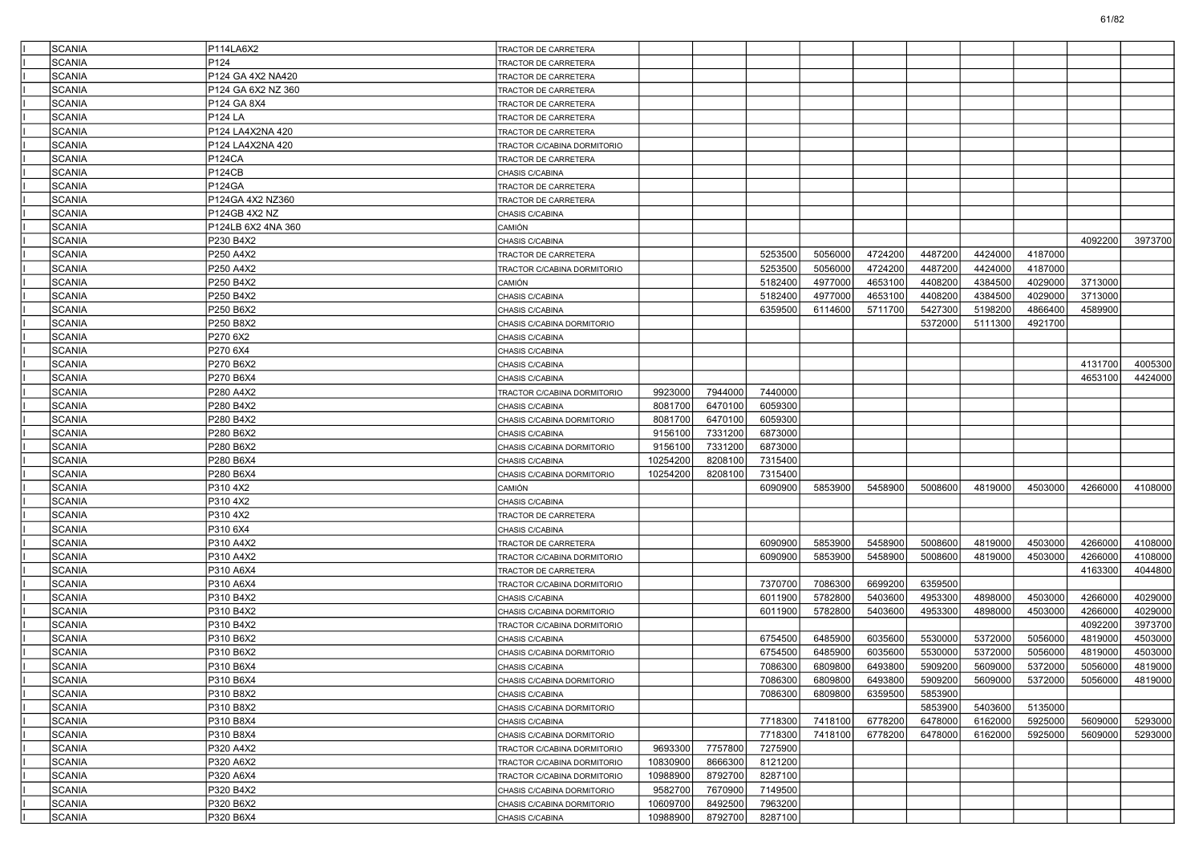| | | | | | | | | | | | | | |
|---|---|---|---|---|---|---|---|---|---|---|---|---|---|
| I | SCANIA | P114LA6X2 | TRACTOR DE CARRETERA | | | | | | | | | | |
| I | SCANIA | P124 | TRACTOR DE CARRETERA | | | | | | | | | | |
| I | SCANIA | P124 GA 4X2 NA420 | TRACTOR DE CARRETERA | | | | | | | | | | |
| I | SCANIA | P124 GA 6X2 NZ 360 | TRACTOR DE CARRETERA | | | | | | | | | | |
| I | SCANIA | P124 GA 8X4 | TRACTOR DE CARRETERA | | | | | | | | | | |
| I | SCANIA | P124 LA | TRACTOR DE CARRETERA | | | | | | | | | | |
| I | SCANIA | P124 LA4X2NA 420 | TRACTOR DE CARRETERA | | | | | | | | | | |
| I | SCANIA | P124 LA4X2NA 420 | TRACTOR C/CABINA DORMITORIO | | | | | | | | | | |
| I | SCANIA | P124CA | TRACTOR DE CARRETERA | | | | | | | | | | |
| I | SCANIA | P124CB | CHASIS C/CABINA | | | | | | | | | | |
| I | SCANIA | P124GA | TRACTOR DE CARRETERA | | | | | | | | | | |
| I | SCANIA | P124GA 4X2 NZ360 | TRACTOR DE CARRETERA | | | | | | | | | | |
| I | SCANIA | P124GB 4X2 NZ | CHASIS C/CABINA | | | | | | | | | | |
| I | SCANIA | P124LB 6X2 4NA 360 | CAMIÓN | | | | | | | | | | |
| I | SCANIA | P230 B4X2 | CHASIS C/CABINA | | | | | | | | | 4092200 | 3973700 |
| I | SCANIA | P250 A4X2 | TRACTOR DE CARRETERA | | | 5253500 | 5056000 | 4724200 | 4487200 | 4424000 | 4187000 | | |
| I | SCANIA | P250 A4X2 | TRACTOR C/CABINA DORMITORIO | | | 5253500 | 5056000 | 4724200 | 4487200 | 4424000 | 4187000 | | |
| I | SCANIA | P250 B4X2 | CAMIÓN | | | 5182400 | 4977000 | 4653100 | 4408200 | 4384500 | 4029000 | 3713000 | |
| I | SCANIA | P250 B4X2 | CHASIS C/CABINA | | | 5182400 | 4977000 | 4653100 | 4408200 | 4384500 | 4029000 | 3713000 | |
| I | SCANIA | P250 B6X2 | CHASIS C/CABINA | | | 6359500 | 6114600 | 5711700 | 5427300 | 5198200 | 4866400 | 4589900 | |
| I | SCANIA | P250 B8X2 | CHASIS C/CABINA DORMITORIO | | | | | | 5372000 | 5111300 | 4921700 | | |
| I | SCANIA | P270 6X2 | CHASIS C/CABINA | | | | | | | | | | |
| I | SCANIA | P270 6X4 | CHASIS C/CABINA | | | | | | | | | | |
| I | SCANIA | P270 B6X2 | CHASIS C/CABINA | | | | | | | | | 4131700 | 4005300 |
| I | SCANIA | P270 B6X4 | CHASIS C/CABINA | | | | | | | | | 4653100 | 4424000 |
| I | SCANIA | P280 A4X2 | TRACTOR C/CABINA DORMITORIO | 9923000 | 7944000 | 7440000 | | | | | | | |
| I | SCANIA | P280 B4X2 | CHASIS C/CABINA | 8081700 | 6470100 | 6059300 | | | | | | | |
| I | SCANIA | P280 B4X2 | CHASIS C/CABINA DORMITORIO | 8081700 | 6470100 | 6059300 | | | | | | | |
| I | SCANIA | P280 B6X2 | CHASIS C/CABINA | 9156100 | 7331200 | 6873000 | | | | | | | |
| I | SCANIA | P280 B6X2 | CHASIS C/CABINA DORMITORIO | 9156100 | 7331200 | 6873000 | | | | | | | |
| I | SCANIA | P280 B6X4 | CHASIS C/CABINA | 10254200 | 8208100 | 7315400 | | | | | | | |
| I | SCANIA | P280 B6X4 | CHASIS C/CABINA DORMITORIO | 10254200 | 8208100 | 7315400 | | | | | | | |
| I | SCANIA | P310 4X2 | CAMIÓN | | | 6090900 | 5853900 | 5458900 | 5008600 | 4819000 | 4503000 | 4266000 | 4108000 |
| I | SCANIA | P310 4X2 | CHASIS C/CABINA | | | | | | | | | | |
| I | SCANIA | P310 4X2 | TRACTOR DE CARRETERA | | | | | | | | | | |
| I | SCANIA | P310 6X4 | CHASIS C/CABINA | | | | | | | | | | |
| I | SCANIA | P310 A4X2 | TRACTOR DE CARRETERA | | | 6090900 | 5853900 | 5458900 | 5008600 | 4819000 | 4503000 | 4266000 | 4108000 |
| I | SCANIA | P310 A4X2 | TRACTOR C/CABINA DORMITORIO | | | 6090900 | 5853900 | 5458900 | 5008600 | 4819000 | 4503000 | 4266000 | 4108000 |
| I | SCANIA | P310 A6X4 | TRACTOR DE CARRETERA | | | | | | | | | 4163300 | 4044800 |
| I | SCANIA | P310 A6X4 | TRACTOR C/CABINA DORMITORIO | | | 7370700 | 7086300 | 6699200 | 6359500 | | | | |
| I | SCANIA | P310 B4X2 | CHASIS C/CABINA | | | 6011900 | 5782800 | 5403600 | 4953300 | 4898000 | 4503000 | 4266000 | 4029000 |
| I | SCANIA | P310 B4X2 | CHASIS C/CABINA DORMITORIO | | | 6011900 | 5782800 | 5403600 | 4953300 | 4898000 | 4503000 | 4266000 | 4029000 |
| I | SCANIA | P310 B4X2 | TRACTOR C/CABINA DORMITORIO | | | | | | | | | 4092200 | 3973700 |
| I | SCANIA | P310 B6X2 | CHASIS C/CABINA | | | 6754500 | 6485900 | 6035600 | 5530000 | 5372000 | 5056000 | 4819000 | 4503000 |
| I | SCANIA | P310 B6X2 | CHASIS C/CABINA DORMITORIO | | | 6754500 | 6485900 | 6035600 | 5530000 | 5372000 | 5056000 | 4819000 | 4503000 |
| I | SCANIA | P310 B6X4 | CHASIS C/CABINA | | | 7086300 | 6809800 | 6493800 | 5909200 | 5609000 | 5372000 | 5056000 | 4819000 |
| I | SCANIA | P310 B6X4 | CHASIS C/CABINA DORMITORIO | | | 7086300 | 6809800 | 6493800 | 5909200 | 5609000 | 5372000 | 5056000 | 4819000 |
| I | SCANIA | P310 B8X2 | CHASIS C/CABINA | | | 7086300 | 6809800 | 6359500 | 5853900 | | | | |
| I | SCANIA | P310 B8X2 | CHASIS C/CABINA DORMITORIO | | | | | | 5853900 | 5403600 | 5135000 | | |
| I | SCANIA | P310 B8X4 | CHASIS C/CABINA | | | 7718300 | 7418100 | 6778200 | 6478000 | 6162000 | 5925000 | 5609000 | 5293000 |
| I | SCANIA | P310 B8X4 | CHASIS C/CABINA DORMITORIO | | | 7718300 | 7418100 | 6778200 | 6478000 | 6162000 | 5925000 | 5609000 | 5293000 |
| I | SCANIA | P320 A4X2 | TRACTOR C/CABINA DORMITORIO | 9693300 | 7757800 | 7275900 | | | | | | | |
| I | SCANIA | P320 A6X2 | TRACTOR C/CABINA DORMITORIO | 10830900 | 8666300 | 8121200 | | | | | | | |
| I | SCANIA | P320 A6X4 | TRACTOR C/CABINA DORMITORIO | 10988900 | 8792700 | 8287100 | | | | | | | |
| I | SCANIA | P320 B4X2 | CHASIS C/CABINA DORMITORIO | 9582700 | 7670900 | 7149500 | | | | | | | |
| I | SCANIA | P320 B6X2 | CHASIS C/CABINA DORMITORIO | 10609700 | 8492500 | 7963200 | | | | | | | |
| I | SCANIA | P320 B6X4 | CHASIS C/CABINA | 10988900 | 8792700 | 8287100 | | | | | | | |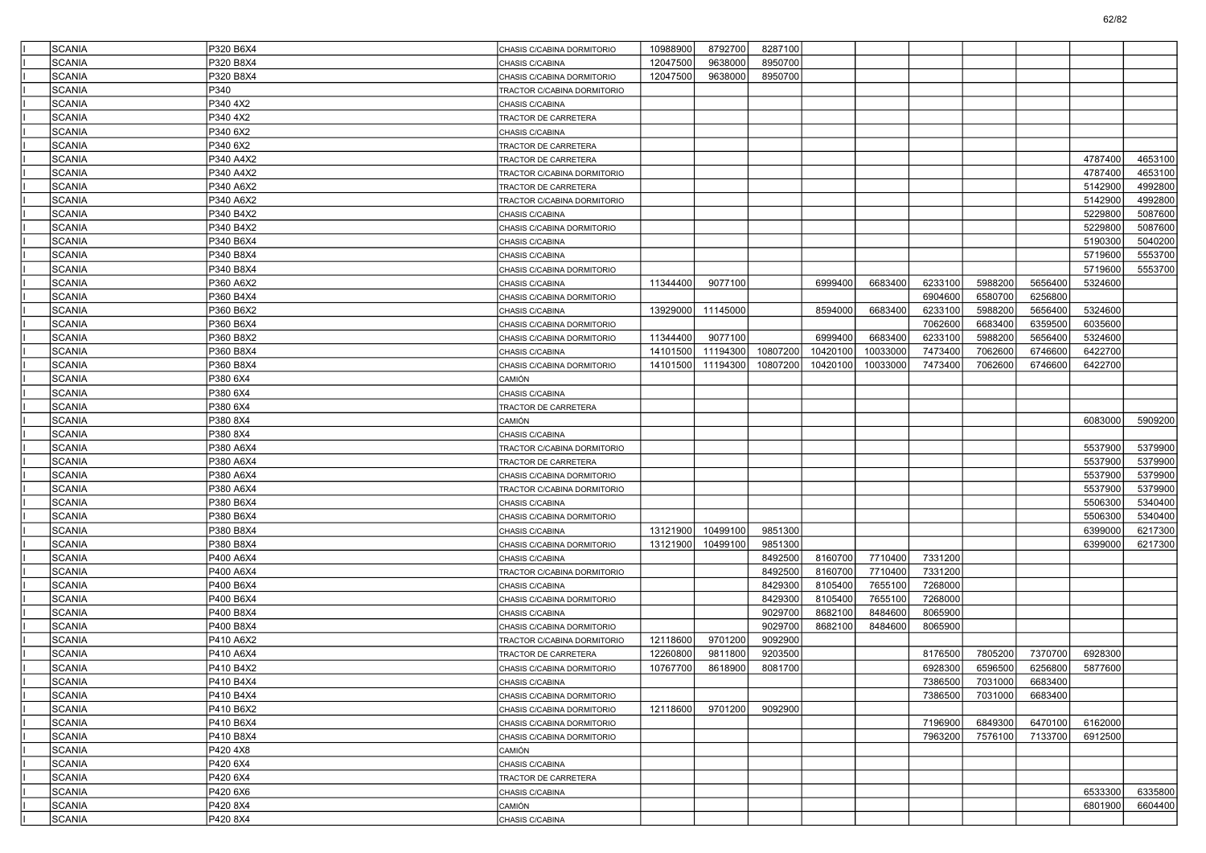| | | | | | | | | | | | | | |
|---|---|---|---|---|---|---|---|---|---|---|---|---|---|
| | SCANIA | P320 B6X4 | CHASIS C/CABINA DORMITORIO | 10988900 | 8792700 | 8287100 | | | | | | | |
| | SCANIA | P320 B8X4 | CHASIS C/CABINA | 12047500 | 9638000 | 8950700 | | | | | | | |
| | SCANIA | P320 B8X4 | CHASIS C/CABINA DORMITORIO | 12047500 | 9638000 | 8950700 | | | | | | | |
| | SCANIA | P340 | TRACTOR C/CABINA DORMITORIO | | | | | | | | | | |
| | SCANIA | P340 4X2 | CHASIS C/CABINA | | | | | | | | | | |
| | SCANIA | P340 4X2 | TRACTOR DE CARRETERA | | | | | | | | | | |
| | SCANIA | P340 6X2 | CHASIS C/CABINA | | | | | | | | | | |
| | SCANIA | P340 6X2 | TRACTOR DE CARRETERA | | | | | | | | | | |
| | SCANIA | P340 A4X2 | TRACTOR DE CARRETERA | | | | | | | | | 4787400 | 4653100 |
| | SCANIA | P340 A4X2 | TRACTOR C/CABINA DORMITORIO | | | | | | | | | 4787400 | 4653100 |
| | SCANIA | P340 A6X2 | TRACTOR DE CARRETERA | | | | | | | | | 5142900 | 4992800 |
| | SCANIA | P340 A6X2 | TRACTOR C/CABINA DORMITORIO | | | | | | | | | 5142900 | 4992800 |
| | SCANIA | P340 B4X2 | CHASIS C/CABINA | | | | | | | | | 5229800 | 5087600 |
| | SCANIA | P340 B4X2 | CHASIS C/CABINA DORMITORIO | | | | | | | | | 5229800 | 5087600 |
| | SCANIA | P340 B6X4 | CHASIS C/CABINA | | | | | | | | | 5190300 | 5040200 |
| | SCANIA | P340 B8X4 | CHASIS C/CABINA | | | | | | | | | 5719600 | 5553700 |
| | SCANIA | P340 B8X4 | CHASIS C/CABINA DORMITORIO | | | | | | | | | 5719600 | 5553700 |
| | SCANIA | P360 A6X2 | CHASIS C/CABINA | 11344400 | 9077100 | | 6999400 | 6683400 | 6233100 | 5988200 | 5656400 | 5324600 | |
| | SCANIA | P360 B4X4 | CHASIS C/CABINA DORMITORIO | | | | | | 6904600 | 6580700 | 6256800 | | |
| | SCANIA | P360 B6X2 | CHASIS C/CABINA | 13929000 | 11145000 | | 8594000 | 6683400 | 6233100 | 5988200 | 5656400 | 5324600 | |
| | SCANIA | P360 B6X4 | CHASIS C/CABINA DORMITORIO | | | | | | 7062600 | 6683400 | 6359500 | 6035600 | |
| | SCANIA | P360 B8X2 | CHASIS C/CABINA DORMITORIO | 11344400 | 9077100 | | 6999400 | 6683400 | 6233100 | 5988200 | 5656400 | 5324600 | |
| | SCANIA | P360 B8X4 | CHASIS C/CABINA | 14101500 | 11194300 | 10807200 | 10420100 | 10033000 | 7473400 | 7062600 | 6746600 | 6422700 | |
| | SCANIA | P360 B8X4 | CHASIS C/CABINA DORMITORIO | 14101500 | 11194300 | 10807200 | 10420100 | 10033000 | 7473400 | 7062600 | 6746600 | 6422700 | |
| | SCANIA | P380 6X4 | CAMIÓN | | | | | | | | | | |
| | SCANIA | P380 6X4 | CHASIS C/CABINA | | | | | | | | | | |
| | SCANIA | P380 6X4 | TRACTOR DE CARRETERA | | | | | | | | | | |
| | SCANIA | P380 8X4 | CAMIÓN | | | | | | | | | 6083000 | 5909200 |
| | SCANIA | P380 8X4 | CHASIS C/CABINA | | | | | | | | | | |
| | SCANIA | P380 A6X4 | TRACTOR C/CABINA DORMITORIO | | | | | | | | | 5537900 | 5379900 |
| | SCANIA | P380 A6X4 | TRACTOR DE CARRETERA | | | | | | | | | 5537900 | 5379900 |
| | SCANIA | P380 A6X4 | CHASIS C/CABINA DORMITORIO | | | | | | | | | 5537900 | 5379900 |
| | SCANIA | P380 A6X4 | TRACTOR C/CABINA DORMITORIO | | | | | | | | | 5537900 | 5379900 |
| | SCANIA | P380 B6X4 | CHASIS C/CABINA | | | | | | | | | 5506300 | 5340400 |
| | SCANIA | P380 B6X4 | CHASIS C/CABINA DORMITORIO | | | | | | | | | 5506300 | 5340400 |
| | SCANIA | P380 B8X4 | CHASIS C/CABINA | 13121900 | 10499100 | 9851300 | | | | | | 6399000 | 6217300 |
| | SCANIA | P380 B8X4 | CHASIS C/CABINA DORMITORIO | 13121900 | 10499100 | 9851300 | | | | | | 6399000 | 6217300 |
| | SCANIA | P400 A6X4 | CHASIS C/CABINA | | | 8492500 | 8160700 | 7710400 | 7331200 | | | | |
| | SCANIA | P400 A6X4 | TRACTOR C/CABINA DORMITORIO | | | 8492500 | 8160700 | 7710400 | 7331200 | | | | |
| | SCANIA | P400 B6X4 | CHASIS C/CABINA | | | 8429300 | 8105400 | 7655100 | 7268000 | | | | |
| | SCANIA | P400 B6X4 | CHASIS C/CABINA DORMITORIO | | | 8429300 | 8105400 | 7655100 | 7268000 | | | | |
| | SCANIA | P400 B8X4 | CHASIS C/CABINA | | | 9029700 | 8682100 | 8484600 | 8065900 | | | | |
| | SCANIA | P400 B8X4 | CHASIS C/CABINA DORMITORIO | | | 9029700 | 8682100 | 8484600 | 8065900 | | | | |
| | SCANIA | P410 A6X2 | TRACTOR C/CABINA DORMITORIO | 12118600 | 9701200 | 9092900 | | | | | | | |
| | SCANIA | P410 A6X4 | TRACTOR DE CARRETERA | 12260800 | 9811800 | 9203500 | | | 8176500 | 7805200 | 7370700 | 6928300 | |
| | SCANIA | P410 B4X2 | CHASIS C/CABINA DORMITORIO | 10767700 | 8618900 | 8081700 | | | 6928300 | 6596500 | 6256800 | 5877600 | |
| | SCANIA | P410 B4X4 | CHASIS C/CABINA | | | | | | 7386500 | 7031000 | 6683400 | | |
| | SCANIA | P410 B4X4 | CHASIS C/CABINA DORMITORIO | | | | | | 7386500 | 7031000 | 6683400 | | |
| | SCANIA | P410 B6X2 | CHASIS C/CABINA DORMITORIO | 12118600 | 9701200 | 9092900 | | | | | | | |
| | SCANIA | P410 B6X4 | CHASIS C/CABINA DORMITORIO | | | | | | 7196900 | 6849300 | 6470100 | 6162000 | |
| | SCANIA | P410 B8X4 | CHASIS C/CABINA DORMITORIO | | | | | | 7963200 | 7576100 | 7133700 | 6912500 | |
| | SCANIA | P420 4X8 | CAMIÓN | | | | | | | | | | |
| | SCANIA | P420 6X4 | CHASIS C/CABINA | | | | | | | | | | |
| | SCANIA | P420 6X4 | TRACTOR DE CARRETERA | | | | | | | | | | |
| | SCANIA | P420 6X6 | CHASIS C/CABINA | | | | | | | | | 6533300 | 6335800 |
| | SCANIA | P420 8X4 | CAMIÓN | | | | | | | | | 6801900 | 6604400 |
| | SCANIA | P420 8X4 | CHASIS C/CABINA | | | | | | | | | | |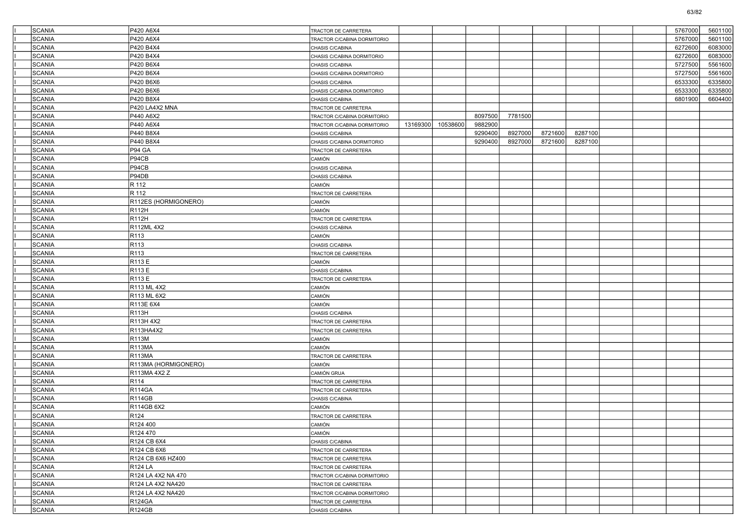| | | | | | | | | | | | | | |
|---|---|---|---|---|---|---|---|---|---|---|---|---|---|
| I | SCANIA | P420 A6X4 | TRACTOR DE CARRETERA | | | | | | | | | 5767000 | 5601100 |
| I | SCANIA | P420 A6X4 | TRACTOR C/CABINA DORMITORIO | | | | | | | | | 5767000 | 5601100 |
| I | SCANIA | P420 B4X4 | CHASIS C/CABINA | | | | | | | | | 6272600 | 6083000 |
| I | SCANIA | P420 B4X4 | CHASIS C/CABINA DORMITORIO | | | | | | | | | 6272600 | 6083000 |
| I | SCANIA | P420 B6X4 | CHASIS C/CABINA | | | | | | | | | 5727500 | 5561600 |
| I | SCANIA | P420 B6X4 | CHASIS C/CABINA DORMITORIO | | | | | | | | | 5727500 | 5561600 |
| I | SCANIA | P420 B6X6 | CHASIS C/CABINA | | | | | | | | | 6533300 | 6335800 |
| I | SCANIA | P420 B6X6 | CHASIS C/CABINA DORMITORIO | | | | | | | | | 6533300 | 6335800 |
| I | SCANIA | P420 B8X4 | CHASIS C/CABINA | | | | | | | | | 6801900 | 6604400 |
| I | SCANIA | P420 LA4X2 MNA | TRACTOR DE CARRETERA | | | | | | | | | | |
| I | SCANIA | P440 A6X2 | TRACTOR C/CABINA DORMITORIO | | | 8097500 | 7781500 | | | | | | |
| I | SCANIA | P440 A6X4 | TRACTOR C/CABINA DORMITORIO | 13169300 | 10538600 | 9882900 | | | | | | | |
| I | SCANIA | P440 B8X4 | CHASIS C/CABINA | | | 9290400 | 8927000 | 8721600 | 8287100 | | | | |
| I | SCANIA | P440 B8X4 | CHASIS C/CABINA DORMITORIO | | | 9290400 | 8927000 | 8721600 | 8287100 | | | | |
| I | SCANIA | P94 GA | TRACTOR DE CARRETERA | | | | | | | | | | |
| I | SCANIA | P94CB | CAMIÓN | | | | | | | | | | |
| I | SCANIA | P94CB | CHASIS C/CABINA | | | | | | | | | | |
| I | SCANIA | P94DB | CHASIS C/CABINA | | | | | | | | | | |
| I | SCANIA | R 112 | CAMIÓN | | | | | | | | | | |
| I | SCANIA | R 112 | TRACTOR DE CARRETERA | | | | | | | | | | |
| I | SCANIA | R112ES (HORMIGONERO) | CAMIÓN | | | | | | | | | | |
| I | SCANIA | R112H | CAMIÓN | | | | | | | | | | |
| I | SCANIA | R112H | TRACTOR DE CARRETERA | | | | | | | | | | |
| I | SCANIA | R112ML 4X2 | CHASIS C/CABINA | | | | | | | | | | |
| I | SCANIA | R113 | CAMIÓN | | | | | | | | | | |
| I | SCANIA | R113 | CHASIS C/CABINA | | | | | | | | | | |
| I | SCANIA | R113 | TRACTOR DE CARRETERA | | | | | | | | | | |
| I | SCANIA | R113 E | CAMIÓN | | | | | | | | | | |
| I | SCANIA | R113 E | CHASIS C/CABINA | | | | | | | | | | |
| I | SCANIA | R113 E | TRACTOR DE CARRETERA | | | | | | | | | | |
| I | SCANIA | R113 ML 4X2 | CAMIÓN | | | | | | | | | | |
| I | SCANIA | R113 ML 6X2 | CAMIÓN | | | | | | | | | | |
| I | SCANIA | R113E 6X4 | CAMIÓN | | | | | | | | | | |
| I | SCANIA | R113H | CHASIS C/CABINA | | | | | | | | | | |
| I | SCANIA | R113H 4X2 | TRACTOR DE CARRETERA | | | | | | | | | | |
| I | SCANIA | R113HA4X2 | TRACTOR DE CARRETERA | | | | | | | | | | |
| I | SCANIA | R113M | CAMIÓN | | | | | | | | | | |
| I | SCANIA | R113MA | CAMIÓN | | | | | | | | | | |
| I | SCANIA | R113MA | TRACTOR DE CARRETERA | | | | | | | | | | |
| I | SCANIA | R113MA (HORMIGONERO) | CAMIÓN | | | | | | | | | | |
| I | SCANIA | R113MA 4X2 Z | CAMIÓN GRUA | | | | | | | | | | |
| I | SCANIA | R114 | TRACTOR DE CARRETERA | | | | | | | | | | |
| I | SCANIA | R114GA | TRACTOR DE CARRETERA | | | | | | | | | | |
| I | SCANIA | R114GB | CHASIS C/CABINA | | | | | | | | | | |
| I | SCANIA | R114GB 6X2 | CAMIÓN | | | | | | | | | | |
| I | SCANIA | R124 | TRACTOR DE CARRETERA | | | | | | | | | | |
| I | SCANIA | R124 400 | CAMIÓN | | | | | | | | | | |
| I | SCANIA | R124 470 | CAMIÓN | | | | | | | | | | |
| I | SCANIA | R124 CB 6X4 | CHASIS C/CABINA | | | | | | | | | | |
| I | SCANIA | R124 CB 6X6 | TRACTOR DE CARRETERA | | | | | | | | | | |
| I | SCANIA | R124 CB 6X6 HZ400 | TRACTOR DE CARRETERA | | | | | | | | | | |
| I | SCANIA | R124 LA | TRACTOR DE CARRETERA | | | | | | | | | | |
| I | SCANIA | R124 LA 4X2 NA 470 | TRACTOR C/CABINA DORMITORIO | | | | | | | | | | |
| I | SCANIA | R124 LA 4X2 NA420 | TRACTOR DE CARRETERA | | | | | | | | | | |
| I | SCANIA | R124 LA 4X2 NA420 | TRACTOR C/CABINA DORMITORIO | | | | | | | | | | |
| I | SCANIA | R124GA | TRACTOR DE CARRETERA | | | | | | | | | | |
| I | SCANIA | R124GB | CHASIS C/CABINA | | | | | | | | | | |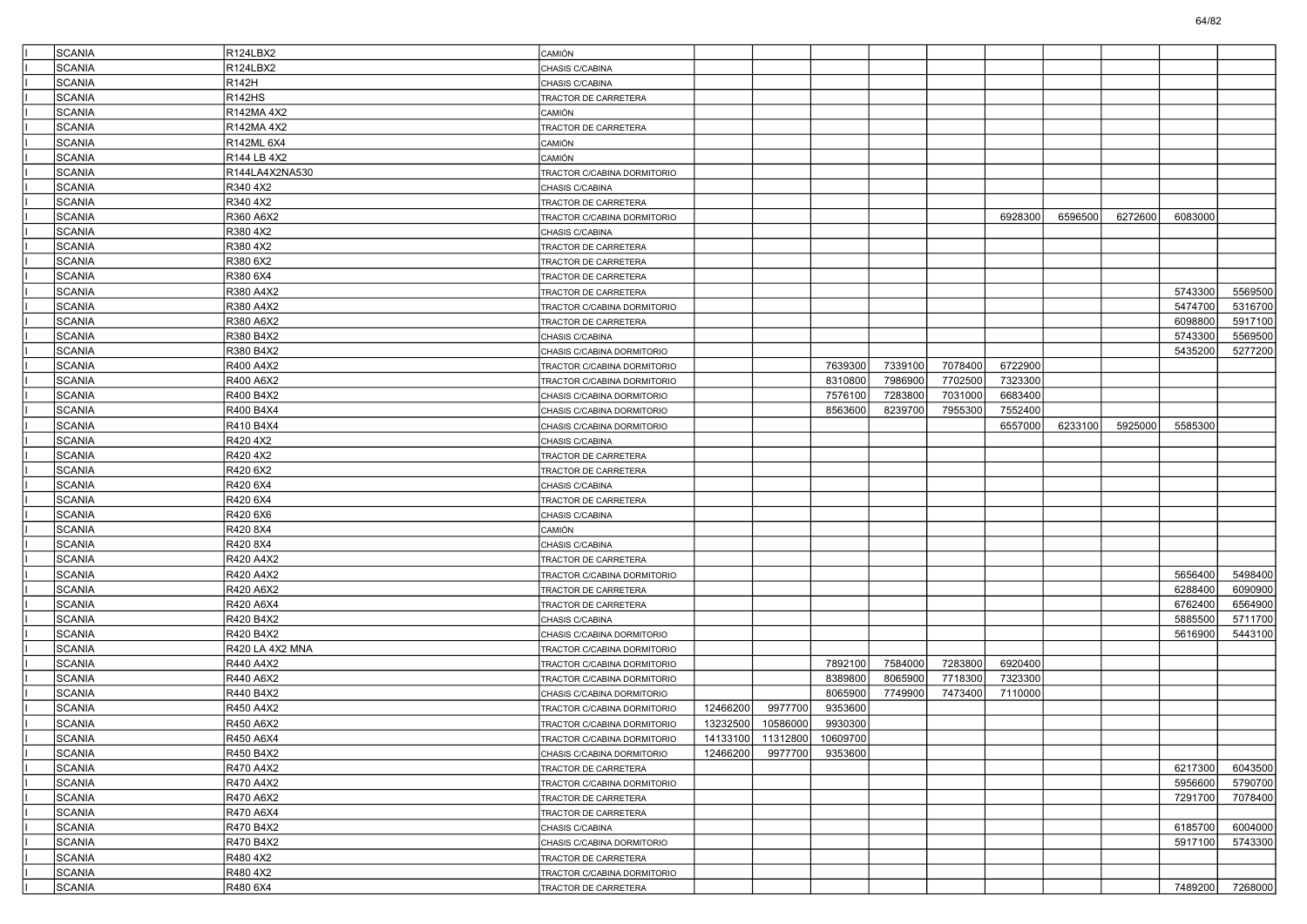| | | | | | | | | | | | | | |
|---|---|---|---|---|---|---|---|---|---|---|---|---|---|
| I | SCANIA | R124LBX2 | CAMIÓN | | | | | | | | | | |
| I | SCANIA | R124LBX2 | CHASIS C/CABINA | | | | | | | | | | |
| I | SCANIA | R142H | CHASIS C/CABINA | | | | | | | | | | |
| I | SCANIA | R142HS | TRACTOR DE CARRETERA | | | | | | | | | | |
| I | SCANIA | R142MA 4X2 | CAMIÓN | | | | | | | | | | |
| I | SCANIA | R142MA 4X2 | TRACTOR DE CARRETERA | | | | | | | | | | |
| I | SCANIA | R142ML 6X4 | CAMIÓN | | | | | | | | | | |
| I | SCANIA | R144 LB 4X2 | CAMIÓN | | | | | | | | | | |
| I | SCANIA | R144LA4X2NA530 | TRACTOR C/CABINA DORMITORIO | | | | | | | | | | |
| I | SCANIA | R340 4X2 | CHASIS C/CABINA | | | | | | | | | | |
| I | SCANIA | R340 4X2 | TRACTOR DE CARRETERA | | | | | | | | | | |
| I | SCANIA | R360 A6X2 | TRACTOR C/CABINA DORMITORIO | | | | | | 6928300 | 6596500 | 6272600 | 6083000 | |
| I | SCANIA | R380 4X2 | CHASIS C/CABINA | | | | | | | | | | |
| I | SCANIA | R380 4X2 | TRACTOR DE CARRETERA | | | | | | | | | | |
| I | SCANIA | R380 6X2 | TRACTOR DE CARRETERA | | | | | | | | | | |
| I | SCANIA | R380 6X4 | TRACTOR DE CARRETERA | | | | | | | | | | |
| I | SCANIA | R380 A4X2 | TRACTOR DE CARRETERA | | | | | | | | | 5743300 | 5569500 |
| I | SCANIA | R380 A4X2 | TRACTOR C/CABINA DORMITORIO | | | | | | | | | 5474700 | 5316700 |
| I | SCANIA | R380 A6X2 | TRACTOR DE CARRETERA | | | | | | | | | 6098800 | 5917100 |
| I | SCANIA | R380 B4X2 | CHASIS C/CABINA | | | | | | | | | 5743300 | 5569500 |
| I | SCANIA | R380 B4X2 | CHASIS C/CABINA DORMITORIO | | | | | | | | | 5435200 | 5277200 |
| I | SCANIA | R400 A4X2 | TRACTOR C/CABINA DORMITORIO | | | 7639300 | 7339100 | 7078400 | 6722900 | | | | |
| I | SCANIA | R400 A6X2 | TRACTOR C/CABINA DORMITORIO | | | 8310800 | 7986900 | 7702500 | 7323300 | | | | |
| I | SCANIA | R400 B4X2 | CHASIS C/CABINA DORMITORIO | | | 7576100 | 7283800 | 7031000 | 6683400 | | | | |
| I | SCANIA | R400 B4X4 | CHASIS C/CABINA DORMITORIO | | | 8563600 | 8239700 | 7955300 | 7552400 | | | | |
| I | SCANIA | R410 B4X4 | CHASIS C/CABINA DORMITORIO | | | | | | 6557000 | 6233100 | 5925000 | 5585300 | |
| I | SCANIA | R420 4X2 | CHASIS C/CABINA | | | | | | | | | | |
| I | SCANIA | R420 4X2 | TRACTOR DE CARRETERA | | | | | | | | | | |
| I | SCANIA | R420 6X2 | TRACTOR DE CARRETERA | | | | | | | | | | |
| I | SCANIA | R420 6X4 | CHASIS C/CABINA | | | | | | | | | | |
| I | SCANIA | R420 6X4 | TRACTOR DE CARRETERA | | | | | | | | | | |
| I | SCANIA | R420 6X6 | CHASIS C/CABINA | | | | | | | | | | |
| I | SCANIA | R420 8X4 | CAMIÓN | | | | | | | | | | |
| I | SCANIA | R420 8X4 | CHASIS C/CABINA | | | | | | | | | | |
| I | SCANIA | R420 A4X2 | TRACTOR DE CARRETERA | | | | | | | | | | |
| I | SCANIA | R420 A4X2 | TRACTOR C/CABINA DORMITORIO | | | | | | | | | 5656400 | 5498400 |
| I | SCANIA | R420 A6X2 | TRACTOR DE CARRETERA | | | | | | | | | 6288400 | 6090900 |
| I | SCANIA | R420 A6X4 | TRACTOR DE CARRETERA | | | | | | | | | 6762400 | 6564900 |
| I | SCANIA | R420 B4X2 | CHASIS C/CABINA | | | | | | | | | 5885500 | 5711700 |
| I | SCANIA | R420 B4X2 | CHASIS C/CABINA DORMITORIO | | | | | | | | | 5616900 | 5443100 |
| I | SCANIA | R420 LA 4X2 MNA | TRACTOR C/CABINA DORMITORIO | | | | | | | | | | |
| I | SCANIA | R440 A4X2 | TRACTOR C/CABINA DORMITORIO | | | 7892100 | 7584000 | 7283800 | 6920400 | | | | |
| I | SCANIA | R440 A6X2 | TRACTOR C/CABINA DORMITORIO | | | 8389800 | 8065900 | 7718300 | 7323300 | | | | |
| I | SCANIA | R440 B4X2 | CHASIS C/CABINA DORMITORIO | | | 8065900 | 7749900 | 7473400 | 7110000 | | | | |
| I | SCANIA | R450 A4X2 | TRACTOR C/CABINA DORMITORIO | 12466200 | 9977700 | 9353600 | | | | | | | |
| I | SCANIA | R450 A6X2 | TRACTOR C/CABINA DORMITORIO | 13232500 | 10586000 | 9930300 | | | | | | | |
| I | SCANIA | R450 A6X4 | TRACTOR C/CABINA DORMITORIO | 14133100 | 11312800 | 10609700 | | | | | | | |
| I | SCANIA | R450 B4X2 | CHASIS C/CABINA DORMITORIO | 12466200 | 9977700 | 9353600 | | | | | | | |
| I | SCANIA | R470 A4X2 | TRACTOR DE CARRETERA | | | | | | | | | 6217300 | 6043500 |
| I | SCANIA | R470 A4X2 | TRACTOR C/CABINA DORMITORIO | | | | | | | | | 5956600 | 5790700 |
| I | SCANIA | R470 A6X2 | TRACTOR DE CARRETERA | | | | | | | | | 7291700 | 7078400 |
| I | SCANIA | R470 A6X4 | TRACTOR DE CARRETERA | | | | | | | | | | |
| I | SCANIA | R470 B4X2 | CHASIS C/CABINA | | | | | | | | | 6185700 | 6004000 |
| I | SCANIA | R470 B4X2 | CHASIS C/CABINA DORMITORIO | | | | | | | | | 5917100 | 5743300 |
| I | SCANIA | R480 4X2 | TRACTOR DE CARRETERA | | | | | | | | | | |
| I | SCANIA | R480 4X2 | TRACTOR C/CABINA DORMITORIO | | | | | | | | | | |
| I | SCANIA | R480 6X4 | TRACTOR DE CARRETERA | | | | | | | | | 7489200 | 7268000 |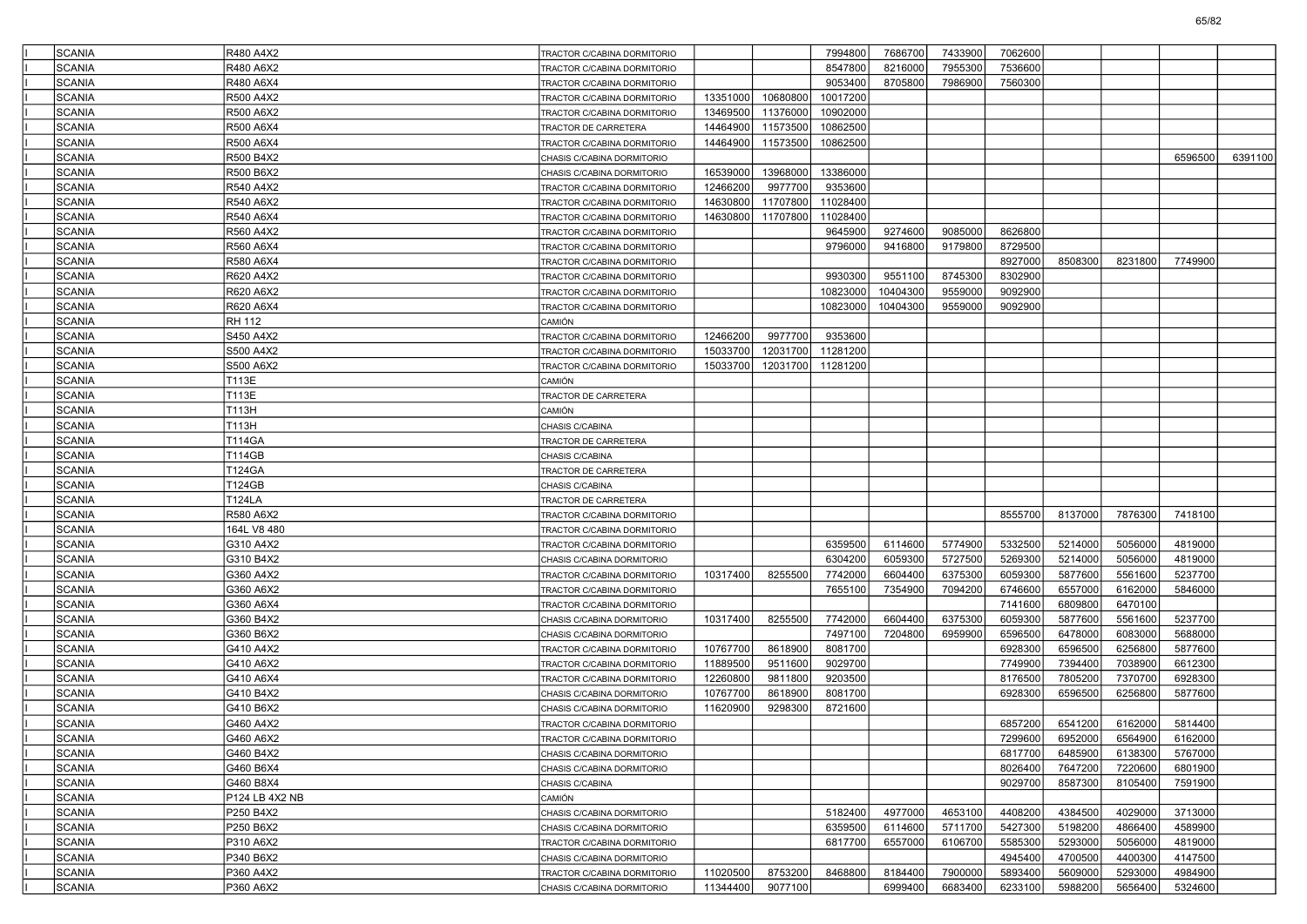| | | | | | | | | | | | | | |
|---|---|---|---|---|---|---|---|---|---|---|---|---|---|
| | SCANIA | R480 A4X2 | TRACTOR C/CABINA DORMITORIO | | | 7994800 | 7686700 | 7433900 | 7062600 | | | | |
| | SCANIA | R480 A6X2 | TRACTOR C/CABINA DORMITORIO | | | 8547800 | 8216000 | 7955300 | 7536600 | | | | |
| | SCANIA | R480 A6X4 | TRACTOR C/CABINA DORMITORIO | | | 9053400 | 8705800 | 7986900 | 7560300 | | | | |
| | SCANIA | R500 A4X2 | TRACTOR C/CABINA DORMITORIO | 13351000 | 10680800 | 10017200 | | | | | | | |
| | SCANIA | R500 A6X2 | TRACTOR C/CABINA DORMITORIO | 13469500 | 11376000 | 10902000 | | | | | | | |
| | SCANIA | R500 A6X4 | TRACTOR DE CARRETERA | 14464900 | 11573500 | 10862500 | | | | | | | |
| | SCANIA | R500 A6X4 | TRACTOR C/CABINA DORMITORIO | 14464900 | 11573500 | 10862500 | | | | | | | |
| | SCANIA | R500 B4X2 | CHASIS C/CABINA DORMITORIO | | | | | | | | | 6596500 | 6391100 |
| | SCANIA | R500 B6X2 | CHASIS C/CABINA DORMITORIO | 16539000 | 13968000 | 13386000 | | | | | | | |
| | SCANIA | R540 A4X2 | TRACTOR C/CABINA DORMITORIO | 12466200 | 9977700 | 9353600 | | | | | | | |
| | SCANIA | R540 A6X2 | TRACTOR C/CABINA DORMITORIO | 14630800 | 11707800 | 11028400 | | | | | | | |
| | SCANIA | R540 A6X4 | TRACTOR C/CABINA DORMITORIO | 14630800 | 11707800 | 11028400 | | | | | | | |
| | SCANIA | R560 A4X2 | TRACTOR C/CABINA DORMITORIO | | | 9645900 | 9274600 | 9085000 | 8626800 | | | | |
| | SCANIA | R560 A6X4 | TRACTOR C/CABINA DORMITORIO | | | 9796000 | 9416800 | 9179800 | 8729500 | | | | |
| | SCANIA | R580 A6X4 | TRACTOR C/CABINA DORMITORIO | | | | | | 8927000 | 8508300 | 8231800 | 7749900 | |
| | SCANIA | R620 A4X2 | TRACTOR C/CABINA DORMITORIO | | | 9930300 | 9551100 | 8745300 | 8302900 | | | | |
| | SCANIA | R620 A6X2 | TRACTOR C/CABINA DORMITORIO | | | 10823000 | 10404300 | 9559000 | 9092900 | | | | |
| | SCANIA | R620 A6X4 | TRACTOR C/CABINA DORMITORIO | | | 10823000 | 10404300 | 9559000 | 9092900 | | | | |
| | SCANIA | RH 112 | CAMIÓN | | | | | | | | | | |
| | SCANIA | S450 A4X2 | TRACTOR C/CABINA DORMITORIO | 12466200 | 9977700 | 9353600 | | | | | | | |
| | SCANIA | S500 A4X2 | TRACTOR C/CABINA DORMITORIO | 15033700 | 12031700 | 11281200 | | | | | | | |
| | SCANIA | S500 A6X2 | TRACTOR C/CABINA DORMITORIO | 15033700 | 12031700 | 11281200 | | | | | | | |
| | SCANIA | T113E | CAMIÓN | | | | | | | | | | |
| | SCANIA | T113E | TRACTOR DE CARRETERA | | | | | | | | | | |
| | SCANIA | T113H | CAMIÓN | | | | | | | | | | |
| | SCANIA | T113H | CHASIS C/CABINA | | | | | | | | | | |
| | SCANIA | T114GA | TRACTOR DE CARRETERA | | | | | | | | | | |
| | SCANIA | T114GB | CHASIS C/CABINA | | | | | | | | | | |
| | SCANIA | T124GA | TRACTOR DE CARRETERA | | | | | | | | | | |
| | SCANIA | T124GB | CHASIS C/CABINA | | | | | | | | | | |
| | SCANIA | T124LA | TRACTOR DE CARRETERA | | | | | | | | | | |
| | SCANIA | R580 A6X2 | TRACTOR C/CABINA DORMITORIO | | | | | | 8555700 | 8137000 | 7876300 | 7418100 | |
| | SCANIA | 164L V8 480 | TRACTOR C/CABINA DORMITORIO | | | | | | | | | | |
| | SCANIA | G310 A4X2 | TRACTOR C/CABINA DORMITORIO | | | 6359500 | 6114600 | 5774900 | 5332500 | 5214000 | 5056000 | 4819000 | |
| | SCANIA | G310 B4X2 | CHASIS C/CABINA DORMITORIO | | | 6304200 | 6059300 | 5727500 | 5269300 | 5214000 | 5056000 | 4819000 | |
| | SCANIA | G360 A4X2 | TRACTOR C/CABINA DORMITORIO | 10317400 | 8255500 | 7742000 | 6604400 | 6375300 | 6059300 | 5877600 | 5561600 | 5237700 | |
| | SCANIA | G360 A6X2 | TRACTOR C/CABINA DORMITORIO | | | 7655100 | 7354900 | 7094200 | 6746600 | 6557000 | 6162000 | 5846000 | |
| | SCANIA | G360 A6X4 | TRACTOR C/CABINA DORMITORIO | | | | | | 7141600 | 6809800 | 6470100 | | |
| | SCANIA | G360 B4X2 | CHASIS C/CABINA DORMITORIO | 10317400 | 8255500 | 7742000 | 6604400 | 6375300 | 6059300 | 5877600 | 5561600 | 5237700 | |
| | SCANIA | G360 B6X2 | CHASIS C/CABINA DORMITORIO | | | 7497100 | 7204800 | 6959900 | 6596500 | 6478000 | 6083000 | 5688000 | |
| | SCANIA | G410 A4X2 | TRACTOR C/CABINA DORMITORIO | 10767700 | 8618900 | 8081700 | | | 6928300 | 6596500 | 6256800 | 5877600 | |
| | SCANIA | G410 A6X2 | TRACTOR C/CABINA DORMITORIO | 11889500 | 9511600 | 9029700 | | | 7749900 | 7394400 | 7038900 | 6612300 | |
| | SCANIA | G410 A6X4 | TRACTOR C/CABINA DORMITORIO | 12260800 | 9811800 | 9203500 | | | 8176500 | 7805200 | 7370700 | 6928300 | |
| | SCANIA | G410 B4X2 | CHASIS C/CABINA DORMITORIO | 10767700 | 8618900 | 8081700 | | | 6928300 | 6596500 | 6256800 | 5877600 | |
| | SCANIA | G410 B6X2 | CHASIS C/CABINA DORMITORIO | 11620900 | 9298300 | 8721600 | | | | | | | |
| | SCANIA | G460 A4X2 | TRACTOR C/CABINA DORMITORIO | | | | | | 6857200 | 6541200 | 6162000 | 5814400 | |
| | SCANIA | G460 A6X2 | TRACTOR C/CABINA DORMITORIO | | | | | | 7299600 | 6952000 | 6564900 | 6162000 | |
| | SCANIA | G460 B4X2 | CHASIS C/CABINA DORMITORIO | | | | | | 6817700 | 6485900 | 6138300 | 5767000 | |
| | SCANIA | G460 B6X4 | CHASIS C/CABINA DORMITORIO | | | | | | 8026400 | 7647200 | 7220600 | 6801900 | |
| | SCANIA | G460 B8X4 | CHASIS C/CABINA | | | | | | 9029700 | 8587300 | 8105400 | 7591900 | |
| | SCANIA | P124 LB 4X2 NB | CAMIÓN | | | | | | | | | | |
| | SCANIA | P250 B4X2 | CHASIS C/CABINA DORMITORIO | | | 5182400 | 4977000 | 4653100 | 4408200 | 4384500 | 4029000 | 3713000 | |
| | SCANIA | P250 B6X2 | CHASIS C/CABINA DORMITORIO | | | 6359500 | 6114600 | 5711700 | 5427300 | 5198200 | 4866400 | 4589900 | |
| | SCANIA | P310 A6X2 | TRACTOR C/CABINA DORMITORIO | | | 6817700 | 6557000 | 6106700 | 5585300 | 5293000 | 5056000 | 4819000 | |
| | SCANIA | P340 B6X2 | CHASIS C/CABINA DORMITORIO | | | | | | 4945400 | 4700500 | 4400300 | 4147500 | |
| | SCANIA | P360 A4X2 | TRACTOR C/CABINA DORMITORIO | 11020500 | 8753200 | 8468800 | 8184400 | 7900000 | 5893400 | 5609000 | 5293000 | 4984900 | |
| | SCANIA | P360 A6X2 | CHASIS C/CABINA DORMITORIO | 11344400 | 9077100 | | 6999400 | 6683400 | 6233100 | 5988200 | 5656400 | 5324600 | |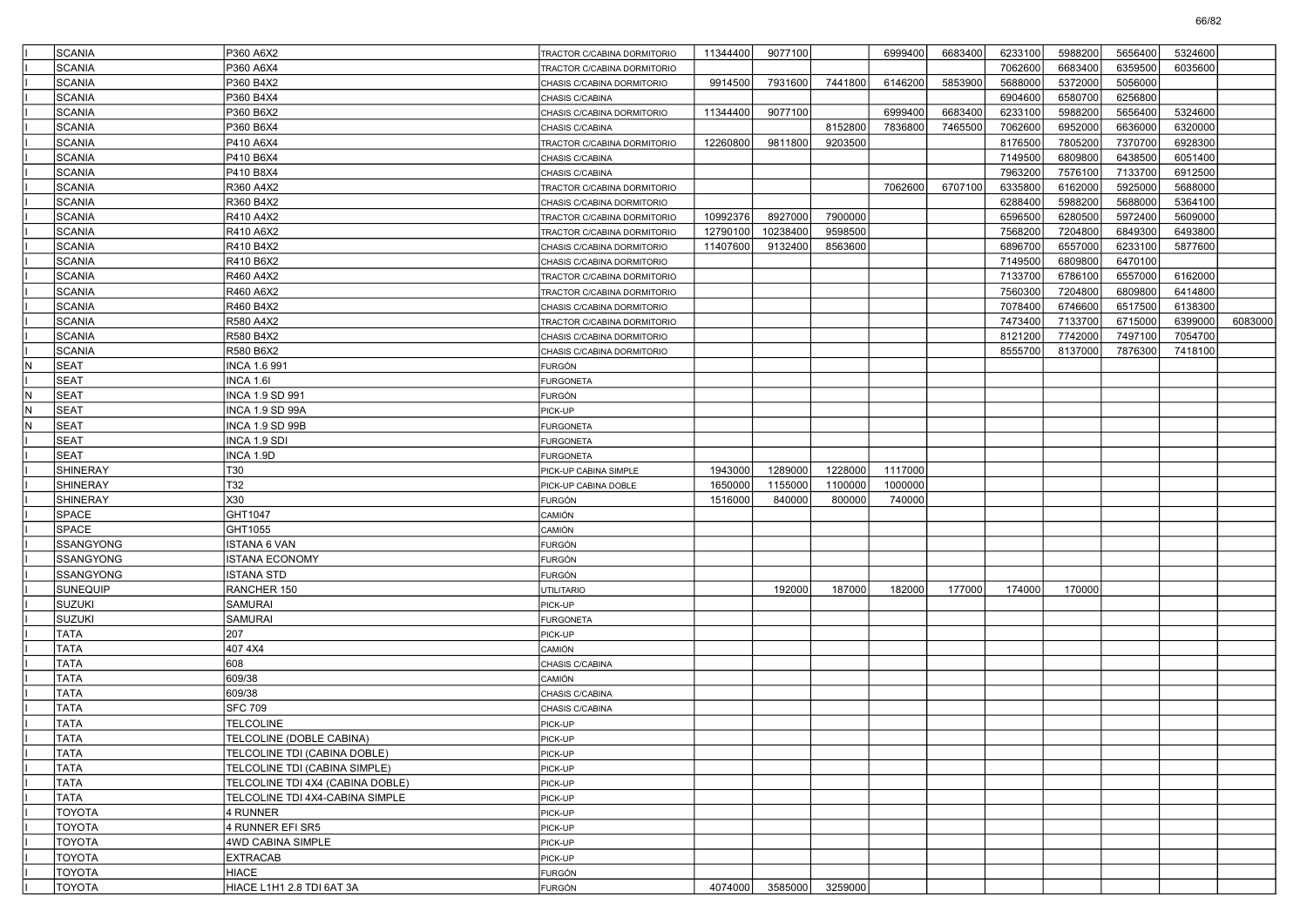| | | | | | | | | | | | | | |
|---|---|---|---|---|---|---|---|---|---|---|---|---|---|
| I | SCANIA | P360 A6X2 | TRACTOR C/CABINA DORMITORIO | 11344400 | 9077100 | | 6999400 | 6683400 | 6233100 | 5988200 | 5656400 | 5324600 | |
| I | SCANIA | P360 A6X4 | TRACTOR C/CABINA DORMITORIO | | | | | | 7062600 | 6683400 | 6359500 | 6035600 | |
| I | SCANIA | P360 B4X2 | CHASIS C/CABINA DORMITORIO | 9914500 | 7931600 | 7441800 | 6146200 | 5853900 | 5688000 | 5372000 | 5056000 | | |
| I | SCANIA | P360 B4X4 | CHASIS C/CABINA | | | | | | 6904600 | 6580700 | 6256800 | | |
| I | SCANIA | P360 B6X2 | CHASIS C/CABINA DORMITORIO | 11344400 | 9077100 | | 6999400 | 6683400 | 6233100 | 5988200 | 5656400 | 5324600 | |
| I | SCANIA | P360 B6X4 | CHASIS C/CABINA | | | 8152800 | 7836800 | 7465500 | 7062600 | 6952000 | 6636000 | 6320000 | |
| I | SCANIA | P410 A6X4 | TRACTOR C/CABINA DORMITORIO | 12260800 | 9811800 | 9203500 | | | 8176500 | 7805200 | 7370700 | 6928300 | |
| I | SCANIA | P410 B6X4 | CHASIS C/CABINA | | | | | | 7149500 | 6809800 | 6438500 | 6051400 | |
| I | SCANIA | P410 B8X4 | CHASIS C/CABINA | | | | | | 7963200 | 7576100 | 7133700 | 6912500 | |
| I | SCANIA | R360 A4X2 | TRACTOR C/CABINA DORMITORIO | | | | 7062600 | 6707100 | 6335800 | 6162000 | 5925000 | 5688000 | |
| I | SCANIA | R360 B4X2 | CHASIS C/CABINA DORMITORIO | | | | | | 6288400 | 5988200 | 5688000 | 5364100 | |
| I | SCANIA | R410 A4X2 | TRACTOR C/CABINA DORMITORIO | 10992376 | 8927000 | 7900000 | | | 6596500 | 6280500 | 5972400 | 5609000 | |
| I | SCANIA | R410 A6X2 | TRACTOR C/CABINA DORMITORIO | 12790100 | 10238400 | 9598500 | | | 7568200 | 7204800 | 6849300 | 6493800 | |
| I | SCANIA | R410 B4X2 | CHASIS C/CABINA DORMITORIO | 11407600 | 9132400 | 8563600 | | | 6896700 | 6557000 | 6233100 | 5877600 | |
| I | SCANIA | R410 B6X2 | CHASIS C/CABINA DORMITORIO | | | | | | 7149500 | 6809800 | 6470100 | | |
| I | SCANIA | R460 A4X2 | TRACTOR C/CABINA DORMITORIO | | | | | | 7133700 | 6786100 | 6557000 | 6162000 | |
| I | SCANIA | R460 A6X2 | TRACTOR C/CABINA DORMITORIO | | | | | | 7560300 | 7204800 | 6809800 | 6414800 | |
| I | SCANIA | R460 B4X2 | CHASIS C/CABINA DORMITORIO | | | | | | 7078400 | 6746600 | 6517500 | 6138300 | |
| I | SCANIA | R580 A4X2 | TRACTOR C/CABINA DORMITORIO | | | | | | 7473400 | 7133700 | 6715000 | 6399000 | 6083000 |
| I | SCANIA | R580 B4X2 | CHASIS C/CABINA DORMITORIO | | | | | | 8121200 | 7742000 | 7497100 | 7054700 | |
| I | SCANIA | R580 B6X2 | CHASIS C/CABINA DORMITORIO | | | | | | 8555700 | 8137000 | 7876300 | 7418100 | |
| N | SEAT | INCA 1.6 991 | FURGÓN | | | | | | | | | | |
| I | SEAT | INCA 1.6I | FURGONETA | | | | | | | | | | |
| N | SEAT | INCA 1.9 SD 991 | FURGÓN | | | | | | | | | | |
| N | SEAT | INCA 1.9 SD 99A | PICK-UP | | | | | | | | | | |
| N | SEAT | INCA 1.9 SD 99B | FURGONETA | | | | | | | | | | |
| I | SEAT | INCA 1.9 SDI | FURGONETA | | | | | | | | | | |
| I | SEAT | INCA 1.9D | FURGONETA | | | | | | | | | | |
| I | SHINERAY | T30 | PICK-UP CABINA SIMPLE | 1943000 | 1289000 | 1228000 | 1117000 | | | | | | |
| I | SHINERAY | T32 | PICK-UP CABINA DOBLE | 1650000 | 1155000 | 1100000 | 1000000 | | | | | | |
| I | SHINERAY | X30 | FURGÓN | 1516000 | 840000 | 800000 | 740000 | | | | | | |
| I | SPACE | GHT1047 | CAMIÓN | | | | | | | | | | |
| I | SPACE | GHT1055 | CAMIÓN | | | | | | | | | | |
| I | SSANGYONG | ISTANA 6 VAN | FURGÓN | | | | | | | | | | |
| I | SSANGYONG | ISTANA ECONOMY | FURGÓN | | | | | | | | | | |
| I | SSANGYONG | ISTANA STD | FURGÓN | | | | | | | | | | |
| I | SUNEQUIP | RANCHER 150 | UTILITARIO | | 192000 | 187000 | 182000 | 177000 | 174000 | 170000 | | | |
| I | SUZUKI | SAMURAI | PICK-UP | | | | | | | | | | |
| I | SUZUKI | SAMURAI | FURGONETA | | | | | | | | | | |
| I | TATA | 207 | PICK-UP | | | | | | | | | | |
| I | TATA | 407 4X4 | CAMIÓN | | | | | | | | | | |
| I | TATA | 608 | CHASIS C/CABINA | | | | | | | | | | |
| I | TATA | 609/38 | CAMIÓN | | | | | | | | | | |
| I | TATA | 609/38 | CHASIS C/CABINA | | | | | | | | | | |
| I | TATA | SFC 709 | CHASIS C/CABINA | | | | | | | | | | |
| I | TATA | TELCOLINE | PICK-UP | | | | | | | | | | |
| I | TATA | TELCOLINE (DOBLE CABINA) | PICK-UP | | | | | | | | | | |
| I | TATA | TELCOLINE TDI (CABINA DOBLE) | PICK-UP | | | | | | | | | | |
| I | TATA | TELCOLINE TDI (CABINA SIMPLE) | PICK-UP | | | | | | | | | | |
| I | TATA | TELCOLINE TDI 4X4 (CABINA DOBLE) | PICK-UP | | | | | | | | | | |
| I | TATA | TELCOLINE TDI 4X4-CABINA SIMPLE | PICK-UP | | | | | | | | | | |
| I | TOYOTA | 4 RUNNER | PICK-UP | | | | | | | | | | |
| I | TOYOTA | 4 RUNNER EFI SR5 | PICK-UP | | | | | | | | | | |
| I | TOYOTA | 4WD CABINA SIMPLE | PICK-UP | | | | | | | | | | |
| I | TOYOTA | EXTRACAB | PICK-UP | | | | | | | | | | |
| I | TOYOTA | HIACE | FURGÓN | | | | | | | | | | |
| I | TOYOTA | HIACE L1H1 2.8 TDI 6AT 3A | FURGÓN | 4074000 | 3585000 | 3259000 | | | | | | | |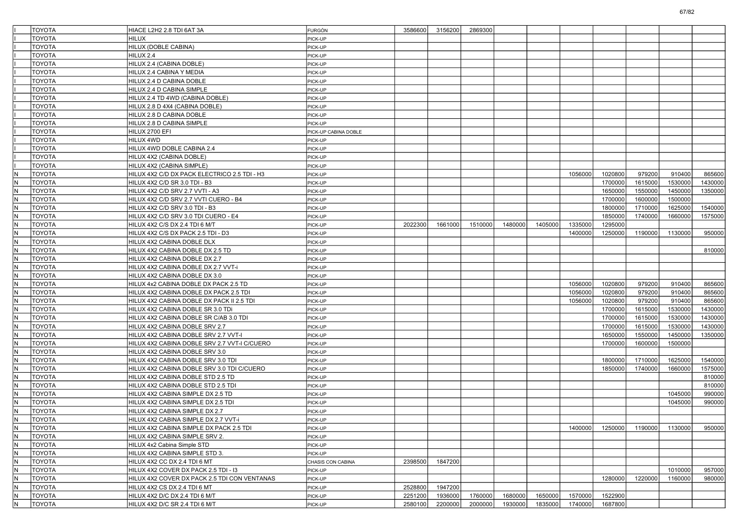| | | | | | | | | | | | | | |
|---|---|---|---|---|---|---|---|---|---|---|---|---|---|
| I | TOYOTA | HIACE L2H2 2.8 TDI 6AT 3A | FURGÓN | 3586600 | 3156200 | 2869300 | | | | | | | |
| I | TOYOTA | HILUX | PICK-UP | | | | | | | | | | |
| I | TOYOTA | HILUX (DOBLE CABINA) | PICK-UP | | | | | | | | | | |
| I | TOYOTA | HILUX 2.4 | PICK-UP | | | | | | | | | | |
| I | TOYOTA | HILUX 2.4 (CABINA DOBLE) | PICK-UP | | | | | | | | | | |
| I | TOYOTA | HILUX 2.4 CABINA Y MEDIA | PICK-UP | | | | | | | | | | |
| I | TOYOTA | HILUX 2.4 D CABINA DOBLE | PICK-UP | | | | | | | | | | |
| I | TOYOTA | HILUX 2.4 D CABINA SIMPLE | PICK-UP | | | | | | | | | | |
| I | TOYOTA | HILUX 2.4 TD 4WD (CABINA DOBLE) | PICK-UP | | | | | | | | | | |
| I | TOYOTA | HILUX 2.8 D 4X4 (CABINA DOBLE) | PICK-UP | | | | | | | | | | |
| I | TOYOTA | HILUX 2.8 D CABINA DOBLE | PICK-UP | | | | | | | | | | |
| I | TOYOTA | HILUX 2.8 D CABINA SIMPLE | PICK-UP | | | | | | | | | | |
| I | TOYOTA | HILUX 2700 EFI | PICK-UP CABINA DOBLE | | | | | | | | | | |
| I | TOYOTA | HILUX 4WD | PICK-UP | | | | | | | | | | |
| I | TOYOTA | HILUX 4WD DOBLE CABINA 2.4 | PICK-UP | | | | | | | | | | |
| I | TOYOTA | HILUX 4X2 (CABINA DOBLE) | PICK-UP | | | | | | | | | | |
| I | TOYOTA | HILUX 4X2 (CABINA SIMPLE) | PICK-UP | | | | | | | | | | |
| N | TOYOTA | HILUX 4X2 C/D DX PACK ELECTRICO 2.5 TDI - H3 | PICK-UP | | | | | | 1056000 | 1020800 | 979200 | 910400 | 865600 |
| N | TOYOTA | HILUX 4X2 C/D SR 3.0 TDI - B3 | PICK-UP | | | | | | | 1700000 | 1615000 | 1530000 | 1430000 |
| N | TOYOTA | HILUX 4X2 C/D SRV 2.7 VVTI - A3 | PICK-UP | | | | | | | 1650000 | 1550000 | 1450000 | 1350000 |
| N | TOYOTA | HILUX 4X2 C/D SRV 2.7 VVTI CUERO - B4 | PICK-UP | | | | | | | 1700000 | 1600000 | 1500000 | |
| N | TOYOTA | HILUX 4X2 C/D SRV 3.0 TDI - B3 | PICK-UP | | | | | | | 1800000 | 1710000 | 1625000 | 1540000 |
| N | TOYOTA | HILUX 4X2 C/D SRV 3.0 TDI CUERO - E4 | PICK-UP | | | | | | | 1850000 | 1740000 | 1660000 | 1575000 |
| N | TOYOTA | HILUX 4X2 C/S DX 2.4 TDI 6 M/T | PICK-UP | 2022300 | 1661000 | 1510000 | 1480000 | 1405000 | 1335000 | 1295000 | | | |
| N | TOYOTA | HILUX 4X2 C/S DX PACK 2.5 TDI - D3 | PICK-UP | | | | | | 1400000 | 1250000 | 1190000 | 1130000 | 950000 |
| N | TOYOTA | HILUX 4X2 CABINA DOBLE DLX | PICK-UP | | | | | | | | | | |
| N | TOYOTA | HILUX 4X2 CABINA DOBLE DX 2.5 TD | PICK-UP | | | | | | | | | | 810000 |
| N | TOYOTA | HILUX 4X2 CABINA DOBLE DX 2.7 | PICK-UP | | | | | | | | | | |
| N | TOYOTA | HILUX 4X2 CABINA DOBLE DX 2.7 VVT-i | PICK-UP | | | | | | | | | | |
| N | TOYOTA | HILUX 4X2 CABINA DOBLE DX 3.0 | PICK-UP | | | | | | | | | | |
| N | TOYOTA | HILUX 4x2 CABINA DOBLE DX PACK 2.5 TD | PICK-UP | | | | | | 1056000 | 1020800 | 979200 | 910400 | 865600 |
| N | TOYOTA | HILUX 4X2 CABINA DOBLE DX PACK 2.5 TDI | PICK-UP | | | | | | 1056000 | 1020800 | 979200 | 910400 | 865600 |
| N | TOYOTA | HILUX 4X2 CABINA DOBLE DX PACK II 2.5 TDI | PICK-UP | | | | | | 1056000 | 1020800 | 979200 | 910400 | 865600 |
| N | TOYOTA | HILUX 4X2 CABINA DOBLE SR 3.0 TDi | PICK-UP | | | | | | | 1700000 | 1615000 | 1530000 | 1430000 |
| N | TOYOTA | HILUX 4X2 CABINA DOBLE SR C/AB 3.0 TDI | PICK-UP | | | | | | | 1700000 | 1615000 | 1530000 | 1430000 |
| N | TOYOTA | HILUX 4X2 CABINA DOBLE SRV 2.7 | PICK-UP | | | | | | | 1700000 | 1615000 | 1530000 | 1430000 |
| N | TOYOTA | HILUX 4X2 CABINA DOBLE SRV 2.7 VVT-I | PICK-UP | | | | | | | 1650000 | 1550000 | 1450000 | 1350000 |
| N | TOYOTA | HILUX 4X2 CABINA DOBLE SRV 2.7 VVT-I C/CUERO | PICK-UP | | | | | | | 1700000 | 1600000 | 1500000 | |
| N | TOYOTA | HILUX 4X2 CABINA DOBLE SRV 3.0 | PICK-UP | | | | | | | | | | |
| N | TOYOTA | HILUX 4X2 CABINA DOBLE SRV 3.0 TDI | PICK-UP | | | | | | | 1800000 | 1710000 | 1625000 | 1540000 |
| N | TOYOTA | HILUX 4X2 CABINA DOBLE SRV 3.0 TDI C/CUERO | PICK-UP | | | | | | | 1850000 | 1740000 | 1660000 | 1575000 |
| N | TOYOTA | HILUX 4X2 CABINA DOBLE STD 2.5 TD | PICK-UP | | | | | | | | | | 810000 |
| N | TOYOTA | HILUX 4X2 CABINA DOBLE STD 2.5 TDI | PICK-UP | | | | | | | | | | 810000 |
| N | TOYOTA | HILUX 4X2 CABINA SIMPLE DX 2.5 TD | PICK-UP | | | | | | | | | 1045000 | 990000 |
| N | TOYOTA | HILUX 4X2 CABINA SIMPLE DX 2.5 TDI | PICK-UP | | | | | | | | | 1045000 | 990000 |
| N | TOYOTA | HILUX 4X2 CABINA SIMPLE DX 2.7 | PICK-UP | | | | | | | | | | |
| N | TOYOTA | HILUX 4X2 CABINA SIMPLE DX 2.7 VVT-i | PICK-UP | | | | | | | | | | |
| N | TOYOTA | HILUX 4X2 CABINA SIMPLE DX PACK 2.5 TDI | PICK-UP | | | | | | 1400000 | 1250000 | 1190000 | 1130000 | 950000 |
| N | TOYOTA | HILUX 4X2 CABINA SIMPLE SRV 2. | PICK-UP | | | | | | | | | | |
| N | TOYOTA | HILUX 4x2 Cabina Simple STD | PICK-UP | | | | | | | | | | |
| N | TOYOTA | HILUX 4X2 CABINA SIMPLE STD 3. | PICK-UP | | | | | | | | | | |
| N | TOYOTA | HILUX 4X2 CC DX 2.4 TDI 6 MT | CHASIS CON CABINA | 2398500 | 1847200 | | | | | | | | |
| N | TOYOTA | HILUX 4X2 COVER DX PACK 2.5 TDI - I3 | PICK-UP | | | | | | | | | 1010000 | 957000 |
| N | TOYOTA | HILUX 4X2 COVER DX PACK 2.5 TDI CON VENTANAS | PICK-UP | | | | | | | 1280000 | 1220000 | 1160000 | 980000 |
| N | TOYOTA | HILUX 4X2 CS DX 2.4 TDI 6 MT | PICK-UP | 2528800 | 1947200 | | | | | | | | |
| N | TOYOTA | HILUX 4X2 D/C DX 2.4 TDI 6 M/T | PICK-UP | 2251200 | 1936000 | 1760000 | 1680000 | 1650000 | 1570000 | 1522900 | | | |
| N | TOYOTA | HILUX 4X2 D/C SR 2.4 TDI 6 M/T | PICK-UP | 2580100 | 2200000 | 2000000 | 1930000 | 1835000 | 1740000 | 1687800 | | | |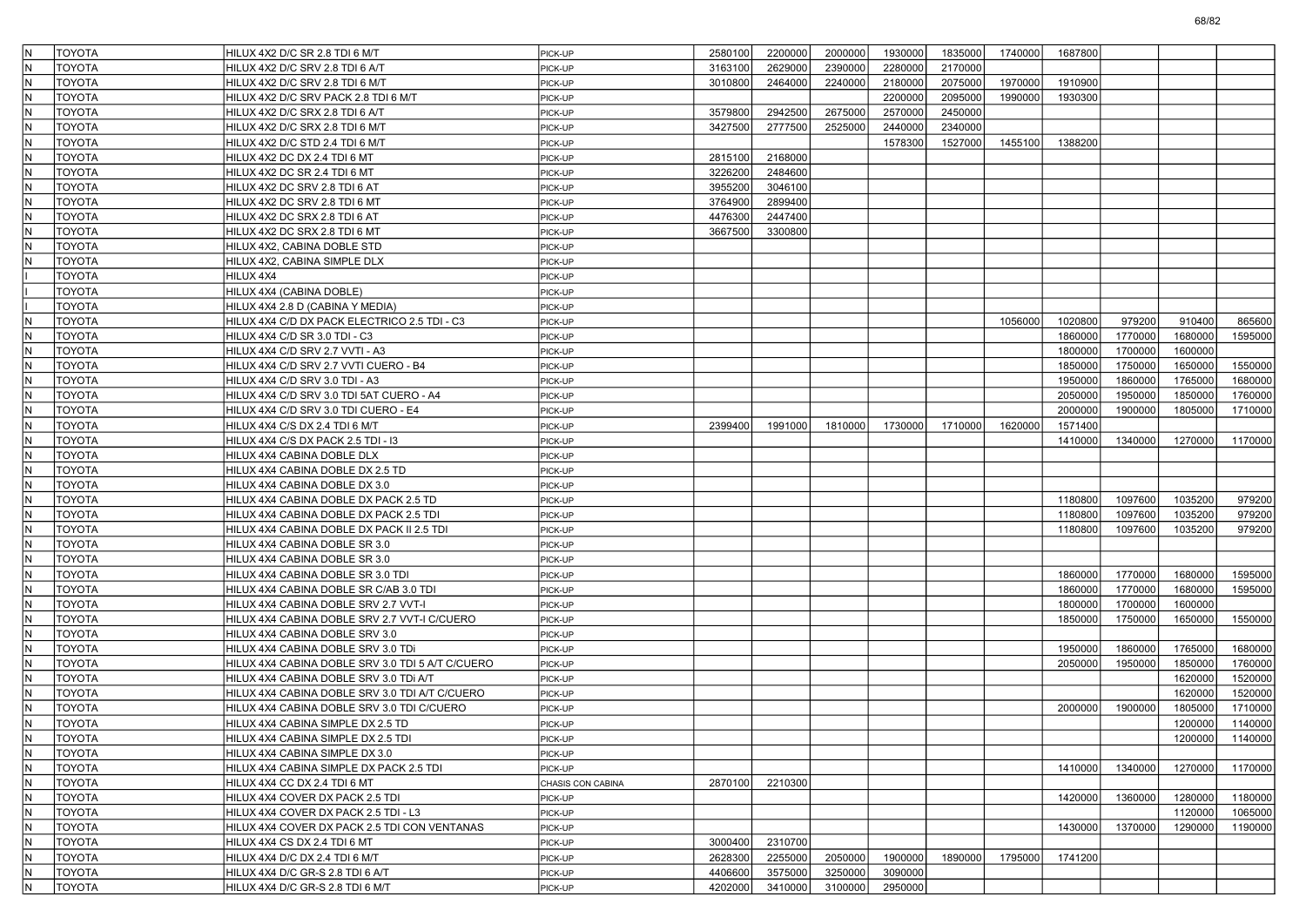| | | | | | | | | | | | | | |
|---|---|---|---|---|---|---|---|---|---|---|---|---|---|
| N | TOYOTA | HILUX 4X2 D/C SR 2.8 TDI 6 M/T | PICK-UP | 2580100 | 2200000 | 2000000 | 1930000 | 1835000 | 1740000 | 1687800 | | | |
| N | TOYOTA | HILUX 4X2 D/C SRV 2.8 TDI 6 A/T | PICK-UP | 3163100 | 2629000 | 2390000 | 2280000 | 2170000 | | | | | |
| N | TOYOTA | HILUX 4X2 D/C SRV 2.8 TDI 6 M/T | PICK-UP | 3010800 | 2464000 | 2240000 | 2180000 | 2075000 | 1970000 | 1910900 | | | |
| N | TOYOTA | HILUX 4X2 D/C SRV PACK 2.8 TDI 6 M/T | PICK-UP | | | | 2200000 | 2095000 | 1990000 | 1930300 | | | |
| N | TOYOTA | HILUX 4X2 D/C SRX 2.8 TDI 6 A/T | PICK-UP | 3579800 | 2942500 | 2675000 | 2570000 | 2450000 | | | | | |
| N | TOYOTA | HILUX 4X2 D/C SRX 2.8 TDI 6 M/T | PICK-UP | 3427500 | 2777500 | 2525000 | 2440000 | 2340000 | | | | | |
| N | TOYOTA | HILUX 4X2 D/C STD 2.4 TDI 6 M/T | PICK-UP | | | | 1578300 | 1527000 | 1455100 | 1388200 | | | |
| N | TOYOTA | HILUX 4X2 DC DX 2.4 TDI 6 MT | PICK-UP | 2815100 | 2168000 | | | | | | | | |
| N | TOYOTA | HILUX 4X2 DC SR 2.4 TDI 6 MT | PICK-UP | 3226200 | 2484600 | | | | | | | | |
| N | TOYOTA | HILUX 4X2 DC SRV 2.8 TDI 6 AT | PICK-UP | 3955200 | 3046100 | | | | | | | | |
| N | TOYOTA | HILUX 4X2 DC SRV 2.8 TDI 6 MT | PICK-UP | 3764900 | 2899400 | | | | | | | | |
| N | TOYOTA | HILUX 4X2 DC SRX 2.8 TDI 6 AT | PICK-UP | 4476300 | 2447400 | | | | | | | | |
| N | TOYOTA | HILUX 4X2 DC SRX 2.8 TDI 6 MT | PICK-UP | 3667500 | 3300800 | | | | | | | | |
| N | TOYOTA | HILUX 4X2, CABINA DOBLE STD | PICK-UP | | | | | | | | | | |
| N | TOYOTA | HILUX 4X2, CABINA SIMPLE DLX | PICK-UP | | | | | | | | | | |
| I | TOYOTA | HILUX 4X4 | PICK-UP | | | | | | | | | | |
| I | TOYOTA | HILUX 4X4 (CABINA DOBLE) | PICK-UP | | | | | | | | | | |
| I | TOYOTA | HILUX 4X4 2.8 D (CABINA Y MEDIA) | PICK-UP | | | | | | | | | | |
| N | TOYOTA | HILUX 4X4 C/D DX PACK ELECTRICO 2.5 TDI - C3 | PICK-UP | | | | | | 1056000 | 1020800 | 979200 | 910400 | 865600 |
| N | TOYOTA | HILUX 4X4 C/D SR 3.0 TDI - C3 | PICK-UP | | | | | | | 1860000 | 1770000 | 1680000 | 1595000 |
| N | TOYOTA | HILUX 4X4 C/D SRV 2.7 VVTI - A3 | PICK-UP | | | | | | | 1800000 | 1700000 | 1600000 | |
| N | TOYOTA | HILUX 4X4 C/D SRV 2.7 VVTI CUERO - B4 | PICK-UP | | | | | | | 1850000 | 1750000 | 1650000 | 1550000 |
| N | TOYOTA | HILUX 4X4 C/D SRV 3.0 TDI - A3 | PICK-UP | | | | | | | 1950000 | 1860000 | 1765000 | 1680000 |
| N | TOYOTA | HILUX 4X4 C/D SRV 3.0 TDI 5AT CUERO - A4 | PICK-UP | | | | | | | 2050000 | 1950000 | 1850000 | 1760000 |
| N | TOYOTA | HILUX 4X4 C/D SRV 3.0 TDI CUERO - E4 | PICK-UP | | | | | | | 2000000 | 1900000 | 1805000 | 1710000 |
| N | TOYOTA | HILUX 4X4 C/S DX 2.4 TDI 6 M/T | PICK-UP | 2399400 | 1991000 | 1810000 | 1730000 | 1710000 | 1620000 | 1571400 | | | |
| N | TOYOTA | HILUX 4X4 C/S DX PACK 2.5 TDI - I3 | PICK-UP | | | | | | | 1410000 | 1340000 | 1270000 | 1170000 |
| N | TOYOTA | HILUX 4X4 CABINA DOBLE DLX | PICK-UP | | | | | | | | | | |
| N | TOYOTA | HILUX 4X4 CABINA DOBLE DX 2.5 TD | PICK-UP | | | | | | | | | | |
| N | TOYOTA | HILUX 4X4 CABINA DOBLE DX 3.0 | PICK-UP | | | | | | | | | | |
| N | TOYOTA | HILUX 4X4 CABINA DOBLE DX PACK 2.5 TD | PICK-UP | | | | | | | 1180800 | 1097600 | 1035200 | 979200 |
| N | TOYOTA | HILUX 4X4 CABINA DOBLE DX PACK 2.5 TDI | PICK-UP | | | | | | | 1180800 | 1097600 | 1035200 | 979200 |
| N | TOYOTA | HILUX 4X4 CABINA DOBLE DX PACK II 2.5 TDI | PICK-UP | | | | | | | 1180800 | 1097600 | 1035200 | 979200 |
| N | TOYOTA | HILUX 4X4 CABINA DOBLE SR 3.0 | PICK-UP | | | | | | | | | | |
| N | TOYOTA | HILUX 4X4 CABINA DOBLE SR 3.0 | PICK-UP | | | | | | | | | | |
| N | TOYOTA | HILUX 4X4 CABINA DOBLE SR 3.0 TDI | PICK-UP | | | | | | | 1860000 | 1770000 | 1680000 | 1595000 |
| N | TOYOTA | HILUX 4X4 CABINA DOBLE SR C/AB 3.0 TDI | PICK-UP | | | | | | | 1860000 | 1770000 | 1680000 | 1595000 |
| N | TOYOTA | HILUX 4X4 CABINA DOBLE SRV 2.7 VVT-I | PICK-UP | | | | | | | 1800000 | 1700000 | 1600000 | |
| N | TOYOTA | HILUX 4X4 CABINA DOBLE SRV 2.7 VVT-I C/CUERO | PICK-UP | | | | | | | 1850000 | 1750000 | 1650000 | 1550000 |
| N | TOYOTA | HILUX 4X4 CABINA DOBLE SRV 3.0 | PICK-UP | | | | | | | | | | |
| N | TOYOTA | HILUX 4X4 CABINA DOBLE SRV 3.0 TDi | PICK-UP | | | | | | | 1950000 | 1860000 | 1765000 | 1680000 |
| N | TOYOTA | HILUX 4X4 CABINA DOBLE SRV 3.0 TDI 5 A/T C/CUERO | PICK-UP | | | | | | | 2050000 | 1950000 | 1850000 | 1760000 |
| N | TOYOTA | HILUX 4X4 CABINA DOBLE SRV 3.0 TDi A/T | PICK-UP | | | | | | | | | 1620000 | 1520000 |
| N | TOYOTA | HILUX 4X4 CABINA DOBLE SRV 3.0 TDI A/T C/CUERO | PICK-UP | | | | | | | | | 1620000 | 1520000 |
| N | TOYOTA | HILUX 4X4 CABINA DOBLE SRV 3.0 TDI C/CUERO | PICK-UP | | | | | | | 2000000 | 1900000 | 1805000 | 1710000 |
| N | TOYOTA | HILUX 4X4 CABINA SIMPLE DX 2.5 TD | PICK-UP | | | | | | | | | 1200000 | 1140000 |
| N | TOYOTA | HILUX 4X4 CABINA SIMPLE DX 2.5 TDI | PICK-UP | | | | | | | | | 1200000 | 1140000 |
| N | TOYOTA | HILUX 4X4 CABINA SIMPLE DX 3.0 | PICK-UP | | | | | | | | | | |
| N | TOYOTA | HILUX 4X4 CABINA SIMPLE DX PACK 2.5 TDI | PICK-UP | | | | | | | 1410000 | 1340000 | 1270000 | 1170000 |
| N | TOYOTA | HILUX 4X4 CC DX 2.4 TDI 6 MT | CHASIS CON CABINA | 2870100 | 2210300 | | | | | | | | |
| N | TOYOTA | HILUX 4X4 COVER DX PACK 2.5 TDI | PICK-UP | | | | | | | 1420000 | 1360000 | 1280000 | 1180000 |
| N | TOYOTA | HILUX 4X4 COVER DX PACK 2.5 TDI - L3 | PICK-UP | | | | | | | | | 1120000 | 1065000 |
| N | TOYOTA | HILUX 4X4 COVER DX PACK 2.5 TDI CON VENTANAS | PICK-UP | | | | | | | 1430000 | 1370000 | 1290000 | 1190000 |
| N | TOYOTA | HILUX 4X4 CS DX 2.4 TDI 6 MT | PICK-UP | 3000400 | 2310700 | | | | | | | | |
| N | TOYOTA | HILUX 4X4 D/C DX 2.4 TDI 6 M/T | PICK-UP | 2628300 | 2255000 | 2050000 | 1900000 | 1890000 | 1795000 | 1741200 | | | |
| N | TOYOTA | HILUX 4X4 D/C GR-S 2.8 TDI 6 A/T | PICK-UP | 4406600 | 3575000 | 3250000 | 3090000 | | | | | | |
| N | TOYOTA | HILUX 4X4 D/C GR-S 2.8 TDI 6 M/T | PICK-UP | 4202000 | 3410000 | 3100000 | 2950000 | | | | | | |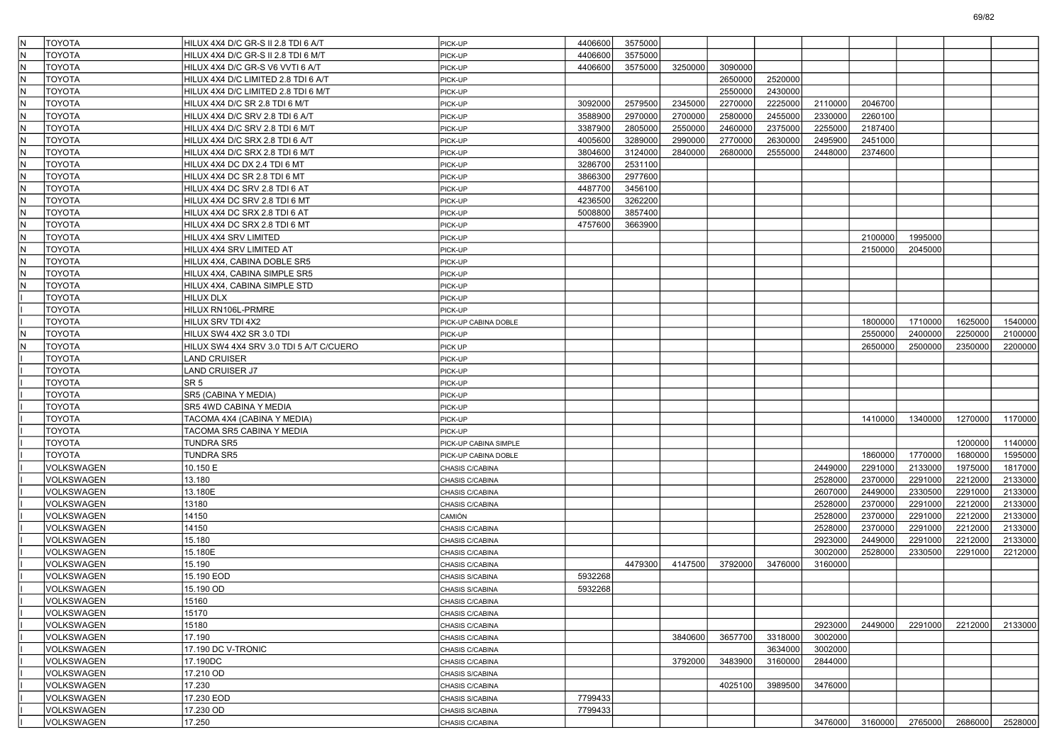| | | | | | | | | | | | | | |
|---|---|---|---|---|---|---|---|---|---|---|---|---|---|
| N | TOYOTA | HILUX 4X4 D/C GR-S II 2.8 TDI 6 A/T | PICK-UP | 4406600 | 3575000 | | | | | | | | |
| N | TOYOTA | HILUX 4X4 D/C GR-S II 2.8 TDI 6 M/T | PICK-UP | 4406600 | 3575000 | | | | | | | | |
| N | TOYOTA | HILUX 4X4 D/C GR-S V6 VVTI 6 A/T | PICK-UP | 4406600 | 3575000 | 3250000 | 3090000 | | | | | | |
| N | TOYOTA | HILUX 4X4 D/C LIMITED 2.8 TDI 6 A/T | PICK-UP | | | | 2650000 | 2520000 | | | | | |
| N | TOYOTA | HILUX 4X4 D/C LIMITED 2.8 TDI 6 M/T | PICK-UP | | | | 2550000 | 2430000 | | | | | |
| N | TOYOTA | HILUX 4X4 D/C SR 2.8 TDI 6 M/T | PICK-UP | 3092000 | 2579500 | 2345000 | 2270000 | 2225000 | 2110000 | 2046700 | | | |
| N | TOYOTA | HILUX 4X4 D/C SRV 2.8 TDI 6 A/T | PICK-UP | 3588900 | 2970000 | 2700000 | 2580000 | 2455000 | 2330000 | 2260100 | | | |
| N | TOYOTA | HILUX 4X4 D/C SRV 2.8 TDI 6 M/T | PICK-UP | 3387900 | 2805000 | 2550000 | 2460000 | 2375000 | 2255000 | 2187400 | | | |
| N | TOYOTA | HILUX 4X4 D/C SRX 2.8 TDI 6 A/T | PICK-UP | 4005600 | 3289000 | 2990000 | 2770000 | 2630000 | 2495900 | 2451000 | | | |
| N | TOYOTA | HILUX 4X4 D/C SRX 2.8 TDI 6 M/T | PICK-UP | 3804600 | 3124000 | 2840000 | 2680000 | 2555000 | 2448000 | 2374600 | | | |
| N | TOYOTA | HILUX 4X4 DC DX 2.4 TDI 6 MT | PICK-UP | 3286700 | 2531100 | | | | | | | | |
| N | TOYOTA | HILUX 4X4 DC SR 2.8 TDI 6 MT | PICK-UP | 3866300 | 2977600 | | | | | | | | |
| N | TOYOTA | HILUX 4X4 DC SRV 2.8 TDI 6 AT | PICK-UP | 4487700 | 3456100 | | | | | | | | |
| N | TOYOTA | HILUX 4X4 DC SRV 2.8 TDI 6 MT | PICK-UP | 4236500 | 3262200 | | | | | | | | |
| N | TOYOTA | HILUX 4X4 DC SRX 2.8 TDI 6 AT | PICK-UP | 5008800 | 3857400 | | | | | | | | |
| N | TOYOTA | HILUX 4X4 DC SRX 2.8 TDI 6 MT | PICK-UP | 4757600 | 3663900 | | | | | | | | |
| N | TOYOTA | HILUX 4X4 SRV LIMITED | PICK-UP | | | | | | | 2100000 | 1995000 | | |
| N | TOYOTA | HILUX 4X4 SRV LIMITED AT | PICK-UP | | | | | | | 2150000 | 2045000 | | |
| N | TOYOTA | HILUX 4X4, CABINA DOBLE SR5 | PICK-UP | | | | | | | | | | |
| N | TOYOTA | HILUX 4X4, CABINA SIMPLE SR5 | PICK-UP | | | | | | | | | | |
| N | TOYOTA | HILUX 4X4, CABINA SIMPLE STD | PICK-UP | | | | | | | | | | |
| I | TOYOTA | HILUX DLX | PICK-UP | | | | | | | | | | |
| I | TOYOTA | HILUX RN106L-PRMRE | PICK-UP | | | | | | | | | | |
| I | TOYOTA | HILUX SRV TDI 4X2 | PICK-UP CABINA DOBLE | | | | | | | 1800000 | 1710000 | 1625000 | 1540000 |
| N | TOYOTA | HILUX SW4 4X2 SR 3.0 TDI | PICK-UP | | | | | | | 2550000 | 2400000 | 2250000 | 2100000 |
| N | TOYOTA | HILUX SW4 4X4 SRV 3.0 TDI 5 A/T C/CUERO | PICK UP | | | | | | | 2650000 | 2500000 | 2350000 | 2200000 |
| I | TOYOTA | LAND CRUISER | PICK-UP | | | | | | | | | | |
| I | TOYOTA | LAND CRUISER J7 | PICK-UP | | | | | | | | | | |
| I | TOYOTA | SR 5 | PICK-UP | | | | | | | | | | |
| I | TOYOTA | SR5 (CABINA Y MEDIA) | PICK-UP | | | | | | | | | | |
| I | TOYOTA | SR5 4WD CABINA Y MEDIA | PICK-UP | | | | | | | | | | |
| I | TOYOTA | TACOMA 4X4 (CABINA Y MEDIA) | PICK-UP | | | | | | | 1410000 | 1340000 | 1270000 | 1170000 |
| I | TOYOTA | TACOMA SR5 CABINA Y MEDIA | PICK-UP | | | | | | | | | | |
| I | TOYOTA | TUNDRA SR5 | PICK-UP CABINA SIMPLE | | | | | | | | | 1200000 | 1140000 |
| I | TOYOTA | TUNDRA SR5 | PICK-UP CABINA DOBLE | | | | | | | 1860000 | 1770000 | 1680000 | 1595000 |
| I | VOLKSWAGEN | 10.150 E | CHASIS C/CABINA | | | | | | 2449000 | 2291000 | 2133000 | 1975000 | 1817000 |
| I | VOLKSWAGEN | 13.180 | CHASIS C/CABINA | | | | | | 2528000 | 2370000 | 2291000 | 2212000 | 2133000 |
| I | VOLKSWAGEN | 13.180E | CHASIS C/CABINA | | | | | | 2607000 | 2449000 | 2330500 | 2291000 | 2133000 |
| I | VOLKSWAGEN | 13180 | CHASIS C/CABINA | | | | | | 2528000 | 2370000 | 2291000 | 2212000 | 2133000 |
| I | VOLKSWAGEN | 14150 | CAMIÓN | | | | | | 2528000 | 2370000 | 2291000 | 2212000 | 2133000 |
| I | VOLKSWAGEN | 14150 | CHASIS C/CABINA | | | | | | 2528000 | 2370000 | 2291000 | 2212000 | 2133000 |
| I | VOLKSWAGEN | 15.180 | CHASIS C/CABINA | | | | | | 2923000 | 2449000 | 2291000 | 2212000 | 2133000 |
| I | VOLKSWAGEN | 15.180E | CHASIS C/CABINA | | | | | | 3002000 | 2528000 | 2330500 | 2291000 | 2212000 |
| I | VOLKSWAGEN | 15.190 | CHASIS C/CABINA | | 4479300 | 4147500 | 3792000 | 3476000 | 3160000 | | | | |
| I | VOLKSWAGEN | 15.190 EOD | CHASIS S/CABINA | 5932268 | | | | | | | | | |
| I | VOLKSWAGEN | 15.190 OD | CHASIS S/CABINA | 5932268 | | | | | | | | | |
| I | VOLKSWAGEN | 15160 | CHASIS C/CABINA | | | | | | | | | | |
| I | VOLKSWAGEN | 15170 | CHASIS C/CABINA | | | | | | | | | | |
| I | VOLKSWAGEN | 15180 | CHASIS C/CABINA | | | | | | 2923000 | 2449000 | 2291000 | 2212000 | 2133000 |
| I | VOLKSWAGEN | 17.190 | CHASIS C/CABINA | | | 3840600 | 3657700 | 3318000 | 3002000 | | | | |
| I | VOLKSWAGEN | 17.190 DC V-TRONIC | CHASIS C/CABINA | | | | | 3634000 | 3002000 | | | | |
| I | VOLKSWAGEN | 17.190DC | CHASIS C/CABINA | | | 3792000 | 3483900 | 3160000 | 2844000 | | | | |
| I | VOLKSWAGEN | 17.210 OD | CHASIS S/CABINA | | | | | | | | | | |
| I | VOLKSWAGEN | 17.230 | CHASIS C/CABINA | | | | 4025100 | 3989500 | 3476000 | | | | |
| I | VOLKSWAGEN | 17.230 EOD | CHASIS S/CABINA | 7799433 | | | | | | | | | |
| I | VOLKSWAGEN | 17.230 OD | CHASIS S/CABINA | 7799433 | | | | | | | | | |
| I | VOLKSWAGEN | 17.250 | CHASIS C/CABINA | | | | | | 3476000 | 3160000 | 2765000 | 2686000 | 2528000 |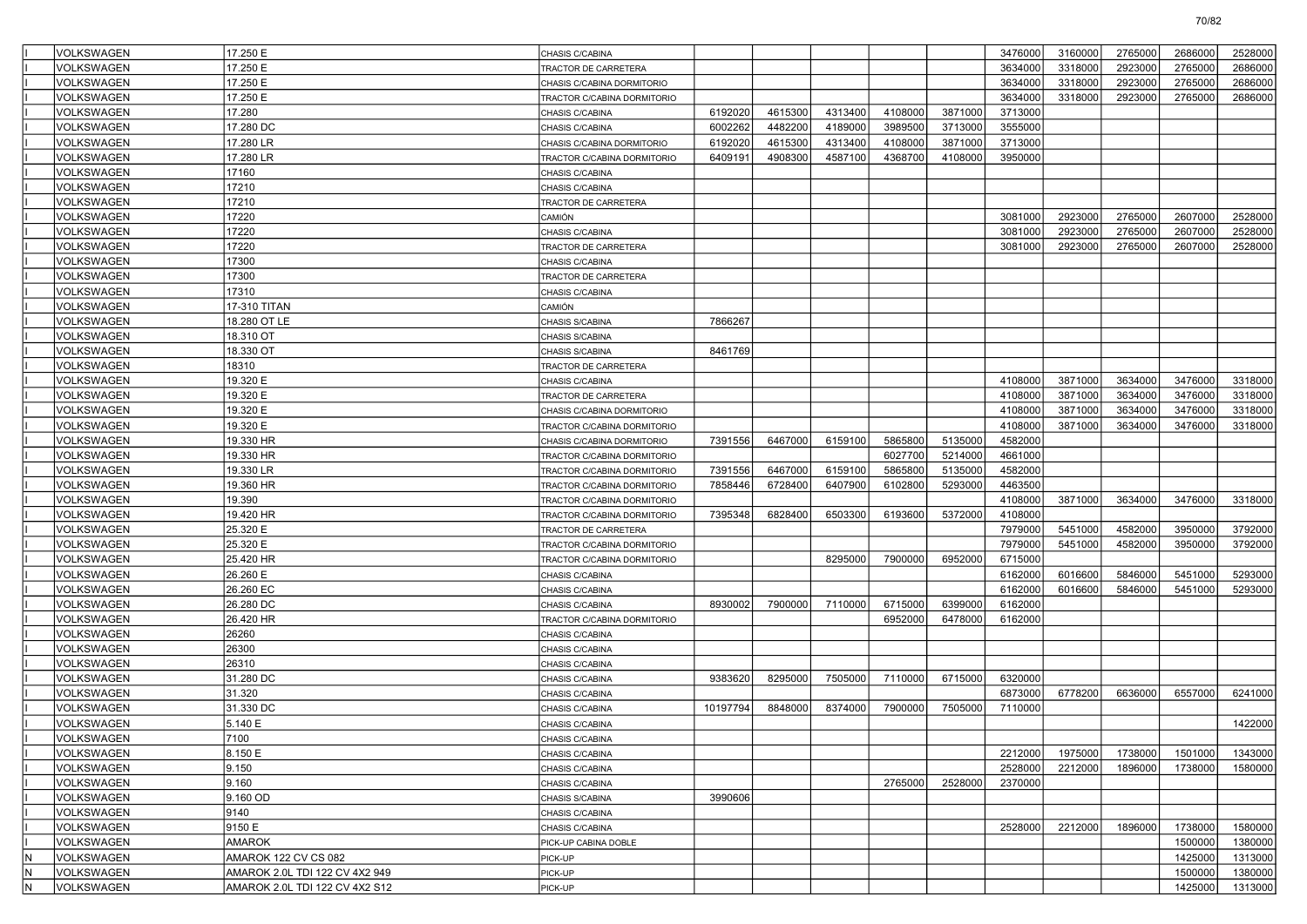| | | | | | | | | | | | | | |
|---|---|---|---|---|---|---|---|---|---|---|---|---|---|
| I | VOLKSWAGEN | 17.250 E | CHASIS C/CABINA | | | | | | 3476000 | 3160000 | 2765000 | 2686000 | 2528000 |
| I | VOLKSWAGEN | 17.250 E | TRACTOR DE CARRETERA | | | | | | 3634000 | 3318000 | 2923000 | 2765000 | 2686000 |
| I | VOLKSWAGEN | 17.250 E | CHASIS C/CABINA DORMITORIO | | | | | | 3634000 | 3318000 | 2923000 | 2765000 | 2686000 |
| I | VOLKSWAGEN | 17.250 E | TRACTOR C/CABINA DORMITORIO | | | | | | 3634000 | 3318000 | 2923000 | 2765000 | 2686000 |
| I | VOLKSWAGEN | 17.280 | CHASIS C/CABINA | 6192020 | 4615300 | 4313400 | 4108000 | 3871000 | 3713000 | | | | |
| I | VOLKSWAGEN | 17.280 DC | CHASIS C/CABINA | 6002262 | 4482200 | 4189000 | 3989500 | 3713000 | 3555000 | | | | |
| I | VOLKSWAGEN | 17.280 LR | CHASIS C/CABINA DORMITORIO | 6192020 | 4615300 | 4313400 | 4108000 | 3871000 | 3713000 | | | | |
| I | VOLKSWAGEN | 17.280 LR | TRACTOR C/CABINA DORMITORIO | 6409191 | 4908300 | 4587100 | 4368700 | 4108000 | 3950000 | | | | |
| I | VOLKSWAGEN | 17160 | CHASIS C/CABINA | | | | | | | | | | |
| I | VOLKSWAGEN | 17210 | CHASIS C/CABINA | | | | | | | | | | |
| I | VOLKSWAGEN | 17210 | TRACTOR DE CARRETERA | | | | | | | | | | |
| I | VOLKSWAGEN | 17220 | CAMIÓN | | | | | | 3081000 | 2923000 | 2765000 | 2607000 | 2528000 |
| I | VOLKSWAGEN | 17220 | CHASIS C/CABINA | | | | | | 3081000 | 2923000 | 2765000 | 2607000 | 2528000 |
| I | VOLKSWAGEN | 17220 | TRACTOR DE CARRETERA | | | | | | 3081000 | 2923000 | 2765000 | 2607000 | 2528000 |
| I | VOLKSWAGEN | 17300 | CHASIS C/CABINA | | | | | | | | | | |
| I | VOLKSWAGEN | 17300 | TRACTOR DE CARRETERA | | | | | | | | | | |
| I | VOLKSWAGEN | 17310 | CHASIS C/CABINA | | | | | | | | | | |
| I | VOLKSWAGEN | 17-310 TITAN | CAMIÓN | | | | | | | | | | |
| I | VOLKSWAGEN | 18.280 OT LE | CHASIS S/CABINA | 7866267 | | | | | | | | | |
| I | VOLKSWAGEN | 18.310 OT | CHASIS S/CABINA | | | | | | | | | | |
| I | VOLKSWAGEN | 18.330 OT | CHASIS S/CABINA | 8461769 | | | | | | | | | |
| I | VOLKSWAGEN | 18310 | TRACTOR DE CARRETERA | | | | | | | | | | |
| I | VOLKSWAGEN | 19.320 E | CHASIS C/CABINA | | | | | | 4108000 | 3871000 | 3634000 | 3476000 | 3318000 |
| I | VOLKSWAGEN | 19.320 E | TRACTOR DE CARRETERA | | | | | | 4108000 | 3871000 | 3634000 | 3476000 | 3318000 |
| I | VOLKSWAGEN | 19.320 E | CHASIS C/CABINA DORMITORIO | | | | | | 4108000 | 3871000 | 3634000 | 3476000 | 3318000 |
| I | VOLKSWAGEN | 19.320 E | TRACTOR C/CABINA DORMITORIO | | | | | | 4108000 | 3871000 | 3634000 | 3476000 | 3318000 |
| I | VOLKSWAGEN | 19.330 HR | CHASIS C/CABINA DORMITORIO | 7391556 | 6467000 | 6159100 | 5865800 | 5135000 | 4582000 | | | | |
| I | VOLKSWAGEN | 19.330 HR | TRACTOR C/CABINA DORMITORIO | | | | 6027700 | 5214000 | 4661000 | | | | |
| I | VOLKSWAGEN | 19.330 LR | TRACTOR C/CABINA DORMITORIO | 7391556 | 6467000 | 6159100 | 5865800 | 5135000 | 4582000 | | | | |
| I | VOLKSWAGEN | 19.360 HR | TRACTOR C/CABINA DORMITORIO | 7858446 | 6728400 | 6407900 | 6102800 | 5293000 | 4463500 | | | | |
| I | VOLKSWAGEN | 19.390 | TRACTOR C/CABINA DORMITORIO | | | | | | 4108000 | 3871000 | 3634000 | 3476000 | 3318000 |
| I | VOLKSWAGEN | 19.420 HR | TRACTOR C/CABINA DORMITORIO | 7395348 | 6828400 | 6503300 | 6193600 | 5372000 | 4108000 | | | | |
| I | VOLKSWAGEN | 25.320 E | TRACTOR DE CARRETERA | | | | | | 7979000 | 5451000 | 4582000 | 3950000 | 3792000 |
| I | VOLKSWAGEN | 25.320 E | TRACTOR C/CABINA DORMITORIO | | | | | | 7979000 | 5451000 | 4582000 | 3950000 | 3792000 |
| I | VOLKSWAGEN | 25.420 HR | TRACTOR C/CABINA DORMITORIO | | | 8295000 | 7900000 | 6952000 | 6715000 | | | | |
| I | VOLKSWAGEN | 26.260 E | CHASIS C/CABINA | | | | | | 6162000 | 6016600 | 5846000 | 5451000 | 5293000 |
| I | VOLKSWAGEN | 26.260 EC | CHASIS C/CABINA | | | | | | 6162000 | 6016600 | 5846000 | 5451000 | 5293000 |
| I | VOLKSWAGEN | 26.280 DC | CHASIS C/CABINA | 8930002 | 7900000 | 7110000 | 6715000 | 6399000 | 6162000 | | | | |
| I | VOLKSWAGEN | 26.420 HR | TRACTOR C/CABINA DORMITORIO | | | | 6952000 | 6478000 | 6162000 | | | | |
| I | VOLKSWAGEN | 26260 | CHASIS C/CABINA | | | | | | | | | | |
| I | VOLKSWAGEN | 26300 | CHASIS C/CABINA | | | | | | | | | | |
| I | VOLKSWAGEN | 26310 | CHASIS C/CABINA | | | | | | | | | | |
| I | VOLKSWAGEN | 31.280 DC | CHASIS C/CABINA | 9383620 | 8295000 | 7505000 | 7110000 | 6715000 | 6320000 | | | | |
| I | VOLKSWAGEN | 31.320 | CHASIS C/CABINA | | | | | | 6873000 | 6778200 | 6636000 | 6557000 | 6241000 |
| I | VOLKSWAGEN | 31.330 DC | CHASIS C/CABINA | 10197794 | 8848000 | 8374000 | 7900000 | 7505000 | 7110000 | | | | |
| I | VOLKSWAGEN | 5.140 E | CHASIS C/CABINA | | | | | | | | | | 1422000 |
| I | VOLKSWAGEN | 7100 | CHASIS C/CABINA | | | | | | | | | | |
| I | VOLKSWAGEN | 8.150 E | CHASIS C/CABINA | | | | | | 2212000 | 1975000 | 1738000 | 1501000 | 1343000 |
| I | VOLKSWAGEN | 9.150 | CHASIS C/CABINA | | | | | | 2528000 | 2212000 | 1896000 | 1738000 | 1580000 |
| I | VOLKSWAGEN | 9.160 | CHASIS C/CABINA | | | | 2765000 | 2528000 | 2370000 | | | | |
| I | VOLKSWAGEN | 9.160 OD | CHASIS S/CABINA | 3990606 | | | | | | | | | |
| I | VOLKSWAGEN | 9140 | CHASIS C/CABINA | | | | | | | | | | |
| I | VOLKSWAGEN | 9150 E | CHASIS C/CABINA | | | | | | 2528000 | 2212000 | 1896000 | 1738000 | 1580000 |
| I | VOLKSWAGEN | AMAROK | PICK-UP CABINA DOBLE | | | | | | | | | 1500000 | 1380000 |
| N | VOLKSWAGEN | AMAROK 122 CV CS 082 | PICK-UP | | | | | | | | | 1425000 | 1313000 |
| N | VOLKSWAGEN | AMAROK 2.0L TDI 122 CV 4X2 949 | PICK-UP | | | | | | | | | 1500000 | 1380000 |
| N | VOLKSWAGEN | AMAROK 2.0L TDI 122 CV 4X2 S12 | PICK-UP | | | | | | | | | 1425000 | 1313000 |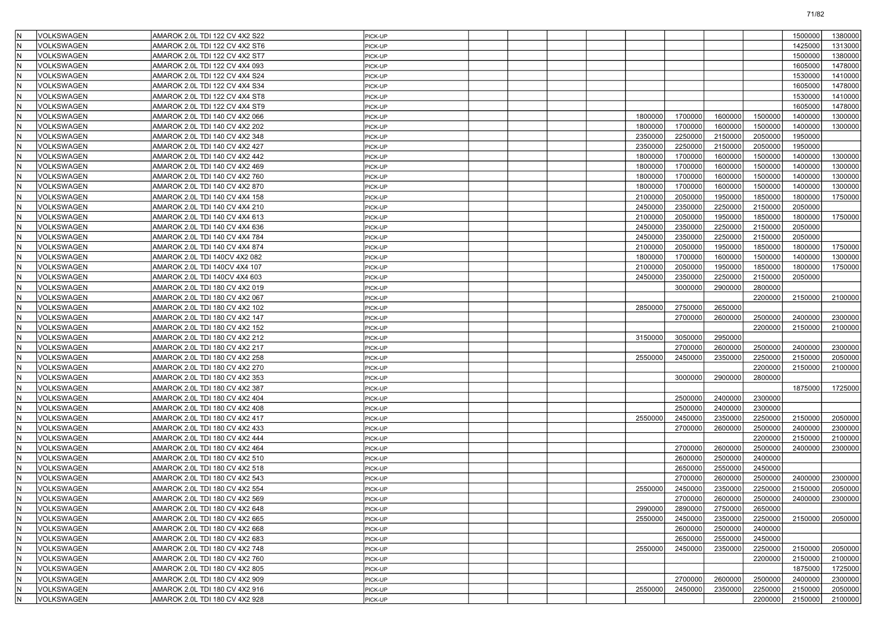| | | | | | | | | | | | | | |
|---|---|---|---|---|---|---|---|---|---|---|---|---|---|
| N | VOLKSWAGEN | AMAROK 2.0L TDI 122 CV 4X2 S22 | PICK-UP | | | | | | | | | 1500000 | 1380000 |
| N | VOLKSWAGEN | AMAROK 2.0L TDI 122 CV 4X2 ST6 | PICK-UP | | | | | | | | | 1425000 | 1313000 |
| N | VOLKSWAGEN | AMAROK 2.0L TDI 122 CV 4X2 ST7 | PICK-UP | | | | | | | | | 1500000 | 1380000 |
| N | VOLKSWAGEN | AMAROK 2.0L TDI 122 CV 4X4 093 | PICK-UP | | | | | | | | | 1605000 | 1478000 |
| N | VOLKSWAGEN | AMAROK 2.0L TDI 122 CV 4X4 S24 | PICK-UP | | | | | | | | | 1530000 | 1410000 |
| N | VOLKSWAGEN | AMAROK 2.0L TDI 122 CV 4X4 S34 | PICK-UP | | | | | | | | | 1605000 | 1478000 |
| N | VOLKSWAGEN | AMAROK 2.0L TDI 122 CV 4X4 ST8 | PICK-UP | | | | | | | | | 1530000 | 1410000 |
| N | VOLKSWAGEN | AMAROK 2.0L TDI 122 CV 4X4 ST9 | PICK-UP | | | | | | | | | 1605000 | 1478000 |
| N | VOLKSWAGEN | AMAROK 2.0L TDI 140 CV 4X2 066 | PICK-UP | | | | | 1800000 | 1700000 | 1600000 | 1500000 | 1400000 | 1300000 |
| N | VOLKSWAGEN | AMAROK 2.0L TDI 140 CV 4X2 202 | PICK-UP | | | | | 1800000 | 1700000 | 1600000 | 1500000 | 1400000 | 1300000 |
| N | VOLKSWAGEN | AMAROK 2.0L TDI 140 CV 4X2 348 | PICK-UP | | | | | 2350000 | 2250000 | 2150000 | 2050000 | 1950000 | |
| N | VOLKSWAGEN | AMAROK 2.0L TDI 140 CV 4X2 427 | PICK-UP | | | | | 2350000 | 2250000 | 2150000 | 2050000 | 1950000 | |
| N | VOLKSWAGEN | AMAROK 2.0L TDI 140 CV 4X2 442 | PICK-UP | | | | | 1800000 | 1700000 | 1600000 | 1500000 | 1400000 | 1300000 |
| N | VOLKSWAGEN | AMAROK 2.0L TDI 140 CV 4X2 469 | PICK-UP | | | | | 1800000 | 1700000 | 1600000 | 1500000 | 1400000 | 1300000 |
| N | VOLKSWAGEN | AMAROK 2.0L TDI 140 CV 4X2 760 | PICK-UP | | | | | 1800000 | 1700000 | 1600000 | 1500000 | 1400000 | 1300000 |
| N | VOLKSWAGEN | AMAROK 2.0L TDI 140 CV 4X2 870 | PICK-UP | | | | | 1800000 | 1700000 | 1600000 | 1500000 | 1400000 | 1300000 |
| N | VOLKSWAGEN | AMAROK 2.0L TDI 140 CV 4X4 158 | PICK-UP | | | | | 2100000 | 2050000 | 1950000 | 1850000 | 1800000 | 1750000 |
| N | VOLKSWAGEN | AMAROK 2.0L TDI 140 CV 4X4 210 | PICK-UP | | | | | 2450000 | 2350000 | 2250000 | 2150000 | 2050000 | |
| N | VOLKSWAGEN | AMAROK 2.0L TDI 140 CV 4X4 613 | PICK-UP | | | | | 2100000 | 2050000 | 1950000 | 1850000 | 1800000 | 1750000 |
| N | VOLKSWAGEN | AMAROK 2.0L TDI 140 CV 4X4 636 | PICK-UP | | | | | 2450000 | 2350000 | 2250000 | 2150000 | 2050000 | |
| N | VOLKSWAGEN | AMAROK 2.0L TDI 140 CV 4X4 784 | PICK-UP | | | | | 2450000 | 2350000 | 2250000 | 2150000 | 2050000 | |
| N | VOLKSWAGEN | AMAROK 2.0L TDI 140 CV 4X4 874 | PICK-UP | | | | | 2100000 | 2050000 | 1950000 | 1850000 | 1800000 | 1750000 |
| N | VOLKSWAGEN | AMAROK 2.0L TDI 140CV 4X2 082 | PICK-UP | | | | | 1800000 | 1700000 | 1600000 | 1500000 | 1400000 | 1300000 |
| N | VOLKSWAGEN | AMAROK 2.0L TDI 140CV 4X4 107 | PICK-UP | | | | | 2100000 | 2050000 | 1950000 | 1850000 | 1800000 | 1750000 |
| N | VOLKSWAGEN | AMAROK 2.0L TDI 140CV 4X4 603 | PICK-UP | | | | | 2450000 | 2350000 | 2250000 | 2150000 | 2050000 | |
| N | VOLKSWAGEN | AMAROK 2.0L TDI 180 CV 4X2 019 | PICK-UP | | | | | | 3000000 | 2900000 | 2800000 | | |
| N | VOLKSWAGEN | AMAROK 2.0L TDI 180 CV 4X2 067 | PICK-UP | | | | | | | | 2200000 | 2150000 | 2100000 |
| N | VOLKSWAGEN | AMAROK 2.0L TDI 180 CV 4X2 102 | PICK-UP | | | | | 2850000 | 2750000 | 2650000 | | | |
| N | VOLKSWAGEN | AMAROK 2.0L TDI 180 CV 4X2 147 | PICK-UP | | | | | | 2700000 | 2600000 | 2500000 | 2400000 | 2300000 |
| N | VOLKSWAGEN | AMAROK 2.0L TDI 180 CV 4X2 152 | PICK-UP | | | | | | | | 2200000 | 2150000 | 2100000 |
| N | VOLKSWAGEN | AMAROK 2.0L TDI 180 CV 4X2 212 | PICK-UP | | | | | 3150000 | 3050000 | 2950000 | | | |
| N | VOLKSWAGEN | AMAROK 2.0L TDI 180 CV 4X2 217 | PICK-UP | | | | | | 2700000 | 2600000 | 2500000 | 2400000 | 2300000 |
| N | VOLKSWAGEN | AMAROK 2.0L TDI 180 CV 4X2 258 | PICK-UP | | | | | 2550000 | 2450000 | 2350000 | 2250000 | 2150000 | 2050000 |
| N | VOLKSWAGEN | AMAROK 2.0L TDI 180 CV 4X2 270 | PICK-UP | | | | | | | | 2200000 | 2150000 | 2100000 |
| N | VOLKSWAGEN | AMAROK 2.0L TDI 180 CV 4X2 353 | PICK-UP | | | | | | 3000000 | 2900000 | 2800000 | | |
| N | VOLKSWAGEN | AMAROK 2.0L TDI 180 CV 4X2 387 | PICK-UP | | | | | | | | | 1875000 | 1725000 |
| N | VOLKSWAGEN | AMAROK 2.0L TDI 180 CV 4X2 404 | PICK-UP | | | | | | 2500000 | 2400000 | 2300000 | | |
| N | VOLKSWAGEN | AMAROK 2.0L TDI 180 CV 4X2 408 | PICK-UP | | | | | | 2500000 | 2400000 | 2300000 | | |
| N | VOLKSWAGEN | AMAROK 2.0L TDI 180 CV 4X2 417 | PICK-UP | | | | | 2550000 | 2450000 | 2350000 | 2250000 | 2150000 | 2050000 |
| N | VOLKSWAGEN | AMAROK 2.0L TDI 180 CV 4X2 433 | PICK-UP | | | | | | 2700000 | 2600000 | 2500000 | 2400000 | 2300000 |
| N | VOLKSWAGEN | AMAROK 2.0L TDI 180 CV 4X2 444 | PICK-UP | | | | | | | | 2200000 | 2150000 | 2100000 |
| N | VOLKSWAGEN | AMAROK 2.0L TDI 180 CV 4X2 464 | PICK-UP | | | | | | 2700000 | 2600000 | 2500000 | 2400000 | 2300000 |
| N | VOLKSWAGEN | AMAROK 2.0L TDI 180 CV 4X2 510 | PICK-UP | | | | | | 2600000 | 2500000 | 2400000 | | |
| N | VOLKSWAGEN | AMAROK 2.0L TDI 180 CV 4X2 518 | PICK-UP | | | | | | 2650000 | 2550000 | 2450000 | | |
| N | VOLKSWAGEN | AMAROK 2.0L TDI 180 CV 4X2 543 | PICK-UP | | | | | | 2700000 | 2600000 | 2500000 | 2400000 | 2300000 |
| N | VOLKSWAGEN | AMAROK 2.0L TDI 180 CV 4X2 554 | PICK-UP | | | | | 2550000 | 2450000 | 2350000 | 2250000 | 2150000 | 2050000 |
| N | VOLKSWAGEN | AMAROK 2.0L TDI 180 CV 4X2 569 | PICK-UP | | | | | | 2700000 | 2600000 | 2500000 | 2400000 | 2300000 |
| N | VOLKSWAGEN | AMAROK 2.0L TDI 180 CV 4X2 648 | PICK-UP | | | | | 2990000 | 2890000 | 2750000 | 2650000 | | |
| N | VOLKSWAGEN | AMAROK 2.0L TDI 180 CV 4X2 665 | PICK-UP | | | | | 2550000 | 2450000 | 2350000 | 2250000 | 2150000 | 2050000 |
| N | VOLKSWAGEN | AMAROK 2.0L TDI 180 CV 4X2 668 | PICK-UP | | | | | | 2600000 | 2500000 | 2400000 | | |
| N | VOLKSWAGEN | AMAROK 2.0L TDI 180 CV 4X2 683 | PICK-UP | | | | | | 2650000 | 2550000 | 2450000 | | |
| N | VOLKSWAGEN | AMAROK 2.0L TDI 180 CV 4X2 748 | PICK-UP | | | | | 2550000 | 2450000 | 2350000 | 2250000 | 2150000 | 2050000 |
| N | VOLKSWAGEN | AMAROK 2.0L TDI 180 CV 4X2 760 | PICK-UP | | | | | | | | 2200000 | 2150000 | 2100000 |
| N | VOLKSWAGEN | AMAROK 2.0L TDI 180 CV 4X2 805 | PICK-UP | | | | | | | | | 1875000 | 1725000 |
| N | VOLKSWAGEN | AMAROK 2.0L TDI 180 CV 4X2 909 | PICK-UP | | | | | | 2700000 | 2600000 | 2500000 | 2400000 | 2300000 |
| N | VOLKSWAGEN | AMAROK 2.0L TDI 180 CV 4X2 916 | PICK-UP | | | | | 2550000 | 2450000 | 2350000 | 2250000 | 2150000 | 2050000 |
| N | VOLKSWAGEN | AMAROK 2.0L TDI 180 CV 4X2 928 | PICK-UP | | | | | | | | 2200000 | 2150000 | 2100000 |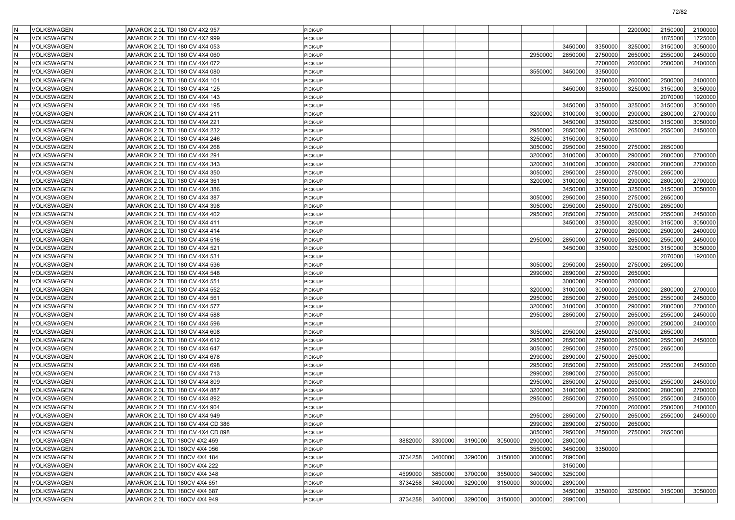| | | | | | | | | | | | | | |
|---|---|---|---|---|---|---|---|---|---|---|---|---|---|
| N | VOLKSWAGEN | AMAROK 2.0L TDI 180 CV 4X2 957 | PICK-UP | | | | | | | | 2200000 | 2150000 | 2100000 |
| N | VOLKSWAGEN | AMAROK 2.0L TDI 180 CV 4X2 999 | PICK-UP | | | | | | | | | 1875000 | 1725000 |
| N | VOLKSWAGEN | AMAROK 2.0L TDI 180 CV 4X4 053 | PICK-UP | | | | | | 3450000 | 3350000 | 3250000 | 3150000 | 3050000 |
| N | VOLKSWAGEN | AMAROK 2.0L TDI 180 CV 4X4 060 | PICK-UP | | | | | 2950000 | 2850000 | 2750000 | 2650000 | 2550000 | 2450000 |
| N | VOLKSWAGEN | AMAROK 2.0L TDI 180 CV 4X4 072 | PICK-UP | | | | | | | 2700000 | 2600000 | 2500000 | 2400000 |
| N | VOLKSWAGEN | AMAROK 2.0L TDI 180 CV 4X4 080 | PICK-UP | | | | | 3550000 | 3450000 | 3350000 | | | |
| N | VOLKSWAGEN | AMAROK 2.0L TDI 180 CV 4X4 101 | PICK-UP | | | | | | | 2700000 | 2600000 | 2500000 | 2400000 |
| N | VOLKSWAGEN | AMAROK 2.0L TDI 180 CV 4X4 125 | PICK-UP | | | | | | 3450000 | 3350000 | 3250000 | 3150000 | 3050000 |
| N | VOLKSWAGEN | AMAROK 2.0L TDI 180 CV 4X4 143 | PICK-UP | | | | | | | | | 2070000 | 1920000 |
| N | VOLKSWAGEN | AMAROK 2.0L TDI 180 CV 4X4 195 | PICK-UP | | | | | | 3450000 | 3350000 | 3250000 | 3150000 | 3050000 |
| N | VOLKSWAGEN | AMAROK 2.0L TDI 180 CV 4X4 211 | PICK-UP | | | | | 3200000 | 3100000 | 3000000 | 2900000 | 2800000 | 2700000 |
| N | VOLKSWAGEN | AMAROK 2.0L TDI 180 CV 4X4 221 | PICK-UP | | | | | | 3450000 | 3350000 | 3250000 | 3150000 | 3050000 |
| N | VOLKSWAGEN | AMAROK 2.0L TDI 180 CV 4X4 232 | PICK-UP | | | | | 2950000 | 2850000 | 2750000 | 2650000 | 2550000 | 2450000 |
| N | VOLKSWAGEN | AMAROK 2.0L TDI 180 CV 4X4 246 | PICK-UP | | | | | 3250000 | 3150000 | 3050000 | | | |
| N | VOLKSWAGEN | AMAROK 2.0L TDI 180 CV 4X4 268 | PICK-UP | | | | | 3050000 | 2950000 | 2850000 | 2750000 | 2650000 | |
| N | VOLKSWAGEN | AMAROK 2.0L TDI 180 CV 4X4 291 | PICK-UP | | | | | 3200000 | 3100000 | 3000000 | 2900000 | 2800000 | 2700000 |
| N | VOLKSWAGEN | AMAROK 2.0L TDI 180 CV 4X4 343 | PICK-UP | | | | | 3200000 | 3100000 | 3000000 | 2900000 | 2800000 | 2700000 |
| N | VOLKSWAGEN | AMAROK 2.0L TDI 180 CV 4X4 350 | PICK-UP | | | | | 3050000 | 2950000 | 2850000 | 2750000 | 2650000 | |
| N | VOLKSWAGEN | AMAROK 2.0L TDI 180 CV 4X4 361 | PICK-UP | | | | | 3200000 | 3100000 | 3000000 | 2900000 | 2800000 | 2700000 |
| N | VOLKSWAGEN | AMAROK 2.0L TDI 180 CV 4X4 386 | PICK-UP | | | | | | 3450000 | 3350000 | 3250000 | 3150000 | 3050000 |
| N | VOLKSWAGEN | AMAROK 2.0L TDI 180 CV 4X4 387 | PICK-UP | | | | | 3050000 | 2950000 | 2850000 | 2750000 | 2650000 | |
| N | VOLKSWAGEN | AMAROK 2.0L TDI 180 CV 4X4 398 | PICK-UP | | | | | 3050000 | 2950000 | 2850000 | 2750000 | 2650000 | |
| N | VOLKSWAGEN | AMAROK 2.0L TDI 180 CV 4X4 402 | PICK-UP | | | | | 2950000 | 2850000 | 2750000 | 2650000 | 2550000 | 2450000 |
| N | VOLKSWAGEN | AMAROK 2.0L TDI 180 CV 4X4 411 | PICK-UP | | | | | | 3450000 | 3350000 | 3250000 | 3150000 | 3050000 |
| N | VOLKSWAGEN | AMAROK 2.0L TDI 180 CV 4X4 414 | PICK-UP | | | | | | | 2700000 | 2600000 | 2500000 | 2400000 |
| N | VOLKSWAGEN | AMAROK 2.0L TDI 180 CV 4X4 516 | PICK-UP | | | | | 2950000 | 2850000 | 2750000 | 2650000 | 2550000 | 2450000 |
| N | VOLKSWAGEN | AMAROK 2.0L TDI 180 CV 4X4 521 | PICK-UP | | | | | | 3450000 | 3350000 | 3250000 | 3150000 | 3050000 |
| N | VOLKSWAGEN | AMAROK 2.0L TDI 180 CV 4X4 531 | PICK-UP | | | | | | | | | 2070000 | 1920000 |
| N | VOLKSWAGEN | AMAROK 2.0L TDI 180 CV 4X4 536 | PICK-UP | | | | | 3050000 | 2950000 | 2850000 | 2750000 | 2650000 | |
| N | VOLKSWAGEN | AMAROK 2.0L TDI 180 CV 4X4 548 | PICK-UP | | | | | 2990000 | 2890000 | 2750000 | 2650000 | | |
| N | VOLKSWAGEN | AMAROK 2.0L TDI 180 CV 4X4 551 | PICK-UP | | | | | | 3000000 | 2900000 | 2800000 | | |
| N | VOLKSWAGEN | AMAROK 2.0L TDI 180 CV 4X4 552 | PICK-UP | | | | | 3200000 | 3100000 | 3000000 | 2900000 | 2800000 | 2700000 |
| N | VOLKSWAGEN | AMAROK 2.0L TDI 180 CV 4X4 561 | PICK-UP | | | | | 2950000 | 2850000 | 2750000 | 2650000 | 2550000 | 2450000 |
| N | VOLKSWAGEN | AMAROK 2.0L TDI 180 CV 4X4 577 | PICK-UP | | | | | 3200000 | 3100000 | 3000000 | 2900000 | 2800000 | 2700000 |
| N | VOLKSWAGEN | AMAROK 2.0L TDI 180 CV 4X4 588 | PICK-UP | | | | | 2950000 | 2850000 | 2750000 | 2650000 | 2550000 | 2450000 |
| N | VOLKSWAGEN | AMAROK 2.0L TDI 180 CV 4X4 596 | PICK-UP | | | | | | | 2700000 | 2600000 | 2500000 | 2400000 |
| N | VOLKSWAGEN | AMAROK 2.0L TDI 180 CV 4X4 608 | PICK-UP | | | | | 3050000 | 2950000 | 2850000 | 2750000 | 2650000 | |
| N | VOLKSWAGEN | AMAROK 2.0L TDI 180 CV 4X4 612 | PICK-UP | | | | | 2950000 | 2850000 | 2750000 | 2650000 | 2550000 | 2450000 |
| N | VOLKSWAGEN | AMAROK 2.0L TDI 180 CV 4X4 647 | PICK-UP | | | | | 3050000 | 2950000 | 2850000 | 2750000 | 2650000 | |
| N | VOLKSWAGEN | AMAROK 2.0L TDI 180 CV 4X4 678 | PICK-UP | | | | | 2990000 | 2890000 | 2750000 | 2650000 | | |
| N | VOLKSWAGEN | AMAROK 2.0L TDI 180 CV 4X4 698 | PICK-UP | | | | | 2950000 | 2850000 | 2750000 | 2650000 | 2550000 | 2450000 |
| N | VOLKSWAGEN | AMAROK 2.0L TDI 180 CV 4X4 713 | PICK-UP | | | | | 2990000 | 2890000 | 2750000 | 2650000 | | |
| N | VOLKSWAGEN | AMAROK 2.0L TDI 180 CV 4X4 809 | PICK-UP | | | | | 2950000 | 2850000 | 2750000 | 2650000 | 2550000 | 2450000 |
| N | VOLKSWAGEN | AMAROK 2.0L TDI 180 CV 4X4 887 | PICK-UP | | | | | 3200000 | 3100000 | 3000000 | 2900000 | 2800000 | 2700000 |
| N | VOLKSWAGEN | AMAROK 2.0L TDI 180 CV 4X4 892 | PICK-UP | | | | | 2950000 | 2850000 | 2750000 | 2650000 | 2550000 | 2450000 |
| N | VOLKSWAGEN | AMAROK 2.0L TDI 180 CV 4X4 904 | PICK-UP | | | | | | | 2700000 | 2600000 | 2500000 | 2400000 |
| N | VOLKSWAGEN | AMAROK 2.0L TDI 180 CV 4X4 949 | PICK-UP | | | | | 2950000 | 2850000 | 2750000 | 2650000 | 2550000 | 2450000 |
| N | VOLKSWAGEN | AMAROK 2.0L TDI 180 CV 4X4 CD 386 | PICK-UP | | | | | 2990000 | 2890000 | 2750000 | 2650000 | | |
| N | VOLKSWAGEN | AMAROK 2.0L TDI 180 CV 4X4 CD 898 | PICK-UP | | | | | 3050000 | 2950000 | 2850000 | 2750000 | 2650000 | |
| N | VOLKSWAGEN | AMAROK 2.0L TDI 180CV 4X2 459 | PICK-UP | 3882000 | 3300000 | 3190000 | 3050000 | 2900000 | 2800000 | | | | |
| N | VOLKSWAGEN | AMAROK 2.0L TDI 180CV 4X4 056 | PICK-UP | | | | | 3550000 | 3450000 | 3350000 | | | |
| N | VOLKSWAGEN | AMAROK 2.0L TDI 180CV 4X4 184 | PICK-UP | 3734258 | 3400000 | 3290000 | 3150000 | 3000000 | 2890000 | | | | |
| N | VOLKSWAGEN | AMAROK 2.0L TDI 180CV 4X4 222 | PICK-UP | | | | | | 3150000 | | | | |
| N | VOLKSWAGEN | AMAROK 2.0L TDI 180CV 4X4 348 | PICK-UP | 4599000 | 3850000 | 3700000 | 3550000 | 3400000 | 3250000 | | | | |
| N | VOLKSWAGEN | AMAROK 2.0L TDI 180CV 4X4 651 | PICK-UP | 3734258 | 3400000 | 3290000 | 3150000 | 3000000 | 2890000 | | | | |
| N | VOLKSWAGEN | AMAROK 2.0L TDI 180CV 4X4 687 | PICK-UP | | | | | | 3450000 | 3350000 | 3250000 | 3150000 | 3050000 |
| N | VOLKSWAGEN | AMAROK 2.0L TDI 180CV 4X4 949 | PICK-UP | 3734258 | 3400000 | 3290000 | 3150000 | 3000000 | 2890000 | | | | |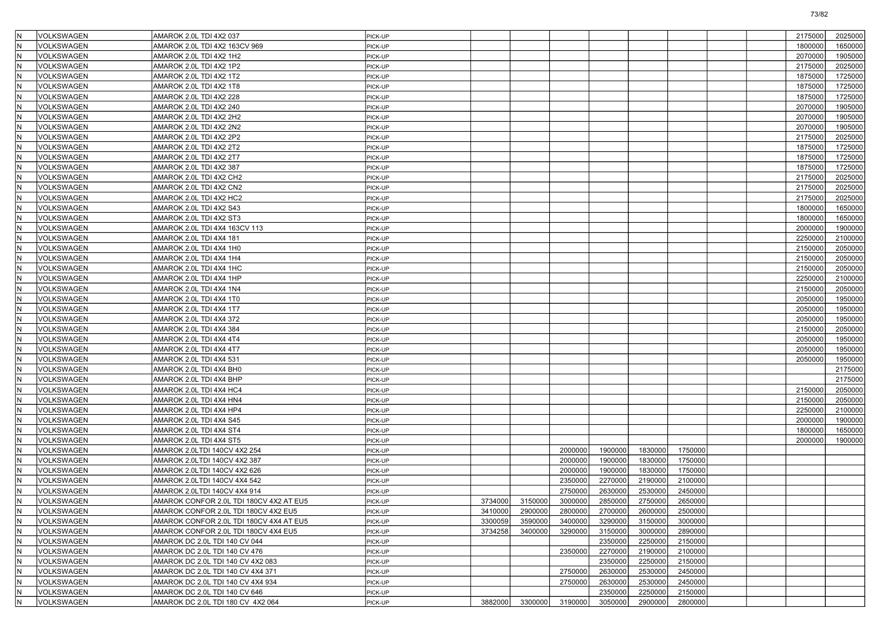| | | | | | | | | | | | | | |
|---|---|---|---|---|---|---|---|---|---|---|---|---|---|
| N | VOLKSWAGEN | AMAROK 2.0L TDI 4X2 037 | PICK-UP | | | | | | | | | 2175000 | 2025000 |
| N | VOLKSWAGEN | AMAROK 2.0L TDI 4X2 163CV 969 | PICK-UP | | | | | | | | | 1800000 | 1650000 |
| N | VOLKSWAGEN | AMAROK 2.0L TDI 4X2 1H2 | PICK-UP | | | | | | | | | 2070000 | 1905000 |
| N | VOLKSWAGEN | AMAROK 2.0L TDI 4X2 1P2 | PICK-UP | | | | | | | | | 2175000 | 2025000 |
| N | VOLKSWAGEN | AMAROK 2.0L TDI 4X2 1T2 | PICK-UP | | | | | | | | | 1875000 | 1725000 |
| N | VOLKSWAGEN | AMAROK 2.0L TDI 4X2 1T8 | PICK-UP | | | | | | | | | 1875000 | 1725000 |
| N | VOLKSWAGEN | AMAROK 2.0L TDI 4X2 228 | PICK-UP | | | | | | | | | 1875000 | 1725000 |
| N | VOLKSWAGEN | AMAROK 2.0L TDI 4X2 240 | PICK-UP | | | | | | | | | 2070000 | 1905000 |
| N | VOLKSWAGEN | AMAROK 2.0L TDI 4X2 2H2 | PICK-UP | | | | | | | | | 2070000 | 1905000 |
| N | VOLKSWAGEN | AMAROK 2.0L TDI 4X2 2N2 | PICK-UP | | | | | | | | | 2070000 | 1905000 |
| N | VOLKSWAGEN | AMAROK 2.0L TDI 4X2 2P2 | PICK-UP | | | | | | | | | 2175000 | 2025000 |
| N | VOLKSWAGEN | AMAROK 2.0L TDI 4X2 2T2 | PICK-UP | | | | | | | | | 1875000 | 1725000 |
| N | VOLKSWAGEN | AMAROK 2.0L TDI 4X2 2T7 | PICK-UP | | | | | | | | | 1875000 | 1725000 |
| N | VOLKSWAGEN | AMAROK 2.0L TDI 4X2 387 | PICK-UP | | | | | | | | | 1875000 | 1725000 |
| N | VOLKSWAGEN | AMAROK 2.0L TDI 4X2 CH2 | PICK-UP | | | | | | | | | 2175000 | 2025000 |
| N | VOLKSWAGEN | AMAROK 2.0L TDI 4X2 CN2 | PICK-UP | | | | | | | | | 2175000 | 2025000 |
| N | VOLKSWAGEN | AMAROK 2.0L TDI 4X2 HC2 | PICK-UP | | | | | | | | | 2175000 | 2025000 |
| N | VOLKSWAGEN | AMAROK 2.0L TDI 4X2 S43 | PICK-UP | | | | | | | | | 1800000 | 1650000 |
| N | VOLKSWAGEN | AMAROK 2.0L TDI 4X2 ST3 | PICK-UP | | | | | | | | | 1800000 | 1650000 |
| N | VOLKSWAGEN | AMAROK 2.0L TDI 4X4 163CV 113 | PICK-UP | | | | | | | | | 2000000 | 1900000 |
| N | VOLKSWAGEN | AMAROK 2.0L TDI 4X4 181 | PICK-UP | | | | | | | | | 2250000 | 2100000 |
| N | VOLKSWAGEN | AMAROK 2.0L TDI 4X4 1H0 | PICK-UP | | | | | | | | | 2150000 | 2050000 |
| N | VOLKSWAGEN | AMAROK 2.0L TDI 4X4 1H4 | PICK-UP | | | | | | | | | 2150000 | 2050000 |
| N | VOLKSWAGEN | AMAROK 2.0L TDI 4X4 1HC | PICK-UP | | | | | | | | | 2150000 | 2050000 |
| N | VOLKSWAGEN | AMAROK 2.0L TDI 4X4 1HP | PICK-UP | | | | | | | | | 2250000 | 2100000 |
| N | VOLKSWAGEN | AMAROK 2.0L TDI 4X4 1N4 | PICK-UP | | | | | | | | | 2150000 | 2050000 |
| N | VOLKSWAGEN | AMAROK 2.0L TDI 4X4 1T0 | PICK-UP | | | | | | | | | 2050000 | 1950000 |
| N | VOLKSWAGEN | AMAROK 2.0L TDI 4X4 1T7 | PICK-UP | | | | | | | | | 2050000 | 1950000 |
| N | VOLKSWAGEN | AMAROK 2.0L TDI 4X4 372 | PICK-UP | | | | | | | | | 2050000 | 1950000 |
| N | VOLKSWAGEN | AMAROK 2.0L TDI 4X4 384 | PICK-UP | | | | | | | | | 2150000 | 2050000 |
| N | VOLKSWAGEN | AMAROK 2.0L TDI 4X4 4T4 | PICK-UP | | | | | | | | | 2050000 | 1950000 |
| N | VOLKSWAGEN | AMAROK 2.0L TDI 4X4 4T7 | PICK-UP | | | | | | | | | 2050000 | 1950000 |
| N | VOLKSWAGEN | AMAROK 2.0L TDI 4X4 531 | PICK-UP | | | | | | | | | 2050000 | 1950000 |
| N | VOLKSWAGEN | AMAROK 2.0L TDI 4X4 BH0 | PICK-UP | | | | | | | | | | 2175000 |
| N | VOLKSWAGEN | AMAROK 2.0L TDI 4X4 BHP | PICK-UP | | | | | | | | | | 2175000 |
| N | VOLKSWAGEN | AMAROK 2.0L TDI 4X4 HC4 | PICK-UP | | | | | | | | | 2150000 | 2050000 |
| N | VOLKSWAGEN | AMAROK 2.0L TDI 4X4 HN4 | PICK-UP | | | | | | | | | 2150000 | 2050000 |
| N | VOLKSWAGEN | AMAROK 2.0L TDI 4X4 HP4 | PICK-UP | | | | | | | | | 2250000 | 2100000 |
| N | VOLKSWAGEN | AMAROK 2.0L TDI 4X4 S45 | PICK-UP | | | | | | | | | 2000000 | 1900000 |
| N | VOLKSWAGEN | AMAROK 2.0L TDI 4X4 ST4 | PICK-UP | | | | | | | | | 1800000 | 1650000 |
| N | VOLKSWAGEN | AMAROK 2.0L TDI 4X4 ST5 | PICK-UP | | | | | | | | | 2000000 | 1900000 |
| N | VOLKSWAGEN | AMAROK 2.0LTDI 140CV 4X2 254 | PICK-UP | | | 2000000 | 1900000 | 1830000 | 1750000 | | | | |
| N | VOLKSWAGEN | AMAROK 2.0LTDI 140CV 4X2 387 | PICK-UP | | | 2000000 | 1900000 | 1830000 | 1750000 | | | | |
| N | VOLKSWAGEN | AMAROK 2.0LTDI 140CV 4X2 626 | PICK-UP | | | 2000000 | 1900000 | 1830000 | 1750000 | | | | |
| N | VOLKSWAGEN | AMAROK 2.0LTDI 140CV 4X4 542 | PICK-UP | | | 2350000 | 2270000 | 2190000 | 2100000 | | | | |
| N | VOLKSWAGEN | AMAROK 2.0LTDI 140CV 4X4 914 | PICK-UP | | | 2750000 | 2630000 | 2530000 | 2450000 | | | | |
| N | VOLKSWAGEN | AMAROK CONFOR 2.0L TDI 180CV 4X2 AT EU5 | PICK-UP | 3734000 | 3150000 | 3000000 | 2850000 | 2750000 | 2650000 | | | | |
| N | VOLKSWAGEN | AMAROK CONFOR 2.0L TDI 180CV 4X2 EU5 | PICK-UP | 3410000 | 2900000 | 2800000 | 2700000 | 2600000 | 2500000 | | | | |
| N | VOLKSWAGEN | AMAROK CONFOR 2.0L TDI 180CV 4X4 AT EU5 | PICK-UP | 3300059 | 3590000 | 3400000 | 3290000 | 3150000 | 3000000 | | | | |
| N | VOLKSWAGEN | AMAROK CONFOR 2.0L TDI 180CV 4X4 EU5 | PICK-UP | 3734258 | 3400000 | 3290000 | 3150000 | 3000000 | 2890000 | | | | |
| N | VOLKSWAGEN | AMAROK DC 2.0L TDI 140 CV 044 | PICK-UP | | | | 2350000 | 2250000 | 2150000 | | | | |
| N | VOLKSWAGEN | AMAROK DC 2.0L TDI 140 CV 476 | PICK-UP | | | 2350000 | 2270000 | 2190000 | 2100000 | | | | |
| N | VOLKSWAGEN | AMAROK DC 2.0L TDI 140 CV 4X2 083 | PICK-UP | | | | 2350000 | 2250000 | 2150000 | | | | |
| N | VOLKSWAGEN | AMAROK DC 2.0L TDI 140 CV 4X4 371 | PICK-UP | | | 2750000 | 2630000 | 2530000 | 2450000 | | | | |
| N | VOLKSWAGEN | AMAROK DC 2.0L TDI 140 CV 4X4 934 | PICK-UP | | | 2750000 | 2630000 | 2530000 | 2450000 | | | | |
| N | VOLKSWAGEN | AMAROK DC 2.0L TDI 140 CV 646 | PICK-UP | | | | 2350000 | 2250000 | 2150000 | | | | |
| N | VOLKSWAGEN | AMAROK DC 2.0L TDI 180 CV 4X2 064 | PICK-UP | 3882000 | 3300000 | 3190000 | 3050000 | 2900000 | 2800000 | | | | |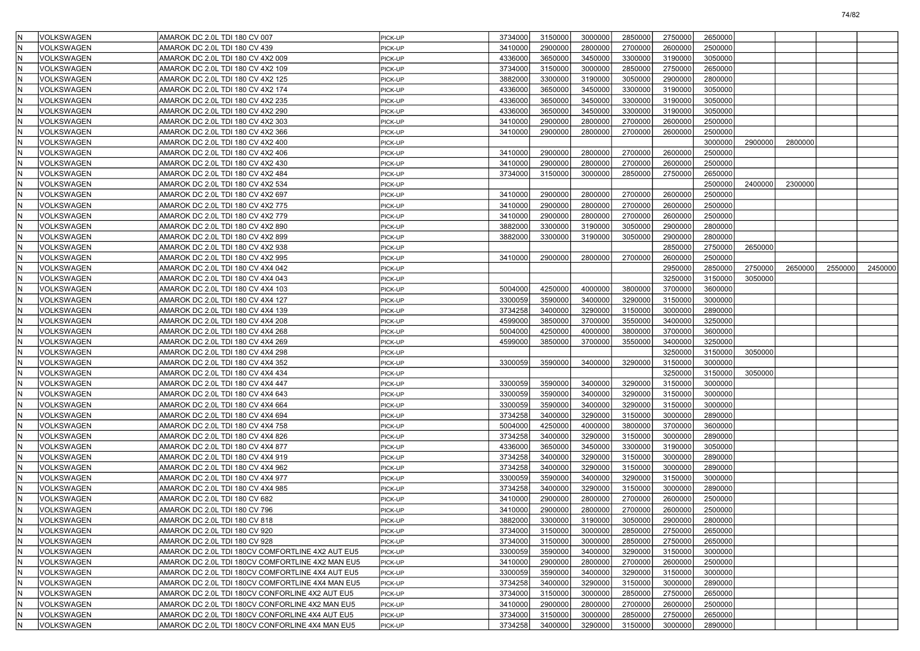| | | | | | | | | | | | | | |
|---|---|---|---|---|---|---|---|---|---|---|---|---|---|
| N | VOLKSWAGEN | AMAROK DC 2.0L TDI 180 CV 007 | PICK-UP | 3734000 | 3150000 | 3000000 | 2850000 | 2750000 | 2650000 | | | | |
| N | VOLKSWAGEN | AMAROK DC 2.0L TDI 180 CV 439 | PICK-UP | 3410000 | 2900000 | 2800000 | 2700000 | 2600000 | 2500000 | | | | |
| N | VOLKSWAGEN | AMAROK DC 2.0L TDI 180 CV 4X2 009 | PICK-UP | 4336000 | 3650000 | 3450000 | 3300000 | 3190000 | 3050000 | | | | |
| N | VOLKSWAGEN | AMAROK DC 2.0L TDI 180 CV 4X2 109 | PICK-UP | 3734000 | 3150000 | 3000000 | 2850000 | 2750000 | 2650000 | | | | |
| N | VOLKSWAGEN | AMAROK DC 2.0L TDI 180 CV 4X2 125 | PICK-UP | 3882000 | 3300000 | 3190000 | 3050000 | 2900000 | 2800000 | | | | |
| N | VOLKSWAGEN | AMAROK DC 2.0L TDI 180 CV 4X2 174 | PICK-UP | 4336000 | 3650000 | 3450000 | 3300000 | 3190000 | 3050000 | | | | |
| N | VOLKSWAGEN | AMAROK DC 2.0L TDI 180 CV 4X2 235 | PICK-UP | 4336000 | 3650000 | 3450000 | 3300000 | 3190000 | 3050000 | | | | |
| N | VOLKSWAGEN | AMAROK DC 2.0L TDI 180 CV 4X2 290 | PICK-UP | 4336000 | 3650000 | 3450000 | 3300000 | 3190000 | 3050000 | | | | |
| N | VOLKSWAGEN | AMAROK DC 2.0L TDI 180 CV 4X2 303 | PICK-UP | 3410000 | 2900000 | 2800000 | 2700000 | 2600000 | 2500000 | | | | |
| N | VOLKSWAGEN | AMAROK DC 2.0L TDI 180 CV 4X2 366 | PICK-UP | 3410000 | 2900000 | 2800000 | 2700000 | 2600000 | 2500000 | | | | |
| N | VOLKSWAGEN | AMAROK DC 2.0L TDI 180 CV 4X2 400 | PICK-UP | | | | | | 3000000 | 2900000 | 2800000 | | |
| N | VOLKSWAGEN | AMAROK DC 2.0L TDI 180 CV 4X2 406 | PICK-UP | 3410000 | 2900000 | 2800000 | 2700000 | 2600000 | 2500000 | | | | |
| N | VOLKSWAGEN | AMAROK DC 2.0L TDI 180 CV 4X2 430 | PICK-UP | 3410000 | 2900000 | 2800000 | 2700000 | 2600000 | 2500000 | | | | |
| N | VOLKSWAGEN | AMAROK DC 2.0L TDI 180 CV 4X2 484 | PICK-UP | 3734000 | 3150000 | 3000000 | 2850000 | 2750000 | 2650000 | | | | |
| N | VOLKSWAGEN | AMAROK DC 2.0L TDI 180 CV 4X2 534 | PICK-UP | | | | | | 2500000 | 2400000 | 2300000 | | |
| N | VOLKSWAGEN | AMAROK DC 2.0L TDI 180 CV 4X2 697 | PICK-UP | 3410000 | 2900000 | 2800000 | 2700000 | 2600000 | 2500000 | | | | |
| N | VOLKSWAGEN | AMAROK DC 2.0L TDI 180 CV 4X2 775 | PICK-UP | 3410000 | 2900000 | 2800000 | 2700000 | 2600000 | 2500000 | | | | |
| N | VOLKSWAGEN | AMAROK DC 2.0L TDI 180 CV 4X2 779 | PICK-UP | 3410000 | 2900000 | 2800000 | 2700000 | 2600000 | 2500000 | | | | |
| N | VOLKSWAGEN | AMAROK DC 2.0L TDI 180 CV 4X2 890 | PICK-UP | 3882000 | 3300000 | 3190000 | 3050000 | 2900000 | 2800000 | | | | |
| N | VOLKSWAGEN | AMAROK DC 2.0L TDI 180 CV 4X2 899 | PICK-UP | 3882000 | 3300000 | 3190000 | 3050000 | 2900000 | 2800000 | | | | |
| N | VOLKSWAGEN | AMAROK DC 2.0L TDI 180 CV 4X2 938 | PICK-UP | | | | | 2850000 | 2750000 | 2650000 | | | |
| N | VOLKSWAGEN | AMAROK DC 2.0L TDI 180 CV 4X2 995 | PICK-UP | 3410000 | 2900000 | 2800000 | 2700000 | 2600000 | 2500000 | | | | |
| N | VOLKSWAGEN | AMAROK DC 2.0L TDI 180 CV 4X4 042 | PICK-UP | | | | | 2950000 | 2850000 | 2750000 | 2650000 | 2550000 | 2450000 |
| N | VOLKSWAGEN | AMAROK DC 2.0L TDI 180 CV 4X4 043 | PICK-UP | | | | | 3250000 | 3150000 | 3050000 | | | |
| N | VOLKSWAGEN | AMAROK DC 2.0L TDI 180 CV 4X4 103 | PICK-UP | 5004000 | 4250000 | 4000000 | 3800000 | 3700000 | 3600000 | | | | |
| N | VOLKSWAGEN | AMAROK DC 2.0L TDI 180 CV 4X4 127 | PICK-UP | 3300059 | 3590000 | 3400000 | 3290000 | 3150000 | 3000000 | | | | |
| N | VOLKSWAGEN | AMAROK DC 2.0L TDI 180 CV 4X4 139 | PICK-UP | 3734258 | 3400000 | 3290000 | 3150000 | 3000000 | 2890000 | | | | |
| N | VOLKSWAGEN | AMAROK DC 2.0L TDI 180 CV 4X4 208 | PICK-UP | 4599000 | 3850000 | 3700000 | 3550000 | 3400000 | 3250000 | | | | |
| N | VOLKSWAGEN | AMAROK DC 2.0L TDI 180 CV 4X4 268 | PICK-UP | 5004000 | 4250000 | 4000000 | 3800000 | 3700000 | 3600000 | | | | |
| N | VOLKSWAGEN | AMAROK DC 2.0L TDI 180 CV 4X4 269 | PICK-UP | 4599000 | 3850000 | 3700000 | 3550000 | 3400000 | 3250000 | | | | |
| N | VOLKSWAGEN | AMAROK DC 2.0L TDI 180 CV 4X4 298 | PICK-UP | | | | | 3250000 | 3150000 | 3050000 | | | |
| N | VOLKSWAGEN | AMAROK DC 2.0L TDI 180 CV 4X4 352 | PICK-UP | 3300059 | 3590000 | 3400000 | 3290000 | 3150000 | 3000000 | | | | |
| N | VOLKSWAGEN | AMAROK DC 2.0L TDI 180 CV 4X4 434 | PICK-UP | | | | | 3250000 | 3150000 | 3050000 | | | |
| N | VOLKSWAGEN | AMAROK DC 2.0L TDI 180 CV 4X4 447 | PICK-UP | 3300059 | 3590000 | 3400000 | 3290000 | 3150000 | 3000000 | | | | |
| N | VOLKSWAGEN | AMAROK DC 2.0L TDI 180 CV 4X4 643 | PICK-UP | 3300059 | 3590000 | 3400000 | 3290000 | 3150000 | 3000000 | | | | |
| N | VOLKSWAGEN | AMAROK DC 2.0L TDI 180 CV 4X4 664 | PICK-UP | 3300059 | 3590000 | 3400000 | 3290000 | 3150000 | 3000000 | | | | |
| N | VOLKSWAGEN | AMAROK DC 2.0L TDI 180 CV 4X4 694 | PICK-UP | 3734258 | 3400000 | 3290000 | 3150000 | 3000000 | 2890000 | | | | |
| N | VOLKSWAGEN | AMAROK DC 2.0L TDI 180 CV 4X4 758 | PICK-UP | 5004000 | 4250000 | 4000000 | 3800000 | 3700000 | 3600000 | | | | |
| N | VOLKSWAGEN | AMAROK DC 2.0L TDI 180 CV 4X4 826 | PICK-UP | 3734258 | 3400000 | 3290000 | 3150000 | 3000000 | 2890000 | | | | |
| N | VOLKSWAGEN | AMAROK DC 2.0L TDI 180 CV 4X4 877 | PICK-UP | 4336000 | 3650000 | 3450000 | 3300000 | 3190000 | 3050000 | | | | |
| N | VOLKSWAGEN | AMAROK DC 2.0L TDI 180 CV 4X4 919 | PICK-UP | 3734258 | 3400000 | 3290000 | 3150000 | 3000000 | 2890000 | | | | |
| N | VOLKSWAGEN | AMAROK DC 2.0L TDI 180 CV 4X4 962 | PICK-UP | 3734258 | 3400000 | 3290000 | 3150000 | 3000000 | 2890000 | | | | |
| N | VOLKSWAGEN | AMAROK DC 2.0L TDI 180 CV 4X4 977 | PICK-UP | 3300059 | 3590000 | 3400000 | 3290000 | 3150000 | 3000000 | | | | |
| N | VOLKSWAGEN | AMAROK DC 2.0L TDI 180 CV 4X4 985 | PICK-UP | 3734258 | 3400000 | 3290000 | 3150000 | 3000000 | 2890000 | | | | |
| N | VOLKSWAGEN | AMAROK DC 2.0L TDI 180 CV 682 | PICK-UP | 3410000 | 2900000 | 2800000 | 2700000 | 2600000 | 2500000 | | | | |
| N | VOLKSWAGEN | AMAROK DC 2.0L TDI 180 CV 796 | PICK-UP | 3410000 | 2900000 | 2800000 | 2700000 | 2600000 | 2500000 | | | | |
| N | VOLKSWAGEN | AMAROK DC 2.0L TDI 180 CV 818 | PICK-UP | 3882000 | 3300000 | 3190000 | 3050000 | 2900000 | 2800000 | | | | |
| N | VOLKSWAGEN | AMAROK DC 2.0L TDI 180 CV 920 | PICK-UP | 3734000 | 3150000 | 3000000 | 2850000 | 2750000 | 2650000 | | | | |
| N | VOLKSWAGEN | AMAROK DC 2.0L TDI 180 CV 928 | PICK-UP | 3734000 | 3150000 | 3000000 | 2850000 | 2750000 | 2650000 | | | | |
| N | VOLKSWAGEN | AMAROK DC 2.0L TDI 180CV COMFORTLINE 4X2 AUT EU5 | PICK-UP | 3300059 | 3590000 | 3400000 | 3290000 | 3150000 | 3000000 | | | | |
| N | VOLKSWAGEN | AMAROK DC 2.0L TDI 180CV COMFORTLINE 4X2 MAN EU5 | PICK-UP | 3410000 | 2900000 | 2800000 | 2700000 | 2600000 | 2500000 | | | | |
| N | VOLKSWAGEN | AMAROK DC 2.0L TDI 180CV COMFORTLINE 4X4 AUT EU5 | PICK-UP | 3300059 | 3590000 | 3400000 | 3290000 | 3150000 | 3000000 | | | | |
| N | VOLKSWAGEN | AMAROK DC 2.0L TDI 180CV COMFORTLINE 4X4 MAN EU5 | PICK-UP | 3734258 | 3400000 | 3290000 | 3150000 | 3000000 | 2890000 | | | | |
| N | VOLKSWAGEN | AMAROK DC 2.0L TDI 180CV CONFORLINE 4X2 AUT EU5 | PICK-UP | 3734000 | 3150000 | 3000000 | 2850000 | 2750000 | 2650000 | | | | |
| N | VOLKSWAGEN | AMAROK DC 2.0L TDI 180CV CONFORLINE 4X2 MAN EU5 | PICK-UP | 3410000 | 2900000 | 2800000 | 2700000 | 2600000 | 2500000 | | | | |
| N | VOLKSWAGEN | AMAROK DC 2.0L TDI 180CV CONFORLINE 4X4 AUT EU5 | PICK-UP | 3734000 | 3150000 | 3000000 | 2850000 | 2750000 | 2650000 | | | | |
| N | VOLKSWAGEN | AMAROK DC 2.0L TDI 180CV CONFORLINE 4X4 MAN EU5 | PICK-UP | 3734258 | 3400000 | 3290000 | 3150000 | 3000000 | 2890000 | | | | |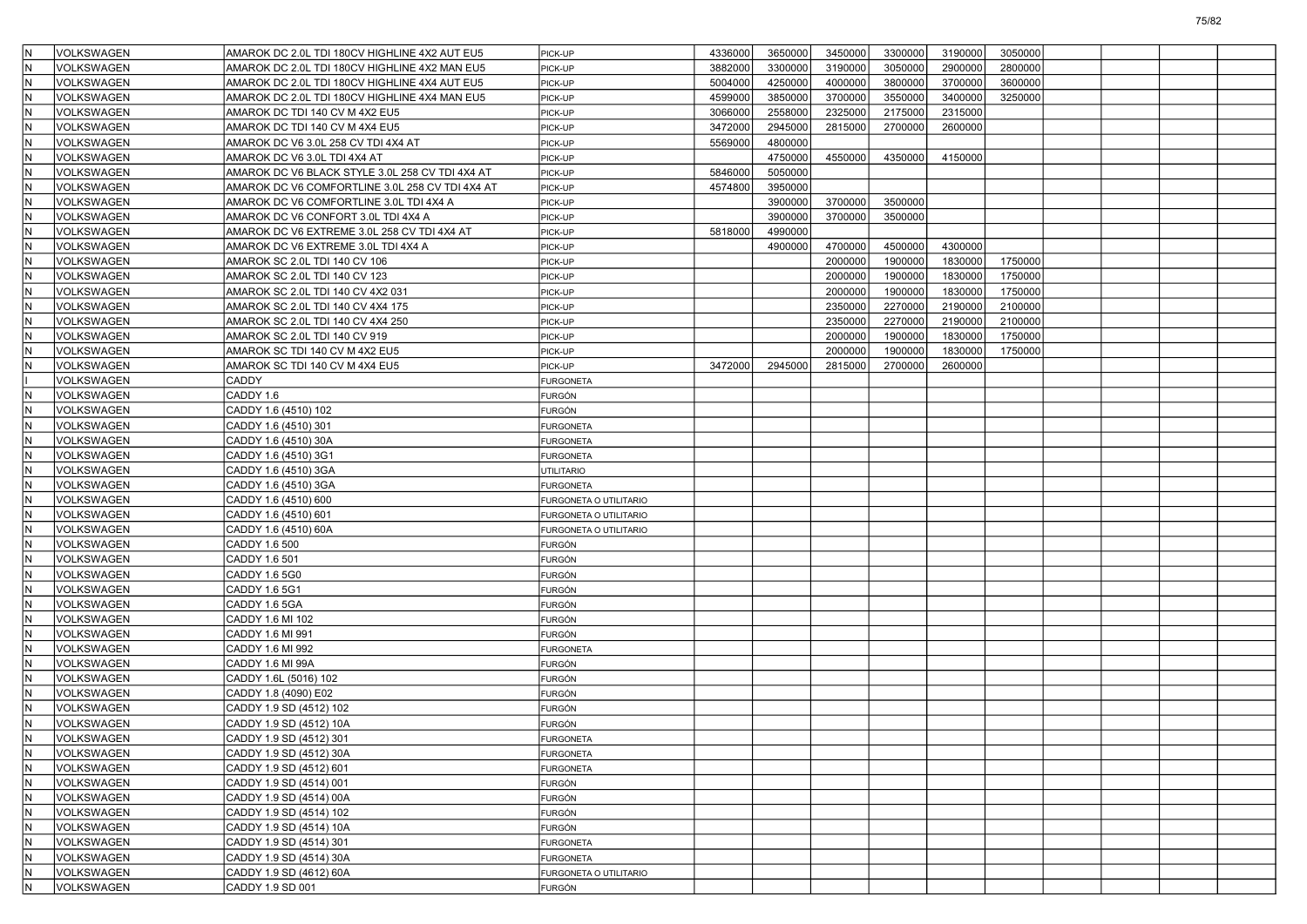| | | | | | | | | | | | | | |
|---|---|---|---|---|---|---|---|---|---|---|---|---|---|
| N | VOLKSWAGEN | AMAROK DC 2.0L TDI 180CV HIGHLINE 4X2 AUT EU5 | PICK-UP | 4336000 | 3650000 | 3450000 | 3300000 | 3190000 | 3050000 | | | | |
| N | VOLKSWAGEN | AMAROK DC 2.0L TDI 180CV HIGHLINE 4X2 MAN EU5 | PICK-UP | 3882000 | 3300000 | 3190000 | 3050000 | 2900000 | 2800000 | | | | |
| N | VOLKSWAGEN | AMAROK DC 2.0L TDI 180CV HIGHLINE 4X4 AUT EU5 | PICK-UP | 5004000 | 4250000 | 4000000 | 3800000 | 3700000 | 3600000 | | | | |
| N | VOLKSWAGEN | AMAROK DC 2.0L TDI 180CV HIGHLINE 4X4 MAN EU5 | PICK-UP | 4599000 | 3850000 | 3700000 | 3550000 | 3400000 | 3250000 | | | | |
| N | VOLKSWAGEN | AMAROK DC TDI 140 CV M 4X2 EU5 | PICK-UP | 3066000 | 2558000 | 2325000 | 2175000 | 2315000 | | | | | |
| N | VOLKSWAGEN | AMAROK DC TDI 140 CV M 4X4 EU5 | PICK-UP | 3472000 | 2945000 | 2815000 | 2700000 | 2600000 | | | | | |
| N | VOLKSWAGEN | AMAROK DC V6 3.0L 258 CV TDI 4X4 AT | PICK-UP | 5569000 | 4800000 | | | | | | | | |
| N | VOLKSWAGEN | AMAROK DC V6 3.0L TDI 4X4 AT | PICK-UP | | 4750000 | 4550000 | 4350000 | 4150000 | | | | | |
| N | VOLKSWAGEN | AMAROK DC V6 BLACK STYLE 3.0L 258 CV TDI 4X4 AT | PICK-UP | 5846000 | 5050000 | | | | | | | | |
| N | VOLKSWAGEN | AMAROK DC V6 COMFORTLINE 3.0L 258 CV TDI 4X4 AT | PICK-UP | 4574800 | 3950000 | | | | | | | | |
| N | VOLKSWAGEN | AMAROK DC V6 COMFORTLINE 3.0L TDI 4X4 A | PICK-UP | | 3900000 | 3700000 | 3500000 | | | | | | |
| N | VOLKSWAGEN | AMAROK DC V6 CONFORT 3.0L TDI 4X4 A | PICK-UP | | 3900000 | 3700000 | 3500000 | | | | | | |
| N | VOLKSWAGEN | AMAROK DC V6 EXTREME 3.0L 258 CV TDI 4X4 AT | PICK-UP | 5818000 | 4990000 | | | | | | | | |
| N | VOLKSWAGEN | AMAROK DC V6 EXTREME 3.0L TDI 4X4 A | PICK-UP | | 4900000 | 4700000 | 4500000 | 4300000 | | | | | |
| N | VOLKSWAGEN | AMAROK SC 2.0L TDI 140 CV 106 | PICK-UP | | | 2000000 | 1900000 | 1830000 | 1750000 | | | | |
| N | VOLKSWAGEN | AMAROK SC 2.0L TDI 140 CV 123 | PICK-UP | | | 2000000 | 1900000 | 1830000 | 1750000 | | | | |
| N | VOLKSWAGEN | AMAROK SC 2.0L TDI 140 CV 4X2 031 | PICK-UP | | | 2000000 | 1900000 | 1830000 | 1750000 | | | | |
| N | VOLKSWAGEN | AMAROK SC 2.0L TDI 140 CV 4X4 175 | PICK-UP | | | 2350000 | 2270000 | 2190000 | 2100000 | | | | |
| N | VOLKSWAGEN | AMAROK SC 2.0L TDI 140 CV 4X4 250 | PICK-UP | | | 2350000 | 2270000 | 2190000 | 2100000 | | | | |
| N | VOLKSWAGEN | AMAROK SC 2.0L TDI 140 CV 919 | PICK-UP | | | 2000000 | 1900000 | 1830000 | 1750000 | | | | |
| N | VOLKSWAGEN | AMAROK SC TDI 140 CV M 4X2 EU5 | PICK-UP | | | 2000000 | 1900000 | 1830000 | 1750000 | | | | |
| N | VOLKSWAGEN | AMAROK SC TDI 140 CV M 4X4 EU5 | PICK-UP | 3472000 | 2945000 | 2815000 | 2700000 | 2600000 | | | | | |
| I | VOLKSWAGEN | CADDY | FURGONETA | | | | | | | | | | |
| N | VOLKSWAGEN | CADDY 1.6 | FURGÓN | | | | | | | | | | |
| N | VOLKSWAGEN | CADDY 1.6 (4510) 102 | FURGÓN | | | | | | | | | | |
| N | VOLKSWAGEN | CADDY 1.6 (4510) 301 | FURGONETA | | | | | | | | | | |
| N | VOLKSWAGEN | CADDY 1.6 (4510) 30A | FURGONETA | | | | | | | | | | |
| N | VOLKSWAGEN | CADDY 1.6 (4510) 3G1 | FURGONETA | | | | | | | | | | |
| N | VOLKSWAGEN | CADDY 1.6 (4510) 3GA | UTILITARIO | | | | | | | | | | |
| N | VOLKSWAGEN | CADDY 1.6 (4510) 3GA | FURGONETA | | | | | | | | | | |
| N | VOLKSWAGEN | CADDY 1.6 (4510) 600 | FURGONETA O UTILITARIO | | | | | | | | | | |
| N | VOLKSWAGEN | CADDY 1.6 (4510) 601 | FURGONETA O UTILITARIO | | | | | | | | | | |
| N | VOLKSWAGEN | CADDY 1.6 (4510) 60A | FURGONETA O UTILITARIO | | | | | | | | | | |
| N | VOLKSWAGEN | CADDY 1.6 500 | FURGÓN | | | | | | | | | | |
| N | VOLKSWAGEN | CADDY 1.6 501 | FURGÓN | | | | | | | | | | |
| N | VOLKSWAGEN | CADDY 1.6 5G0 | FURGÓN | | | | | | | | | | |
| N | VOLKSWAGEN | CADDY 1.6 5G1 | FURGÓN | | | | | | | | | | |
| N | VOLKSWAGEN | CADDY 1.6 5GA | FURGÓN | | | | | | | | | | |
| N | VOLKSWAGEN | CADDY 1.6 MI 102 | FURGÓN | | | | | | | | | | |
| N | VOLKSWAGEN | CADDY 1.6 MI 991 | FURGÓN | | | | | | | | | | |
| N | VOLKSWAGEN | CADDY 1.6 MI 992 | FURGONETA | | | | | | | | | | |
| N | VOLKSWAGEN | CADDY 1.6 MI 99A | FURGÓN | | | | | | | | | | |
| N | VOLKSWAGEN | CADDY 1.6L (5016) 102 | FURGÓN | | | | | | | | | | |
| N | VOLKSWAGEN | CADDY 1.8 (4090) E02 | FURGÓN | | | | | | | | | | |
| N | VOLKSWAGEN | CADDY 1.9 SD (4512) 102 | FURGÓN | | | | | | | | | | |
| N | VOLKSWAGEN | CADDY 1.9 SD (4512) 10A | FURGÓN | | | | | | | | | | |
| N | VOLKSWAGEN | CADDY 1.9 SD (4512) 301 | FURGONETA | | | | | | | | | | |
| N | VOLKSWAGEN | CADDY 1.9 SD (4512) 30A | FURGONETA | | | | | | | | | | |
| N | VOLKSWAGEN | CADDY 1.9 SD (4512) 601 | FURGONETA | | | | | | | | | | |
| N | VOLKSWAGEN | CADDY 1.9 SD (4514) 001 | FURGÓN | | | | | | | | | | |
| N | VOLKSWAGEN | CADDY 1.9 SD (4514) 00A | FURGÓN | | | | | | | | | | |
| N | VOLKSWAGEN | CADDY 1.9 SD (4514) 102 | FURGÓN | | | | | | | | | | |
| N | VOLKSWAGEN | CADDY 1.9 SD (4514) 10A | FURGÓN | | | | | | | | | | |
| N | VOLKSWAGEN | CADDY 1.9 SD (4514) 301 | FURGONETA | | | | | | | | | | |
| N | VOLKSWAGEN | CADDY 1.9 SD (4514) 30A | FURGONETA | | | | | | | | | | |
| N | VOLKSWAGEN | CADDY 1.9 SD (4612) 60A | FURGONETA O UTILITARIO | | | | | | | | | | |
| N | VOLKSWAGEN | CADDY 1.9 SD 001 | FURGÓN | | | | | | | | | | |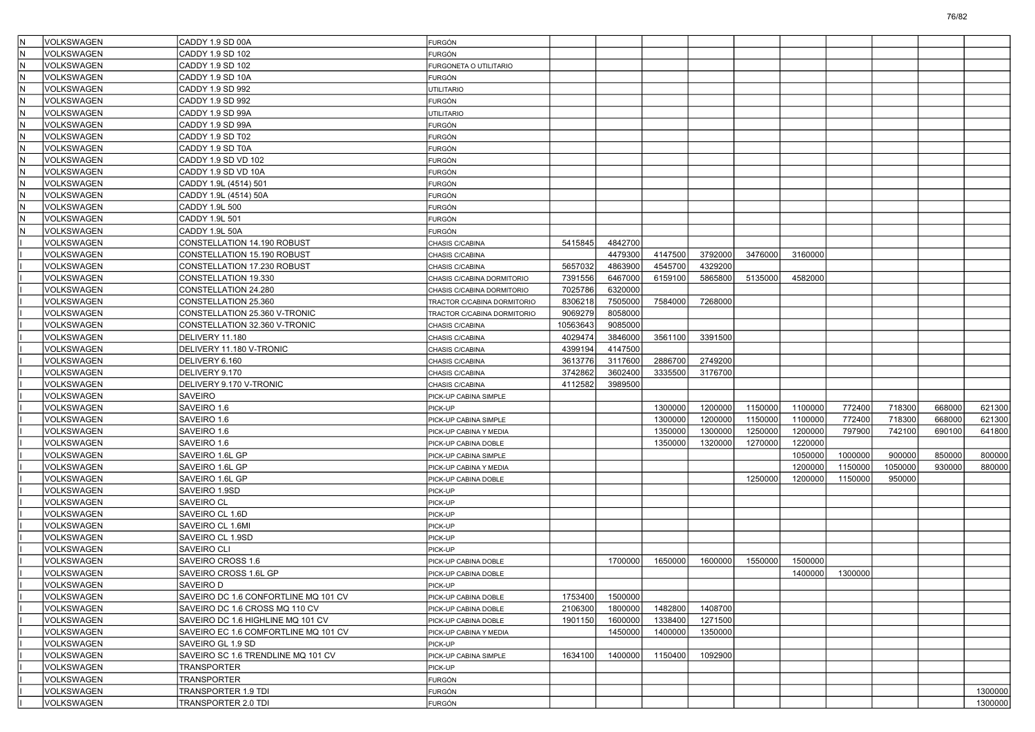| | | | | | | | | | | | | | |
|---|---|---|---|---|---|---|---|---|---|---|---|---|---|
| N | VOLKSWAGEN | CADDY 1.9 SD 00A | FURGÓN | | | | | | | | | | |
| N | VOLKSWAGEN | CADDY 1.9 SD 102 | FURGÓN | | | | | | | | | | |
| N | VOLKSWAGEN | CADDY 1.9 SD 102 | FURGONETA O UTILITARIO | | | | | | | | | | |
| N | VOLKSWAGEN | CADDY 1.9 SD 10A | FURGÓN | | | | | | | | | | |
| N | VOLKSWAGEN | CADDY 1.9 SD 992 | UTILITARIO | | | | | | | | | | |
| N | VOLKSWAGEN | CADDY 1.9 SD 992 | FURGÓN | | | | | | | | | | |
| N | VOLKSWAGEN | CADDY 1.9 SD 99A | UTILITARIO | | | | | | | | | | |
| N | VOLKSWAGEN | CADDY 1.9 SD 99A | FURGÓN | | | | | | | | | | |
| N | VOLKSWAGEN | CADDY 1.9 SD T02 | FURGÓN | | | | | | | | | | |
| N | VOLKSWAGEN | CADDY 1.9 SD T0A | FURGÓN | | | | | | | | | | |
| N | VOLKSWAGEN | CADDY 1.9 SD VD 102 | FURGÓN | | | | | | | | | | |
| N | VOLKSWAGEN | CADDY 1.9 SD VD 10A | FURGÓN | | | | | | | | | | |
| N | VOLKSWAGEN | CADDY 1.9L (4514) 501 | FURGÓN | | | | | | | | | | |
| N | VOLKSWAGEN | CADDY 1.9L (4514) 50A | FURGÓN | | | | | | | | | | |
| N | VOLKSWAGEN | CADDY 1.9L 500 | FURGÓN | | | | | | | | | | |
| N | VOLKSWAGEN | CADDY 1.9L 501 | FURGÓN | | | | | | | | | | |
| N | VOLKSWAGEN | CADDY 1.9L 50A | FURGÓN | | | | | | | | | | |
| I | VOLKSWAGEN | CONSTELLATION 14.190 ROBUST | CHASIS C/CABINA | 5415845 | 4842700 | | | | | | | | |
| I | VOLKSWAGEN | CONSTELLATION 15.190 ROBUST | CHASIS C/CABINA | | 4479300 | 4147500 | 3792000 | 3476000 | 3160000 | | | | |
| I | VOLKSWAGEN | CONSTELLATION 17.230 ROBUST | CHASIS C/CABINA | 5657032 | 4863900 | 4545700 | 4329200 | | | | | | |
| I | VOLKSWAGEN | CONSTELLATION 19.330 | CHASIS C/CABINA DORMITORIO | 7391556 | 6467000 | 6159100 | 5865800 | 5135000 | 4582000 | | | | |
| I | VOLKSWAGEN | CONSTELLATION 24.280 | CHASIS C/CABINA DORMITORIO | 7025786 | 6320000 | | | | | | | | |
| I | VOLKSWAGEN | CONSTELLATION 25.360 | TRACTOR C/CABINA DORMITORIO | 8306218 | 7505000 | 7584000 | 7268000 | | | | | | |
| I | VOLKSWAGEN | CONSTELLATION 25.360 V-TRONIC | TRACTOR C/CABINA DORMITORIO | 9069279 | 8058000 | | | | | | | | |
| I | VOLKSWAGEN | CONSTELLATION 32.360 V-TRONIC | CHASIS C/CABINA | 10563643 | 9085000 | | | | | | | | |
| I | VOLKSWAGEN | DELIVERY 11.180 | CHASIS C/CABINA | 4029474 | 3846000 | 3561100 | 3391500 | | | | | | |
| I | VOLKSWAGEN | DELIVERY 11.180 V-TRONIC | CHASIS C/CABINA | 4399194 | 4147500 | | | | | | | | |
| I | VOLKSWAGEN | DELIVERY 6.160 | CHASIS C/CABINA | 3613776 | 3117600 | 2886700 | 2749200 | | | | | | |
| I | VOLKSWAGEN | DELIVERY 9.170 | CHASIS C/CABINA | 3742862 | 3602400 | 3335500 | 3176700 | | | | | | |
| I | VOLKSWAGEN | DELIVERY 9.170 V-TRONIC | CHASIS C/CABINA | 4112582 | 3989500 | | | | | | | | |
| I | VOLKSWAGEN | SAVEIRO | PICK-UP CABINA SIMPLE | | | | | | | | | | |
| I | VOLKSWAGEN | SAVEIRO 1.6 | PICK-UP | | | 1300000 | 1200000 | 1150000 | 1100000 | 772400 | 718300 | 668000 | 621300 |
| I | VOLKSWAGEN | SAVEIRO 1.6 | PICK-UP CABINA SIMPLE | | | 1300000 | 1200000 | 1150000 | 1100000 | 772400 | 718300 | 668000 | 621300 |
| I | VOLKSWAGEN | SAVEIRO 1.6 | PICK-UP CABINA Y MEDIA | | | 1350000 | 1300000 | 1250000 | 1200000 | 797900 | 742100 | 690100 | 641800 |
| I | VOLKSWAGEN | SAVEIRO 1.6 | PICK-UP CABINA DOBLE | | | 1350000 | 1320000 | 1270000 | 1220000 | | | | |
| I | VOLKSWAGEN | SAVEIRO 1.6L GP | PICK-UP CABINA SIMPLE | | | | | | 1050000 | 1000000 | 900000 | 850000 | 800000 |
| I | VOLKSWAGEN | SAVEIRO 1.6L GP | PICK-UP CABINA Y MEDIA | | | | | | 1200000 | 1150000 | 1050000 | 930000 | 880000 |
| I | VOLKSWAGEN | SAVEIRO 1.6L GP | PICK-UP CABINA DOBLE | | | | | 1250000 | 1200000 | 1150000 | 950000 | | |
| I | VOLKSWAGEN | SAVEIRO 1.9SD | PICK-UP | | | | | | | | | | |
| I | VOLKSWAGEN | SAVEIRO CL | PICK-UP | | | | | | | | | | |
| I | VOLKSWAGEN | SAVEIRO CL 1.6D | PICK-UP | | | | | | | | | | |
| I | VOLKSWAGEN | SAVEIRO CL 1.6MI | PICK-UP | | | | | | | | | | |
| I | VOLKSWAGEN | SAVEIRO CL 1.9SD | PICK-UP | | | | | | | | | | |
| I | VOLKSWAGEN | SAVEIRO CLI | PICK-UP | | | | | | | | | | |
| I | VOLKSWAGEN | SAVEIRO CROSS 1.6 | PICK-UP CABINA DOBLE | | 1700000 | 1650000 | 1600000 | 1550000 | 1500000 | | | | |
| I | VOLKSWAGEN | SAVEIRO CROSS 1.6L GP | PICK-UP CABINA DOBLE | | | | | | 1400000 | 1300000 | | | |
| I | VOLKSWAGEN | SAVEIRO D | PICK-UP | | | | | | | | | | |
| I | VOLKSWAGEN | SAVEIRO DC 1.6 CONFORTLINE MQ 101 CV | PICK-UP CABINA DOBLE | 1753400 | 1500000 | | | | | | | | |
| I | VOLKSWAGEN | SAVEIRO DC 1.6 CROSS MQ 110 CV | PICK-UP CABINA DOBLE | 2106300 | 1800000 | 1482800 | 1408700 | | | | | | |
| I | VOLKSWAGEN | SAVEIRO DC 1.6 HIGHLINE MQ 101 CV | PICK-UP CABINA DOBLE | 1901150 | 1600000 | 1338400 | 1271500 | | | | | | |
| I | VOLKSWAGEN | SAVEIRO EC 1.6 COMFORTLINE MQ 101 CV | PICK-UP CABINA Y MEDIA | | 1450000 | 1400000 | 1350000 | | | | | | |
| I | VOLKSWAGEN | SAVEIRO GL 1.9 SD | PICK-UP | | | | | | | | | | |
| I | VOLKSWAGEN | SAVEIRO SC 1.6 TRENDLINE MQ 101 CV | PICK-UP CABINA SIMPLE | 1634100 | 1400000 | 1150400 | 1092900 | | | | | | |
| I | VOLKSWAGEN | TRANSPORTER | PICK-UP | | | | | | | | | | |
| I | VOLKSWAGEN | TRANSPORTER | FURGÓN | | | | | | | | | | |
| I | VOLKSWAGEN | TRANSPORTER 1.9 TDI | FURGÓN | | | | | | | | | | 1300000 |
| I | VOLKSWAGEN | TRANSPORTER 2.0 TDI | FURGÓN | | | | | | | | | | 1300000 |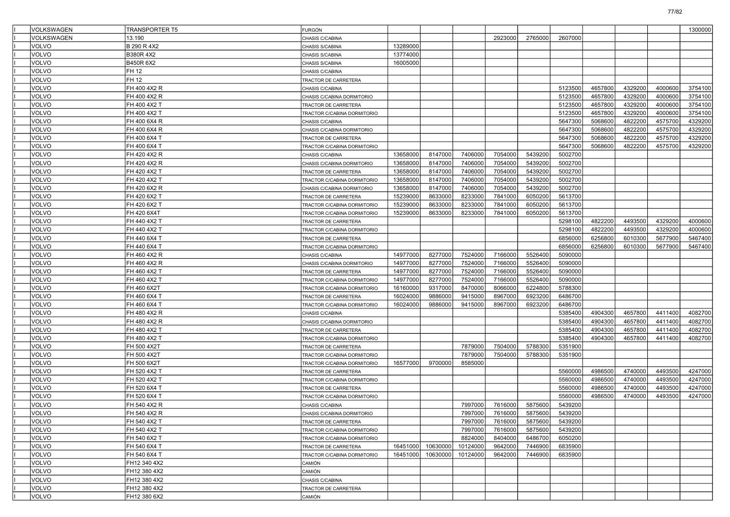| | | | | | | | | | | | | |
|---|---|---|---|---|---|---|---|---|---|---|---|---|
| I | VOLKSWAGEN | TRANSPORTER T5 | FURGÓN | | | | | | | | | 1300000 |
| I | VOLKSWAGEN | 13.190 | CHASIS C/CABINA | | | | 2923000 | 2765000 | 2607000 | | | |
| I | VOLVO | B 290 R 4X2 | CHASIS S/CABINA | 13289000 | | | | | | | | |
| I | VOLVO | B380R 4X2 | CHASIS S/CABINA | 13774000 | | | | | | | | |
| I | VOLVO | B450R 6X2 | CHASIS S/CABINA | 16005000 | | | | | | | | |
| I | VOLVO | FH 12 | CHASIS C/CABINA | | | | | | | | | |
| I | VOLVO | FH 12 | TRACTOR DE CARRETERA | | | | | | | | | |
| I | VOLVO | FH 400 4X2 R | CHASIS C/CABINA | | | | | | 5123500 | 4657800 | 4329200 | 4000600 | 3754100 |
| I | VOLVO | FH 400 4X2 R | CHASIS C/CABINA DORMITORIO | | | | | | 5123500 | 4657800 | 4329200 | 4000600 | 3754100 |
| I | VOLVO | FH 400 4X2 T | TRACTOR DE CARRETERA | | | | | | 5123500 | 4657800 | 4329200 | 4000600 | 3754100 |
| I | VOLVO | FH 400 4X2 T | TRACTOR C/CABINA DORMITORIO | | | | | | 5123500 | 4657800 | 4329200 | 4000600 | 3754100 |
| I | VOLVO | FH 400 6X4 R | CHASIS C/CABINA | | | | | | 5647300 | 5068600 | 4822200 | 4575700 | 4329200 |
| I | VOLVO | FH 400 6X4 R | CHASIS C/CABINA DORMITORIO | | | | | | 5647300 | 5068600 | 4822200 | 4575700 | 4329200 |
| I | VOLVO | FH 400 6X4 T | TRACTOR DE CARRETERA | | | | | | 5647300 | 5068600 | 4822200 | 4575700 | 4329200 |
| I | VOLVO | FH 400 6X4 T | TRACTOR C/CABINA DORMITORIO | | | | | | 5647300 | 5068600 | 4822200 | 4575700 | 4329200 |
| I | VOLVO | FH 420 4X2 R | CHASIS C/CABINA | 13658000 | 8147000 | 7406000 | 7054000 | 5439200 | 5002700 | | | | |
| I | VOLVO | FH 420 4X2 R | CHASIS C/CABINA DORMITORIO | 13658000 | 8147000 | 7406000 | 7054000 | 5439200 | 5002700 | | | | |
| I | VOLVO | FH 420 4X2 T | TRACTOR DE CARRETERA | 13658000 | 8147000 | 7406000 | 7054000 | 5439200 | 5002700 | | | | |
| I | VOLVO | FH 420 4X2 T | TRACTOR C/CABINA DORMITORIO | 13658000 | 8147000 | 7406000 | 7054000 | 5439200 | 5002700 | | | | |
| I | VOLVO | FH 420 6X2 R | CHASIS C/CABINA DORMITORIO | 13658000 | 8147000 | 7406000 | 7054000 | 5439200 | 5002700 | | | | |
| I | VOLVO | FH 420 6X2 T | TRACTOR DE CARRETERA | 15239000 | 8633000 | 8233000 | 7841000 | 6050200 | 5613700 | | | | |
| I | VOLVO | FH 420 6X2 T | TRACTOR C/CABINA DORMITORIO | 15239000 | 8633000 | 8233000 | 7841000 | 6050200 | 5613700 | | | | |
| I | VOLVO | FH 420 6X4T | TRACTOR C/CABINA DORMITORIO | 15239000 | 8633000 | 8233000 | 7841000 | 6050200 | 5613700 | | | | |
| I | VOLVO | FH 440 4X2 T | TRACTOR DE CARRETERA | | | | | | 5298100 | 4822200 | 4493500 | 4329200 | 4000600 |
| I | VOLVO | FH 440 4X2 T | TRACTOR C/CABINA DORMITORIO | | | | | | 5298100 | 4822200 | 4493500 | 4329200 | 4000600 |
| I | VOLVO | FH 440 6X4 T | TRACTOR DE CARRETERA | | | | | | 6856000 | 6256800 | 6010300 | 5677900 | 5467400 |
| I | VOLVO | FH 440 6X4 T | TRACTOR C/CABINA DORMITORIO | | | | | | 6856000 | 6256800 | 6010300 | 5677900 | 5467400 |
| I | VOLVO | FH 460 4X2 R | CHASIS C/CABINA | 14977000 | 8277000 | 7524000 | 7166000 | 5526400 | 5090000 | | | | |
| I | VOLVO | FH 460 4X2 R | CHASIS C/CABINA DORMITORIO | 14977000 | 8277000 | 7524000 | 7166000 | 5526400 | 5090000 | | | | |
| I | VOLVO | FH 460 4X2 T | TRACTOR DE CARRETERA | 14977000 | 8277000 | 7524000 | 7166000 | 5526400 | 5090000 | | | | |
| I | VOLVO | FH 460 4X2 T | TRACTOR C/CABINA DORMITORIO | 14977000 | 8277000 | 7524000 | 7166000 | 5526400 | 5090000 | | | | |
| I | VOLVO | FH 460 6X2T | TRACTOR C/CABINA DORMITORIO | 16160000 | 9317000 | 8470000 | 8066000 | 6224800 | 5788300 | | | | |
| I | VOLVO | FH 460 6X4 T | TRACTOR DE CARRETERA | 16024000 | 9886000 | 9415000 | 8967000 | 6923200 | 6486700 | | | | |
| I | VOLVO | FH 460 6X4 T | TRACTOR C/CABINA DORMITORIO | 16024000 | 9886000 | 9415000 | 8967000 | 6923200 | 6486700 | | | | |
| I | VOLVO | FH 480 4X2 R | CHASIS C/CABINA | | | | | | 5385400 | 4904300 | 4657800 | 4411400 | 4082700 |
| I | VOLVO | FH 480 4X2 R | CHASIS C/CABINA DORMITORIO | | | | | | 5385400 | 4904300 | 4657800 | 4411400 | 4082700 |
| I | VOLVO | FH 480 4X2 T | TRACTOR DE CARRETERA | | | | | | 5385400 | 4904300 | 4657800 | 4411400 | 4082700 |
| I | VOLVO | FH 480 4X2 T | TRACTOR C/CABINA DORMITORIO | | | | | | 5385400 | 4904300 | 4657800 | 4411400 | 4082700 |
| I | VOLVO | FH 500 4X2T | TRACTOR DE CARRETERA | | | 7879000 | 7504000 | 5788300 | 5351900 | | | | |
| I | VOLVO | FH 500 4X2T | TRACTOR C/CABINA DORMITORIO | | | 7879000 | 7504000 | 5788300 | 5351900 | | | | |
| I | VOLVO | FH 500 6X2T | TRACTOR C/CABINA DORMITORIO | 16577000 | 9700000 | 8585000 | | | | | | | |
| I | VOLVO | FH 520 4X2 T | TRACTOR DE CARRETERA | | | | | | 5560000 | 4986500 | 4740000 | 4493500 | 4247000 |
| I | VOLVO | FH 520 4X2 T | TRACTOR C/CABINA DORMITORIO | | | | | | 5560000 | 4986500 | 4740000 | 4493500 | 4247000 |
| I | VOLVO | FH 520 6X4 T | TRACTOR DE CARRETERA | | | | | | 5560000 | 4986500 | 4740000 | 4493500 | 4247000 |
| I | VOLVO | FH 520 6X4 T | TRACTOR C/CABINA DORMITORIO | | | | | | 5560000 | 4986500 | 4740000 | 4493500 | 4247000 |
| I | VOLVO | FH 540 4X2 R | CHASIS C/CABINA | | | 7997000 | 7616000 | 5875600 | 5439200 | | | | |
| I | VOLVO | FH 540 4X2 R | CHASIS C/CABINA DORMITORIO | | | 7997000 | 7616000 | 5875600 | 5439200 | | | | |
| I | VOLVO | FH 540 4X2 T | TRACTOR DE CARRETERA | | | 7997000 | 7616000 | 5875600 | 5439200 | | | | |
| I | VOLVO | FH 540 4X2 T | TRACTOR C/CABINA DORMITORIO | | | 7997000 | 7616000 | 5875600 | 5439200 | | | | |
| I | VOLVO | FH 540 6X2 T | TRACTOR C/CABINA DORMITORIO | | | 8824000 | 8404000 | 6486700 | 6050200 | | | | |
| I | VOLVO | FH 540 6X4 T | TRACTOR DE CARRETERA | 16451000 | 10630000 | 10124000 | 9642000 | 7446900 | 6835900 | | | | |
| I | VOLVO | FH 540 6X4 T | TRACTOR C/CABINA DORMITORIO | 16451000 | 10630000 | 10124000 | 9642000 | 7446900 | 6835900 | | | | |
| I | VOLVO | FH12 340 4X2 | CAMIÓN | | | | | | | | | | |
| I | VOLVO | FH12 380 4X2 | CAMIÓN | | | | | | | | | | |
| I | VOLVO | FH12 380 4X2 | CHASIS C/CABINA | | | | | | | | | | |
| I | VOLVO | FH12 380 4X2 | TRACTOR DE CARRETERA | | | | | | | | | | |
| I | VOLVO | FH12 380 6X2 | CAMIÓN | | | | | | | | | | |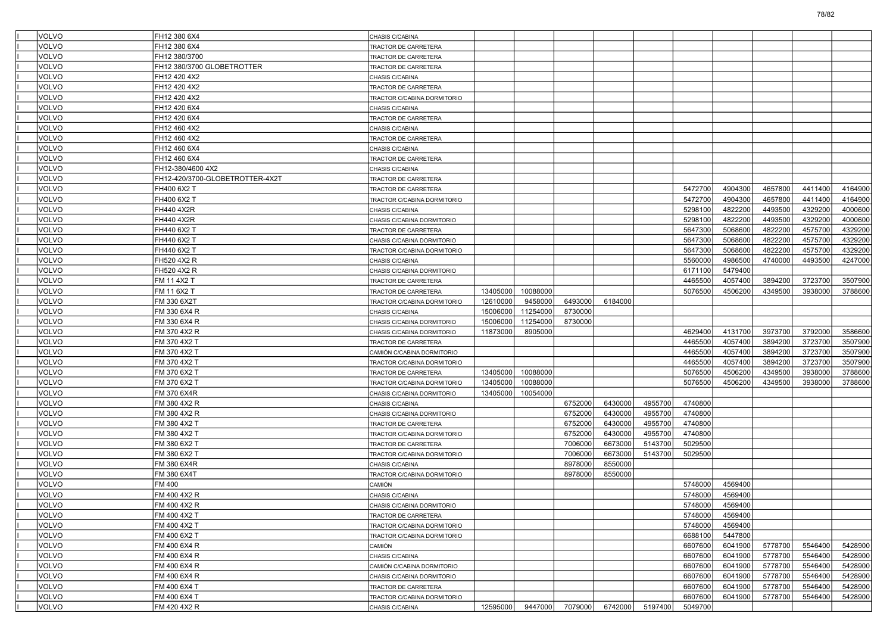| | | | | | | | | | | | | | |
|---|---|---|---|---|---|---|---|---|---|---|---|---|---|
| | VOLVO | FH12 380 6X4 | CHASIS C/CABINA | | | | | | | | | | |
| | VOLVO | FH12 380 6X4 | TRACTOR DE CARRETERA | | | | | | | | | | |
| | VOLVO | FH12 380/3700 | TRACTOR DE CARRETERA | | | | | | | | | | |
| | VOLVO | FH12 380/3700 GLOBETROTTER | TRACTOR DE CARRETERA | | | | | | | | | | |
| | VOLVO | FH12 420 4X2 | CHASIS C/CABINA | | | | | | | | | | |
| | VOLVO | FH12 420 4X2 | TRACTOR DE CARRETERA | | | | | | | | | | |
| | VOLVO | FH12 420 4X2 | TRACTOR C/CABINA DORMITORIO | | | | | | | | | | |
| | VOLVO | FH12 420 6X4 | CHASIS C/CABINA | | | | | | | | | | |
| | VOLVO | FH12 420 6X4 | TRACTOR DE CARRETERA | | | | | | | | | | |
| | VOLVO | FH12 460 4X2 | CHASIS C/CABINA | | | | | | | | | | |
| | VOLVO | FH12 460 4X2 | TRACTOR DE CARRETERA | | | | | | | | | | |
| | VOLVO | FH12 460 6X4 | CHASIS C/CABINA | | | | | | | | | | |
| | VOLVO | FH12 460 6X4 | TRACTOR DE CARRETERA | | | | | | | | | | |
| | VOLVO | FH12-380/4600 4X2 | CHASIS C/CABINA | | | | | | | | | | |
| | VOLVO | FH12-420/3700-GLOBETROTTER-4X2T | TRACTOR DE CARRETERA | | | | | | | | | | |
| | VOLVO | FH400 6X2 T | TRACTOR DE CARRETERA | | | | | | 5472700 | 4904300 | 4657800 | 4411400 | 4164900 |
| | VOLVO | FH400 6X2 T | TRACTOR C/CABINA DORMITORIO | | | | | | 5472700 | 4904300 | 4657800 | 4411400 | 4164900 |
| | VOLVO | FH440 4X2R | CHASIS C/CABINA | | | | | | 5298100 | 4822200 | 4493500 | 4329200 | 4000600 |
| | VOLVO | FH440 4X2R | CHASIS C/CABINA DORMITORIO | | | | | | 5298100 | 4822200 | 4493500 | 4329200 | 4000600 |
| | VOLVO | FH440 6X2 T | TRACTOR DE CARRETERA | | | | | | 5647300 | 5068600 | 4822200 | 4575700 | 4329200 |
| | VOLVO | FH440 6X2 T | CHASIS C/CABINA DORMITORIO | | | | | | 5647300 | 5068600 | 4822200 | 4575700 | 4329200 |
| | VOLVO | FH440 6X2 T | TRACTOR C/CABINA DORMITORIO | | | | | | 5647300 | 5068600 | 4822200 | 4575700 | 4329200 |
| | VOLVO | FH520 4X2 R | CHASIS C/CABINA | | | | | | 5560000 | 4986500 | 4740000 | 4493500 | 4247000 |
| | VOLVO | FH520 4X2 R | CHASIS C/CABINA DORMITORIO | | | | | | 6171100 | 5479400 | | | |
| | VOLVO | FM 11 4X2 T | TRACTOR DE CARRETERA | | | | | | 4465500 | 4057400 | 3894200 | 3723700 | 3507900 |
| | VOLVO | FM 11 6X2 T | TRACTOR DE CARRETERA | 13405000 | 10088000 | | | | 5076500 | 4506200 | 4349500 | 3938000 | 3788600 |
| | VOLVO | FM 330 6X2T | TRACTOR C/CABINA DORMITORIO | 12610000 | 9458000 | 6493000 | 6184000 | | | | | | |
| | VOLVO | FM 330 6X4 R | CHASIS C/CABINA | 15006000 | 11254000 | 8730000 | | | | | | | |
| | VOLVO | FM 330 6X4 R | CHASIS C/CABINA DORMITORIO | 15006000 | 11254000 | 8730000 | | | | | | | |
| | VOLVO | FM 370 4X2 R | CHASIS C/CABINA DORMITORIO | 11873000 | 8905000 | | | | 4629400 | 4131700 | 3973700 | 3792000 | 3586600 |
| | VOLVO | FM 370 4X2 T | TRACTOR DE CARRETERA | | | | | | 4465500 | 4057400 | 3894200 | 3723700 | 3507900 |
| | VOLVO | FM 370 4X2 T | CAMIÓN C/CABINA DORMITORIO | | | | | | 4465500 | 4057400 | 3894200 | 3723700 | 3507900 |
| | VOLVO | FM 370 4X2 T | TRACTOR C/CABINA DORMITORIO | | | | | | 4465500 | 4057400 | 3894200 | 3723700 | 3507900 |
| | VOLVO | FM 370 6X2 T | TRACTOR DE CARRETERA | 13405000 | 10088000 | | | | 5076500 | 4506200 | 4349500 | 3938000 | 3788600 |
| | VOLVO | FM 370 6X2 T | TRACTOR C/CABINA DORMITORIO | 13405000 | 10088000 | | | | 5076500 | 4506200 | 4349500 | 3938000 | 3788600 |
| | VOLVO | FM 370 6X4R | CHASIS C/CABINA DORMITORIO | 13405000 | 10054000 | | | | | | | | |
| | VOLVO | FM 380 4X2 R | CHASIS C/CABINA | | | 6752000 | 6430000 | 4955700 | 4740800 | | | | |
| | VOLVO | FM 380 4X2 R | CHASIS C/CABINA DORMITORIO | | | 6752000 | 6430000 | 4955700 | 4740800 | | | | |
| | VOLVO | FM 380 4X2 T | TRACTOR DE CARRETERA | | | 6752000 | 6430000 | 4955700 | 4740800 | | | | |
| | VOLVO | FM 380 4X2 T | TRACTOR C/CABINA DORMITORIO | | | 6752000 | 6430000 | 4955700 | 4740800 | | | | |
| | VOLVO | FM 380 6X2 T | TRACTOR DE CARRETERA | | | 7006000 | 6673000 | 5143700 | 5029500 | | | | |
| | VOLVO | FM 380 6X2 T | TRACTOR C/CABINA DORMITORIO | | | 7006000 | 6673000 | 5143700 | 5029500 | | | | |
| | VOLVO | FM 380 6X4R | CHASIS C/CABINA | | | 8978000 | 8550000 | | | | | | |
| | VOLVO | FM 380 6X4T | TRACTOR C/CABINA DORMITORIO | | | 8978000 | 8550000 | | | | | | |
| | VOLVO | FM 400 | CAMIÓN | | | | | | 5748000 | 4569400 | | | |
| | VOLVO | FM 400 4X2 R | CHASIS C/CABINA | | | | | | 5748000 | 4569400 | | | |
| | VOLVO | FM 400 4X2 R | CHASIS C/CABINA DORMITORIO | | | | | | 5748000 | 4569400 | | | |
| | VOLVO | FM 400 4X2 T | TRACTOR DE CARRETERA | | | | | | 5748000 | 4569400 | | | |
| | VOLVO | FM 400 4X2 T | TRACTOR C/CABINA DORMITORIO | | | | | | 5748000 | 4569400 | | | |
| | VOLVO | FM 400 6X2 T | TRACTOR C/CABINA DORMITORIO | | | | | | 6688100 | 5447800 | | | |
| | VOLVO | FM 400 6X4 R | CAMIÓN | | | | | | 6607600 | 6041900 | 5778700 | 5546400 | 5428900 |
| | VOLVO | FM 400 6X4 R | CHASIS C/CABINA | | | | | | 6607600 | 6041900 | 5778700 | 5546400 | 5428900 |
| | VOLVO | FM 400 6X4 R | CAMIÓN C/CABINA DORMITORIO | | | | | | 6607600 | 6041900 | 5778700 | 5546400 | 5428900 |
| | VOLVO | FM 400 6X4 R | CHASIS C/CABINA DORMITORIO | | | | | | 6607600 | 6041900 | 5778700 | 5546400 | 5428900 |
| | VOLVO | FM 400 6X4 T | TRACTOR DE CARRETERA | | | | | | 6607600 | 6041900 | 5778700 | 5546400 | 5428900 |
| | VOLVO | FM 400 6X4 T | TRACTOR C/CABINA DORMITORIO | | | | | | 6607600 | 6041900 | 5778700 | 5546400 | 5428900 |
| | VOLVO | FM 420 4X2 R | CHASIS C/CABINA | 12595000 | 9447000 | 7079000 | 6742000 | 5197400 | 5049700 | | | | |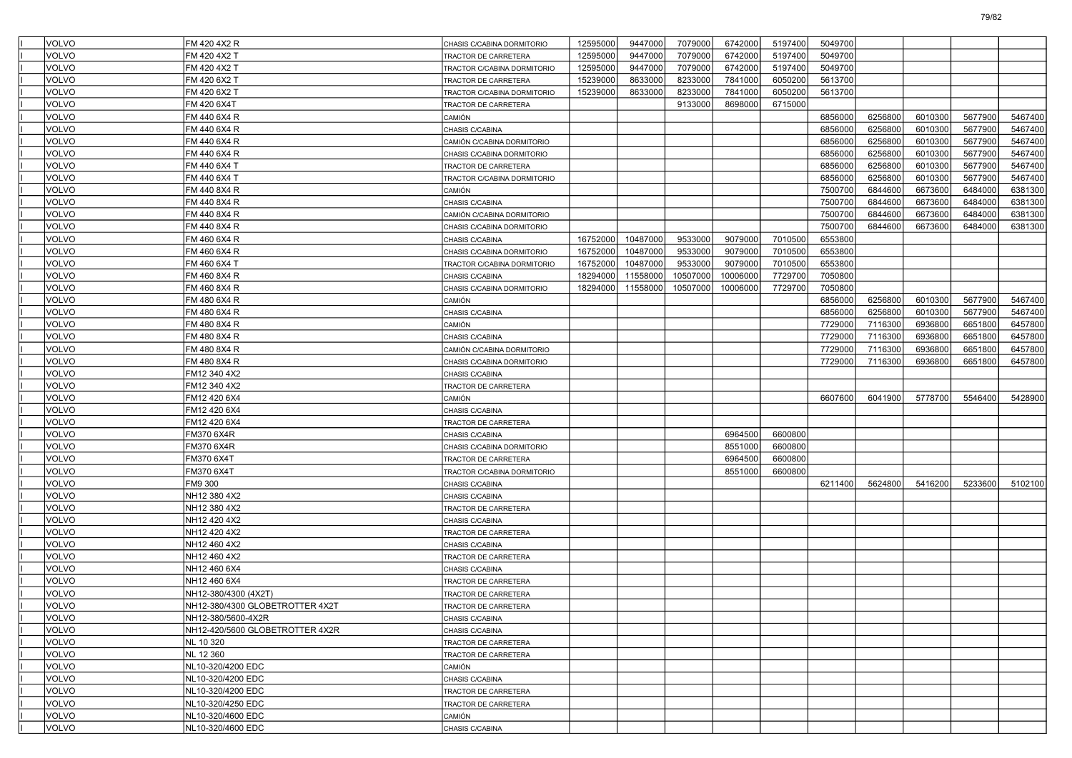| | | | | | | | | | | | | | |
|---|---|---|---|---|---|---|---|---|---|---|---|---|---|
| I | VOLVO | FM 420 4X2 R | CHASIS C/CABINA DORMITORIO | 12595000 | 9447000 | 7079000 | 6742000 | 5197400 | 5049700 | | | | |
| I | VOLVO | FM 420 4X2 T | TRACTOR DE CARRETERA | 12595000 | 9447000 | 7079000 | 6742000 | 5197400 | 5049700 | | | | |
| I | VOLVO | FM 420 4X2 T | TRACTOR C/CABINA DORMITORIO | 12595000 | 9447000 | 7079000 | 6742000 | 5197400 | 5049700 | | | | |
| I | VOLVO | FM 420 6X2 T | TRACTOR DE CARRETERA | 15239000 | 8633000 | 8233000 | 7841000 | 6050200 | 5613700 | | | | |
| I | VOLVO | FM 420 6X2 T | TRACTOR C/CABINA DORMITORIO | 15239000 | 8633000 | 8233000 | 7841000 | 6050200 | 5613700 | | | | |
| I | VOLVO | FM 420 6X4T | TRACTOR DE CARRETERA | | | 9133000 | 8698000 | 6715000 | | | | | |
| I | VOLVO | FM 440 6X4 R | CAMIÓN | | | | | | 6856000 | 6256800 | 6010300 | 5677900 | 5467400 |
| I | VOLVO | FM 440 6X4 R | CHASIS C/CABINA | | | | | | 6856000 | 6256800 | 6010300 | 5677900 | 5467400 |
| I | VOLVO | FM 440 6X4 R | CAMIÓN C/CABINA DORMITORIO | | | | | | 6856000 | 6256800 | 6010300 | 5677900 | 5467400 |
| I | VOLVO | FM 440 6X4 R | CHASIS C/CABINA DORMITORIO | | | | | | 6856000 | 6256800 | 6010300 | 5677900 | 5467400 |
| I | VOLVO | FM 440 6X4 T | TRACTOR DE CARRETERA | | | | | | 6856000 | 6256800 | 6010300 | 5677900 | 5467400 |
| I | VOLVO | FM 440 6X4 T | TRACTOR C/CABINA DORMITORIO | | | | | | 6856000 | 6256800 | 6010300 | 5677900 | 5467400 |
| I | VOLVO | FM 440 8X4 R | CAMIÓN | | | | | | 7500700 | 6844600 | 6673600 | 6484000 | 6381300 |
| I | VOLVO | FM 440 8X4 R | CHASIS C/CABINA | | | | | | 7500700 | 6844600 | 6673600 | 6484000 | 6381300 |
| I | VOLVO | FM 440 8X4 R | CAMIÓN C/CABINA DORMITORIO | | | | | | 7500700 | 6844600 | 6673600 | 6484000 | 6381300 |
| I | VOLVO | FM 440 8X4 R | CHASIS C/CABINA DORMITORIO | | | | | | 7500700 | 6844600 | 6673600 | 6484000 | 6381300 |
| I | VOLVO | FM 460 6X4 R | CHASIS C/CABINA | 16752000 | 10487000 | 9533000 | 9079000 | 7010500 | 6553800 | | | | |
| I | VOLVO | FM 460 6X4 R | CHASIS C/CABINA DORMITORIO | 16752000 | 10487000 | 9533000 | 9079000 | 7010500 | 6553800 | | | | |
| I | VOLVO | FM 460 6X4 T | TRACTOR C/CABINA DORMITORIO | 16752000 | 10487000 | 9533000 | 9079000 | 7010500 | 6553800 | | | | |
| I | VOLVO | FM 460 8X4 R | CHASIS C/CABINA | 18294000 | 11558000 | 10507000 | 10006000 | 7729700 | 7050800 | | | | |
| I | VOLVO | FM 460 8X4 R | CHASIS C/CABINA DORMITORIO | 18294000 | 11558000 | 10507000 | 10006000 | 7729700 | 7050800 | | | | |
| I | VOLVO | FM 480 6X4 R | CAMIÓN | | | | | | 6856000 | 6256800 | 6010300 | 5677900 | 5467400 |
| I | VOLVO | FM 480 6X4 R | CHASIS C/CABINA | | | | | | 6856000 | 6256800 | 6010300 | 5677900 | 5467400 |
| I | VOLVO | FM 480 8X4 R | CAMIÓN | | | | | | 7729000 | 7116300 | 6936800 | 6651800 | 6457800 |
| I | VOLVO | FM 480 8X4 R | CHASIS C/CABINA | | | | | | 7729000 | 7116300 | 6936800 | 6651800 | 6457800 |
| I | VOLVO | FM 480 8X4 R | CAMIÓN C/CABINA DORMITORIO | | | | | | 7729000 | 7116300 | 6936800 | 6651800 | 6457800 |
| I | VOLVO | FM 480 8X4 R | CHASIS C/CABINA DORMITORIO | | | | | | 7729000 | 7116300 | 6936800 | 6651800 | 6457800 |
| I | VOLVO | FM12 340 4X2 | CHASIS C/CABINA | | | | | | | | | | |
| I | VOLVO | FM12 340 4X2 | TRACTOR DE CARRETERA | | | | | | | | | | |
| I | VOLVO | FM12 420 6X4 | CAMIÓN | | | | | | 6607600 | 6041900 | 5778700 | 5546400 | 5428900 |
| I | VOLVO | FM12 420 6X4 | CHASIS C/CABINA | | | | | | | | | | |
| I | VOLVO | FM12 420 6X4 | TRACTOR DE CARRETERA | | | | | | | | | | |
| I | VOLVO | FM370 6X4R | CHASIS C/CABINA | | | | 6964500 | 6600800 | | | | | |
| I | VOLVO | FM370 6X4R | CHASIS C/CABINA DORMITORIO | | | | 8551000 | 6600800 | | | | | |
| I | VOLVO | FM370 6X4T | TRACTOR DE CARRETERA | | | | 6964500 | 6600800 | | | | | |
| I | VOLVO | FM370 6X4T | TRACTOR C/CABINA DORMITORIO | | | | 8551000 | 6600800 | | | | | |
| I | VOLVO | FM9 300 | CHASIS C/CABINA | | | | | | 6211400 | 5624800 | 5416200 | 5233600 | 5102100 |
| I | VOLVO | NH12 380 4X2 | CHASIS C/CABINA | | | | | | | | | | |
| I | VOLVO | NH12 380 4X2 | TRACTOR DE CARRETERA | | | | | | | | | | |
| I | VOLVO | NH12 420 4X2 | CHASIS C/CABINA | | | | | | | | | | |
| I | VOLVO | NH12 420 4X2 | TRACTOR DE CARRETERA | | | | | | | | | | |
| I | VOLVO | NH12 460 4X2 | CHASIS C/CABINA | | | | | | | | | | |
| I | VOLVO | NH12 460 4X2 | TRACTOR DE CARRETERA | | | | | | | | | | |
| I | VOLVO | NH12 460 6X4 | CHASIS C/CABINA | | | | | | | | | | |
| I | VOLVO | NH12 460 6X4 | TRACTOR DE CARRETERA | | | | | | | | | | |
| I | VOLVO | NH12-380/4300 (4X2T) | TRACTOR DE CARRETERA | | | | | | | | | | |
| I | VOLVO | NH12-380/4300 GLOBETROTTER 4X2T | TRACTOR DE CARRETERA | | | | | | | | | | |
| I | VOLVO | NH12-380/5600-4X2R | CHASIS C/CABINA | | | | | | | | | | |
| I | VOLVO | NH12-420/5600 GLOBETROTTER 4X2R | CHASIS C/CABINA | | | | | | | | | | |
| I | VOLVO | NL 10 320 | TRACTOR DE CARRETERA | | | | | | | | | | |
| I | VOLVO | NL 12 360 | TRACTOR DE CARRETERA | | | | | | | | | | |
| I | VOLVO | NL10-320/4200 EDC | CAMIÓN | | | | | | | | | | |
| I | VOLVO | NL10-320/4200 EDC | CHASIS C/CABINA | | | | | | | | | | |
| I | VOLVO | NL10-320/4200 EDC | TRACTOR DE CARRETERA | | | | | | | | | | |
| I | VOLVO | NL10-320/4250 EDC | TRACTOR DE CARRETERA | | | | | | | | | | |
| I | VOLVO | NL10-320/4600 EDC | CAMIÓN | | | | | | | | | | |
| I | VOLVO | NL10-320/4600 EDC | CHASIS C/CABINA | | | | | | | | | | |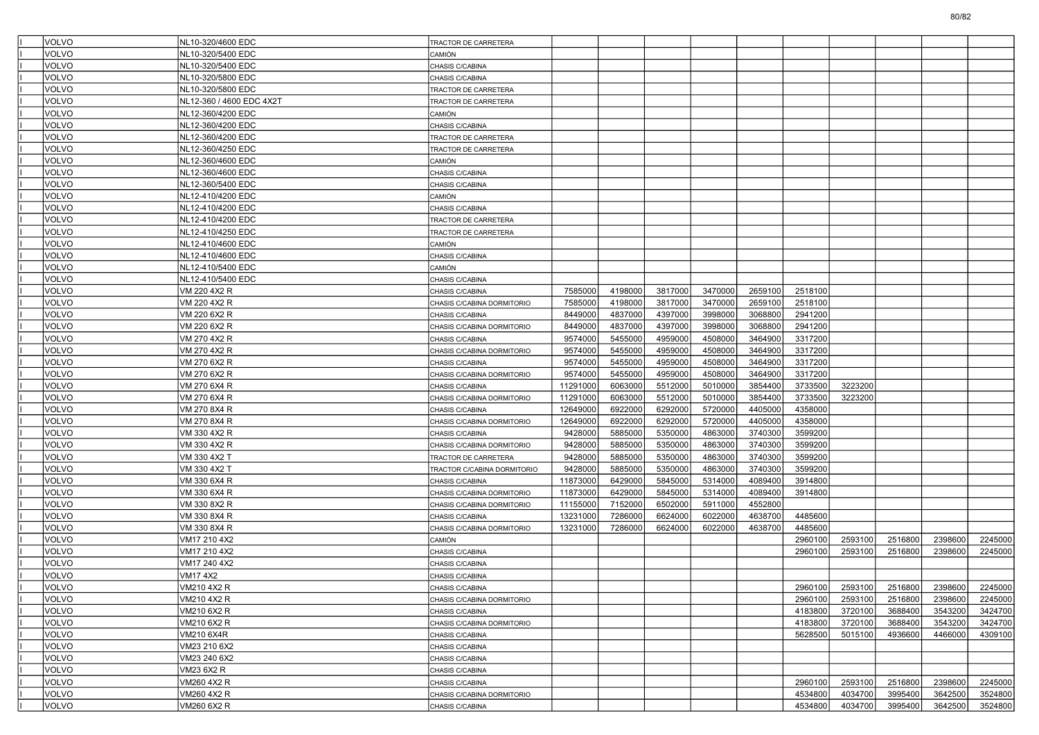| | | | | | | | | | | | | | |
|---|---|---|---|---|---|---|---|---|---|---|---|---|---|
| I | VOLVO | NL10-320/4600 EDC | TRACTOR DE CARRETERA | | | | | | | | | | |
| I | VOLVO | NL10-320/5400 EDC | CAMIÓN | | | | | | | | | | |
| I | VOLVO | NL10-320/5400 EDC | CHASIS C/CABINA | | | | | | | | | | |
| I | VOLVO | NL10-320/5800 EDC | CHASIS C/CABINA | | | | | | | | | | |
| I | VOLVO | NL10-320/5800 EDC | TRACTOR DE CARRETERA | | | | | | | | | | |
| I | VOLVO | NL12-360 / 4600 EDC 4X2T | TRACTOR DE CARRETERA | | | | | | | | | | |
| I | VOLVO | NL12-360/4200 EDC | CAMIÓN | | | | | | | | | | |
| I | VOLVO | NL12-360/4200 EDC | CHASIS C/CABINA | | | | | | | | | | |
| I | VOLVO | NL12-360/4200 EDC | TRACTOR DE CARRETERA | | | | | | | | | | |
| I | VOLVO | NL12-360/4250 EDC | TRACTOR DE CARRETERA | | | | | | | | | | |
| I | VOLVO | NL12-360/4600 EDC | CAMIÓN | | | | | | | | | | |
| I | VOLVO | NL12-360/4600 EDC | CHASIS C/CABINA | | | | | | | | | | |
| I | VOLVO | NL12-360/5400 EDC | CHASIS C/CABINA | | | | | | | | | | |
| I | VOLVO | NL12-410/4200 EDC | CAMIÓN | | | | | | | | | | |
| I | VOLVO | NL12-410/4200 EDC | CHASIS C/CABINA | | | | | | | | | | |
| I | VOLVO | NL12-410/4200 EDC | TRACTOR DE CARRETERA | | | | | | | | | | |
| I | VOLVO | NL12-410/4250 EDC | TRACTOR DE CARRETERA | | | | | | | | | | |
| I | VOLVO | NL12-410/4600 EDC | CAMIÓN | | | | | | | | | | |
| I | VOLVO | NL12-410/4600 EDC | CHASIS C/CABINA | | | | | | | | | | |
| I | VOLVO | NL12-410/5400 EDC | CAMIÓN | | | | | | | | | | |
| I | VOLVO | NL12-410/5400 EDC | CHASIS C/CABINA | | | | | | | | | | |
| I | VOLVO | VM 220 4X2 R | CHASIS C/CABINA | 7585000 | 4198000 | 3817000 | 3470000 | 2659100 | 2518100 | | | | |
| I | VOLVO | VM 220 4X2 R | CHASIS C/CABINA DORMITORIO | 7585000 | 4198000 | 3817000 | 3470000 | 2659100 | 2518100 | | | | |
| I | VOLVO | VM 220 6X2 R | CHASIS C/CABINA | 8449000 | 4837000 | 4397000 | 3998000 | 3068800 | 2941200 | | | | |
| I | VOLVO | VM 220 6X2 R | CHASIS C/CABINA DORMITORIO | 8449000 | 4837000 | 4397000 | 3998000 | 3068800 | 2941200 | | | | |
| I | VOLVO | VM 270 4X2 R | CHASIS C/CABINA | 9574000 | 5455000 | 4959000 | 4508000 | 3464900 | 3317200 | | | | |
| I | VOLVO | VM 270 4X2 R | CHASIS C/CABINA DORMITORIO | 9574000 | 5455000 | 4959000 | 4508000 | 3464900 | 3317200 | | | | |
| I | VOLVO | VM 270 6X2 R | CHASIS C/CABINA | 9574000 | 5455000 | 4959000 | 4508000 | 3464900 | 3317200 | | | | |
| I | VOLVO | VM 270 6X2 R | CHASIS C/CABINA DORMITORIO | 9574000 | 5455000 | 4959000 | 4508000 | 3464900 | 3317200 | | | | |
| I | VOLVO | VM 270 6X4 R | CHASIS C/CABINA | 11291000 | 6063000 | 5512000 | 5010000 | 3854400 | 3733500 | 3223200 | | | |
| I | VOLVO | VM 270 6X4 R | CHASIS C/CABINA DORMITORIO | 11291000 | 6063000 | 5512000 | 5010000 | 3854400 | 3733500 | 3223200 | | | |
| I | VOLVO | VM 270 8X4 R | CHASIS C/CABINA | 12649000 | 6922000 | 6292000 | 5720000 | 4405000 | 4358000 | | | | |
| I | VOLVO | VM 270 8X4 R | CHASIS C/CABINA DORMITORIO | 12649000 | 6922000 | 6292000 | 5720000 | 4405000 | 4358000 | | | | |
| I | VOLVO | VM 330 4X2 R | CHASIS C/CABINA | 9428000 | 5885000 | 5350000 | 4863000 | 3740300 | 3599200 | | | | |
| I | VOLVO | VM 330 4X2 R | CHASIS C/CABINA DORMITORIO | 9428000 | 5885000 | 5350000 | 4863000 | 3740300 | 3599200 | | | | |
| I | VOLVO | VM 330 4X2 T | TRACTOR DE CARRETERA | 9428000 | 5885000 | 5350000 | 4863000 | 3740300 | 3599200 | | | | |
| I | VOLVO | VM 330 4X2 T | TRACTOR C/CABINA DORMITORIO | 9428000 | 5885000 | 5350000 | 4863000 | 3740300 | 3599200 | | | | |
| I | VOLVO | VM 330 6X4 R | CHASIS C/CABINA | 11873000 | 6429000 | 5845000 | 5314000 | 4089400 | 3914800 | | | | |
| I | VOLVO | VM 330 6X4 R | CHASIS C/CABINA DORMITORIO | 11873000 | 6429000 | 5845000 | 5314000 | 4089400 | 3914800 | | | | |
| I | VOLVO | VM 330 8X2 R | CHASIS C/CABINA DORMITORIO | 11155000 | 7152000 | 6502000 | 5911000 | 4552800 | | | | | |
| I | VOLVO | VM 330 8X4 R | CHASIS C/CABINA | 13231000 | 7286000 | 6624000 | 6022000 | 4638700 | 4485600 | | | | |
| I | VOLVO | VM 330 8X4 R | CHASIS C/CABINA DORMITORIO | 13231000 | 7286000 | 6624000 | 6022000 | 4638700 | 4485600 | | | | |
| I | VOLVO | VM17 210 4X2 | CAMIÓN | | | | | | 2960100 | 2593100 | 2516800 | 2398600 | 2245000 |
| I | VOLVO | VM17 210 4X2 | CHASIS C/CABINA | | | | | | 2960100 | 2593100 | 2516800 | 2398600 | 2245000 |
| I | VOLVO | VM17 240 4X2 | CHASIS C/CABINA | | | | | | | | | | |
| I | VOLVO | VM17 4X2 | CHASIS C/CABINA | | | | | | | | | | |
| I | VOLVO | VM210 4X2 R | CHASIS C/CABINA | | | | | | 2960100 | 2593100 | 2516800 | 2398600 | 2245000 |
| I | VOLVO | VM210 4X2 R | CHASIS C/CABINA DORMITORIO | | | | | | 2960100 | 2593100 | 2516800 | 2398600 | 2245000 |
| I | VOLVO | VM210 6X2 R | CHASIS C/CABINA | | | | | | 4183800 | 3720100 | 3688400 | 3543200 | 3424700 |
| I | VOLVO | VM210 6X2 R | CHASIS C/CABINA DORMITORIO | | | | | | 4183800 | 3720100 | 3688400 | 3543200 | 3424700 |
| I | VOLVO | VM210 6X4R | CHASIS C/CABINA | | | | | | 5628500 | 5015100 | 4936600 | 4466000 | 4309100 |
| I | VOLVO | VM23 210 6X2 | CHASIS C/CABINA | | | | | | | | | | |
| I | VOLVO | VM23 240 6X2 | CHASIS C/CABINA | | | | | | | | | | |
| I | VOLVO | VM23 6X2 R | CHASIS C/CABINA | | | | | | | | | | |
| I | VOLVO | VM260 4X2 R | CHASIS C/CABINA | | | | | | 2960100 | 2593100 | 2516800 | 2398600 | 2245000 |
| I | VOLVO | VM260 4X2 R | CHASIS C/CABINA DORMITORIO | | | | | | 4534800 | 4034700 | 3995400 | 3642500 | 3524800 |
| I | VOLVO | VM260 6X2 R | CHASIS C/CABINA | | | | | | 4534800 | 4034700 | 3995400 | 3642500 | 3524800 |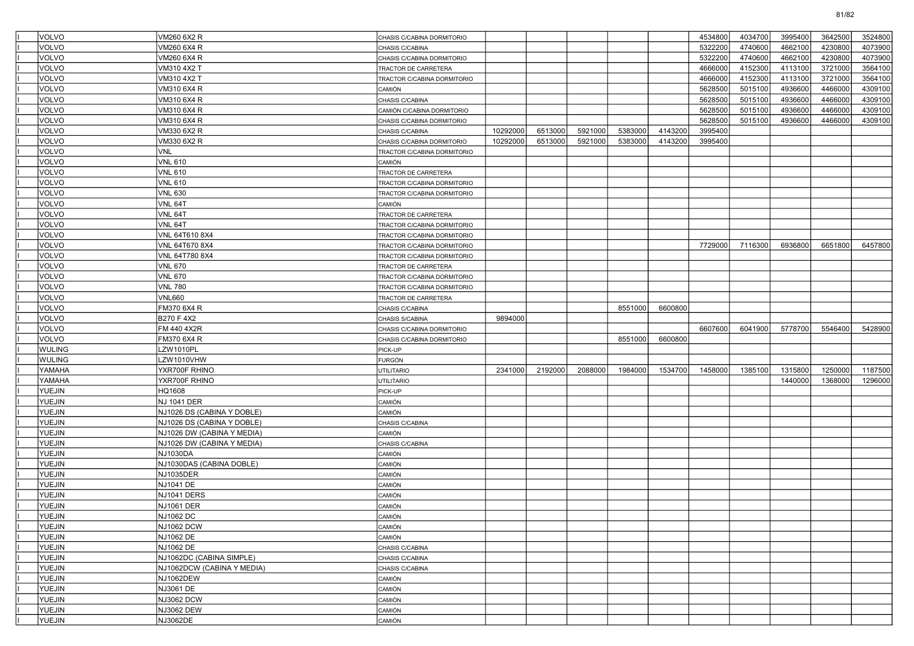| | | | | | | | | | | | | | |
|---|---|---|---|---|---|---|---|---|---|---|---|---|---|
| | VOLVO | VM260 6X2 R | CHASIS C/CABINA DORMITORIO | | | | | | 4534800 | 4034700 | 3995400 | 3642500 | 3524800 |
| | VOLVO | VM260 6X4 R | CHASIS C/CABINA | | | | | | 5322200 | 4740600 | 4662100 | 4230800 | 4073900 |
| | VOLVO | VM260 6X4 R | CHASIS C/CABINA DORMITORIO | | | | | | 5322200 | 4740600 | 4662100 | 4230800 | 4073900 |
| | VOLVO | VM310 4X2 T | TRACTOR DE CARRETERA | | | | | | 4666000 | 4152300 | 4113100 | 3721000 | 3564100 |
| | VOLVO | VM310 4X2 T | TRACTOR C/CABINA DORMITORIO | | | | | | 4666000 | 4152300 | 4113100 | 3721000 | 3564100 |
| | VOLVO | VM310 6X4 R | CAMIÓN | | | | | | 5628500 | 5015100 | 4936600 | 4466000 | 4309100 |
| | VOLVO | VM310 6X4 R | CHASIS C/CABINA | | | | | | 5628500 | 5015100 | 4936600 | 4466000 | 4309100 |
| | VOLVO | VM310 6X4 R | CAMIÓN C/CABINA DORMITORIO | | | | | | 5628500 | 5015100 | 4936600 | 4466000 | 4309100 |
| | VOLVO | VM310 6X4 R | CHASIS C/CABINA DORMITORIO | | | | | | 5628500 | 5015100 | 4936600 | 4466000 | 4309100 |
| | VOLVO | VM330 6X2 R | CHASIS C/CABINA | 10292000 | 6513000 | 5921000 | 5383000 | 4143200 | 3995400 | | | | |
| | VOLVO | VM330 6X2 R | CHASIS C/CABINA DORMITORIO | 10292000 | 6513000 | 5921000 | 5383000 | 4143200 | 3995400 | | | | |
| | VOLVO | VNL | TRACTOR C/CABINA DORMITORIO | | | | | | | | | | |
| | VOLVO | VNL 610 | CAMIÓN | | | | | | | | | | |
| | VOLVO | VNL 610 | TRACTOR DE CARRETERA | | | | | | | | | | |
| | VOLVO | VNL 610 | TRACTOR C/CABINA DORMITORIO | | | | | | | | | | |
| | VOLVO | VNL 630 | TRACTOR C/CABINA DORMITORIO | | | | | | | | | | |
| | VOLVO | VNL 64T | CAMIÓN | | | | | | | | | | |
| | VOLVO | VNL 64T | TRACTOR DE CARRETERA | | | | | | | | | | |
| | VOLVO | VNL 64T | TRACTOR C/CABINA DORMITORIO | | | | | | | | | | |
| | VOLVO | VNL 64T610 8X4 | TRACTOR C/CABINA DORMITORIO | | | | | | | | | | |
| | VOLVO | VNL 64T670 8X4 | TRACTOR C/CABINA DORMITORIO | | | | | | 7729000 | 7116300 | 6936800 | 6651800 | 6457800 |
| | VOLVO | VNL 64T780 8X4 | TRACTOR C/CABINA DORMITORIO | | | | | | | | | | |
| | VOLVO | VNL 670 | TRACTOR DE CARRETERA | | | | | | | | | | |
| | VOLVO | VNL 670 | TRACTOR C/CABINA DORMITORIO | | | | | | | | | | |
| | VOLVO | VNL 780 | TRACTOR C/CABINA DORMITORIO | | | | | | | | | | |
| | VOLVO | VNL660 | TRACTOR DE CARRETERA | | | | | | | | | | |
| | VOLVO | FM370 6X4 R | CHASIS C/CABINA | | | | 8551000 | 6600800 | | | | | |
| | VOLVO | B270 F 4X2 | CHASIS S/CABINA | 9894000 | | | | | | | | | |
| | VOLVO | FM 440 4X2R | CHASIS C/CABINA DORMITORIO | | | | | | 6607600 | 6041900 | 5778700 | 5546400 | 5428900 |
| | VOLVO | FM370 6X4 R | CHASIS C/CABINA DORMITORIO | | | | 8551000 | 6600800 | | | | | |
| | WULING | LZW1010PL | PICK-UP | | | | | | | | | | |
| | WULING | LZW1010VHW | FURGÓN | | | | | | | | | | |
| | YAMAHA | YXR700F RHINO | UTILITARIO | 2341000 | 2192000 | 2088000 | 1984000 | 1534700 | 1458000 | 1385100 | 1315800 | 1250000 | 1187500 |
| | YAMAHA | YXR700F RHINO | UTILITARIO | | | | | | | | 1440000 | 1368000 | 1296000 |
| | YUEJIN | HQ1608 | PICK-UP | | | | | | | | | | |
| | YUEJIN | NJ 1041 DER | CAMIÓN | | | | | | | | | | |
| | YUEJIN | NJ1026 DS (CABINA Y DOBLE) | CAMIÓN | | | | | | | | | | |
| | YUEJIN | NJ1026 DS (CABINA Y DOBLE) | CHASIS C/CABINA | | | | | | | | | | |
| | YUEJIN | NJ1026 DW (CABINA Y MEDIA) | CAMIÓN | | | | | | | | | | |
| | YUEJIN | NJ1026 DW (CABINA Y MEDIA) | CHASIS C/CABINA | | | | | | | | | | |
| | YUEJIN | NJ1030DA | CAMIÓN | | | | | | | | | | |
| | YUEJIN | NJ1030DAS (CABINA DOBLE) | CAMIÓN | | | | | | | | | | |
| | YUEJIN | NJ1035DER | CAMIÓN | | | | | | | | | | |
| | YUEJIN | NJ1041 DE | CAMIÓN | | | | | | | | | | |
| | YUEJIN | NJ1041 DERS | CAMIÓN | | | | | | | | | | |
| | YUEJIN | NJ1061 DER | CAMIÓN | | | | | | | | | | |
| | YUEJIN | NJ1062 DC | CAMIÓN | | | | | | | | | | |
| | YUEJIN | NJ1062 DCW | CAMIÓN | | | | | | | | | | |
| | YUEJIN | NJ1062 DE | CAMIÓN | | | | | | | | | | |
| | YUEJIN | NJ1062 DE | CHASIS C/CABINA | | | | | | | | | | |
| | YUEJIN | NJ1062DC (CABINA SIMPLE) | CHASIS C/CABINA | | | | | | | | | | |
| | YUEJIN | NJ1062DCW (CABINA Y MEDIA) | CHASIS C/CABINA | | | | | | | | | | |
| | YUEJIN | NJ1062DEW | CAMIÓN | | | | | | | | | | |
| | YUEJIN | NJ3061 DE | CAMIÓN | | | | | | | | | | |
| | YUEJIN | NJ3062 DCW | CAMIÓN | | | | | | | | | | |
| | YUEJIN | NJ3062 DEW | CAMIÓN | | | | | | | | | | |
| | YUEJIN | NJ3062DE | CAMIÓN | | | | | | | | | | |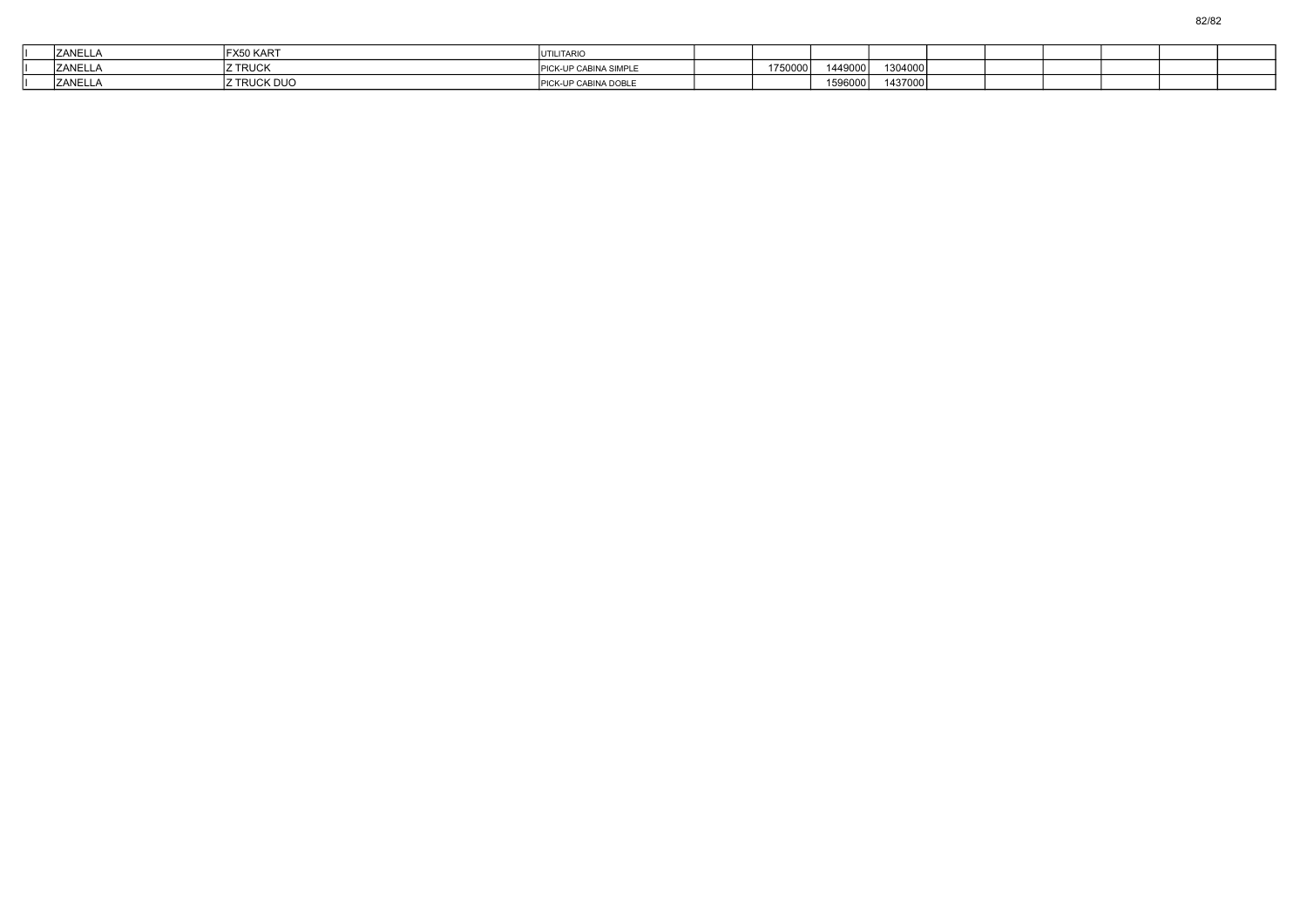| | | | | | | | | | | | | | |
|---|---|---|---|---|---|---|---|---|---|---|---|---|---|
| I | ZANELLA | FX50 KART | UTILITARIO | | | | | | | | | | |
| I | ZANELLA | Z TRUCK | PICK-UP CABINA SIMPLE | | 1750000 | 1449000 | 1304000 | | | | | | |
| I | ZANELLA | Z TRUCK DUO | PICK-UP CABINA DOBLE | | | 1596000 | 1437000 | | | | | | |